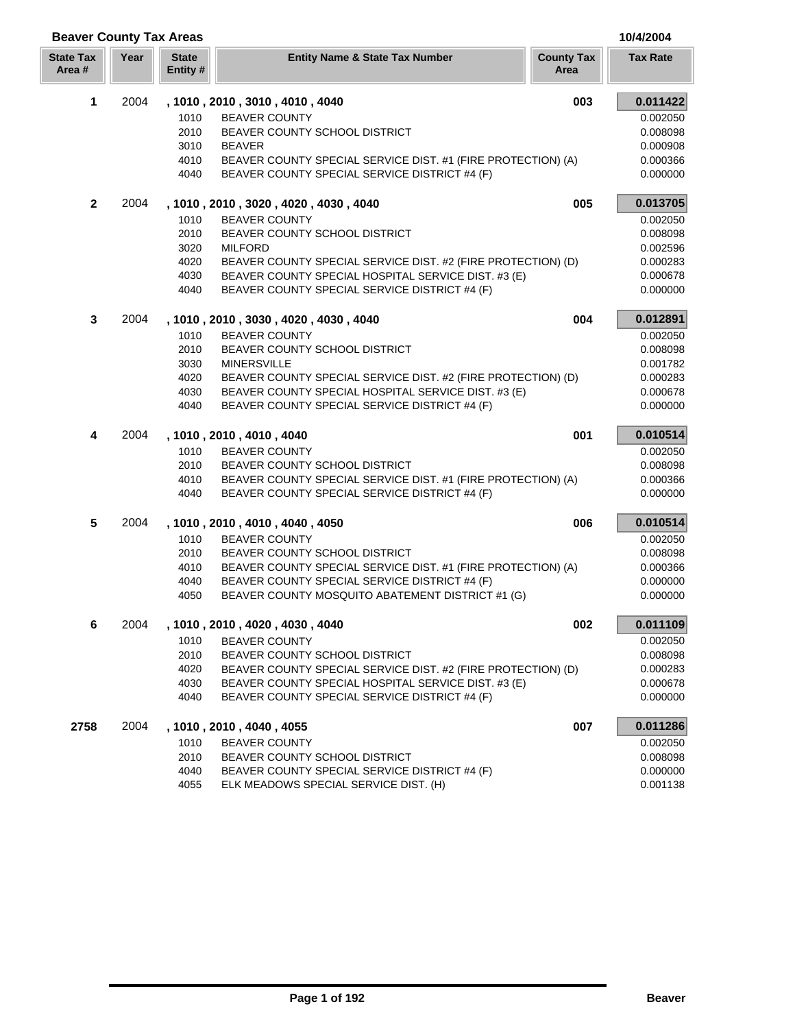## Beaver County Tax Areas

10/4/2004

| State Tax Area # | Year | State Entity # | Entity Name & State Tax Number | County Tax Area | Tax Rate |
|---|---|---|---|---|---|
| **1** | 2004 | **, 1010 , 2010 , 3010 , 4010 , 4040** | | **003** | **0.011422** |
| | | 1010 | BEAVER COUNTY | | 0.002050 |
| | | 2010 | BEAVER COUNTY SCHOOL DISTRICT | | 0.008098 |
| | | 3010 | BEAVER | | 0.000908 |
| | | 4010 | BEAVER COUNTY SPECIAL SERVICE DIST. #1 (FIRE PROTECTION) (A) | | 0.000366 |
| | | 4040 | BEAVER COUNTY SPECIAL SERVICE DISTRICT #4 (F) | | 0.000000 |
| **2** | 2004 | **, 1010 , 2010 , 3020 , 4020 , 4030 , 4040** | | **005** | **0.013705** |
| | | 1010 | BEAVER COUNTY | | 0.002050 |
| | | 2010 | BEAVER COUNTY SCHOOL DISTRICT | | 0.008098 |
| | | 3020 | MILFORD | | 0.002596 |
| | | 4020 | BEAVER COUNTY SPECIAL SERVICE DIST. #2 (FIRE PROTECTION) (D) | | 0.000283 |
| | | 4030 | BEAVER COUNTY SPECIAL HOSPITAL SERVICE DIST. #3 (E) | | 0.000678 |
| | | 4040 | BEAVER COUNTY SPECIAL SERVICE DISTRICT #4 (F) | | 0.000000 |
| **3** | 2004 | **, 1010 , 2010 , 3030 , 4020 , 4030 , 4040** | | **004** | **0.012891** |
| | | 1010 | BEAVER COUNTY | | 0.002050 |
| | | 2010 | BEAVER COUNTY SCHOOL DISTRICT | | 0.008098 |
| | | 3030 | MINERSVILLE | | 0.001782 |
| | | 4020 | BEAVER COUNTY SPECIAL SERVICE DIST. #2 (FIRE PROTECTION) (D) | | 0.000283 |
| | | 4030 | BEAVER COUNTY SPECIAL HOSPITAL SERVICE DIST. #3 (E) | | 0.000678 |
| | | 4040 | BEAVER COUNTY SPECIAL SERVICE DISTRICT #4 (F) | | 0.000000 |
| **4** | 2004 | **, 1010 , 2010 , 4010 , 4040** | | **001** | **0.010514** |
| | | 1010 | BEAVER COUNTY | | 0.002050 |
| | | 2010 | BEAVER COUNTY SCHOOL DISTRICT | | 0.008098 |
| | | 4010 | BEAVER COUNTY SPECIAL SERVICE DIST. #1 (FIRE PROTECTION) (A) | | 0.000366 |
| | | 4040 | BEAVER COUNTY SPECIAL SERVICE DISTRICT #4 (F) | | 0.000000 |
| **5** | 2004 | **, 1010 , 2010 , 4010 , 4040 , 4050** | | **006** | **0.010514** |
| | | 1010 | BEAVER COUNTY | | 0.002050 |
| | | 2010 | BEAVER COUNTY SCHOOL DISTRICT | | 0.008098 |
| | | 4010 | BEAVER COUNTY SPECIAL SERVICE DIST. #1 (FIRE PROTECTION) (A) | | 0.000366 |
| | | 4040 | BEAVER COUNTY SPECIAL SERVICE DISTRICT #4 (F) | | 0.000000 |
| | | 4050 | BEAVER COUNTY MOSQUITO ABATEMENT DISTRICT #1 (G) | | 0.000000 |
| **6** | 2004 | **, 1010 , 2010 , 4020 , 4030 , 4040** | | **002** | **0.011109** |
| | | 1010 | BEAVER COUNTY | | 0.002050 |
| | | 2010 | BEAVER COUNTY SCHOOL DISTRICT | | 0.008098 |
| | | 4020 | BEAVER COUNTY SPECIAL SERVICE DIST. #2 (FIRE PROTECTION) (D) | | 0.000283 |
| | | 4030 | BEAVER COUNTY SPECIAL HOSPITAL SERVICE DIST. #3 (E) | | 0.000678 |
| | | 4040 | BEAVER COUNTY SPECIAL SERVICE DISTRICT #4 (F) | | 0.000000 |
| **2758** | 2004 | **, 1010 , 2010 , 4040 , 4055** | | **007** | **0.011286** |
| | | 1010 | BEAVER COUNTY | | 0.002050 |
| | | 2010 | BEAVER COUNTY SCHOOL DISTRICT | | 0.008098 |
| | | 4040 | BEAVER COUNTY SPECIAL SERVICE DISTRICT #4 (F) | | 0.000000 |
| | | 4055 | ELK MEADOWS SPECIAL SERVICE DIST. (H) | | 0.001138 |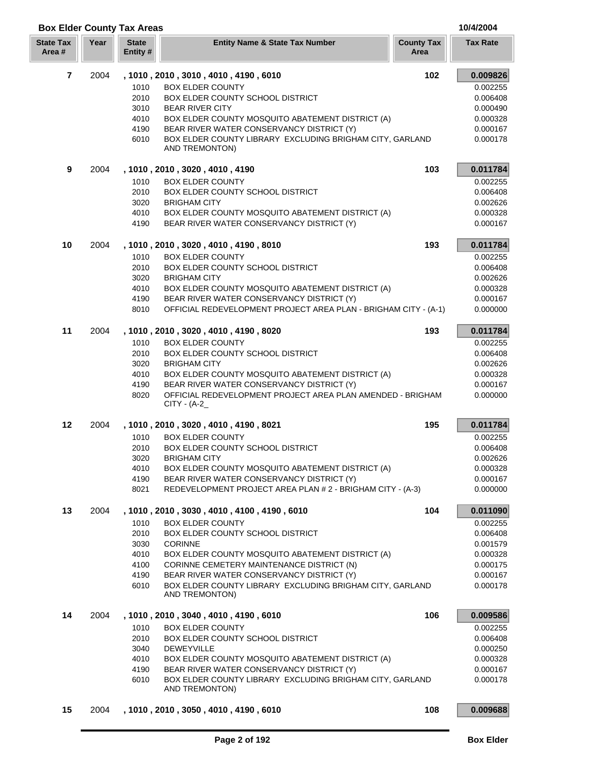## Box Elder County Tax Areas

10/4/2004

| State Tax Area # | Year | State Entity # | Entity Name & State Tax Number | County Tax Area | Tax Rate |
|---|---|---|---|---|---|
| **7** | 2004 | **, 1010 , 2010 , 3010 , 4010 , 4190 , 6010** | | **102** | **0.009826** |
| | | 1010 | BOX ELDER COUNTY | | 0.002255 |
| | | 2010 | BOX ELDER COUNTY SCHOOL DISTRICT | | 0.006408 |
| | | 3010 | BEAR RIVER CITY | | 0.000490 |
| | | 4010 | BOX ELDER COUNTY MOSQUITO ABATEMENT DISTRICT (A) | | 0.000328 |
| | | 4190 | BEAR RIVER WATER CONSERVANCY DISTRICT (Y) | | 0.000167 |
| | | 6010 | BOX ELDER COUNTY LIBRARY EXCLUDING BRIGHAM CITY, GARLAND AND TREMONTON) | | 0.000178 |
| **9** | 2004 | **, 1010 , 2010 , 3020 , 4010 , 4190** | | **103** | **0.011784** |
| | | 1010 | BOX ELDER COUNTY | | 0.002255 |
| | | 2010 | BOX ELDER COUNTY SCHOOL DISTRICT | | 0.006408 |
| | | 3020 | BRIGHAM CITY | | 0.002626 |
| | | 4010 | BOX ELDER COUNTY MOSQUITO ABATEMENT DISTRICT (A) | | 0.000328 |
| | | 4190 | BEAR RIVER WATER CONSERVANCY DISTRICT (Y) | | 0.000167 |
| **10** | 2004 | **, 1010 , 2010 , 3020 , 4010 , 4190 , 8010** | | **193** | **0.011784** |
| | | 1010 | BOX ELDER COUNTY | | 0.002255 |
| | | 2010 | BOX ELDER COUNTY SCHOOL DISTRICT | | 0.006408 |
| | | 3020 | BRIGHAM CITY | | 0.002626 |
| | | 4010 | BOX ELDER COUNTY MOSQUITO ABATEMENT DISTRICT (A) | | 0.000328 |
| | | 4190 | BEAR RIVER WATER CONSERVANCY DISTRICT (Y) | | 0.000167 |
| | | 8010 | OFFICIAL REDEVELOPMENT PROJECT AREA PLAN - BRIGHAM CITY - (A-1) | | 0.000000 |
| **11** | 2004 | **, 1010 , 2010 , 3020 , 4010 , 4190 , 8020** | | **193** | **0.011784** |
| | | 1010 | BOX ELDER COUNTY | | 0.002255 |
| | | 2010 | BOX ELDER COUNTY SCHOOL DISTRICT | | 0.006408 |
| | | 3020 | BRIGHAM CITY | | 0.002626 |
| | | 4010 | BOX ELDER COUNTY MOSQUITO ABATEMENT DISTRICT (A) | | 0.000328 |
| | | 4190 | BEAR RIVER WATER CONSERVANCY DISTRICT (Y) | | 0.000167 |
| | | 8020 | OFFICIAL REDEVELOPMENT PROJECT AREA PLAN AMENDED - BRIGHAM CITY - (A-2_ | | 0.000000 |
| **12** | 2004 | **, 1010 , 2010 , 3020 , 4010 , 4190 , 8021** | | **195** | **0.011784** |
| | | 1010 | BOX ELDER COUNTY | | 0.002255 |
| | | 2010 | BOX ELDER COUNTY SCHOOL DISTRICT | | 0.006408 |
| | | 3020 | BRIGHAM CITY | | 0.002626 |
| | | 4010 | BOX ELDER COUNTY MOSQUITO ABATEMENT DISTRICT (A) | | 0.000328 |
| | | 4190 | BEAR RIVER WATER CONSERVANCY DISTRICT (Y) | | 0.000167 |
| | | 8021 | REDEVELOPMENT PROJECT AREA PLAN # 2 - BRIGHAM CITY - (A-3) | | 0.000000 |
| **13** | 2004 | **, 1010 , 2010 , 3030 , 4010 , 4100 , 4190 , 6010** | | **104** | **0.011090** |
| | | 1010 | BOX ELDER COUNTY | | 0.002255 |
| | | 2010 | BOX ELDER COUNTY SCHOOL DISTRICT | | 0.006408 |
| | | 3030 | CORINNE | | 0.001579 |
| | | 4010 | BOX ELDER COUNTY MOSQUITO ABATEMENT DISTRICT (A) | | 0.000328 |
| | | 4100 | CORINNE CEMETERY MAINTENANCE DISTRICT (N) | | 0.000175 |
| | | 4190 | BEAR RIVER WATER CONSERVANCY DISTRICT (Y) | | 0.000167 |
| | | 6010 | BOX ELDER COUNTY LIBRARY EXCLUDING BRIGHAM CITY, GARLAND AND TREMONTON) | | 0.000178 |
| **14** | 2004 | **, 1010 , 2010 , 3040 , 4010 , 4190 , 6010** | | **106** | **0.009586** |
| | | 1010 | BOX ELDER COUNTY | | 0.002255 |
| | | 2010 | BOX ELDER COUNTY SCHOOL DISTRICT | | 0.006408 |
| | | 3040 | DEWEYVILLE | | 0.000250 |
| | | 4010 | BOX ELDER COUNTY MOSQUITO ABATEMENT DISTRICT (A) | | 0.000328 |
| | | 4190 | BEAR RIVER WATER CONSERVANCY DISTRICT (Y) | | 0.000167 |
| | | 6010 | BOX ELDER COUNTY LIBRARY EXCLUDING BRIGHAM CITY, GARLAND AND TREMONTON) | | 0.000178 |
| **15** | 2004 | **, 1010 , 2010 , 3050 , 4010 , 4190 , 6010** | | **108** | **0.009688** |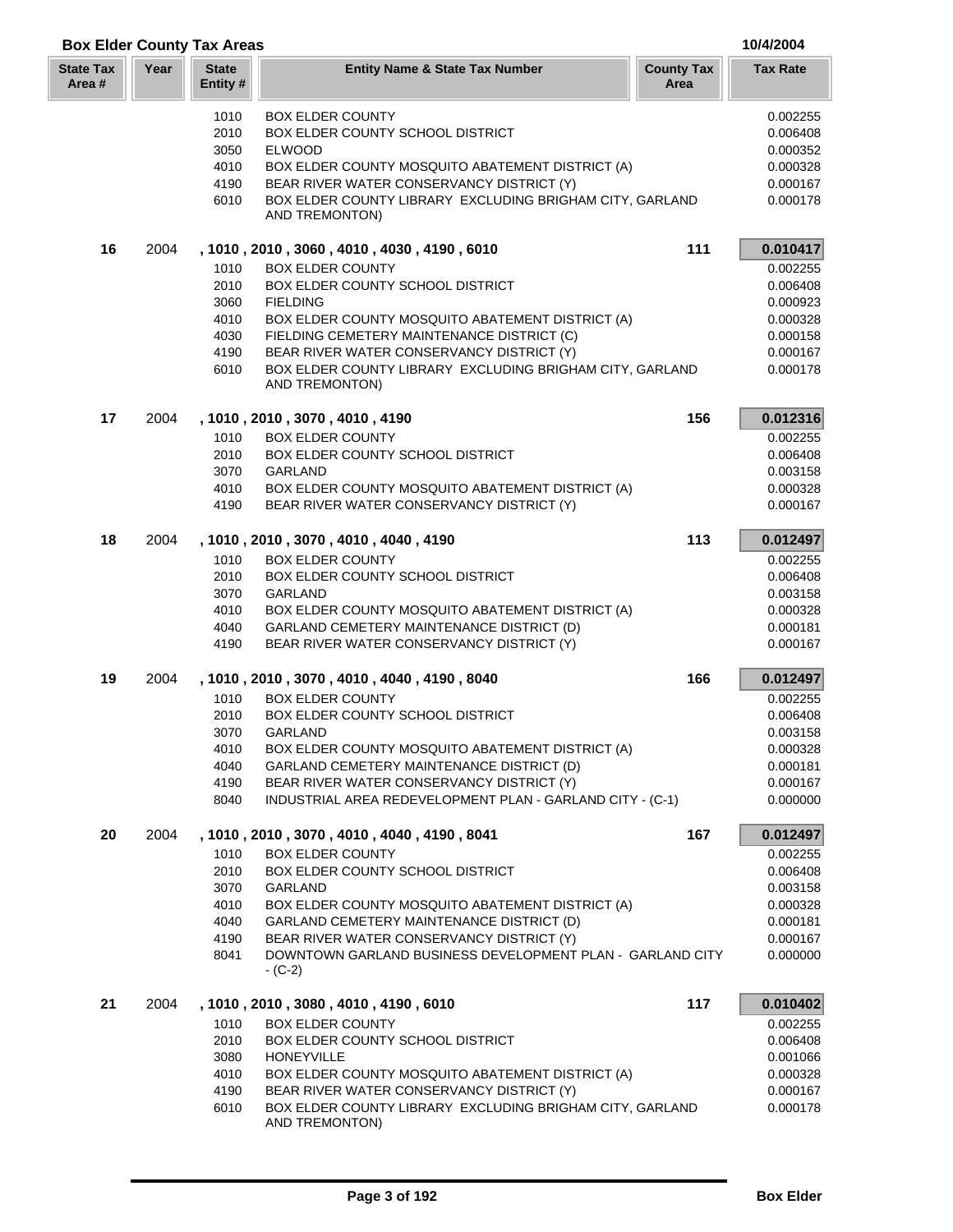## Box Elder County Tax Areas

10/4/2004

| State Tax Area # | Year | State Entity # | Entity Name & State Tax Number | County Tax Area | Tax Rate |
|---|---|---|---|---|---|
| | | 1010 | BOX ELDER COUNTY | | 0.002255 |
| | | 2010 | BOX ELDER COUNTY SCHOOL DISTRICT | | 0.006408 |
| | | 3050 | ELWOOD | | 0.000352 |
| | | 4010 | BOX ELDER COUNTY MOSQUITO ABATEMENT DISTRICT (A) | | 0.000328 |
| | | 4190 | BEAR RIVER WATER CONSERVANCY DISTRICT (Y) | | 0.000167 |
| | | 6010 | BOX ELDER COUNTY LIBRARY EXCLUDING BRIGHAM CITY, GARLAND AND TREMONTON) | | 0.000178 |
| **16** | 2004 | | **, 1010 , 2010 , 3060 , 4010 , 4030 , 4190 , 6010** | **111** | **0.010417** |
| | | 1010 | BOX ELDER COUNTY | | 0.002255 |
| | | 2010 | BOX ELDER COUNTY SCHOOL DISTRICT | | 0.006408 |
| | | 3060 | FIELDING | | 0.000923 |
| | | 4010 | BOX ELDER COUNTY MOSQUITO ABATEMENT DISTRICT (A) | | 0.000328 |
| | | 4030 | FIELDING CEMETERY MAINTENANCE DISTRICT (C) | | 0.000158 |
| | | 4190 | BEAR RIVER WATER CONSERVANCY DISTRICT (Y) | | 0.000167 |
| | | 6010 | BOX ELDER COUNTY LIBRARY EXCLUDING BRIGHAM CITY, GARLAND AND TREMONTON) | | 0.000178 |
| **17** | 2004 | | **, 1010 , 2010 , 3070 , 4010 , 4190** | **156** | **0.012316** |
| | | 1010 | BOX ELDER COUNTY | | 0.002255 |
| | | 2010 | BOX ELDER COUNTY SCHOOL DISTRICT | | 0.006408 |
| | | 3070 | GARLAND | | 0.003158 |
| | | 4010 | BOX ELDER COUNTY MOSQUITO ABATEMENT DISTRICT (A) | | 0.000328 |
| | | 4190 | BEAR RIVER WATER CONSERVANCY DISTRICT (Y) | | 0.000167 |
| **18** | 2004 | | **, 1010 , 2010 , 3070 , 4010 , 4040 , 4190** | **113** | **0.012497** |
| | | 1010 | BOX ELDER COUNTY | | 0.002255 |
| | | 2010 | BOX ELDER COUNTY SCHOOL DISTRICT | | 0.006408 |
| | | 3070 | GARLAND | | 0.003158 |
| | | 4010 | BOX ELDER COUNTY MOSQUITO ABATEMENT DISTRICT (A) | | 0.000328 |
| | | 4040 | GARLAND CEMETERY MAINTENANCE DISTRICT (D) | | 0.000181 |
| | | 4190 | BEAR RIVER WATER CONSERVANCY DISTRICT (Y) | | 0.000167 |
| **19** | 2004 | | **, 1010 , 2010 , 3070 , 4010 , 4040 , 4190 , 8040** | **166** | **0.012497** |
| | | 1010 | BOX ELDER COUNTY | | 0.002255 |
| | | 2010 | BOX ELDER COUNTY SCHOOL DISTRICT | | 0.006408 |
| | | 3070 | GARLAND | | 0.003158 |
| | | 4010 | BOX ELDER COUNTY MOSQUITO ABATEMENT DISTRICT (A) | | 0.000328 |
| | | 4040 | GARLAND CEMETERY MAINTENANCE DISTRICT (D) | | 0.000181 |
| | | 4190 | BEAR RIVER WATER CONSERVANCY DISTRICT (Y) | | 0.000167 |
| | | 8040 | INDUSTRIAL AREA REDEVELOPMENT PLAN - GARLAND CITY - (C-1) | | 0.000000 |
| **20** | 2004 | | **, 1010 , 2010 , 3070 , 4010 , 4040 , 4190 , 8041** | **167** | **0.012497** |
| | | 1010 | BOX ELDER COUNTY | | 0.002255 |
| | | 2010 | BOX ELDER COUNTY SCHOOL DISTRICT | | 0.006408 |
| | | 3070 | GARLAND | | 0.003158 |
| | | 4010 | BOX ELDER COUNTY MOSQUITO ABATEMENT DISTRICT (A) | | 0.000328 |
| | | 4040 | GARLAND CEMETERY MAINTENANCE DISTRICT (D) | | 0.000181 |
| | | 4190 | BEAR RIVER WATER CONSERVANCY DISTRICT (Y) | | 0.000167 |
| | | 8041 | DOWNTOWN GARLAND BUSINESS DEVELOPMENT PLAN - GARLAND CITY - (C-2) | | 0.000000 |
| **21** | 2004 | | **, 1010 , 2010 , 3080 , 4010 , 4190 , 6010** | **117** | **0.010402** |
| | | 1010 | BOX ELDER COUNTY | | 0.002255 |
| | | 2010 | BOX ELDER COUNTY SCHOOL DISTRICT | | 0.006408 |
| | | 3080 | HONEYVILLE | | 0.001066 |
| | | 4010 | BOX ELDER COUNTY MOSQUITO ABATEMENT DISTRICT (A) | | 0.000328 |
| | | 4190 | BEAR RIVER WATER CONSERVANCY DISTRICT (Y) | | 0.000167 |
| | | 6010 | BOX ELDER COUNTY LIBRARY EXCLUDING BRIGHAM CITY, GARLAND AND TREMONTON) | | 0.000178 |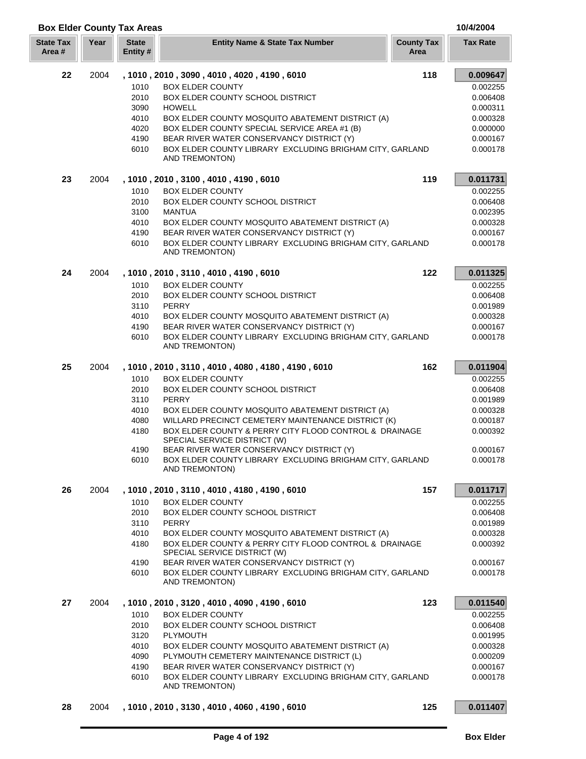## Box Elder County Tax Areas

10/4/2004

| State Tax Area # | Year | State Entity # | Entity Name & State Tax Number | County Tax Area | Tax Rate |
|---|---|---|---|---|---|
| **22** | 2004 | **, 1010 , 2010 , 3090 , 4010 , 4020 , 4190 , 6010** | | **118** | **0.009647** |
| | | 1010 | BOX ELDER COUNTY | | 0.002255 |
| | | 2010 | BOX ELDER COUNTY SCHOOL DISTRICT | | 0.006408 |
| | | 3090 | HOWELL | | 0.000311 |
| | | 4010 | BOX ELDER COUNTY MOSQUITO ABATEMENT DISTRICT (A) | | 0.000328 |
| | | 4020 | BOX ELDER COUNTY SPECIAL SERVICE AREA #1 (B) | | 0.000000 |
| | | 4190 | BEAR RIVER WATER CONSERVANCY DISTRICT (Y) | | 0.000167 |
| | | 6010 | BOX ELDER COUNTY LIBRARY EXCLUDING BRIGHAM CITY, GARLAND AND TREMONTON) | | 0.000178 |
| **23** | 2004 | **, 1010 , 2010 , 3100 , 4010 , 4190 , 6010** | | **119** | **0.011731** |
| | | 1010 | BOX ELDER COUNTY | | 0.002255 |
| | | 2010 | BOX ELDER COUNTY SCHOOL DISTRICT | | 0.006408 |
| | | 3100 | MANTUA | | 0.002395 |
| | | 4010 | BOX ELDER COUNTY MOSQUITO ABATEMENT DISTRICT (A) | | 0.000328 |
| | | 4190 | BEAR RIVER WATER CONSERVANCY DISTRICT (Y) | | 0.000167 |
| | | 6010 | BOX ELDER COUNTY LIBRARY EXCLUDING BRIGHAM CITY, GARLAND AND TREMONTON) | | 0.000178 |
| **24** | 2004 | **, 1010 , 2010 , 3110 , 4010 , 4190 , 6010** | | **122** | **0.011325** |
| | | 1010 | BOX ELDER COUNTY | | 0.002255 |
| | | 2010 | BOX ELDER COUNTY SCHOOL DISTRICT | | 0.006408 |
| | | 3110 | PERRY | | 0.001989 |
| | | 4010 | BOX ELDER COUNTY MOSQUITO ABATEMENT DISTRICT (A) | | 0.000328 |
| | | 4190 | BEAR RIVER WATER CONSERVANCY DISTRICT (Y) | | 0.000167 |
| | | 6010 | BOX ELDER COUNTY LIBRARY EXCLUDING BRIGHAM CITY, GARLAND AND TREMONTON) | | 0.000178 |
| **25** | 2004 | **, 1010 , 2010 , 3110 , 4010 , 4080 , 4180 , 4190 , 6010** | | **162** | **0.011904** |
| | | 1010 | BOX ELDER COUNTY | | 0.002255 |
| | | 2010 | BOX ELDER COUNTY SCHOOL DISTRICT | | 0.006408 |
| | | 3110 | PERRY | | 0.001989 |
| | | 4010 | BOX ELDER COUNTY MOSQUITO ABATEMENT DISTRICT (A) | | 0.000328 |
| | | 4080 | WILLARD PRECINCT CEMETERY MAINTENANCE DISTRICT (K) | | 0.000187 |
| | | 4180 | BOX ELDER COUNTY & PERRY CITY FLOOD CONTROL & DRAINAGE SPECIAL SERVICE DISTRICT (W) | | 0.000392 |
| | | 4190 | BEAR RIVER WATER CONSERVANCY DISTRICT (Y) | | 0.000167 |
| | | 6010 | BOX ELDER COUNTY LIBRARY EXCLUDING BRIGHAM CITY, GARLAND AND TREMONTON) | | 0.000178 |
| **26** | 2004 | **, 1010 , 2010 , 3110 , 4010 , 4180 , 4190 , 6010** | | **157** | **0.011717** |
| | | 1010 | BOX ELDER COUNTY | | 0.002255 |
| | | 2010 | BOX ELDER COUNTY SCHOOL DISTRICT | | 0.006408 |
| | | 3110 | PERRY | | 0.001989 |
| | | 4010 | BOX ELDER COUNTY MOSQUITO ABATEMENT DISTRICT (A) | | 0.000328 |
| | | 4180 | BOX ELDER COUNTY & PERRY CITY FLOOD CONTROL & DRAINAGE SPECIAL SERVICE DISTRICT (W) | | 0.000392 |
| | | 4190 | BEAR RIVER WATER CONSERVANCY DISTRICT (Y) | | 0.000167 |
| | | 6010 | BOX ELDER COUNTY LIBRARY EXCLUDING BRIGHAM CITY, GARLAND AND TREMONTON) | | 0.000178 |
| **27** | 2004 | **, 1010 , 2010 , 3120 , 4010 , 4090 , 4190 , 6010** | | **123** | **0.011540** |
| | | 1010 | BOX ELDER COUNTY | | 0.002255 |
| | | 2010 | BOX ELDER COUNTY SCHOOL DISTRICT | | 0.006408 |
| | | 3120 | PLYMOUTH | | 0.001995 |
| | | 4010 | BOX ELDER COUNTY MOSQUITO ABATEMENT DISTRICT (A) | | 0.000328 |
| | | 4090 | PLYMOUTH CEMETERY MAINTENANCE DISTRICT (L) | | 0.000209 |
| | | 4190 | BEAR RIVER WATER CONSERVANCY DISTRICT (Y) | | 0.000167 |
| | | 6010 | BOX ELDER COUNTY LIBRARY EXCLUDING BRIGHAM CITY, GARLAND AND TREMONTON) | | 0.000178 |
| **28** | 2004 | **, 1010 , 2010 , 3130 , 4010 , 4060 , 4190 , 6010** | | **125** | **0.011407** |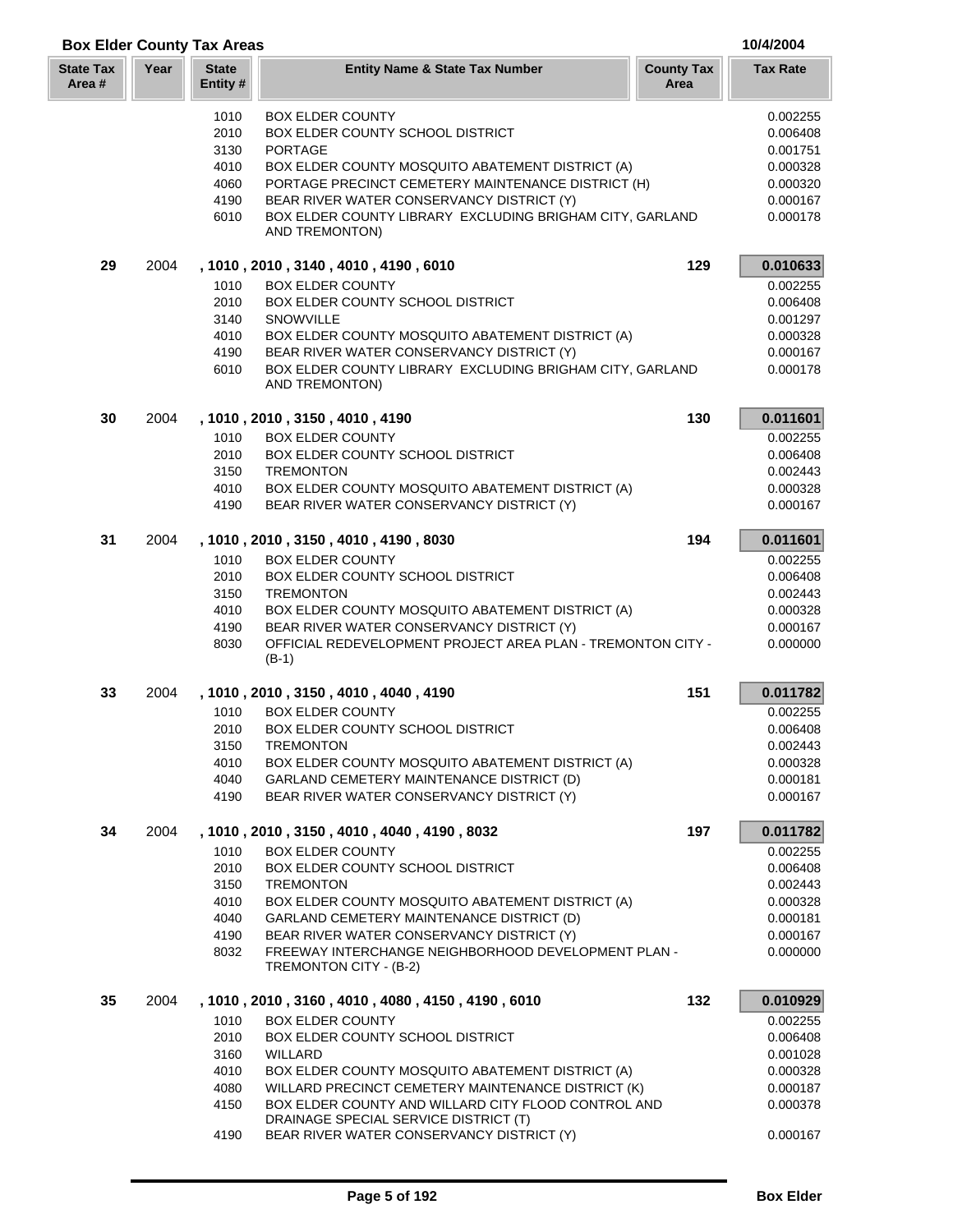## Box Elder County Tax Areas

10/4/2004

| State Tax Area # | Year | State Entity # | Entity Name & State Tax Number | County Tax Area | Tax Rate |
|---|---|---|---|---|---|
| | | 1010 | BOX ELDER COUNTY | | 0.002255 |
| | | 2010 | BOX ELDER COUNTY SCHOOL DISTRICT | | 0.006408 |
| | | 3130 | PORTAGE | | 0.001751 |
| | | 4010 | BOX ELDER COUNTY MOSQUITO ABATEMENT DISTRICT (A) | | 0.000328 |
| | | 4060 | PORTAGE PRECINCT CEMETERY MAINTENANCE DISTRICT (H) | | 0.000320 |
| | | 4190 | BEAR RIVER WATER CONSERVANCY DISTRICT (Y) | | 0.000167 |
| | | 6010 | BOX ELDER COUNTY LIBRARY EXCLUDING BRIGHAM CITY, GARLAND AND TREMONTON) | | 0.000178 |
| **29** | 2004 | **, 1010 , 2010 , 3140 , 4010 , 4190 , 6010** | | **129** | **0.010633** |
| | | 1010 | BOX ELDER COUNTY | | 0.002255 |
| | | 2010 | BOX ELDER COUNTY SCHOOL DISTRICT | | 0.006408 |
| | | 3140 | SNOWVILLE | | 0.001297 |
| | | 4010 | BOX ELDER COUNTY MOSQUITO ABATEMENT DISTRICT (A) | | 0.000328 |
| | | 4190 | BEAR RIVER WATER CONSERVANCY DISTRICT (Y) | | 0.000167 |
| | | 6010 | BOX ELDER COUNTY LIBRARY EXCLUDING BRIGHAM CITY, GARLAND AND TREMONTON) | | 0.000178 |
| **30** | 2004 | **, 1010 , 2010 , 3150 , 4010 , 4190** | | **130** | **0.011601** |
| | | 1010 | BOX ELDER COUNTY | | 0.002255 |
| | | 2010 | BOX ELDER COUNTY SCHOOL DISTRICT | | 0.006408 |
| | | 3150 | TREMONTON | | 0.002443 |
| | | 4010 | BOX ELDER COUNTY MOSQUITO ABATEMENT DISTRICT (A) | | 0.000328 |
| | | 4190 | BEAR RIVER WATER CONSERVANCY DISTRICT (Y) | | 0.000167 |
| **31** | 2004 | **, 1010 , 2010 , 3150 , 4010 , 4190 , 8030** | | **194** | **0.011601** |
| | | 1010 | BOX ELDER COUNTY | | 0.002255 |
| | | 2010 | BOX ELDER COUNTY SCHOOL DISTRICT | | 0.006408 |
| | | 3150 | TREMONTON | | 0.002443 |
| | | 4010 | BOX ELDER COUNTY MOSQUITO ABATEMENT DISTRICT (A) | | 0.000328 |
| | | 4190 | BEAR RIVER WATER CONSERVANCY DISTRICT (Y) | | 0.000167 |
| | | 8030 | OFFICIAL REDEVELOPMENT PROJECT AREA PLAN - TREMONTON CITY - (B-1) | | 0.000000 |
| **33** | 2004 | **, 1010 , 2010 , 3150 , 4010 , 4040 , 4190** | | **151** | **0.011782** |
| | | 1010 | BOX ELDER COUNTY | | 0.002255 |
| | | 2010 | BOX ELDER COUNTY SCHOOL DISTRICT | | 0.006408 |
| | | 3150 | TREMONTON | | 0.002443 |
| | | 4010 | BOX ELDER COUNTY MOSQUITO ABATEMENT DISTRICT (A) | | 0.000328 |
| | | 4040 | GARLAND CEMETERY MAINTENANCE DISTRICT (D) | | 0.000181 |
| | | 4190 | BEAR RIVER WATER CONSERVANCY DISTRICT (Y) | | 0.000167 |
| **34** | 2004 | **, 1010 , 2010 , 3150 , 4010 , 4040 , 4190 , 8032** | | **197** | **0.011782** |
| | | 1010 | BOX ELDER COUNTY | | 0.002255 |
| | | 2010 | BOX ELDER COUNTY SCHOOL DISTRICT | | 0.006408 |
| | | 3150 | TREMONTON | | 0.002443 |
| | | 4010 | BOX ELDER COUNTY MOSQUITO ABATEMENT DISTRICT (A) | | 0.000328 |
| | | 4040 | GARLAND CEMETERY MAINTENANCE DISTRICT (D) | | 0.000181 |
| | | 4190 | BEAR RIVER WATER CONSERVANCY DISTRICT (Y) | | 0.000167 |
| | | 8032 | FREEWAY INTERCHANGE NEIGHBORHOOD DEVELOPMENT PLAN - TREMONTON CITY - (B-2) | | 0.000000 |
| **35** | 2004 | **, 1010 , 2010 , 3160 , 4010 , 4080 , 4150 , 4190 , 6010** | | **132** | **0.010929** |
| | | 1010 | BOX ELDER COUNTY | | 0.002255 |
| | | 2010 | BOX ELDER COUNTY SCHOOL DISTRICT | | 0.006408 |
| | | 3160 | WILLARD | | 0.001028 |
| | | 4010 | BOX ELDER COUNTY MOSQUITO ABATEMENT DISTRICT (A) | | 0.000328 |
| | | 4080 | WILLARD PRECINCT CEMETERY MAINTENANCE DISTRICT (K) | | 0.000187 |
| | | 4150 | BOX ELDER COUNTY AND WILLARD CITY FLOOD CONTROL AND DRAINAGE SPECIAL SERVICE DISTRICT (T) | | 0.000378 |
| | | 4190 | BEAR RIVER WATER CONSERVANCY DISTRICT (Y) | | 0.000167 |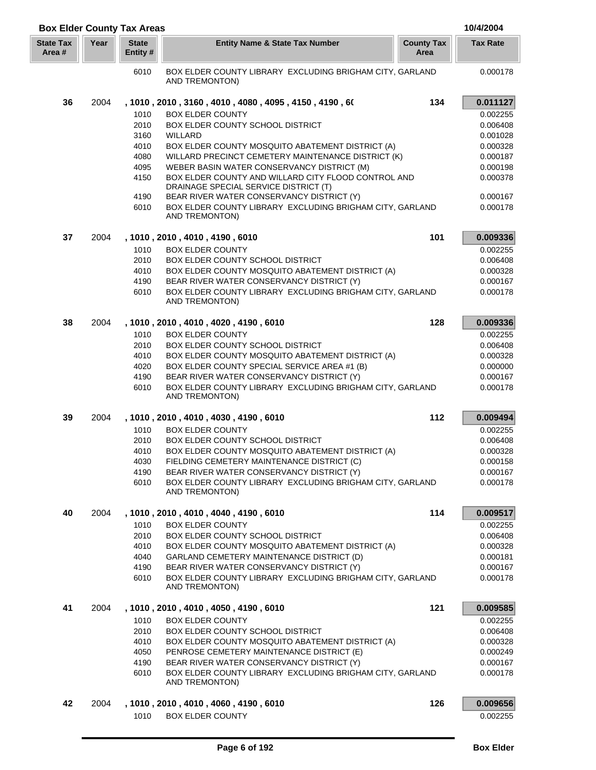## Box Elder County Tax Areas

10/4/2004

| State Tax Area # | Year | State Entity # | Entity Name & State Tax Number | County Tax Area | Tax Rate |
|---|---|---|---|---|---|
| | | 6010 | BOX ELDER COUNTY LIBRARY EXCLUDING BRIGHAM CITY, GARLAND AND TREMONTON) | | 0.000178 |
| **36** | 2004 | **, 1010 , 2010 , 3160 , 4010 , 4080 , 4095 , 4150 , 4190 , 6(** | | **134** | **0.011127** |
| | | 1010 | BOX ELDER COUNTY | | 0.002255 |
| | | 2010 | BOX ELDER COUNTY SCHOOL DISTRICT | | 0.006408 |
| | | 3160 | WILLARD | | 0.001028 |
| | | 4010 | BOX ELDER COUNTY MOSQUITO ABATEMENT DISTRICT (A) | | 0.000328 |
| | | 4080 | WILLARD PRECINCT CEMETERY MAINTENANCE DISTRICT (K) | | 0.000187 |
| | | 4095 | WEBER BASIN WATER CONSERVANCY DISTRICT (M) | | 0.000198 |
| | | 4150 | BOX ELDER COUNTY AND WILLARD CITY FLOOD CONTROL AND DRAINAGE SPECIAL SERVICE DISTRICT (T) | | 0.000378 |
| | | 4190 | BEAR RIVER WATER CONSERVANCY DISTRICT (Y) | | 0.000167 |
| | | 6010 | BOX ELDER COUNTY LIBRARY EXCLUDING BRIGHAM CITY, GARLAND AND TREMONTON) | | 0.000178 |
| **37** | 2004 | **, 1010 , 2010 , 4010 , 4190 , 6010** | | **101** | **0.009336** |
| | | 1010 | BOX ELDER COUNTY | | 0.002255 |
| | | 2010 | BOX ELDER COUNTY SCHOOL DISTRICT | | 0.006408 |
| | | 4010 | BOX ELDER COUNTY MOSQUITO ABATEMENT DISTRICT (A) | | 0.000328 |
| | | 4190 | BEAR RIVER WATER CONSERVANCY DISTRICT (Y) | | 0.000167 |
| | | 6010 | BOX ELDER COUNTY LIBRARY EXCLUDING BRIGHAM CITY, GARLAND AND TREMONTON) | | 0.000178 |
| **38** | 2004 | **, 1010 , 2010 , 4010 , 4020 , 4190 , 6010** | | **128** | **0.009336** |
| | | 1010 | BOX ELDER COUNTY | | 0.002255 |
| | | 2010 | BOX ELDER COUNTY SCHOOL DISTRICT | | 0.006408 |
| | | 4010 | BOX ELDER COUNTY MOSQUITO ABATEMENT DISTRICT (A) | | 0.000328 |
| | | 4020 | BOX ELDER COUNTY SPECIAL SERVICE AREA #1 (B) | | 0.000000 |
| | | 4190 | BEAR RIVER WATER CONSERVANCY DISTRICT (Y) | | 0.000167 |
| | | 6010 | BOX ELDER COUNTY LIBRARY EXCLUDING BRIGHAM CITY, GARLAND AND TREMONTON) | | 0.000178 |
| **39** | 2004 | **, 1010 , 2010 , 4010 , 4030 , 4190 , 6010** | | **112** | **0.009494** |
| | | 1010 | BOX ELDER COUNTY | | 0.002255 |
| | | 2010 | BOX ELDER COUNTY SCHOOL DISTRICT | | 0.006408 |
| | | 4010 | BOX ELDER COUNTY MOSQUITO ABATEMENT DISTRICT (A) | | 0.000328 |
| | | 4030 | FIELDING CEMETERY MAINTENANCE DISTRICT (C) | | 0.000158 |
| | | 4190 | BEAR RIVER WATER CONSERVANCY DISTRICT (Y) | | 0.000167 |
| | | 6010 | BOX ELDER COUNTY LIBRARY EXCLUDING BRIGHAM CITY, GARLAND AND TREMONTON) | | 0.000178 |
| **40** | 2004 | **, 1010 , 2010 , 4010 , 4040 , 4190 , 6010** | | **114** | **0.009517** |
| | | 1010 | BOX ELDER COUNTY | | 0.002255 |
| | | 2010 | BOX ELDER COUNTY SCHOOL DISTRICT | | 0.006408 |
| | | 4010 | BOX ELDER COUNTY MOSQUITO ABATEMENT DISTRICT (A) | | 0.000328 |
| | | 4040 | GARLAND CEMETERY MAINTENANCE DISTRICT (D) | | 0.000181 |
| | | 4190 | BEAR RIVER WATER CONSERVANCY DISTRICT (Y) | | 0.000167 |
| | | 6010 | BOX ELDER COUNTY LIBRARY EXCLUDING BRIGHAM CITY, GARLAND AND TREMONTON) | | 0.000178 |
| **41** | 2004 | **, 1010 , 2010 , 4010 , 4050 , 4190 , 6010** | | **121** | **0.009585** |
| | | 1010 | BOX ELDER COUNTY | | 0.002255 |
| | | 2010 | BOX ELDER COUNTY SCHOOL DISTRICT | | 0.006408 |
| | | 4010 | BOX ELDER COUNTY MOSQUITO ABATEMENT DISTRICT (A) | | 0.000328 |
| | | 4050 | PENROSE CEMETERY MAINTENANCE DISTRICT (E) | | 0.000249 |
| | | 4190 | BEAR RIVER WATER CONSERVANCY DISTRICT (Y) | | 0.000167 |
| | | 6010 | BOX ELDER COUNTY LIBRARY EXCLUDING BRIGHAM CITY, GARLAND AND TREMONTON) | | 0.000178 |
| **42** | 2004 | **, 1010 , 2010 , 4010 , 4060 , 4190 , 6010** | | **126** | **0.009656** |
| | | 1010 | BOX ELDER COUNTY | | 0.002255 |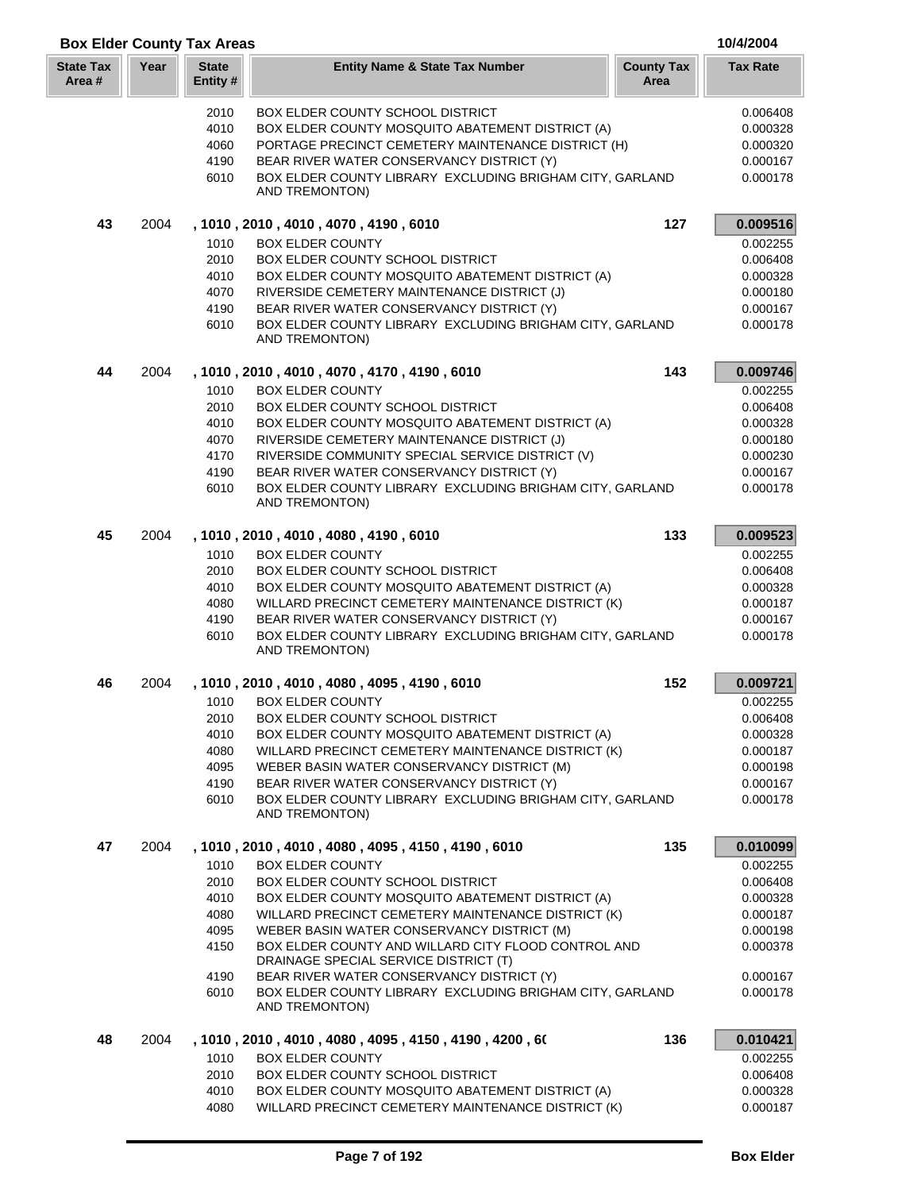## Box Elder County Tax Areas

10/4/2004

| State Tax Area # | Year | State Entity # | Entity Name & State Tax Number | County Tax Area | Tax Rate |
|---|---|---|---|---|---|
| | | 2010 | BOX ELDER COUNTY SCHOOL DISTRICT | | 0.006408 |
| | | 4010 | BOX ELDER COUNTY MOSQUITO ABATEMENT DISTRICT (A) | | 0.000328 |
| | | 4060 | PORTAGE PRECINCT CEMETERY MAINTENANCE DISTRICT (H) | | 0.000320 |
| | | 4190 | BEAR RIVER WATER CONSERVANCY DISTRICT (Y) | | 0.000167 |
| | | 6010 | BOX ELDER COUNTY LIBRARY EXCLUDING BRIGHAM CITY, GARLAND AND TREMONTON) | | 0.000178 |
| **43** | 2004 | | **, 1010 , 2010 , 4010 , 4070 , 4190 , 6010** | **127** | **0.009516** |
| | | 1010 | BOX ELDER COUNTY | | 0.002255 |
| | | 2010 | BOX ELDER COUNTY SCHOOL DISTRICT | | 0.006408 |
| | | 4010 | BOX ELDER COUNTY MOSQUITO ABATEMENT DISTRICT (A) | | 0.000328 |
| | | 4070 | RIVERSIDE CEMETERY MAINTENANCE DISTRICT (J) | | 0.000180 |
| | | 4190 | BEAR RIVER WATER CONSERVANCY DISTRICT (Y) | | 0.000167 |
| | | 6010 | BOX ELDER COUNTY LIBRARY EXCLUDING BRIGHAM CITY, GARLAND AND TREMONTON) | | 0.000178 |
| **44** | 2004 | | **, 1010 , 2010 , 4010 , 4070 , 4170 , 4190 , 6010** | **143** | **0.009746** |
| | | 1010 | BOX ELDER COUNTY | | 0.002255 |
| | | 2010 | BOX ELDER COUNTY SCHOOL DISTRICT | | 0.006408 |
| | | 4010 | BOX ELDER COUNTY MOSQUITO ABATEMENT DISTRICT (A) | | 0.000328 |
| | | 4070 | RIVERSIDE CEMETERY MAINTENANCE DISTRICT (J) | | 0.000180 |
| | | 4170 | RIVERSIDE COMMUNITY SPECIAL SERVICE DISTRICT (V) | | 0.000230 |
| | | 4190 | BEAR RIVER WATER CONSERVANCY DISTRICT (Y) | | 0.000167 |
| | | 6010 | BOX ELDER COUNTY LIBRARY EXCLUDING BRIGHAM CITY, GARLAND AND TREMONTON) | | 0.000178 |
| **45** | 2004 | | **, 1010 , 2010 , 4010 , 4080 , 4190 , 6010** | **133** | **0.009523** |
| | | 1010 | BOX ELDER COUNTY | | 0.002255 |
| | | 2010 | BOX ELDER COUNTY SCHOOL DISTRICT | | 0.006408 |
| | | 4010 | BOX ELDER COUNTY MOSQUITO ABATEMENT DISTRICT (A) | | 0.000328 |
| | | 4080 | WILLARD PRECINCT CEMETERY MAINTENANCE DISTRICT (K) | | 0.000187 |
| | | 4190 | BEAR RIVER WATER CONSERVANCY DISTRICT (Y) | | 0.000167 |
| | | 6010 | BOX ELDER COUNTY LIBRARY EXCLUDING BRIGHAM CITY, GARLAND AND TREMONTON) | | 0.000178 |
| **46** | 2004 | | **, 1010 , 2010 , 4010 , 4080 , 4095 , 4190 , 6010** | **152** | **0.009721** |
| | | 1010 | BOX ELDER COUNTY | | 0.002255 |
| | | 2010 | BOX ELDER COUNTY SCHOOL DISTRICT | | 0.006408 |
| | | 4010 | BOX ELDER COUNTY MOSQUITO ABATEMENT DISTRICT (A) | | 0.000328 |
| | | 4080 | WILLARD PRECINCT CEMETERY MAINTENANCE DISTRICT (K) | | 0.000187 |
| | | 4095 | WEBER BASIN WATER CONSERVANCY DISTRICT (M) | | 0.000198 |
| | | 4190 | BEAR RIVER WATER CONSERVANCY DISTRICT (Y) | | 0.000167 |
| | | 6010 | BOX ELDER COUNTY LIBRARY EXCLUDING BRIGHAM CITY, GARLAND AND TREMONTON) | | 0.000178 |
| **47** | 2004 | | **, 1010 , 2010 , 4010 , 4080 , 4095 , 4150 , 4190 , 6010** | **135** | **0.010099** |
| | | 1010 | BOX ELDER COUNTY | | 0.002255 |
| | | 2010 | BOX ELDER COUNTY SCHOOL DISTRICT | | 0.006408 |
| | | 4010 | BOX ELDER COUNTY MOSQUITO ABATEMENT DISTRICT (A) | | 0.000328 |
| | | 4080 | WILLARD PRECINCT CEMETERY MAINTENANCE DISTRICT (K) | | 0.000187 |
| | | 4095 | WEBER BASIN WATER CONSERVANCY DISTRICT (M) | | 0.000198 |
| | | 4150 | BOX ELDER COUNTY AND WILLARD CITY FLOOD CONTROL AND DRAINAGE SPECIAL SERVICE DISTRICT (T) | | 0.000378 |
| | | 4190 | BEAR RIVER WATER CONSERVANCY DISTRICT (Y) | | 0.000167 |
| | | 6010 | BOX ELDER COUNTY LIBRARY EXCLUDING BRIGHAM CITY, GARLAND AND TREMONTON) | | 0.000178 |
| **48** | 2004 | | **, 1010 , 2010 , 4010 , 4080 , 4095 , 4150 , 4190 , 4200 , 6(** | **136** | **0.010421** |
| | | 1010 | BOX ELDER COUNTY | | 0.002255 |
| | | 2010 | BOX ELDER COUNTY SCHOOL DISTRICT | | 0.006408 |
| | | 4010 | BOX ELDER COUNTY MOSQUITO ABATEMENT DISTRICT (A) | | 0.000328 |
| | | 4080 | WILLARD PRECINCT CEMETERY MAINTENANCE DISTRICT (K) | | 0.000187 |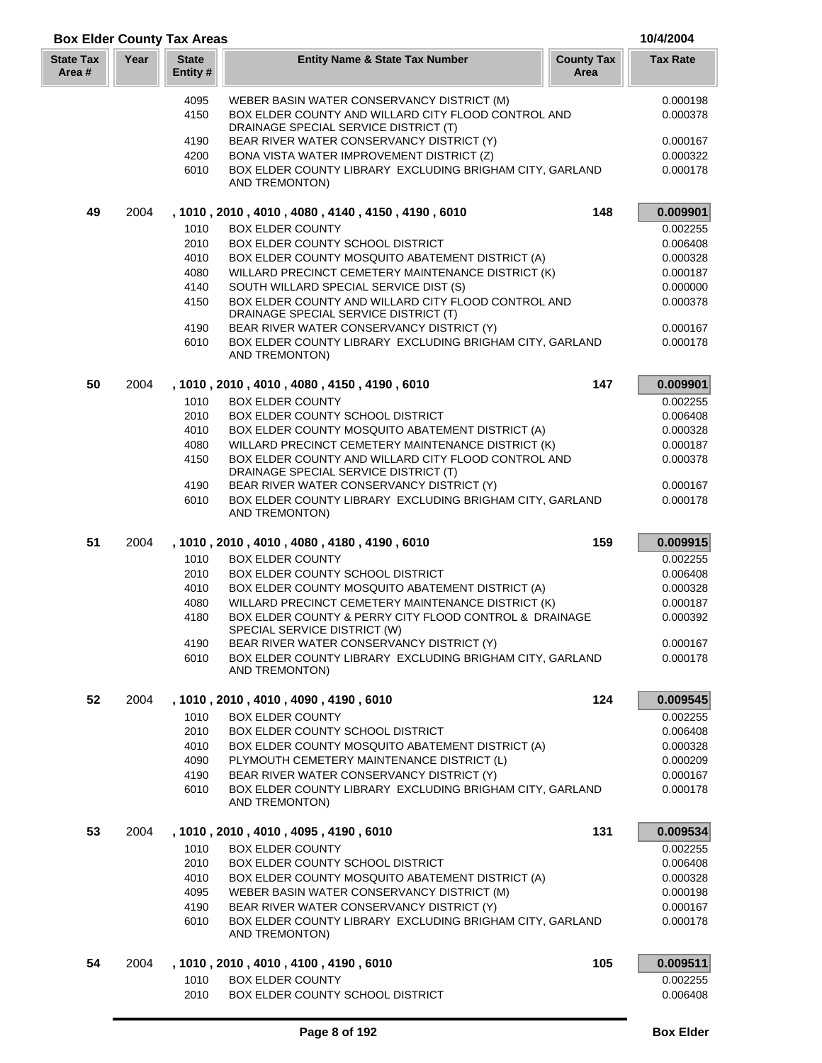## Box Elder County Tax Areas

10/4/2004

| State Tax Area # | Year | State Entity # | Entity Name & State Tax Number | County Tax Area | Tax Rate |
|---|---|---|---|---|---|
| | | 4095 | WEBER BASIN WATER CONSERVANCY DISTRICT (M) | | 0.000198 |
| | | 4150 | BOX ELDER COUNTY AND WILLARD CITY FLOOD CONTROL AND DRAINAGE SPECIAL SERVICE DISTRICT (T) | | 0.000378 |
| | | 4190 | BEAR RIVER WATER CONSERVANCY DISTRICT (Y) | | 0.000167 |
| | | 4200 | BONA VISTA WATER IMPROVEMENT DISTRICT (Z) | | 0.000322 |
| | | 6010 | BOX ELDER COUNTY LIBRARY EXCLUDING BRIGHAM CITY, GARLAND AND TREMONTON) | | 0.000178 |
| **49** | 2004 | | **, 1010 , 2010 , 4010 , 4080 , 4140 , 4150 , 4190 , 6010** | **148** | **0.009901** |
| | | 1010 | BOX ELDER COUNTY | | 0.002255 |
| | | 2010 | BOX ELDER COUNTY SCHOOL DISTRICT | | 0.006408 |
| | | 4010 | BOX ELDER COUNTY MOSQUITO ABATEMENT DISTRICT (A) | | 0.000328 |
| | | 4080 | WILLARD PRECINCT CEMETERY MAINTENANCE DISTRICT (K) | | 0.000187 |
| | | 4140 | SOUTH WILLARD SPECIAL SERVICE DIST (S) | | 0.000000 |
| | | 4150 | BOX ELDER COUNTY AND WILLARD CITY FLOOD CONTROL AND DRAINAGE SPECIAL SERVICE DISTRICT (T) | | 0.000378 |
| | | 4190 | BEAR RIVER WATER CONSERVANCY DISTRICT (Y) | | 0.000167 |
| | | 6010 | BOX ELDER COUNTY LIBRARY EXCLUDING BRIGHAM CITY, GARLAND AND TREMONTON) | | 0.000178 |
| **50** | 2004 | | **, 1010 , 2010 , 4010 , 4080 , 4150 , 4190 , 6010** | **147** | **0.009901** |
| | | 1010 | BOX ELDER COUNTY | | 0.002255 |
| | | 2010 | BOX ELDER COUNTY SCHOOL DISTRICT | | 0.006408 |
| | | 4010 | BOX ELDER COUNTY MOSQUITO ABATEMENT DISTRICT (A) | | 0.000328 |
| | | 4080 | WILLARD PRECINCT CEMETERY MAINTENANCE DISTRICT (K) | | 0.000187 |
| | | 4150 | BOX ELDER COUNTY AND WILLARD CITY FLOOD CONTROL AND DRAINAGE SPECIAL SERVICE DISTRICT (T) | | 0.000378 |
| | | 4190 | BEAR RIVER WATER CONSERVANCY DISTRICT (Y) | | 0.000167 |
| | | 6010 | BOX ELDER COUNTY LIBRARY EXCLUDING BRIGHAM CITY, GARLAND AND TREMONTON) | | 0.000178 |
| **51** | 2004 | | **, 1010 , 2010 , 4010 , 4080 , 4180 , 4190 , 6010** | **159** | **0.009915** |
| | | 1010 | BOX ELDER COUNTY | | 0.002255 |
| | | 2010 | BOX ELDER COUNTY SCHOOL DISTRICT | | 0.006408 |
| | | 4010 | BOX ELDER COUNTY MOSQUITO ABATEMENT DISTRICT (A) | | 0.000328 |
| | | 4080 | WILLARD PRECINCT CEMETERY MAINTENANCE DISTRICT (K) | | 0.000187 |
| | | 4180 | BOX ELDER COUNTY & PERRY CITY FLOOD CONTROL & DRAINAGE SPECIAL SERVICE DISTRICT (W) | | 0.000392 |
| | | 4190 | BEAR RIVER WATER CONSERVANCY DISTRICT (Y) | | 0.000167 |
| | | 6010 | BOX ELDER COUNTY LIBRARY EXCLUDING BRIGHAM CITY, GARLAND AND TREMONTON) | | 0.000178 |
| **52** | 2004 | | **, 1010 , 2010 , 4010 , 4090 , 4190 , 6010** | **124** | **0.009545** |
| | | 1010 | BOX ELDER COUNTY | | 0.002255 |
| | | 2010 | BOX ELDER COUNTY SCHOOL DISTRICT | | 0.006408 |
| | | 4010 | BOX ELDER COUNTY MOSQUITO ABATEMENT DISTRICT (A) | | 0.000328 |
| | | 4090 | PLYMOUTH CEMETERY MAINTENANCE DISTRICT (L) | | 0.000209 |
| | | 4190 | BEAR RIVER WATER CONSERVANCY DISTRICT (Y) | | 0.000167 |
| | | 6010 | BOX ELDER COUNTY LIBRARY EXCLUDING BRIGHAM CITY, GARLAND AND TREMONTON) | | 0.000178 |
| **53** | 2004 | | **, 1010 , 2010 , 4010 , 4095 , 4190 , 6010** | **131** | **0.009534** |
| | | 1010 | BOX ELDER COUNTY | | 0.002255 |
| | | 2010 | BOX ELDER COUNTY SCHOOL DISTRICT | | 0.006408 |
| | | 4010 | BOX ELDER COUNTY MOSQUITO ABATEMENT DISTRICT (A) | | 0.000328 |
| | | 4095 | WEBER BASIN WATER CONSERVANCY DISTRICT (M) | | 0.000198 |
| | | 4190 | BEAR RIVER WATER CONSERVANCY DISTRICT (Y) | | 0.000167 |
| | | 6010 | BOX ELDER COUNTY LIBRARY EXCLUDING BRIGHAM CITY, GARLAND AND TREMONTON) | | 0.000178 |
| **54** | 2004 | | **, 1010 , 2010 , 4010 , 4100 , 4190 , 6010** | **105** | **0.009511** |
| | | 1010 | BOX ELDER COUNTY | | 0.002255 |
| | | 2010 | BOX ELDER COUNTY SCHOOL DISTRICT | | 0.006408 |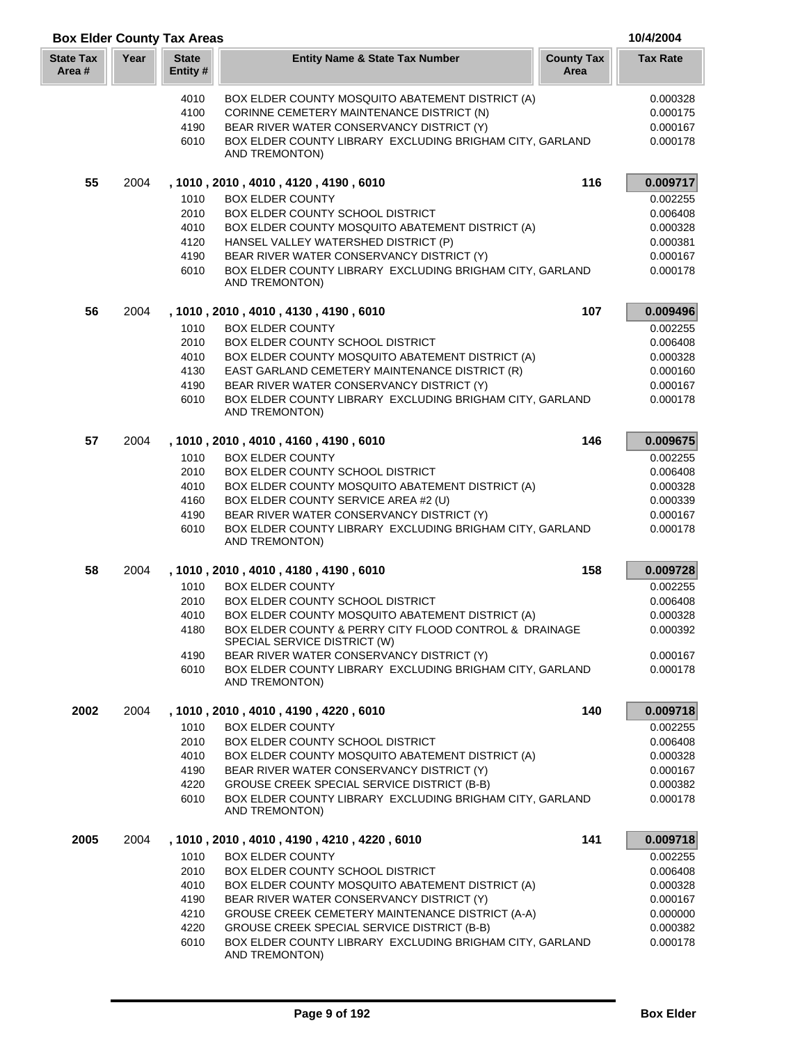## Box Elder County Tax Areas

10/4/2004

| State Tax Area # | Year | State Entity # | Entity Name & State Tax Number | County Tax Area | Tax Rate |
|---|---|---|---|---|---|
| | | 4010 | BOX ELDER COUNTY MOSQUITO ABATEMENT DISTRICT (A) | | 0.000328 |
| | | 4100 | CORINNE CEMETERY MAINTENANCE DISTRICT (N) | | 0.000175 |
| | | 4190 | BEAR RIVER WATER CONSERVANCY DISTRICT (Y) | | 0.000167 |
| | | 6010 | BOX ELDER COUNTY LIBRARY EXCLUDING BRIGHAM CITY, GARLAND AND TREMONTON) | | 0.000178 |
| **55** | 2004 | | **, 1010 , 2010 , 4010 , 4120 , 4190 , 6010** | **116** | **0.009717** |
| | | 1010 | BOX ELDER COUNTY | | 0.002255 |
| | | 2010 | BOX ELDER COUNTY SCHOOL DISTRICT | | 0.006408 |
| | | 4010 | BOX ELDER COUNTY MOSQUITO ABATEMENT DISTRICT (A) | | 0.000328 |
| | | 4120 | HANSEL VALLEY WATERSHED DISTRICT (P) | | 0.000381 |
| | | 4190 | BEAR RIVER WATER CONSERVANCY DISTRICT (Y) | | 0.000167 |
| | | 6010 | BOX ELDER COUNTY LIBRARY EXCLUDING BRIGHAM CITY, GARLAND AND TREMONTON) | | 0.000178 |
| **56** | 2004 | | **, 1010 , 2010 , 4010 , 4130 , 4190 , 6010** | **107** | **0.009496** |
| | | 1010 | BOX ELDER COUNTY | | 0.002255 |
| | | 2010 | BOX ELDER COUNTY SCHOOL DISTRICT | | 0.006408 |
| | | 4010 | BOX ELDER COUNTY MOSQUITO ABATEMENT DISTRICT (A) | | 0.000328 |
| | | 4130 | EAST GARLAND CEMETERY MAINTENANCE DISTRICT (R) | | 0.000160 |
| | | 4190 | BEAR RIVER WATER CONSERVANCY DISTRICT (Y) | | 0.000167 |
| | | 6010 | BOX ELDER COUNTY LIBRARY EXCLUDING BRIGHAM CITY, GARLAND AND TREMONTON) | | 0.000178 |
| **57** | 2004 | | **, 1010 , 2010 , 4010 , 4160 , 4190 , 6010** | **146** | **0.009675** |
| | | 1010 | BOX ELDER COUNTY | | 0.002255 |
| | | 2010 | BOX ELDER COUNTY SCHOOL DISTRICT | | 0.006408 |
| | | 4010 | BOX ELDER COUNTY MOSQUITO ABATEMENT DISTRICT (A) | | 0.000328 |
| | | 4160 | BOX ELDER COUNTY SERVICE AREA #2 (U) | | 0.000339 |
| | | 4190 | BEAR RIVER WATER CONSERVANCY DISTRICT (Y) | | 0.000167 |
| | | 6010 | BOX ELDER COUNTY LIBRARY EXCLUDING BRIGHAM CITY, GARLAND AND TREMONTON) | | 0.000178 |
| **58** | 2004 | | **, 1010 , 2010 , 4010 , 4180 , 4190 , 6010** | **158** | **0.009728** |
| | | 1010 | BOX ELDER COUNTY | | 0.002255 |
| | | 2010 | BOX ELDER COUNTY SCHOOL DISTRICT | | 0.006408 |
| | | 4010 | BOX ELDER COUNTY MOSQUITO ABATEMENT DISTRICT (A) | | 0.000328 |
| | | 4180 | BOX ELDER COUNTY & PERRY CITY FLOOD CONTROL & DRAINAGE SPECIAL SERVICE DISTRICT (W) | | 0.000392 |
| | | 4190 | BEAR RIVER WATER CONSERVANCY DISTRICT (Y) | | 0.000167 |
| | | 6010 | BOX ELDER COUNTY LIBRARY EXCLUDING BRIGHAM CITY, GARLAND AND TREMONTON) | | 0.000178 |
| **2002** | 2004 | | **, 1010 , 2010 , 4010 , 4190 , 4220 , 6010** | **140** | **0.009718** |
| | | 1010 | BOX ELDER COUNTY | | 0.002255 |
| | | 2010 | BOX ELDER COUNTY SCHOOL DISTRICT | | 0.006408 |
| | | 4010 | BOX ELDER COUNTY MOSQUITO ABATEMENT DISTRICT (A) | | 0.000328 |
| | | 4190 | BEAR RIVER WATER CONSERVANCY DISTRICT (Y) | | 0.000167 |
| | | 4220 | GROUSE CREEK SPECIAL SERVICE DISTRICT (B-B) | | 0.000382 |
| | | 6010 | BOX ELDER COUNTY LIBRARY EXCLUDING BRIGHAM CITY, GARLAND AND TREMONTON) | | 0.000178 |
| **2005** | 2004 | | **, 1010 , 2010 , 4010 , 4190 , 4210 , 4220 , 6010** | **141** | **0.009718** |
| | | 1010 | BOX ELDER COUNTY | | 0.002255 |
| | | 2010 | BOX ELDER COUNTY SCHOOL DISTRICT | | 0.006408 |
| | | 4010 | BOX ELDER COUNTY MOSQUITO ABATEMENT DISTRICT (A) | | 0.000328 |
| | | 4190 | BEAR RIVER WATER CONSERVANCY DISTRICT (Y) | | 0.000167 |
| | | 4210 | GROUSE CREEK CEMETERY MAINTENANCE DISTRICT (A-A) | | 0.000000 |
| | | 4220 | GROUSE CREEK SPECIAL SERVICE DISTRICT (B-B) | | 0.000382 |
| | | 6010 | BOX ELDER COUNTY LIBRARY EXCLUDING BRIGHAM CITY, GARLAND AND TREMONTON) | | 0.000178 |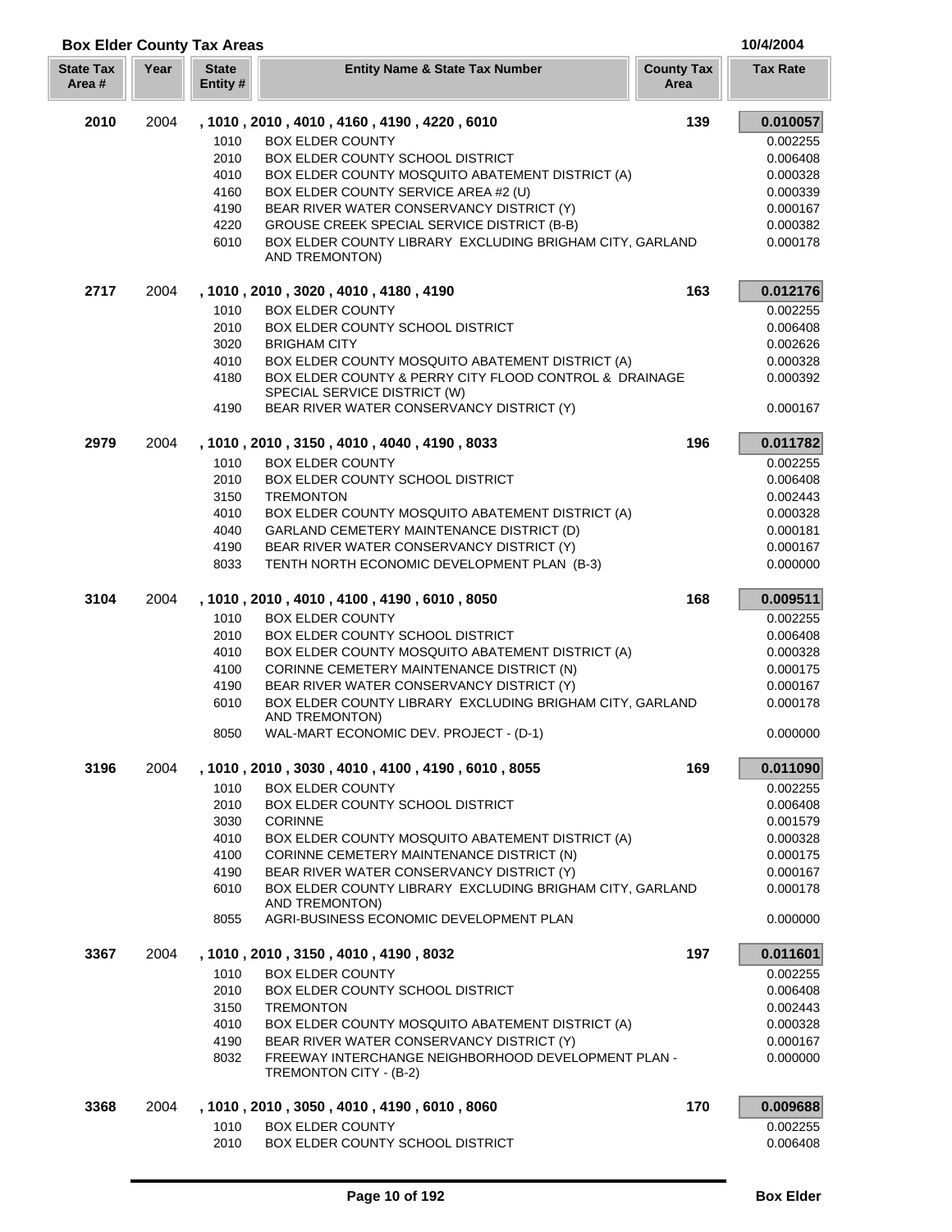## Box Elder County Tax Areas

10/4/2004

| State Tax Area # | Year | State Entity # | Entity Name & State Tax Number | County Tax Area | Tax Rate |
|---|---|---|---|---|---|
| **2010** | 2004 | | **, 1010 , 2010 , 4010 , 4160 , 4190 , 4220 , 6010** | **139** | **0.010057** |
| | | 1010 | BOX ELDER COUNTY | | 0.002255 |
| | | 2010 | BOX ELDER COUNTY SCHOOL DISTRICT | | 0.006408 |
| | | 4010 | BOX ELDER COUNTY MOSQUITO ABATEMENT DISTRICT (A) | | 0.000328 |
| | | 4160 | BOX ELDER COUNTY SERVICE AREA #2 (U) | | 0.000339 |
| | | 4190 | BEAR RIVER WATER CONSERVANCY DISTRICT (Y) | | 0.000167 |
| | | 4220 | GROUSE CREEK SPECIAL SERVICE DISTRICT (B-B) | | 0.000382 |
| | | 6010 | BOX ELDER COUNTY LIBRARY EXCLUDING BRIGHAM CITY, GARLAND AND TREMONTON) | | 0.000178 |
| **2717** | 2004 | | **, 1010 , 2010 , 3020 , 4010 , 4180 , 4190** | **163** | **0.012176** |
| | | 1010 | BOX ELDER COUNTY | | 0.002255 |
| | | 2010 | BOX ELDER COUNTY SCHOOL DISTRICT | | 0.006408 |
| | | 3020 | BRIGHAM CITY | | 0.002626 |
| | | 4010 | BOX ELDER COUNTY MOSQUITO ABATEMENT DISTRICT (A) | | 0.000328 |
| | | 4180 | BOX ELDER COUNTY & PERRY CITY FLOOD CONTROL & DRAINAGE SPECIAL SERVICE DISTRICT (W) | | 0.000392 |
| | | 4190 | BEAR RIVER WATER CONSERVANCY DISTRICT (Y) | | 0.000167 |
| **2979** | 2004 | | **, 1010 , 2010 , 3150 , 4010 , 4040 , 4190 , 8033** | **196** | **0.011782** |
| | | 1010 | BOX ELDER COUNTY | | 0.002255 |
| | | 2010 | BOX ELDER COUNTY SCHOOL DISTRICT | | 0.006408 |
| | | 3150 | TREMONTON | | 0.002443 |
| | | 4010 | BOX ELDER COUNTY MOSQUITO ABATEMENT DISTRICT (A) | | 0.000328 |
| | | 4040 | GARLAND CEMETERY MAINTENANCE DISTRICT (D) | | 0.000181 |
| | | 4190 | BEAR RIVER WATER CONSERVANCY DISTRICT (Y) | | 0.000167 |
| | | 8033 | TENTH NORTH ECONOMIC DEVELOPMENT PLAN (B-3) | | 0.000000 |
| **3104** | 2004 | | **, 1010 , 2010 , 4010 , 4100 , 4190 , 6010 , 8050** | **168** | **0.009511** |
| | | 1010 | BOX ELDER COUNTY | | 0.002255 |
| | | 2010 | BOX ELDER COUNTY SCHOOL DISTRICT | | 0.006408 |
| | | 4010 | BOX ELDER COUNTY MOSQUITO ABATEMENT DISTRICT (A) | | 0.000328 |
| | | 4100 | CORINNE CEMETERY MAINTENANCE DISTRICT (N) | | 0.000175 |
| | | 4190 | BEAR RIVER WATER CONSERVANCY DISTRICT (Y) | | 0.000167 |
| | | 6010 | BOX ELDER COUNTY LIBRARY EXCLUDING BRIGHAM CITY, GARLAND AND TREMONTON) | | 0.000178 |
| | | 8050 | WAL-MART ECONOMIC DEV. PROJECT - (D-1) | | 0.000000 |
| **3196** | 2004 | | **, 1010 , 2010 , 3030 , 4010 , 4100 , 4190 , 6010 , 8055** | **169** | **0.011090** |
| | | 1010 | BOX ELDER COUNTY | | 0.002255 |
| | | 2010 | BOX ELDER COUNTY SCHOOL DISTRICT | | 0.006408 |
| | | 3030 | CORINNE | | 0.001579 |
| | | 4010 | BOX ELDER COUNTY MOSQUITO ABATEMENT DISTRICT (A) | | 0.000328 |
| | | 4100 | CORINNE CEMETERY MAINTENANCE DISTRICT (N) | | 0.000175 |
| | | 4190 | BEAR RIVER WATER CONSERVANCY DISTRICT (Y) | | 0.000167 |
| | | 6010 | BOX ELDER COUNTY LIBRARY EXCLUDING BRIGHAM CITY, GARLAND AND TREMONTON) | | 0.000178 |
| | | 8055 | AGRI-BUSINESS ECONOMIC DEVELOPMENT PLAN | | 0.000000 |
| **3367** | 2004 | | **, 1010 , 2010 , 3150 , 4010 , 4190 , 8032** | **197** | **0.011601** |
| | | 1010 | BOX ELDER COUNTY | | 0.002255 |
| | | 2010 | BOX ELDER COUNTY SCHOOL DISTRICT | | 0.006408 |
| | | 3150 | TREMONTON | | 0.002443 |
| | | 4010 | BOX ELDER COUNTY MOSQUITO ABATEMENT DISTRICT (A) | | 0.000328 |
| | | 4190 | BEAR RIVER WATER CONSERVANCY DISTRICT (Y) | | 0.000167 |
| | | 8032 | FREEWAY INTERCHANGE NEIGHBORHOOD DEVELOPMENT PLAN - TREMONTON CITY - (B-2) | | 0.000000 |
| **3368** | 2004 | | **, 1010 , 2010 , 3050 , 4010 , 4190 , 6010 , 8060** | **170** | **0.009688** |
| | | 1010 | BOX ELDER COUNTY | | 0.002255 |
| | | 2010 | BOX ELDER COUNTY SCHOOL DISTRICT | | 0.006408 |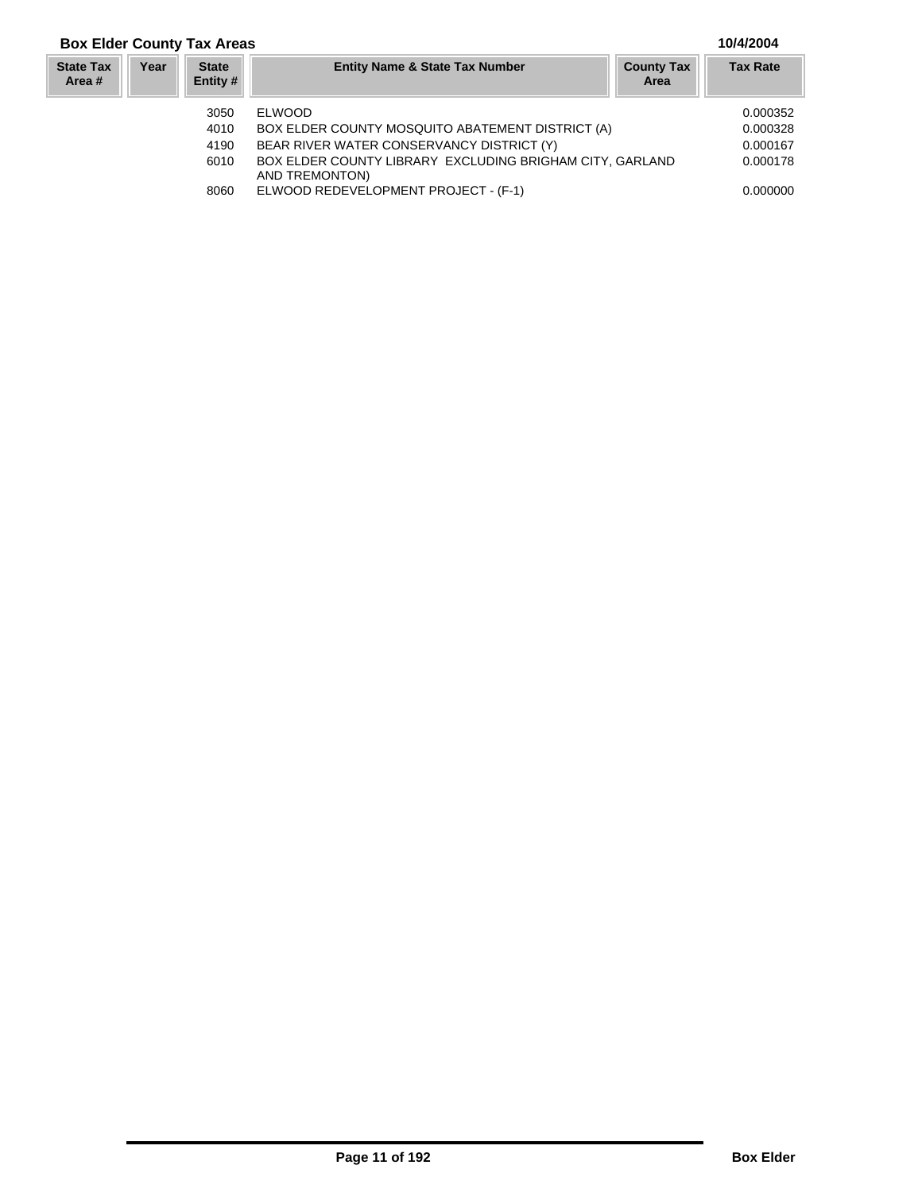## Box Elder County Tax Areas

10/4/2004

| State Tax Area # | Year | State Entity # | Entity Name & State Tax Number | County Tax Area | Tax Rate |
|---|---|---|---|---|---|
| | | 3050 | ELWOOD | | 0.000352 |
| | | 4010 | BOX ELDER COUNTY MOSQUITO ABATEMENT DISTRICT (A) | | 0.000328 |
| | | 4190 | BEAR RIVER WATER CONSERVANCY DISTRICT (Y) | | 0.000167 |
| | | 6010 | BOX ELDER COUNTY LIBRARY EXCLUDING BRIGHAM CITY, GARLAND AND TREMONTON) | | 0.000178 |
| | | 8060 | ELWOOD REDEVELOPMENT PROJECT - (F-1) | | 0.000000 |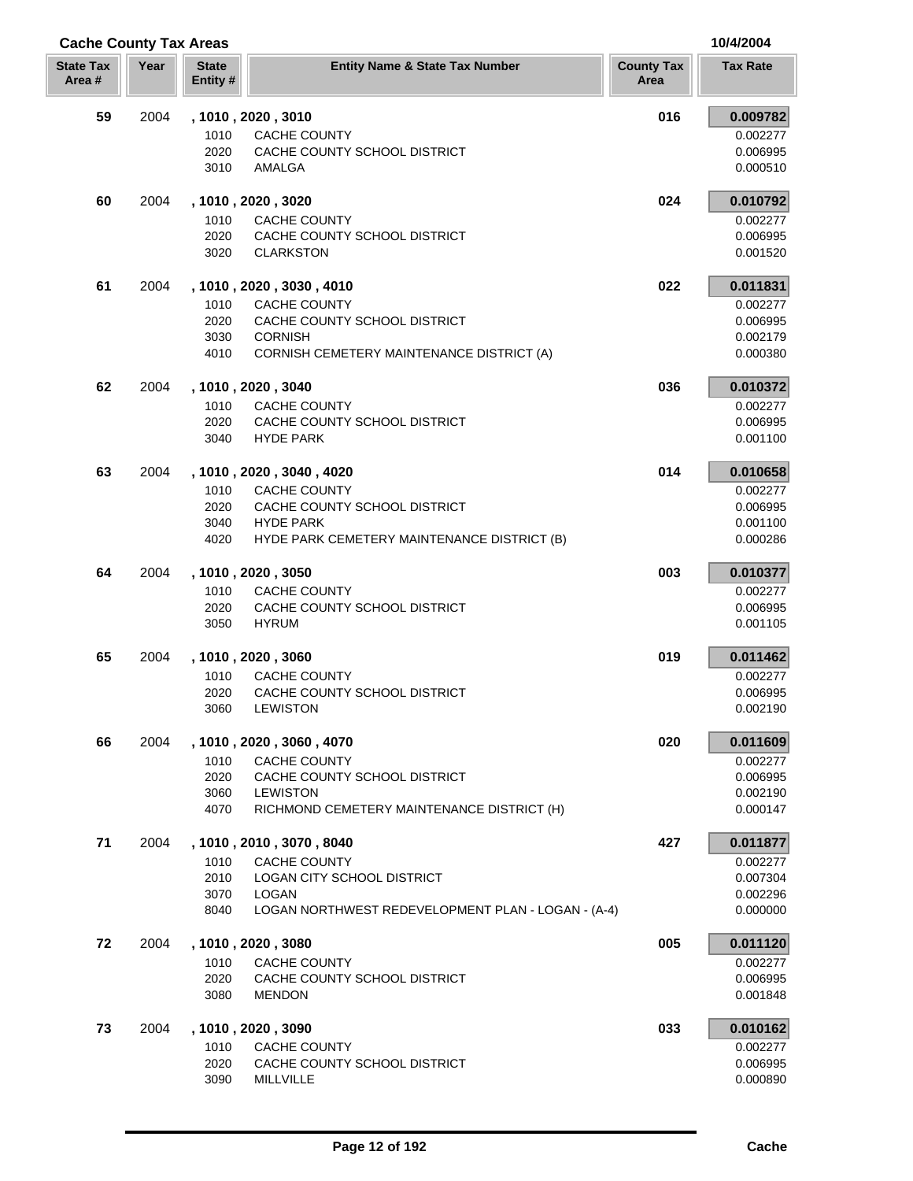**Cache County Tax Areas** — 10/4/2004

| State Tax Area # | Year | State Entity # | Entity Name & State Tax Number | County Tax Area | Tax Rate |
|---|---|---|---|---|---|
| 59 | 2004 | , 1010 , 2020 , 3010 | | 016 | **0.009782** |
| | | 1010 | CACHE COUNTY | | 0.002277 |
| | | 2020 | CACHE COUNTY SCHOOL DISTRICT | | 0.006995 |
| | | 3010 | AMALGA | | 0.000510 |
| 60 | 2004 | , 1010 , 2020 , 3020 | | 024 | **0.010792** |
| | | 1010 | CACHE COUNTY | | 0.002277 |
| | | 2020 | CACHE COUNTY SCHOOL DISTRICT | | 0.006995 |
| | | 3020 | CLARKSTON | | 0.001520 |
| 61 | 2004 | , 1010 , 2020 , 3030 , 4010 | | 022 | **0.011831** |
| | | 1010 | CACHE COUNTY | | 0.002277 |
| | | 2020 | CACHE COUNTY SCHOOL DISTRICT | | 0.006995 |
| | | 3030 | CORNISH | | 0.002179 |
| | | 4010 | CORNISH CEMETERY MAINTENANCE DISTRICT (A) | | 0.000380 |
| 62 | 2004 | , 1010 , 2020 , 3040 | | 036 | **0.010372** |
| | | 1010 | CACHE COUNTY | | 0.002277 |
| | | 2020 | CACHE COUNTY SCHOOL DISTRICT | | 0.006995 |
| | | 3040 | HYDE PARK | | 0.001100 |
| 63 | 2004 | , 1010 , 2020 , 3040 , 4020 | | 014 | **0.010658** |
| | | 1010 | CACHE COUNTY | | 0.002277 |
| | | 2020 | CACHE COUNTY SCHOOL DISTRICT | | 0.006995 |
| | | 3040 | HYDE PARK | | 0.001100 |
| | | 4020 | HYDE PARK CEMETERY MAINTENANCE DISTRICT (B) | | 0.000286 |
| 64 | 2004 | , 1010 , 2020 , 3050 | | 003 | **0.010377** |
| | | 1010 | CACHE COUNTY | | 0.002277 |
| | | 2020 | CACHE COUNTY SCHOOL DISTRICT | | 0.006995 |
| | | 3050 | HYRUM | | 0.001105 |
| 65 | 2004 | , 1010 , 2020 , 3060 | | 019 | **0.011462** |
| | | 1010 | CACHE COUNTY | | 0.002277 |
| | | 2020 | CACHE COUNTY SCHOOL DISTRICT | | 0.006995 |
| | | 3060 | LEWISTON | | 0.002190 |
| 66 | 2004 | , 1010 , 2020 , 3060 , 4070 | | 020 | **0.011609** |
| | | 1010 | CACHE COUNTY | | 0.002277 |
| | | 2020 | CACHE COUNTY SCHOOL DISTRICT | | 0.006995 |
| | | 3060 | LEWISTON | | 0.002190 |
| | | 4070 | RICHMOND CEMETERY MAINTENANCE DISTRICT (H) | | 0.000147 |
| 71 | 2004 | , 1010 , 2010 , 3070 , 8040 | | 427 | **0.011877** |
| | | 1010 | CACHE COUNTY | | 0.002277 |
| | | 2010 | LOGAN CITY SCHOOL DISTRICT | | 0.007304 |
| | | 3070 | LOGAN | | 0.002296 |
| | | 8040 | LOGAN NORTHWEST REDEVELOPMENT PLAN - LOGAN - (A-4) | | 0.000000 |
| 72 | 2004 | , 1010 , 2020 , 3080 | | 005 | **0.011120** |
| | | 1010 | CACHE COUNTY | | 0.002277 |
| | | 2020 | CACHE COUNTY SCHOOL DISTRICT | | 0.006995 |
| | | 3080 | MENDON | | 0.001848 |
| 73 | 2004 | , 1010 , 2020 , 3090 | | 033 | **0.010162** |
| | | 1010 | CACHE COUNTY | | 0.002277 |
| | | 2020 | CACHE COUNTY SCHOOL DISTRICT | | 0.006995 |
| | | 3090 | MILLVILLE | | 0.000890 |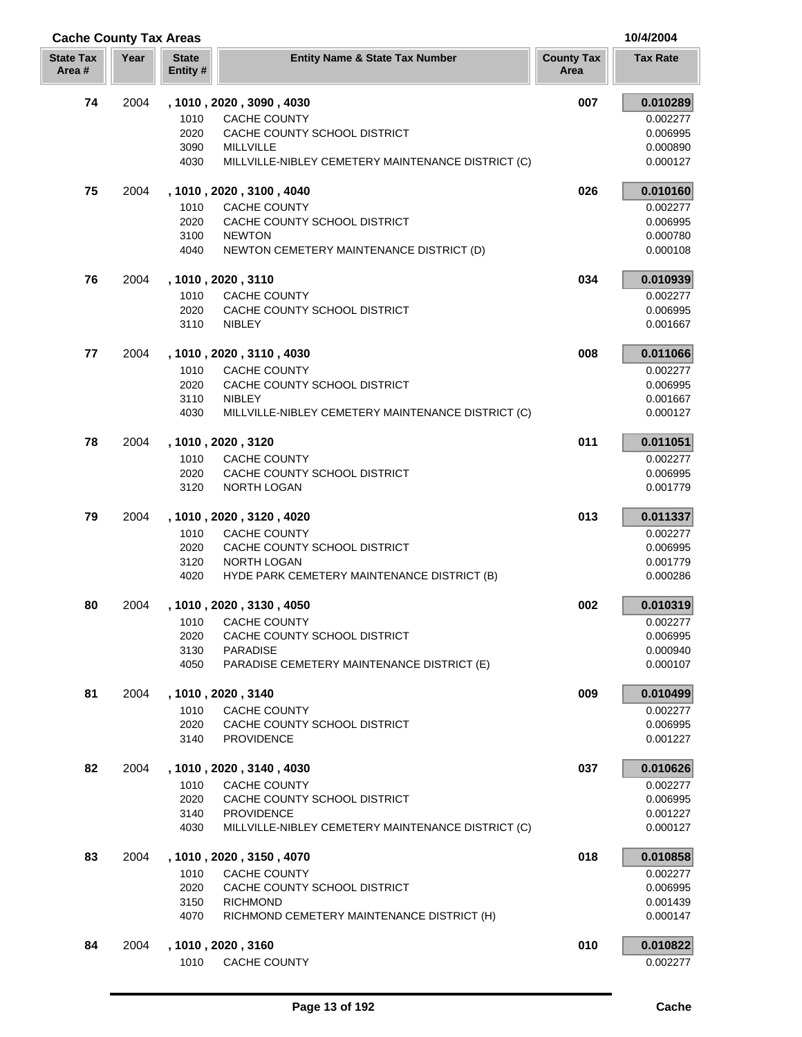## Cache County Tax Areas

10/4/2004

| State Tax Area # | Year | State Entity # | Entity Name & State Tax Number | County Tax Area | Tax Rate |
|---|---|---|---|---|---|
| 74 | 2004 | , 1010 , 2020 , 3090 , 4030 | | 007 | 0.010289 |
| | | 1010 | CACHE COUNTY | | 0.002277 |
| | | 2020 | CACHE COUNTY SCHOOL DISTRICT | | 0.006995 |
| | | 3090 | MILLVILLE | | 0.000890 |
| | | 4030 | MILLVILLE-NIBLEY CEMETERY MAINTENANCE DISTRICT (C) | | 0.000127 |
| 75 | 2004 | , 1010 , 2020 , 3100 , 4040 | | 026 | 0.010160 |
| | | 1010 | CACHE COUNTY | | 0.002277 |
| | | 2020 | CACHE COUNTY SCHOOL DISTRICT | | 0.006995 |
| | | 3100 | NEWTON | | 0.000780 |
| | | 4040 | NEWTON CEMETERY MAINTENANCE DISTRICT (D) | | 0.000108 |
| 76 | 2004 | , 1010 , 2020 , 3110 | | 034 | 0.010939 |
| | | 1010 | CACHE COUNTY | | 0.002277 |
| | | 2020 | CACHE COUNTY SCHOOL DISTRICT | | 0.006995 |
| | | 3110 | NIBLEY | | 0.001667 |
| 77 | 2004 | , 1010 , 2020 , 3110 , 4030 | | 008 | 0.011066 |
| | | 1010 | CACHE COUNTY | | 0.002277 |
| | | 2020 | CACHE COUNTY SCHOOL DISTRICT | | 0.006995 |
| | | 3110 | NIBLEY | | 0.001667 |
| | | 4030 | MILLVILLE-NIBLEY CEMETERY MAINTENANCE DISTRICT (C) | | 0.000127 |
| 78 | 2004 | , 1010 , 2020 , 3120 | | 011 | 0.011051 |
| | | 1010 | CACHE COUNTY | | 0.002277 |
| | | 2020 | CACHE COUNTY SCHOOL DISTRICT | | 0.006995 |
| | | 3120 | NORTH LOGAN | | 0.001779 |
| 79 | 2004 | , 1010 , 2020 , 3120 , 4020 | | 013 | 0.011337 |
| | | 1010 | CACHE COUNTY | | 0.002277 |
| | | 2020 | CACHE COUNTY SCHOOL DISTRICT | | 0.006995 |
| | | 3120 | NORTH LOGAN | | 0.001779 |
| | | 4020 | HYDE PARK CEMETERY MAINTENANCE DISTRICT (B) | | 0.000286 |
| 80 | 2004 | , 1010 , 2020 , 3130 , 4050 | | 002 | 0.010319 |
| | | 1010 | CACHE COUNTY | | 0.002277 |
| | | 2020 | CACHE COUNTY SCHOOL DISTRICT | | 0.006995 |
| | | 3130 | PARADISE | | 0.000940 |
| | | 4050 | PARADISE CEMETERY MAINTENANCE DISTRICT (E) | | 0.000107 |
| 81 | 2004 | , 1010 , 2020 , 3140 | | 009 | 0.010499 |
| | | 1010 | CACHE COUNTY | | 0.002277 |
| | | 2020 | CACHE COUNTY SCHOOL DISTRICT | | 0.006995 |
| | | 3140 | PROVIDENCE | | 0.001227 |
| 82 | 2004 | , 1010 , 2020 , 3140 , 4030 | | 037 | 0.010626 |
| | | 1010 | CACHE COUNTY | | 0.002277 |
| | | 2020 | CACHE COUNTY SCHOOL DISTRICT | | 0.006995 |
| | | 3140 | PROVIDENCE | | 0.001227 |
| | | 4030 | MILLVILLE-NIBLEY CEMETERY MAINTENANCE DISTRICT (C) | | 0.000127 |
| 83 | 2004 | , 1010 , 2020 , 3150 , 4070 | | 018 | 0.010858 |
| | | 1010 | CACHE COUNTY | | 0.002277 |
| | | 2020 | CACHE COUNTY SCHOOL DISTRICT | | 0.006995 |
| | | 3150 | RICHMOND | | 0.001439 |
| | | 4070 | RICHMOND CEMETERY MAINTENANCE DISTRICT (H) | | 0.000147 |
| 84 | 2004 | , 1010 , 2020 , 3160 | | 010 | 0.010822 |
| | | 1010 | CACHE COUNTY | | 0.002277 |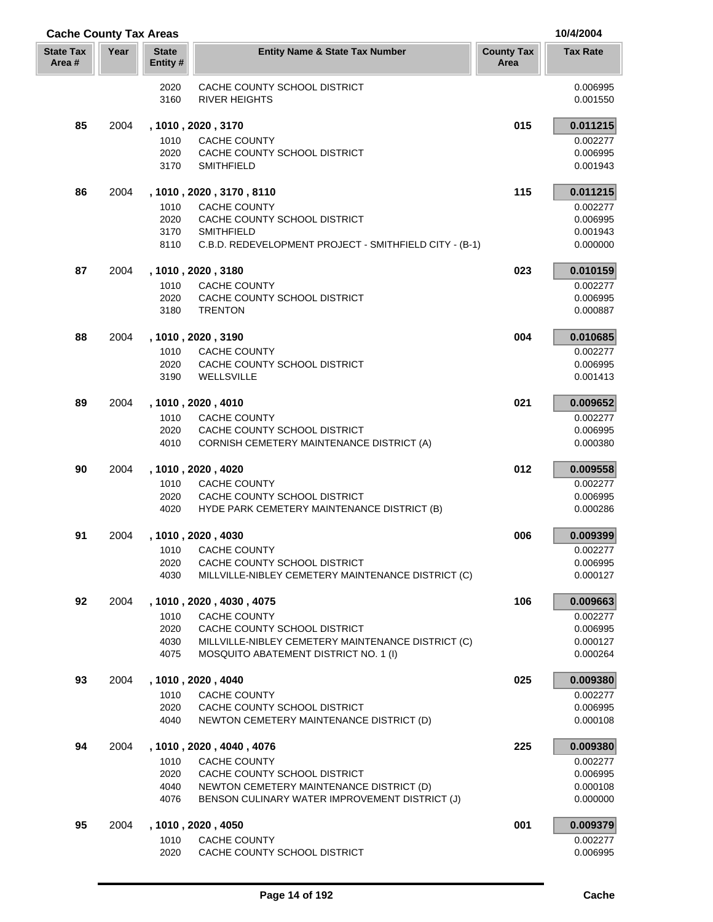## Cache County Tax Areas

10/4/2004

| State Tax Area # | Year | State Entity # | Entity Name & State Tax Number | County Tax Area | Tax Rate |
|---|---|---|---|---|---|
| | | 2020 | CACHE COUNTY SCHOOL DISTRICT | | 0.006995 |
| | | 3160 | RIVER HEIGHTS | | 0.001550 |
| **85** | 2004 | **, 1010 , 2020 , 3170** | | **015** | **0.011215** |
| | | 1010 | CACHE COUNTY | | 0.002277 |
| | | 2020 | CACHE COUNTY SCHOOL DISTRICT | | 0.006995 |
| | | 3170 | SMITHFIELD | | 0.001943 |
| **86** | 2004 | **, 1010 , 2020 , 3170 , 8110** | | **115** | **0.011215** |
| | | 1010 | CACHE COUNTY | | 0.002277 |
| | | 2020 | CACHE COUNTY SCHOOL DISTRICT | | 0.006995 |
| | | 3170 | SMITHFIELD | | 0.001943 |
| | | 8110 | C.B.D. REDEVELOPMENT PROJECT - SMITHFIELD CITY - (B-1) | | 0.000000 |
| **87** | 2004 | **, 1010 , 2020 , 3180** | | **023** | **0.010159** |
| | | 1010 | CACHE COUNTY | | 0.002277 |
| | | 2020 | CACHE COUNTY SCHOOL DISTRICT | | 0.006995 |
| | | 3180 | TRENTON | | 0.000887 |
| **88** | 2004 | **, 1010 , 2020 , 3190** | | **004** | **0.010685** |
| | | 1010 | CACHE COUNTY | | 0.002277 |
| | | 2020 | CACHE COUNTY SCHOOL DISTRICT | | 0.006995 |
| | | 3190 | WELLSVILLE | | 0.001413 |
| **89** | 2004 | **, 1010 , 2020 , 4010** | | **021** | **0.009652** |
| | | 1010 | CACHE COUNTY | | 0.002277 |
| | | 2020 | CACHE COUNTY SCHOOL DISTRICT | | 0.006995 |
| | | 4010 | CORNISH CEMETERY MAINTENANCE DISTRICT (A) | | 0.000380 |
| **90** | 2004 | **, 1010 , 2020 , 4020** | | **012** | **0.009558** |
| | | 1010 | CACHE COUNTY | | 0.002277 |
| | | 2020 | CACHE COUNTY SCHOOL DISTRICT | | 0.006995 |
| | | 4020 | HYDE PARK CEMETERY MAINTENANCE DISTRICT (B) | | 0.000286 |
| **91** | 2004 | **, 1010 , 2020 , 4030** | | **006** | **0.009399** |
| | | 1010 | CACHE COUNTY | | 0.002277 |
| | | 2020 | CACHE COUNTY SCHOOL DISTRICT | | 0.006995 |
| | | 4030 | MILLVILLE-NIBLEY CEMETERY MAINTENANCE DISTRICT (C) | | 0.000127 |
| **92** | 2004 | **, 1010 , 2020 , 4030 , 4075** | | **106** | **0.009663** |
| | | 1010 | CACHE COUNTY | | 0.002277 |
| | | 2020 | CACHE COUNTY SCHOOL DISTRICT | | 0.006995 |
| | | 4030 | MILLVILLE-NIBLEY CEMETERY MAINTENANCE DISTRICT (C) | | 0.000127 |
| | | 4075 | MOSQUITO ABATEMENT DISTRICT NO. 1 (I) | | 0.000264 |
| **93** | 2004 | **, 1010 , 2020 , 4040** | | **025** | **0.009380** |
| | | 1010 | CACHE COUNTY | | 0.002277 |
| | | 2020 | CACHE COUNTY SCHOOL DISTRICT | | 0.006995 |
| | | 4040 | NEWTON CEMETERY MAINTENANCE DISTRICT (D) | | 0.000108 |
| **94** | 2004 | **, 1010 , 2020 , 4040 , 4076** | | **225** | **0.009380** |
| | | 1010 | CACHE COUNTY | | 0.002277 |
| | | 2020 | CACHE COUNTY SCHOOL DISTRICT | | 0.006995 |
| | | 4040 | NEWTON CEMETERY MAINTENANCE DISTRICT (D) | | 0.000108 |
| | | 4076 | BENSON CULINARY WATER IMPROVEMENT DISTRICT (J) | | 0.000000 |
| **95** | 2004 | **, 1010 , 2020 , 4050** | | **001** | **0.009379** |
| | | 1010 | CACHE COUNTY | | 0.002277 |
| | | 2020 | CACHE COUNTY SCHOOL DISTRICT | | 0.006995 |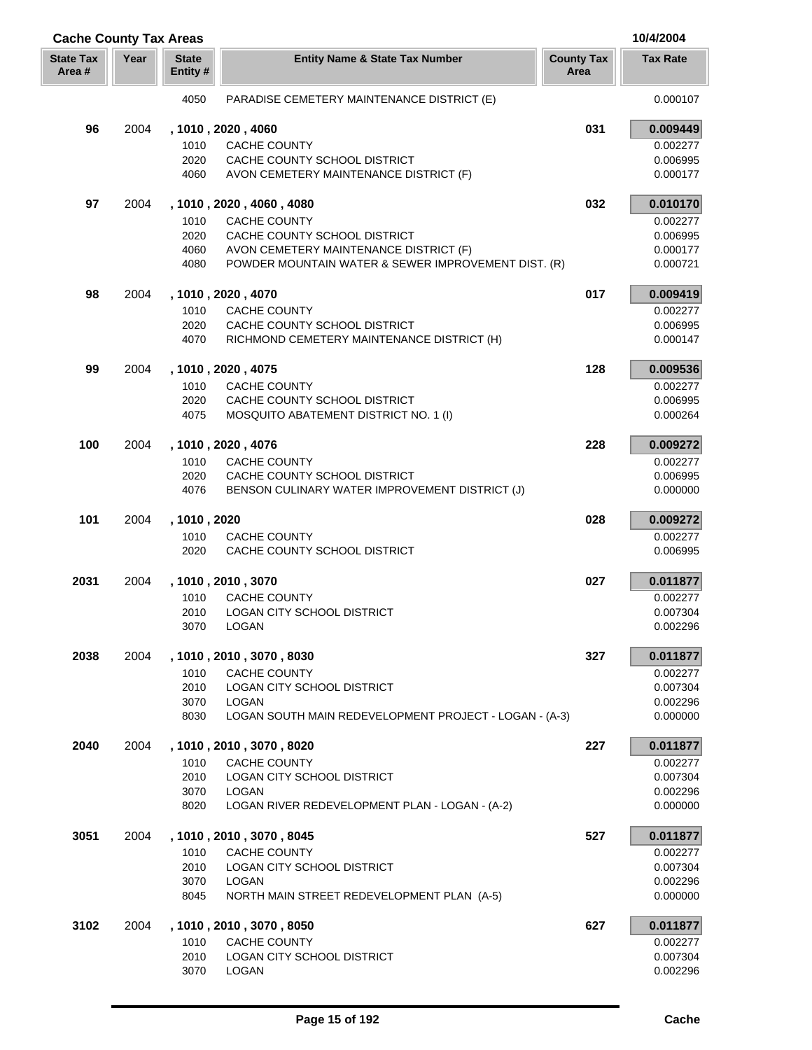## Cache County Tax Areas

10/4/2004

| State Tax Area # | Year | State Entity # | Entity Name & State Tax Number | County Tax Area | Tax Rate |
|---|---|---|---|---|---|
| | | 4050 | PARADISE CEMETERY MAINTENANCE DISTRICT (E) | | 0.000107 |
| **96** | 2004 | **, 1010 , 2020 , 4060** | | **031** | **0.009449** |
| | | 1010 | CACHE COUNTY | | 0.002277 |
| | | 2020 | CACHE COUNTY SCHOOL DISTRICT | | 0.006995 |
| | | 4060 | AVON CEMETERY MAINTENANCE DISTRICT (F) | | 0.000177 |
| **97** | 2004 | **, 1010 , 2020 , 4060 , 4080** | | **032** | **0.010170** |
| | | 1010 | CACHE COUNTY | | 0.002277 |
| | | 2020 | CACHE COUNTY SCHOOL DISTRICT | | 0.006995 |
| | | 4060 | AVON CEMETERY MAINTENANCE DISTRICT (F) | | 0.000177 |
| | | 4080 | POWDER MOUNTAIN WATER & SEWER IMPROVEMENT DIST. (R) | | 0.000721 |
| **98** | 2004 | **, 1010 , 2020 , 4070** | | **017** | **0.009419** |
| | | 1010 | CACHE COUNTY | | 0.002277 |
| | | 2020 | CACHE COUNTY SCHOOL DISTRICT | | 0.006995 |
| | | 4070 | RICHMOND CEMETERY MAINTENANCE DISTRICT (H) | | 0.000147 |
| **99** | 2004 | **, 1010 , 2020 , 4075** | | **128** | **0.009536** |
| | | 1010 | CACHE COUNTY | | 0.002277 |
| | | 2020 | CACHE COUNTY SCHOOL DISTRICT | | 0.006995 |
| | | 4075 | MOSQUITO ABATEMENT DISTRICT NO. 1 (I) | | 0.000264 |
| **100** | 2004 | **, 1010 , 2020 , 4076** | | **228** | **0.009272** |
| | | 1010 | CACHE COUNTY | | 0.002277 |
| | | 2020 | CACHE COUNTY SCHOOL DISTRICT | | 0.006995 |
| | | 4076 | BENSON CULINARY WATER IMPROVEMENT DISTRICT (J) | | 0.000000 |
| **101** | 2004 | **, 1010 , 2020** | | **028** | **0.009272** |
| | | 1010 | CACHE COUNTY | | 0.002277 |
| | | 2020 | CACHE COUNTY SCHOOL DISTRICT | | 0.006995 |
| **2031** | 2004 | **, 1010 , 2010 , 3070** | | **027** | **0.011877** |
| | | 1010 | CACHE COUNTY | | 0.002277 |
| | | 2010 | LOGAN CITY SCHOOL DISTRICT | | 0.007304 |
| | | 3070 | LOGAN | | 0.002296 |
| **2038** | 2004 | **, 1010 , 2010 , 3070 , 8030** | | **327** | **0.011877** |
| | | 1010 | CACHE COUNTY | | 0.002277 |
| | | 2010 | LOGAN CITY SCHOOL DISTRICT | | 0.007304 |
| | | 3070 | LOGAN | | 0.002296 |
| | | 8030 | LOGAN SOUTH MAIN REDEVELOPMENT PROJECT - LOGAN - (A-3) | | 0.000000 |
| **2040** | 2004 | **, 1010 , 2010 , 3070 , 8020** | | **227** | **0.011877** |
| | | 1010 | CACHE COUNTY | | 0.002277 |
| | | 2010 | LOGAN CITY SCHOOL DISTRICT | | 0.007304 |
| | | 3070 | LOGAN | | 0.002296 |
| | | 8020 | LOGAN RIVER REDEVELOPMENT PLAN - LOGAN - (A-2) | | 0.000000 |
| **3051** | 2004 | **, 1010 , 2010 , 3070 , 8045** | | **527** | **0.011877** |
| | | 1010 | CACHE COUNTY | | 0.002277 |
| | | 2010 | LOGAN CITY SCHOOL DISTRICT | | 0.007304 |
| | | 3070 | LOGAN | | 0.002296 |
| | | 8045 | NORTH MAIN STREET REDEVELOPMENT PLAN (A-5) | | 0.000000 |
| **3102** | 2004 | **, 1010 , 2010 , 3070 , 8050** | | **627** | **0.011877** |
| | | 1010 | CACHE COUNTY | | 0.002277 |
| | | 2010 | LOGAN CITY SCHOOL DISTRICT | | 0.007304 |
| | | 3070 | LOGAN | | 0.002296 |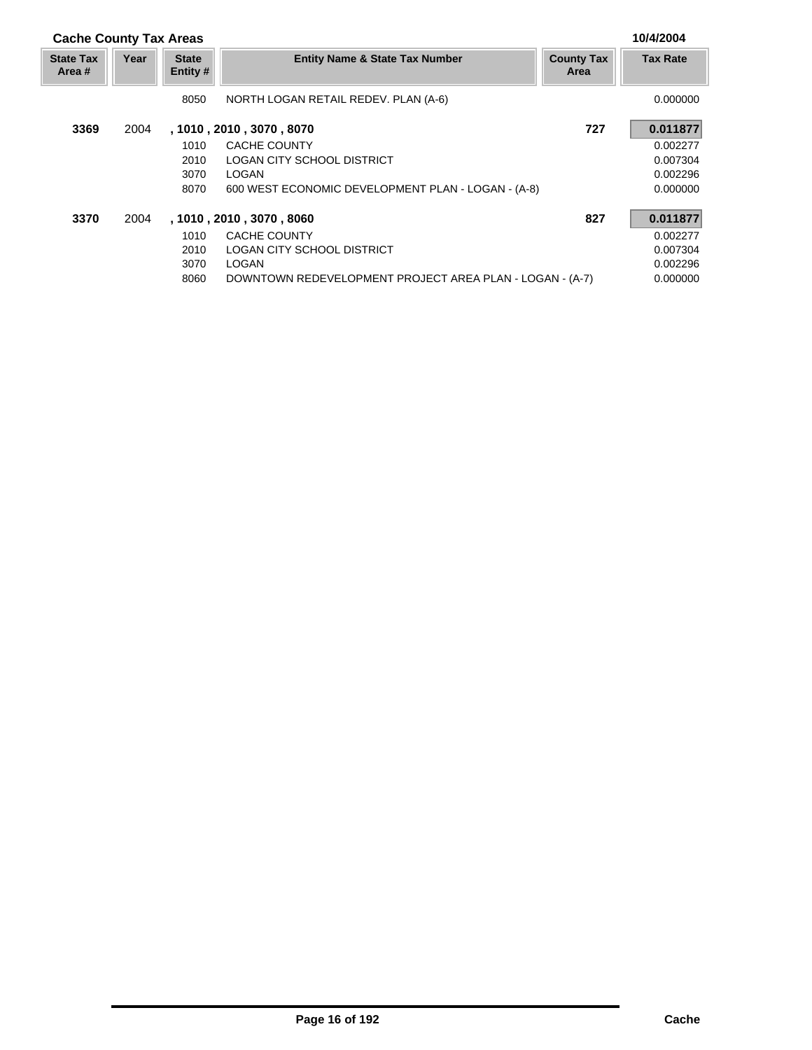## Cache County Tax Areas

10/4/2004

| State Tax Area # | Year | State Entity # | Entity Name & State Tax Number | County Tax Area | Tax Rate |
|---|---|---|---|---|---|
| | | 8050 | NORTH LOGAN RETAIL REDEV. PLAN (A-6) | | 0.000000 |
| **3369** | 2004 | | **, 1010 , 2010 , 3070 , 8070** | **727** | **0.011877** |
| | | 1010 | CACHE COUNTY | | 0.002277 |
| | | 2010 | LOGAN CITY SCHOOL DISTRICT | | 0.007304 |
| | | 3070 | LOGAN | | 0.002296 |
| | | 8070 | 600 WEST ECONOMIC DEVELOPMENT PLAN - LOGAN - (A-8) | | 0.000000 |
| **3370** | 2004 | | **, 1010 , 2010 , 3070 , 8060** | **827** | **0.011877** |
| | | 1010 | CACHE COUNTY | | 0.002277 |
| | | 2010 | LOGAN CITY SCHOOL DISTRICT | | 0.007304 |
| | | 3070 | LOGAN | | 0.002296 |
| | | 8060 | DOWNTOWN REDEVELOPMENT PROJECT AREA PLAN - LOGAN - (A-7) | | 0.000000 |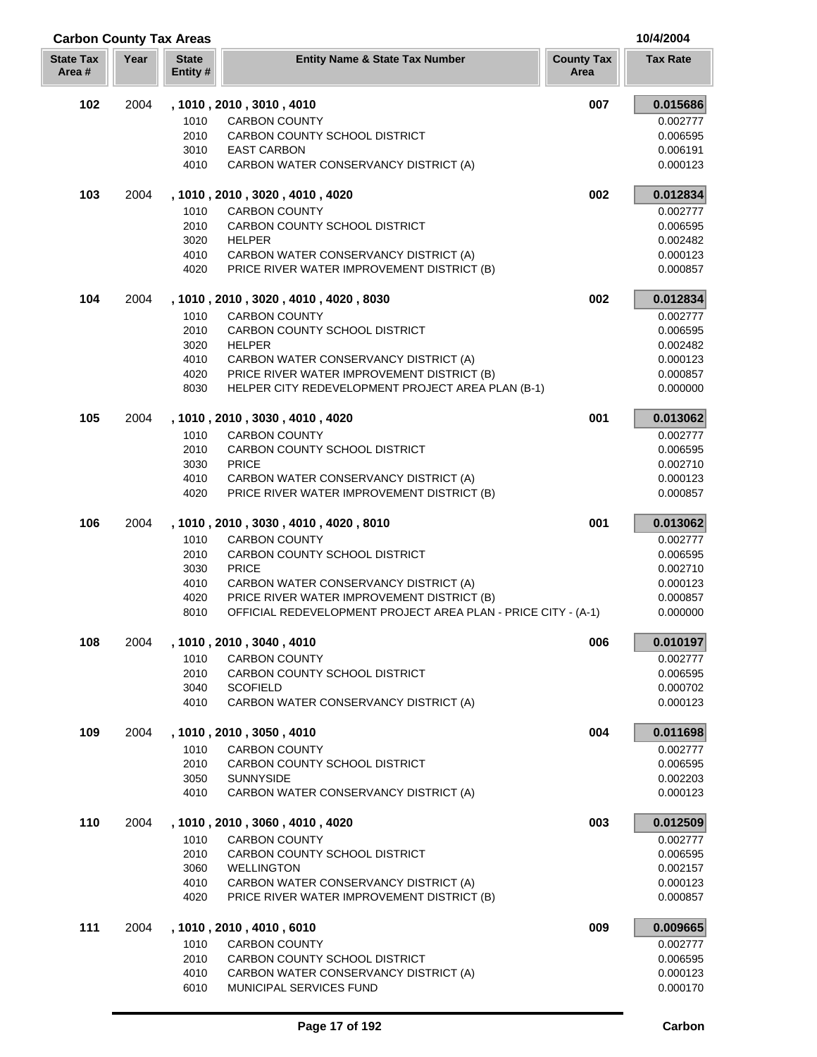## Carbon County Tax Areas

10/4/2004

| State Tax Area # | Year | State Entity # | Entity Name & State Tax Number | County Tax Area | Tax Rate |
|---|---|---|---|---|---|
| **102** | 2004 | **, 1010 , 2010 , 3010 , 4010** | | **007** | **0.015686** |
| | | 1010 | CARBON COUNTY | | 0.002777 |
| | | 2010 | CARBON COUNTY SCHOOL DISTRICT | | 0.006595 |
| | | 3010 | EAST CARBON | | 0.006191 |
| | | 4010 | CARBON WATER CONSERVANCY DISTRICT (A) | | 0.000123 |
| **103** | 2004 | **, 1010 , 2010 , 3020 , 4010 , 4020** | | **002** | **0.012834** |
| | | 1010 | CARBON COUNTY | | 0.002777 |
| | | 2010 | CARBON COUNTY SCHOOL DISTRICT | | 0.006595 |
| | | 3020 | HELPER | | 0.002482 |
| | | 4010 | CARBON WATER CONSERVANCY DISTRICT (A) | | 0.000123 |
| | | 4020 | PRICE RIVER WATER IMPROVEMENT DISTRICT (B) | | 0.000857 |
| **104** | 2004 | **, 1010 , 2010 , 3020 , 4010 , 4020 , 8030** | | **002** | **0.012834** |
| | | 1010 | CARBON COUNTY | | 0.002777 |
| | | 2010 | CARBON COUNTY SCHOOL DISTRICT | | 0.006595 |
| | | 3020 | HELPER | | 0.002482 |
| | | 4010 | CARBON WATER CONSERVANCY DISTRICT (A) | | 0.000123 |
| | | 4020 | PRICE RIVER WATER IMPROVEMENT DISTRICT (B) | | 0.000857 |
| | | 8030 | HELPER CITY REDEVELOPMENT PROJECT AREA PLAN (B-1) | | 0.000000 |
| **105** | 2004 | **, 1010 , 2010 , 3030 , 4010 , 4020** | | **001** | **0.013062** |
| | | 1010 | CARBON COUNTY | | 0.002777 |
| | | 2010 | CARBON COUNTY SCHOOL DISTRICT | | 0.006595 |
| | | 3030 | PRICE | | 0.002710 |
| | | 4010 | CARBON WATER CONSERVANCY DISTRICT (A) | | 0.000123 |
| | | 4020 | PRICE RIVER WATER IMPROVEMENT DISTRICT (B) | | 0.000857 |
| **106** | 2004 | **, 1010 , 2010 , 3030 , 4010 , 4020 , 8010** | | **001** | **0.013062** |
| | | 1010 | CARBON COUNTY | | 0.002777 |
| | | 2010 | CARBON COUNTY SCHOOL DISTRICT | | 0.006595 |
| | | 3030 | PRICE | | 0.002710 |
| | | 4010 | CARBON WATER CONSERVANCY DISTRICT (A) | | 0.000123 |
| | | 4020 | PRICE RIVER WATER IMPROVEMENT DISTRICT (B) | | 0.000857 |
| | | 8010 | OFFICIAL REDEVELOPMENT PROJECT AREA PLAN - PRICE CITY - (A-1) | | 0.000000 |
| **108** | 2004 | **, 1010 , 2010 , 3040 , 4010** | | **006** | **0.010197** |
| | | 1010 | CARBON COUNTY | | 0.002777 |
| | | 2010 | CARBON COUNTY SCHOOL DISTRICT | | 0.006595 |
| | | 3040 | SCOFIELD | | 0.000702 |
| | | 4010 | CARBON WATER CONSERVANCY DISTRICT (A) | | 0.000123 |
| **109** | 2004 | **, 1010 , 2010 , 3050 , 4010** | | **004** | **0.011698** |
| | | 1010 | CARBON COUNTY | | 0.002777 |
| | | 2010 | CARBON COUNTY SCHOOL DISTRICT | | 0.006595 |
| | | 3050 | SUNNYSIDE | | 0.002203 |
| | | 4010 | CARBON WATER CONSERVANCY DISTRICT (A) | | 0.000123 |
| **110** | 2004 | **, 1010 , 2010 , 3060 , 4010 , 4020** | | **003** | **0.012509** |
| | | 1010 | CARBON COUNTY | | 0.002777 |
| | | 2010 | CARBON COUNTY SCHOOL DISTRICT | | 0.006595 |
| | | 3060 | WELLINGTON | | 0.002157 |
| | | 4010 | CARBON WATER CONSERVANCY DISTRICT (A) | | 0.000123 |
| | | 4020 | PRICE RIVER WATER IMPROVEMENT DISTRICT (B) | | 0.000857 |
| **111** | 2004 | **, 1010 , 2010 , 4010 , 6010** | | **009** | **0.009665** |
| | | 1010 | CARBON COUNTY | | 0.002777 |
| | | 2010 | CARBON COUNTY SCHOOL DISTRICT | | 0.006595 |
| | | 4010 | CARBON WATER CONSERVANCY DISTRICT (A) | | 0.000123 |
| | | 6010 | MUNICIPAL SERVICES FUND | | 0.000170 |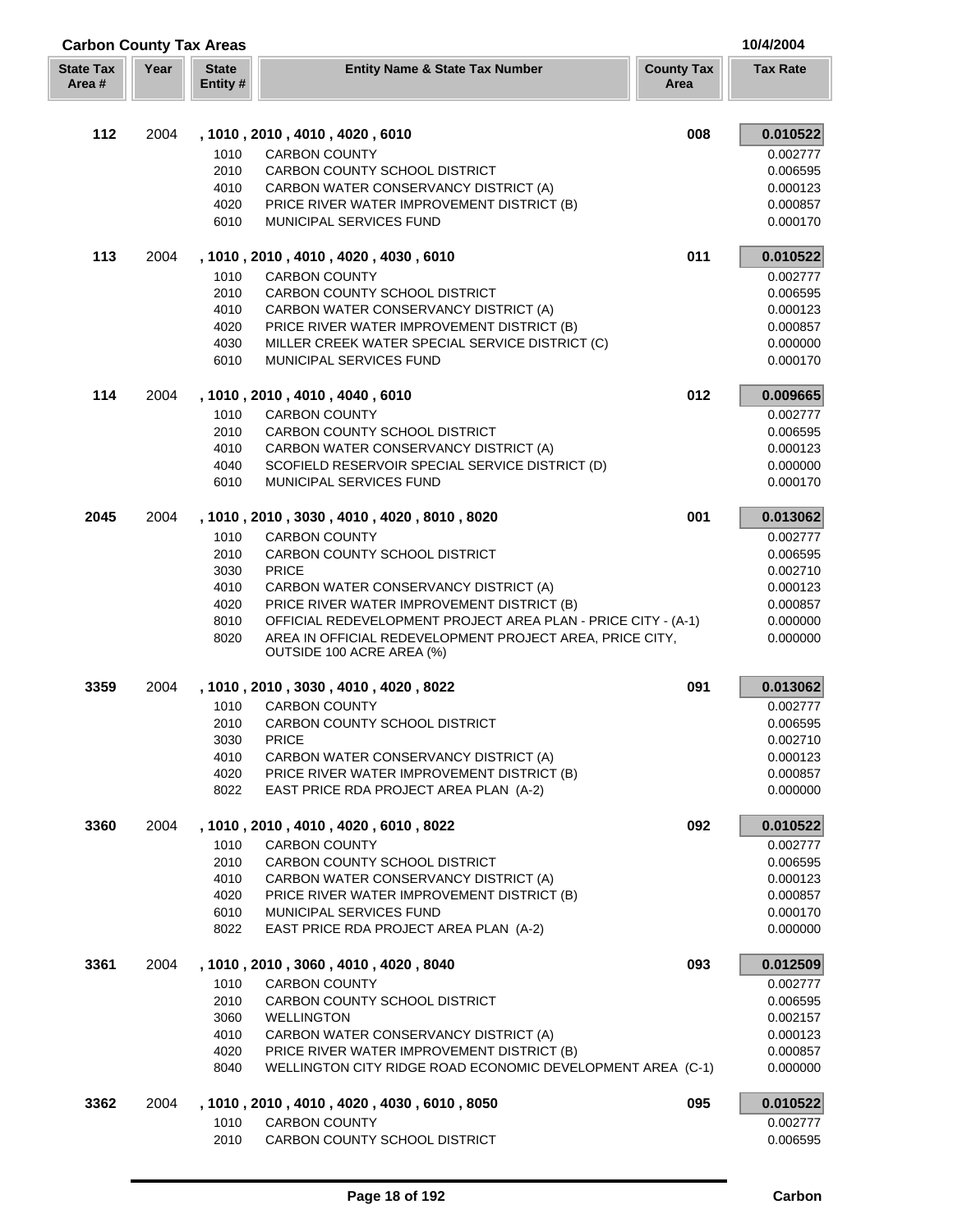## Carbon County Tax Areas

10/4/2004

| State Tax Area # | Year | State Entity # | Entity Name & State Tax Number | County Tax Area | Tax Rate |
|---|---|---|---|---|---|
| **112** | 2004 | | **, 1010 , 2010 , 4010 , 4020 , 6010** | **008** | **0.010522** |
| | | 1010 | CARBON COUNTY | | 0.002777 |
| | | 2010 | CARBON COUNTY SCHOOL DISTRICT | | 0.006595 |
| | | 4010 | CARBON WATER CONSERVANCY DISTRICT (A) | | 0.000123 |
| | | 4020 | PRICE RIVER WATER IMPROVEMENT DISTRICT (B) | | 0.000857 |
| | | 6010 | MUNICIPAL SERVICES FUND | | 0.000170 |
| **113** | 2004 | | **, 1010 , 2010 , 4010 , 4020 , 4030 , 6010** | **011** | **0.010522** |
| | | 1010 | CARBON COUNTY | | 0.002777 |
| | | 2010 | CARBON COUNTY SCHOOL DISTRICT | | 0.006595 |
| | | 4010 | CARBON WATER CONSERVANCY DISTRICT (A) | | 0.000123 |
| | | 4020 | PRICE RIVER WATER IMPROVEMENT DISTRICT (B) | | 0.000857 |
| | | 4030 | MILLER CREEK WATER SPECIAL SERVICE DISTRICT (C) | | 0.000000 |
| | | 6010 | MUNICIPAL SERVICES FUND | | 0.000170 |
| **114** | 2004 | | **, 1010 , 2010 , 4010 , 4040 , 6010** | **012** | **0.009665** |
| | | 1010 | CARBON COUNTY | | 0.002777 |
| | | 2010 | CARBON COUNTY SCHOOL DISTRICT | | 0.006595 |
| | | 4010 | CARBON WATER CONSERVANCY DISTRICT (A) | | 0.000123 |
| | | 4040 | SCOFIELD RESERVOIR SPECIAL SERVICE DISTRICT (D) | | 0.000000 |
| | | 6010 | MUNICIPAL SERVICES FUND | | 0.000170 |
| **2045** | 2004 | | **, 1010 , 2010 , 3030 , 4010 , 4020 , 8010 , 8020** | **001** | **0.013062** |
| | | 1010 | CARBON COUNTY | | 0.002777 |
| | | 2010 | CARBON COUNTY SCHOOL DISTRICT | | 0.006595 |
| | | 3030 | PRICE | | 0.002710 |
| | | 4010 | CARBON WATER CONSERVANCY DISTRICT (A) | | 0.000123 |
| | | 4020 | PRICE RIVER WATER IMPROVEMENT DISTRICT (B) | | 0.000857 |
| | | 8010 | OFFICIAL REDEVELOPMENT PROJECT AREA PLAN - PRICE CITY - (A-1) | | 0.000000 |
| | | 8020 | AREA IN OFFICIAL REDEVELOPMENT PROJECT AREA, PRICE CITY, OUTSIDE 100 ACRE AREA (%) | | 0.000000 |
| **3359** | 2004 | | **, 1010 , 2010 , 3030 , 4010 , 4020 , 8022** | **091** | **0.013062** |
| | | 1010 | CARBON COUNTY | | 0.002777 |
| | | 2010 | CARBON COUNTY SCHOOL DISTRICT | | 0.006595 |
| | | 3030 | PRICE | | 0.002710 |
| | | 4010 | CARBON WATER CONSERVANCY DISTRICT (A) | | 0.000123 |
| | | 4020 | PRICE RIVER WATER IMPROVEMENT DISTRICT (B) | | 0.000857 |
| | | 8022 | EAST PRICE RDA PROJECT AREA PLAN (A-2) | | 0.000000 |
| **3360** | 2004 | | **, 1010 , 2010 , 4010 , 4020 , 6010 , 8022** | **092** | **0.010522** |
| | | 1010 | CARBON COUNTY | | 0.002777 |
| | | 2010 | CARBON COUNTY SCHOOL DISTRICT | | 0.006595 |
| | | 4010 | CARBON WATER CONSERVANCY DISTRICT (A) | | 0.000123 |
| | | 4020 | PRICE RIVER WATER IMPROVEMENT DISTRICT (B) | | 0.000857 |
| | | 6010 | MUNICIPAL SERVICES FUND | | 0.000170 |
| | | 8022 | EAST PRICE RDA PROJECT AREA PLAN (A-2) | | 0.000000 |
| **3361** | 2004 | | **, 1010 , 2010 , 3060 , 4010 , 4020 , 8040** | **093** | **0.012509** |
| | | 1010 | CARBON COUNTY | | 0.002777 |
| | | 2010 | CARBON COUNTY SCHOOL DISTRICT | | 0.006595 |
| | | 3060 | WELLINGTON | | 0.002157 |
| | | 4010 | CARBON WATER CONSERVANCY DISTRICT (A) | | 0.000123 |
| | | 4020 | PRICE RIVER WATER IMPROVEMENT DISTRICT (B) | | 0.000857 |
| | | 8040 | WELLINGTON CITY RIDGE ROAD ECONOMIC DEVELOPMENT AREA (C-1) | | 0.000000 |
| **3362** | 2004 | | **, 1010 , 2010 , 4010 , 4020 , 4030 , 6010 , 8050** | **095** | **0.010522** |
| | | 1010 | CARBON COUNTY | | 0.002777 |
| | | 2010 | CARBON COUNTY SCHOOL DISTRICT | | 0.006595 |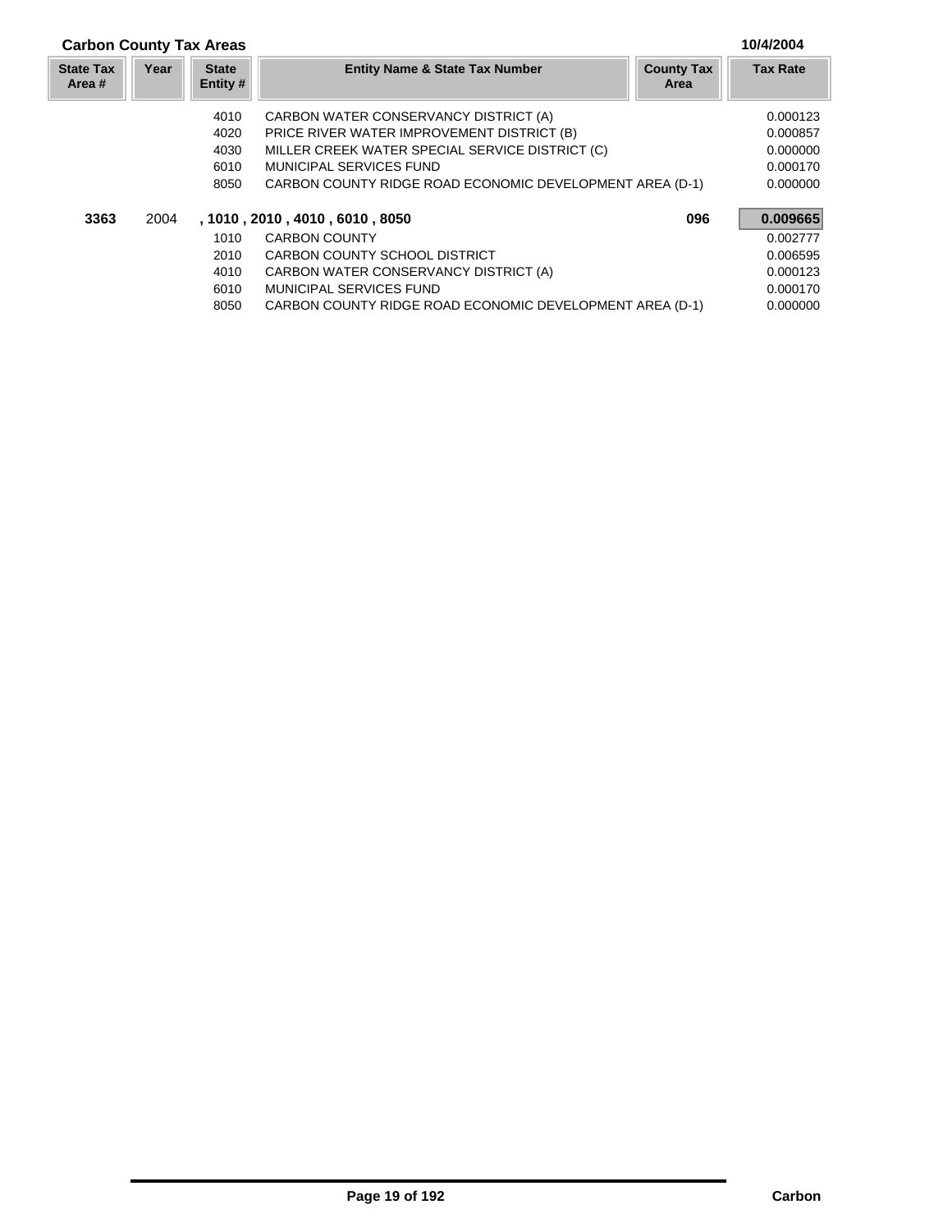## Carbon County Tax Areas

10/4/2004

| State Tax Area # | Year | State Entity # | Entity Name & State Tax Number | County Tax Area | Tax Rate |
|---|---|---|---|---|---|
| | | 4010 | CARBON WATER CONSERVANCY DISTRICT (A) | | 0.000123 |
| | | 4020 | PRICE RIVER WATER IMPROVEMENT DISTRICT (B) | | 0.000857 |
| | | 4030 | MILLER CREEK WATER SPECIAL SERVICE DISTRICT (C) | | 0.000000 |
| | | 6010 | MUNICIPAL SERVICES FUND | | 0.000170 |
| | | 8050 | CARBON COUNTY RIDGE ROAD ECONOMIC DEVELOPMENT AREA (D-1) | | 0.000000 |
| **3363** | 2004 | **, 1010 , 2010 , 4010 , 6010 , 8050** | | **096** | **0.009665** |
| | | 1010 | CARBON COUNTY | | 0.002777 |
| | | 2010 | CARBON COUNTY SCHOOL DISTRICT | | 0.006595 |
| | | 4010 | CARBON WATER CONSERVANCY DISTRICT (A) | | 0.000123 |
| | | 6010 | MUNICIPAL SERVICES FUND | | 0.000170 |
| | | 8050 | CARBON COUNTY RIDGE ROAD ECONOMIC DEVELOPMENT AREA (D-1) | | 0.000000 |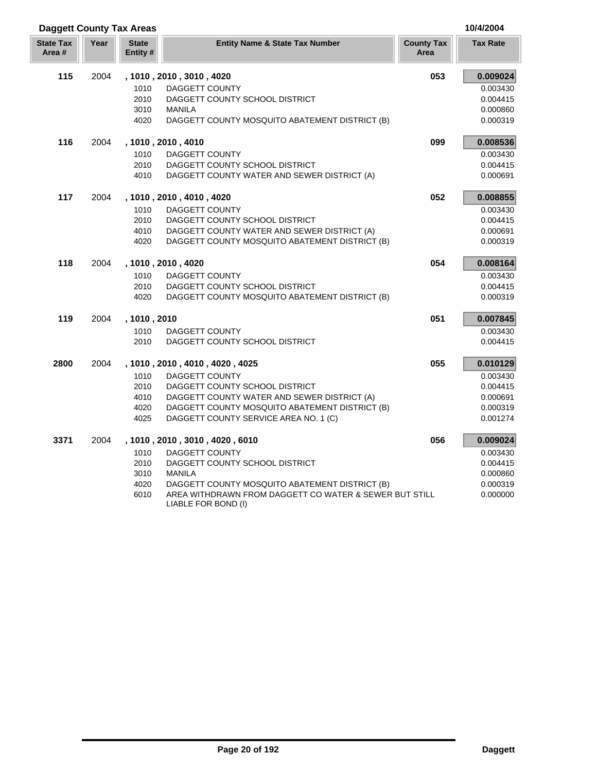# Daggett County Tax Areas

10/4/2004

| State Tax Area # | Year | State Entity # | Entity Name & State Tax Number | County Tax Area | Tax Rate |
|---|---|---|---|---|---|
| **115** | 2004 | **, 1010 , 2010 , 3010 , 4020** | | **053** | **0.009024** |
| | | 1010 | DAGGETT COUNTY | | 0.003430 |
| | | 2010 | DAGGETT COUNTY SCHOOL DISTRICT | | 0.004415 |
| | | 3010 | MANILA | | 0.000860 |
| | | 4020 | DAGGETT COUNTY MOSQUITO ABATEMENT DISTRICT (B) | | 0.000319 |
| **116** | 2004 | **, 1010 , 2010 , 4010** | | **099** | **0.008536** |
| | | 1010 | DAGGETT COUNTY | | 0.003430 |
| | | 2010 | DAGGETT COUNTY SCHOOL DISTRICT | | 0.004415 |
| | | 4010 | DAGGETT COUNTY WATER AND SEWER DISTRICT (A) | | 0.000691 |
| **117** | 2004 | **, 1010 , 2010 , 4010 , 4020** | | **052** | **0.008855** |
| | | 1010 | DAGGETT COUNTY | | 0.003430 |
| | | 2010 | DAGGETT COUNTY SCHOOL DISTRICT | | 0.004415 |
| | | 4010 | DAGGETT COUNTY WATER AND SEWER DISTRICT (A) | | 0.000691 |
| | | 4020 | DAGGETT COUNTY MOSQUITO ABATEMENT DISTRICT (B) | | 0.000319 |
| **118** | 2004 | **, 1010 , 2010 , 4020** | | **054** | **0.008164** |
| | | 1010 | DAGGETT COUNTY | | 0.003430 |
| | | 2010 | DAGGETT COUNTY SCHOOL DISTRICT | | 0.004415 |
| | | 4020 | DAGGETT COUNTY MOSQUITO ABATEMENT DISTRICT (B) | | 0.000319 |
| **119** | 2004 | **, 1010 , 2010** | | **051** | **0.007845** |
| | | 1010 | DAGGETT COUNTY | | 0.003430 |
| | | 2010 | DAGGETT COUNTY SCHOOL DISTRICT | | 0.004415 |
| **2800** | 2004 | **, 1010 , 2010 , 4010 , 4020 , 4025** | | **055** | **0.010129** |
| | | 1010 | DAGGETT COUNTY | | 0.003430 |
| | | 2010 | DAGGETT COUNTY SCHOOL DISTRICT | | 0.004415 |
| | | 4010 | DAGGETT COUNTY WATER AND SEWER DISTRICT (A) | | 0.000691 |
| | | 4020 | DAGGETT COUNTY MOSQUITO ABATEMENT DISTRICT (B) | | 0.000319 |
| | | 4025 | DAGGETT COUNTY SERVICE AREA NO. 1 (C) | | 0.001274 |
| **3371** | 2004 | **, 1010 , 2010 , 3010 , 4020 , 6010** | | **056** | **0.009024** |
| | | 1010 | DAGGETT COUNTY | | 0.003430 |
| | | 2010 | DAGGETT COUNTY SCHOOL DISTRICT | | 0.004415 |
| | | 3010 | MANILA | | 0.000860 |
| | | 4020 | DAGGETT COUNTY MOSQUITO ABATEMENT DISTRICT (B) | | 0.000319 |
| | | 6010 | AREA WITHDRAWN FROM DAGGETT CO WATER & SEWER BUT STILL LIABLE FOR BOND (I) | | 0.000000 |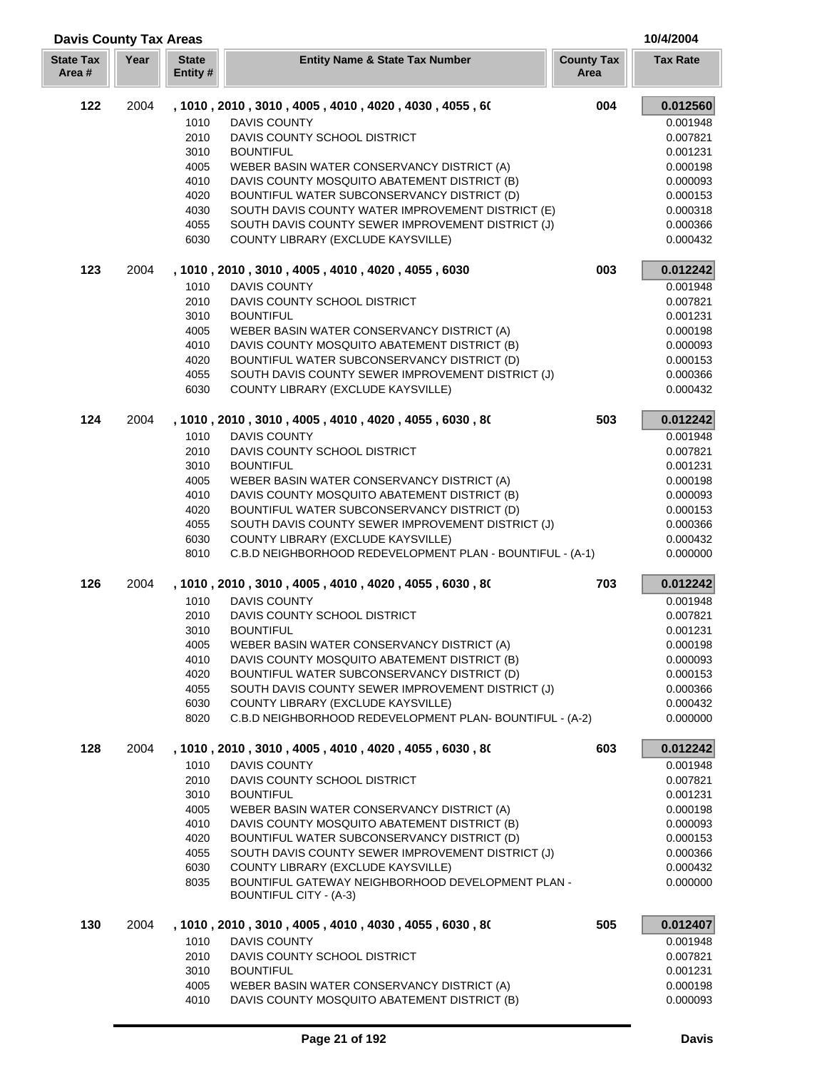## Davis County Tax Areas

10/4/2004

| State Tax Area # | Year | State Entity # | Entity Name & State Tax Number | County Tax Area | Tax Rate |
|---|---|---|---|---|---|
| **122** | 2004 | | **, 1010 , 2010 , 3010 , 4005 , 4010 , 4020 , 4030 , 4055 , 6(** | **004** | **0.012560** |
| | | 1010 | DAVIS COUNTY | | 0.001948 |
| | | 2010 | DAVIS COUNTY SCHOOL DISTRICT | | 0.007821 |
| | | 3010 | BOUNTIFUL | | 0.001231 |
| | | 4005 | WEBER BASIN WATER CONSERVANCY DISTRICT (A) | | 0.000198 |
| | | 4010 | DAVIS COUNTY MOSQUITO ABATEMENT DISTRICT (B) | | 0.000093 |
| | | 4020 | BOUNTIFUL WATER SUBCONSERVANCY DISTRICT (D) | | 0.000153 |
| | | 4030 | SOUTH DAVIS COUNTY WATER IMPROVEMENT DISTRICT (E) | | 0.000318 |
| | | 4055 | SOUTH DAVIS COUNTY SEWER IMPROVEMENT DISTRICT (J) | | 0.000366 |
| | | 6030 | COUNTY LIBRARY (EXCLUDE KAYSVILLE) | | 0.000432 |
| **123** | 2004 | | **, 1010 , 2010 , 3010 , 4005 , 4010 , 4020 , 4055 , 6030** | **003** | **0.012242** |
| | | 1010 | DAVIS COUNTY | | 0.001948 |
| | | 2010 | DAVIS COUNTY SCHOOL DISTRICT | | 0.007821 |
| | | 3010 | BOUNTIFUL | | 0.001231 |
| | | 4005 | WEBER BASIN WATER CONSERVANCY DISTRICT (A) | | 0.000198 |
| | | 4010 | DAVIS COUNTY MOSQUITO ABATEMENT DISTRICT (B) | | 0.000093 |
| | | 4020 | BOUNTIFUL WATER SUBCONSERVANCY DISTRICT (D) | | 0.000153 |
| | | 4055 | SOUTH DAVIS COUNTY SEWER IMPROVEMENT DISTRICT (J) | | 0.000366 |
| | | 6030 | COUNTY LIBRARY (EXCLUDE KAYSVILLE) | | 0.000432 |
| **124** | 2004 | | **, 1010 , 2010 , 3010 , 4005 , 4010 , 4020 , 4055 , 6030 , 8(** | **503** | **0.012242** |
| | | 1010 | DAVIS COUNTY | | 0.001948 |
| | | 2010 | DAVIS COUNTY SCHOOL DISTRICT | | 0.007821 |
| | | 3010 | BOUNTIFUL | | 0.001231 |
| | | 4005 | WEBER BASIN WATER CONSERVANCY DISTRICT (A) | | 0.000198 |
| | | 4010 | DAVIS COUNTY MOSQUITO ABATEMENT DISTRICT (B) | | 0.000093 |
| | | 4020 | BOUNTIFUL WATER SUBCONSERVANCY DISTRICT (D) | | 0.000153 |
| | | 4055 | SOUTH DAVIS COUNTY SEWER IMPROVEMENT DISTRICT (J) | | 0.000366 |
| | | 6030 | COUNTY LIBRARY (EXCLUDE KAYSVILLE) | | 0.000432 |
| | | 8010 | C.B.D NEIGHBORHOOD REDEVELOPMENT PLAN - BOUNTIFUL - (A-1) | | 0.000000 |
| **126** | 2004 | | **, 1010 , 2010 , 3010 , 4005 , 4010 , 4020 , 4055 , 6030 , 8(** | **703** | **0.012242** |
| | | 1010 | DAVIS COUNTY | | 0.001948 |
| | | 2010 | DAVIS COUNTY SCHOOL DISTRICT | | 0.007821 |
| | | 3010 | BOUNTIFUL | | 0.001231 |
| | | 4005 | WEBER BASIN WATER CONSERVANCY DISTRICT (A) | | 0.000198 |
| | | 4010 | DAVIS COUNTY MOSQUITO ABATEMENT DISTRICT (B) | | 0.000093 |
| | | 4020 | BOUNTIFUL WATER SUBCONSERVANCY DISTRICT (D) | | 0.000153 |
| | | 4055 | SOUTH DAVIS COUNTY SEWER IMPROVEMENT DISTRICT (J) | | 0.000366 |
| | | 6030 | COUNTY LIBRARY (EXCLUDE KAYSVILLE) | | 0.000432 |
| | | 8020 | C.B.D NEIGHBORHOOD REDEVELOPMENT PLAN- BOUNTIFUL - (A-2) | | 0.000000 |
| **128** | 2004 | | **, 1010 , 2010 , 3010 , 4005 , 4010 , 4020 , 4055 , 6030 , 8(** | **603** | **0.012242** |
| | | 1010 | DAVIS COUNTY | | 0.001948 |
| | | 2010 | DAVIS COUNTY SCHOOL DISTRICT | | 0.007821 |
| | | 3010 | BOUNTIFUL | | 0.001231 |
| | | 4005 | WEBER BASIN WATER CONSERVANCY DISTRICT (A) | | 0.000198 |
| | | 4010 | DAVIS COUNTY MOSQUITO ABATEMENT DISTRICT (B) | | 0.000093 |
| | | 4020 | BOUNTIFUL WATER SUBCONSERVANCY DISTRICT (D) | | 0.000153 |
| | | 4055 | SOUTH DAVIS COUNTY SEWER IMPROVEMENT DISTRICT (J) | | 0.000366 |
| | | 6030 | COUNTY LIBRARY (EXCLUDE KAYSVILLE) | | 0.000432 |
| | | 8035 | BOUNTIFUL GATEWAY NEIGHBORHOOD DEVELOPMENT PLAN - BOUNTIFUL CITY - (A-3) | | 0.000000 |
| **130** | 2004 | | **, 1010 , 2010 , 3010 , 4005 , 4010 , 4030 , 4055 , 6030 , 8(** | **505** | **0.012407** |
| | | 1010 | DAVIS COUNTY | | 0.001948 |
| | | 2010 | DAVIS COUNTY SCHOOL DISTRICT | | 0.007821 |
| | | 3010 | BOUNTIFUL | | 0.001231 |
| | | 4005 | WEBER BASIN WATER CONSERVANCY DISTRICT (A) | | 0.000198 |
| | | 4010 | DAVIS COUNTY MOSQUITO ABATEMENT DISTRICT (B) | | 0.000093 |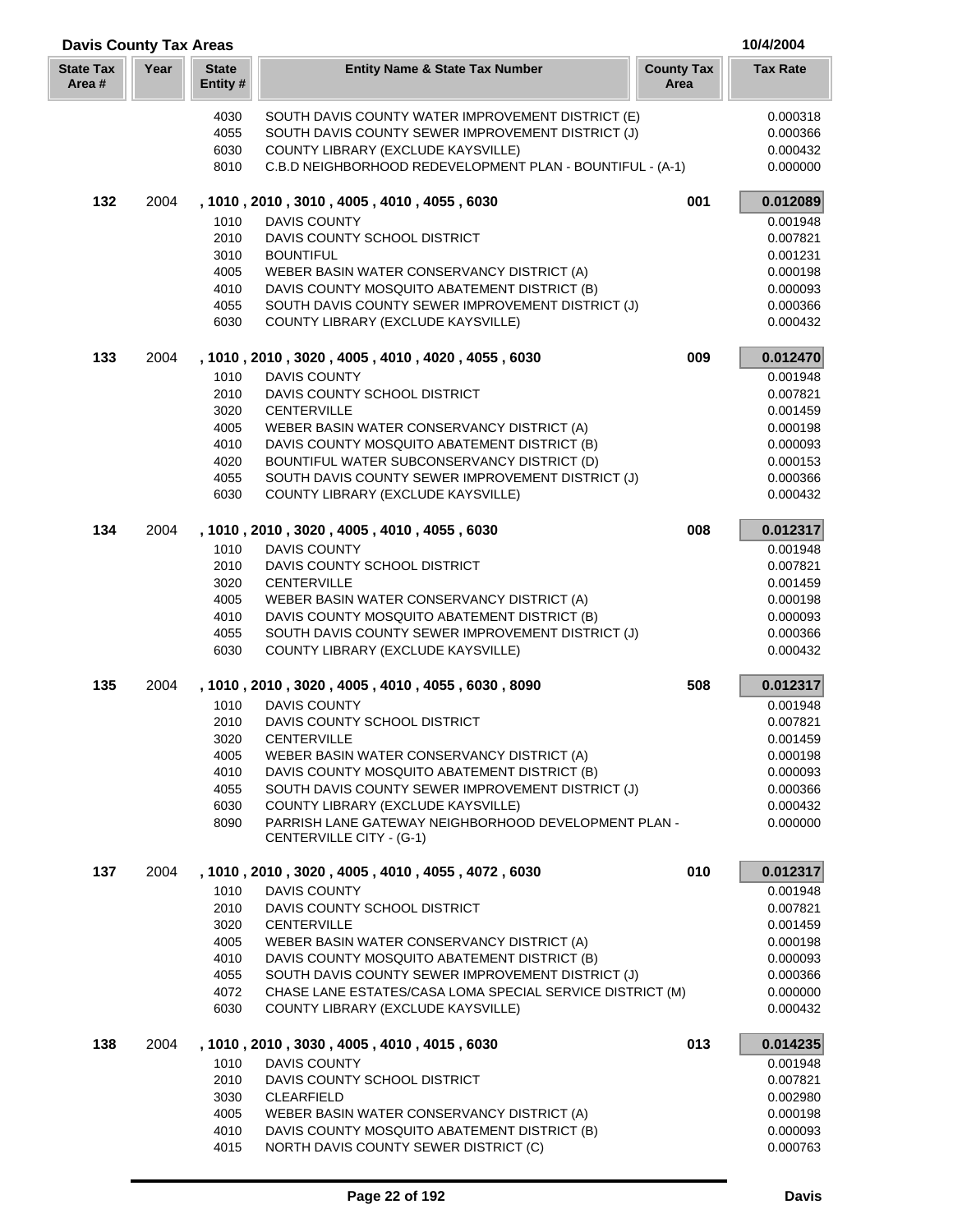## Davis County Tax Areas

10/4/2004

| State Tax Area # | Year | State Entity # | Entity Name & State Tax Number | County Tax Area | Tax Rate |
|---|---|---|---|---|---|
| | | 4030 | SOUTH DAVIS COUNTY WATER IMPROVEMENT DISTRICT (E) | | 0.000318 |
| | | 4055 | SOUTH DAVIS COUNTY SEWER IMPROVEMENT DISTRICT (J) | | 0.000366 |
| | | 6030 | COUNTY LIBRARY (EXCLUDE KAYSVILLE) | | 0.000432 |
| | | 8010 | C.B.D NEIGHBORHOOD REDEVELOPMENT PLAN - BOUNTIFUL - (A-1) | | 0.000000 |
| **132** | 2004 | | **, 1010 , 2010 , 3010 , 4005 , 4010 , 4055 , 6030** | **001** | **0.012089** |
| | | 1010 | DAVIS COUNTY | | 0.001948 |
| | | 2010 | DAVIS COUNTY SCHOOL DISTRICT | | 0.007821 |
| | | 3010 | BOUNTIFUL | | 0.001231 |
| | | 4005 | WEBER BASIN WATER CONSERVANCY DISTRICT (A) | | 0.000198 |
| | | 4010 | DAVIS COUNTY MOSQUITO ABATEMENT DISTRICT (B) | | 0.000093 |
| | | 4055 | SOUTH DAVIS COUNTY SEWER IMPROVEMENT DISTRICT (J) | | 0.000366 |
| | | 6030 | COUNTY LIBRARY (EXCLUDE KAYSVILLE) | | 0.000432 |
| **133** | 2004 | | **, 1010 , 2010 , 3020 , 4005 , 4010 , 4020 , 4055 , 6030** | **009** | **0.012470** |
| | | 1010 | DAVIS COUNTY | | 0.001948 |
| | | 2010 | DAVIS COUNTY SCHOOL DISTRICT | | 0.007821 |
| | | 3020 | CENTERVILLE | | 0.001459 |
| | | 4005 | WEBER BASIN WATER CONSERVANCY DISTRICT (A) | | 0.000198 |
| | | 4010 | DAVIS COUNTY MOSQUITO ABATEMENT DISTRICT (B) | | 0.000093 |
| | | 4020 | BOUNTIFUL WATER SUBCONSERVANCY DISTRICT (D) | | 0.000153 |
| | | 4055 | SOUTH DAVIS COUNTY SEWER IMPROVEMENT DISTRICT (J) | | 0.000366 |
| | | 6030 | COUNTY LIBRARY (EXCLUDE KAYSVILLE) | | 0.000432 |
| **134** | 2004 | | **, 1010 , 2010 , 3020 , 4005 , 4010 , 4055 , 6030** | **008** | **0.012317** |
| | | 1010 | DAVIS COUNTY | | 0.001948 |
| | | 2010 | DAVIS COUNTY SCHOOL DISTRICT | | 0.007821 |
| | | 3020 | CENTERVILLE | | 0.001459 |
| | | 4005 | WEBER BASIN WATER CONSERVANCY DISTRICT (A) | | 0.000198 |
| | | 4010 | DAVIS COUNTY MOSQUITO ABATEMENT DISTRICT (B) | | 0.000093 |
| | | 4055 | SOUTH DAVIS COUNTY SEWER IMPROVEMENT DISTRICT (J) | | 0.000366 |
| | | 6030 | COUNTY LIBRARY (EXCLUDE KAYSVILLE) | | 0.000432 |
| **135** | 2004 | | **, 1010 , 2010 , 3020 , 4005 , 4010 , 4055 , 6030 , 8090** | **508** | **0.012317** |
| | | 1010 | DAVIS COUNTY | | 0.001948 |
| | | 2010 | DAVIS COUNTY SCHOOL DISTRICT | | 0.007821 |
| | | 3020 | CENTERVILLE | | 0.001459 |
| | | 4005 | WEBER BASIN WATER CONSERVANCY DISTRICT (A) | | 0.000198 |
| | | 4010 | DAVIS COUNTY MOSQUITO ABATEMENT DISTRICT (B) | | 0.000093 |
| | | 4055 | SOUTH DAVIS COUNTY SEWER IMPROVEMENT DISTRICT (J) | | 0.000366 |
| | | 6030 | COUNTY LIBRARY (EXCLUDE KAYSVILLE) | | 0.000432 |
| | | 8090 | PARRISH LANE GATEWAY NEIGHBORHOOD DEVELOPMENT PLAN - CENTERVILLE CITY - (G-1) | | 0.000000 |
| **137** | 2004 | | **, 1010 , 2010 , 3020 , 4005 , 4010 , 4055 , 4072 , 6030** | **010** | **0.012317** |
| | | 1010 | DAVIS COUNTY | | 0.001948 |
| | | 2010 | DAVIS COUNTY SCHOOL DISTRICT | | 0.007821 |
| | | 3020 | CENTERVILLE | | 0.001459 |
| | | 4005 | WEBER BASIN WATER CONSERVANCY DISTRICT (A) | | 0.000198 |
| | | 4010 | DAVIS COUNTY MOSQUITO ABATEMENT DISTRICT (B) | | 0.000093 |
| | | 4055 | SOUTH DAVIS COUNTY SEWER IMPROVEMENT DISTRICT (J) | | 0.000366 |
| | | 4072 | CHASE LANE ESTATES/CASA LOMA SPECIAL SERVICE DISTRICT (M) | | 0.000000 |
| | | 6030 | COUNTY LIBRARY (EXCLUDE KAYSVILLE) | | 0.000432 |
| **138** | 2004 | | **, 1010 , 2010 , 3030 , 4005 , 4010 , 4015 , 6030** | **013** | **0.014235** |
| | | 1010 | DAVIS COUNTY | | 0.001948 |
| | | 2010 | DAVIS COUNTY SCHOOL DISTRICT | | 0.007821 |
| | | 3030 | CLEARFIELD | | 0.002980 |
| | | 4005 | WEBER BASIN WATER CONSERVANCY DISTRICT (A) | | 0.000198 |
| | | 4010 | DAVIS COUNTY MOSQUITO ABATEMENT DISTRICT (B) | | 0.000093 |
| | | 4015 | NORTH DAVIS COUNTY SEWER DISTRICT (C) | | 0.000763 |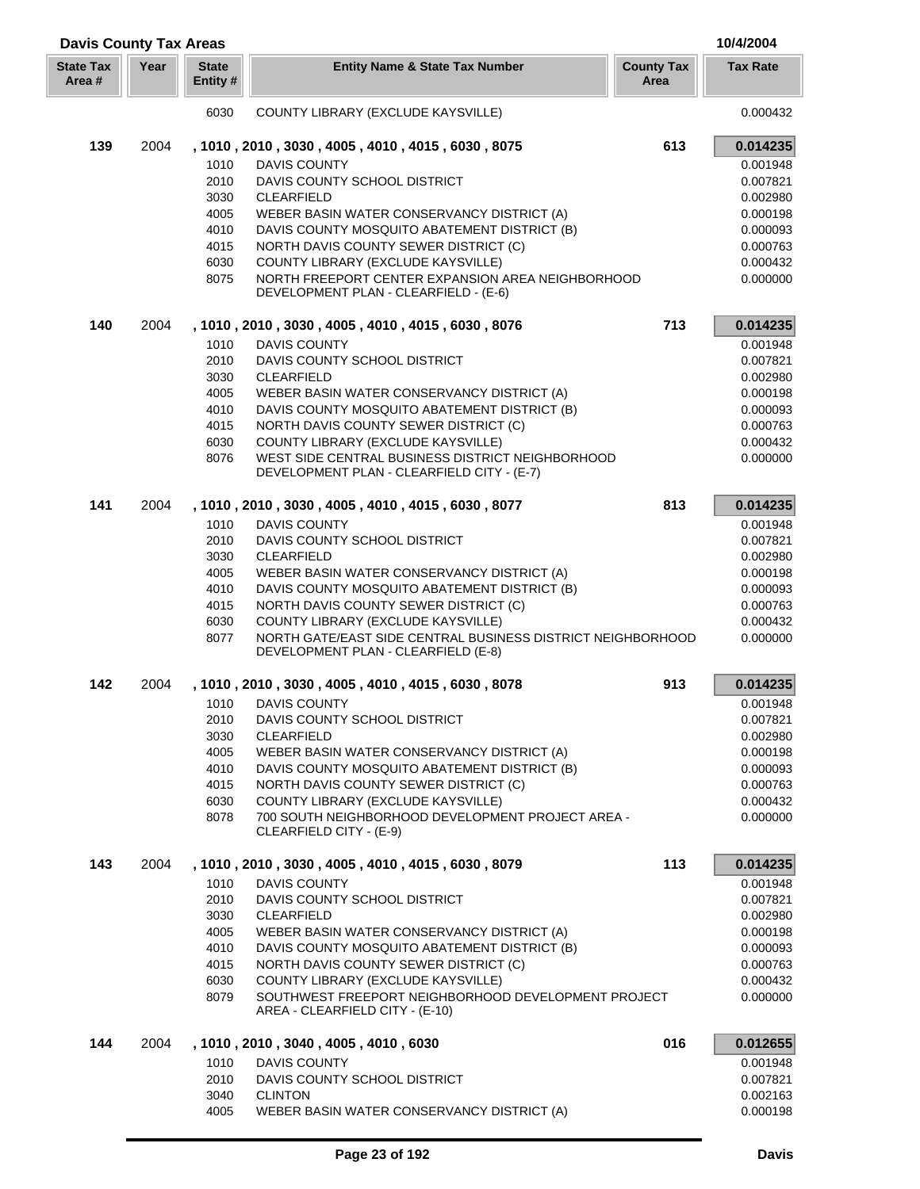## Davis County Tax Areas

10/4/2004

| State Tax Area # | Year | State Entity # | Entity Name & State Tax Number | County Tax Area | Tax Rate |
|---|---|---|---|---|---|
| | | 6030 | COUNTY LIBRARY (EXCLUDE KAYSVILLE) | | 0.000432 |
| **139** | 2004 | | **, 1010 , 2010 , 3030 , 4005 , 4010 , 4015 , 6030 , 8075** | **613** | **0.014235** |
| | | 1010 | DAVIS COUNTY | | 0.001948 |
| | | 2010 | DAVIS COUNTY SCHOOL DISTRICT | | 0.007821 |
| | | 3030 | CLEARFIELD | | 0.002980 |
| | | 4005 | WEBER BASIN WATER CONSERVANCY DISTRICT (A) | | 0.000198 |
| | | 4010 | DAVIS COUNTY MOSQUITO ABATEMENT DISTRICT (B) | | 0.000093 |
| | | 4015 | NORTH DAVIS COUNTY SEWER DISTRICT (C) | | 0.000763 |
| | | 6030 | COUNTY LIBRARY (EXCLUDE KAYSVILLE) | | 0.000432 |
| | | 8075 | NORTH FREEPORT CENTER EXPANSION AREA NEIGHBORHOOD DEVELOPMENT PLAN - CLEARFIELD - (E-6) | | 0.000000 |
| **140** | 2004 | | **, 1010 , 2010 , 3030 , 4005 , 4010 , 4015 , 6030 , 8076** | **713** | **0.014235** |
| | | 1010 | DAVIS COUNTY | | 0.001948 |
| | | 2010 | DAVIS COUNTY SCHOOL DISTRICT | | 0.007821 |
| | | 3030 | CLEARFIELD | | 0.002980 |
| | | 4005 | WEBER BASIN WATER CONSERVANCY DISTRICT (A) | | 0.000198 |
| | | 4010 | DAVIS COUNTY MOSQUITO ABATEMENT DISTRICT (B) | | 0.000093 |
| | | 4015 | NORTH DAVIS COUNTY SEWER DISTRICT (C) | | 0.000763 |
| | | 6030 | COUNTY LIBRARY (EXCLUDE KAYSVILLE) | | 0.000432 |
| | | 8076 | WEST SIDE CENTRAL BUSINESS DISTRICT NEIGHBORHOOD DEVELOPMENT PLAN - CLEARFIELD CITY - (E-7) | | 0.000000 |
| **141** | 2004 | | **, 1010 , 2010 , 3030 , 4005 , 4010 , 4015 , 6030 , 8077** | **813** | **0.014235** |
| | | 1010 | DAVIS COUNTY | | 0.001948 |
| | | 2010 | DAVIS COUNTY SCHOOL DISTRICT | | 0.007821 |
| | | 3030 | CLEARFIELD | | 0.002980 |
| | | 4005 | WEBER BASIN WATER CONSERVANCY DISTRICT (A) | | 0.000198 |
| | | 4010 | DAVIS COUNTY MOSQUITO ABATEMENT DISTRICT (B) | | 0.000093 |
| | | 4015 | NORTH DAVIS COUNTY SEWER DISTRICT (C) | | 0.000763 |
| | | 6030 | COUNTY LIBRARY (EXCLUDE KAYSVILLE) | | 0.000432 |
| | | 8077 | NORTH GATE/EAST SIDE CENTRAL BUSINESS DISTRICT NEIGHBORHOOD DEVELOPMENT PLAN - CLEARFIELD (E-8) | | 0.000000 |
| **142** | 2004 | | **, 1010 , 2010 , 3030 , 4005 , 4010 , 4015 , 6030 , 8078** | **913** | **0.014235** |
| | | 1010 | DAVIS COUNTY | | 0.001948 |
| | | 2010 | DAVIS COUNTY SCHOOL DISTRICT | | 0.007821 |
| | | 3030 | CLEARFIELD | | 0.002980 |
| | | 4005 | WEBER BASIN WATER CONSERVANCY DISTRICT (A) | | 0.000198 |
| | | 4010 | DAVIS COUNTY MOSQUITO ABATEMENT DISTRICT (B) | | 0.000093 |
| | | 4015 | NORTH DAVIS COUNTY SEWER DISTRICT (C) | | 0.000763 |
| | | 6030 | COUNTY LIBRARY (EXCLUDE KAYSVILLE) | | 0.000432 |
| | | 8078 | 700 SOUTH NEIGHBORHOOD DEVELOPMENT PROJECT AREA - CLEARFIELD CITY - (E-9) | | 0.000000 |
| **143** | 2004 | | **, 1010 , 2010 , 3030 , 4005 , 4010 , 4015 , 6030 , 8079** | **113** | **0.014235** |
| | | 1010 | DAVIS COUNTY | | 0.001948 |
| | | 2010 | DAVIS COUNTY SCHOOL DISTRICT | | 0.007821 |
| | | 3030 | CLEARFIELD | | 0.002980 |
| | | 4005 | WEBER BASIN WATER CONSERVANCY DISTRICT (A) | | 0.000198 |
| | | 4010 | DAVIS COUNTY MOSQUITO ABATEMENT DISTRICT (B) | | 0.000093 |
| | | 4015 | NORTH DAVIS COUNTY SEWER DISTRICT (C) | | 0.000763 |
| | | 6030 | COUNTY LIBRARY (EXCLUDE KAYSVILLE) | | 0.000432 |
| | | 8079 | SOUTHWEST FREEPORT NEIGHBORHOOD DEVELOPMENT PROJECT AREA - CLEARFIELD CITY - (E-10) | | 0.000000 |
| **144** | 2004 | | **, 1010 , 2010 , 3040 , 4005 , 4010 , 6030** | **016** | **0.012655** |
| | | 1010 | DAVIS COUNTY | | 0.001948 |
| | | 2010 | DAVIS COUNTY SCHOOL DISTRICT | | 0.007821 |
| | | 3040 | CLINTON | | 0.002163 |
| | | 4005 | WEBER BASIN WATER CONSERVANCY DISTRICT (A) | | 0.000198 |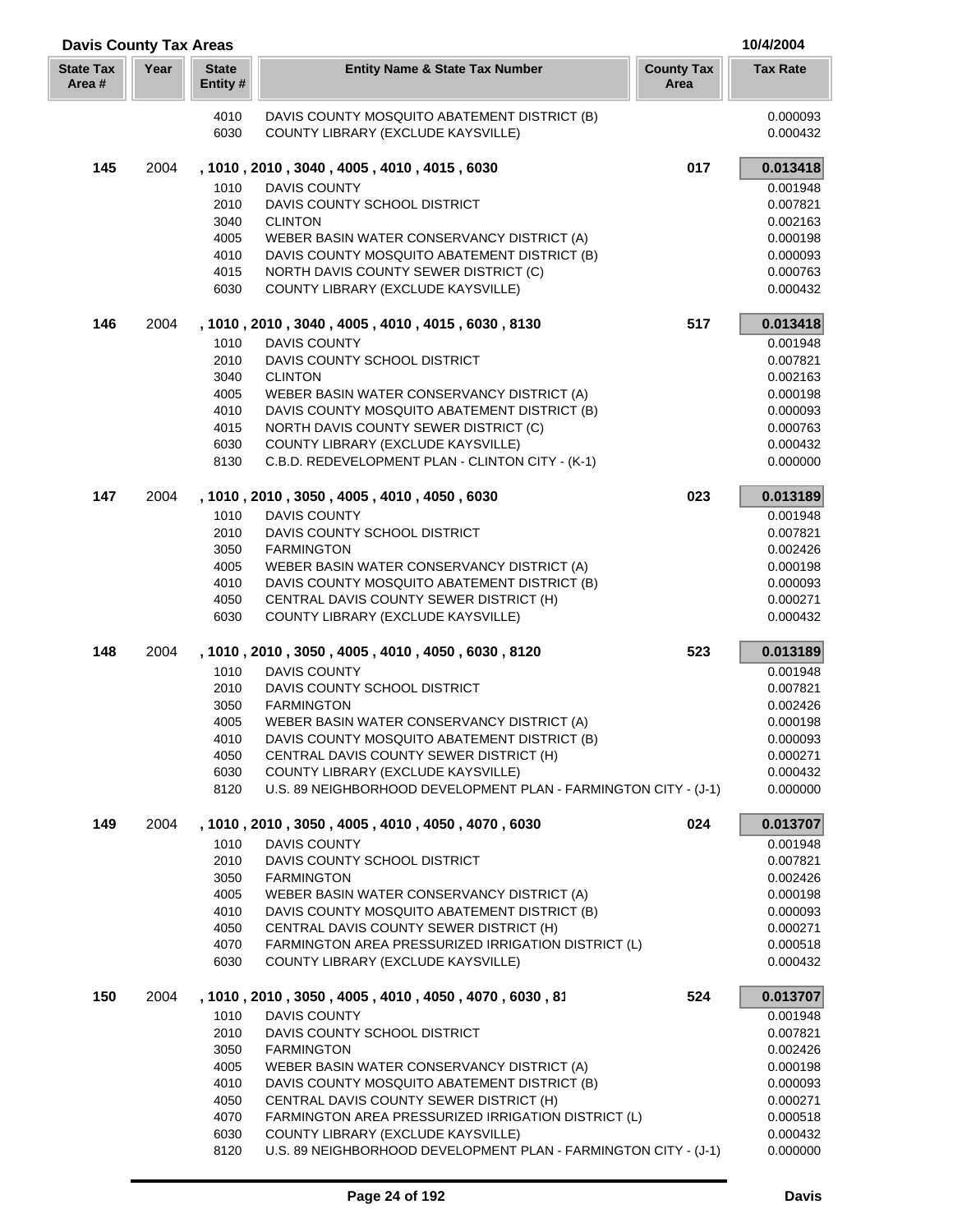## Davis County Tax Areas

10/4/2004

| State Tax Area # | Year | State Entity # | Entity Name & State Tax Number | County Tax Area | Tax Rate |
|---|---|---|---|---|---|
| | | 4010 | DAVIS COUNTY MOSQUITO ABATEMENT DISTRICT (B) | | 0.000093 |
| | | 6030 | COUNTY LIBRARY (EXCLUDE KAYSVILLE) | | 0.000432 |
| **145** | 2004 | **, 1010 , 2010 , 3040 , 4005 , 4010 , 4015 , 6030** | | **017** | **0.013418** |
| | | 1010 | DAVIS COUNTY | | 0.001948 |
| | | 2010 | DAVIS COUNTY SCHOOL DISTRICT | | 0.007821 |
| | | 3040 | CLINTON | | 0.002163 |
| | | 4005 | WEBER BASIN WATER CONSERVANCY DISTRICT (A) | | 0.000198 |
| | | 4010 | DAVIS COUNTY MOSQUITO ABATEMENT DISTRICT (B) | | 0.000093 |
| | | 4015 | NORTH DAVIS COUNTY SEWER DISTRICT (C) | | 0.000763 |
| | | 6030 | COUNTY LIBRARY (EXCLUDE KAYSVILLE) | | 0.000432 |
| **146** | 2004 | **, 1010 , 2010 , 3040 , 4005 , 4010 , 4015 , 6030 , 8130** | | **517** | **0.013418** |
| | | 1010 | DAVIS COUNTY | | 0.001948 |
| | | 2010 | DAVIS COUNTY SCHOOL DISTRICT | | 0.007821 |
| | | 3040 | CLINTON | | 0.002163 |
| | | 4005 | WEBER BASIN WATER CONSERVANCY DISTRICT (A) | | 0.000198 |
| | | 4010 | DAVIS COUNTY MOSQUITO ABATEMENT DISTRICT (B) | | 0.000093 |
| | | 4015 | NORTH DAVIS COUNTY SEWER DISTRICT (C) | | 0.000763 |
| | | 6030 | COUNTY LIBRARY (EXCLUDE KAYSVILLE) | | 0.000432 |
| | | 8130 | C.B.D. REDEVELOPMENT PLAN - CLINTON CITY - (K-1) | | 0.000000 |
| **147** | 2004 | **, 1010 , 2010 , 3050 , 4005 , 4010 , 4050 , 6030** | | **023** | **0.013189** |
| | | 1010 | DAVIS COUNTY | | 0.001948 |
| | | 2010 | DAVIS COUNTY SCHOOL DISTRICT | | 0.007821 |
| | | 3050 | FARMINGTON | | 0.002426 |
| | | 4005 | WEBER BASIN WATER CONSERVANCY DISTRICT (A) | | 0.000198 |
| | | 4010 | DAVIS COUNTY MOSQUITO ABATEMENT DISTRICT (B) | | 0.000093 |
| | | 4050 | CENTRAL DAVIS COUNTY SEWER DISTRICT (H) | | 0.000271 |
| | | 6030 | COUNTY LIBRARY (EXCLUDE KAYSVILLE) | | 0.000432 |
| **148** | 2004 | **, 1010 , 2010 , 3050 , 4005 , 4010 , 4050 , 6030 , 8120** | | **523** | **0.013189** |
| | | 1010 | DAVIS COUNTY | | 0.001948 |
| | | 2010 | DAVIS COUNTY SCHOOL DISTRICT | | 0.007821 |
| | | 3050 | FARMINGTON | | 0.002426 |
| | | 4005 | WEBER BASIN WATER CONSERVANCY DISTRICT (A) | | 0.000198 |
| | | 4010 | DAVIS COUNTY MOSQUITO ABATEMENT DISTRICT (B) | | 0.000093 |
| | | 4050 | CENTRAL DAVIS COUNTY SEWER DISTRICT (H) | | 0.000271 |
| | | 6030 | COUNTY LIBRARY (EXCLUDE KAYSVILLE) | | 0.000432 |
| | | 8120 | U.S. 89 NEIGHBORHOOD DEVELOPMENT PLAN - FARMINGTON CITY - (J-1) | | 0.000000 |
| **149** | 2004 | **, 1010 , 2010 , 3050 , 4005 , 4010 , 4050 , 4070 , 6030** | | **024** | **0.013707** |
| | | 1010 | DAVIS COUNTY | | 0.001948 |
| | | 2010 | DAVIS COUNTY SCHOOL DISTRICT | | 0.007821 |
| | | 3050 | FARMINGTON | | 0.002426 |
| | | 4005 | WEBER BASIN WATER CONSERVANCY DISTRICT (A) | | 0.000198 |
| | | 4010 | DAVIS COUNTY MOSQUITO ABATEMENT DISTRICT (B) | | 0.000093 |
| | | 4050 | CENTRAL DAVIS COUNTY SEWER DISTRICT (H) | | 0.000271 |
| | | 4070 | FARMINGTON AREA PRESSURIZED IRRIGATION DISTRICT (L) | | 0.000518 |
| | | 6030 | COUNTY LIBRARY (EXCLUDE KAYSVILLE) | | 0.000432 |
| **150** | 2004 | **, 1010 , 2010 , 3050 , 4005 , 4010 , 4050 , 4070 , 6030 , 81** | | **524** | **0.013707** |
| | | 1010 | DAVIS COUNTY | | 0.001948 |
| | | 2010 | DAVIS COUNTY SCHOOL DISTRICT | | 0.007821 |
| | | 3050 | FARMINGTON | | 0.002426 |
| | | 4005 | WEBER BASIN WATER CONSERVANCY DISTRICT (A) | | 0.000198 |
| | | 4010 | DAVIS COUNTY MOSQUITO ABATEMENT DISTRICT (B) | | 0.000093 |
| | | 4050 | CENTRAL DAVIS COUNTY SEWER DISTRICT (H) | | 0.000271 |
| | | 4070 | FARMINGTON AREA PRESSURIZED IRRIGATION DISTRICT (L) | | 0.000518 |
| | | 6030 | COUNTY LIBRARY (EXCLUDE KAYSVILLE) | | 0.000432 |
| | | 8120 | U.S. 89 NEIGHBORHOOD DEVELOPMENT PLAN - FARMINGTON CITY - (J-1) | | 0.000000 |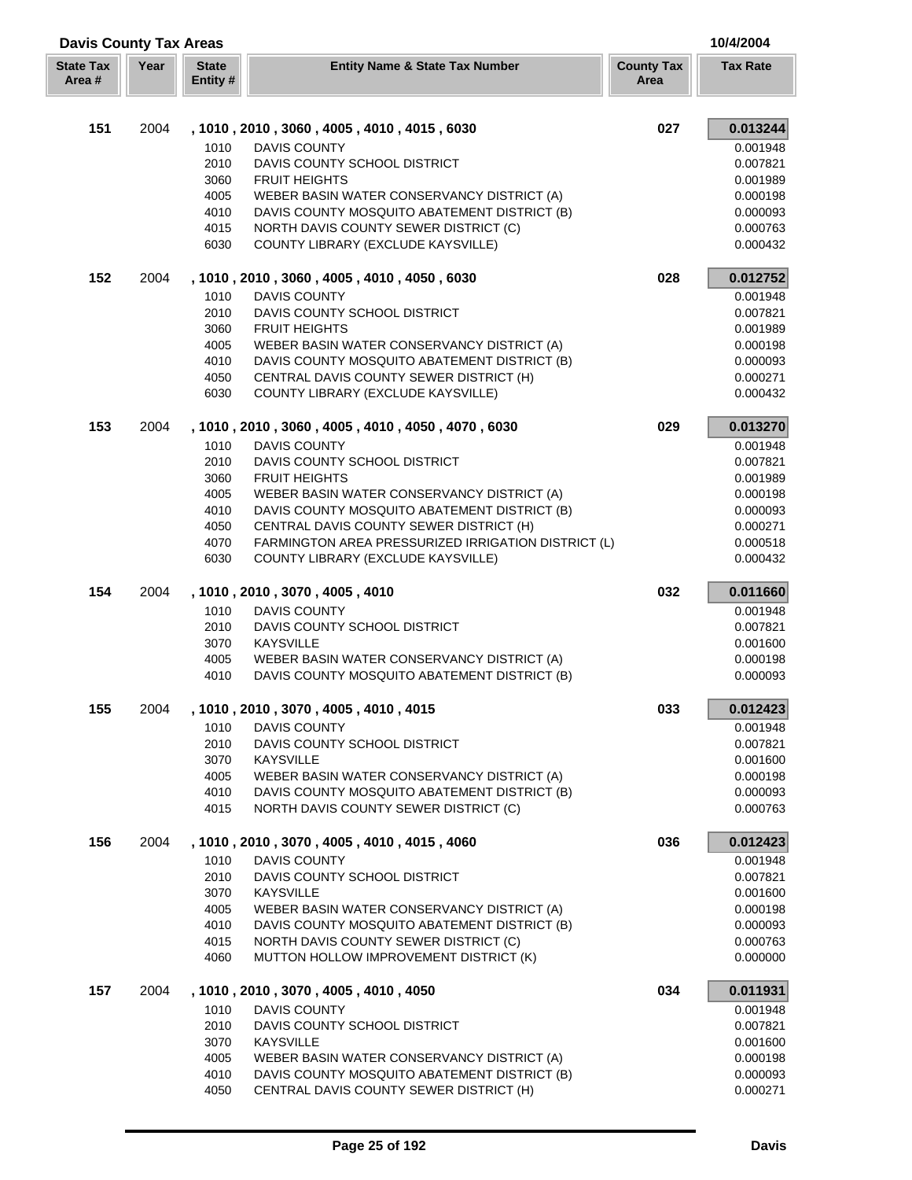## Davis County Tax Areas

10/4/2004

| State Tax Area # | Year | State Entity # | Entity Name & State Tax Number | County Tax Area | Tax Rate |
|---|---|---|---|---|---|
| **151** | 2004 | | **, 1010 , 2010 , 3060 , 4005 , 4010 , 4015 , 6030** | **027** | **0.013244** |
| | | 1010 | DAVIS COUNTY | | 0.001948 |
| | | 2010 | DAVIS COUNTY SCHOOL DISTRICT | | 0.007821 |
| | | 3060 | FRUIT HEIGHTS | | 0.001989 |
| | | 4005 | WEBER BASIN WATER CONSERVANCY DISTRICT (A) | | 0.000198 |
| | | 4010 | DAVIS COUNTY MOSQUITO ABATEMENT DISTRICT (B) | | 0.000093 |
| | | 4015 | NORTH DAVIS COUNTY SEWER DISTRICT (C) | | 0.000763 |
| | | 6030 | COUNTY LIBRARY (EXCLUDE KAYSVILLE) | | 0.000432 |
| **152** | 2004 | | **, 1010 , 2010 , 3060 , 4005 , 4010 , 4050 , 6030** | **028** | **0.012752** |
| | | 1010 | DAVIS COUNTY | | 0.001948 |
| | | 2010 | DAVIS COUNTY SCHOOL DISTRICT | | 0.007821 |
| | | 3060 | FRUIT HEIGHTS | | 0.001989 |
| | | 4005 | WEBER BASIN WATER CONSERVANCY DISTRICT (A) | | 0.000198 |
| | | 4010 | DAVIS COUNTY MOSQUITO ABATEMENT DISTRICT (B) | | 0.000093 |
| | | 4050 | CENTRAL DAVIS COUNTY SEWER DISTRICT (H) | | 0.000271 |
| | | 6030 | COUNTY LIBRARY (EXCLUDE KAYSVILLE) | | 0.000432 |
| **153** | 2004 | | **, 1010 , 2010 , 3060 , 4005 , 4010 , 4050 , 4070 , 6030** | **029** | **0.013270** |
| | | 1010 | DAVIS COUNTY | | 0.001948 |
| | | 2010 | DAVIS COUNTY SCHOOL DISTRICT | | 0.007821 |
| | | 3060 | FRUIT HEIGHTS | | 0.001989 |
| | | 4005 | WEBER BASIN WATER CONSERVANCY DISTRICT (A) | | 0.000198 |
| | | 4010 | DAVIS COUNTY MOSQUITO ABATEMENT DISTRICT (B) | | 0.000093 |
| | | 4050 | CENTRAL DAVIS COUNTY SEWER DISTRICT (H) | | 0.000271 |
| | | 4070 | FARMINGTON AREA PRESSURIZED IRRIGATION DISTRICT (L) | | 0.000518 |
| | | 6030 | COUNTY LIBRARY (EXCLUDE KAYSVILLE) | | 0.000432 |
| **154** | 2004 | | **, 1010 , 2010 , 3070 , 4005 , 4010** | **032** | **0.011660** |
| | | 1010 | DAVIS COUNTY | | 0.001948 |
| | | 2010 | DAVIS COUNTY SCHOOL DISTRICT | | 0.007821 |
| | | 3070 | KAYSVILLE | | 0.001600 |
| | | 4005 | WEBER BASIN WATER CONSERVANCY DISTRICT (A) | | 0.000198 |
| | | 4010 | DAVIS COUNTY MOSQUITO ABATEMENT DISTRICT (B) | | 0.000093 |
| **155** | 2004 | | **, 1010 , 2010 , 3070 , 4005 , 4010 , 4015** | **033** | **0.012423** |
| | | 1010 | DAVIS COUNTY | | 0.001948 |
| | | 2010 | DAVIS COUNTY SCHOOL DISTRICT | | 0.007821 |
| | | 3070 | KAYSVILLE | | 0.001600 |
| | | 4005 | WEBER BASIN WATER CONSERVANCY DISTRICT (A) | | 0.000198 |
| | | 4010 | DAVIS COUNTY MOSQUITO ABATEMENT DISTRICT (B) | | 0.000093 |
| | | 4015 | NORTH DAVIS COUNTY SEWER DISTRICT (C) | | 0.000763 |
| **156** | 2004 | | **, 1010 , 2010 , 3070 , 4005 , 4010 , 4015 , 4060** | **036** | **0.012423** |
| | | 1010 | DAVIS COUNTY | | 0.001948 |
| | | 2010 | DAVIS COUNTY SCHOOL DISTRICT | | 0.007821 |
| | | 3070 | KAYSVILLE | | 0.001600 |
| | | 4005 | WEBER BASIN WATER CONSERVANCY DISTRICT (A) | | 0.000198 |
| | | 4010 | DAVIS COUNTY MOSQUITO ABATEMENT DISTRICT (B) | | 0.000093 |
| | | 4015 | NORTH DAVIS COUNTY SEWER DISTRICT (C) | | 0.000763 |
| | | 4060 | MUTTON HOLLOW IMPROVEMENT DISTRICT (K) | | 0.000000 |
| **157** | 2004 | | **, 1010 , 2010 , 3070 , 4005 , 4010 , 4050** | **034** | **0.011931** |
| | | 1010 | DAVIS COUNTY | | 0.001948 |
| | | 2010 | DAVIS COUNTY SCHOOL DISTRICT | | 0.007821 |
| | | 3070 | KAYSVILLE | | 0.001600 |
| | | 4005 | WEBER BASIN WATER CONSERVANCY DISTRICT (A) | | 0.000198 |
| | | 4010 | DAVIS COUNTY MOSQUITO ABATEMENT DISTRICT (B) | | 0.000093 |
| | | 4050 | CENTRAL DAVIS COUNTY SEWER DISTRICT (H) | | 0.000271 |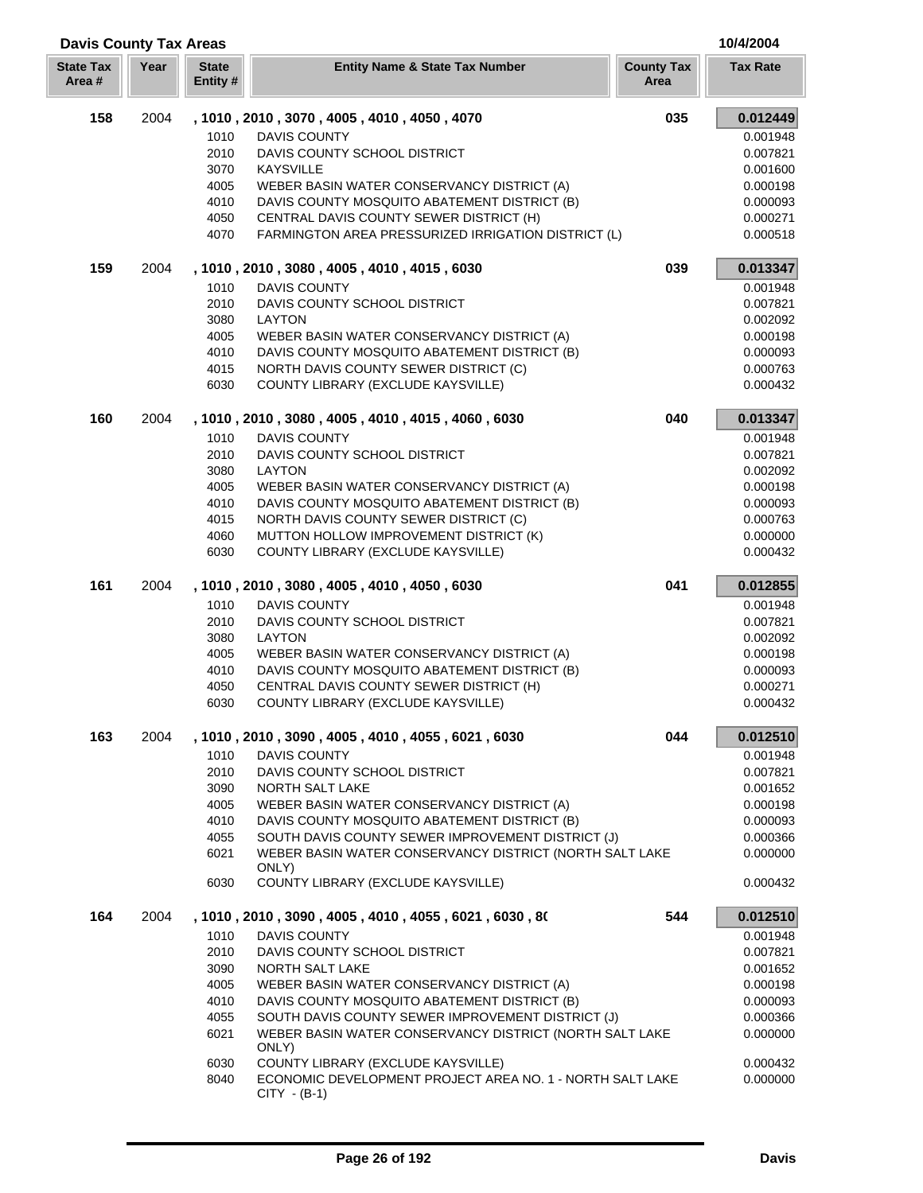# Davis County Tax Areas

10/4/2004

| State Tax Area # | Year | State Entity # | Entity Name & State Tax Number | County Tax Area | Tax Rate |
|---|---|---|---|---|---|
| **158** | 2004 | **, 1010 , 2010 , 3070 , 4005 , 4010 , 4050 , 4070** | | **035** | **0.012449** |
| | | 1010 | DAVIS COUNTY | | 0.001948 |
| | | 2010 | DAVIS COUNTY SCHOOL DISTRICT | | 0.007821 |
| | | 3070 | KAYSVILLE | | 0.001600 |
| | | 4005 | WEBER BASIN WATER CONSERVANCY DISTRICT (A) | | 0.000198 |
| | | 4010 | DAVIS COUNTY MOSQUITO ABATEMENT DISTRICT (B) | | 0.000093 |
| | | 4050 | CENTRAL DAVIS COUNTY SEWER DISTRICT (H) | | 0.000271 |
| | | 4070 | FARMINGTON AREA PRESSURIZED IRRIGATION DISTRICT (L) | | 0.000518 |
| **159** | 2004 | **, 1010 , 2010 , 3080 , 4005 , 4010 , 4015 , 6030** | | **039** | **0.013347** |
| | | 1010 | DAVIS COUNTY | | 0.001948 |
| | | 2010 | DAVIS COUNTY SCHOOL DISTRICT | | 0.007821 |
| | | 3080 | LAYTON | | 0.002092 |
| | | 4005 | WEBER BASIN WATER CONSERVANCY DISTRICT (A) | | 0.000198 |
| | | 4010 | DAVIS COUNTY MOSQUITO ABATEMENT DISTRICT (B) | | 0.000093 |
| | | 4015 | NORTH DAVIS COUNTY SEWER DISTRICT (C) | | 0.000763 |
| | | 6030 | COUNTY LIBRARY (EXCLUDE KAYSVILLE) | | 0.000432 |
| **160** | 2004 | **, 1010 , 2010 , 3080 , 4005 , 4010 , 4015 , 4060 , 6030** | | **040** | **0.013347** |
| | | 1010 | DAVIS COUNTY | | 0.001948 |
| | | 2010 | DAVIS COUNTY SCHOOL DISTRICT | | 0.007821 |
| | | 3080 | LAYTON | | 0.002092 |
| | | 4005 | WEBER BASIN WATER CONSERVANCY DISTRICT (A) | | 0.000198 |
| | | 4010 | DAVIS COUNTY MOSQUITO ABATEMENT DISTRICT (B) | | 0.000093 |
| | | 4015 | NORTH DAVIS COUNTY SEWER DISTRICT (C) | | 0.000763 |
| | | 4060 | MUTTON HOLLOW IMPROVEMENT DISTRICT (K) | | 0.000000 |
| | | 6030 | COUNTY LIBRARY (EXCLUDE KAYSVILLE) | | 0.000432 |
| **161** | 2004 | **, 1010 , 2010 , 3080 , 4005 , 4010 , 4050 , 6030** | | **041** | **0.012855** |
| | | 1010 | DAVIS COUNTY | | 0.001948 |
| | | 2010 | DAVIS COUNTY SCHOOL DISTRICT | | 0.007821 |
| | | 3080 | LAYTON | | 0.002092 |
| | | 4005 | WEBER BASIN WATER CONSERVANCY DISTRICT (A) | | 0.000198 |
| | | 4010 | DAVIS COUNTY MOSQUITO ABATEMENT DISTRICT (B) | | 0.000093 |
| | | 4050 | CENTRAL DAVIS COUNTY SEWER DISTRICT (H) | | 0.000271 |
| | | 6030 | COUNTY LIBRARY (EXCLUDE KAYSVILLE) | | 0.000432 |
| **163** | 2004 | **, 1010 , 2010 , 3090 , 4005 , 4010 , 4055 , 6021 , 6030** | | **044** | **0.012510** |
| | | 1010 | DAVIS COUNTY | | 0.001948 |
| | | 2010 | DAVIS COUNTY SCHOOL DISTRICT | | 0.007821 |
| | | 3090 | NORTH SALT LAKE | | 0.001652 |
| | | 4005 | WEBER BASIN WATER CONSERVANCY DISTRICT (A) | | 0.000198 |
| | | 4010 | DAVIS COUNTY MOSQUITO ABATEMENT DISTRICT (B) | | 0.000093 |
| | | 4055 | SOUTH DAVIS COUNTY SEWER IMPROVEMENT DISTRICT (J) | | 0.000366 |
| | | 6021 | WEBER BASIN WATER CONSERVANCY DISTRICT (NORTH SALT LAKE ONLY) | | 0.000000 |
| | | 6030 | COUNTY LIBRARY (EXCLUDE KAYSVILLE) | | 0.000432 |
| **164** | 2004 | **, 1010 , 2010 , 3090 , 4005 , 4010 , 4055 , 6021 , 6030 , 8(** | | **544** | **0.012510** |
| | | 1010 | DAVIS COUNTY | | 0.001948 |
| | | 2010 | DAVIS COUNTY SCHOOL DISTRICT | | 0.007821 |
| | | 3090 | NORTH SALT LAKE | | 0.001652 |
| | | 4005 | WEBER BASIN WATER CONSERVANCY DISTRICT (A) | | 0.000198 |
| | | 4010 | DAVIS COUNTY MOSQUITO ABATEMENT DISTRICT (B) | | 0.000093 |
| | | 4055 | SOUTH DAVIS COUNTY SEWER IMPROVEMENT DISTRICT (J) | | 0.000366 |
| | | 6021 | WEBER BASIN WATER CONSERVANCY DISTRICT (NORTH SALT LAKE ONLY) | | 0.000000 |
| | | 6030 | COUNTY LIBRARY (EXCLUDE KAYSVILLE) | | 0.000432 |
| | | 8040 | ECONOMIC DEVELOPMENT PROJECT AREA NO. 1 - NORTH SALT LAKE CITY - (B-1) | | 0.000000 |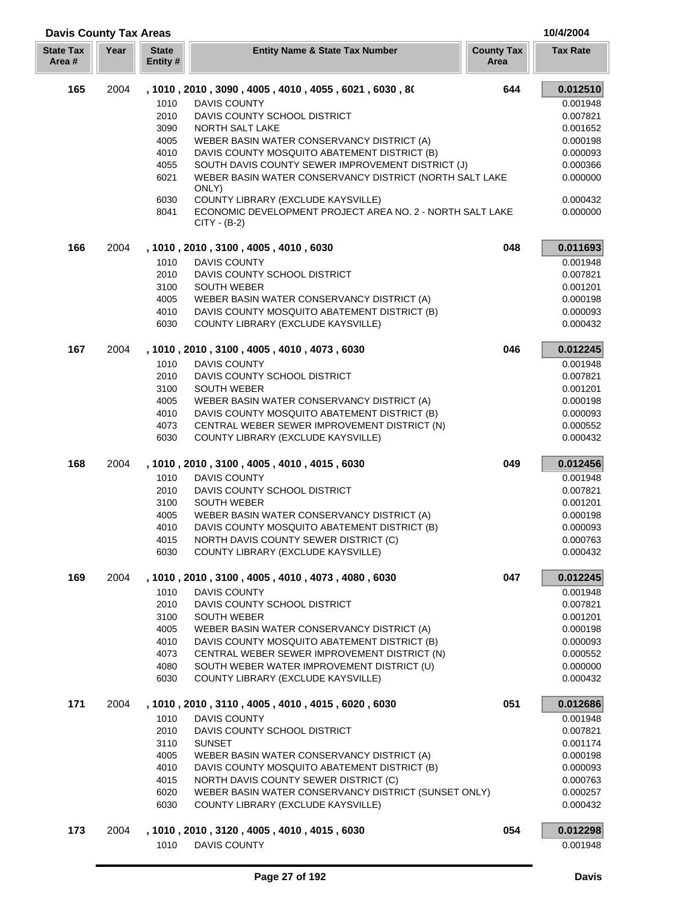## Davis County Tax Areas

10/4/2004

| State Tax Area # | Year | State Entity # | Entity Name & State Tax Number | County Tax Area | Tax Rate |
|---|---|---|---|---|---|
| **165** | 2004 | | **, 1010 , 2010 , 3090 , 4005 , 4010 , 4055 , 6021 , 6030 , 8(** | **644** | **0.012510** |
| | | 1010 | DAVIS COUNTY | | 0.001948 |
| | | 2010 | DAVIS COUNTY SCHOOL DISTRICT | | 0.007821 |
| | | 3090 | NORTH SALT LAKE | | 0.001652 |
| | | 4005 | WEBER BASIN WATER CONSERVANCY DISTRICT (A) | | 0.000198 |
| | | 4010 | DAVIS COUNTY MOSQUITO ABATEMENT DISTRICT (B) | | 0.000093 |
| | | 4055 | SOUTH DAVIS COUNTY SEWER IMPROVEMENT DISTRICT (J) | | 0.000366 |
| | | 6021 | WEBER BASIN WATER CONSERVANCY DISTRICT (NORTH SALT LAKE ONLY) | | 0.000000 |
| | | 6030 | COUNTY LIBRARY (EXCLUDE KAYSVILLE) | | 0.000432 |
| | | 8041 | ECONOMIC DEVELOPMENT PROJECT AREA NO. 2 - NORTH SALT LAKE CITY - (B-2) | | 0.000000 |
| **166** | 2004 | | **, 1010 , 2010 , 3100 , 4005 , 4010 , 6030** | **048** | **0.011693** |
| | | 1010 | DAVIS COUNTY | | 0.001948 |
| | | 2010 | DAVIS COUNTY SCHOOL DISTRICT | | 0.007821 |
| | | 3100 | SOUTH WEBER | | 0.001201 |
| | | 4005 | WEBER BASIN WATER CONSERVANCY DISTRICT (A) | | 0.000198 |
| | | 4010 | DAVIS COUNTY MOSQUITO ABATEMENT DISTRICT (B) | | 0.000093 |
| | | 6030 | COUNTY LIBRARY (EXCLUDE KAYSVILLE) | | 0.000432 |
| **167** | 2004 | | **, 1010 , 2010 , 3100 , 4005 , 4010 , 4073 , 6030** | **046** | **0.012245** |
| | | 1010 | DAVIS COUNTY | | 0.001948 |
| | | 2010 | DAVIS COUNTY SCHOOL DISTRICT | | 0.007821 |
| | | 3100 | SOUTH WEBER | | 0.001201 |
| | | 4005 | WEBER BASIN WATER CONSERVANCY DISTRICT (A) | | 0.000198 |
| | | 4010 | DAVIS COUNTY MOSQUITO ABATEMENT DISTRICT (B) | | 0.000093 |
| | | 4073 | CENTRAL WEBER SEWER IMPROVEMENT DISTRICT (N) | | 0.000552 |
| | | 6030 | COUNTY LIBRARY (EXCLUDE KAYSVILLE) | | 0.000432 |
| **168** | 2004 | | **, 1010 , 2010 , 3100 , 4005 , 4010 , 4015 , 6030** | **049** | **0.012456** |
| | | 1010 | DAVIS COUNTY | | 0.001948 |
| | | 2010 | DAVIS COUNTY SCHOOL DISTRICT | | 0.007821 |
| | | 3100 | SOUTH WEBER | | 0.001201 |
| | | 4005 | WEBER BASIN WATER CONSERVANCY DISTRICT (A) | | 0.000198 |
| | | 4010 | DAVIS COUNTY MOSQUITO ABATEMENT DISTRICT (B) | | 0.000093 |
| | | 4015 | NORTH DAVIS COUNTY SEWER DISTRICT (C) | | 0.000763 |
| | | 6030 | COUNTY LIBRARY (EXCLUDE KAYSVILLE) | | 0.000432 |
| **169** | 2004 | | **, 1010 , 2010 , 3100 , 4005 , 4010 , 4073 , 4080 , 6030** | **047** | **0.012245** |
| | | 1010 | DAVIS COUNTY | | 0.001948 |
| | | 2010 | DAVIS COUNTY SCHOOL DISTRICT | | 0.007821 |
| | | 3100 | SOUTH WEBER | | 0.001201 |
| | | 4005 | WEBER BASIN WATER CONSERVANCY DISTRICT (A) | | 0.000198 |
| | | 4010 | DAVIS COUNTY MOSQUITO ABATEMENT DISTRICT (B) | | 0.000093 |
| | | 4073 | CENTRAL WEBER SEWER IMPROVEMENT DISTRICT (N) | | 0.000552 |
| | | 4080 | SOUTH WEBER WATER IMPROVEMENT DISTRICT (U) | | 0.000000 |
| | | 6030 | COUNTY LIBRARY (EXCLUDE KAYSVILLE) | | 0.000432 |
| **171** | 2004 | | **, 1010 , 2010 , 3110 , 4005 , 4010 , 4015 , 6020 , 6030** | **051** | **0.012686** |
| | | 1010 | DAVIS COUNTY | | 0.001948 |
| | | 2010 | DAVIS COUNTY SCHOOL DISTRICT | | 0.007821 |
| | | 3110 | SUNSET | | 0.001174 |
| | | 4005 | WEBER BASIN WATER CONSERVANCY DISTRICT (A) | | 0.000198 |
| | | 4010 | DAVIS COUNTY MOSQUITO ABATEMENT DISTRICT (B) | | 0.000093 |
| | | 4015 | NORTH DAVIS COUNTY SEWER DISTRICT (C) | | 0.000763 |
| | | 6020 | WEBER BASIN WATER CONSERVANCY DISTRICT (SUNSET ONLY) | | 0.000257 |
| | | 6030 | COUNTY LIBRARY (EXCLUDE KAYSVILLE) | | 0.000432 |
| **173** | 2004 | | **, 1010 , 2010 , 3120 , 4005 , 4010 , 4015 , 6030** | **054** | **0.012298** |
| | | 1010 | DAVIS COUNTY | | 0.001948 |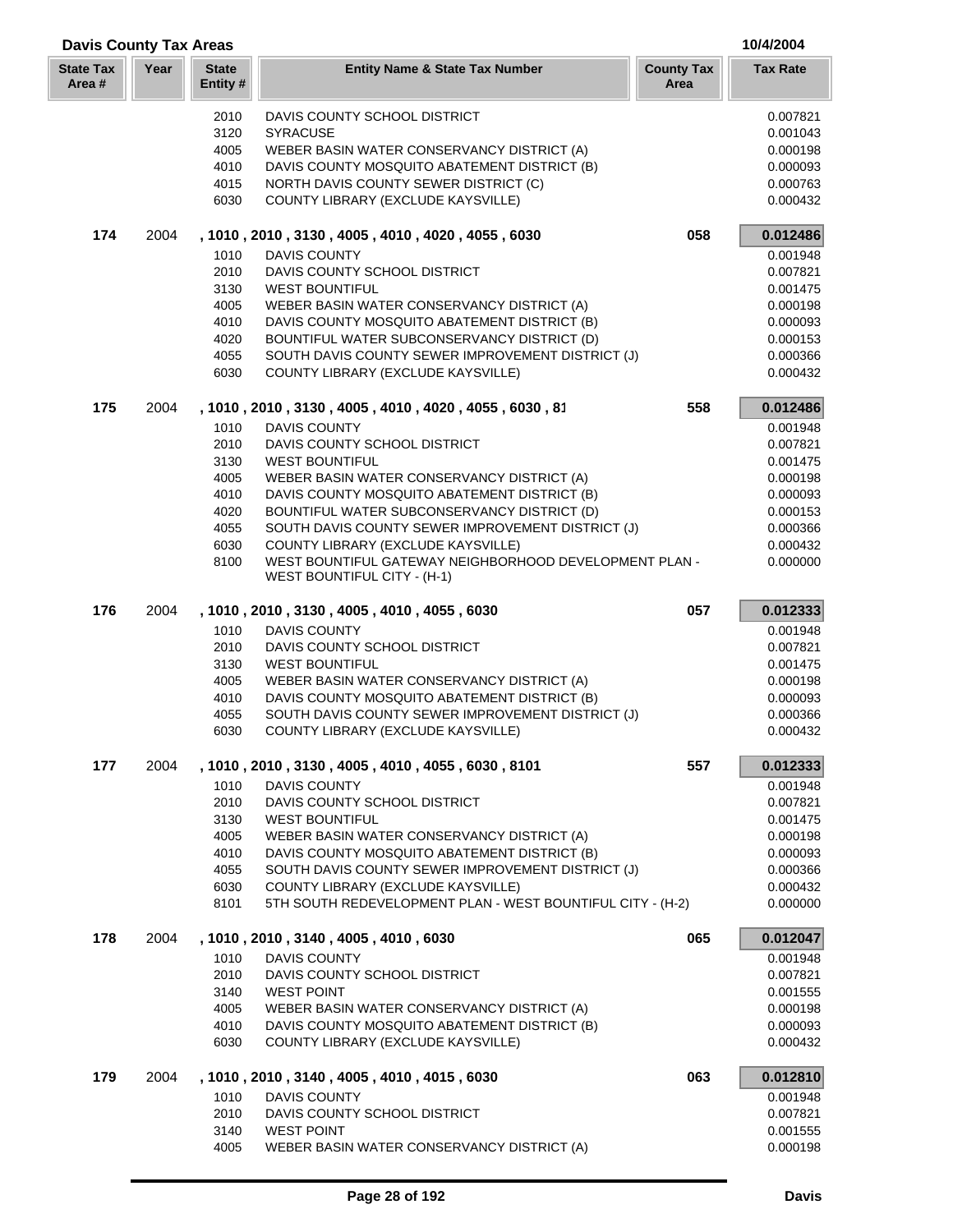## Davis County Tax Areas

10/4/2004

| State Tax Area # | Year | State Entity # | Entity Name & State Tax Number | County Tax Area | Tax Rate |
|---|---|---|---|---|---|
| | | 2010 | DAVIS COUNTY SCHOOL DISTRICT | | 0.007821 |
| | | 3120 | SYRACUSE | | 0.001043 |
| | | 4005 | WEBER BASIN WATER CONSERVANCY DISTRICT (A) | | 0.000198 |
| | | 4010 | DAVIS COUNTY MOSQUITO ABATEMENT DISTRICT (B) | | 0.000093 |
| | | 4015 | NORTH DAVIS COUNTY SEWER DISTRICT (C) | | 0.000763 |
| | | 6030 | COUNTY LIBRARY (EXCLUDE KAYSVILLE) | | 0.000432 |
| **174** | 2004 | | **, 1010 , 2010 , 3130 , 4005 , 4010 , 4020 , 4055 , 6030** | **058** | **0.012486** |
| | | 1010 | DAVIS COUNTY | | 0.001948 |
| | | 2010 | DAVIS COUNTY SCHOOL DISTRICT | | 0.007821 |
| | | 3130 | WEST BOUNTIFUL | | 0.001475 |
| | | 4005 | WEBER BASIN WATER CONSERVANCY DISTRICT (A) | | 0.000198 |
| | | 4010 | DAVIS COUNTY MOSQUITO ABATEMENT DISTRICT (B) | | 0.000093 |
| | | 4020 | BOUNTIFUL WATER SUBCONSERVANCY DISTRICT (D) | | 0.000153 |
| | | 4055 | SOUTH DAVIS COUNTY SEWER IMPROVEMENT DISTRICT (J) | | 0.000366 |
| | | 6030 | COUNTY LIBRARY (EXCLUDE KAYSVILLE) | | 0.000432 |
| **175** | 2004 | | **, 1010 , 2010 , 3130 , 4005 , 4010 , 4020 , 4055 , 6030 , 81** | **558** | **0.012486** |
| | | 1010 | DAVIS COUNTY | | 0.001948 |
| | | 2010 | DAVIS COUNTY SCHOOL DISTRICT | | 0.007821 |
| | | 3130 | WEST BOUNTIFUL | | 0.001475 |
| | | 4005 | WEBER BASIN WATER CONSERVANCY DISTRICT (A) | | 0.000198 |
| | | 4010 | DAVIS COUNTY MOSQUITO ABATEMENT DISTRICT (B) | | 0.000093 |
| | | 4020 | BOUNTIFUL WATER SUBCONSERVANCY DISTRICT (D) | | 0.000153 |
| | | 4055 | SOUTH DAVIS COUNTY SEWER IMPROVEMENT DISTRICT (J) | | 0.000366 |
| | | 6030 | COUNTY LIBRARY (EXCLUDE KAYSVILLE) | | 0.000432 |
| | | 8100 | WEST BOUNTIFUL GATEWAY NEIGHBORHOOD DEVELOPMENT PLAN - WEST BOUNTIFUL CITY - (H-1) | | 0.000000 |
| **176** | 2004 | | **, 1010 , 2010 , 3130 , 4005 , 4010 , 4055 , 6030** | **057** | **0.012333** |
| | | 1010 | DAVIS COUNTY | | 0.001948 |
| | | 2010 | DAVIS COUNTY SCHOOL DISTRICT | | 0.007821 |
| | | 3130 | WEST BOUNTIFUL | | 0.001475 |
| | | 4005 | WEBER BASIN WATER CONSERVANCY DISTRICT (A) | | 0.000198 |
| | | 4010 | DAVIS COUNTY MOSQUITO ABATEMENT DISTRICT (B) | | 0.000093 |
| | | 4055 | SOUTH DAVIS COUNTY SEWER IMPROVEMENT DISTRICT (J) | | 0.000366 |
| | | 6030 | COUNTY LIBRARY (EXCLUDE KAYSVILLE) | | 0.000432 |
| **177** | 2004 | | **, 1010 , 2010 , 3130 , 4005 , 4010 , 4055 , 6030 , 8101** | **557** | **0.012333** |
| | | 1010 | DAVIS COUNTY | | 0.001948 |
| | | 2010 | DAVIS COUNTY SCHOOL DISTRICT | | 0.007821 |
| | | 3130 | WEST BOUNTIFUL | | 0.001475 |
| | | 4005 | WEBER BASIN WATER CONSERVANCY DISTRICT (A) | | 0.000198 |
| | | 4010 | DAVIS COUNTY MOSQUITO ABATEMENT DISTRICT (B) | | 0.000093 |
| | | 4055 | SOUTH DAVIS COUNTY SEWER IMPROVEMENT DISTRICT (J) | | 0.000366 |
| | | 6030 | COUNTY LIBRARY (EXCLUDE KAYSVILLE) | | 0.000432 |
| | | 8101 | 5TH SOUTH REDEVELOPMENT PLAN - WEST BOUNTIFUL CITY - (H-2) | | 0.000000 |
| **178** | 2004 | | **, 1010 , 2010 , 3140 , 4005 , 4010 , 6030** | **065** | **0.012047** |
| | | 1010 | DAVIS COUNTY | | 0.001948 |
| | | 2010 | DAVIS COUNTY SCHOOL DISTRICT | | 0.007821 |
| | | 3140 | WEST POINT | | 0.001555 |
| | | 4005 | WEBER BASIN WATER CONSERVANCY DISTRICT (A) | | 0.000198 |
| | | 4010 | DAVIS COUNTY MOSQUITO ABATEMENT DISTRICT (B) | | 0.000093 |
| | | 6030 | COUNTY LIBRARY (EXCLUDE KAYSVILLE) | | 0.000432 |
| **179** | 2004 | | **, 1010 , 2010 , 3140 , 4005 , 4010 , 4015 , 6030** | **063** | **0.012810** |
| | | 1010 | DAVIS COUNTY | | 0.001948 |
| | | 2010 | DAVIS COUNTY SCHOOL DISTRICT | | 0.007821 |
| | | 3140 | WEST POINT | | 0.001555 |
| | | 4005 | WEBER BASIN WATER CONSERVANCY DISTRICT (A) | | 0.000198 |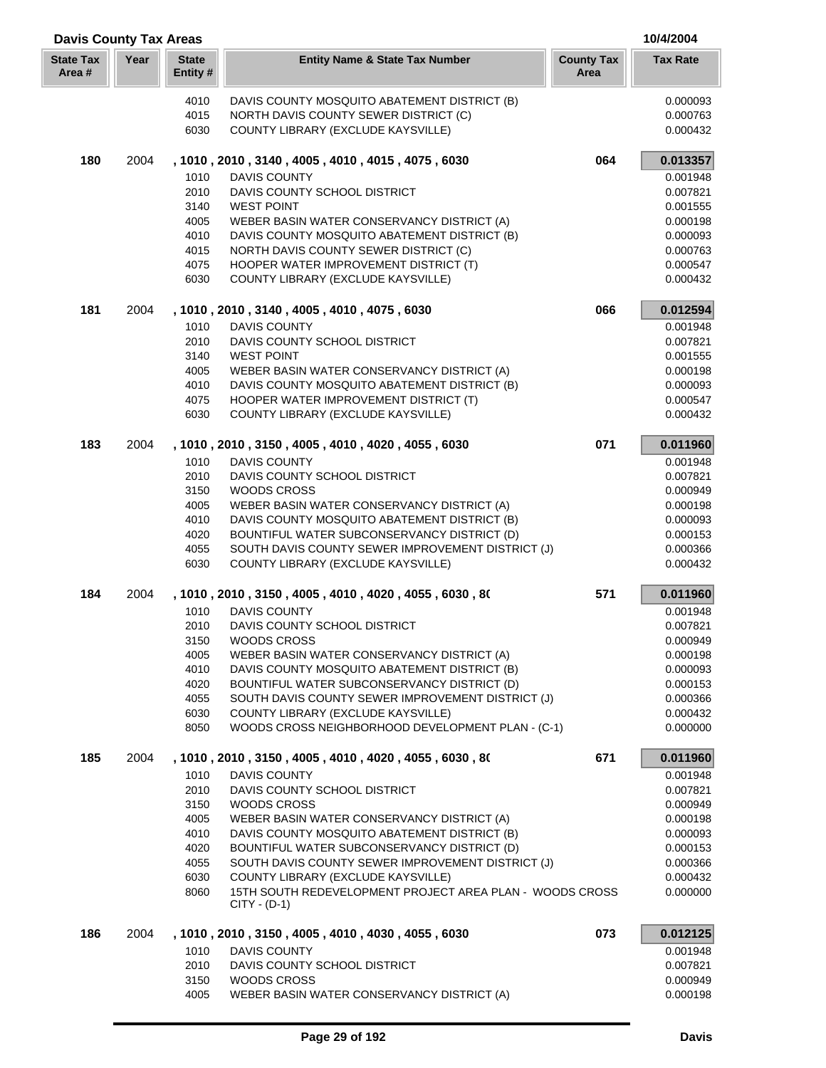## Davis County Tax Areas

10/4/2004

| State Tax Area # | Year | State Entity # | Entity Name & State Tax Number | County Tax Area | Tax Rate |
|---|---|---|---|---|---|
| | | 4010 | DAVIS COUNTY MOSQUITO ABATEMENT DISTRICT (B) | | 0.000093 |
| | | 4015 | NORTH DAVIS COUNTY SEWER DISTRICT (C) | | 0.000763 |
| | | 6030 | COUNTY LIBRARY (EXCLUDE KAYSVILLE) | | 0.000432 |
| **180** | 2004 | **, 1010 , 2010 , 3140 , 4005 , 4010 , 4015 , 4075 , 6030** | | **064** | **0.013357** |
| | | 1010 | DAVIS COUNTY | | 0.001948 |
| | | 2010 | DAVIS COUNTY SCHOOL DISTRICT | | 0.007821 |
| | | 3140 | WEST POINT | | 0.001555 |
| | | 4005 | WEBER BASIN WATER CONSERVANCY DISTRICT (A) | | 0.000198 |
| | | 4010 | DAVIS COUNTY MOSQUITO ABATEMENT DISTRICT (B) | | 0.000093 |
| | | 4015 | NORTH DAVIS COUNTY SEWER DISTRICT (C) | | 0.000763 |
| | | 4075 | HOOPER WATER IMPROVEMENT DISTRICT (T) | | 0.000547 |
| | | 6030 | COUNTY LIBRARY (EXCLUDE KAYSVILLE) | | 0.000432 |
| **181** | 2004 | **, 1010 , 2010 , 3140 , 4005 , 4010 , 4075 , 6030** | | **066** | **0.012594** |
| | | 1010 | DAVIS COUNTY | | 0.001948 |
| | | 2010 | DAVIS COUNTY SCHOOL DISTRICT | | 0.007821 |
| | | 3140 | WEST POINT | | 0.001555 |
| | | 4005 | WEBER BASIN WATER CONSERVANCY DISTRICT (A) | | 0.000198 |
| | | 4010 | DAVIS COUNTY MOSQUITO ABATEMENT DISTRICT (B) | | 0.000093 |
| | | 4075 | HOOPER WATER IMPROVEMENT DISTRICT (T) | | 0.000547 |
| | | 6030 | COUNTY LIBRARY (EXCLUDE KAYSVILLE) | | 0.000432 |
| **183** | 2004 | **, 1010 , 2010 , 3150 , 4005 , 4010 , 4020 , 4055 , 6030** | | **071** | **0.011960** |
| | | 1010 | DAVIS COUNTY | | 0.001948 |
| | | 2010 | DAVIS COUNTY SCHOOL DISTRICT | | 0.007821 |
| | | 3150 | WOODS CROSS | | 0.000949 |
| | | 4005 | WEBER BASIN WATER CONSERVANCY DISTRICT (A) | | 0.000198 |
| | | 4010 | DAVIS COUNTY MOSQUITO ABATEMENT DISTRICT (B) | | 0.000093 |
| | | 4020 | BOUNTIFUL WATER SUBCONSERVANCY DISTRICT (D) | | 0.000153 |
| | | 4055 | SOUTH DAVIS COUNTY SEWER IMPROVEMENT DISTRICT (J) | | 0.000366 |
| | | 6030 | COUNTY LIBRARY (EXCLUDE KAYSVILLE) | | 0.000432 |
| **184** | 2004 | **, 1010 , 2010 , 3150 , 4005 , 4010 , 4020 , 4055 , 6030 , 8(** | | **571** | **0.011960** |
| | | 1010 | DAVIS COUNTY | | 0.001948 |
| | | 2010 | DAVIS COUNTY SCHOOL DISTRICT | | 0.007821 |
| | | 3150 | WOODS CROSS | | 0.000949 |
| | | 4005 | WEBER BASIN WATER CONSERVANCY DISTRICT (A) | | 0.000198 |
| | | 4010 | DAVIS COUNTY MOSQUITO ABATEMENT DISTRICT (B) | | 0.000093 |
| | | 4020 | BOUNTIFUL WATER SUBCONSERVANCY DISTRICT (D) | | 0.000153 |
| | | 4055 | SOUTH DAVIS COUNTY SEWER IMPROVEMENT DISTRICT (J) | | 0.000366 |
| | | 6030 | COUNTY LIBRARY (EXCLUDE KAYSVILLE) | | 0.000432 |
| | | 8050 | WOODS CROSS NEIGHBORHOOD DEVELOPMENT PLAN - (C-1) | | 0.000000 |
| **185** | 2004 | **, 1010 , 2010 , 3150 , 4005 , 4010 , 4020 , 4055 , 6030 , 8(** | | **671** | **0.011960** |
| | | 1010 | DAVIS COUNTY | | 0.001948 |
| | | 2010 | DAVIS COUNTY SCHOOL DISTRICT | | 0.007821 |
| | | 3150 | WOODS CROSS | | 0.000949 |
| | | 4005 | WEBER BASIN WATER CONSERVANCY DISTRICT (A) | | 0.000198 |
| | | 4010 | DAVIS COUNTY MOSQUITO ABATEMENT DISTRICT (B) | | 0.000093 |
| | | 4020 | BOUNTIFUL WATER SUBCONSERVANCY DISTRICT (D) | | 0.000153 |
| | | 4055 | SOUTH DAVIS COUNTY SEWER IMPROVEMENT DISTRICT (J) | | 0.000366 |
| | | 6030 | COUNTY LIBRARY (EXCLUDE KAYSVILLE) | | 0.000432 |
| | | 8060 | 15TH SOUTH REDEVELOPMENT PROJECT AREA PLAN - WOODS CROSS CITY - (D-1) | | 0.000000 |
| **186** | 2004 | **, 1010 , 2010 , 3150 , 4005 , 4010 , 4030 , 4055 , 6030** | | **073** | **0.012125** |
| | | 1010 | DAVIS COUNTY | | 0.001948 |
| | | 2010 | DAVIS COUNTY SCHOOL DISTRICT | | 0.007821 |
| | | 3150 | WOODS CROSS | | 0.000949 |
| | | 4005 | WEBER BASIN WATER CONSERVANCY DISTRICT (A) | | 0.000198 |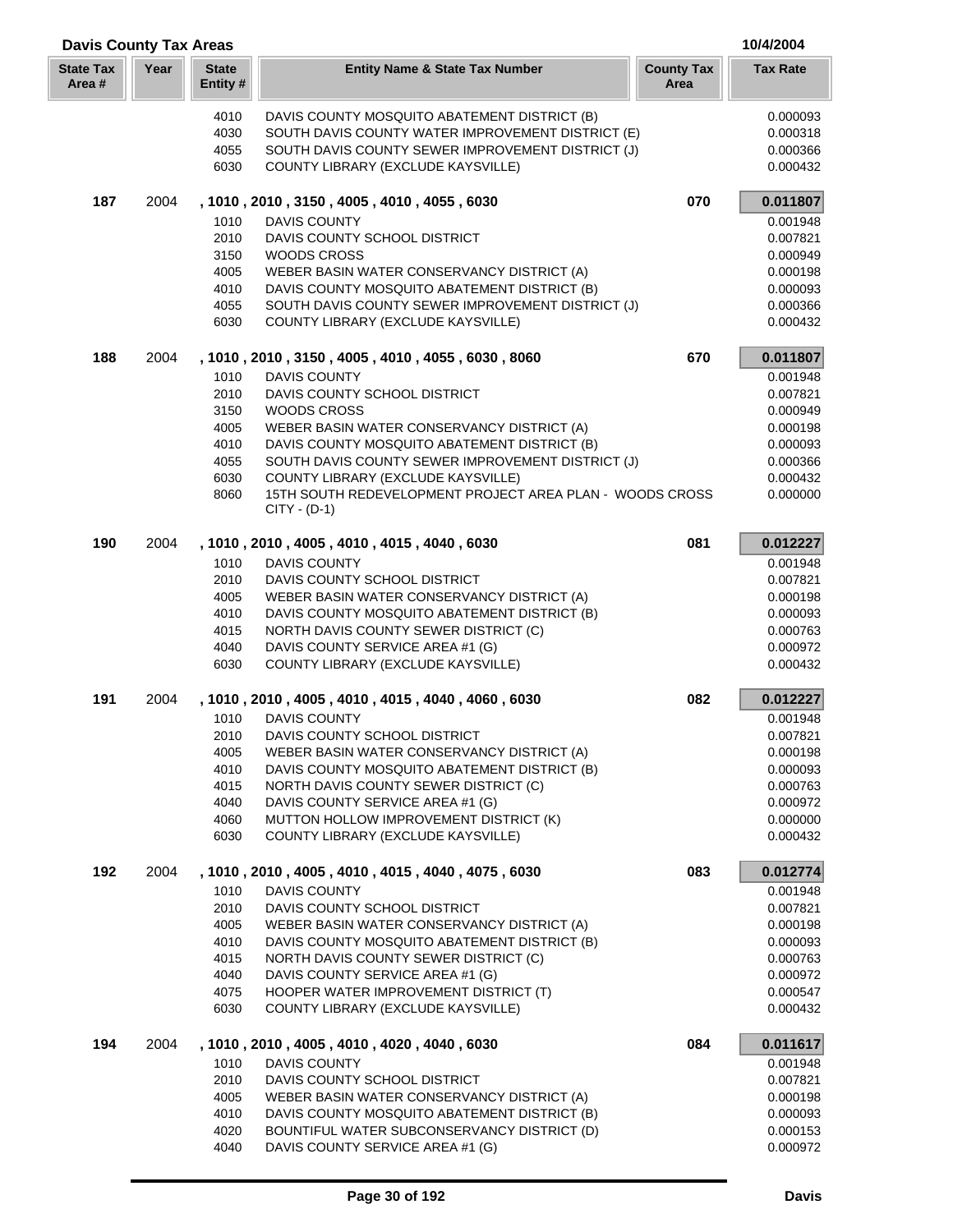## Davis County Tax Areas

10/4/2004

| State Tax Area # | Year | State Entity # | Entity Name & State Tax Number | County Tax Area | Tax Rate |
|---|---|---|---|---|---|
| | | 4010 | DAVIS COUNTY MOSQUITO ABATEMENT DISTRICT (B) | | 0.000093 |
| | | 4030 | SOUTH DAVIS COUNTY WATER IMPROVEMENT DISTRICT (E) | | 0.000318 |
| | | 4055 | SOUTH DAVIS COUNTY SEWER IMPROVEMENT DISTRICT (J) | | 0.000366 |
| | | 6030 | COUNTY LIBRARY (EXCLUDE KAYSVILLE) | | 0.000432 |
| **187** | 2004 | | **, 1010 , 2010 , 3150 , 4005 , 4010 , 4055 , 6030** | **070** | **0.011807** |
| | | 1010 | DAVIS COUNTY | | 0.001948 |
| | | 2010 | DAVIS COUNTY SCHOOL DISTRICT | | 0.007821 |
| | | 3150 | WOODS CROSS | | 0.000949 |
| | | 4005 | WEBER BASIN WATER CONSERVANCY DISTRICT (A) | | 0.000198 |
| | | 4010 | DAVIS COUNTY MOSQUITO ABATEMENT DISTRICT (B) | | 0.000093 |
| | | 4055 | SOUTH DAVIS COUNTY SEWER IMPROVEMENT DISTRICT (J) | | 0.000366 |
| | | 6030 | COUNTY LIBRARY (EXCLUDE KAYSVILLE) | | 0.000432 |
| **188** | 2004 | | **, 1010 , 2010 , 3150 , 4005 , 4010 , 4055 , 6030 , 8060** | **670** | **0.011807** |
| | | 1010 | DAVIS COUNTY | | 0.001948 |
| | | 2010 | DAVIS COUNTY SCHOOL DISTRICT | | 0.007821 |
| | | 3150 | WOODS CROSS | | 0.000949 |
| | | 4005 | WEBER BASIN WATER CONSERVANCY DISTRICT (A) | | 0.000198 |
| | | 4010 | DAVIS COUNTY MOSQUITO ABATEMENT DISTRICT (B) | | 0.000093 |
| | | 4055 | SOUTH DAVIS COUNTY SEWER IMPROVEMENT DISTRICT (J) | | 0.000366 |
| | | 6030 | COUNTY LIBRARY (EXCLUDE KAYSVILLE) | | 0.000432 |
| | | 8060 | 15TH SOUTH REDEVELOPMENT PROJECT AREA PLAN - WOODS CROSS CITY - (D-1) | | 0.000000 |
| **190** | 2004 | | **, 1010 , 2010 , 4005 , 4010 , 4015 , 4040 , 6030** | **081** | **0.012227** |
| | | 1010 | DAVIS COUNTY | | 0.001948 |
| | | 2010 | DAVIS COUNTY SCHOOL DISTRICT | | 0.007821 |
| | | 4005 | WEBER BASIN WATER CONSERVANCY DISTRICT (A) | | 0.000198 |
| | | 4010 | DAVIS COUNTY MOSQUITO ABATEMENT DISTRICT (B) | | 0.000093 |
| | | 4015 | NORTH DAVIS COUNTY SEWER DISTRICT (C) | | 0.000763 |
| | | 4040 | DAVIS COUNTY SERVICE AREA #1 (G) | | 0.000972 |
| | | 6030 | COUNTY LIBRARY (EXCLUDE KAYSVILLE) | | 0.000432 |
| **191** | 2004 | | **, 1010 , 2010 , 4005 , 4010 , 4015 , 4040 , 4060 , 6030** | **082** | **0.012227** |
| | | 1010 | DAVIS COUNTY | | 0.001948 |
| | | 2010 | DAVIS COUNTY SCHOOL DISTRICT | | 0.007821 |
| | | 4005 | WEBER BASIN WATER CONSERVANCY DISTRICT (A) | | 0.000198 |
| | | 4010 | DAVIS COUNTY MOSQUITO ABATEMENT DISTRICT (B) | | 0.000093 |
| | | 4015 | NORTH DAVIS COUNTY SEWER DISTRICT (C) | | 0.000763 |
| | | 4040 | DAVIS COUNTY SERVICE AREA #1 (G) | | 0.000972 |
| | | 4060 | MUTTON HOLLOW IMPROVEMENT DISTRICT (K) | | 0.000000 |
| | | 6030 | COUNTY LIBRARY (EXCLUDE KAYSVILLE) | | 0.000432 |
| **192** | 2004 | | **, 1010 , 2010 , 4005 , 4010 , 4015 , 4040 , 4075 , 6030** | **083** | **0.012774** |
| | | 1010 | DAVIS COUNTY | | 0.001948 |
| | | 2010 | DAVIS COUNTY SCHOOL DISTRICT | | 0.007821 |
| | | 4005 | WEBER BASIN WATER CONSERVANCY DISTRICT (A) | | 0.000198 |
| | | 4010 | DAVIS COUNTY MOSQUITO ABATEMENT DISTRICT (B) | | 0.000093 |
| | | 4015 | NORTH DAVIS COUNTY SEWER DISTRICT (C) | | 0.000763 |
| | | 4040 | DAVIS COUNTY SERVICE AREA #1 (G) | | 0.000972 |
| | | 4075 | HOOPER WATER IMPROVEMENT DISTRICT (T) | | 0.000547 |
| | | 6030 | COUNTY LIBRARY (EXCLUDE KAYSVILLE) | | 0.000432 |
| **194** | 2004 | | **, 1010 , 2010 , 4005 , 4010 , 4020 , 4040 , 6030** | **084** | **0.011617** |
| | | 1010 | DAVIS COUNTY | | 0.001948 |
| | | 2010 | DAVIS COUNTY SCHOOL DISTRICT | | 0.007821 |
| | | 4005 | WEBER BASIN WATER CONSERVANCY DISTRICT (A) | | 0.000198 |
| | | 4010 | DAVIS COUNTY MOSQUITO ABATEMENT DISTRICT (B) | | 0.000093 |
| | | 4020 | BOUNTIFUL WATER SUBCONSERVANCY DISTRICT (D) | | 0.000153 |
| | | 4040 | DAVIS COUNTY SERVICE AREA #1 (G) | | 0.000972 |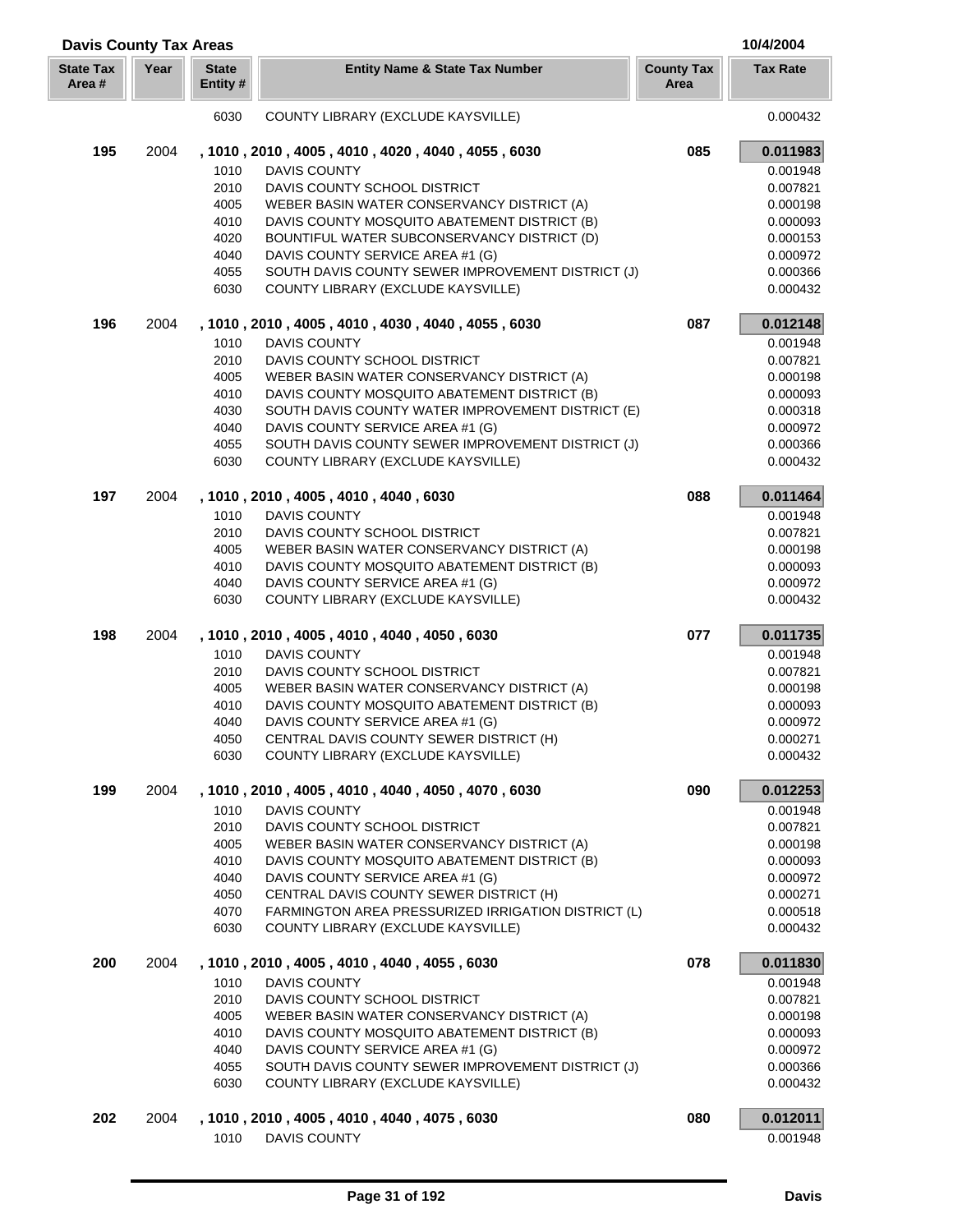## Davis County Tax Areas

10/4/2004

| State Tax Area # | Year | State Entity # | Entity Name & State Tax Number | County Tax Area | Tax Rate |
|---|---|---|---|---|---|
| | | 6030 | COUNTY LIBRARY (EXCLUDE KAYSVILLE) | | 0.000432 |
| **195** | 2004 | **, 1010 , 2010 , 4005 , 4010 , 4020 , 4040 , 4055 , 6030** | | **085** | **0.011983** |
| | | 1010 | DAVIS COUNTY | | 0.001948 |
| | | 2010 | DAVIS COUNTY SCHOOL DISTRICT | | 0.007821 |
| | | 4005 | WEBER BASIN WATER CONSERVANCY DISTRICT (A) | | 0.000198 |
| | | 4010 | DAVIS COUNTY MOSQUITO ABATEMENT DISTRICT (B) | | 0.000093 |
| | | 4020 | BOUNTIFUL WATER SUBCONSERVANCY DISTRICT (D) | | 0.000153 |
| | | 4040 | DAVIS COUNTY SERVICE AREA #1 (G) | | 0.000972 |
| | | 4055 | SOUTH DAVIS COUNTY SEWER IMPROVEMENT DISTRICT (J) | | 0.000366 |
| | | 6030 | COUNTY LIBRARY (EXCLUDE KAYSVILLE) | | 0.000432 |
| **196** | 2004 | **, 1010 , 2010 , 4005 , 4010 , 4030 , 4040 , 4055 , 6030** | | **087** | **0.012148** |
| | | 1010 | DAVIS COUNTY | | 0.001948 |
| | | 2010 | DAVIS COUNTY SCHOOL DISTRICT | | 0.007821 |
| | | 4005 | WEBER BASIN WATER CONSERVANCY DISTRICT (A) | | 0.000198 |
| | | 4010 | DAVIS COUNTY MOSQUITO ABATEMENT DISTRICT (B) | | 0.000093 |
| | | 4030 | SOUTH DAVIS COUNTY WATER IMPROVEMENT DISTRICT (E) | | 0.000318 |
| | | 4040 | DAVIS COUNTY SERVICE AREA #1 (G) | | 0.000972 |
| | | 4055 | SOUTH DAVIS COUNTY SEWER IMPROVEMENT DISTRICT (J) | | 0.000366 |
| | | 6030 | COUNTY LIBRARY (EXCLUDE KAYSVILLE) | | 0.000432 |
| **197** | 2004 | **, 1010 , 2010 , 4005 , 4010 , 4040 , 6030** | | **088** | **0.011464** |
| | | 1010 | DAVIS COUNTY | | 0.001948 |
| | | 2010 | DAVIS COUNTY SCHOOL DISTRICT | | 0.007821 |
| | | 4005 | WEBER BASIN WATER CONSERVANCY DISTRICT (A) | | 0.000198 |
| | | 4010 | DAVIS COUNTY MOSQUITO ABATEMENT DISTRICT (B) | | 0.000093 |
| | | 4040 | DAVIS COUNTY SERVICE AREA #1 (G) | | 0.000972 |
| | | 6030 | COUNTY LIBRARY (EXCLUDE KAYSVILLE) | | 0.000432 |
| **198** | 2004 | **, 1010 , 2010 , 4005 , 4010 , 4040 , 4050 , 6030** | | **077** | **0.011735** |
| | | 1010 | DAVIS COUNTY | | 0.001948 |
| | | 2010 | DAVIS COUNTY SCHOOL DISTRICT | | 0.007821 |
| | | 4005 | WEBER BASIN WATER CONSERVANCY DISTRICT (A) | | 0.000198 |
| | | 4010 | DAVIS COUNTY MOSQUITO ABATEMENT DISTRICT (B) | | 0.000093 |
| | | 4040 | DAVIS COUNTY SERVICE AREA #1 (G) | | 0.000972 |
| | | 4050 | CENTRAL DAVIS COUNTY SEWER DISTRICT (H) | | 0.000271 |
| | | 6030 | COUNTY LIBRARY (EXCLUDE KAYSVILLE) | | 0.000432 |
| **199** | 2004 | **, 1010 , 2010 , 4005 , 4010 , 4040 , 4050 , 4070 , 6030** | | **090** | **0.012253** |
| | | 1010 | DAVIS COUNTY | | 0.001948 |
| | | 2010 | DAVIS COUNTY SCHOOL DISTRICT | | 0.007821 |
| | | 4005 | WEBER BASIN WATER CONSERVANCY DISTRICT (A) | | 0.000198 |
| | | 4010 | DAVIS COUNTY MOSQUITO ABATEMENT DISTRICT (B) | | 0.000093 |
| | | 4040 | DAVIS COUNTY SERVICE AREA #1 (G) | | 0.000972 |
| | | 4050 | CENTRAL DAVIS COUNTY SEWER DISTRICT (H) | | 0.000271 |
| | | 4070 | FARMINGTON AREA PRESSURIZED IRRIGATION DISTRICT (L) | | 0.000518 |
| | | 6030 | COUNTY LIBRARY (EXCLUDE KAYSVILLE) | | 0.000432 |
| **200** | 2004 | **, 1010 , 2010 , 4005 , 4010 , 4040 , 4055 , 6030** | | **078** | **0.011830** |
| | | 1010 | DAVIS COUNTY | | 0.001948 |
| | | 2010 | DAVIS COUNTY SCHOOL DISTRICT | | 0.007821 |
| | | 4005 | WEBER BASIN WATER CONSERVANCY DISTRICT (A) | | 0.000198 |
| | | 4010 | DAVIS COUNTY MOSQUITO ABATEMENT DISTRICT (B) | | 0.000093 |
| | | 4040 | DAVIS COUNTY SERVICE AREA #1 (G) | | 0.000972 |
| | | 4055 | SOUTH DAVIS COUNTY SEWER IMPROVEMENT DISTRICT (J) | | 0.000366 |
| | | 6030 | COUNTY LIBRARY (EXCLUDE KAYSVILLE) | | 0.000432 |
| **202** | 2004 | **, 1010 , 2010 , 4005 , 4010 , 4040 , 4075 , 6030** | | **080** | **0.012011** |
| | | 1010 | DAVIS COUNTY | | 0.001948 |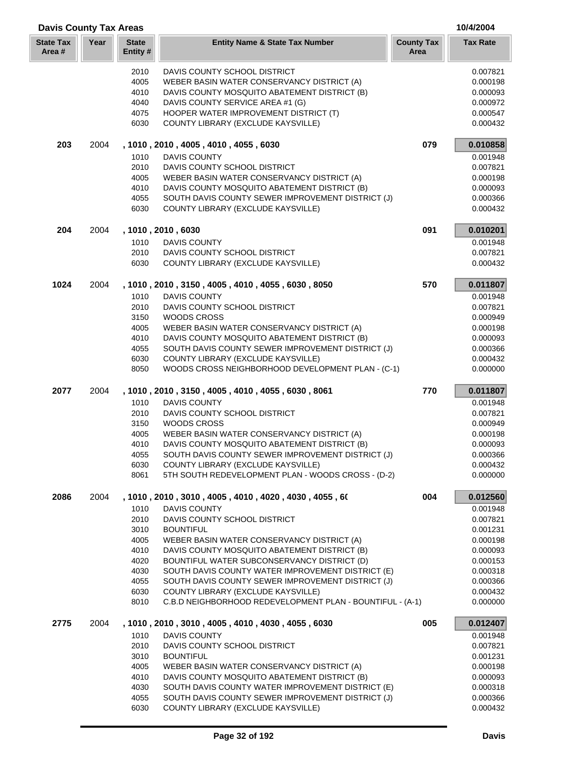## Davis County Tax Areas

10/4/2004

| State Tax Area # | Year | State Entity # | Entity Name & State Tax Number | County Tax Area | Tax Rate |
|---|---|---|---|---|---|
| | | 2010 | DAVIS COUNTY SCHOOL DISTRICT | | 0.007821 |
| | | 4005 | WEBER BASIN WATER CONSERVANCY DISTRICT (A) | | 0.000198 |
| | | 4010 | DAVIS COUNTY MOSQUITO ABATEMENT DISTRICT (B) | | 0.000093 |
| | | 4040 | DAVIS COUNTY SERVICE AREA #1 (G) | | 0.000972 |
| | | 4075 | HOOPER WATER IMPROVEMENT DISTRICT (T) | | 0.000547 |
| | | 6030 | COUNTY LIBRARY (EXCLUDE KAYSVILLE) | | 0.000432 |
| **203** | 2004 | **, 1010 , 2010 , 4005 , 4010 , 4055 , 6030** | | **079** | **0.010858** |
| | | 1010 | DAVIS COUNTY | | 0.001948 |
| | | 2010 | DAVIS COUNTY SCHOOL DISTRICT | | 0.007821 |
| | | 4005 | WEBER BASIN WATER CONSERVANCY DISTRICT (A) | | 0.000198 |
| | | 4010 | DAVIS COUNTY MOSQUITO ABATEMENT DISTRICT (B) | | 0.000093 |
| | | 4055 | SOUTH DAVIS COUNTY SEWER IMPROVEMENT DISTRICT (J) | | 0.000366 |
| | | 6030 | COUNTY LIBRARY (EXCLUDE KAYSVILLE) | | 0.000432 |
| **204** | 2004 | **, 1010 , 2010 , 6030** | | **091** | **0.010201** |
| | | 1010 | DAVIS COUNTY | | 0.001948 |
| | | 2010 | DAVIS COUNTY SCHOOL DISTRICT | | 0.007821 |
| | | 6030 | COUNTY LIBRARY (EXCLUDE KAYSVILLE) | | 0.000432 |
| **1024** | 2004 | **, 1010 , 2010 , 3150 , 4005 , 4010 , 4055 , 6030 , 8050** | | **570** | **0.011807** |
| | | 1010 | DAVIS COUNTY | | 0.001948 |
| | | 2010 | DAVIS COUNTY SCHOOL DISTRICT | | 0.007821 |
| | | 3150 | WOODS CROSS | | 0.000949 |
| | | 4005 | WEBER BASIN WATER CONSERVANCY DISTRICT (A) | | 0.000198 |
| | | 4010 | DAVIS COUNTY MOSQUITO ABATEMENT DISTRICT (B) | | 0.000093 |
| | | 4055 | SOUTH DAVIS COUNTY SEWER IMPROVEMENT DISTRICT (J) | | 0.000366 |
| | | 6030 | COUNTY LIBRARY (EXCLUDE KAYSVILLE) | | 0.000432 |
| | | 8050 | WOODS CROSS NEIGHBORHOOD DEVELOPMENT PLAN - (C-1) | | 0.000000 |
| **2077** | 2004 | **, 1010 , 2010 , 3150 , 4005 , 4010 , 4055 , 6030 , 8061** | | **770** | **0.011807** |
| | | 1010 | DAVIS COUNTY | | 0.001948 |
| | | 2010 | DAVIS COUNTY SCHOOL DISTRICT | | 0.007821 |
| | | 3150 | WOODS CROSS | | 0.000949 |
| | | 4005 | WEBER BASIN WATER CONSERVANCY DISTRICT (A) | | 0.000198 |
| | | 4010 | DAVIS COUNTY MOSQUITO ABATEMENT DISTRICT (B) | | 0.000093 |
| | | 4055 | SOUTH DAVIS COUNTY SEWER IMPROVEMENT DISTRICT (J) | | 0.000366 |
| | | 6030 | COUNTY LIBRARY (EXCLUDE KAYSVILLE) | | 0.000432 |
| | | 8061 | 5TH SOUTH REDEVELOPMENT PLAN - WOODS CROSS - (D-2) | | 0.000000 |
| **2086** | 2004 | **, 1010 , 2010 , 3010 , 4005 , 4010 , 4020 , 4030 , 4055 , 6(** | | **004** | **0.012560** |
| | | 1010 | DAVIS COUNTY | | 0.001948 |
| | | 2010 | DAVIS COUNTY SCHOOL DISTRICT | | 0.007821 |
| | | 3010 | BOUNTIFUL | | 0.001231 |
| | | 4005 | WEBER BASIN WATER CONSERVANCY DISTRICT (A) | | 0.000198 |
| | | 4010 | DAVIS COUNTY MOSQUITO ABATEMENT DISTRICT (B) | | 0.000093 |
| | | 4020 | BOUNTIFUL WATER SUBCONSERVANCY DISTRICT (D) | | 0.000153 |
| | | 4030 | SOUTH DAVIS COUNTY WATER IMPROVEMENT DISTRICT (E) | | 0.000318 |
| | | 4055 | SOUTH DAVIS COUNTY SEWER IMPROVEMENT DISTRICT (J) | | 0.000366 |
| | | 6030 | COUNTY LIBRARY (EXCLUDE KAYSVILLE) | | 0.000432 |
| | | 8010 | C.B.D NEIGHBORHOOD REDEVELOPMENT PLAN - BOUNTIFUL - (A-1) | | 0.000000 |
| **2775** | 2004 | **, 1010 , 2010 , 3010 , 4005 , 4010 , 4030 , 4055 , 6030** | | **005** | **0.012407** |
| | | 1010 | DAVIS COUNTY | | 0.001948 |
| | | 2010 | DAVIS COUNTY SCHOOL DISTRICT | | 0.007821 |
| | | 3010 | BOUNTIFUL | | 0.001231 |
| | | 4005 | WEBER BASIN WATER CONSERVANCY DISTRICT (A) | | 0.000198 |
| | | 4010 | DAVIS COUNTY MOSQUITO ABATEMENT DISTRICT (B) | | 0.000093 |
| | | 4030 | SOUTH DAVIS COUNTY WATER IMPROVEMENT DISTRICT (E) | | 0.000318 |
| | | 4055 | SOUTH DAVIS COUNTY SEWER IMPROVEMENT DISTRICT (J) | | 0.000366 |
| | | 6030 | COUNTY LIBRARY (EXCLUDE KAYSVILLE) | | 0.000432 |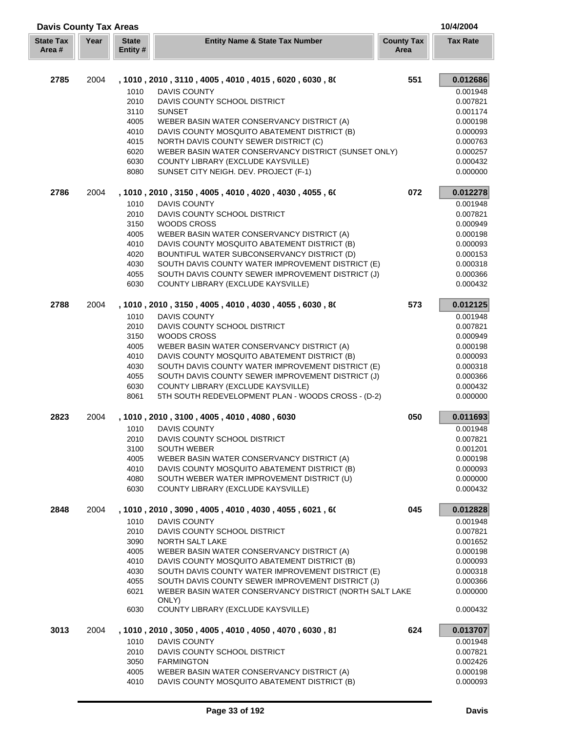# Davis County Tax Areas

10/4/2004

| State Tax Area # | Year | State Entity # | Entity Name & State Tax Number | County Tax Area | Tax Rate |
|---|---|---|---|---|---|
| **2785** | 2004 | | **, 1010 , 2010 , 3110 , 4005 , 4010 , 4015 , 6020 , 6030 , 8(** | **551** | **0.012686** |
| | | 1010 | DAVIS COUNTY | | 0.001948 |
| | | 2010 | DAVIS COUNTY SCHOOL DISTRICT | | 0.007821 |
| | | 3110 | SUNSET | | 0.001174 |
| | | 4005 | WEBER BASIN WATER CONSERVANCY DISTRICT (A) | | 0.000198 |
| | | 4010 | DAVIS COUNTY MOSQUITO ABATEMENT DISTRICT (B) | | 0.000093 |
| | | 4015 | NORTH DAVIS COUNTY SEWER DISTRICT (C) | | 0.000763 |
| | | 6020 | WEBER BASIN WATER CONSERVANCY DISTRICT (SUNSET ONLY) | | 0.000257 |
| | | 6030 | COUNTY LIBRARY (EXCLUDE KAYSVILLE) | | 0.000432 |
| | | 8080 | SUNSET CITY NEIGH. DEV. PROJECT (F-1) | | 0.000000 |
| **2786** | 2004 | | **, 1010 , 2010 , 3150 , 4005 , 4010 , 4020 , 4030 , 4055 , 6(** | **072** | **0.012278** |
| | | 1010 | DAVIS COUNTY | | 0.001948 |
| | | 2010 | DAVIS COUNTY SCHOOL DISTRICT | | 0.007821 |
| | | 3150 | WOODS CROSS | | 0.000949 |
| | | 4005 | WEBER BASIN WATER CONSERVANCY DISTRICT (A) | | 0.000198 |
| | | 4010 | DAVIS COUNTY MOSQUITO ABATEMENT DISTRICT (B) | | 0.000093 |
| | | 4020 | BOUNTIFUL WATER SUBCONSERVANCY DISTRICT (D) | | 0.000153 |
| | | 4030 | SOUTH DAVIS COUNTY WATER IMPROVEMENT DISTRICT (E) | | 0.000318 |
| | | 4055 | SOUTH DAVIS COUNTY SEWER IMPROVEMENT DISTRICT (J) | | 0.000366 |
| | | 6030 | COUNTY LIBRARY (EXCLUDE KAYSVILLE) | | 0.000432 |
| **2788** | 2004 | | **, 1010 , 2010 , 3150 , 4005 , 4010 , 4030 , 4055 , 6030 , 8(** | **573** | **0.012125** |
| | | 1010 | DAVIS COUNTY | | 0.001948 |
| | | 2010 | DAVIS COUNTY SCHOOL DISTRICT | | 0.007821 |
| | | 3150 | WOODS CROSS | | 0.000949 |
| | | 4005 | WEBER BASIN WATER CONSERVANCY DISTRICT (A) | | 0.000198 |
| | | 4010 | DAVIS COUNTY MOSQUITO ABATEMENT DISTRICT (B) | | 0.000093 |
| | | 4030 | SOUTH DAVIS COUNTY WATER IMPROVEMENT DISTRICT (E) | | 0.000318 |
| | | 4055 | SOUTH DAVIS COUNTY SEWER IMPROVEMENT DISTRICT (J) | | 0.000366 |
| | | 6030 | COUNTY LIBRARY (EXCLUDE KAYSVILLE) | | 0.000432 |
| | | 8061 | 5TH SOUTH REDEVELOPMENT PLAN - WOODS CROSS - (D-2) | | 0.000000 |
| **2823** | 2004 | | **, 1010 , 2010 , 3100 , 4005 , 4010 , 4080 , 6030** | **050** | **0.011693** |
| | | 1010 | DAVIS COUNTY | | 0.001948 |
| | | 2010 | DAVIS COUNTY SCHOOL DISTRICT | | 0.007821 |
| | | 3100 | SOUTH WEBER | | 0.001201 |
| | | 4005 | WEBER BASIN WATER CONSERVANCY DISTRICT (A) | | 0.000198 |
| | | 4010 | DAVIS COUNTY MOSQUITO ABATEMENT DISTRICT (B) | | 0.000093 |
| | | 4080 | SOUTH WEBER WATER IMPROVEMENT DISTRICT (U) | | 0.000000 |
| | | 6030 | COUNTY LIBRARY (EXCLUDE KAYSVILLE) | | 0.000432 |
| **2848** | 2004 | | **, 1010 , 2010 , 3090 , 4005 , 4010 , 4030 , 4055 , 6021 , 6(** | **045** | **0.012828** |
| | | 1010 | DAVIS COUNTY | | 0.001948 |
| | | 2010 | DAVIS COUNTY SCHOOL DISTRICT | | 0.007821 |
| | | 3090 | NORTH SALT LAKE | | 0.001652 |
| | | 4005 | WEBER BASIN WATER CONSERVANCY DISTRICT (A) | | 0.000198 |
| | | 4010 | DAVIS COUNTY MOSQUITO ABATEMENT DISTRICT (B) | | 0.000093 |
| | | 4030 | SOUTH DAVIS COUNTY WATER IMPROVEMENT DISTRICT (E) | | 0.000318 |
| | | 4055 | SOUTH DAVIS COUNTY SEWER IMPROVEMENT DISTRICT (J) | | 0.000366 |
| | | 6021 | WEBER BASIN WATER CONSERVANCY DISTRICT (NORTH SALT LAKE ONLY) | | 0.000000 |
| | | 6030 | COUNTY LIBRARY (EXCLUDE KAYSVILLE) | | 0.000432 |
| **3013** | 2004 | | **, 1010 , 2010 , 3050 , 4005 , 4010 , 4050 , 4070 , 6030 , 81** | **624** | **0.013707** |
| | | 1010 | DAVIS COUNTY | | 0.001948 |
| | | 2010 | DAVIS COUNTY SCHOOL DISTRICT | | 0.007821 |
| | | 3050 | FARMINGTON | | 0.002426 |
| | | 4005 | WEBER BASIN WATER CONSERVANCY DISTRICT (A) | | 0.000198 |
| | | 4010 | DAVIS COUNTY MOSQUITO ABATEMENT DISTRICT (B) | | 0.000093 |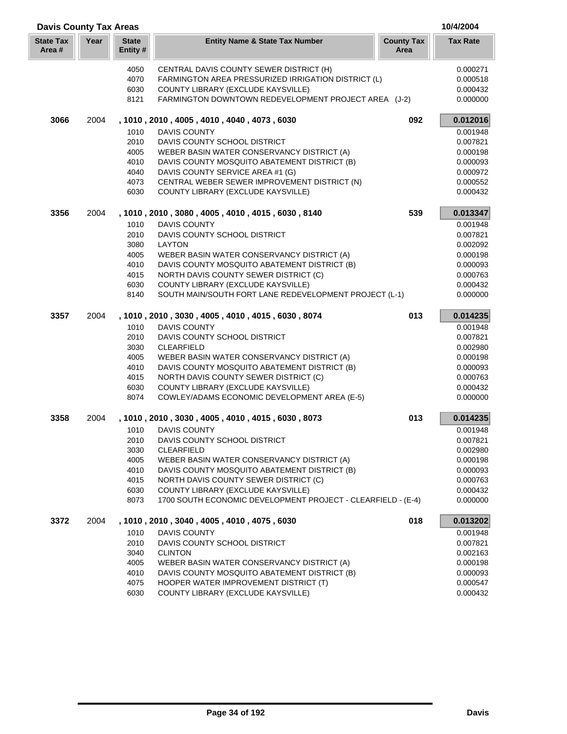## Davis County Tax Areas

10/4/2004

| State Tax Area # | Year | State Entity # | Entity Name & State Tax Number | County Tax Area | Tax Rate |
|---|---|---|---|---|---|
| | | 4050 | CENTRAL DAVIS COUNTY SEWER DISTRICT (H) | | 0.000271 |
| | | 4070 | FARMINGTON AREA PRESSURIZED IRRIGATION DISTRICT (L) | | 0.000518 |
| | | 6030 | COUNTY LIBRARY (EXCLUDE KAYSVILLE) | | 0.000432 |
| | | 8121 | FARMINGTON DOWNTOWN REDEVELOPMENT PROJECT AREA (J-2) | | 0.000000 |
| **3066** | 2004 | | **, 1010 , 2010 , 4005 , 4010 , 4040 , 4073 , 6030** | **092** | **0.012016** |
| | | 1010 | DAVIS COUNTY | | 0.001948 |
| | | 2010 | DAVIS COUNTY SCHOOL DISTRICT | | 0.007821 |
| | | 4005 | WEBER BASIN WATER CONSERVANCY DISTRICT (A) | | 0.000198 |
| | | 4010 | DAVIS COUNTY MOSQUITO ABATEMENT DISTRICT (B) | | 0.000093 |
| | | 4040 | DAVIS COUNTY SERVICE AREA #1 (G) | | 0.000972 |
| | | 4073 | CENTRAL WEBER SEWER IMPROVEMENT DISTRICT (N) | | 0.000552 |
| | | 6030 | COUNTY LIBRARY (EXCLUDE KAYSVILLE) | | 0.000432 |
| **3356** | 2004 | | **, 1010 , 2010 , 3080 , 4005 , 4010 , 4015 , 6030 , 8140** | **539** | **0.013347** |
| | | 1010 | DAVIS COUNTY | | 0.001948 |
| | | 2010 | DAVIS COUNTY SCHOOL DISTRICT | | 0.007821 |
| | | 3080 | LAYTON | | 0.002092 |
| | | 4005 | WEBER BASIN WATER CONSERVANCY DISTRICT (A) | | 0.000198 |
| | | 4010 | DAVIS COUNTY MOSQUITO ABATEMENT DISTRICT (B) | | 0.000093 |
| | | 4015 | NORTH DAVIS COUNTY SEWER DISTRICT (C) | | 0.000763 |
| | | 6030 | COUNTY LIBRARY (EXCLUDE KAYSVILLE) | | 0.000432 |
| | | 8140 | SOUTH MAIN/SOUTH FORT LANE REDEVELOPMENT PROJECT (L-1) | | 0.000000 |
| **3357** | 2004 | | **, 1010 , 2010 , 3030 , 4005 , 4010 , 4015 , 6030 , 8074** | **013** | **0.014235** |
| | | 1010 | DAVIS COUNTY | | 0.001948 |
| | | 2010 | DAVIS COUNTY SCHOOL DISTRICT | | 0.007821 |
| | | 3030 | CLEARFIELD | | 0.002980 |
| | | 4005 | WEBER BASIN WATER CONSERVANCY DISTRICT (A) | | 0.000198 |
| | | 4010 | DAVIS COUNTY MOSQUITO ABATEMENT DISTRICT (B) | | 0.000093 |
| | | 4015 | NORTH DAVIS COUNTY SEWER DISTRICT (C) | | 0.000763 |
| | | 6030 | COUNTY LIBRARY (EXCLUDE KAYSVILLE) | | 0.000432 |
| | | 8074 | COWLEY/ADAMS ECONOMIC DEVELOPMENT AREA (E-5) | | 0.000000 |
| **3358** | 2004 | | **, 1010 , 2010 , 3030 , 4005 , 4010 , 4015 , 6030 , 8073** | **013** | **0.014235** |
| | | 1010 | DAVIS COUNTY | | 0.001948 |
| | | 2010 | DAVIS COUNTY SCHOOL DISTRICT | | 0.007821 |
| | | 3030 | CLEARFIELD | | 0.002980 |
| | | 4005 | WEBER BASIN WATER CONSERVANCY DISTRICT (A) | | 0.000198 |
| | | 4010 | DAVIS COUNTY MOSQUITO ABATEMENT DISTRICT (B) | | 0.000093 |
| | | 4015 | NORTH DAVIS COUNTY SEWER DISTRICT (C) | | 0.000763 |
| | | 6030 | COUNTY LIBRARY (EXCLUDE KAYSVILLE) | | 0.000432 |
| | | 8073 | 1700 SOUTH ECONOMIC DEVELOPMENT PROJECT - CLEARFIELD - (E-4) | | 0.000000 |
| **3372** | 2004 | | **, 1010 , 2010 , 3040 , 4005 , 4010 , 4075 , 6030** | **018** | **0.013202** |
| | | 1010 | DAVIS COUNTY | | 0.001948 |
| | | 2010 | DAVIS COUNTY SCHOOL DISTRICT | | 0.007821 |
| | | 3040 | CLINTON | | 0.002163 |
| | | 4005 | WEBER BASIN WATER CONSERVANCY DISTRICT (A) | | 0.000198 |
| | | 4010 | DAVIS COUNTY MOSQUITO ABATEMENT DISTRICT (B) | | 0.000093 |
| | | 4075 | HOOPER WATER IMPROVEMENT DISTRICT (T) | | 0.000547 |
| | | 6030 | COUNTY LIBRARY (EXCLUDE KAYSVILLE) | | 0.000432 |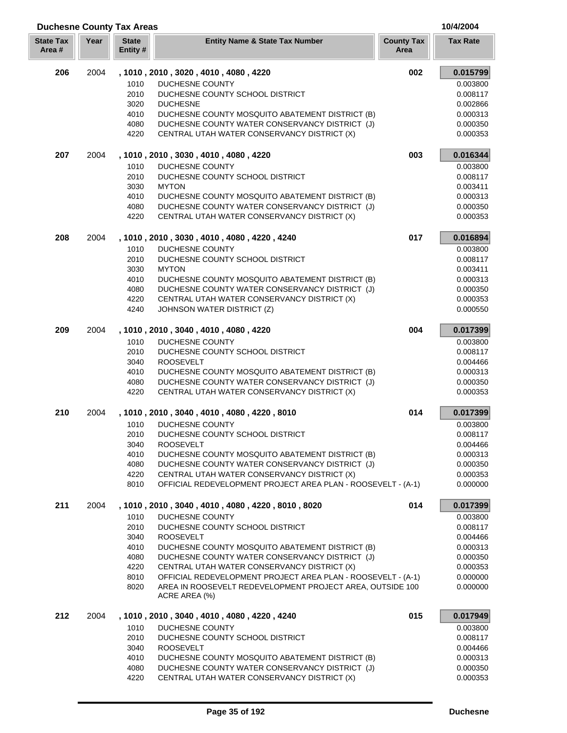## Duchesne County Tax Areas

10/4/2004

| State Tax Area # | Year | State Entity # | Entity Name & State Tax Number | County Tax Area | Tax Rate |
|---|---|---|---|---|---|
| **206** | 2004 | | **, 1010 , 2010 , 3020 , 4010 , 4080 , 4220** | **002** | **0.015799** |
| | | 1010 | DUCHESNE COUNTY | | 0.003800 |
| | | 2010 | DUCHESNE COUNTY SCHOOL DISTRICT | | 0.008117 |
| | | 3020 | DUCHESNE | | 0.002866 |
| | | 4010 | DUCHESNE COUNTY MOSQUITO ABATEMENT DISTRICT (B) | | 0.000313 |
| | | 4080 | DUCHESNE COUNTY WATER CONSERVANCY DISTRICT (J) | | 0.000350 |
| | | 4220 | CENTRAL UTAH WATER CONSERVANCY DISTRICT (X) | | 0.000353 |
| **207** | 2004 | | **, 1010 , 2010 , 3030 , 4010 , 4080 , 4220** | **003** | **0.016344** |
| | | 1010 | DUCHESNE COUNTY | | 0.003800 |
| | | 2010 | DUCHESNE COUNTY SCHOOL DISTRICT | | 0.008117 |
| | | 3030 | MYTON | | 0.003411 |
| | | 4010 | DUCHESNE COUNTY MOSQUITO ABATEMENT DISTRICT (B) | | 0.000313 |
| | | 4080 | DUCHESNE COUNTY WATER CONSERVANCY DISTRICT (J) | | 0.000350 |
| | | 4220 | CENTRAL UTAH WATER CONSERVANCY DISTRICT (X) | | 0.000353 |
| **208** | 2004 | | **, 1010 , 2010 , 3030 , 4010 , 4080 , 4220 , 4240** | **017** | **0.016894** |
| | | 1010 | DUCHESNE COUNTY | | 0.003800 |
| | | 2010 | DUCHESNE COUNTY SCHOOL DISTRICT | | 0.008117 |
| | | 3030 | MYTON | | 0.003411 |
| | | 4010 | DUCHESNE COUNTY MOSQUITO ABATEMENT DISTRICT (B) | | 0.000313 |
| | | 4080 | DUCHESNE COUNTY WATER CONSERVANCY DISTRICT (J) | | 0.000350 |
| | | 4220 | CENTRAL UTAH WATER CONSERVANCY DISTRICT (X) | | 0.000353 |
| | | 4240 | JOHNSON WATER DISTRICT (Z) | | 0.000550 |
| **209** | 2004 | | **, 1010 , 2010 , 3040 , 4010 , 4080 , 4220** | **004** | **0.017399** |
| | | 1010 | DUCHESNE COUNTY | | 0.003800 |
| | | 2010 | DUCHESNE COUNTY SCHOOL DISTRICT | | 0.008117 |
| | | 3040 | ROOSEVELT | | 0.004466 |
| | | 4010 | DUCHESNE COUNTY MOSQUITO ABATEMENT DISTRICT (B) | | 0.000313 |
| | | 4080 | DUCHESNE COUNTY WATER CONSERVANCY DISTRICT (J) | | 0.000350 |
| | | 4220 | CENTRAL UTAH WATER CONSERVANCY DISTRICT (X) | | 0.000353 |
| **210** | 2004 | | **, 1010 , 2010 , 3040 , 4010 , 4080 , 4220 , 8010** | **014** | **0.017399** |
| | | 1010 | DUCHESNE COUNTY | | 0.003800 |
| | | 2010 | DUCHESNE COUNTY SCHOOL DISTRICT | | 0.008117 |
| | | 3040 | ROOSEVELT | | 0.004466 |
| | | 4010 | DUCHESNE COUNTY MOSQUITO ABATEMENT DISTRICT (B) | | 0.000313 |
| | | 4080 | DUCHESNE COUNTY WATER CONSERVANCY DISTRICT (J) | | 0.000350 |
| | | 4220 | CENTRAL UTAH WATER CONSERVANCY DISTRICT (X) | | 0.000353 |
| | | 8010 | OFFICIAL REDEVELOPMENT PROJECT AREA PLAN - ROOSEVELT - (A-1) | | 0.000000 |
| **211** | 2004 | | **, 1010 , 2010 , 3040 , 4010 , 4080 , 4220 , 8010 , 8020** | **014** | **0.017399** |
| | | 1010 | DUCHESNE COUNTY | | 0.003800 |
| | | 2010 | DUCHESNE COUNTY SCHOOL DISTRICT | | 0.008117 |
| | | 3040 | ROOSEVELT | | 0.004466 |
| | | 4010 | DUCHESNE COUNTY MOSQUITO ABATEMENT DISTRICT (B) | | 0.000313 |
| | | 4080 | DUCHESNE COUNTY WATER CONSERVANCY DISTRICT (J) | | 0.000350 |
| | | 4220 | CENTRAL UTAH WATER CONSERVANCY DISTRICT (X) | | 0.000353 |
| | | 8010 | OFFICIAL REDEVELOPMENT PROJECT AREA PLAN - ROOSEVELT - (A-1) | | 0.000000 |
| | | 8020 | AREA IN ROOSEVELT REDEVELOPMENT PROJECT AREA, OUTSIDE 100 ACRE AREA (%) | | 0.000000 |
| **212** | 2004 | | **, 1010 , 2010 , 3040 , 4010 , 4080 , 4220 , 4240** | **015** | **0.017949** |
| | | 1010 | DUCHESNE COUNTY | | 0.003800 |
| | | 2010 | DUCHESNE COUNTY SCHOOL DISTRICT | | 0.008117 |
| | | 3040 | ROOSEVELT | | 0.004466 |
| | | 4010 | DUCHESNE COUNTY MOSQUITO ABATEMENT DISTRICT (B) | | 0.000313 |
| | | 4080 | DUCHESNE COUNTY WATER CONSERVANCY DISTRICT (J) | | 0.000350 |
| | | 4220 | CENTRAL UTAH WATER CONSERVANCY DISTRICT (X) | | 0.000353 |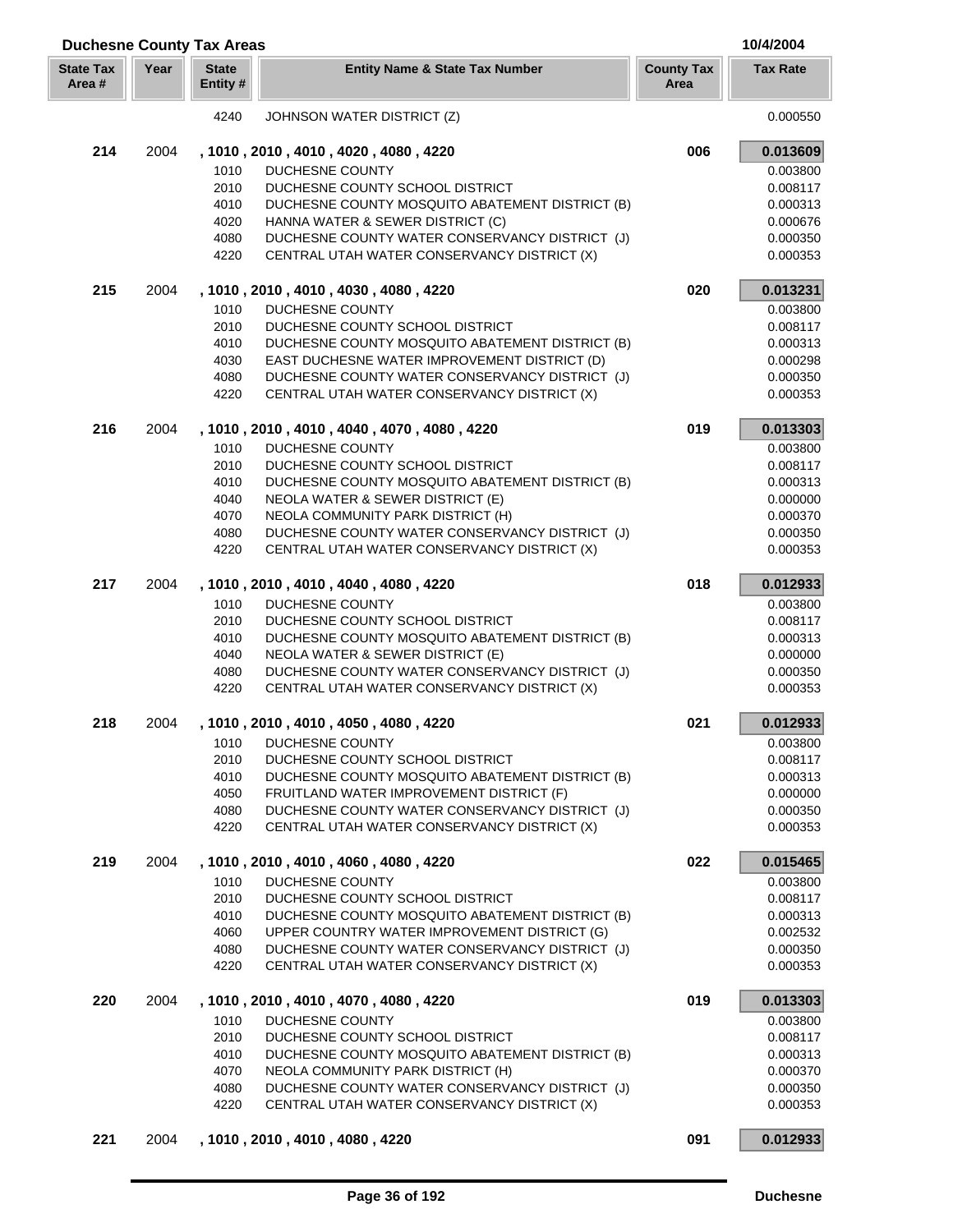## Duchesne County Tax Areas

10/4/2004

| State Tax Area # | Year | State Entity # | Entity Name & State Tax Number | County Tax Area | Tax Rate |
|---|---|---|---|---|---|
| | | 4240 | JOHNSON WATER DISTRICT (Z) | | 0.000550 |
| **214** | 2004 | **, 1010 , 2010 , 4010 , 4020 , 4080 , 4220** | | **006** | **0.013609** |
| | | 1010 | DUCHESNE COUNTY | | 0.003800 |
| | | 2010 | DUCHESNE COUNTY SCHOOL DISTRICT | | 0.008117 |
| | | 4010 | DUCHESNE COUNTY MOSQUITO ABATEMENT DISTRICT (B) | | 0.000313 |
| | | 4020 | HANNA WATER & SEWER DISTRICT (C) | | 0.000676 |
| | | 4080 | DUCHESNE COUNTY WATER CONSERVANCY DISTRICT (J) | | 0.000350 |
| | | 4220 | CENTRAL UTAH WATER CONSERVANCY DISTRICT (X) | | 0.000353 |
| **215** | 2004 | **, 1010 , 2010 , 4010 , 4030 , 4080 , 4220** | | **020** | **0.013231** |
| | | 1010 | DUCHESNE COUNTY | | 0.003800 |
| | | 2010 | DUCHESNE COUNTY SCHOOL DISTRICT | | 0.008117 |
| | | 4010 | DUCHESNE COUNTY MOSQUITO ABATEMENT DISTRICT (B) | | 0.000313 |
| | | 4030 | EAST DUCHESNE WATER IMPROVEMENT DISTRICT (D) | | 0.000298 |
| | | 4080 | DUCHESNE COUNTY WATER CONSERVANCY DISTRICT (J) | | 0.000350 |
| | | 4220 | CENTRAL UTAH WATER CONSERVANCY DISTRICT (X) | | 0.000353 |
| **216** | 2004 | **, 1010 , 2010 , 4010 , 4040 , 4070 , 4080 , 4220** | | **019** | **0.013303** |
| | | 1010 | DUCHESNE COUNTY | | 0.003800 |
| | | 2010 | DUCHESNE COUNTY SCHOOL DISTRICT | | 0.008117 |
| | | 4010 | DUCHESNE COUNTY MOSQUITO ABATEMENT DISTRICT (B) | | 0.000313 |
| | | 4040 | NEOLA WATER & SEWER DISTRICT (E) | | 0.000000 |
| | | 4070 | NEOLA COMMUNITY PARK DISTRICT (H) | | 0.000370 |
| | | 4080 | DUCHESNE COUNTY WATER CONSERVANCY DISTRICT (J) | | 0.000350 |
| | | 4220 | CENTRAL UTAH WATER CONSERVANCY DISTRICT (X) | | 0.000353 |
| **217** | 2004 | **, 1010 , 2010 , 4010 , 4040 , 4080 , 4220** | | **018** | **0.012933** |
| | | 1010 | DUCHESNE COUNTY | | 0.003800 |
| | | 2010 | DUCHESNE COUNTY SCHOOL DISTRICT | | 0.008117 |
| | | 4010 | DUCHESNE COUNTY MOSQUITO ABATEMENT DISTRICT (B) | | 0.000313 |
| | | 4040 | NEOLA WATER & SEWER DISTRICT (E) | | 0.000000 |
| | | 4080 | DUCHESNE COUNTY WATER CONSERVANCY DISTRICT (J) | | 0.000350 |
| | | 4220 | CENTRAL UTAH WATER CONSERVANCY DISTRICT (X) | | 0.000353 |
| **218** | 2004 | **, 1010 , 2010 , 4010 , 4050 , 4080 , 4220** | | **021** | **0.012933** |
| | | 1010 | DUCHESNE COUNTY | | 0.003800 |
| | | 2010 | DUCHESNE COUNTY SCHOOL DISTRICT | | 0.008117 |
| | | 4010 | DUCHESNE COUNTY MOSQUITO ABATEMENT DISTRICT (B) | | 0.000313 |
| | | 4050 | FRUITLAND WATER IMPROVEMENT DISTRICT (F) | | 0.000000 |
| | | 4080 | DUCHESNE COUNTY WATER CONSERVANCY DISTRICT (J) | | 0.000350 |
| | | 4220 | CENTRAL UTAH WATER CONSERVANCY DISTRICT (X) | | 0.000353 |
| **219** | 2004 | **, 1010 , 2010 , 4010 , 4060 , 4080 , 4220** | | **022** | **0.015465** |
| | | 1010 | DUCHESNE COUNTY | | 0.003800 |
| | | 2010 | DUCHESNE COUNTY SCHOOL DISTRICT | | 0.008117 |
| | | 4010 | DUCHESNE COUNTY MOSQUITO ABATEMENT DISTRICT (B) | | 0.000313 |
| | | 4060 | UPPER COUNTRY WATER IMPROVEMENT DISTRICT (G) | | 0.002532 |
| | | 4080 | DUCHESNE COUNTY WATER CONSERVANCY DISTRICT (J) | | 0.000350 |
| | | 4220 | CENTRAL UTAH WATER CONSERVANCY DISTRICT (X) | | 0.000353 |
| **220** | 2004 | **, 1010 , 2010 , 4010 , 4070 , 4080 , 4220** | | **019** | **0.013303** |
| | | 1010 | DUCHESNE COUNTY | | 0.003800 |
| | | 2010 | DUCHESNE COUNTY SCHOOL DISTRICT | | 0.008117 |
| | | 4010 | DUCHESNE COUNTY MOSQUITO ABATEMENT DISTRICT (B) | | 0.000313 |
| | | 4070 | NEOLA COMMUNITY PARK DISTRICT (H) | | 0.000370 |
| | | 4080 | DUCHESNE COUNTY WATER CONSERVANCY DISTRICT (J) | | 0.000350 |
| | | 4220 | CENTRAL UTAH WATER CONSERVANCY DISTRICT (X) | | 0.000353 |
| **221** | 2004 | **, 1010 , 2010 , 4010 , 4080 , 4220** | | **091** | **0.012933** |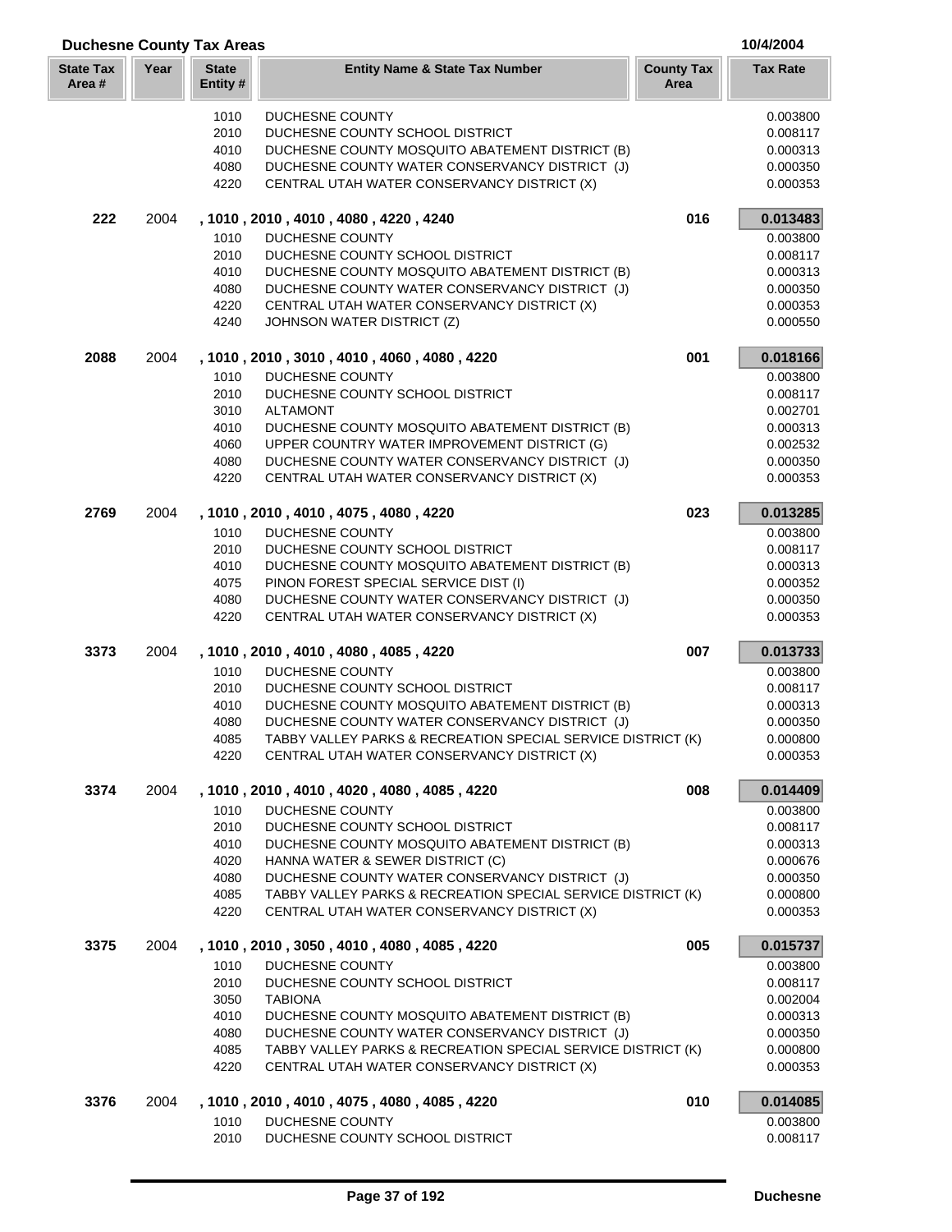## Duchesne County Tax Areas

10/4/2004

| State Tax Area # | Year | State Entity # | Entity Name & State Tax Number | County Tax Area | Tax Rate |
|---|---|---|---|---|---|
| | | 1010 | DUCHESNE COUNTY | | 0.003800 |
| | | 2010 | DUCHESNE COUNTY SCHOOL DISTRICT | | 0.008117 |
| | | 4010 | DUCHESNE COUNTY MOSQUITO ABATEMENT DISTRICT (B) | | 0.000313 |
| | | 4080 | DUCHESNE COUNTY WATER CONSERVANCY DISTRICT (J) | | 0.000350 |
| | | 4220 | CENTRAL UTAH WATER CONSERVANCY DISTRICT (X) | | 0.000353 |
| **222** | 2004 | | **, 1010 , 2010 , 4010 , 4080 , 4220 , 4240** | **016** | **0.013483** |
| | | 1010 | DUCHESNE COUNTY | | 0.003800 |
| | | 2010 | DUCHESNE COUNTY SCHOOL DISTRICT | | 0.008117 |
| | | 4010 | DUCHESNE COUNTY MOSQUITO ABATEMENT DISTRICT (B) | | 0.000313 |
| | | 4080 | DUCHESNE COUNTY WATER CONSERVANCY DISTRICT (J) | | 0.000350 |
| | | 4220 | CENTRAL UTAH WATER CONSERVANCY DISTRICT (X) | | 0.000353 |
| | | 4240 | JOHNSON WATER DISTRICT (Z) | | 0.000550 |
| **2088** | 2004 | | **, 1010 , 2010 , 3010 , 4010 , 4060 , 4080 , 4220** | **001** | **0.018166** |
| | | 1010 | DUCHESNE COUNTY | | 0.003800 |
| | | 2010 | DUCHESNE COUNTY SCHOOL DISTRICT | | 0.008117 |
| | | 3010 | ALTAMONT | | 0.002701 |
| | | 4010 | DUCHESNE COUNTY MOSQUITO ABATEMENT DISTRICT (B) | | 0.000313 |
| | | 4060 | UPPER COUNTRY WATER IMPROVEMENT DISTRICT (G) | | 0.002532 |
| | | 4080 | DUCHESNE COUNTY WATER CONSERVANCY DISTRICT (J) | | 0.000350 |
| | | 4220 | CENTRAL UTAH WATER CONSERVANCY DISTRICT (X) | | 0.000353 |
| **2769** | 2004 | | **, 1010 , 2010 , 4010 , 4075 , 4080 , 4220** | **023** | **0.013285** |
| | | 1010 | DUCHESNE COUNTY | | 0.003800 |
| | | 2010 | DUCHESNE COUNTY SCHOOL DISTRICT | | 0.008117 |
| | | 4010 | DUCHESNE COUNTY MOSQUITO ABATEMENT DISTRICT (B) | | 0.000313 |
| | | 4075 | PINON FOREST SPECIAL SERVICE DIST (I) | | 0.000352 |
| | | 4080 | DUCHESNE COUNTY WATER CONSERVANCY DISTRICT (J) | | 0.000350 |
| | | 4220 | CENTRAL UTAH WATER CONSERVANCY DISTRICT (X) | | 0.000353 |
| **3373** | 2004 | | **, 1010 , 2010 , 4010 , 4080 , 4085 , 4220** | **007** | **0.013733** |
| | | 1010 | DUCHESNE COUNTY | | 0.003800 |
| | | 2010 | DUCHESNE COUNTY SCHOOL DISTRICT | | 0.008117 |
| | | 4010 | DUCHESNE COUNTY MOSQUITO ABATEMENT DISTRICT (B) | | 0.000313 |
| | | 4080 | DUCHESNE COUNTY WATER CONSERVANCY DISTRICT (J) | | 0.000350 |
| | | 4085 | TABBY VALLEY PARKS & RECREATION SPECIAL SERVICE DISTRICT (K) | | 0.000800 |
| | | 4220 | CENTRAL UTAH WATER CONSERVANCY DISTRICT (X) | | 0.000353 |
| **3374** | 2004 | | **, 1010 , 2010 , 4010 , 4020 , 4080 , 4085 , 4220** | **008** | **0.014409** |
| | | 1010 | DUCHESNE COUNTY | | 0.003800 |
| | | 2010 | DUCHESNE COUNTY SCHOOL DISTRICT | | 0.008117 |
| | | 4010 | DUCHESNE COUNTY MOSQUITO ABATEMENT DISTRICT (B) | | 0.000313 |
| | | 4020 | HANNA WATER & SEWER DISTRICT (C) | | 0.000676 |
| | | 4080 | DUCHESNE COUNTY WATER CONSERVANCY DISTRICT (J) | | 0.000350 |
| | | 4085 | TABBY VALLEY PARKS & RECREATION SPECIAL SERVICE DISTRICT (K) | | 0.000800 |
| | | 4220 | CENTRAL UTAH WATER CONSERVANCY DISTRICT (X) | | 0.000353 |
| **3375** | 2004 | | **, 1010 , 2010 , 3050 , 4010 , 4080 , 4085 , 4220** | **005** | **0.015737** |
| | | 1010 | DUCHESNE COUNTY | | 0.003800 |
| | | 2010 | DUCHESNE COUNTY SCHOOL DISTRICT | | 0.008117 |
| | | 3050 | TABIONA | | 0.002004 |
| | | 4010 | DUCHESNE COUNTY MOSQUITO ABATEMENT DISTRICT (B) | | 0.000313 |
| | | 4080 | DUCHESNE COUNTY WATER CONSERVANCY DISTRICT (J) | | 0.000350 |
| | | 4085 | TABBY VALLEY PARKS & RECREATION SPECIAL SERVICE DISTRICT (K) | | 0.000800 |
| | | 4220 | CENTRAL UTAH WATER CONSERVANCY DISTRICT (X) | | 0.000353 |
| **3376** | 2004 | | **, 1010 , 2010 , 4010 , 4075 , 4080 , 4085 , 4220** | **010** | **0.014085** |
| | | 1010 | DUCHESNE COUNTY | | 0.003800 |
| | | 2010 | DUCHESNE COUNTY SCHOOL DISTRICT | | 0.008117 |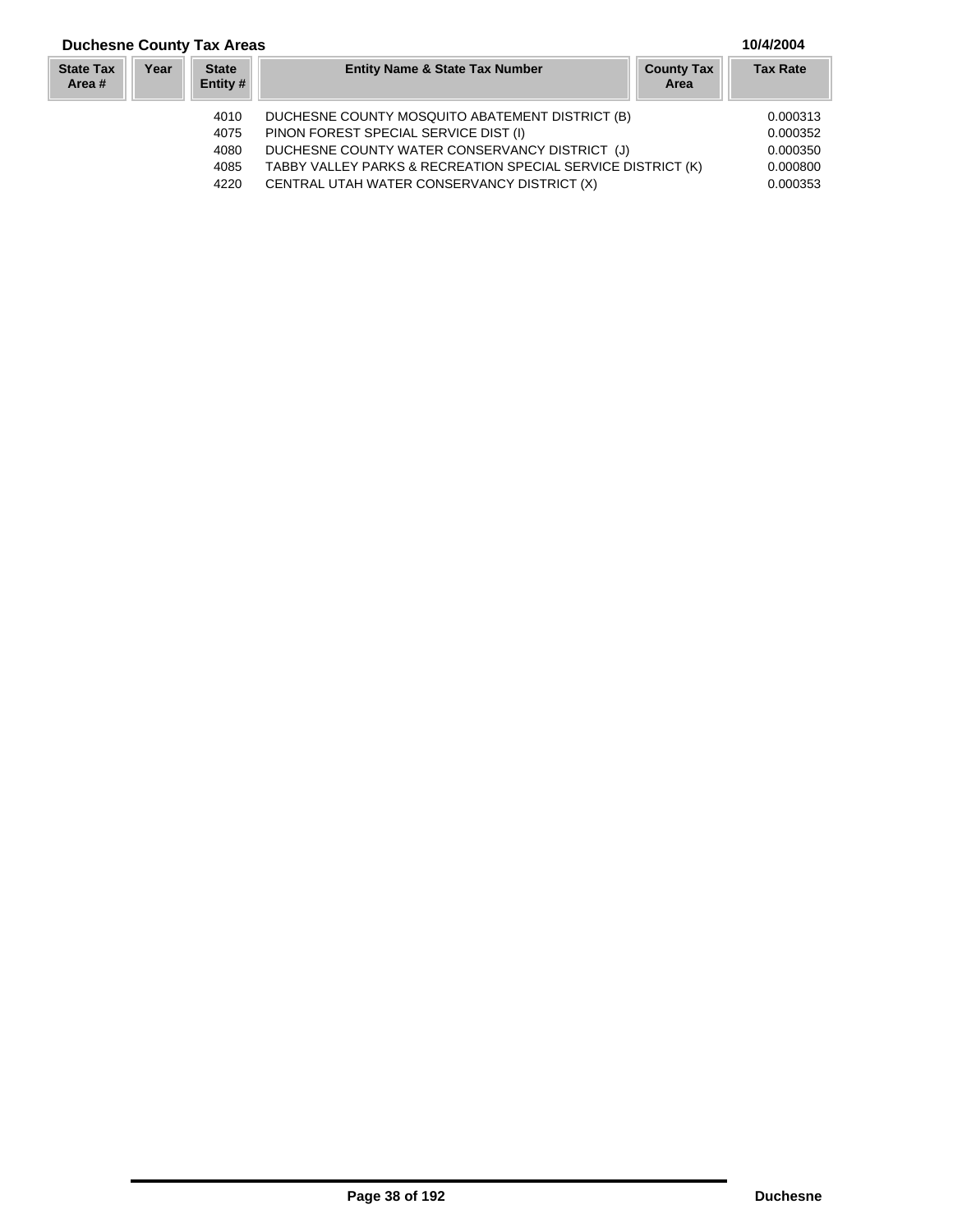## Duchesne County Tax Areas

10/4/2004

| State Tax Area # | Year | State Entity # | Entity Name & State Tax Number | County Tax Area | Tax Rate |
|---|---|---|---|---|---|
| | | 4010 | DUCHESNE COUNTY MOSQUITO ABATEMENT DISTRICT (B) | | 0.000313 |
| | | 4075 | PINON FOREST SPECIAL SERVICE DIST (I) | | 0.000352 |
| | | 4080 | DUCHESNE COUNTY WATER CONSERVANCY DISTRICT (J) | | 0.000350 |
| | | 4085 | TABBY VALLEY PARKS & RECREATION SPECIAL SERVICE DISTRICT (K) | | 0.000800 |
| | | 4220 | CENTRAL UTAH WATER CONSERVANCY DISTRICT (X) | | 0.000353 |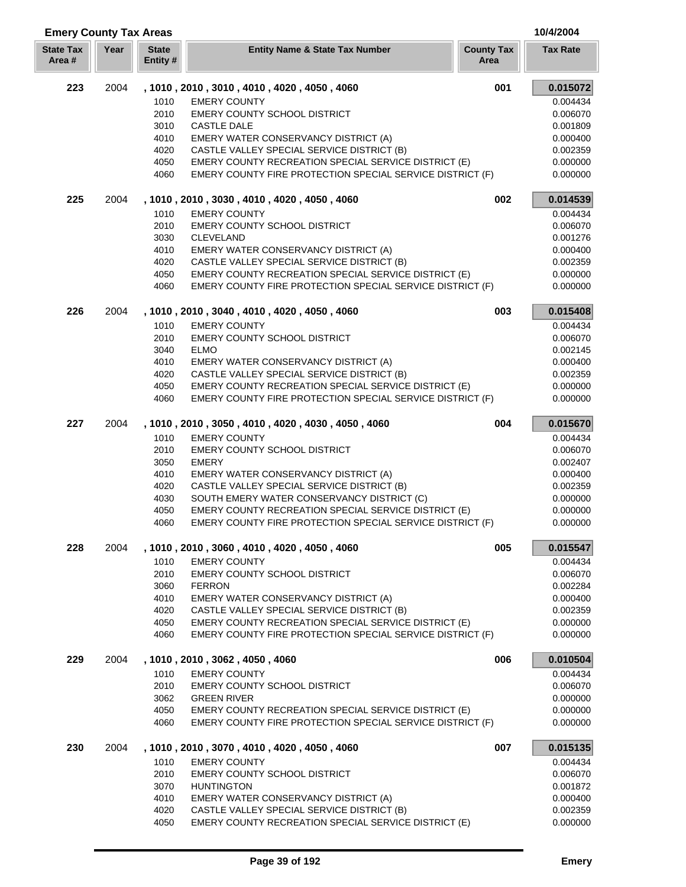## Emery County Tax Areas

10/4/2004

| State Tax Area # | Year | State Entity # | Entity Name & State Tax Number | County Tax Area | Tax Rate |
|---|---|---|---|---|---|
| **223** | 2004 | **, 1010 , 2010 , 3010 , 4010 , 4020 , 4050 , 4060** | | **001** | **0.015072** |
| | | 1010 | EMERY COUNTY | | 0.004434 |
| | | 2010 | EMERY COUNTY SCHOOL DISTRICT | | 0.006070 |
| | | 3010 | CASTLE DALE | | 0.001809 |
| | | 4010 | EMERY WATER CONSERVANCY DISTRICT (A) | | 0.000400 |
| | | 4020 | CASTLE VALLEY SPECIAL SERVICE DISTRICT (B) | | 0.002359 |
| | | 4050 | EMERY COUNTY RECREATION SPECIAL SERVICE DISTRICT (E) | | 0.000000 |
| | | 4060 | EMERY COUNTY FIRE PROTECTION SPECIAL SERVICE DISTRICT (F) | | 0.000000 |
| **225** | 2004 | **, 1010 , 2010 , 3030 , 4010 , 4020 , 4050 , 4060** | | **002** | **0.014539** |
| | | 1010 | EMERY COUNTY | | 0.004434 |
| | | 2010 | EMERY COUNTY SCHOOL DISTRICT | | 0.006070 |
| | | 3030 | CLEVELAND | | 0.001276 |
| | | 4010 | EMERY WATER CONSERVANCY DISTRICT (A) | | 0.000400 |
| | | 4020 | CASTLE VALLEY SPECIAL SERVICE DISTRICT (B) | | 0.002359 |
| | | 4050 | EMERY COUNTY RECREATION SPECIAL SERVICE DISTRICT (E) | | 0.000000 |
| | | 4060 | EMERY COUNTY FIRE PROTECTION SPECIAL SERVICE DISTRICT (F) | | 0.000000 |
| **226** | 2004 | **, 1010 , 2010 , 3040 , 4010 , 4020 , 4050 , 4060** | | **003** | **0.015408** |
| | | 1010 | EMERY COUNTY | | 0.004434 |
| | | 2010 | EMERY COUNTY SCHOOL DISTRICT | | 0.006070 |
| | | 3040 | ELMO | | 0.002145 |
| | | 4010 | EMERY WATER CONSERVANCY DISTRICT (A) | | 0.000400 |
| | | 4020 | CASTLE VALLEY SPECIAL SERVICE DISTRICT (B) | | 0.002359 |
| | | 4050 | EMERY COUNTY RECREATION SPECIAL SERVICE DISTRICT (E) | | 0.000000 |
| | | 4060 | EMERY COUNTY FIRE PROTECTION SPECIAL SERVICE DISTRICT (F) | | 0.000000 |
| **227** | 2004 | **, 1010 , 2010 , 3050 , 4010 , 4020 , 4030 , 4050 , 4060** | | **004** | **0.015670** |
| | | 1010 | EMERY COUNTY | | 0.004434 |
| | | 2010 | EMERY COUNTY SCHOOL DISTRICT | | 0.006070 |
| | | 3050 | EMERY | | 0.002407 |
| | | 4010 | EMERY WATER CONSERVANCY DISTRICT (A) | | 0.000400 |
| | | 4020 | CASTLE VALLEY SPECIAL SERVICE DISTRICT (B) | | 0.002359 |
| | | 4030 | SOUTH EMERY WATER CONSERVANCY DISTRICT (C) | | 0.000000 |
| | | 4050 | EMERY COUNTY RECREATION SPECIAL SERVICE DISTRICT (E) | | 0.000000 |
| | | 4060 | EMERY COUNTY FIRE PROTECTION SPECIAL SERVICE DISTRICT (F) | | 0.000000 |
| **228** | 2004 | **, 1010 , 2010 , 3060 , 4010 , 4020 , 4050 , 4060** | | **005** | **0.015547** |
| | | 1010 | EMERY COUNTY | | 0.004434 |
| | | 2010 | EMERY COUNTY SCHOOL DISTRICT | | 0.006070 |
| | | 3060 | FERRON | | 0.002284 |
| | | 4010 | EMERY WATER CONSERVANCY DISTRICT (A) | | 0.000400 |
| | | 4020 | CASTLE VALLEY SPECIAL SERVICE DISTRICT (B) | | 0.002359 |
| | | 4050 | EMERY COUNTY RECREATION SPECIAL SERVICE DISTRICT (E) | | 0.000000 |
| | | 4060 | EMERY COUNTY FIRE PROTECTION SPECIAL SERVICE DISTRICT (F) | | 0.000000 |
| **229** | 2004 | **, 1010 , 2010 , 3062 , 4050 , 4060** | | **006** | **0.010504** |
| | | 1010 | EMERY COUNTY | | 0.004434 |
| | | 2010 | EMERY COUNTY SCHOOL DISTRICT | | 0.006070 |
| | | 3062 | GREEN RIVER | | 0.000000 |
| | | 4050 | EMERY COUNTY RECREATION SPECIAL SERVICE DISTRICT (E) | | 0.000000 |
| | | 4060 | EMERY COUNTY FIRE PROTECTION SPECIAL SERVICE DISTRICT (F) | | 0.000000 |
| **230** | 2004 | **, 1010 , 2010 , 3070 , 4010 , 4020 , 4050 , 4060** | | **007** | **0.015135** |
| | | 1010 | EMERY COUNTY | | 0.004434 |
| | | 2010 | EMERY COUNTY SCHOOL DISTRICT | | 0.006070 |
| | | 3070 | HUNTINGTON | | 0.001872 |
| | | 4010 | EMERY WATER CONSERVANCY DISTRICT (A) | | 0.000400 |
| | | 4020 | CASTLE VALLEY SPECIAL SERVICE DISTRICT (B) | | 0.002359 |
| | | 4050 | EMERY COUNTY RECREATION SPECIAL SERVICE DISTRICT (E) | | 0.000000 |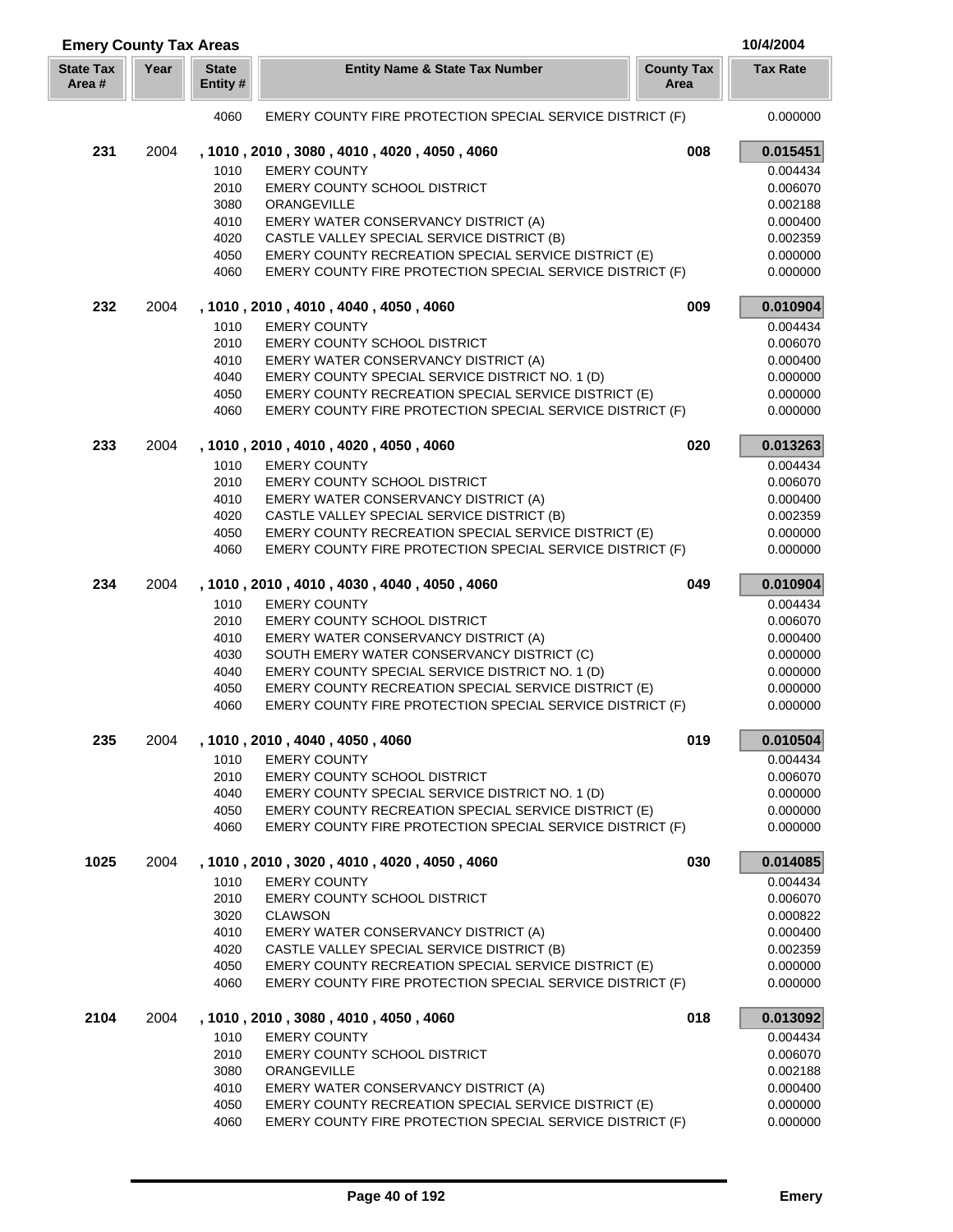## Emery County Tax Areas

10/4/2004

| State Tax Area # | Year | State Entity # | Entity Name & State Tax Number | County Tax Area | Tax Rate |
|---|---|---|---|---|---|
| | | 4060 | EMERY COUNTY FIRE PROTECTION SPECIAL SERVICE DISTRICT (F) | | 0.000000 |
| **231** | 2004 | | **, 1010 , 2010 , 3080 , 4010 , 4020 , 4050 , 4060** | **008** | **0.015451** |
| | | 1010 | EMERY COUNTY | | 0.004434 |
| | | 2010 | EMERY COUNTY SCHOOL DISTRICT | | 0.006070 |
| | | 3080 | ORANGEVILLE | | 0.002188 |
| | | 4010 | EMERY WATER CONSERVANCY DISTRICT (A) | | 0.000400 |
| | | 4020 | CASTLE VALLEY SPECIAL SERVICE DISTRICT (B) | | 0.002359 |
| | | 4050 | EMERY COUNTY RECREATION SPECIAL SERVICE DISTRICT (E) | | 0.000000 |
| | | 4060 | EMERY COUNTY FIRE PROTECTION SPECIAL SERVICE DISTRICT (F) | | 0.000000 |
| **232** | 2004 | | **, 1010 , 2010 , 4010 , 4040 , 4050 , 4060** | **009** | **0.010904** |
| | | 1010 | EMERY COUNTY | | 0.004434 |
| | | 2010 | EMERY COUNTY SCHOOL DISTRICT | | 0.006070 |
| | | 4010 | EMERY WATER CONSERVANCY DISTRICT (A) | | 0.000400 |
| | | 4040 | EMERY COUNTY SPECIAL SERVICE DISTRICT NO. 1 (D) | | 0.000000 |
| | | 4050 | EMERY COUNTY RECREATION SPECIAL SERVICE DISTRICT (E) | | 0.000000 |
| | | 4060 | EMERY COUNTY FIRE PROTECTION SPECIAL SERVICE DISTRICT (F) | | 0.000000 |
| **233** | 2004 | | **, 1010 , 2010 , 4010 , 4020 , 4050 , 4060** | **020** | **0.013263** |
| | | 1010 | EMERY COUNTY | | 0.004434 |
| | | 2010 | EMERY COUNTY SCHOOL DISTRICT | | 0.006070 |
| | | 4010 | EMERY WATER CONSERVANCY DISTRICT (A) | | 0.000400 |
| | | 4020 | CASTLE VALLEY SPECIAL SERVICE DISTRICT (B) | | 0.002359 |
| | | 4050 | EMERY COUNTY RECREATION SPECIAL SERVICE DISTRICT (E) | | 0.000000 |
| | | 4060 | EMERY COUNTY FIRE PROTECTION SPECIAL SERVICE DISTRICT (F) | | 0.000000 |
| **234** | 2004 | | **, 1010 , 2010 , 4010 , 4030 , 4040 , 4050 , 4060** | **049** | **0.010904** |
| | | 1010 | EMERY COUNTY | | 0.004434 |
| | | 2010 | EMERY COUNTY SCHOOL DISTRICT | | 0.006070 |
| | | 4010 | EMERY WATER CONSERVANCY DISTRICT (A) | | 0.000400 |
| | | 4030 | SOUTH EMERY WATER CONSERVANCY DISTRICT (C) | | 0.000000 |
| | | 4040 | EMERY COUNTY SPECIAL SERVICE DISTRICT NO. 1 (D) | | 0.000000 |
| | | 4050 | EMERY COUNTY RECREATION SPECIAL SERVICE DISTRICT (E) | | 0.000000 |
| | | 4060 | EMERY COUNTY FIRE PROTECTION SPECIAL SERVICE DISTRICT (F) | | 0.000000 |
| **235** | 2004 | | **, 1010 , 2010 , 4040 , 4050 , 4060** | **019** | **0.010504** |
| | | 1010 | EMERY COUNTY | | 0.004434 |
| | | 2010 | EMERY COUNTY SCHOOL DISTRICT | | 0.006070 |
| | | 4040 | EMERY COUNTY SPECIAL SERVICE DISTRICT NO. 1 (D) | | 0.000000 |
| | | 4050 | EMERY COUNTY RECREATION SPECIAL SERVICE DISTRICT (E) | | 0.000000 |
| | | 4060 | EMERY COUNTY FIRE PROTECTION SPECIAL SERVICE DISTRICT (F) | | 0.000000 |
| **1025** | 2004 | | **, 1010 , 2010 , 3020 , 4010 , 4020 , 4050 , 4060** | **030** | **0.014085** |
| | | 1010 | EMERY COUNTY | | 0.004434 |
| | | 2010 | EMERY COUNTY SCHOOL DISTRICT | | 0.006070 |
| | | 3020 | CLAWSON | | 0.000822 |
| | | 4010 | EMERY WATER CONSERVANCY DISTRICT (A) | | 0.000400 |
| | | 4020 | CASTLE VALLEY SPECIAL SERVICE DISTRICT (B) | | 0.002359 |
| | | 4050 | EMERY COUNTY RECREATION SPECIAL SERVICE DISTRICT (E) | | 0.000000 |
| | | 4060 | EMERY COUNTY FIRE PROTECTION SPECIAL SERVICE DISTRICT (F) | | 0.000000 |
| **2104** | 2004 | | **, 1010 , 2010 , 3080 , 4010 , 4050 , 4060** | **018** | **0.013092** |
| | | 1010 | EMERY COUNTY | | 0.004434 |
| | | 2010 | EMERY COUNTY SCHOOL DISTRICT | | 0.006070 |
| | | 3080 | ORANGEVILLE | | 0.002188 |
| | | 4010 | EMERY WATER CONSERVANCY DISTRICT (A) | | 0.000400 |
| | | 4050 | EMERY COUNTY RECREATION SPECIAL SERVICE DISTRICT (E) | | 0.000000 |
| | | 4060 | EMERY COUNTY FIRE PROTECTION SPECIAL SERVICE DISTRICT (F) | | 0.000000 |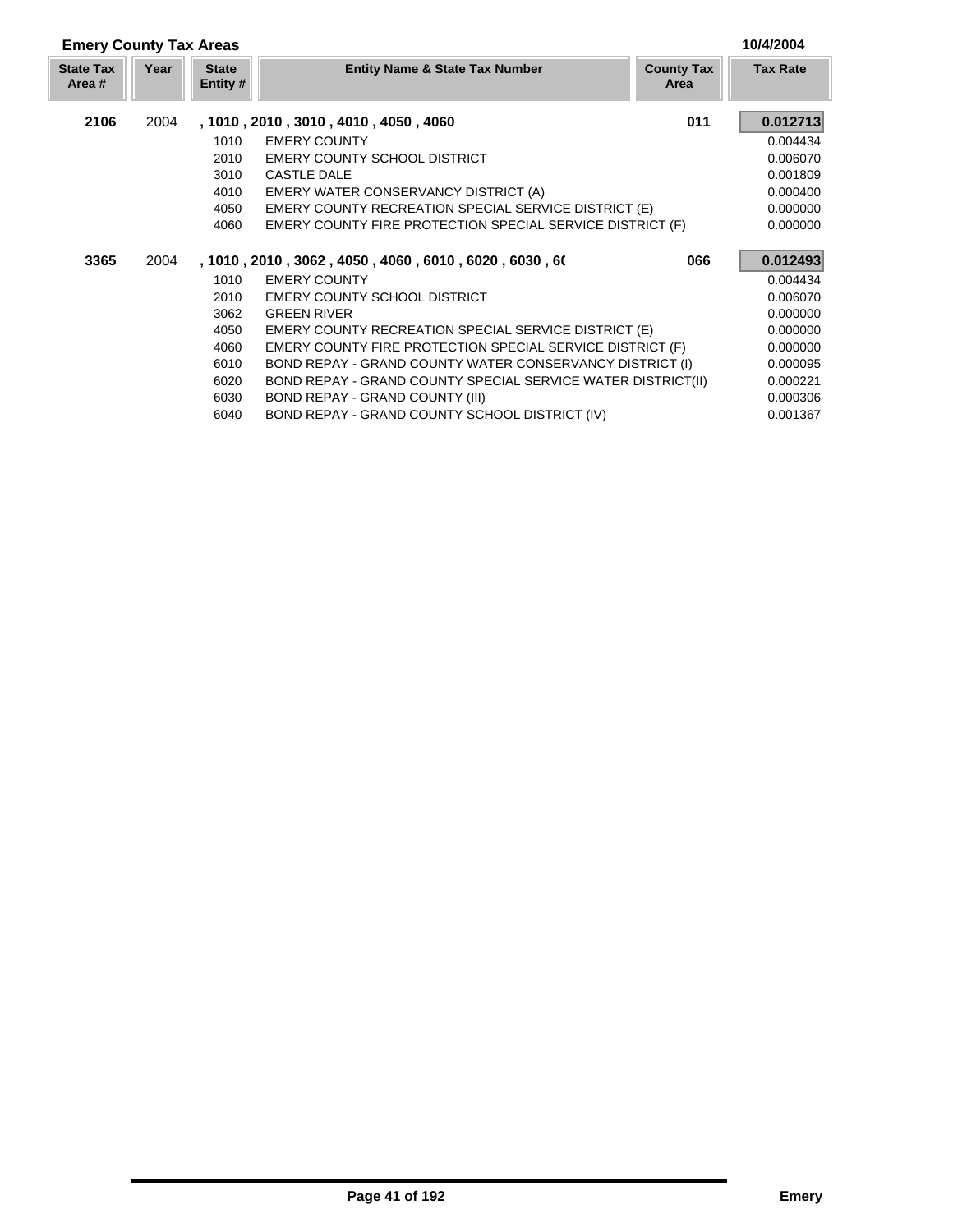**Emery County Tax Areas** 10/4/2004

| State Tax Area # | Year | State Entity # | Entity Name & State Tax Number | County Tax Area | Tax Rate |
|---|---|---|---|---|---|
| **2106** | 2004 | | **, 1010 , 2010 , 3010 , 4010 , 4050 , 4060** | **011** | **0.012713** |
| | | 1010 | EMERY COUNTY | | 0.004434 |
| | | 2010 | EMERY COUNTY SCHOOL DISTRICT | | 0.006070 |
| | | 3010 | CASTLE DALE | | 0.001809 |
| | | 4010 | EMERY WATER CONSERVANCY DISTRICT (A) | | 0.000400 |
| | | 4050 | EMERY COUNTY RECREATION SPECIAL SERVICE DISTRICT (E) | | 0.000000 |
| | | 4060 | EMERY COUNTY FIRE PROTECTION SPECIAL SERVICE DISTRICT (F) | | 0.000000 |
| **3365** | 2004 | | **, 1010 , 2010 , 3062 , 4050 , 4060 , 6010 , 6020 , 6030 , 6(** | **066** | **0.012493** |
| | | 1010 | EMERY COUNTY | | 0.004434 |
| | | 2010 | EMERY COUNTY SCHOOL DISTRICT | | 0.006070 |
| | | 3062 | GREEN RIVER | | 0.000000 |
| | | 4050 | EMERY COUNTY RECREATION SPECIAL SERVICE DISTRICT (E) | | 0.000000 |
| | | 4060 | EMERY COUNTY FIRE PROTECTION SPECIAL SERVICE DISTRICT (F) | | 0.000000 |
| | | 6010 | BOND REPAY - GRAND COUNTY WATER CONSERVANCY DISTRICT (I) | | 0.000095 |
| | | 6020 | BOND REPAY - GRAND COUNTY SPECIAL SERVICE WATER DISTRICT(II) | | 0.000221 |
| | | 6030 | BOND REPAY - GRAND COUNTY (III) | | 0.000306 |
| | | 6040 | BOND REPAY - GRAND COUNTY SCHOOL DISTRICT (IV) | | 0.001367 |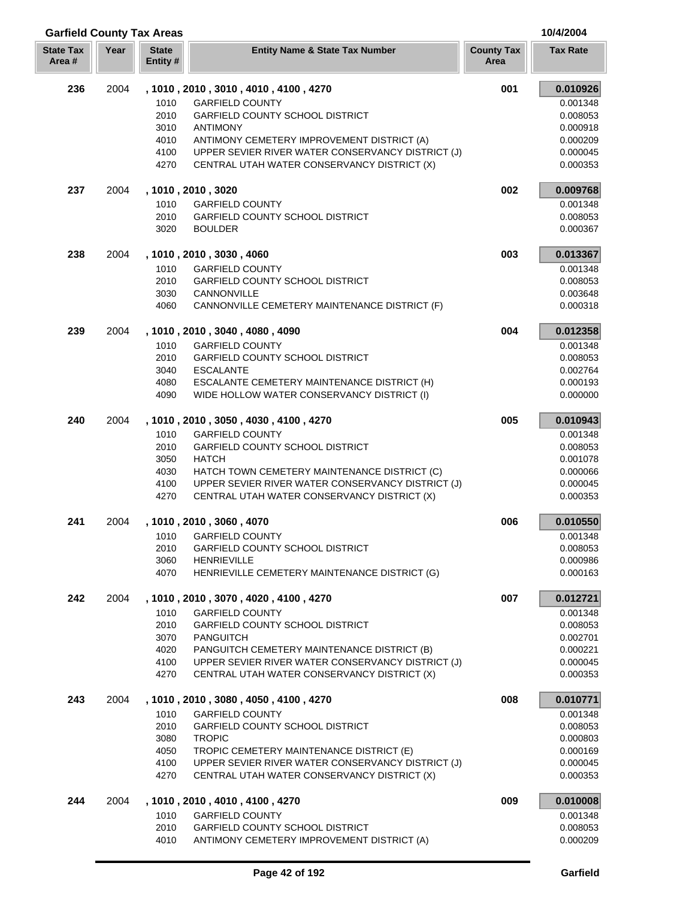## Garfield County Tax Areas

10/4/2004

| State Tax Area # | Year | State Entity # | Entity Name & State Tax Number | County Tax Area | Tax Rate |
|---|---|---|---|---|---|
| **236** | 2004 | **, 1010 , 2010 , 3010 , 4010 , 4100 , 4270** | | **001** | **0.010926** |
| | | 1010 | GARFIELD COUNTY | | 0.001348 |
| | | 2010 | GARFIELD COUNTY SCHOOL DISTRICT | | 0.008053 |
| | | 3010 | ANTIMONY | | 0.000918 |
| | | 4010 | ANTIMONY CEMETERY IMPROVEMENT DISTRICT (A) | | 0.000209 |
| | | 4100 | UPPER SEVIER RIVER WATER CONSERVANCY DISTRICT (J) | | 0.000045 |
| | | 4270 | CENTRAL UTAH WATER CONSERVANCY DISTRICT (X) | | 0.000353 |
| **237** | 2004 | **, 1010 , 2010 , 3020** | | **002** | **0.009768** |
| | | 1010 | GARFIELD COUNTY | | 0.001348 |
| | | 2010 | GARFIELD COUNTY SCHOOL DISTRICT | | 0.008053 |
| | | 3020 | BOULDER | | 0.000367 |
| **238** | 2004 | **, 1010 , 2010 , 3030 , 4060** | | **003** | **0.013367** |
| | | 1010 | GARFIELD COUNTY | | 0.001348 |
| | | 2010 | GARFIELD COUNTY SCHOOL DISTRICT | | 0.008053 |
| | | 3030 | CANNONVILLE | | 0.003648 |
| | | 4060 | CANNONVILLE CEMETERY MAINTENANCE DISTRICT (F) | | 0.000318 |
| **239** | 2004 | **, 1010 , 2010 , 3040 , 4080 , 4090** | | **004** | **0.012358** |
| | | 1010 | GARFIELD COUNTY | | 0.001348 |
| | | 2010 | GARFIELD COUNTY SCHOOL DISTRICT | | 0.008053 |
| | | 3040 | ESCALANTE | | 0.002764 |
| | | 4080 | ESCALANTE CEMETERY MAINTENANCE DISTRICT (H) | | 0.000193 |
| | | 4090 | WIDE HOLLOW WATER CONSERVANCY DISTRICT (I) | | 0.000000 |
| **240** | 2004 | **, 1010 , 2010 , 3050 , 4030 , 4100 , 4270** | | **005** | **0.010943** |
| | | 1010 | GARFIELD COUNTY | | 0.001348 |
| | | 2010 | GARFIELD COUNTY SCHOOL DISTRICT | | 0.008053 |
| | | 3050 | HATCH | | 0.001078 |
| | | 4030 | HATCH TOWN CEMETERY MAINTENANCE DISTRICT (C) | | 0.000066 |
| | | 4100 | UPPER SEVIER RIVER WATER CONSERVANCY DISTRICT (J) | | 0.000045 |
| | | 4270 | CENTRAL UTAH WATER CONSERVANCY DISTRICT (X) | | 0.000353 |
| **241** | 2004 | **, 1010 , 2010 , 3060 , 4070** | | **006** | **0.010550** |
| | | 1010 | GARFIELD COUNTY | | 0.001348 |
| | | 2010 | GARFIELD COUNTY SCHOOL DISTRICT | | 0.008053 |
| | | 3060 | HENRIEVILLE | | 0.000986 |
| | | 4070 | HENRIEVILLE CEMETERY MAINTENANCE DISTRICT (G) | | 0.000163 |
| **242** | 2004 | **, 1010 , 2010 , 3070 , 4020 , 4100 , 4270** | | **007** | **0.012721** |
| | | 1010 | GARFIELD COUNTY | | 0.001348 |
| | | 2010 | GARFIELD COUNTY SCHOOL DISTRICT | | 0.008053 |
| | | 3070 | PANGUITCH | | 0.002701 |
| | | 4020 | PANGUITCH CEMETERY MAINTENANCE DISTRICT (B) | | 0.000221 |
| | | 4100 | UPPER SEVIER RIVER WATER CONSERVANCY DISTRICT (J) | | 0.000045 |
| | | 4270 | CENTRAL UTAH WATER CONSERVANCY DISTRICT (X) | | 0.000353 |
| **243** | 2004 | **, 1010 , 2010 , 3080 , 4050 , 4100 , 4270** | | **008** | **0.010771** |
| | | 1010 | GARFIELD COUNTY | | 0.001348 |
| | | 2010 | GARFIELD COUNTY SCHOOL DISTRICT | | 0.008053 |
| | | 3080 | TROPIC | | 0.000803 |
| | | 4050 | TROPIC CEMETERY MAINTENANCE DISTRICT (E) | | 0.000169 |
| | | 4100 | UPPER SEVIER RIVER WATER CONSERVANCY DISTRICT (J) | | 0.000045 |
| | | 4270 | CENTRAL UTAH WATER CONSERVANCY DISTRICT (X) | | 0.000353 |
| **244** | 2004 | **, 1010 , 2010 , 4010 , 4100 , 4270** | | **009** | **0.010008** |
| | | 1010 | GARFIELD COUNTY | | 0.001348 |
| | | 2010 | GARFIELD COUNTY SCHOOL DISTRICT | | 0.008053 |
| | | 4010 | ANTIMONY CEMETERY IMPROVEMENT DISTRICT (A) | | 0.000209 |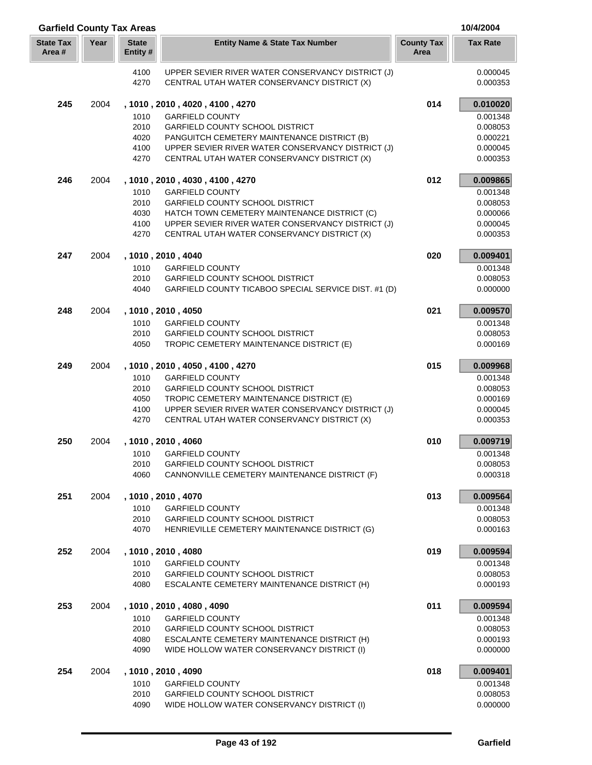## Garfield County Tax Areas

10/4/2004

| State Tax Area # | Year | State Entity # | Entity Name & State Tax Number | County Tax Area | Tax Rate |
|---|---|---|---|---|---|
| | | 4100 | UPPER SEVIER RIVER WATER CONSERVANCY DISTRICT (J) | | 0.000045 |
| | | 4270 | CENTRAL UTAH WATER CONSERVANCY DISTRICT (X) | | 0.000353 |
| **245** | 2004 | **, 1010 , 2010 , 4020 , 4100 , 4270** | | **014** | **0.010020** |
| | | 1010 | GARFIELD COUNTY | | 0.001348 |
| | | 2010 | GARFIELD COUNTY SCHOOL DISTRICT | | 0.008053 |
| | | 4020 | PANGUITCH CEMETERY MAINTENANCE DISTRICT (B) | | 0.000221 |
| | | 4100 | UPPER SEVIER RIVER WATER CONSERVANCY DISTRICT (J) | | 0.000045 |
| | | 4270 | CENTRAL UTAH WATER CONSERVANCY DISTRICT (X) | | 0.000353 |
| **246** | 2004 | **, 1010 , 2010 , 4030 , 4100 , 4270** | | **012** | **0.009865** |
| | | 1010 | GARFIELD COUNTY | | 0.001348 |
| | | 2010 | GARFIELD COUNTY SCHOOL DISTRICT | | 0.008053 |
| | | 4030 | HATCH TOWN CEMETERY MAINTENANCE DISTRICT (C) | | 0.000066 |
| | | 4100 | UPPER SEVIER RIVER WATER CONSERVANCY DISTRICT (J) | | 0.000045 |
| | | 4270 | CENTRAL UTAH WATER CONSERVANCY DISTRICT (X) | | 0.000353 |
| **247** | 2004 | **, 1010 , 2010 , 4040** | | **020** | **0.009401** |
| | | 1010 | GARFIELD COUNTY | | 0.001348 |
| | | 2010 | GARFIELD COUNTY SCHOOL DISTRICT | | 0.008053 |
| | | 4040 | GARFIELD COUNTY TICABOO SPECIAL SERVICE DIST. #1 (D) | | 0.000000 |
| **248** | 2004 | **, 1010 , 2010 , 4050** | | **021** | **0.009570** |
| | | 1010 | GARFIELD COUNTY | | 0.001348 |
| | | 2010 | GARFIELD COUNTY SCHOOL DISTRICT | | 0.008053 |
| | | 4050 | TROPIC CEMETERY MAINTENANCE DISTRICT (E) | | 0.000169 |
| **249** | 2004 | **, 1010 , 2010 , 4050 , 4100 , 4270** | | **015** | **0.009968** |
| | | 1010 | GARFIELD COUNTY | | 0.001348 |
| | | 2010 | GARFIELD COUNTY SCHOOL DISTRICT | | 0.008053 |
| | | 4050 | TROPIC CEMETERY MAINTENANCE DISTRICT (E) | | 0.000169 |
| | | 4100 | UPPER SEVIER RIVER WATER CONSERVANCY DISTRICT (J) | | 0.000045 |
| | | 4270 | CENTRAL UTAH WATER CONSERVANCY DISTRICT (X) | | 0.000353 |
| **250** | 2004 | **, 1010 , 2010 , 4060** | | **010** | **0.009719** |
| | | 1010 | GARFIELD COUNTY | | 0.001348 |
| | | 2010 | GARFIELD COUNTY SCHOOL DISTRICT | | 0.008053 |
| | | 4060 | CANNONVILLE CEMETERY MAINTENANCE DISTRICT (F) | | 0.000318 |
| **251** | 2004 | **, 1010 , 2010 , 4070** | | **013** | **0.009564** |
| | | 1010 | GARFIELD COUNTY | | 0.001348 |
| | | 2010 | GARFIELD COUNTY SCHOOL DISTRICT | | 0.008053 |
| | | 4070 | HENRIEVILLE CEMETERY MAINTENANCE DISTRICT (G) | | 0.000163 |
| **252** | 2004 | **, 1010 , 2010 , 4080** | | **019** | **0.009594** |
| | | 1010 | GARFIELD COUNTY | | 0.001348 |
| | | 2010 | GARFIELD COUNTY SCHOOL DISTRICT | | 0.008053 |
| | | 4080 | ESCALANTE CEMETERY MAINTENANCE DISTRICT (H) | | 0.000193 |
| **253** | 2004 | **, 1010 , 2010 , 4080 , 4090** | | **011** | **0.009594** |
| | | 1010 | GARFIELD COUNTY | | 0.001348 |
| | | 2010 | GARFIELD COUNTY SCHOOL DISTRICT | | 0.008053 |
| | | 4080 | ESCALANTE CEMETERY MAINTENANCE DISTRICT (H) | | 0.000193 |
| | | 4090 | WIDE HOLLOW WATER CONSERVANCY DISTRICT (I) | | 0.000000 |
| **254** | 2004 | **, 1010 , 2010 , 4090** | | **018** | **0.009401** |
| | | 1010 | GARFIELD COUNTY | | 0.001348 |
| | | 2010 | GARFIELD COUNTY SCHOOL DISTRICT | | 0.008053 |
| | | 4090 | WIDE HOLLOW WATER CONSERVANCY DISTRICT (I) | | 0.000000 |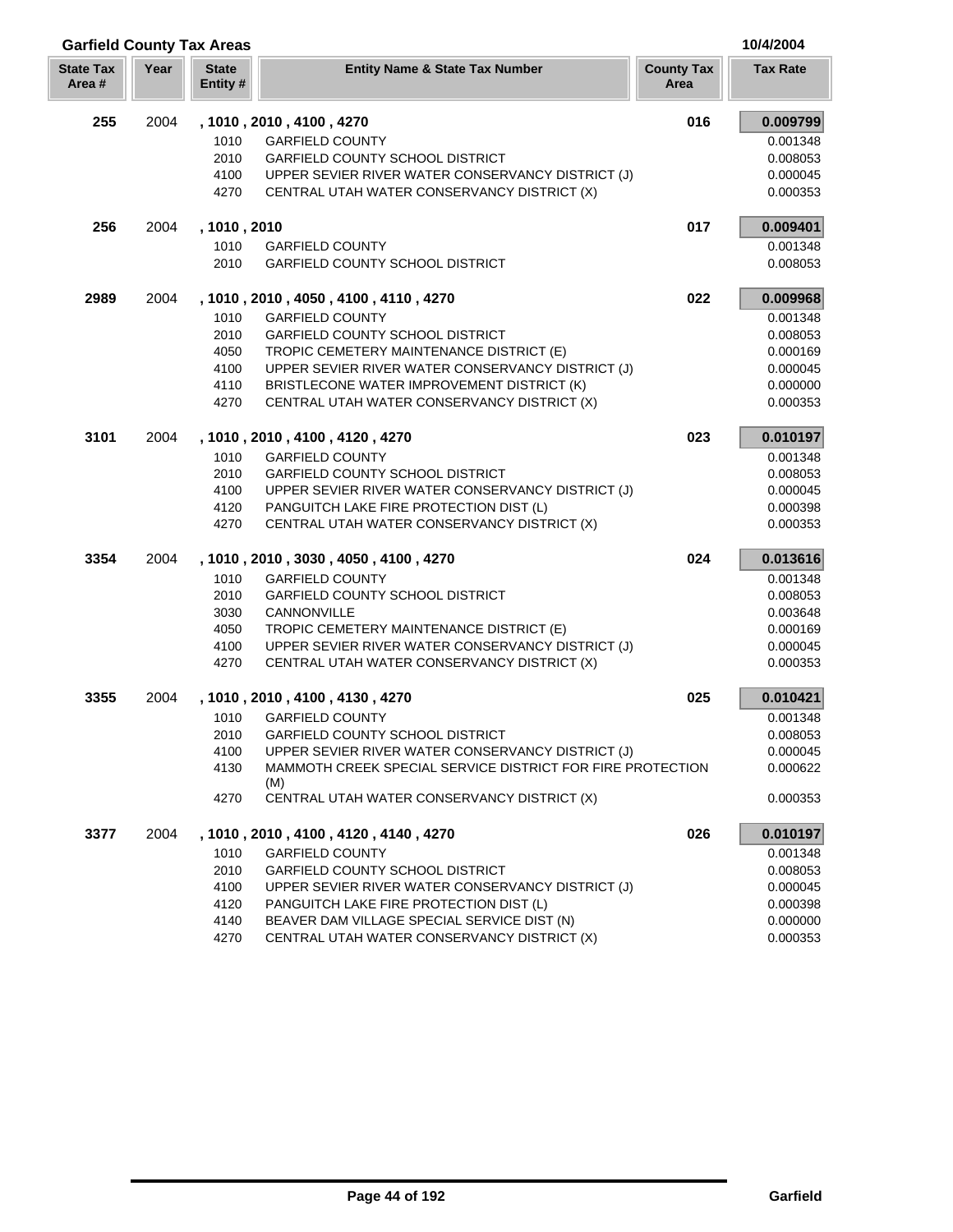## Garfield County Tax Areas

10/4/2004

| State Tax Area # | Year | State Entity # | Entity Name & State Tax Number | County Tax Area | Tax Rate |
|---|---|---|---|---|---|
| **255** | 2004 | **, 1010 , 2010 , 4100 , 4270** | | **016** | **0.009799** |
| | | 1010 | GARFIELD COUNTY | | 0.001348 |
| | | 2010 | GARFIELD COUNTY SCHOOL DISTRICT | | 0.008053 |
| | | 4100 | UPPER SEVIER RIVER WATER CONSERVANCY DISTRICT (J) | | 0.000045 |
| | | 4270 | CENTRAL UTAH WATER CONSERVANCY DISTRICT (X) | | 0.000353 |
| **256** | 2004 | **, 1010 , 2010** | | **017** | **0.009401** |
| | | 1010 | GARFIELD COUNTY | | 0.001348 |
| | | 2010 | GARFIELD COUNTY SCHOOL DISTRICT | | 0.008053 |
| **2989** | 2004 | **, 1010 , 2010 , 4050 , 4100 , 4110 , 4270** | | **022** | **0.009968** |
| | | 1010 | GARFIELD COUNTY | | 0.001348 |
| | | 2010 | GARFIELD COUNTY SCHOOL DISTRICT | | 0.008053 |
| | | 4050 | TROPIC CEMETERY MAINTENANCE DISTRICT (E) | | 0.000169 |
| | | 4100 | UPPER SEVIER RIVER WATER CONSERVANCY DISTRICT (J) | | 0.000045 |
| | | 4110 | BRISTLECONE WATER IMPROVEMENT DISTRICT (K) | | 0.000000 |
| | | 4270 | CENTRAL UTAH WATER CONSERVANCY DISTRICT (X) | | 0.000353 |
| **3101** | 2004 | **, 1010 , 2010 , 4100 , 4120 , 4270** | | **023** | **0.010197** |
| | | 1010 | GARFIELD COUNTY | | 0.001348 |
| | | 2010 | GARFIELD COUNTY SCHOOL DISTRICT | | 0.008053 |
| | | 4100 | UPPER SEVIER RIVER WATER CONSERVANCY DISTRICT (J) | | 0.000045 |
| | | 4120 | PANGUITCH LAKE FIRE PROTECTION DIST (L) | | 0.000398 |
| | | 4270 | CENTRAL UTAH WATER CONSERVANCY DISTRICT (X) | | 0.000353 |
| **3354** | 2004 | **, 1010 , 2010 , 3030 , 4050 , 4100 , 4270** | | **024** | **0.013616** |
| | | 1010 | GARFIELD COUNTY | | 0.001348 |
| | | 2010 | GARFIELD COUNTY SCHOOL DISTRICT | | 0.008053 |
| | | 3030 | CANNONVILLE | | 0.003648 |
| | | 4050 | TROPIC CEMETERY MAINTENANCE DISTRICT (E) | | 0.000169 |
| | | 4100 | UPPER SEVIER RIVER WATER CONSERVANCY DISTRICT (J) | | 0.000045 |
| | | 4270 | CENTRAL UTAH WATER CONSERVANCY DISTRICT (X) | | 0.000353 |
| **3355** | 2004 | **, 1010 , 2010 , 4100 , 4130 , 4270** | | **025** | **0.010421** |
| | | 1010 | GARFIELD COUNTY | | 0.001348 |
| | | 2010 | GARFIELD COUNTY SCHOOL DISTRICT | | 0.008053 |
| | | 4100 | UPPER SEVIER RIVER WATER CONSERVANCY DISTRICT (J) | | 0.000045 |
| | | 4130 | MAMMOTH CREEK SPECIAL SERVICE DISTRICT FOR FIRE PROTECTION (M) | | 0.000622 |
| | | 4270 | CENTRAL UTAH WATER CONSERVANCY DISTRICT (X) | | 0.000353 |
| **3377** | 2004 | **, 1010 , 2010 , 4100 , 4120 , 4140 , 4270** | | **026** | **0.010197** |
| | | 1010 | GARFIELD COUNTY | | 0.001348 |
| | | 2010 | GARFIELD COUNTY SCHOOL DISTRICT | | 0.008053 |
| | | 4100 | UPPER SEVIER RIVER WATER CONSERVANCY DISTRICT (J) | | 0.000045 |
| | | 4120 | PANGUITCH LAKE FIRE PROTECTION DIST (L) | | 0.000398 |
| | | 4140 | BEAVER DAM VILLAGE SPECIAL SERVICE DIST (N) | | 0.000000 |
| | | 4270 | CENTRAL UTAH WATER CONSERVANCY DISTRICT (X) | | 0.000353 |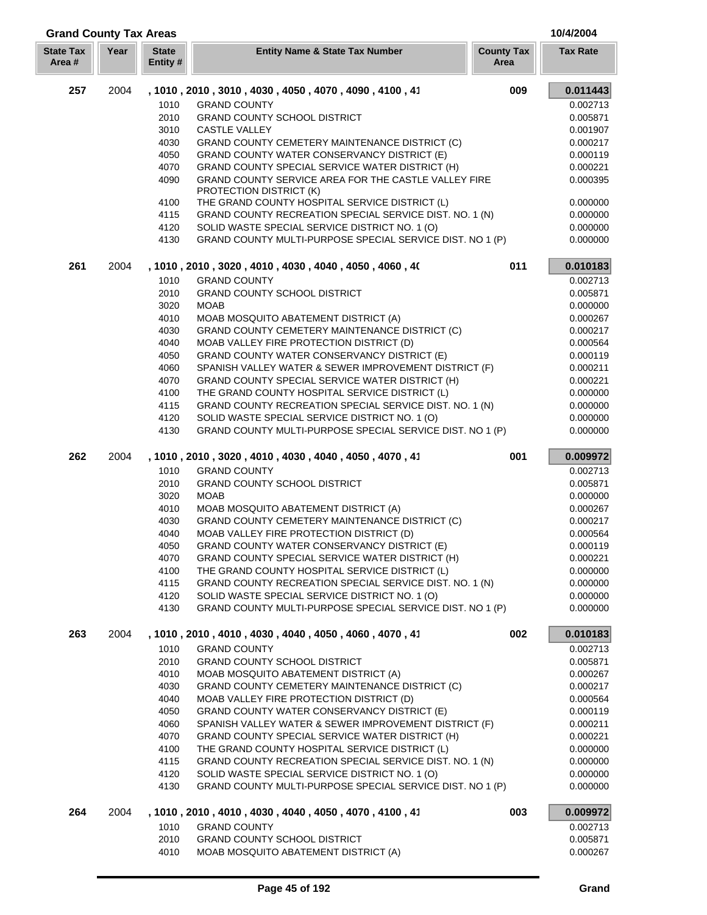## Grand County Tax Areas

10/4/2004

| State Tax Area # | Year | State Entity # | Entity Name & State Tax Number | County Tax Area | Tax Rate |
|---|---|---|---|---|---|
| **257** | 2004 | | **, 1010 , 2010 , 3010 , 4030 , 4050 , 4070 , 4090 , 4100 , 41** | **009** | **0.011443** |
| | | 1010 | GRAND COUNTY | | 0.002713 |
| | | 2010 | GRAND COUNTY SCHOOL DISTRICT | | 0.005871 |
| | | 3010 | CASTLE VALLEY | | 0.001907 |
| | | 4030 | GRAND COUNTY CEMETERY MAINTENANCE DISTRICT (C) | | 0.000217 |
| | | 4050 | GRAND COUNTY WATER CONSERVANCY DISTRICT (E) | | 0.000119 |
| | | 4070 | GRAND COUNTY SPECIAL SERVICE WATER DISTRICT (H) | | 0.000221 |
| | | 4090 | GRAND COUNTY SERVICE AREA FOR THE CASTLE VALLEY FIRE PROTECTION DISTRICT (K) | | 0.000395 |
| | | 4100 | THE GRAND COUNTY HOSPITAL SERVICE DISTRICT (L) | | 0.000000 |
| | | 4115 | GRAND COUNTY RECREATION SPECIAL SERVICE DIST. NO. 1 (N) | | 0.000000 |
| | | 4120 | SOLID WASTE SPECIAL SERVICE DISTRICT NO. 1 (O) | | 0.000000 |
| | | 4130 | GRAND COUNTY MULTI-PURPOSE SPECIAL SERVICE DIST. NO 1 (P) | | 0.000000 |
| **261** | 2004 | | **, 1010 , 2010 , 3020 , 4010 , 4030 , 4040 , 4050 , 4060 , 4(** | **011** | **0.010183** |
| | | 1010 | GRAND COUNTY | | 0.002713 |
| | | 2010 | GRAND COUNTY SCHOOL DISTRICT | | 0.005871 |
| | | 3020 | MOAB | | 0.000000 |
| | | 4010 | MOAB MOSQUITO ABATEMENT DISTRICT (A) | | 0.000267 |
| | | 4030 | GRAND COUNTY CEMETERY MAINTENANCE DISTRICT (C) | | 0.000217 |
| | | 4040 | MOAB VALLEY FIRE PROTECTION DISTRICT (D) | | 0.000564 |
| | | 4050 | GRAND COUNTY WATER CONSERVANCY DISTRICT (E) | | 0.000119 |
| | | 4060 | SPANISH VALLEY WATER & SEWER IMPROVEMENT DISTRICT (F) | | 0.000211 |
| | | 4070 | GRAND COUNTY SPECIAL SERVICE WATER DISTRICT (H) | | 0.000221 |
| | | 4100 | THE GRAND COUNTY HOSPITAL SERVICE DISTRICT (L) | | 0.000000 |
| | | 4115 | GRAND COUNTY RECREATION SPECIAL SERVICE DIST. NO. 1 (N) | | 0.000000 |
| | | 4120 | SOLID WASTE SPECIAL SERVICE DISTRICT NO. 1 (O) | | 0.000000 |
| | | 4130 | GRAND COUNTY MULTI-PURPOSE SPECIAL SERVICE DIST. NO 1 (P) | | 0.000000 |
| **262** | 2004 | | **, 1010 , 2010 , 3020 , 4010 , 4030 , 4040 , 4050 , 4070 , 41** | **001** | **0.009972** |
| | | 1010 | GRAND COUNTY | | 0.002713 |
| | | 2010 | GRAND COUNTY SCHOOL DISTRICT | | 0.005871 |
| | | 3020 | MOAB | | 0.000000 |
| | | 4010 | MOAB MOSQUITO ABATEMENT DISTRICT (A) | | 0.000267 |
| | | 4030 | GRAND COUNTY CEMETERY MAINTENANCE DISTRICT (C) | | 0.000217 |
| | | 4040 | MOAB VALLEY FIRE PROTECTION DISTRICT (D) | | 0.000564 |
| | | 4050 | GRAND COUNTY WATER CONSERVANCY DISTRICT (E) | | 0.000119 |
| | | 4070 | GRAND COUNTY SPECIAL SERVICE WATER DISTRICT (H) | | 0.000221 |
| | | 4100 | THE GRAND COUNTY HOSPITAL SERVICE DISTRICT (L) | | 0.000000 |
| | | 4115 | GRAND COUNTY RECREATION SPECIAL SERVICE DIST. NO. 1 (N) | | 0.000000 |
| | | 4120 | SOLID WASTE SPECIAL SERVICE DISTRICT NO. 1 (O) | | 0.000000 |
| | | 4130 | GRAND COUNTY MULTI-PURPOSE SPECIAL SERVICE DIST. NO 1 (P) | | 0.000000 |
| **263** | 2004 | | **, 1010 , 2010 , 4010 , 4030 , 4040 , 4050 , 4060 , 4070 , 41** | **002** | **0.010183** |
| | | 1010 | GRAND COUNTY | | 0.002713 |
| | | 2010 | GRAND COUNTY SCHOOL DISTRICT | | 0.005871 |
| | | 4010 | MOAB MOSQUITO ABATEMENT DISTRICT (A) | | 0.000267 |
| | | 4030 | GRAND COUNTY CEMETERY MAINTENANCE DISTRICT (C) | | 0.000217 |
| | | 4040 | MOAB VALLEY FIRE PROTECTION DISTRICT (D) | | 0.000564 |
| | | 4050 | GRAND COUNTY WATER CONSERVANCY DISTRICT (E) | | 0.000119 |
| | | 4060 | SPANISH VALLEY WATER & SEWER IMPROVEMENT DISTRICT (F) | | 0.000211 |
| | | 4070 | GRAND COUNTY SPECIAL SERVICE WATER DISTRICT (H) | | 0.000221 |
| | | 4100 | THE GRAND COUNTY HOSPITAL SERVICE DISTRICT (L) | | 0.000000 |
| | | 4115 | GRAND COUNTY RECREATION SPECIAL SERVICE DIST. NO. 1 (N) | | 0.000000 |
| | | 4120 | SOLID WASTE SPECIAL SERVICE DISTRICT NO. 1 (O) | | 0.000000 |
| | | 4130 | GRAND COUNTY MULTI-PURPOSE SPECIAL SERVICE DIST. NO 1 (P) | | 0.000000 |
| **264** | 2004 | | **, 1010 , 2010 , 4010 , 4030 , 4040 , 4050 , 4070 , 4100 , 41** | **003** | **0.009972** |
| | | 1010 | GRAND COUNTY | | 0.002713 |
| | | 2010 | GRAND COUNTY SCHOOL DISTRICT | | 0.005871 |
| | | 4010 | MOAB MOSQUITO ABATEMENT DISTRICT (A) | | 0.000267 |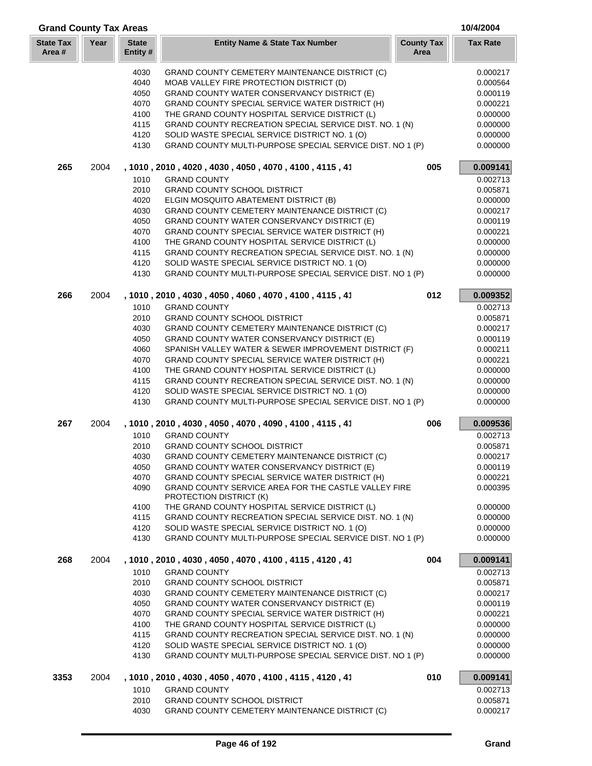## Grand County Tax Areas

10/4/2004

| State Tax Area # | Year | State Entity # | Entity Name & State Tax Number | County Tax Area | Tax Rate |
|---|---|---|---|---|---|
| | | 4030 | GRAND COUNTY CEMETERY MAINTENANCE DISTRICT (C) | | 0.000217 |
| | | 4040 | MOAB VALLEY FIRE PROTECTION DISTRICT (D) | | 0.000564 |
| | | 4050 | GRAND COUNTY WATER CONSERVANCY DISTRICT (E) | | 0.000119 |
| | | 4070 | GRAND COUNTY SPECIAL SERVICE WATER DISTRICT (H) | | 0.000221 |
| | | 4100 | THE GRAND COUNTY HOSPITAL SERVICE DISTRICT (L) | | 0.000000 |
| | | 4115 | GRAND COUNTY RECREATION SPECIAL SERVICE DIST. NO. 1 (N) | | 0.000000 |
| | | 4120 | SOLID WASTE SPECIAL SERVICE DISTRICT NO. 1 (O) | | 0.000000 |
| | | 4130 | GRAND COUNTY MULTI-PURPOSE SPECIAL SERVICE DIST. NO 1 (P) | | 0.000000 |
| **265** | 2004 | | **, 1010 , 2010 , 4020 , 4030 , 4050 , 4070 , 4100 , 4115 , 41** | **005** | **0.009141** |
| | | 1010 | GRAND COUNTY | | 0.002713 |
| | | 2010 | GRAND COUNTY SCHOOL DISTRICT | | 0.005871 |
| | | 4020 | ELGIN MOSQUITO ABATEMENT DISTRICT (B) | | 0.000000 |
| | | 4030 | GRAND COUNTY CEMETERY MAINTENANCE DISTRICT (C) | | 0.000217 |
| | | 4050 | GRAND COUNTY WATER CONSERVANCY DISTRICT (E) | | 0.000119 |
| | | 4070 | GRAND COUNTY SPECIAL SERVICE WATER DISTRICT (H) | | 0.000221 |
| | | 4100 | THE GRAND COUNTY HOSPITAL SERVICE DISTRICT (L) | | 0.000000 |
| | | 4115 | GRAND COUNTY RECREATION SPECIAL SERVICE DIST. NO. 1 (N) | | 0.000000 |
| | | 4120 | SOLID WASTE SPECIAL SERVICE DISTRICT NO. 1 (O) | | 0.000000 |
| | | 4130 | GRAND COUNTY MULTI-PURPOSE SPECIAL SERVICE DIST. NO 1 (P) | | 0.000000 |
| **266** | 2004 | | **, 1010 , 2010 , 4030 , 4050 , 4060 , 4070 , 4100 , 4115 , 41** | **012** | **0.009352** |
| | | 1010 | GRAND COUNTY | | 0.002713 |
| | | 2010 | GRAND COUNTY SCHOOL DISTRICT | | 0.005871 |
| | | 4030 | GRAND COUNTY CEMETERY MAINTENANCE DISTRICT (C) | | 0.000217 |
| | | 4050 | GRAND COUNTY WATER CONSERVANCY DISTRICT (E) | | 0.000119 |
| | | 4060 | SPANISH VALLEY WATER & SEWER IMPROVEMENT DISTRICT (F) | | 0.000211 |
| | | 4070 | GRAND COUNTY SPECIAL SERVICE WATER DISTRICT (H) | | 0.000221 |
| | | 4100 | THE GRAND COUNTY HOSPITAL SERVICE DISTRICT (L) | | 0.000000 |
| | | 4115 | GRAND COUNTY RECREATION SPECIAL SERVICE DIST. NO. 1 (N) | | 0.000000 |
| | | 4120 | SOLID WASTE SPECIAL SERVICE DISTRICT NO. 1 (O) | | 0.000000 |
| | | 4130 | GRAND COUNTY MULTI-PURPOSE SPECIAL SERVICE DIST. NO 1 (P) | | 0.000000 |
| **267** | 2004 | | **, 1010 , 2010 , 4030 , 4050 , 4070 , 4090 , 4100 , 4115 , 41** | **006** | **0.009536** |
| | | 1010 | GRAND COUNTY | | 0.002713 |
| | | 2010 | GRAND COUNTY SCHOOL DISTRICT | | 0.005871 |
| | | 4030 | GRAND COUNTY CEMETERY MAINTENANCE DISTRICT (C) | | 0.000217 |
| | | 4050 | GRAND COUNTY WATER CONSERVANCY DISTRICT (E) | | 0.000119 |
| | | 4070 | GRAND COUNTY SPECIAL SERVICE WATER DISTRICT (H) | | 0.000221 |
| | | 4090 | GRAND COUNTY SERVICE AREA FOR THE CASTLE VALLEY FIRE PROTECTION DISTRICT (K) | | 0.000395 |
| | | 4100 | THE GRAND COUNTY HOSPITAL SERVICE DISTRICT (L) | | 0.000000 |
| | | 4115 | GRAND COUNTY RECREATION SPECIAL SERVICE DIST. NO. 1 (N) | | 0.000000 |
| | | 4120 | SOLID WASTE SPECIAL SERVICE DISTRICT NO. 1 (O) | | 0.000000 |
| | | 4130 | GRAND COUNTY MULTI-PURPOSE SPECIAL SERVICE DIST. NO 1 (P) | | 0.000000 |
| **268** | 2004 | | **, 1010 , 2010 , 4030 , 4050 , 4070 , 4100 , 4115 , 4120 , 41** | **004** | **0.009141** |
| | | 1010 | GRAND COUNTY | | 0.002713 |
| | | 2010 | GRAND COUNTY SCHOOL DISTRICT | | 0.005871 |
| | | 4030 | GRAND COUNTY CEMETERY MAINTENANCE DISTRICT (C) | | 0.000217 |
| | | 4050 | GRAND COUNTY WATER CONSERVANCY DISTRICT (E) | | 0.000119 |
| | | 4070 | GRAND COUNTY SPECIAL SERVICE WATER DISTRICT (H) | | 0.000221 |
| | | 4100 | THE GRAND COUNTY HOSPITAL SERVICE DISTRICT (L) | | 0.000000 |
| | | 4115 | GRAND COUNTY RECREATION SPECIAL SERVICE DIST. NO. 1 (N) | | 0.000000 |
| | | 4120 | SOLID WASTE SPECIAL SERVICE DISTRICT NO. 1 (O) | | 0.000000 |
| | | 4130 | GRAND COUNTY MULTI-PURPOSE SPECIAL SERVICE DIST. NO 1 (P) | | 0.000000 |
| **3353** | 2004 | | **, 1010 , 2010 , 4030 , 4050 , 4070 , 4100 , 4115 , 4120 , 41** | **010** | **0.009141** |
| | | 1010 | GRAND COUNTY | | 0.002713 |
| | | 2010 | GRAND COUNTY SCHOOL DISTRICT | | 0.005871 |
| | | 4030 | GRAND COUNTY CEMETERY MAINTENANCE DISTRICT (C) | | 0.000217 |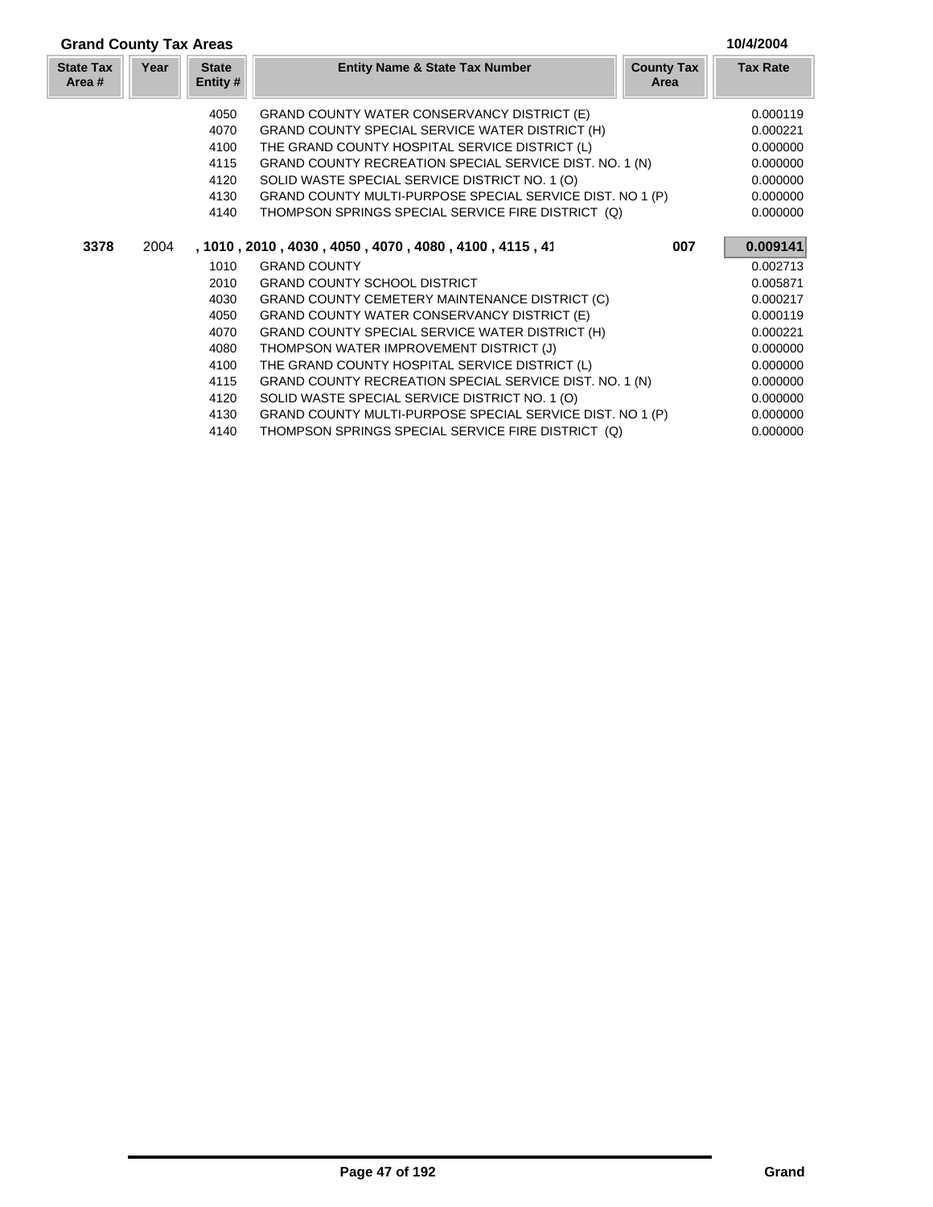**Grand County Tax Areas** 10/4/2004

| State Tax Area # | Year | State Entity # | Entity Name & State Tax Number | County Tax Area | Tax Rate |
|---|---|---|---|---|---|
| | | 4050 | GRAND COUNTY WATER CONSERVANCY DISTRICT (E) | | 0.000119 |
| | | 4070 | GRAND COUNTY SPECIAL SERVICE WATER DISTRICT (H) | | 0.000221 |
| | | 4100 | THE GRAND COUNTY HOSPITAL SERVICE DISTRICT (L) | | 0.000000 |
| | | 4115 | GRAND COUNTY RECREATION SPECIAL SERVICE DIST. NO. 1 (N) | | 0.000000 |
| | | 4120 | SOLID WASTE SPECIAL SERVICE DISTRICT NO. 1 (O) | | 0.000000 |
| | | 4130 | GRAND COUNTY MULTI-PURPOSE SPECIAL SERVICE DIST. NO 1 (P) | | 0.000000 |
| | | 4140 | THOMPSON SPRINGS SPECIAL SERVICE FIRE DISTRICT (Q) | | 0.000000 |
| **3378** | 2004 | | **, 1010 , 2010 , 4030 , 4050 , 4070 , 4080 , 4100 , 4115 , 41** | **007** | **0.009141** |
| | | 1010 | GRAND COUNTY | | 0.002713 |
| | | 2010 | GRAND COUNTY SCHOOL DISTRICT | | 0.005871 |
| | | 4030 | GRAND COUNTY CEMETERY MAINTENANCE DISTRICT (C) | | 0.000217 |
| | | 4050 | GRAND COUNTY WATER CONSERVANCY DISTRICT (E) | | 0.000119 |
| | | 4070 | GRAND COUNTY SPECIAL SERVICE WATER DISTRICT (H) | | 0.000221 |
| | | 4080 | THOMPSON WATER IMPROVEMENT DISTRICT (J) | | 0.000000 |
| | | 4100 | THE GRAND COUNTY HOSPITAL SERVICE DISTRICT (L) | | 0.000000 |
| | | 4115 | GRAND COUNTY RECREATION SPECIAL SERVICE DIST. NO. 1 (N) | | 0.000000 |
| | | 4120 | SOLID WASTE SPECIAL SERVICE DISTRICT NO. 1 (O) | | 0.000000 |
| | | 4130 | GRAND COUNTY MULTI-PURPOSE SPECIAL SERVICE DIST. NO 1 (P) | | 0.000000 |
| | | 4140 | THOMPSON SPRINGS SPECIAL SERVICE FIRE DISTRICT (Q) | | 0.000000 |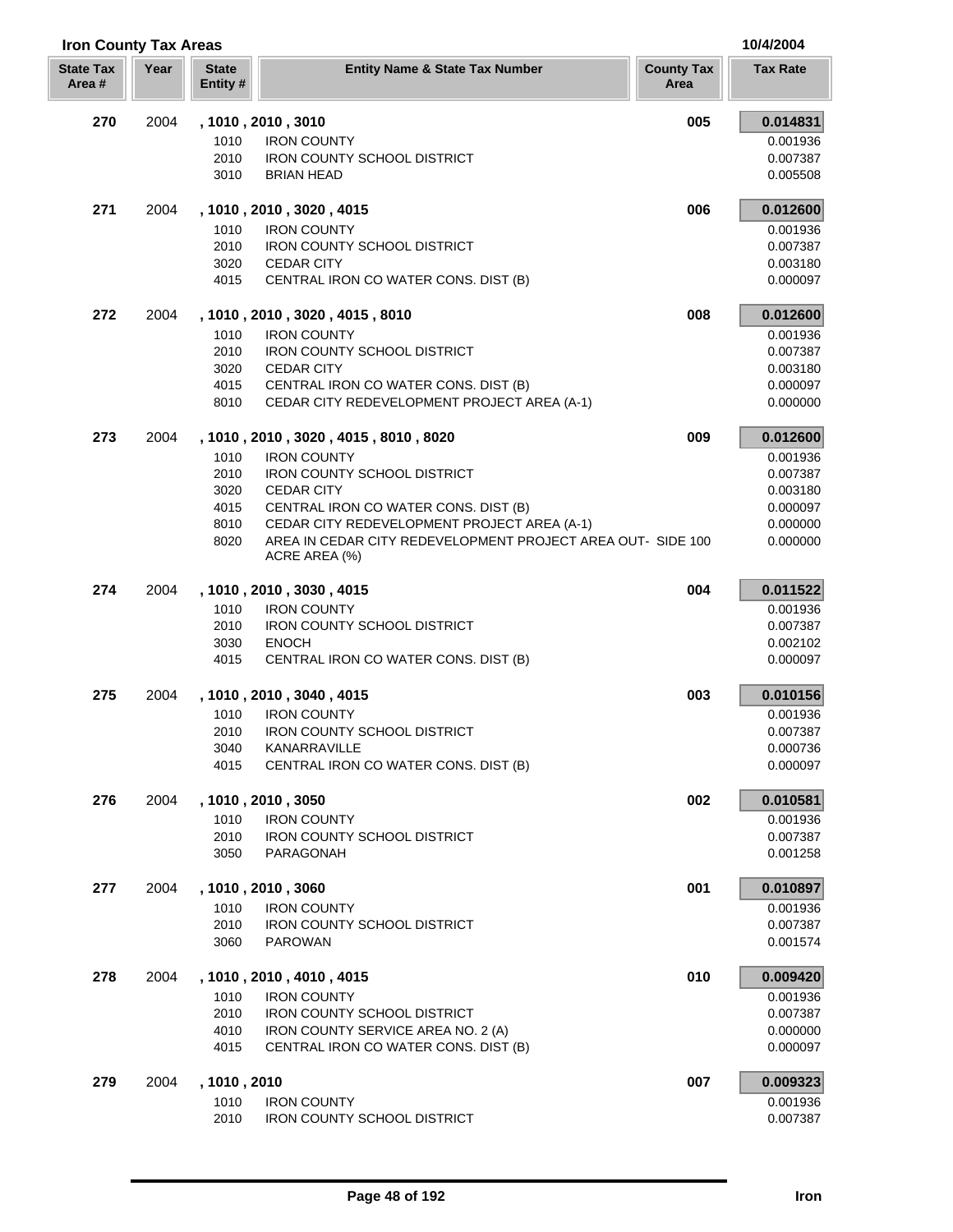## Iron County Tax Areas

10/4/2004

| State Tax Area # | Year | State Entity # | Entity Name & State Tax Number | County Tax Area | Tax Rate |
|---|---|---|---|---|---|
| **270** | 2004 | **, 1010 , 2010 , 3010** | | **005** | **0.014831** |
| | | 1010 | IRON COUNTY | | 0.001936 |
| | | 2010 | IRON COUNTY SCHOOL DISTRICT | | 0.007387 |
| | | 3010 | BRIAN HEAD | | 0.005508 |
| **271** | 2004 | **, 1010 , 2010 , 3020 , 4015** | | **006** | **0.012600** |
| | | 1010 | IRON COUNTY | | 0.001936 |
| | | 2010 | IRON COUNTY SCHOOL DISTRICT | | 0.007387 |
| | | 3020 | CEDAR CITY | | 0.003180 |
| | | 4015 | CENTRAL IRON CO WATER CONS. DIST (B) | | 0.000097 |
| **272** | 2004 | **, 1010 , 2010 , 3020 , 4015 , 8010** | | **008** | **0.012600** |
| | | 1010 | IRON COUNTY | | 0.001936 |
| | | 2010 | IRON COUNTY SCHOOL DISTRICT | | 0.007387 |
| | | 3020 | CEDAR CITY | | 0.003180 |
| | | 4015 | CENTRAL IRON CO WATER CONS. DIST (B) | | 0.000097 |
| | | 8010 | CEDAR CITY REDEVELOPMENT PROJECT AREA (A-1) | | 0.000000 |
| **273** | 2004 | **, 1010 , 2010 , 3020 , 4015 , 8010 , 8020** | | **009** | **0.012600** |
| | | 1010 | IRON COUNTY | | 0.001936 |
| | | 2010 | IRON COUNTY SCHOOL DISTRICT | | 0.007387 |
| | | 3020 | CEDAR CITY | | 0.003180 |
| | | 4015 | CENTRAL IRON CO WATER CONS. DIST (B) | | 0.000097 |
| | | 8010 | CEDAR CITY REDEVELOPMENT PROJECT AREA (A-1) | | 0.000000 |
| | | 8020 | AREA IN CEDAR CITY REDEVELOPMENT PROJECT AREA OUT- SIDE 100 ACRE AREA (%) | | 0.000000 |
| **274** | 2004 | **, 1010 , 2010 , 3030 , 4015** | | **004** | **0.011522** |
| | | 1010 | IRON COUNTY | | 0.001936 |
| | | 2010 | IRON COUNTY SCHOOL DISTRICT | | 0.007387 |
| | | 3030 | ENOCH | | 0.002102 |
| | | 4015 | CENTRAL IRON CO WATER CONS. DIST (B) | | 0.000097 |
| **275** | 2004 | **, 1010 , 2010 , 3040 , 4015** | | **003** | **0.010156** |
| | | 1010 | IRON COUNTY | | 0.001936 |
| | | 2010 | IRON COUNTY SCHOOL DISTRICT | | 0.007387 |
| | | 3040 | KANARRAVILLE | | 0.000736 |
| | | 4015 | CENTRAL IRON CO WATER CONS. DIST (B) | | 0.000097 |
| **276** | 2004 | **, 1010 , 2010 , 3050** | | **002** | **0.010581** |
| | | 1010 | IRON COUNTY | | 0.001936 |
| | | 2010 | IRON COUNTY SCHOOL DISTRICT | | 0.007387 |
| | | 3050 | PARAGONAH | | 0.001258 |
| **277** | 2004 | **, 1010 , 2010 , 3060** | | **001** | **0.010897** |
| | | 1010 | IRON COUNTY | | 0.001936 |
| | | 2010 | IRON COUNTY SCHOOL DISTRICT | | 0.007387 |
| | | 3060 | PAROWAN | | 0.001574 |
| **278** | 2004 | **, 1010 , 2010 , 4010 , 4015** | | **010** | **0.009420** |
| | | 1010 | IRON COUNTY | | 0.001936 |
| | | 2010 | IRON COUNTY SCHOOL DISTRICT | | 0.007387 |
| | | 4010 | IRON COUNTY SERVICE AREA NO. 2 (A) | | 0.000000 |
| | | 4015 | CENTRAL IRON CO WATER CONS. DIST (B) | | 0.000097 |
| **279** | 2004 | **, 1010 , 2010** | | **007** | **0.009323** |
| | | 1010 | IRON COUNTY | | 0.001936 |
| | | 2010 | IRON COUNTY SCHOOL DISTRICT | | 0.007387 |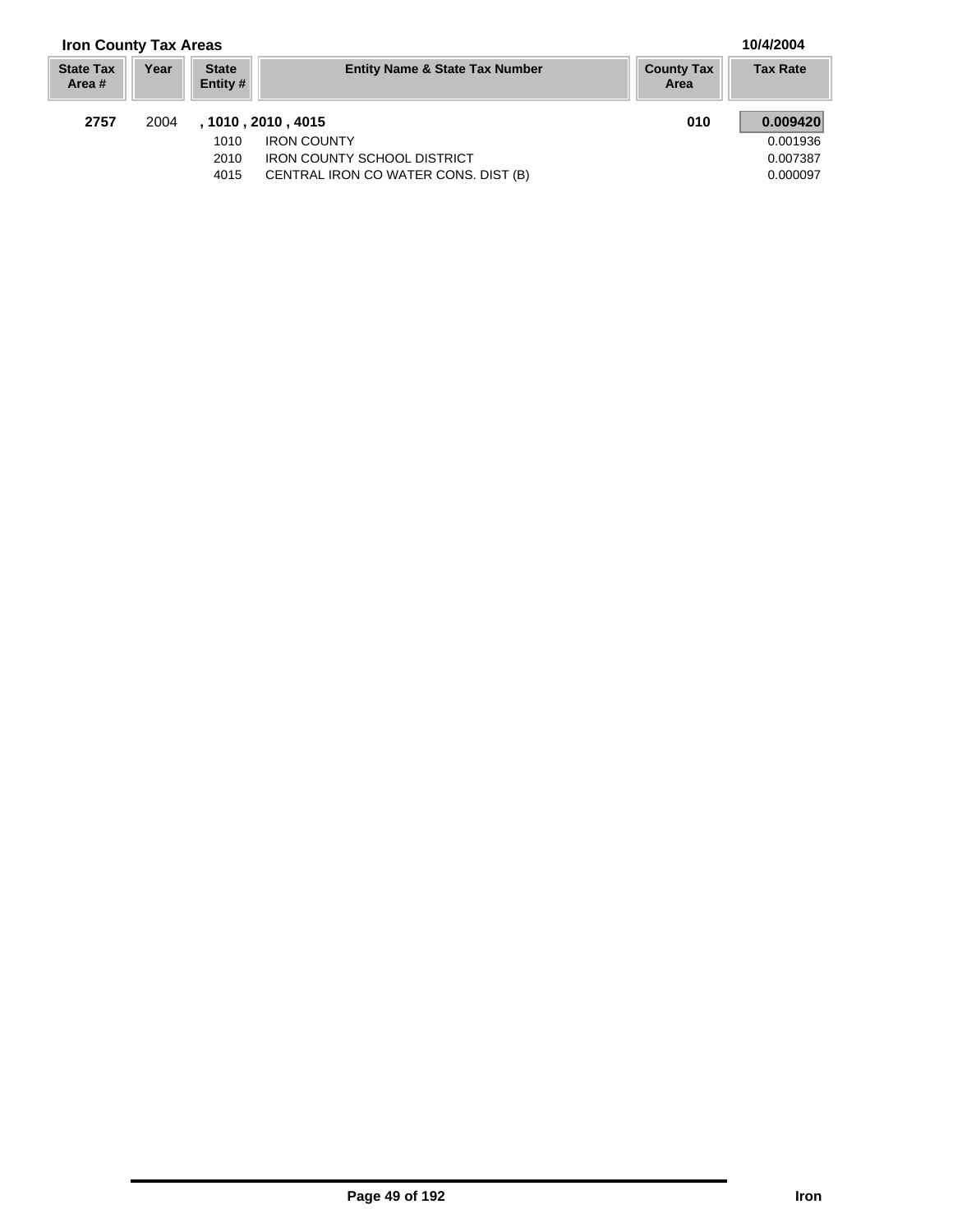**Iron County Tax Areas** 10/4/2004

| State Tax Area # | Year | State Entity # | Entity Name & State Tax Number | County Tax Area | Tax Rate |
|---|---|---|---|---|---|
| **2757** | 2004 | **, 1010 , 2010 , 4015** | | **010** | **0.009420** |
| | | 1010 | IRON COUNTY | | 0.001936 |
| | | 2010 | IRON COUNTY SCHOOL DISTRICT | | 0.007387 |
| | | 4015 | CENTRAL IRON CO WATER CONS. DIST (B) | | 0.000097 |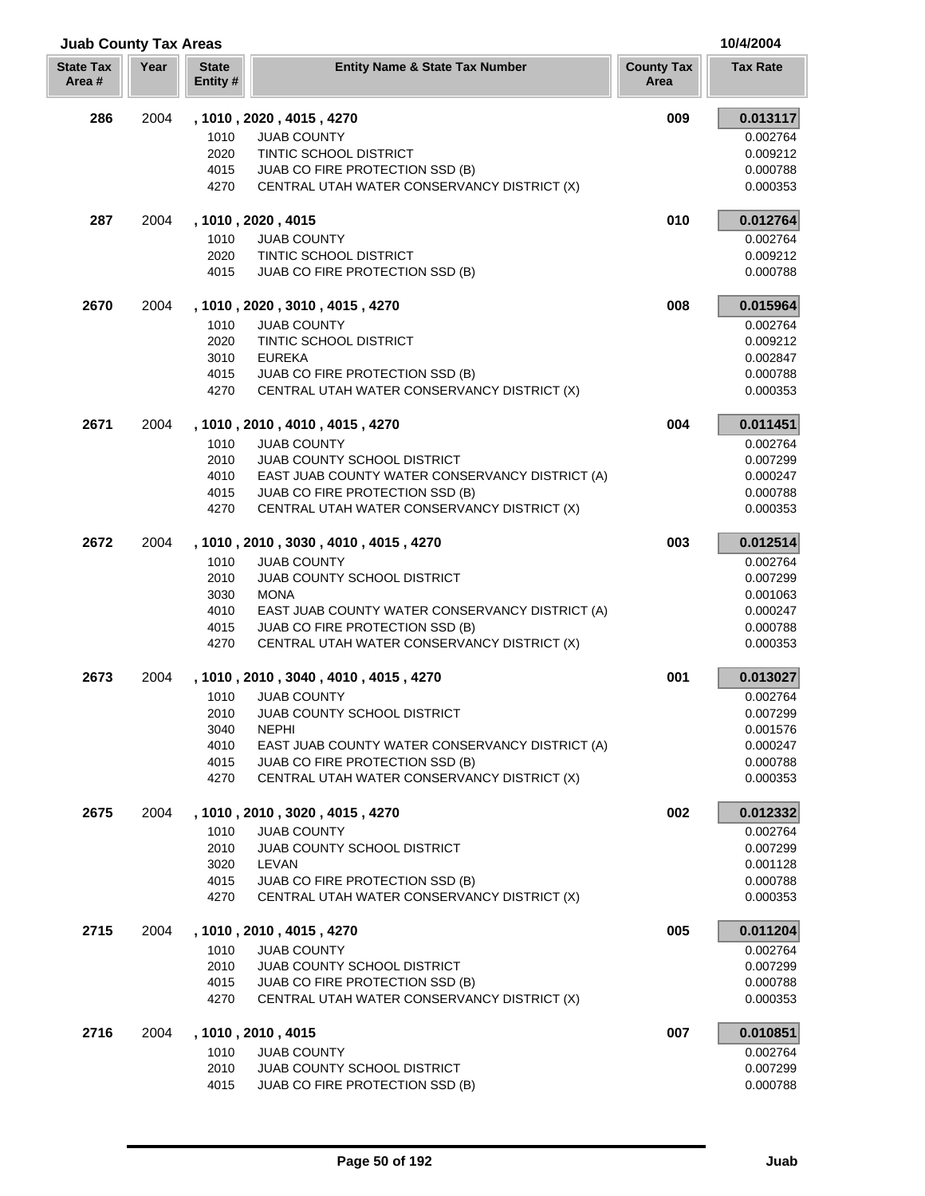## Juab County Tax Areas

10/4/2004

| State Tax Area # | Year | State Entity # | Entity Name & State Tax Number | County Tax Area | Tax Rate |
|---|---|---|---|---|---|
| **286** | 2004 | **, 1010 , 2020 , 4015 , 4270** | | **009** | **0.013117** |
| | | 1010 | JUAB COUNTY | | 0.002764 |
| | | 2020 | TINTIC SCHOOL DISTRICT | | 0.009212 |
| | | 4015 | JUAB CO FIRE PROTECTION SSD (B) | | 0.000788 |
| | | 4270 | CENTRAL UTAH WATER CONSERVANCY DISTRICT (X) | | 0.000353 |
| **287** | 2004 | **, 1010 , 2020 , 4015** | | **010** | **0.012764** |
| | | 1010 | JUAB COUNTY | | 0.002764 |
| | | 2020 | TINTIC SCHOOL DISTRICT | | 0.009212 |
| | | 4015 | JUAB CO FIRE PROTECTION SSD (B) | | 0.000788 |
| **2670** | 2004 | **, 1010 , 2020 , 3010 , 4015 , 4270** | | **008** | **0.015964** |
| | | 1010 | JUAB COUNTY | | 0.002764 |
| | | 2020 | TINTIC SCHOOL DISTRICT | | 0.009212 |
| | | 3010 | EUREKA | | 0.002847 |
| | | 4015 | JUAB CO FIRE PROTECTION SSD (B) | | 0.000788 |
| | | 4270 | CENTRAL UTAH WATER CONSERVANCY DISTRICT (X) | | 0.000353 |
| **2671** | 2004 | **, 1010 , 2010 , 4010 , 4015 , 4270** | | **004** | **0.011451** |
| | | 1010 | JUAB COUNTY | | 0.002764 |
| | | 2010 | JUAB COUNTY SCHOOL DISTRICT | | 0.007299 |
| | | 4010 | EAST JUAB COUNTY WATER CONSERVANCY DISTRICT (A) | | 0.000247 |
| | | 4015 | JUAB CO FIRE PROTECTION SSD (B) | | 0.000788 |
| | | 4270 | CENTRAL UTAH WATER CONSERVANCY DISTRICT (X) | | 0.000353 |
| **2672** | 2004 | **, 1010 , 2010 , 3030 , 4010 , 4015 , 4270** | | **003** | **0.012514** |
| | | 1010 | JUAB COUNTY | | 0.002764 |
| | | 2010 | JUAB COUNTY SCHOOL DISTRICT | | 0.007299 |
| | | 3030 | MONA | | 0.001063 |
| | | 4010 | EAST JUAB COUNTY WATER CONSERVANCY DISTRICT (A) | | 0.000247 |
| | | 4015 | JUAB CO FIRE PROTECTION SSD (B) | | 0.000788 |
| | | 4270 | CENTRAL UTAH WATER CONSERVANCY DISTRICT (X) | | 0.000353 |
| **2673** | 2004 | **, 1010 , 2010 , 3040 , 4010 , 4015 , 4270** | | **001** | **0.013027** |
| | | 1010 | JUAB COUNTY | | 0.002764 |
| | | 2010 | JUAB COUNTY SCHOOL DISTRICT | | 0.007299 |
| | | 3040 | NEPHI | | 0.001576 |
| | | 4010 | EAST JUAB COUNTY WATER CONSERVANCY DISTRICT (A) | | 0.000247 |
| | | 4015 | JUAB CO FIRE PROTECTION SSD (B) | | 0.000788 |
| | | 4270 | CENTRAL UTAH WATER CONSERVANCY DISTRICT (X) | | 0.000353 |
| **2675** | 2004 | **, 1010 , 2010 , 3020 , 4015 , 4270** | | **002** | **0.012332** |
| | | 1010 | JUAB COUNTY | | 0.002764 |
| | | 2010 | JUAB COUNTY SCHOOL DISTRICT | | 0.007299 |
| | | 3020 | LEVAN | | 0.001128 |
| | | 4015 | JUAB CO FIRE PROTECTION SSD (B) | | 0.000788 |
| | | 4270 | CENTRAL UTAH WATER CONSERVANCY DISTRICT (X) | | 0.000353 |
| **2715** | 2004 | **, 1010 , 2010 , 4015 , 4270** | | **005** | **0.011204** |
| | | 1010 | JUAB COUNTY | | 0.002764 |
| | | 2010 | JUAB COUNTY SCHOOL DISTRICT | | 0.007299 |
| | | 4015 | JUAB CO FIRE PROTECTION SSD (B) | | 0.000788 |
| | | 4270 | CENTRAL UTAH WATER CONSERVANCY DISTRICT (X) | | 0.000353 |
| **2716** | 2004 | **, 1010 , 2010 , 4015** | | **007** | **0.010851** |
| | | 1010 | JUAB COUNTY | | 0.002764 |
| | | 2010 | JUAB COUNTY SCHOOL DISTRICT | | 0.007299 |
| | | 4015 | JUAB CO FIRE PROTECTION SSD (B) | | 0.000788 |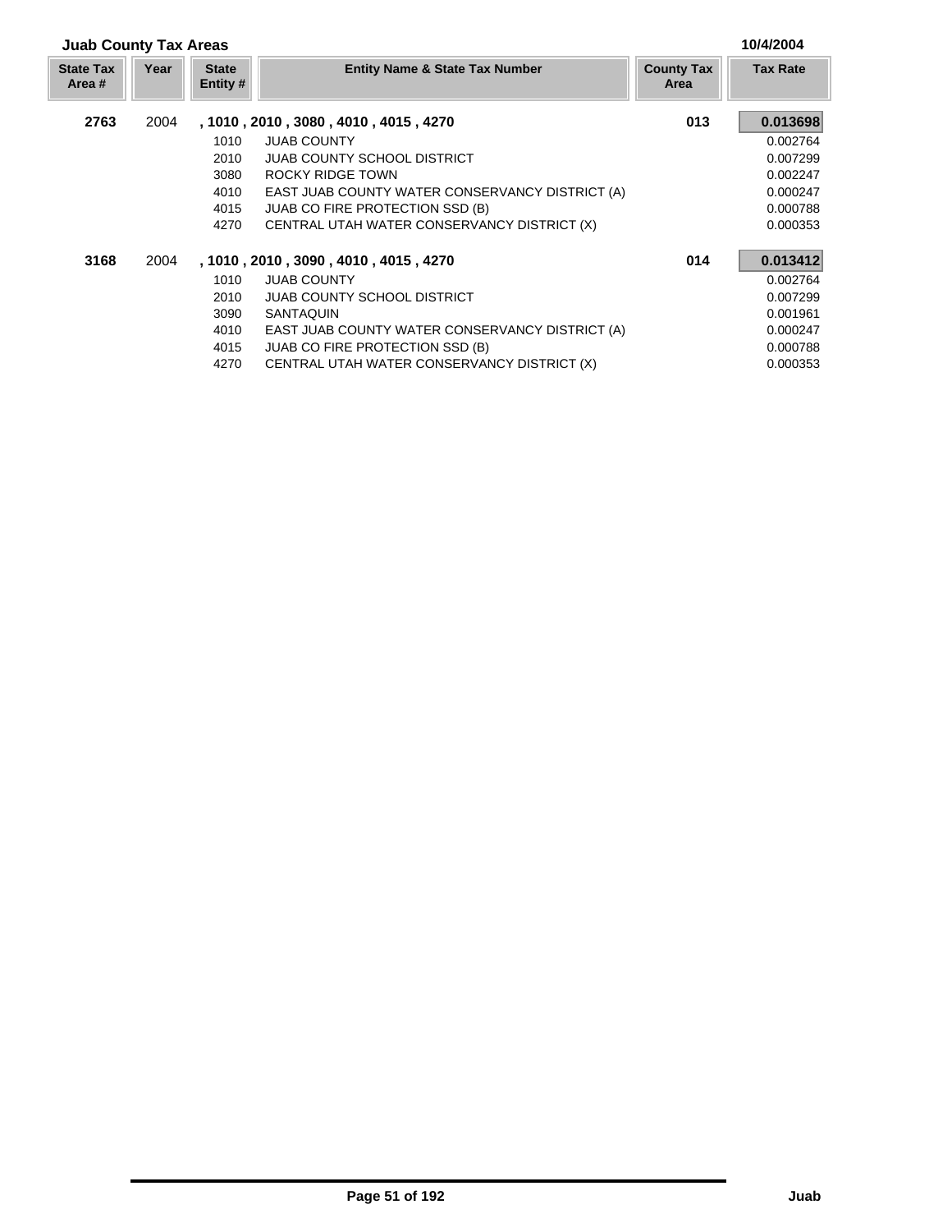## Juab County Tax Areas

10/4/2004

| State Tax Area # | Year | State Entity # | Entity Name & State Tax Number | County Tax Area | Tax Rate |
|---|---|---|---|---|---|
| **2763** | 2004 | **, 1010 , 2010 , 3080 , 4010 , 4015 , 4270** | | **013** | **0.013698** |
| | | 1010 | JUAB COUNTY | | 0.002764 |
| | | 2010 | JUAB COUNTY SCHOOL DISTRICT | | 0.007299 |
| | | 3080 | ROCKY RIDGE TOWN | | 0.002247 |
| | | 4010 | EAST JUAB COUNTY WATER CONSERVANCY DISTRICT (A) | | 0.000247 |
| | | 4015 | JUAB CO FIRE PROTECTION SSD (B) | | 0.000788 |
| | | 4270 | CENTRAL UTAH WATER CONSERVANCY DISTRICT (X) | | 0.000353 |
| **3168** | 2004 | **, 1010 , 2010 , 3090 , 4010 , 4015 , 4270** | | **014** | **0.013412** |
| | | 1010 | JUAB COUNTY | | 0.002764 |
| | | 2010 | JUAB COUNTY SCHOOL DISTRICT | | 0.007299 |
| | | 3090 | SANTAQUIN | | 0.001961 |
| | | 4010 | EAST JUAB COUNTY WATER CONSERVANCY DISTRICT (A) | | 0.000247 |
| | | 4015 | JUAB CO FIRE PROTECTION SSD (B) | | 0.000788 |
| | | 4270 | CENTRAL UTAH WATER CONSERVANCY DISTRICT (X) | | 0.000353 |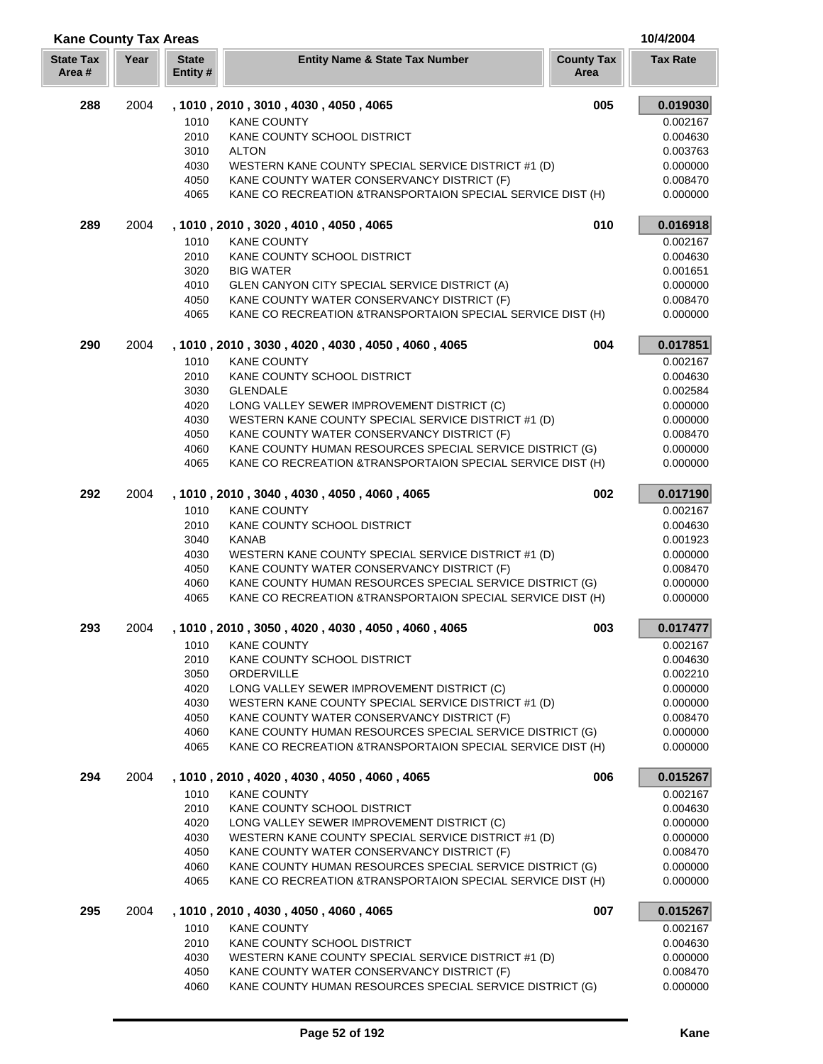**Kane County Tax Areas** 10/4/2004

| State Tax Area # | Year | State Entity # | Entity Name & State Tax Number | County Tax Area | Tax Rate |
|---|---|---|---|---|---|
| **288** | 2004 | **, 1010 , 2010 , 3010 , 4030 , 4050 , 4065** | | **005** | **0.019030** |
| | | 1010 | KANE COUNTY | | 0.002167 |
| | | 2010 | KANE COUNTY SCHOOL DISTRICT | | 0.004630 |
| | | 3010 | ALTON | | 0.003763 |
| | | 4030 | WESTERN KANE COUNTY SPECIAL SERVICE DISTRICT #1 (D) | | 0.000000 |
| | | 4050 | KANE COUNTY WATER CONSERVANCY DISTRICT (F) | | 0.008470 |
| | | 4065 | KANE CO RECREATION &TRANSPORTAION SPECIAL SERVICE DIST (H) | | 0.000000 |
| **289** | 2004 | **, 1010 , 2010 , 3020 , 4010 , 4050 , 4065** | | **010** | **0.016918** |
| | | 1010 | KANE COUNTY | | 0.002167 |
| | | 2010 | KANE COUNTY SCHOOL DISTRICT | | 0.004630 |
| | | 3020 | BIG WATER | | 0.001651 |
| | | 4010 | GLEN CANYON CITY SPECIAL SERVICE DISTRICT (A) | | 0.000000 |
| | | 4050 | KANE COUNTY WATER CONSERVANCY DISTRICT (F) | | 0.008470 |
| | | 4065 | KANE CO RECREATION &TRANSPORTAION SPECIAL SERVICE DIST (H) | | 0.000000 |
| **290** | 2004 | **, 1010 , 2010 , 3030 , 4020 , 4030 , 4050 , 4060 , 4065** | | **004** | **0.017851** |
| | | 1010 | KANE COUNTY | | 0.002167 |
| | | 2010 | KANE COUNTY SCHOOL DISTRICT | | 0.004630 |
| | | 3030 | GLENDALE | | 0.002584 |
| | | 4020 | LONG VALLEY SEWER IMPROVEMENT DISTRICT (C) | | 0.000000 |
| | | 4030 | WESTERN KANE COUNTY SPECIAL SERVICE DISTRICT #1 (D) | | 0.000000 |
| | | 4050 | KANE COUNTY WATER CONSERVANCY DISTRICT (F) | | 0.008470 |
| | | 4060 | KANE COUNTY HUMAN RESOURCES SPECIAL SERVICE DISTRICT (G) | | 0.000000 |
| | | 4065 | KANE CO RECREATION &TRANSPORTAION SPECIAL SERVICE DIST (H) | | 0.000000 |
| **292** | 2004 | **, 1010 , 2010 , 3040 , 4030 , 4050 , 4060 , 4065** | | **002** | **0.017190** |
| | | 1010 | KANE COUNTY | | 0.002167 |
| | | 2010 | KANE COUNTY SCHOOL DISTRICT | | 0.004630 |
| | | 3040 | KANAB | | 0.001923 |
| | | 4030 | WESTERN KANE COUNTY SPECIAL SERVICE DISTRICT #1 (D) | | 0.000000 |
| | | 4050 | KANE COUNTY WATER CONSERVANCY DISTRICT (F) | | 0.008470 |
| | | 4060 | KANE COUNTY HUMAN RESOURCES SPECIAL SERVICE DISTRICT (G) | | 0.000000 |
| | | 4065 | KANE CO RECREATION &TRANSPORTAION SPECIAL SERVICE DIST (H) | | 0.000000 |
| **293** | 2004 | **, 1010 , 2010 , 3050 , 4020 , 4030 , 4050 , 4060 , 4065** | | **003** | **0.017477** |
| | | 1010 | KANE COUNTY | | 0.002167 |
| | | 2010 | KANE COUNTY SCHOOL DISTRICT | | 0.004630 |
| | | 3050 | ORDERVILLE | | 0.002210 |
| | | 4020 | LONG VALLEY SEWER IMPROVEMENT DISTRICT (C) | | 0.000000 |
| | | 4030 | WESTERN KANE COUNTY SPECIAL SERVICE DISTRICT #1 (D) | | 0.000000 |
| | | 4050 | KANE COUNTY WATER CONSERVANCY DISTRICT (F) | | 0.008470 |
| | | 4060 | KANE COUNTY HUMAN RESOURCES SPECIAL SERVICE DISTRICT (G) | | 0.000000 |
| | | 4065 | KANE CO RECREATION &TRANSPORTAION SPECIAL SERVICE DIST (H) | | 0.000000 |
| **294** | 2004 | **, 1010 , 2010 , 4020 , 4030 , 4050 , 4060 , 4065** | | **006** | **0.015267** |
| | | 1010 | KANE COUNTY | | 0.002167 |
| | | 2010 | KANE COUNTY SCHOOL DISTRICT | | 0.004630 |
| | | 4020 | LONG VALLEY SEWER IMPROVEMENT DISTRICT (C) | | 0.000000 |
| | | 4030 | WESTERN KANE COUNTY SPECIAL SERVICE DISTRICT #1 (D) | | 0.000000 |
| | | 4050 | KANE COUNTY WATER CONSERVANCY DISTRICT (F) | | 0.008470 |
| | | 4060 | KANE COUNTY HUMAN RESOURCES SPECIAL SERVICE DISTRICT (G) | | 0.000000 |
| | | 4065 | KANE CO RECREATION &TRANSPORTAION SPECIAL SERVICE DIST (H) | | 0.000000 |
| **295** | 2004 | **, 1010 , 2010 , 4030 , 4050 , 4060 , 4065** | | **007** | **0.015267** |
| | | 1010 | KANE COUNTY | | 0.002167 |
| | | 2010 | KANE COUNTY SCHOOL DISTRICT | | 0.004630 |
| | | 4030 | WESTERN KANE COUNTY SPECIAL SERVICE DISTRICT #1 (D) | | 0.000000 |
| | | 4050 | KANE COUNTY WATER CONSERVANCY DISTRICT (F) | | 0.008470 |
| | | 4060 | KANE COUNTY HUMAN RESOURCES SPECIAL SERVICE DISTRICT (G) | | 0.000000 |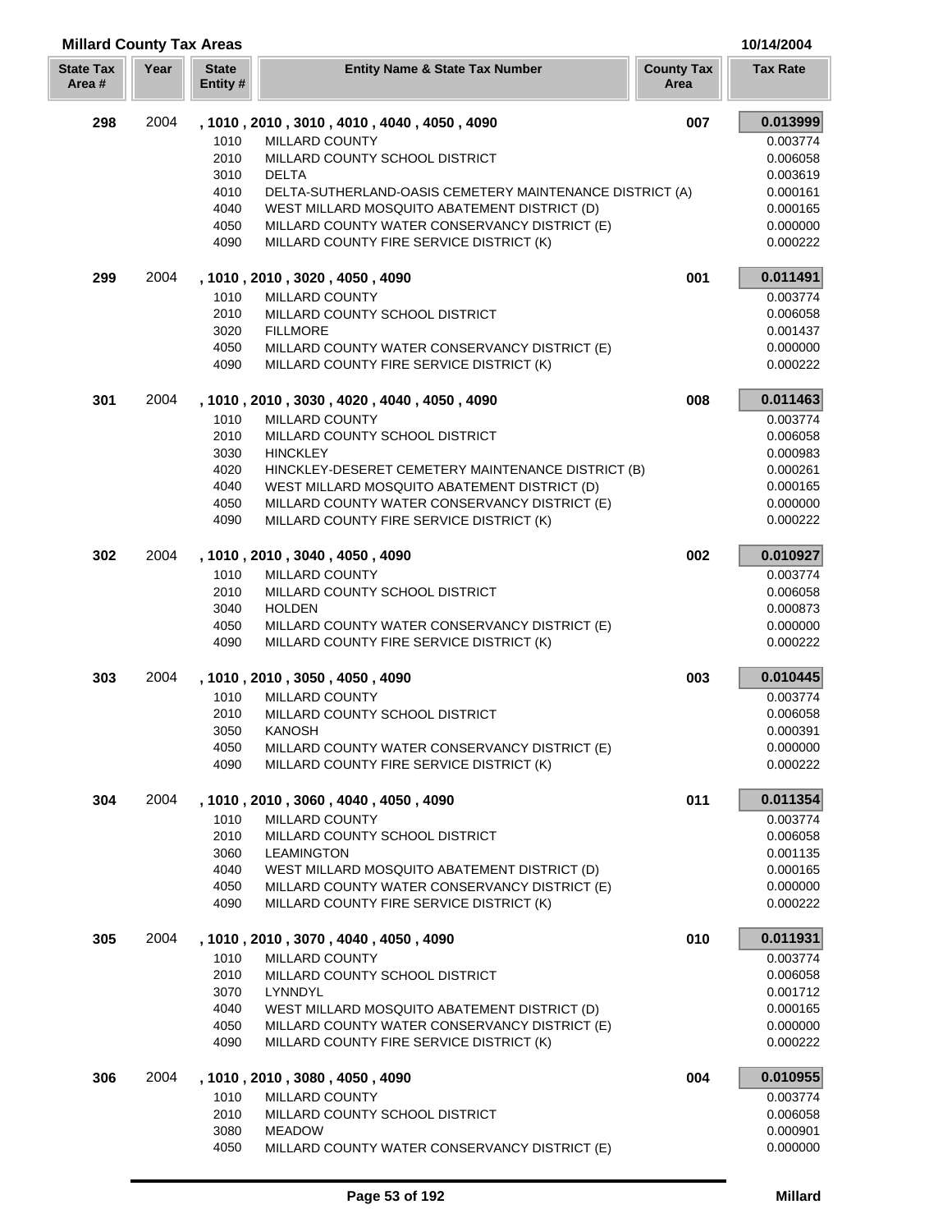## Millard County Tax Areas

10/14/2004

| State Tax Area # | Year | State Entity # | Entity Name & State Tax Number | County Tax Area | Tax Rate |
|---|---|---|---|---|---|
| **298** | 2004 | **, 1010 , 2010 , 3010 , 4010 , 4040 , 4050 , 4090** | | **007** | **0.013999** |
| | | 1010 | MILLARD COUNTY | | 0.003774 |
| | | 2010 | MILLARD COUNTY SCHOOL DISTRICT | | 0.006058 |
| | | 3010 | DELTA | | 0.003619 |
| | | 4010 | DELTA-SUTHERLAND-OASIS CEMETERY MAINTENANCE DISTRICT (A) | | 0.000161 |
| | | 4040 | WEST MILLARD MOSQUITO ABATEMENT DISTRICT (D) | | 0.000165 |
| | | 4050 | MILLARD COUNTY WATER CONSERVANCY DISTRICT (E) | | 0.000000 |
| | | 4090 | MILLARD COUNTY FIRE SERVICE DISTRICT (K) | | 0.000222 |
| **299** | 2004 | **, 1010 , 2010 , 3020 , 4050 , 4090** | | **001** | **0.011491** |
| | | 1010 | MILLARD COUNTY | | 0.003774 |
| | | 2010 | MILLARD COUNTY SCHOOL DISTRICT | | 0.006058 |
| | | 3020 | FILLMORE | | 0.001437 |
| | | 4050 | MILLARD COUNTY WATER CONSERVANCY DISTRICT (E) | | 0.000000 |
| | | 4090 | MILLARD COUNTY FIRE SERVICE DISTRICT (K) | | 0.000222 |
| **301** | 2004 | **, 1010 , 2010 , 3030 , 4020 , 4040 , 4050 , 4090** | | **008** | **0.011463** |
| | | 1010 | MILLARD COUNTY | | 0.003774 |
| | | 2010 | MILLARD COUNTY SCHOOL DISTRICT | | 0.006058 |
| | | 3030 | HINCKLEY | | 0.000983 |
| | | 4020 | HINCKLEY-DESERET CEMETERY MAINTENANCE DISTRICT (B) | | 0.000261 |
| | | 4040 | WEST MILLARD MOSQUITO ABATEMENT DISTRICT (D) | | 0.000165 |
| | | 4050 | MILLARD COUNTY WATER CONSERVANCY DISTRICT (E) | | 0.000000 |
| | | 4090 | MILLARD COUNTY FIRE SERVICE DISTRICT (K) | | 0.000222 |
| **302** | 2004 | **, 1010 , 2010 , 3040 , 4050 , 4090** | | **002** | **0.010927** |
| | | 1010 | MILLARD COUNTY | | 0.003774 |
| | | 2010 | MILLARD COUNTY SCHOOL DISTRICT | | 0.006058 |
| | | 3040 | HOLDEN | | 0.000873 |
| | | 4050 | MILLARD COUNTY WATER CONSERVANCY DISTRICT (E) | | 0.000000 |
| | | 4090 | MILLARD COUNTY FIRE SERVICE DISTRICT (K) | | 0.000222 |
| **303** | 2004 | **, 1010 , 2010 , 3050 , 4050 , 4090** | | **003** | **0.010445** |
| | | 1010 | MILLARD COUNTY | | 0.003774 |
| | | 2010 | MILLARD COUNTY SCHOOL DISTRICT | | 0.006058 |
| | | 3050 | KANOSH | | 0.000391 |
| | | 4050 | MILLARD COUNTY WATER CONSERVANCY DISTRICT (E) | | 0.000000 |
| | | 4090 | MILLARD COUNTY FIRE SERVICE DISTRICT (K) | | 0.000222 |
| **304** | 2004 | **, 1010 , 2010 , 3060 , 4040 , 4050 , 4090** | | **011** | **0.011354** |
| | | 1010 | MILLARD COUNTY | | 0.003774 |
| | | 2010 | MILLARD COUNTY SCHOOL DISTRICT | | 0.006058 |
| | | 3060 | LEAMINGTON | | 0.001135 |
| | | 4040 | WEST MILLARD MOSQUITO ABATEMENT DISTRICT (D) | | 0.000165 |
| | | 4050 | MILLARD COUNTY WATER CONSERVANCY DISTRICT (E) | | 0.000000 |
| | | 4090 | MILLARD COUNTY FIRE SERVICE DISTRICT (K) | | 0.000222 |
| **305** | 2004 | **, 1010 , 2010 , 3070 , 4040 , 4050 , 4090** | | **010** | **0.011931** |
| | | 1010 | MILLARD COUNTY | | 0.003774 |
| | | 2010 | MILLARD COUNTY SCHOOL DISTRICT | | 0.006058 |
| | | 3070 | LYNNDYL | | 0.001712 |
| | | 4040 | WEST MILLARD MOSQUITO ABATEMENT DISTRICT (D) | | 0.000165 |
| | | 4050 | MILLARD COUNTY WATER CONSERVANCY DISTRICT (E) | | 0.000000 |
| | | 4090 | MILLARD COUNTY FIRE SERVICE DISTRICT (K) | | 0.000222 |
| **306** | 2004 | **, 1010 , 2010 , 3080 , 4050 , 4090** | | **004** | **0.010955** |
| | | 1010 | MILLARD COUNTY | | 0.003774 |
| | | 2010 | MILLARD COUNTY SCHOOL DISTRICT | | 0.006058 |
| | | 3080 | MEADOW | | 0.000901 |
| | | 4050 | MILLARD COUNTY WATER CONSERVANCY DISTRICT (E) | | 0.000000 |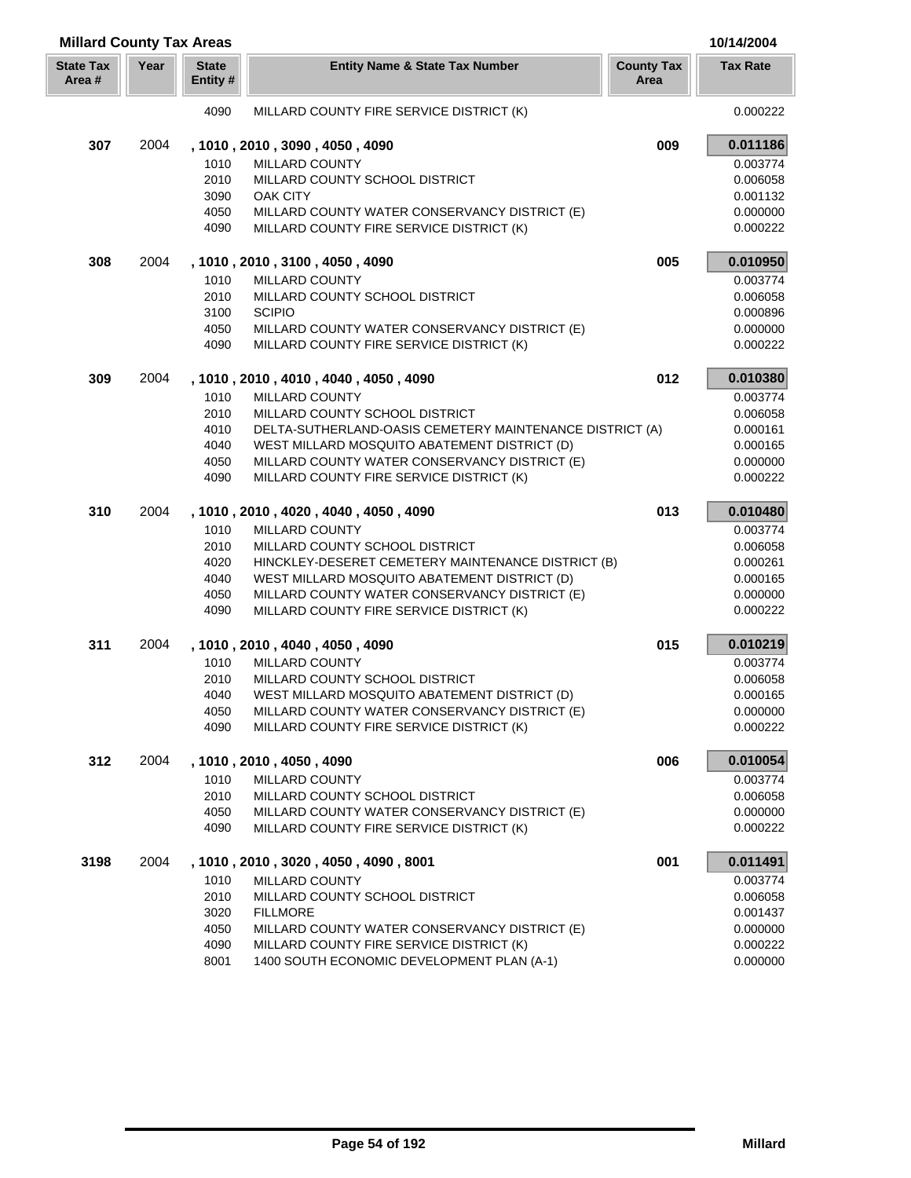**Millard County Tax Areas** 10/14/2004

| State Tax Area # | Year | State Entity # | Entity Name & State Tax Number | County Tax Area | Tax Rate |
|---|---|---|---|---|---|
| | | 4090 | MILLARD COUNTY FIRE SERVICE DISTRICT (K) | | 0.000222 |
| **307** | 2004 | | **, 1010 , 2010 , 3090 , 4050 , 4090** | **009** | **0.011186** |
| | | 1010 | MILLARD COUNTY | | 0.003774 |
| | | 2010 | MILLARD COUNTY SCHOOL DISTRICT | | 0.006058 |
| | | 3090 | OAK CITY | | 0.001132 |
| | | 4050 | MILLARD COUNTY WATER CONSERVANCY DISTRICT (E) | | 0.000000 |
| | | 4090 | MILLARD COUNTY FIRE SERVICE DISTRICT (K) | | 0.000222 |
| **308** | 2004 | | **, 1010 , 2010 , 3100 , 4050 , 4090** | **005** | **0.010950** |
| | | 1010 | MILLARD COUNTY | | 0.003774 |
| | | 2010 | MILLARD COUNTY SCHOOL DISTRICT | | 0.006058 |
| | | 3100 | SCIPIO | | 0.000896 |
| | | 4050 | MILLARD COUNTY WATER CONSERVANCY DISTRICT (E) | | 0.000000 |
| | | 4090 | MILLARD COUNTY FIRE SERVICE DISTRICT (K) | | 0.000222 |
| **309** | 2004 | | **, 1010 , 2010 , 4010 , 4040 , 4050 , 4090** | **012** | **0.010380** |
| | | 1010 | MILLARD COUNTY | | 0.003774 |
| | | 2010 | MILLARD COUNTY SCHOOL DISTRICT | | 0.006058 |
| | | 4010 | DELTA-SUTHERLAND-OASIS CEMETERY MAINTENANCE DISTRICT (A) | | 0.000161 |
| | | 4040 | WEST MILLARD MOSQUITO ABATEMENT DISTRICT (D) | | 0.000165 |
| | | 4050 | MILLARD COUNTY WATER CONSERVANCY DISTRICT (E) | | 0.000000 |
| | | 4090 | MILLARD COUNTY FIRE SERVICE DISTRICT (K) | | 0.000222 |
| **310** | 2004 | | **, 1010 , 2010 , 4020 , 4040 , 4050 , 4090** | **013** | **0.010480** |
| | | 1010 | MILLARD COUNTY | | 0.003774 |
| | | 2010 | MILLARD COUNTY SCHOOL DISTRICT | | 0.006058 |
| | | 4020 | HINCKLEY-DESERET CEMETERY MAINTENANCE DISTRICT (B) | | 0.000261 |
| | | 4040 | WEST MILLARD MOSQUITO ABATEMENT DISTRICT (D) | | 0.000165 |
| | | 4050 | MILLARD COUNTY WATER CONSERVANCY DISTRICT (E) | | 0.000000 |
| | | 4090 | MILLARD COUNTY FIRE SERVICE DISTRICT (K) | | 0.000222 |
| **311** | 2004 | | **, 1010 , 2010 , 4040 , 4050 , 4090** | **015** | **0.010219** |
| | | 1010 | MILLARD COUNTY | | 0.003774 |
| | | 2010 | MILLARD COUNTY SCHOOL DISTRICT | | 0.006058 |
| | | 4040 | WEST MILLARD MOSQUITO ABATEMENT DISTRICT (D) | | 0.000165 |
| | | 4050 | MILLARD COUNTY WATER CONSERVANCY DISTRICT (E) | | 0.000000 |
| | | 4090 | MILLARD COUNTY FIRE SERVICE DISTRICT (K) | | 0.000222 |
| **312** | 2004 | | **, 1010 , 2010 , 4050 , 4090** | **006** | **0.010054** |
| | | 1010 | MILLARD COUNTY | | 0.003774 |
| | | 2010 | MILLARD COUNTY SCHOOL DISTRICT | | 0.006058 |
| | | 4050 | MILLARD COUNTY WATER CONSERVANCY DISTRICT (E) | | 0.000000 |
| | | 4090 | MILLARD COUNTY FIRE SERVICE DISTRICT (K) | | 0.000222 |
| **3198** | 2004 | | **, 1010 , 2010 , 3020 , 4050 , 4090 , 8001** | **001** | **0.011491** |
| | | 1010 | MILLARD COUNTY | | 0.003774 |
| | | 2010 | MILLARD COUNTY SCHOOL DISTRICT | | 0.006058 |
| | | 3020 | FILLMORE | | 0.001437 |
| | | 4050 | MILLARD COUNTY WATER CONSERVANCY DISTRICT (E) | | 0.000000 |
| | | 4090 | MILLARD COUNTY FIRE SERVICE DISTRICT (K) | | 0.000222 |
| | | 8001 | 1400 SOUTH ECONOMIC DEVELOPMENT PLAN (A-1) | | 0.000000 |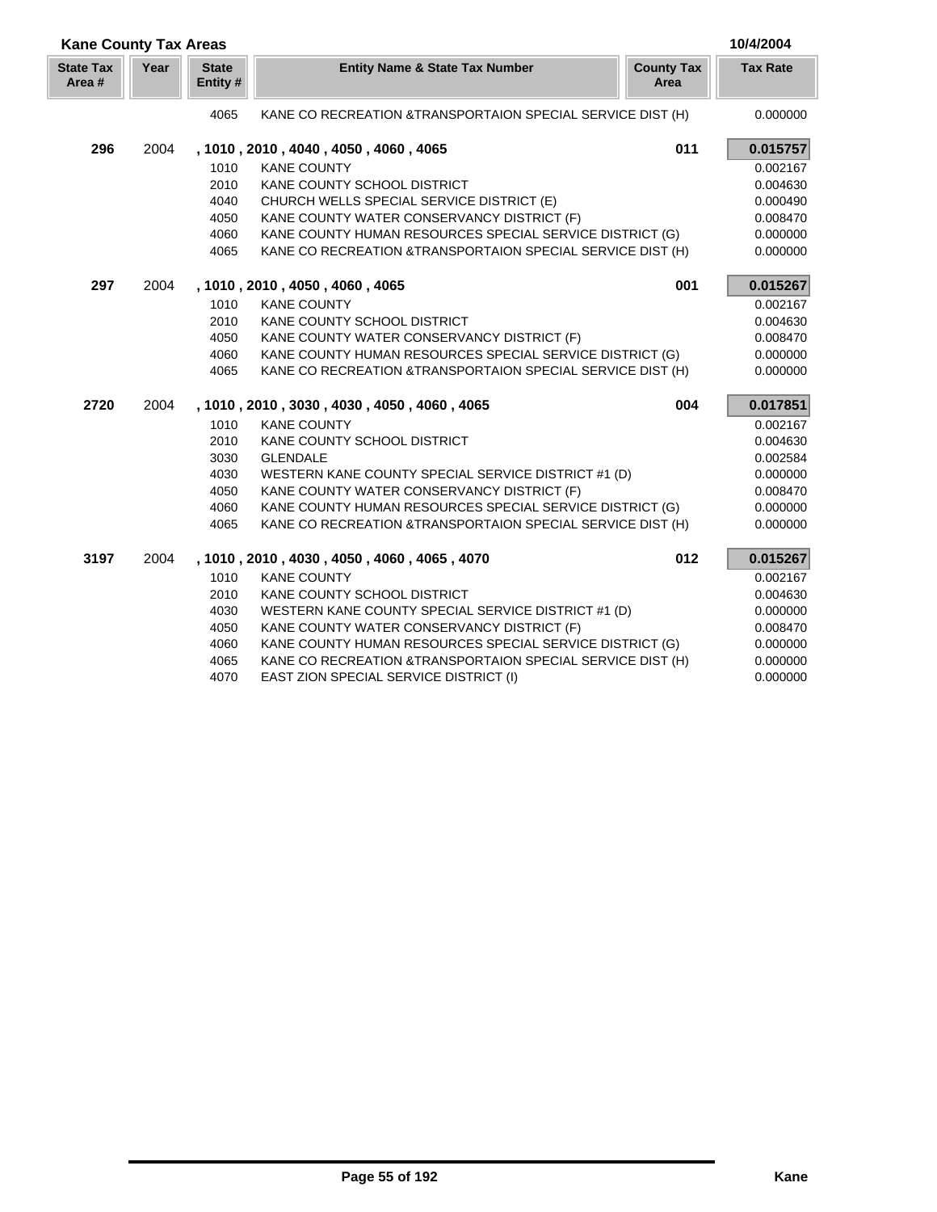## Kane County Tax Areas

10/4/2004

| State Tax Area # | Year | State Entity # | Entity Name & State Tax Number | County Tax Area | Tax Rate |
|---|---|---|---|---|---|
| | | 4065 | KANE CO RECREATION &TRANSPORTAION SPECIAL SERVICE DIST (H) | | 0.000000 |
| **296** | 2004 | | **, 1010 , 2010 , 4040 , 4050 , 4060 , 4065** | **011** | **0.015757** |
| | | 1010 | KANE COUNTY | | 0.002167 |
| | | 2010 | KANE COUNTY SCHOOL DISTRICT | | 0.004630 |
| | | 4040 | CHURCH WELLS SPECIAL SERVICE DISTRICT (E) | | 0.000490 |
| | | 4050 | KANE COUNTY WATER CONSERVANCY DISTRICT (F) | | 0.008470 |
| | | 4060 | KANE COUNTY HUMAN RESOURCES SPECIAL SERVICE DISTRICT (G) | | 0.000000 |
| | | 4065 | KANE CO RECREATION &TRANSPORTAION SPECIAL SERVICE DIST (H) | | 0.000000 |
| **297** | 2004 | | **, 1010 , 2010 , 4050 , 4060 , 4065** | **001** | **0.015267** |
| | | 1010 | KANE COUNTY | | 0.002167 |
| | | 2010 | KANE COUNTY SCHOOL DISTRICT | | 0.004630 |
| | | 4050 | KANE COUNTY WATER CONSERVANCY DISTRICT (F) | | 0.008470 |
| | | 4060 | KANE COUNTY HUMAN RESOURCES SPECIAL SERVICE DISTRICT (G) | | 0.000000 |
| | | 4065 | KANE CO RECREATION &TRANSPORTAION SPECIAL SERVICE DIST (H) | | 0.000000 |
| **2720** | 2004 | | **, 1010 , 2010 , 3030 , 4030 , 4050 , 4060 , 4065** | **004** | **0.017851** |
| | | 1010 | KANE COUNTY | | 0.002167 |
| | | 2010 | KANE COUNTY SCHOOL DISTRICT | | 0.004630 |
| | | 3030 | GLENDALE | | 0.002584 |
| | | 4030 | WESTERN KANE COUNTY SPECIAL SERVICE DISTRICT #1 (D) | | 0.000000 |
| | | 4050 | KANE COUNTY WATER CONSERVANCY DISTRICT (F) | | 0.008470 |
| | | 4060 | KANE COUNTY HUMAN RESOURCES SPECIAL SERVICE DISTRICT (G) | | 0.000000 |
| | | 4065 | KANE CO RECREATION &TRANSPORTAION SPECIAL SERVICE DIST (H) | | 0.000000 |
| **3197** | 2004 | | **, 1010 , 2010 , 4030 , 4050 , 4060 , 4065 , 4070** | **012** | **0.015267** |
| | | 1010 | KANE COUNTY | | 0.002167 |
| | | 2010 | KANE COUNTY SCHOOL DISTRICT | | 0.004630 |
| | | 4030 | WESTERN KANE COUNTY SPECIAL SERVICE DISTRICT #1 (D) | | 0.000000 |
| | | 4050 | KANE COUNTY WATER CONSERVANCY DISTRICT (F) | | 0.008470 |
| | | 4060 | KANE COUNTY HUMAN RESOURCES SPECIAL SERVICE DISTRICT (G) | | 0.000000 |
| | | 4065 | KANE CO RECREATION &TRANSPORTAION SPECIAL SERVICE DIST (H) | | 0.000000 |
| | | 4070 | EAST ZION SPECIAL SERVICE DISTRICT (I) | | 0.000000 |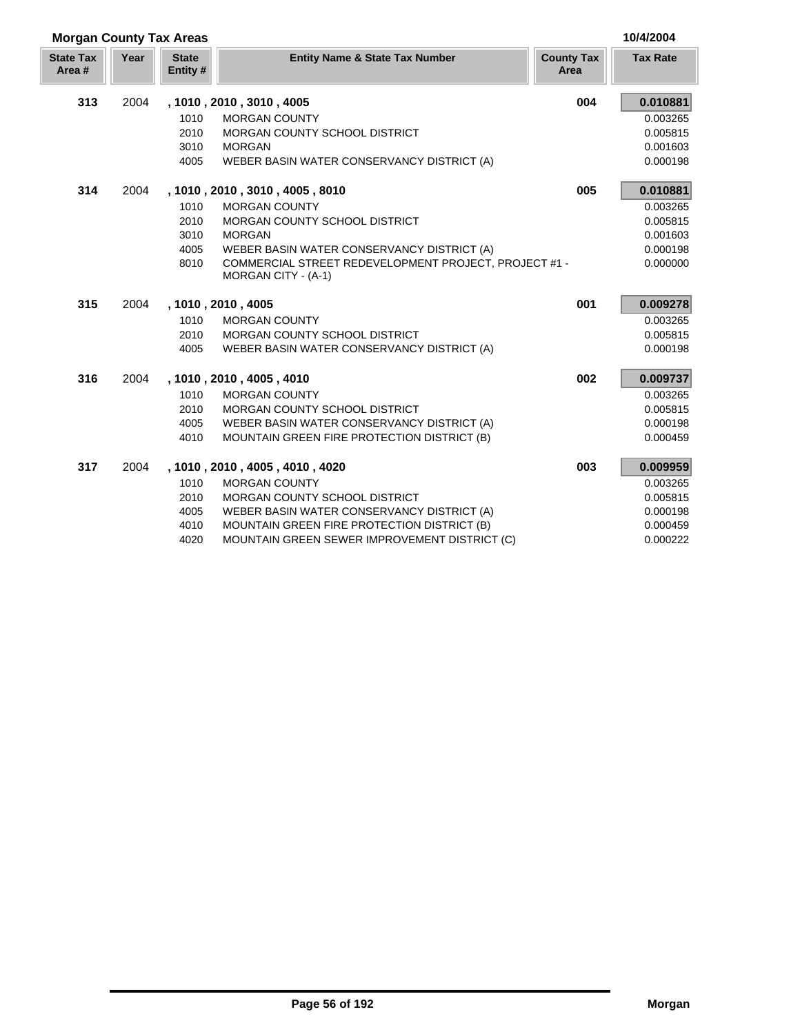## Morgan County Tax Areas

10/4/2004

| State Tax Area # | Year | State Entity # | Entity Name & State Tax Number | County Tax Area | Tax Rate |
|---|---|---|---|---|---|
| **313** | 2004 | **, 1010 , 2010 , 3010 , 4005** | | **004** | **0.010881** |
| | | 1010 | MORGAN COUNTY | | 0.003265 |
| | | 2010 | MORGAN COUNTY SCHOOL DISTRICT | | 0.005815 |
| | | 3010 | MORGAN | | 0.001603 |
| | | 4005 | WEBER BASIN WATER CONSERVANCY DISTRICT (A) | | 0.000198 |
| **314** | 2004 | **, 1010 , 2010 , 3010 , 4005 , 8010** | | **005** | **0.010881** |
| | | 1010 | MORGAN COUNTY | | 0.003265 |
| | | 2010 | MORGAN COUNTY SCHOOL DISTRICT | | 0.005815 |
| | | 3010 | MORGAN | | 0.001603 |
| | | 4005 | WEBER BASIN WATER CONSERVANCY DISTRICT (A) | | 0.000198 |
| | | 8010 | COMMERCIAL STREET REDEVELOPMENT PROJECT, PROJECT #1 - MORGAN CITY - (A-1) | | 0.000000 |
| **315** | 2004 | **, 1010 , 2010 , 4005** | | **001** | **0.009278** |
| | | 1010 | MORGAN COUNTY | | 0.003265 |
| | | 2010 | MORGAN COUNTY SCHOOL DISTRICT | | 0.005815 |
| | | 4005 | WEBER BASIN WATER CONSERVANCY DISTRICT (A) | | 0.000198 |
| **316** | 2004 | **, 1010 , 2010 , 4005 , 4010** | | **002** | **0.009737** |
| | | 1010 | MORGAN COUNTY | | 0.003265 |
| | | 2010 | MORGAN COUNTY SCHOOL DISTRICT | | 0.005815 |
| | | 4005 | WEBER BASIN WATER CONSERVANCY DISTRICT (A) | | 0.000198 |
| | | 4010 | MOUNTAIN GREEN FIRE PROTECTION DISTRICT (B) | | 0.000459 |
| **317** | 2004 | **, 1010 , 2010 , 4005 , 4010 , 4020** | | **003** | **0.009959** |
| | | 1010 | MORGAN COUNTY | | 0.003265 |
| | | 2010 | MORGAN COUNTY SCHOOL DISTRICT | | 0.005815 |
| | | 4005 | WEBER BASIN WATER CONSERVANCY DISTRICT (A) | | 0.000198 |
| | | 4010 | MOUNTAIN GREEN FIRE PROTECTION DISTRICT (B) | | 0.000459 |
| | | 4020 | MOUNTAIN GREEN SEWER IMPROVEMENT DISTRICT (C) | | 0.000222 |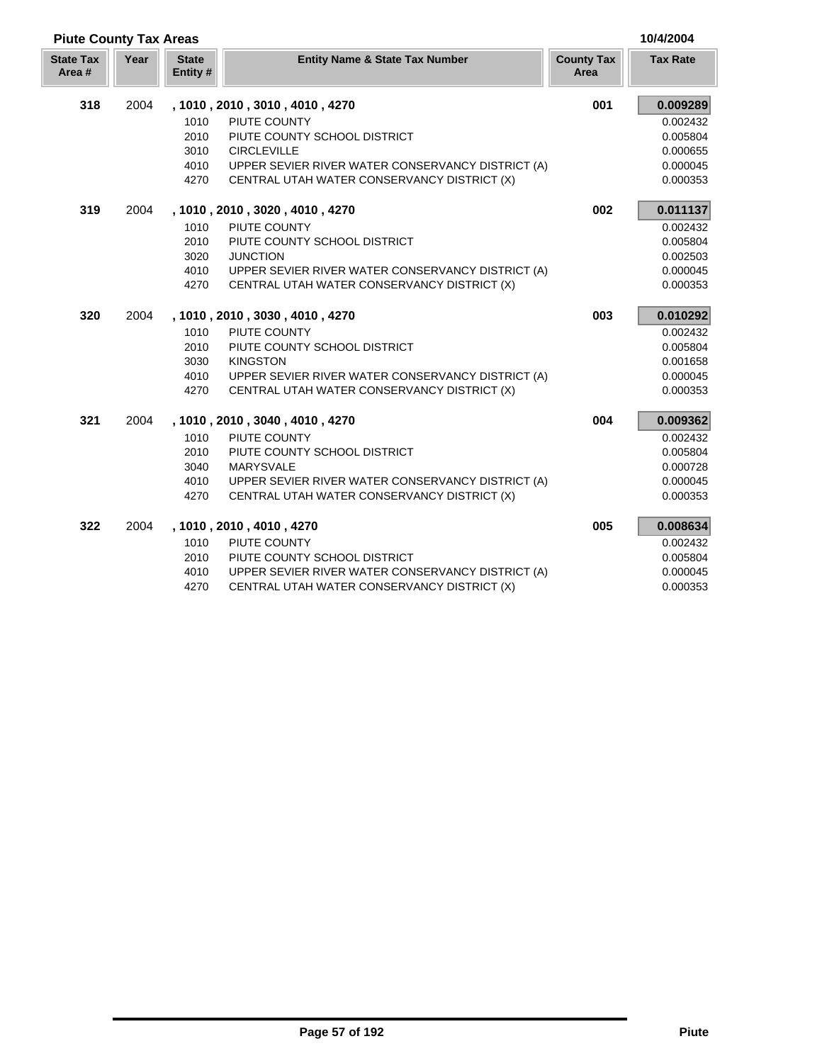## Piute County Tax Areas

10/4/2004

| State Tax Area # | Year | State Entity # | Entity Name & State Tax Number | County Tax Area | Tax Rate |
|---|---|---|---|---|---|
| **318** | 2004 | **, 1010 , 2010 , 3010 , 4010 , 4270** | | **001** | **0.009289** |
| | | 1010 | PIUTE COUNTY | | 0.002432 |
| | | 2010 | PIUTE COUNTY SCHOOL DISTRICT | | 0.005804 |
| | | 3010 | CIRCLEVILLE | | 0.000655 |
| | | 4010 | UPPER SEVIER RIVER WATER CONSERVANCY DISTRICT (A) | | 0.000045 |
| | | 4270 | CENTRAL UTAH WATER CONSERVANCY DISTRICT (X) | | 0.000353 |
| **319** | 2004 | **, 1010 , 2010 , 3020 , 4010 , 4270** | | **002** | **0.011137** |
| | | 1010 | PIUTE COUNTY | | 0.002432 |
| | | 2010 | PIUTE COUNTY SCHOOL DISTRICT | | 0.005804 |
| | | 3020 | JUNCTION | | 0.002503 |
| | | 4010 | UPPER SEVIER RIVER WATER CONSERVANCY DISTRICT (A) | | 0.000045 |
| | | 4270 | CENTRAL UTAH WATER CONSERVANCY DISTRICT (X) | | 0.000353 |
| **320** | 2004 | **, 1010 , 2010 , 3030 , 4010 , 4270** | | **003** | **0.010292** |
| | | 1010 | PIUTE COUNTY | | 0.002432 |
| | | 2010 | PIUTE COUNTY SCHOOL DISTRICT | | 0.005804 |
| | | 3030 | KINGSTON | | 0.001658 |
| | | 4010 | UPPER SEVIER RIVER WATER CONSERVANCY DISTRICT (A) | | 0.000045 |
| | | 4270 | CENTRAL UTAH WATER CONSERVANCY DISTRICT (X) | | 0.000353 |
| **321** | 2004 | **, 1010 , 2010 , 3040 , 4010 , 4270** | | **004** | **0.009362** |
| | | 1010 | PIUTE COUNTY | | 0.002432 |
| | | 2010 | PIUTE COUNTY SCHOOL DISTRICT | | 0.005804 |
| | | 3040 | MARYSVALE | | 0.000728 |
| | | 4010 | UPPER SEVIER RIVER WATER CONSERVANCY DISTRICT (A) | | 0.000045 |
| | | 4270 | CENTRAL UTAH WATER CONSERVANCY DISTRICT (X) | | 0.000353 |
| **322** | 2004 | **, 1010 , 2010 , 4010 , 4270** | | **005** | **0.008634** |
| | | 1010 | PIUTE COUNTY | | 0.002432 |
| | | 2010 | PIUTE COUNTY SCHOOL DISTRICT | | 0.005804 |
| | | 4010 | UPPER SEVIER RIVER WATER CONSERVANCY DISTRICT (A) | | 0.000045 |
| | | 4270 | CENTRAL UTAH WATER CONSERVANCY DISTRICT (X) | | 0.000353 |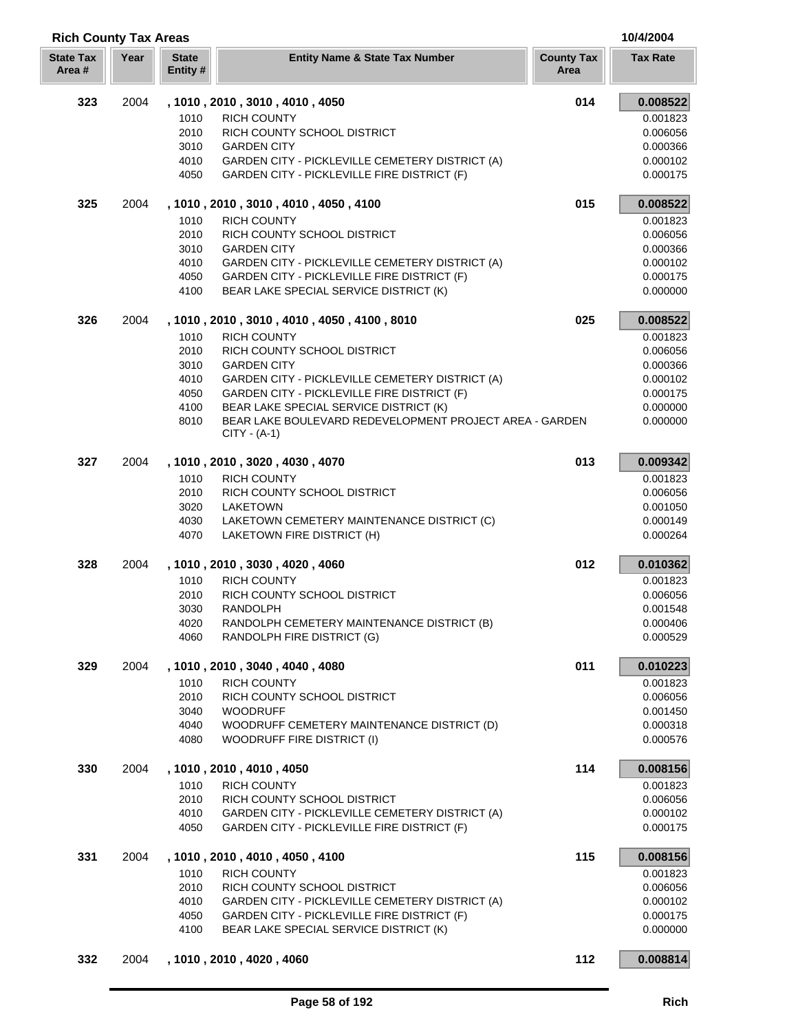## Rich County Tax Areas

10/4/2004

| State Tax Area # | Year | State Entity # | Entity Name & State Tax Number | County Tax Area | Tax Rate |
|---|---|---|---|---|---|
| **323** | 2004 | **, 1010 , 2010 , 3010 , 4010 , 4050** | | **014** | **0.008522** |
| | | 1010 | RICH COUNTY | | 0.001823 |
| | | 2010 | RICH COUNTY SCHOOL DISTRICT | | 0.006056 |
| | | 3010 | GARDEN CITY | | 0.000366 |
| | | 4010 | GARDEN CITY - PICKLEVILLE CEMETERY DISTRICT (A) | | 0.000102 |
| | | 4050 | GARDEN CITY - PICKLEVILLE FIRE DISTRICT (F) | | 0.000175 |
| **325** | 2004 | **, 1010 , 2010 , 3010 , 4010 , 4050 , 4100** | | **015** | **0.008522** |
| | | 1010 | RICH COUNTY | | 0.001823 |
| | | 2010 | RICH COUNTY SCHOOL DISTRICT | | 0.006056 |
| | | 3010 | GARDEN CITY | | 0.000366 |
| | | 4010 | GARDEN CITY - PICKLEVILLE CEMETERY DISTRICT (A) | | 0.000102 |
| | | 4050 | GARDEN CITY - PICKLEVILLE FIRE DISTRICT (F) | | 0.000175 |
| | | 4100 | BEAR LAKE SPECIAL SERVICE DISTRICT (K) | | 0.000000 |
| **326** | 2004 | **, 1010 , 2010 , 3010 , 4010 , 4050 , 4100 , 8010** | | **025** | **0.008522** |
| | | 1010 | RICH COUNTY | | 0.001823 |
| | | 2010 | RICH COUNTY SCHOOL DISTRICT | | 0.006056 |
| | | 3010 | GARDEN CITY | | 0.000366 |
| | | 4010 | GARDEN CITY - PICKLEVILLE CEMETERY DISTRICT (A) | | 0.000102 |
| | | 4050 | GARDEN CITY - PICKLEVILLE FIRE DISTRICT (F) | | 0.000175 |
| | | 4100 | BEAR LAKE SPECIAL SERVICE DISTRICT (K) | | 0.000000 |
| | | 8010 | BEAR LAKE BOULEVARD REDEVELOPMENT PROJECT AREA - GARDEN CITY - (A-1) | | 0.000000 |
| **327** | 2004 | **, 1010 , 2010 , 3020 , 4030 , 4070** | | **013** | **0.009342** |
| | | 1010 | RICH COUNTY | | 0.001823 |
| | | 2010 | RICH COUNTY SCHOOL DISTRICT | | 0.006056 |
| | | 3020 | LAKETOWN | | 0.001050 |
| | | 4030 | LAKETOWN CEMETERY MAINTENANCE DISTRICT (C) | | 0.000149 |
| | | 4070 | LAKETOWN FIRE DISTRICT (H) | | 0.000264 |
| **328** | 2004 | **, 1010 , 2010 , 3030 , 4020 , 4060** | | **012** | **0.010362** |
| | | 1010 | RICH COUNTY | | 0.001823 |
| | | 2010 | RICH COUNTY SCHOOL DISTRICT | | 0.006056 |
| | | 3030 | RANDOLPH | | 0.001548 |
| | | 4020 | RANDOLPH CEMETERY MAINTENANCE DISTRICT (B) | | 0.000406 |
| | | 4060 | RANDOLPH FIRE DISTRICT (G) | | 0.000529 |
| **329** | 2004 | **, 1010 , 2010 , 3040 , 4040 , 4080** | | **011** | **0.010223** |
| | | 1010 | RICH COUNTY | | 0.001823 |
| | | 2010 | RICH COUNTY SCHOOL DISTRICT | | 0.006056 |
| | | 3040 | WOODRUFF | | 0.001450 |
| | | 4040 | WOODRUFF CEMETERY MAINTENANCE DISTRICT (D) | | 0.000318 |
| | | 4080 | WOODRUFF FIRE DISTRICT (I) | | 0.000576 |
| **330** | 2004 | **, 1010 , 2010 , 4010 , 4050** | | **114** | **0.008156** |
| | | 1010 | RICH COUNTY | | 0.001823 |
| | | 2010 | RICH COUNTY SCHOOL DISTRICT | | 0.006056 |
| | | 4010 | GARDEN CITY - PICKLEVILLE CEMETERY DISTRICT (A) | | 0.000102 |
| | | 4050 | GARDEN CITY - PICKLEVILLE FIRE DISTRICT (F) | | 0.000175 |
| **331** | 2004 | **, 1010 , 2010 , 4010 , 4050 , 4100** | | **115** | **0.008156** |
| | | 1010 | RICH COUNTY | | 0.001823 |
| | | 2010 | RICH COUNTY SCHOOL DISTRICT | | 0.006056 |
| | | 4010 | GARDEN CITY - PICKLEVILLE CEMETERY DISTRICT (A) | | 0.000102 |
| | | 4050 | GARDEN CITY - PICKLEVILLE FIRE DISTRICT (F) | | 0.000175 |
| | | 4100 | BEAR LAKE SPECIAL SERVICE DISTRICT (K) | | 0.000000 |
| **332** | 2004 | **, 1010 , 2010 , 4020 , 4060** | | **112** | **0.008814** |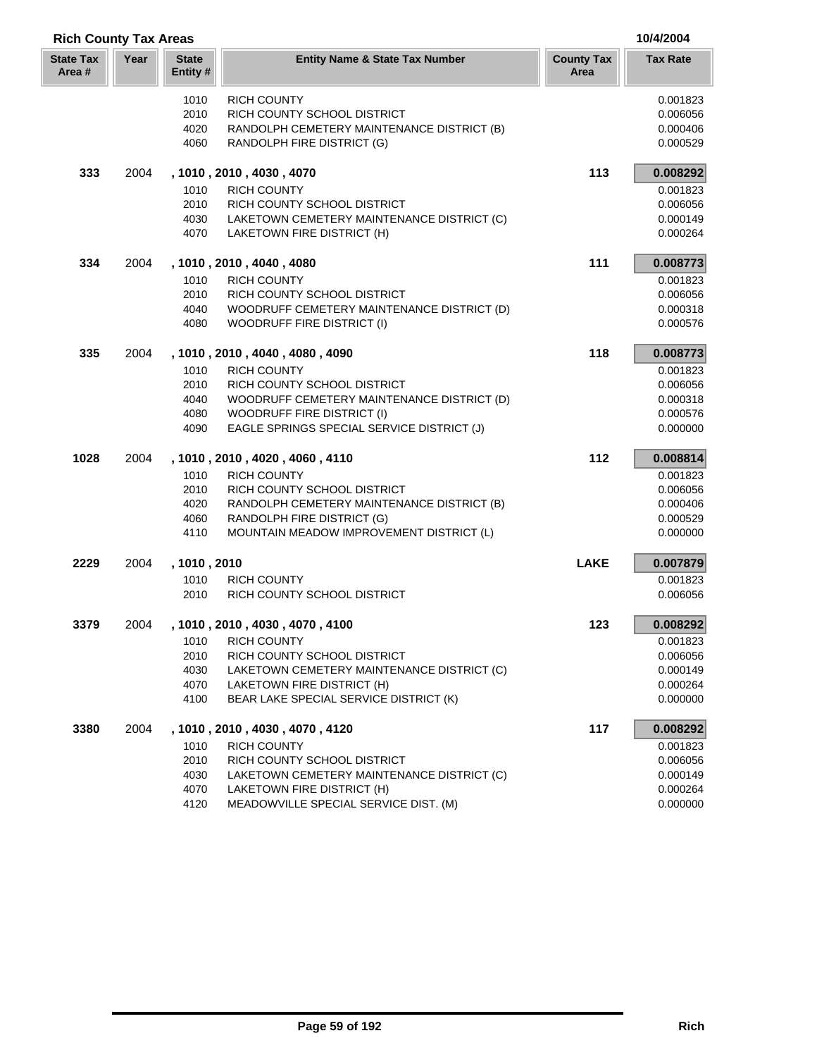**Rich County Tax Areas** — 10/4/2004

| State Tax Area # | Year | State Entity # | Entity Name & State Tax Number | County Tax Area | Tax Rate |
|---|---|---|---|---|---|
| | | 1010 | RICH COUNTY | | 0.001823 |
| | | 2010 | RICH COUNTY SCHOOL DISTRICT | | 0.006056 |
| | | 4020 | RANDOLPH CEMETERY MAINTENANCE DISTRICT (B) | | 0.000406 |
| | | 4060 | RANDOLPH FIRE DISTRICT (G) | | 0.000529 |
| **333** | 2004 | **, 1010 , 2010 , 4030 , 4070** | | **113** | **0.008292** |
| | | 1010 | RICH COUNTY | | 0.001823 |
| | | 2010 | RICH COUNTY SCHOOL DISTRICT | | 0.006056 |
| | | 4030 | LAKETOWN CEMETERY MAINTENANCE DISTRICT (C) | | 0.000149 |
| | | 4070 | LAKETOWN FIRE DISTRICT (H) | | 0.000264 |
| **334** | 2004 | **, 1010 , 2010 , 4040 , 4080** | | **111** | **0.008773** |
| | | 1010 | RICH COUNTY | | 0.001823 |
| | | 2010 | RICH COUNTY SCHOOL DISTRICT | | 0.006056 |
| | | 4040 | WOODRUFF CEMETERY MAINTENANCE DISTRICT (D) | | 0.000318 |
| | | 4080 | WOODRUFF FIRE DISTRICT (I) | | 0.000576 |
| **335** | 2004 | **, 1010 , 2010 , 4040 , 4080 , 4090** | | **118** | **0.008773** |
| | | 1010 | RICH COUNTY | | 0.001823 |
| | | 2010 | RICH COUNTY SCHOOL DISTRICT | | 0.006056 |
| | | 4040 | WOODRUFF CEMETERY MAINTENANCE DISTRICT (D) | | 0.000318 |
| | | 4080 | WOODRUFF FIRE DISTRICT (I) | | 0.000576 |
| | | 4090 | EAGLE SPRINGS SPECIAL SERVICE DISTRICT (J) | | 0.000000 |
| **1028** | 2004 | **, 1010 , 2010 , 4020 , 4060 , 4110** | | **112** | **0.008814** |
| | | 1010 | RICH COUNTY | | 0.001823 |
| | | 2010 | RICH COUNTY SCHOOL DISTRICT | | 0.006056 |
| | | 4020 | RANDOLPH CEMETERY MAINTENANCE DISTRICT (B) | | 0.000406 |
| | | 4060 | RANDOLPH FIRE DISTRICT (G) | | 0.000529 |
| | | 4110 | MOUNTAIN MEADOW IMPROVEMENT DISTRICT (L) | | 0.000000 |
| **2229** | 2004 | **, 1010 , 2010** | | **LAKE** | **0.007879** |
| | | 1010 | RICH COUNTY | | 0.001823 |
| | | 2010 | RICH COUNTY SCHOOL DISTRICT | | 0.006056 |
| **3379** | 2004 | **, 1010 , 2010 , 4030 , 4070 , 4100** | | **123** | **0.008292** |
| | | 1010 | RICH COUNTY | | 0.001823 |
| | | 2010 | RICH COUNTY SCHOOL DISTRICT | | 0.006056 |
| | | 4030 | LAKETOWN CEMETERY MAINTENANCE DISTRICT (C) | | 0.000149 |
| | | 4070 | LAKETOWN FIRE DISTRICT (H) | | 0.000264 |
| | | 4100 | BEAR LAKE SPECIAL SERVICE DISTRICT (K) | | 0.000000 |
| **3380** | 2004 | **, 1010 , 2010 , 4030 , 4070 , 4120** | | **117** | **0.008292** |
| | | 1010 | RICH COUNTY | | 0.001823 |
| | | 2010 | RICH COUNTY SCHOOL DISTRICT | | 0.006056 |
| | | 4030 | LAKETOWN CEMETERY MAINTENANCE DISTRICT (C) | | 0.000149 |
| | | 4070 | LAKETOWN FIRE DISTRICT (H) | | 0.000264 |
| | | 4120 | MEADOWVILLE SPECIAL SERVICE DIST. (M) | | 0.000000 |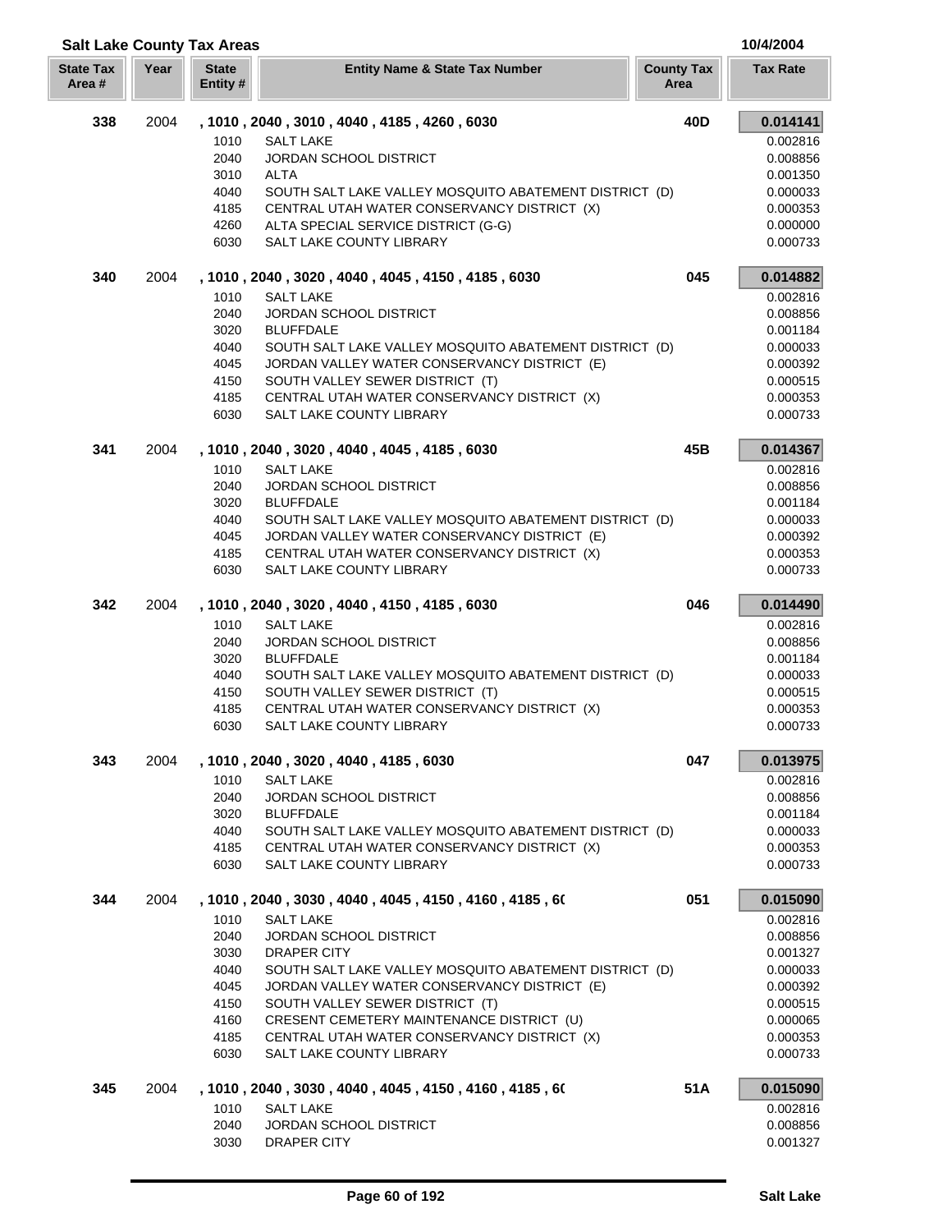## Salt Lake County Tax Areas

10/4/2004

| State Tax Area # | Year | State Entity # | Entity Name & State Tax Number | County Tax Area | Tax Rate |
|---|---|---|---|---|---|
| **338** | 2004 | **, 1010 , 2040 , 3010 , 4040 , 4185 , 4260 , 6030** | | **40D** | **0.014141** |
| | | 1010 | SALT LAKE | | 0.002816 |
| | | 2040 | JORDAN SCHOOL DISTRICT | | 0.008856 |
| | | 3010 | ALTA | | 0.001350 |
| | | 4040 | SOUTH SALT LAKE VALLEY MOSQUITO ABATEMENT DISTRICT (D) | | 0.000033 |
| | | 4185 | CENTRAL UTAH WATER CONSERVANCY DISTRICT (X) | | 0.000353 |
| | | 4260 | ALTA SPECIAL SERVICE DISTRICT (G-G) | | 0.000000 |
| | | 6030 | SALT LAKE COUNTY LIBRARY | | 0.000733 |
| **340** | 2004 | **, 1010 , 2040 , 3020 , 4040 , 4045 , 4150 , 4185 , 6030** | | **045** | **0.014882** |
| | | 1010 | SALT LAKE | | 0.002816 |
| | | 2040 | JORDAN SCHOOL DISTRICT | | 0.008856 |
| | | 3020 | BLUFFDALE | | 0.001184 |
| | | 4040 | SOUTH SALT LAKE VALLEY MOSQUITO ABATEMENT DISTRICT (D) | | 0.000033 |
| | | 4045 | JORDAN VALLEY WATER CONSERVANCY DISTRICT (E) | | 0.000392 |
| | | 4150 | SOUTH VALLEY SEWER DISTRICT (T) | | 0.000515 |
| | | 4185 | CENTRAL UTAH WATER CONSERVANCY DISTRICT (X) | | 0.000353 |
| | | 6030 | SALT LAKE COUNTY LIBRARY | | 0.000733 |
| **341** | 2004 | **, 1010 , 2040 , 3020 , 4040 , 4045 , 4185 , 6030** | | **45B** | **0.014367** |
| | | 1010 | SALT LAKE | | 0.002816 |
| | | 2040 | JORDAN SCHOOL DISTRICT | | 0.008856 |
| | | 3020 | BLUFFDALE | | 0.001184 |
| | | 4040 | SOUTH SALT LAKE VALLEY MOSQUITO ABATEMENT DISTRICT (D) | | 0.000033 |
| | | 4045 | JORDAN VALLEY WATER CONSERVANCY DISTRICT (E) | | 0.000392 |
| | | 4185 | CENTRAL UTAH WATER CONSERVANCY DISTRICT (X) | | 0.000353 |
| | | 6030 | SALT LAKE COUNTY LIBRARY | | 0.000733 |
| **342** | 2004 | **, 1010 , 2040 , 3020 , 4040 , 4150 , 4185 , 6030** | | **046** | **0.014490** |
| | | 1010 | SALT LAKE | | 0.002816 |
| | | 2040 | JORDAN SCHOOL DISTRICT | | 0.008856 |
| | | 3020 | BLUFFDALE | | 0.001184 |
| | | 4040 | SOUTH SALT LAKE VALLEY MOSQUITO ABATEMENT DISTRICT (D) | | 0.000033 |
| | | 4150 | SOUTH VALLEY SEWER DISTRICT (T) | | 0.000515 |
| | | 4185 | CENTRAL UTAH WATER CONSERVANCY DISTRICT (X) | | 0.000353 |
| | | 6030 | SALT LAKE COUNTY LIBRARY | | 0.000733 |
| **343** | 2004 | **, 1010 , 2040 , 3020 , 4040 , 4185 , 6030** | | **047** | **0.013975** |
| | | 1010 | SALT LAKE | | 0.002816 |
| | | 2040 | JORDAN SCHOOL DISTRICT | | 0.008856 |
| | | 3020 | BLUFFDALE | | 0.001184 |
| | | 4040 | SOUTH SALT LAKE VALLEY MOSQUITO ABATEMENT DISTRICT (D) | | 0.000033 |
| | | 4185 | CENTRAL UTAH WATER CONSERVANCY DISTRICT (X) | | 0.000353 |
| | | 6030 | SALT LAKE COUNTY LIBRARY | | 0.000733 |
| **344** | 2004 | **, 1010 , 2040 , 3030 , 4040 , 4045 , 4150 , 4160 , 4185 , 6(** | | **051** | **0.015090** |
| | | 1010 | SALT LAKE | | 0.002816 |
| | | 2040 | JORDAN SCHOOL DISTRICT | | 0.008856 |
| | | 3030 | DRAPER CITY | | 0.001327 |
| | | 4040 | SOUTH SALT LAKE VALLEY MOSQUITO ABATEMENT DISTRICT (D) | | 0.000033 |
| | | 4045 | JORDAN VALLEY WATER CONSERVANCY DISTRICT (E) | | 0.000392 |
| | | 4150 | SOUTH VALLEY SEWER DISTRICT (T) | | 0.000515 |
| | | 4160 | CRESENT CEMETERY MAINTENANCE DISTRICT (U) | | 0.000065 |
| | | 4185 | CENTRAL UTAH WATER CONSERVANCY DISTRICT (X) | | 0.000353 |
| | | 6030 | SALT LAKE COUNTY LIBRARY | | 0.000733 |
| **345** | 2004 | **, 1010 , 2040 , 3030 , 4040 , 4045 , 4150 , 4160 , 4185 , 6(** | | **51A** | **0.015090** |
| | | 1010 | SALT LAKE | | 0.002816 |
| | | 2040 | JORDAN SCHOOL DISTRICT | | 0.008856 |
| | | 3030 | DRAPER CITY | | 0.001327 |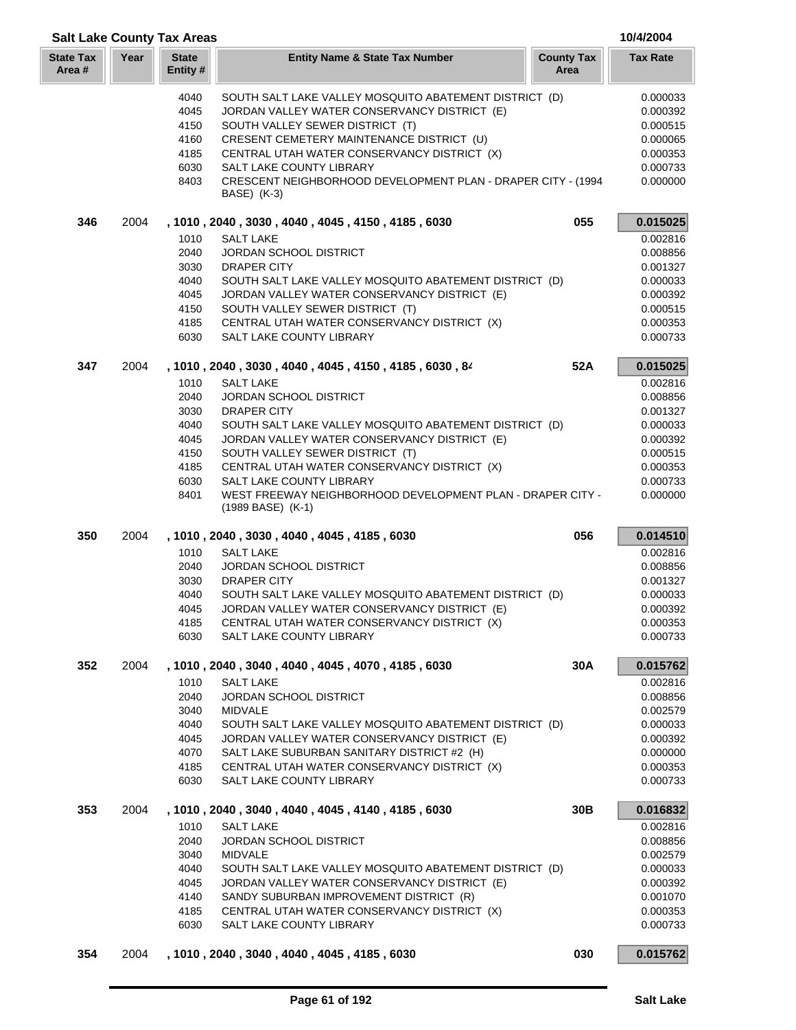## Salt Lake County Tax Areas

10/4/2004

| State Tax Area # | Year | State Entity # | Entity Name & State Tax Number | County Tax Area | Tax Rate |
|---|---|---|---|---|---|
| | | 4040 | SOUTH SALT LAKE VALLEY MOSQUITO ABATEMENT DISTRICT (D) | | 0.000033 |
| | | 4045 | JORDAN VALLEY WATER CONSERVANCY DISTRICT (E) | | 0.000392 |
| | | 4150 | SOUTH VALLEY SEWER DISTRICT (T) | | 0.000515 |
| | | 4160 | CRESENT CEMETERY MAINTENANCE DISTRICT (U) | | 0.000065 |
| | | 4185 | CENTRAL UTAH WATER CONSERVANCY DISTRICT (X) | | 0.000353 |
| | | 6030 | SALT LAKE COUNTY LIBRARY | | 0.000733 |
| | | 8403 | CRESCENT NEIGHBORHOOD DEVELOPMENT PLAN - DRAPER CITY - (1994 BASE) (K-3) | | 0.000000 |
| **346** | 2004 | | **, 1010 , 2040 , 3030 , 4040 , 4045 , 4150 , 4185 , 6030** | **055** | **0.015025** |
| | | 1010 | SALT LAKE | | 0.002816 |
| | | 2040 | JORDAN SCHOOL DISTRICT | | 0.008856 |
| | | 3030 | DRAPER CITY | | 0.001327 |
| | | 4040 | SOUTH SALT LAKE VALLEY MOSQUITO ABATEMENT DISTRICT (D) | | 0.000033 |
| | | 4045 | JORDAN VALLEY WATER CONSERVANCY DISTRICT (E) | | 0.000392 |
| | | 4150 | SOUTH VALLEY SEWER DISTRICT (T) | | 0.000515 |
| | | 4185 | CENTRAL UTAH WATER CONSERVANCY DISTRICT (X) | | 0.000353 |
| | | 6030 | SALT LAKE COUNTY LIBRARY | | 0.000733 |
| **347** | 2004 | | **, 1010 , 2040 , 3030 , 4040 , 4045 , 4150 , 4185 , 6030 , 84** | **52A** | **0.015025** |
| | | 1010 | SALT LAKE | | 0.002816 |
| | | 2040 | JORDAN SCHOOL DISTRICT | | 0.008856 |
| | | 3030 | DRAPER CITY | | 0.001327 |
| | | 4040 | SOUTH SALT LAKE VALLEY MOSQUITO ABATEMENT DISTRICT (D) | | 0.000033 |
| | | 4045 | JORDAN VALLEY WATER CONSERVANCY DISTRICT (E) | | 0.000392 |
| | | 4150 | SOUTH VALLEY SEWER DISTRICT (T) | | 0.000515 |
| | | 4185 | CENTRAL UTAH WATER CONSERVANCY DISTRICT (X) | | 0.000353 |
| | | 6030 | SALT LAKE COUNTY LIBRARY | | 0.000733 |
| | | 8401 | WEST FREEWAY NEIGHBORHOOD DEVELOPMENT PLAN - DRAPER CITY - (1989 BASE) (K-1) | | 0.000000 |
| **350** | 2004 | | **, 1010 , 2040 , 3030 , 4040 , 4045 , 4185 , 6030** | **056** | **0.014510** |
| | | 1010 | SALT LAKE | | 0.002816 |
| | | 2040 | JORDAN SCHOOL DISTRICT | | 0.008856 |
| | | 3030 | DRAPER CITY | | 0.001327 |
| | | 4040 | SOUTH SALT LAKE VALLEY MOSQUITO ABATEMENT DISTRICT (D) | | 0.000033 |
| | | 4045 | JORDAN VALLEY WATER CONSERVANCY DISTRICT (E) | | 0.000392 |
| | | 4185 | CENTRAL UTAH WATER CONSERVANCY DISTRICT (X) | | 0.000353 |
| | | 6030 | SALT LAKE COUNTY LIBRARY | | 0.000733 |
| **352** | 2004 | | **, 1010 , 2040 , 3040 , 4040 , 4045 , 4070 , 4185 , 6030** | **30A** | **0.015762** |
| | | 1010 | SALT LAKE | | 0.002816 |
| | | 2040 | JORDAN SCHOOL DISTRICT | | 0.008856 |
| | | 3040 | MIDVALE | | 0.002579 |
| | | 4040 | SOUTH SALT LAKE VALLEY MOSQUITO ABATEMENT DISTRICT (D) | | 0.000033 |
| | | 4045 | JORDAN VALLEY WATER CONSERVANCY DISTRICT (E) | | 0.000392 |
| | | 4070 | SALT LAKE SUBURBAN SANITARY DISTRICT #2 (H) | | 0.000000 |
| | | 4185 | CENTRAL UTAH WATER CONSERVANCY DISTRICT (X) | | 0.000353 |
| | | 6030 | SALT LAKE COUNTY LIBRARY | | 0.000733 |
| **353** | 2004 | | **, 1010 , 2040 , 3040 , 4040 , 4045 , 4140 , 4185 , 6030** | **30B** | **0.016832** |
| | | 1010 | SALT LAKE | | 0.002816 |
| | | 2040 | JORDAN SCHOOL DISTRICT | | 0.008856 |
| | | 3040 | MIDVALE | | 0.002579 |
| | | 4040 | SOUTH SALT LAKE VALLEY MOSQUITO ABATEMENT DISTRICT (D) | | 0.000033 |
| | | 4045 | JORDAN VALLEY WATER CONSERVANCY DISTRICT (E) | | 0.000392 |
| | | 4140 | SANDY SUBURBAN IMPROVEMENT DISTRICT (R) | | 0.001070 |
| | | 4185 | CENTRAL UTAH WATER CONSERVANCY DISTRICT (X) | | 0.000353 |
| | | 6030 | SALT LAKE COUNTY LIBRARY | | 0.000733 |
| **354** | 2004 | | **, 1010 , 2040 , 3040 , 4040 , 4045 , 4185 , 6030** | **030** | **0.015762** |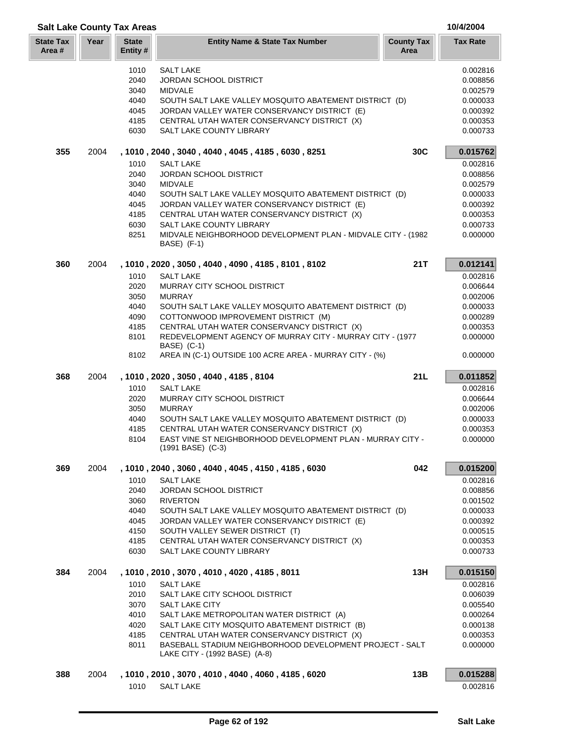## Salt Lake County Tax Areas

10/4/2004

| State Tax Area # | Year | State Entity # | Entity Name & State Tax Number | County Tax Area | Tax Rate |
|---|---|---|---|---|---|
| | | 1010 | SALT LAKE | | 0.002816 |
| | | 2040 | JORDAN SCHOOL DISTRICT | | 0.008856 |
| | | 3040 | MIDVALE | | 0.002579 |
| | | 4040 | SOUTH SALT LAKE VALLEY MOSQUITO ABATEMENT DISTRICT (D) | | 0.000033 |
| | | 4045 | JORDAN VALLEY WATER CONSERVANCY DISTRICT (E) | | 0.000392 |
| | | 4185 | CENTRAL UTAH WATER CONSERVANCY DISTRICT (X) | | 0.000353 |
| | | 6030 | SALT LAKE COUNTY LIBRARY | | 0.000733 |
| **355** | 2004 | | **, 1010 , 2040 , 3040 , 4040 , 4045 , 4185 , 6030 , 8251** | **30C** | **0.015762** |
| | | 1010 | SALT LAKE | | 0.002816 |
| | | 2040 | JORDAN SCHOOL DISTRICT | | 0.008856 |
| | | 3040 | MIDVALE | | 0.002579 |
| | | 4040 | SOUTH SALT LAKE VALLEY MOSQUITO ABATEMENT DISTRICT (D) | | 0.000033 |
| | | 4045 | JORDAN VALLEY WATER CONSERVANCY DISTRICT (E) | | 0.000392 |
| | | 4185 | CENTRAL UTAH WATER CONSERVANCY DISTRICT (X) | | 0.000353 |
| | | 6030 | SALT LAKE COUNTY LIBRARY | | 0.000733 |
| | | 8251 | MIDVALE NEIGHBORHOOD DEVELOPMENT PLAN - MIDVALE CITY - (1982 BASE) (F-1) | | 0.000000 |
| **360** | 2004 | | **, 1010 , 2020 , 3050 , 4040 , 4090 , 4185 , 8101 , 8102** | **21T** | **0.012141** |
| | | 1010 | SALT LAKE | | 0.002816 |
| | | 2020 | MURRAY CITY SCHOOL DISTRICT | | 0.006644 |
| | | 3050 | MURRAY | | 0.002006 |
| | | 4040 | SOUTH SALT LAKE VALLEY MOSQUITO ABATEMENT DISTRICT (D) | | 0.000033 |
| | | 4090 | COTTONWOOD IMPROVEMENT DISTRICT (M) | | 0.000289 |
| | | 4185 | CENTRAL UTAH WATER CONSERVANCY DISTRICT (X) | | 0.000353 |
| | | 8101 | REDEVELOPMENT AGENCY OF MURRAY CITY - MURRAY CITY - (1977 BASE) (C-1) | | 0.000000 |
| | | 8102 | AREA IN (C-1) OUTSIDE 100 ACRE AREA - MURRAY CITY - (%) | | 0.000000 |
| **368** | 2004 | | **, 1010 , 2020 , 3050 , 4040 , 4185 , 8104** | **21L** | **0.011852** |
| | | 1010 | SALT LAKE | | 0.002816 |
| | | 2020 | MURRAY CITY SCHOOL DISTRICT | | 0.006644 |
| | | 3050 | MURRAY | | 0.002006 |
| | | 4040 | SOUTH SALT LAKE VALLEY MOSQUITO ABATEMENT DISTRICT (D) | | 0.000033 |
| | | 4185 | CENTRAL UTAH WATER CONSERVANCY DISTRICT (X) | | 0.000353 |
| | | 8104 | EAST VINE ST NEIGHBORHOOD DEVELOPMENT PLAN - MURRAY CITY - (1991 BASE) (C-3) | | 0.000000 |
| **369** | 2004 | | **, 1010 , 2040 , 3060 , 4040 , 4045 , 4150 , 4185 , 6030** | **042** | **0.015200** |
| | | 1010 | SALT LAKE | | 0.002816 |
| | | 2040 | JORDAN SCHOOL DISTRICT | | 0.008856 |
| | | 3060 | RIVERTON | | 0.001502 |
| | | 4040 | SOUTH SALT LAKE VALLEY MOSQUITO ABATEMENT DISTRICT (D) | | 0.000033 |
| | | 4045 | JORDAN VALLEY WATER CONSERVANCY DISTRICT (E) | | 0.000392 |
| | | 4150 | SOUTH VALLEY SEWER DISTRICT (T) | | 0.000515 |
| | | 4185 | CENTRAL UTAH WATER CONSERVANCY DISTRICT (X) | | 0.000353 |
| | | 6030 | SALT LAKE COUNTY LIBRARY | | 0.000733 |
| **384** | 2004 | | **, 1010 , 2010 , 3070 , 4010 , 4020 , 4185 , 8011** | **13H** | **0.015150** |
| | | 1010 | SALT LAKE | | 0.002816 |
| | | 2010 | SALT LAKE CITY SCHOOL DISTRICT | | 0.006039 |
| | | 3070 | SALT LAKE CITY | | 0.005540 |
| | | 4010 | SALT LAKE METROPOLITAN WATER DISTRICT (A) | | 0.000264 |
| | | 4020 | SALT LAKE CITY MOSQUITO ABATEMENT DISTRICT (B) | | 0.000138 |
| | | 4185 | CENTRAL UTAH WATER CONSERVANCY DISTRICT (X) | | 0.000353 |
| | | 8011 | BASEBALL STADIUM NEIGHBORHOOD DEVELOPMENT PROJECT - SALT LAKE CITY - (1992 BASE) (A-8) | | 0.000000 |
| **388** | 2004 | | **, 1010 , 2010 , 3070 , 4010 , 4040 , 4060 , 4185 , 6020** | **13B** | **0.015288** |
| | | 1010 | SALT LAKE | | 0.002816 |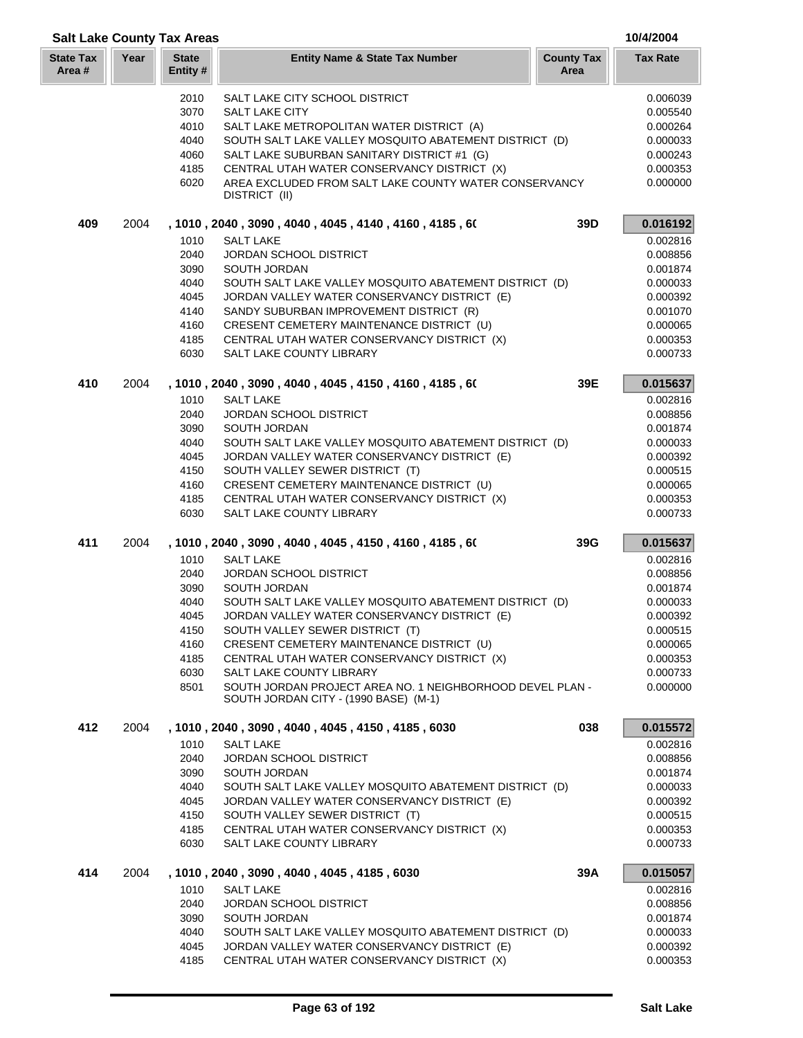## Salt Lake County Tax Areas

10/4/2004

| State Tax Area # | Year | State Entity # | Entity Name & State Tax Number | County Tax Area | Tax Rate |
|---|---|---|---|---|---|
| | | 2010 | SALT LAKE CITY SCHOOL DISTRICT | | 0.006039 |
| | | 3070 | SALT LAKE CITY | | 0.005540 |
| | | 4010 | SALT LAKE METROPOLITAN WATER DISTRICT (A) | | 0.000264 |
| | | 4040 | SOUTH SALT LAKE VALLEY MOSQUITO ABATEMENT DISTRICT (D) | | 0.000033 |
| | | 4060 | SALT LAKE SUBURBAN SANITARY DISTRICT #1 (G) | | 0.000243 |
| | | 4185 | CENTRAL UTAH WATER CONSERVANCY DISTRICT (X) | | 0.000353 |
| | | 6020 | AREA EXCLUDED FROM SALT LAKE COUNTY WATER CONSERVANCY DISTRICT (II) | | 0.000000 |
| **409** | 2004 | | **, 1010 , 2040 , 3090 , 4040 , 4045 , 4140 , 4160 , 4185 , 6(** | **39D** | **0.016192** |
| | | 1010 | SALT LAKE | | 0.002816 |
| | | 2040 | JORDAN SCHOOL DISTRICT | | 0.008856 |
| | | 3090 | SOUTH JORDAN | | 0.001874 |
| | | 4040 | SOUTH SALT LAKE VALLEY MOSQUITO ABATEMENT DISTRICT (D) | | 0.000033 |
| | | 4045 | JORDAN VALLEY WATER CONSERVANCY DISTRICT (E) | | 0.000392 |
| | | 4140 | SANDY SUBURBAN IMPROVEMENT DISTRICT (R) | | 0.001070 |
| | | 4160 | CRESENT CEMETERY MAINTENANCE DISTRICT (U) | | 0.000065 |
| | | 4185 | CENTRAL UTAH WATER CONSERVANCY DISTRICT (X) | | 0.000353 |
| | | 6030 | SALT LAKE COUNTY LIBRARY | | 0.000733 |
| **410** | 2004 | | **, 1010 , 2040 , 3090 , 4040 , 4045 , 4150 , 4160 , 4185 , 6(** | **39E** | **0.015637** |
| | | 1010 | SALT LAKE | | 0.002816 |
| | | 2040 | JORDAN SCHOOL DISTRICT | | 0.008856 |
| | | 3090 | SOUTH JORDAN | | 0.001874 |
| | | 4040 | SOUTH SALT LAKE VALLEY MOSQUITO ABATEMENT DISTRICT (D) | | 0.000033 |
| | | 4045 | JORDAN VALLEY WATER CONSERVANCY DISTRICT (E) | | 0.000392 |
| | | 4150 | SOUTH VALLEY SEWER DISTRICT (T) | | 0.000515 |
| | | 4160 | CRESENT CEMETERY MAINTENANCE DISTRICT (U) | | 0.000065 |
| | | 4185 | CENTRAL UTAH WATER CONSERVANCY DISTRICT (X) | | 0.000353 |
| | | 6030 | SALT LAKE COUNTY LIBRARY | | 0.000733 |
| **411** | 2004 | | **, 1010 , 2040 , 3090 , 4040 , 4045 , 4150 , 4160 , 4185 , 6(** | **39G** | **0.015637** |
| | | 1010 | SALT LAKE | | 0.002816 |
| | | 2040 | JORDAN SCHOOL DISTRICT | | 0.008856 |
| | | 3090 | SOUTH JORDAN | | 0.001874 |
| | | 4040 | SOUTH SALT LAKE VALLEY MOSQUITO ABATEMENT DISTRICT (D) | | 0.000033 |
| | | 4045 | JORDAN VALLEY WATER CONSERVANCY DISTRICT (E) | | 0.000392 |
| | | 4150 | SOUTH VALLEY SEWER DISTRICT (T) | | 0.000515 |
| | | 4160 | CRESENT CEMETERY MAINTENANCE DISTRICT (U) | | 0.000065 |
| | | 4185 | CENTRAL UTAH WATER CONSERVANCY DISTRICT (X) | | 0.000353 |
| | | 6030 | SALT LAKE COUNTY LIBRARY | | 0.000733 |
| | | 8501 | SOUTH JORDAN PROJECT AREA NO. 1 NEIGHBORHOOD DEVEL PLAN - SOUTH JORDAN CITY - (1990 BASE) (M-1) | | 0.000000 |
| **412** | 2004 | | **, 1010 , 2040 , 3090 , 4040 , 4045 , 4150 , 4185 , 6030** | **038** | **0.015572** |
| | | 1010 | SALT LAKE | | 0.002816 |
| | | 2040 | JORDAN SCHOOL DISTRICT | | 0.008856 |
| | | 3090 | SOUTH JORDAN | | 0.001874 |
| | | 4040 | SOUTH SALT LAKE VALLEY MOSQUITO ABATEMENT DISTRICT (D) | | 0.000033 |
| | | 4045 | JORDAN VALLEY WATER CONSERVANCY DISTRICT (E) | | 0.000392 |
| | | 4150 | SOUTH VALLEY SEWER DISTRICT (T) | | 0.000515 |
| | | 4185 | CENTRAL UTAH WATER CONSERVANCY DISTRICT (X) | | 0.000353 |
| | | 6030 | SALT LAKE COUNTY LIBRARY | | 0.000733 |
| **414** | 2004 | | **, 1010 , 2040 , 3090 , 4040 , 4045 , 4185 , 6030** | **39A** | **0.015057** |
| | | 1010 | SALT LAKE | | 0.002816 |
| | | 2040 | JORDAN SCHOOL DISTRICT | | 0.008856 |
| | | 3090 | SOUTH JORDAN | | 0.001874 |
| | | 4040 | SOUTH SALT LAKE VALLEY MOSQUITO ABATEMENT DISTRICT (D) | | 0.000033 |
| | | 4045 | JORDAN VALLEY WATER CONSERVANCY DISTRICT (E) | | 0.000392 |
| | | 4185 | CENTRAL UTAH WATER CONSERVANCY DISTRICT (X) | | 0.000353 |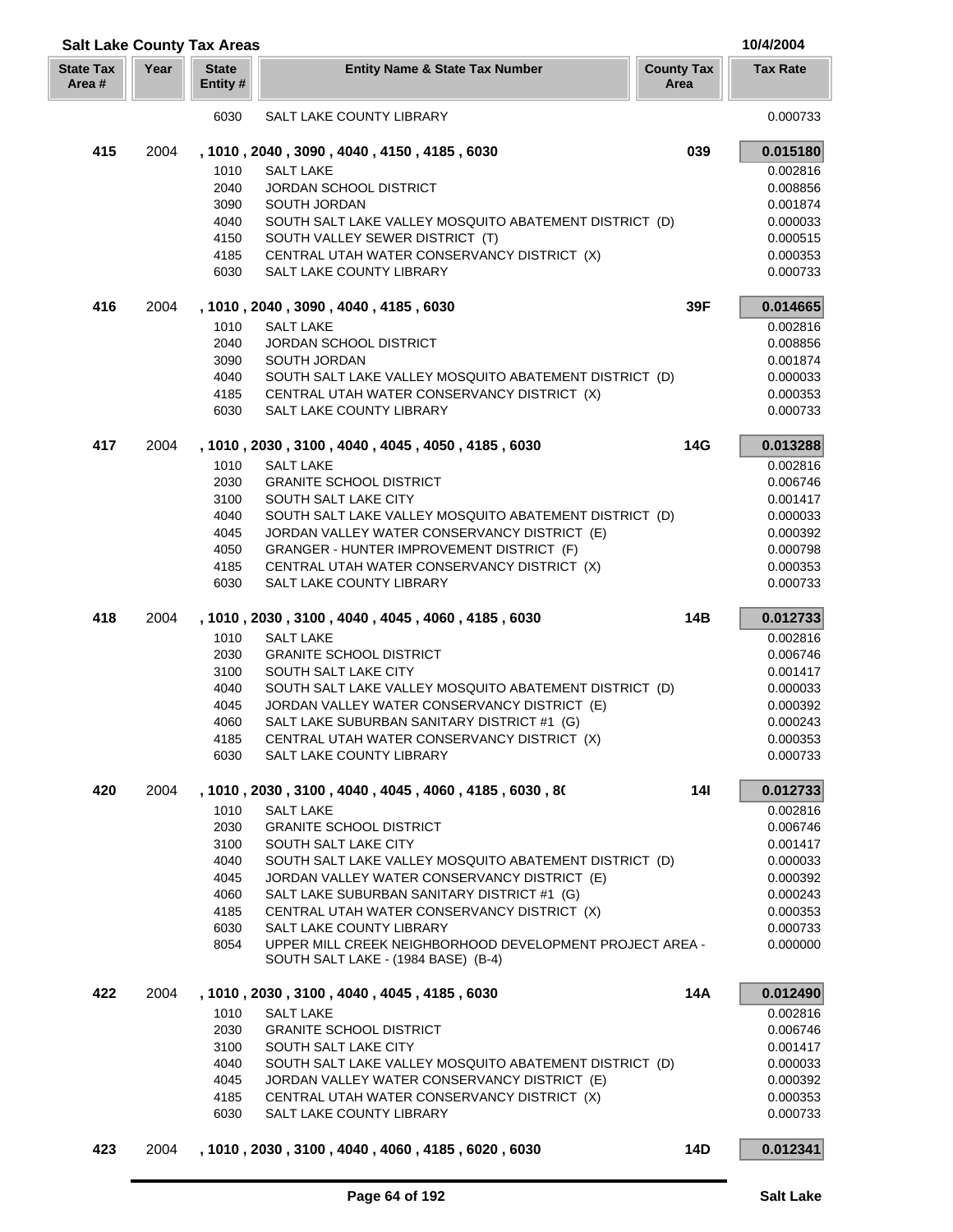## Salt Lake County Tax Areas

10/4/2004

| State Tax Area # | Year | State Entity # | Entity Name & State Tax Number | County Tax Area | Tax Rate |
|---|---|---|---|---|---|
| | | 6030 | SALT LAKE COUNTY LIBRARY | | 0.000733 |
| **415** | 2004 | **, 1010 , 2040 , 3090 , 4040 , 4150 , 4185 , 6030** | | **039** | **0.015180** |
| | | 1010 | SALT LAKE | | 0.002816 |
| | | 2040 | JORDAN SCHOOL DISTRICT | | 0.008856 |
| | | 3090 | SOUTH JORDAN | | 0.001874 |
| | | 4040 | SOUTH SALT LAKE VALLEY MOSQUITO ABATEMENT DISTRICT (D) | | 0.000033 |
| | | 4150 | SOUTH VALLEY SEWER DISTRICT (T) | | 0.000515 |
| | | 4185 | CENTRAL UTAH WATER CONSERVANCY DISTRICT (X) | | 0.000353 |
| | | 6030 | SALT LAKE COUNTY LIBRARY | | 0.000733 |
| **416** | 2004 | **, 1010 , 2040 , 3090 , 4040 , 4185 , 6030** | | **39F** | **0.014665** |
| | | 1010 | SALT LAKE | | 0.002816 |
| | | 2040 | JORDAN SCHOOL DISTRICT | | 0.008856 |
| | | 3090 | SOUTH JORDAN | | 0.001874 |
| | | 4040 | SOUTH SALT LAKE VALLEY MOSQUITO ABATEMENT DISTRICT (D) | | 0.000033 |
| | | 4185 | CENTRAL UTAH WATER CONSERVANCY DISTRICT (X) | | 0.000353 |
| | | 6030 | SALT LAKE COUNTY LIBRARY | | 0.000733 |
| **417** | 2004 | **, 1010 , 2030 , 3100 , 4040 , 4045 , 4050 , 4185 , 6030** | | **14G** | **0.013288** |
| | | 1010 | SALT LAKE | | 0.002816 |
| | | 2030 | GRANITE SCHOOL DISTRICT | | 0.006746 |
| | | 3100 | SOUTH SALT LAKE CITY | | 0.001417 |
| | | 4040 | SOUTH SALT LAKE VALLEY MOSQUITO ABATEMENT DISTRICT (D) | | 0.000033 |
| | | 4045 | JORDAN VALLEY WATER CONSERVANCY DISTRICT (E) | | 0.000392 |
| | | 4050 | GRANGER - HUNTER IMPROVEMENT DISTRICT (F) | | 0.000798 |
| | | 4185 | CENTRAL UTAH WATER CONSERVANCY DISTRICT (X) | | 0.000353 |
| | | 6030 | SALT LAKE COUNTY LIBRARY | | 0.000733 |
| **418** | 2004 | **, 1010 , 2030 , 3100 , 4040 , 4045 , 4060 , 4185 , 6030** | | **14B** | **0.012733** |
| | | 1010 | SALT LAKE | | 0.002816 |
| | | 2030 | GRANITE SCHOOL DISTRICT | | 0.006746 |
| | | 3100 | SOUTH SALT LAKE CITY | | 0.001417 |
| | | 4040 | SOUTH SALT LAKE VALLEY MOSQUITO ABATEMENT DISTRICT (D) | | 0.000033 |
| | | 4045 | JORDAN VALLEY WATER CONSERVANCY DISTRICT (E) | | 0.000392 |
| | | 4060 | SALT LAKE SUBURBAN SANITARY DISTRICT #1 (G) | | 0.000243 |
| | | 4185 | CENTRAL UTAH WATER CONSERVANCY DISTRICT (X) | | 0.000353 |
| | | 6030 | SALT LAKE COUNTY LIBRARY | | 0.000733 |
| **420** | 2004 | **, 1010 , 2030 , 3100 , 4040 , 4045 , 4060 , 4185 , 6030 , 8(** | | **14I** | **0.012733** |
| | | 1010 | SALT LAKE | | 0.002816 |
| | | 2030 | GRANITE SCHOOL DISTRICT | | 0.006746 |
| | | 3100 | SOUTH SALT LAKE CITY | | 0.001417 |
| | | 4040 | SOUTH SALT LAKE VALLEY MOSQUITO ABATEMENT DISTRICT (D) | | 0.000033 |
| | | 4045 | JORDAN VALLEY WATER CONSERVANCY DISTRICT (E) | | 0.000392 |
| | | 4060 | SALT LAKE SUBURBAN SANITARY DISTRICT #1 (G) | | 0.000243 |
| | | 4185 | CENTRAL UTAH WATER CONSERVANCY DISTRICT (X) | | 0.000353 |
| | | 6030 | SALT LAKE COUNTY LIBRARY | | 0.000733 |
| | | 8054 | UPPER MILL CREEK NEIGHBORHOOD DEVELOPMENT PROJECT AREA - SOUTH SALT LAKE - (1984 BASE) (B-4) | | 0.000000 |
| **422** | 2004 | **, 1010 , 2030 , 3100 , 4040 , 4045 , 4185 , 6030** | | **14A** | **0.012490** |
| | | 1010 | SALT LAKE | | 0.002816 |
| | | 2030 | GRANITE SCHOOL DISTRICT | | 0.006746 |
| | | 3100 | SOUTH SALT LAKE CITY | | 0.001417 |
| | | 4040 | SOUTH SALT LAKE VALLEY MOSQUITO ABATEMENT DISTRICT (D) | | 0.000033 |
| | | 4045 | JORDAN VALLEY WATER CONSERVANCY DISTRICT (E) | | 0.000392 |
| | | 4185 | CENTRAL UTAH WATER CONSERVANCY DISTRICT (X) | | 0.000353 |
| | | 6030 | SALT LAKE COUNTY LIBRARY | | 0.000733 |
| **423** | 2004 | **, 1010 , 2030 , 3100 , 4040 , 4060 , 4185 , 6020 , 6030** | | **14D** | **0.012341** |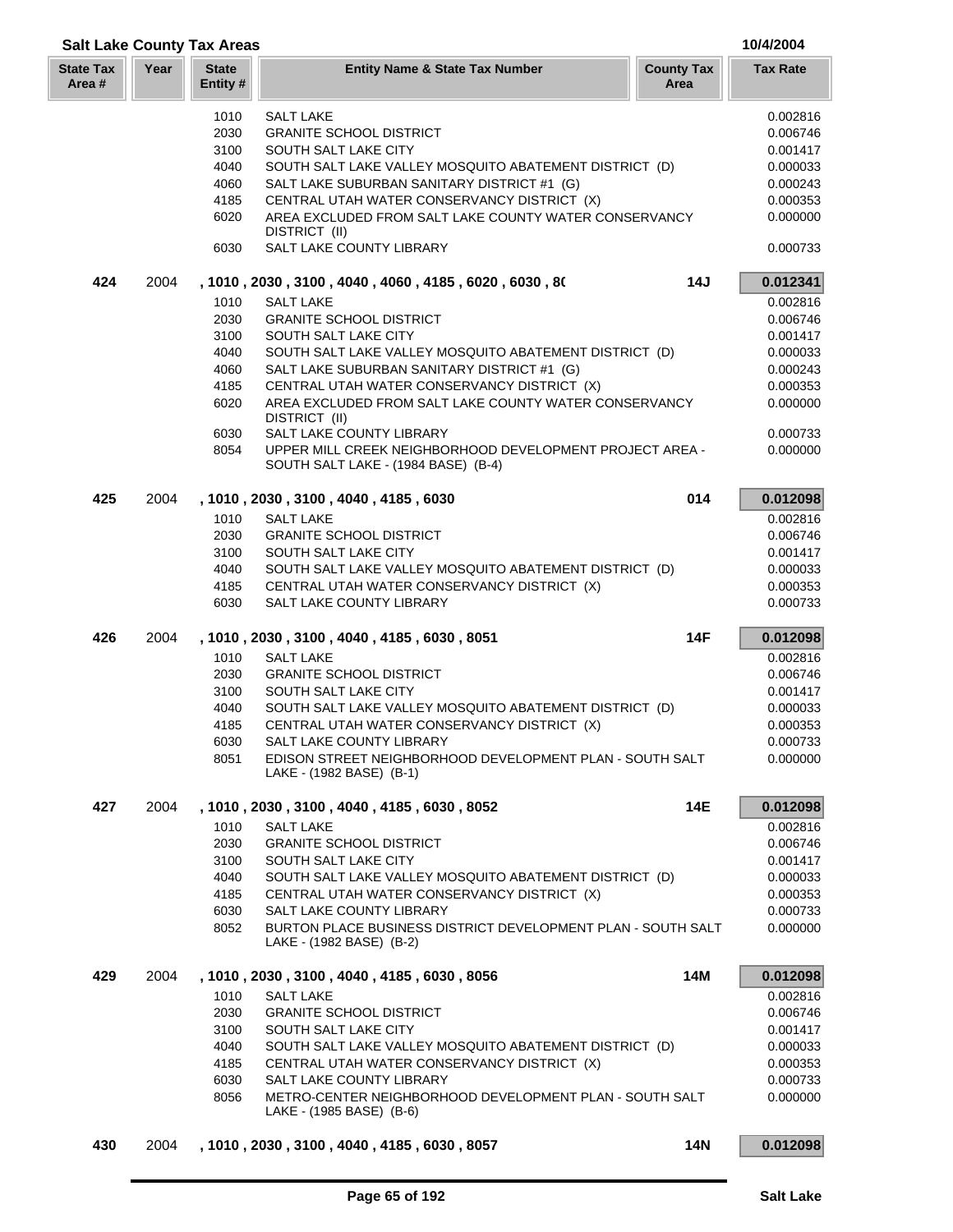## Salt Lake County Tax Areas

10/4/2004

| State Tax Area # | Year | State Entity # | Entity Name & State Tax Number | County Tax Area | Tax Rate |
|---|---|---|---|---|---|
| | | 1010 | SALT LAKE | | 0.002816 |
| | | 2030 | GRANITE SCHOOL DISTRICT | | 0.006746 |
| | | 3100 | SOUTH SALT LAKE CITY | | 0.001417 |
| | | 4040 | SOUTH SALT LAKE VALLEY MOSQUITO ABATEMENT DISTRICT (D) | | 0.000033 |
| | | 4060 | SALT LAKE SUBURBAN SANITARY DISTRICT #1 (G) | | 0.000243 |
| | | 4185 | CENTRAL UTAH WATER CONSERVANCY DISTRICT (X) | | 0.000353 |
| | | 6020 | AREA EXCLUDED FROM SALT LAKE COUNTY WATER CONSERVANCY DISTRICT (II) | | 0.000000 |
| | | 6030 | SALT LAKE COUNTY LIBRARY | | 0.000733 |
| **424** | 2004 | | **, 1010 , 2030 , 3100 , 4040 , 4060 , 4185 , 6020 , 6030 , 8(** | **14J** | **0.012341** |
| | | 1010 | SALT LAKE | | 0.002816 |
| | | 2030 | GRANITE SCHOOL DISTRICT | | 0.006746 |
| | | 3100 | SOUTH SALT LAKE CITY | | 0.001417 |
| | | 4040 | SOUTH SALT LAKE VALLEY MOSQUITO ABATEMENT DISTRICT (D) | | 0.000033 |
| | | 4060 | SALT LAKE SUBURBAN SANITARY DISTRICT #1 (G) | | 0.000243 |
| | | 4185 | CENTRAL UTAH WATER CONSERVANCY DISTRICT (X) | | 0.000353 |
| | | 6020 | AREA EXCLUDED FROM SALT LAKE COUNTY WATER CONSERVANCY DISTRICT (II) | | 0.000000 |
| | | 6030 | SALT LAKE COUNTY LIBRARY | | 0.000733 |
| | | 8054 | UPPER MILL CREEK NEIGHBORHOOD DEVELOPMENT PROJECT AREA - SOUTH SALT LAKE - (1984 BASE) (B-4) | | 0.000000 |
| **425** | 2004 | | **, 1010 , 2030 , 3100 , 4040 , 4185 , 6030** | **014** | **0.012098** |
| | | 1010 | SALT LAKE | | 0.002816 |
| | | 2030 | GRANITE SCHOOL DISTRICT | | 0.006746 |
| | | 3100 | SOUTH SALT LAKE CITY | | 0.001417 |
| | | 4040 | SOUTH SALT LAKE VALLEY MOSQUITO ABATEMENT DISTRICT (D) | | 0.000033 |
| | | 4185 | CENTRAL UTAH WATER CONSERVANCY DISTRICT (X) | | 0.000353 |
| | | 6030 | SALT LAKE COUNTY LIBRARY | | 0.000733 |
| **426** | 2004 | | **, 1010 , 2030 , 3100 , 4040 , 4185 , 6030 , 8051** | **14F** | **0.012098** |
| | | 1010 | SALT LAKE | | 0.002816 |
| | | 2030 | GRANITE SCHOOL DISTRICT | | 0.006746 |
| | | 3100 | SOUTH SALT LAKE CITY | | 0.001417 |
| | | 4040 | SOUTH SALT LAKE VALLEY MOSQUITO ABATEMENT DISTRICT (D) | | 0.000033 |
| | | 4185 | CENTRAL UTAH WATER CONSERVANCY DISTRICT (X) | | 0.000353 |
| | | 6030 | SALT LAKE COUNTY LIBRARY | | 0.000733 |
| | | 8051 | EDISON STREET NEIGHBORHOOD DEVELOPMENT PLAN - SOUTH SALT LAKE - (1982 BASE) (B-1) | | 0.000000 |
| **427** | 2004 | | **, 1010 , 2030 , 3100 , 4040 , 4185 , 6030 , 8052** | **14E** | **0.012098** |
| | | 1010 | SALT LAKE | | 0.002816 |
| | | 2030 | GRANITE SCHOOL DISTRICT | | 0.006746 |
| | | 3100 | SOUTH SALT LAKE CITY | | 0.001417 |
| | | 4040 | SOUTH SALT LAKE VALLEY MOSQUITO ABATEMENT DISTRICT (D) | | 0.000033 |
| | | 4185 | CENTRAL UTAH WATER CONSERVANCY DISTRICT (X) | | 0.000353 |
| | | 6030 | SALT LAKE COUNTY LIBRARY | | 0.000733 |
| | | 8052 | BURTON PLACE BUSINESS DISTRICT DEVELOPMENT PLAN - SOUTH SALT LAKE - (1982 BASE) (B-2) | | 0.000000 |
| **429** | 2004 | | **, 1010 , 2030 , 3100 , 4040 , 4185 , 6030 , 8056** | **14M** | **0.012098** |
| | | 1010 | SALT LAKE | | 0.002816 |
| | | 2030 | GRANITE SCHOOL DISTRICT | | 0.006746 |
| | | 3100 | SOUTH SALT LAKE CITY | | 0.001417 |
| | | 4040 | SOUTH SALT LAKE VALLEY MOSQUITO ABATEMENT DISTRICT (D) | | 0.000033 |
| | | 4185 | CENTRAL UTAH WATER CONSERVANCY DISTRICT (X) | | 0.000353 |
| | | 6030 | SALT LAKE COUNTY LIBRARY | | 0.000733 |
| | | 8056 | METRO-CENTER NEIGHBORHOOD DEVELOPMENT PLAN - SOUTH SALT LAKE - (1985 BASE) (B-6) | | 0.000000 |
| **430** | 2004 | | **, 1010 , 2030 , 3100 , 4040 , 4185 , 6030 , 8057** | **14N** | **0.012098** |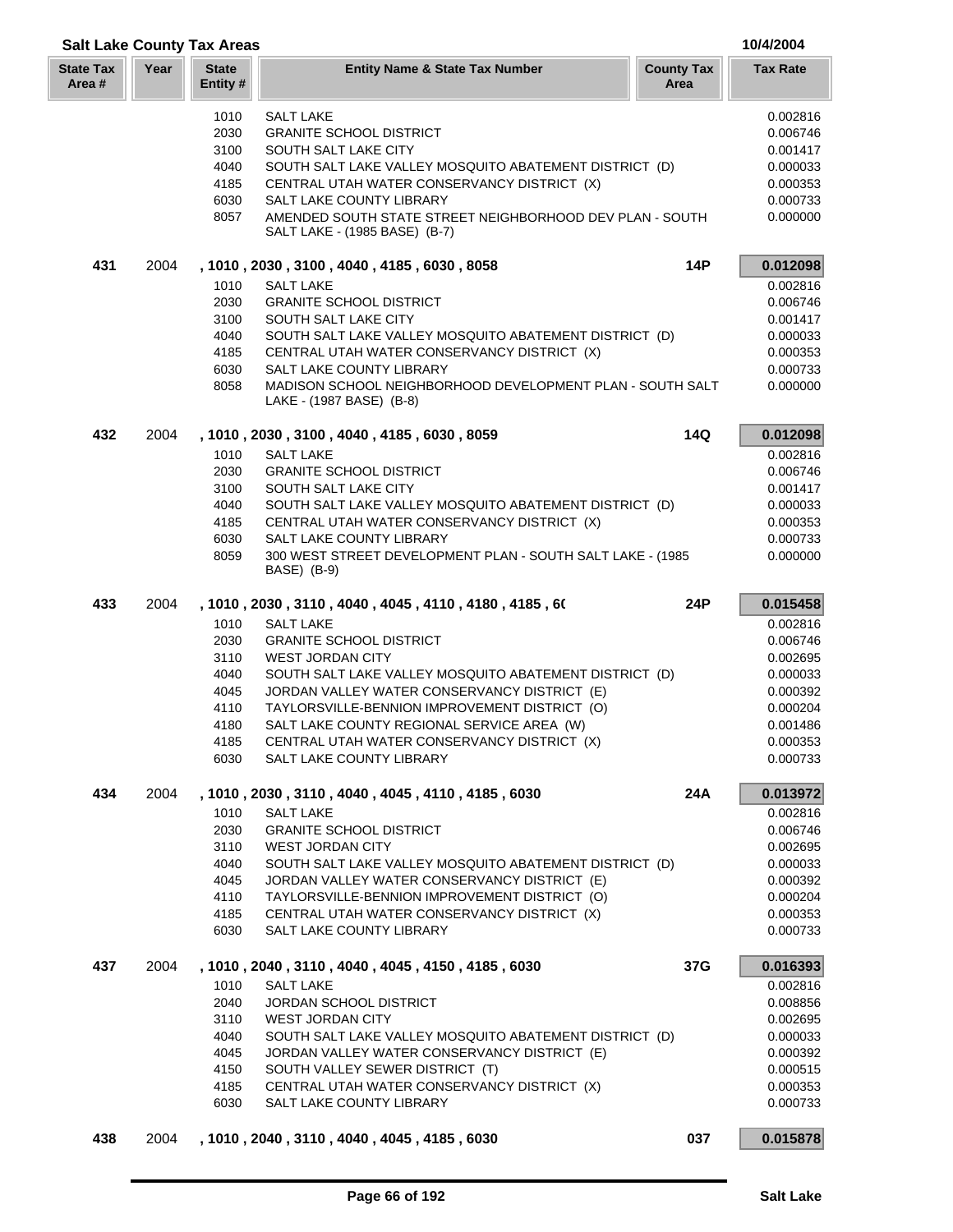## Salt Lake County Tax Areas

10/4/2004

| State Tax Area # | Year | State Entity # | Entity Name & State Tax Number | County Tax Area | Tax Rate |
|---|---|---|---|---|---|
| | | 1010 | SALT LAKE | | 0.002816 |
| | | 2030 | GRANITE SCHOOL DISTRICT | | 0.006746 |
| | | 3100 | SOUTH SALT LAKE CITY | | 0.001417 |
| | | 4040 | SOUTH SALT LAKE VALLEY MOSQUITO ABATEMENT DISTRICT (D) | | 0.000033 |
| | | 4185 | CENTRAL UTAH WATER CONSERVANCY DISTRICT (X) | | 0.000353 |
| | | 6030 | SALT LAKE COUNTY LIBRARY | | 0.000733 |
| | | 8057 | AMENDED SOUTH STATE STREET NEIGHBORHOOD DEV PLAN - SOUTH SALT LAKE - (1985 BASE) (B-7) | | 0.000000 |
| **431** | 2004 | | **, 1010 , 2030 , 3100 , 4040 , 4185 , 6030 , 8058** | **14P** | **0.012098** |
| | | 1010 | SALT LAKE | | 0.002816 |
| | | 2030 | GRANITE SCHOOL DISTRICT | | 0.006746 |
| | | 3100 | SOUTH SALT LAKE CITY | | 0.001417 |
| | | 4040 | SOUTH SALT LAKE VALLEY MOSQUITO ABATEMENT DISTRICT (D) | | 0.000033 |
| | | 4185 | CENTRAL UTAH WATER CONSERVANCY DISTRICT (X) | | 0.000353 |
| | | 6030 | SALT LAKE COUNTY LIBRARY | | 0.000733 |
| | | 8058 | MADISON SCHOOL NEIGHBORHOOD DEVELOPMENT PLAN - SOUTH SALT LAKE - (1987 BASE) (B-8) | | 0.000000 |
| **432** | 2004 | | **, 1010 , 2030 , 3100 , 4040 , 4185 , 6030 , 8059** | **14Q** | **0.012098** |
| | | 1010 | SALT LAKE | | 0.002816 |
| | | 2030 | GRANITE SCHOOL DISTRICT | | 0.006746 |
| | | 3100 | SOUTH SALT LAKE CITY | | 0.001417 |
| | | 4040 | SOUTH SALT LAKE VALLEY MOSQUITO ABATEMENT DISTRICT (D) | | 0.000033 |
| | | 4185 | CENTRAL UTAH WATER CONSERVANCY DISTRICT (X) | | 0.000353 |
| | | 6030 | SALT LAKE COUNTY LIBRARY | | 0.000733 |
| | | 8059 | 300 WEST STREET DEVELOPMENT PLAN - SOUTH SALT LAKE - (1985 BASE) (B-9) | | 0.000000 |
| **433** | 2004 | | **, 1010 , 2030 , 3110 , 4040 , 4045 , 4110 , 4180 , 4185 , 6(** | **24P** | **0.015458** |
| | | 1010 | SALT LAKE | | 0.002816 |
| | | 2030 | GRANITE SCHOOL DISTRICT | | 0.006746 |
| | | 3110 | WEST JORDAN CITY | | 0.002695 |
| | | 4040 | SOUTH SALT LAKE VALLEY MOSQUITO ABATEMENT DISTRICT (D) | | 0.000033 |
| | | 4045 | JORDAN VALLEY WATER CONSERVANCY DISTRICT (E) | | 0.000392 |
| | | 4110 | TAYLORSVILLE-BENNION IMPROVEMENT DISTRICT (O) | | 0.000204 |
| | | 4180 | SALT LAKE COUNTY REGIONAL SERVICE AREA (W) | | 0.001486 |
| | | 4185 | CENTRAL UTAH WATER CONSERVANCY DISTRICT (X) | | 0.000353 |
| | | 6030 | SALT LAKE COUNTY LIBRARY | | 0.000733 |
| **434** | 2004 | | **, 1010 , 2030 , 3110 , 4040 , 4045 , 4110 , 4185 , 6030** | **24A** | **0.013972** |
| | | 1010 | SALT LAKE | | 0.002816 |
| | | 2030 | GRANITE SCHOOL DISTRICT | | 0.006746 |
| | | 3110 | WEST JORDAN CITY | | 0.002695 |
| | | 4040 | SOUTH SALT LAKE VALLEY MOSQUITO ABATEMENT DISTRICT (D) | | 0.000033 |
| | | 4045 | JORDAN VALLEY WATER CONSERVANCY DISTRICT (E) | | 0.000392 |
| | | 4110 | TAYLORSVILLE-BENNION IMPROVEMENT DISTRICT (O) | | 0.000204 |
| | | 4185 | CENTRAL UTAH WATER CONSERVANCY DISTRICT (X) | | 0.000353 |
| | | 6030 | SALT LAKE COUNTY LIBRARY | | 0.000733 |
| **437** | 2004 | | **, 1010 , 2040 , 3110 , 4040 , 4045 , 4150 , 4185 , 6030** | **37G** | **0.016393** |
| | | 1010 | SALT LAKE | | 0.002816 |
| | | 2040 | JORDAN SCHOOL DISTRICT | | 0.008856 |
| | | 3110 | WEST JORDAN CITY | | 0.002695 |
| | | 4040 | SOUTH SALT LAKE VALLEY MOSQUITO ABATEMENT DISTRICT (D) | | 0.000033 |
| | | 4045 | JORDAN VALLEY WATER CONSERVANCY DISTRICT (E) | | 0.000392 |
| | | 4150 | SOUTH VALLEY SEWER DISTRICT (T) | | 0.000515 |
| | | 4185 | CENTRAL UTAH WATER CONSERVANCY DISTRICT (X) | | 0.000353 |
| | | 6030 | SALT LAKE COUNTY LIBRARY | | 0.000733 |
| **438** | 2004 | | **, 1010 , 2040 , 3110 , 4040 , 4045 , 4185 , 6030** | **037** | **0.015878** |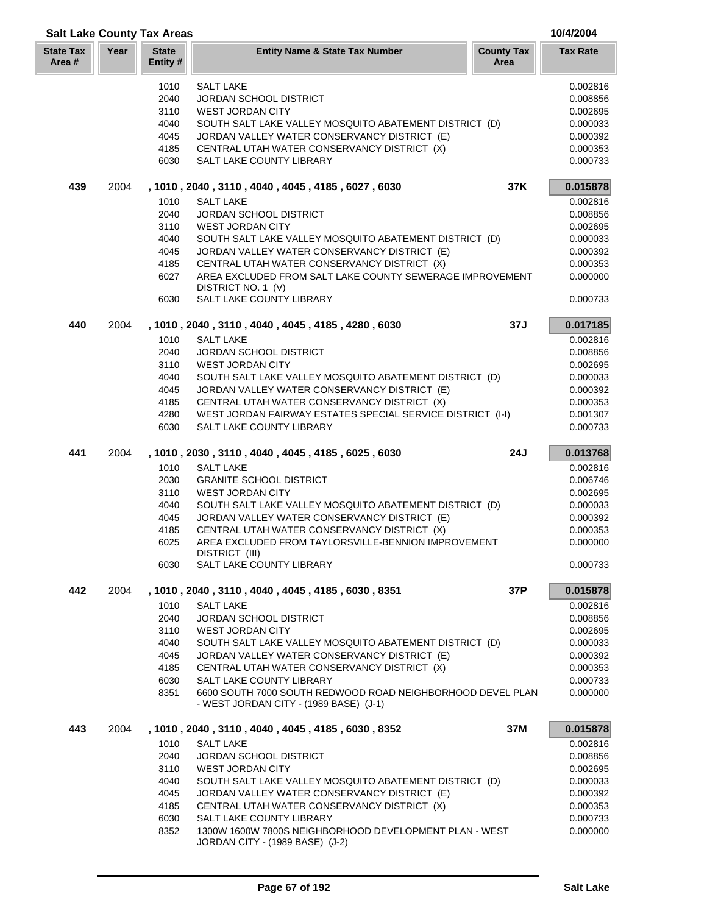## Salt Lake County Tax Areas

10/4/2004

| State Tax Area # | Year | State Entity # | Entity Name & State Tax Number | County Tax Area | Tax Rate |
|---|---|---|---|---|---|
| | | 1010 | SALT LAKE | | 0.002816 |
| | | 2040 | JORDAN SCHOOL DISTRICT | | 0.008856 |
| | | 3110 | WEST JORDAN CITY | | 0.002695 |
| | | 4040 | SOUTH SALT LAKE VALLEY MOSQUITO ABATEMENT DISTRICT (D) | | 0.000033 |
| | | 4045 | JORDAN VALLEY WATER CONSERVANCY DISTRICT (E) | | 0.000392 |
| | | 4185 | CENTRAL UTAH WATER CONSERVANCY DISTRICT (X) | | 0.000353 |
| | | 6030 | SALT LAKE COUNTY LIBRARY | | 0.000733 |
| **439** | 2004 | | **, 1010 , 2040 , 3110 , 4040 , 4045 , 4185 , 6027 , 6030** | **37K** | **0.015878** |
| | | 1010 | SALT LAKE | | 0.002816 |
| | | 2040 | JORDAN SCHOOL DISTRICT | | 0.008856 |
| | | 3110 | WEST JORDAN CITY | | 0.002695 |
| | | 4040 | SOUTH SALT LAKE VALLEY MOSQUITO ABATEMENT DISTRICT (D) | | 0.000033 |
| | | 4045 | JORDAN VALLEY WATER CONSERVANCY DISTRICT (E) | | 0.000392 |
| | | 4185 | CENTRAL UTAH WATER CONSERVANCY DISTRICT (X) | | 0.000353 |
| | | 6027 | AREA EXCLUDED FROM SALT LAKE COUNTY SEWERAGE IMPROVEMENT DISTRICT NO. 1 (V) | | 0.000000 |
| | | 6030 | SALT LAKE COUNTY LIBRARY | | 0.000733 |
| **440** | 2004 | | **, 1010 , 2040 , 3110 , 4040 , 4045 , 4185 , 4280 , 6030** | **37J** | **0.017185** |
| | | 1010 | SALT LAKE | | 0.002816 |
| | | 2040 | JORDAN SCHOOL DISTRICT | | 0.008856 |
| | | 3110 | WEST JORDAN CITY | | 0.002695 |
| | | 4040 | SOUTH SALT LAKE VALLEY MOSQUITO ABATEMENT DISTRICT (D) | | 0.000033 |
| | | 4045 | JORDAN VALLEY WATER CONSERVANCY DISTRICT (E) | | 0.000392 |
| | | 4185 | CENTRAL UTAH WATER CONSERVANCY DISTRICT (X) | | 0.000353 |
| | | 4280 | WEST JORDAN FAIRWAY ESTATES SPECIAL SERVICE DISTRICT (I-I) | | 0.001307 |
| | | 6030 | SALT LAKE COUNTY LIBRARY | | 0.000733 |
| **441** | 2004 | | **, 1010 , 2030 , 3110 , 4040 , 4045 , 4185 , 6025 , 6030** | **24J** | **0.013768** |
| | | 1010 | SALT LAKE | | 0.002816 |
| | | 2030 | GRANITE SCHOOL DISTRICT | | 0.006746 |
| | | 3110 | WEST JORDAN CITY | | 0.002695 |
| | | 4040 | SOUTH SALT LAKE VALLEY MOSQUITO ABATEMENT DISTRICT (D) | | 0.000033 |
| | | 4045 | JORDAN VALLEY WATER CONSERVANCY DISTRICT (E) | | 0.000392 |
| | | 4185 | CENTRAL UTAH WATER CONSERVANCY DISTRICT (X) | | 0.000353 |
| | | 6025 | AREA EXCLUDED FROM TAYLORSVILLE-BENNION IMPROVEMENT DISTRICT (III) | | 0.000000 |
| | | 6030 | SALT LAKE COUNTY LIBRARY | | 0.000733 |
| **442** | 2004 | | **, 1010 , 2040 , 3110 , 4040 , 4045 , 4185 , 6030 , 8351** | **37P** | **0.015878** |
| | | 1010 | SALT LAKE | | 0.002816 |
| | | 2040 | JORDAN SCHOOL DISTRICT | | 0.008856 |
| | | 3110 | WEST JORDAN CITY | | 0.002695 |
| | | 4040 | SOUTH SALT LAKE VALLEY MOSQUITO ABATEMENT DISTRICT (D) | | 0.000033 |
| | | 4045 | JORDAN VALLEY WATER CONSERVANCY DISTRICT (E) | | 0.000392 |
| | | 4185 | CENTRAL UTAH WATER CONSERVANCY DISTRICT (X) | | 0.000353 |
| | | 6030 | SALT LAKE COUNTY LIBRARY | | 0.000733 |
| | | 8351 | 6600 SOUTH 7000 SOUTH REDWOOD ROAD NEIGHBORHOOD DEVEL PLAN - WEST JORDAN CITY - (1989 BASE) (J-1) | | 0.000000 |
| **443** | 2004 | | **, 1010 , 2040 , 3110 , 4040 , 4045 , 4185 , 6030 , 8352** | **37M** | **0.015878** |
| | | 1010 | SALT LAKE | | 0.002816 |
| | | 2040 | JORDAN SCHOOL DISTRICT | | 0.008856 |
| | | 3110 | WEST JORDAN CITY | | 0.002695 |
| | | 4040 | SOUTH SALT LAKE VALLEY MOSQUITO ABATEMENT DISTRICT (D) | | 0.000033 |
| | | 4045 | JORDAN VALLEY WATER CONSERVANCY DISTRICT (E) | | 0.000392 |
| | | 4185 | CENTRAL UTAH WATER CONSERVANCY DISTRICT (X) | | 0.000353 |
| | | 6030 | SALT LAKE COUNTY LIBRARY | | 0.000733 |
| | | 8352 | 1300W 1600W 7800S NEIGHBORHOOD DEVELOPMENT PLAN - WEST JORDAN CITY - (1989 BASE) (J-2) | | 0.000000 |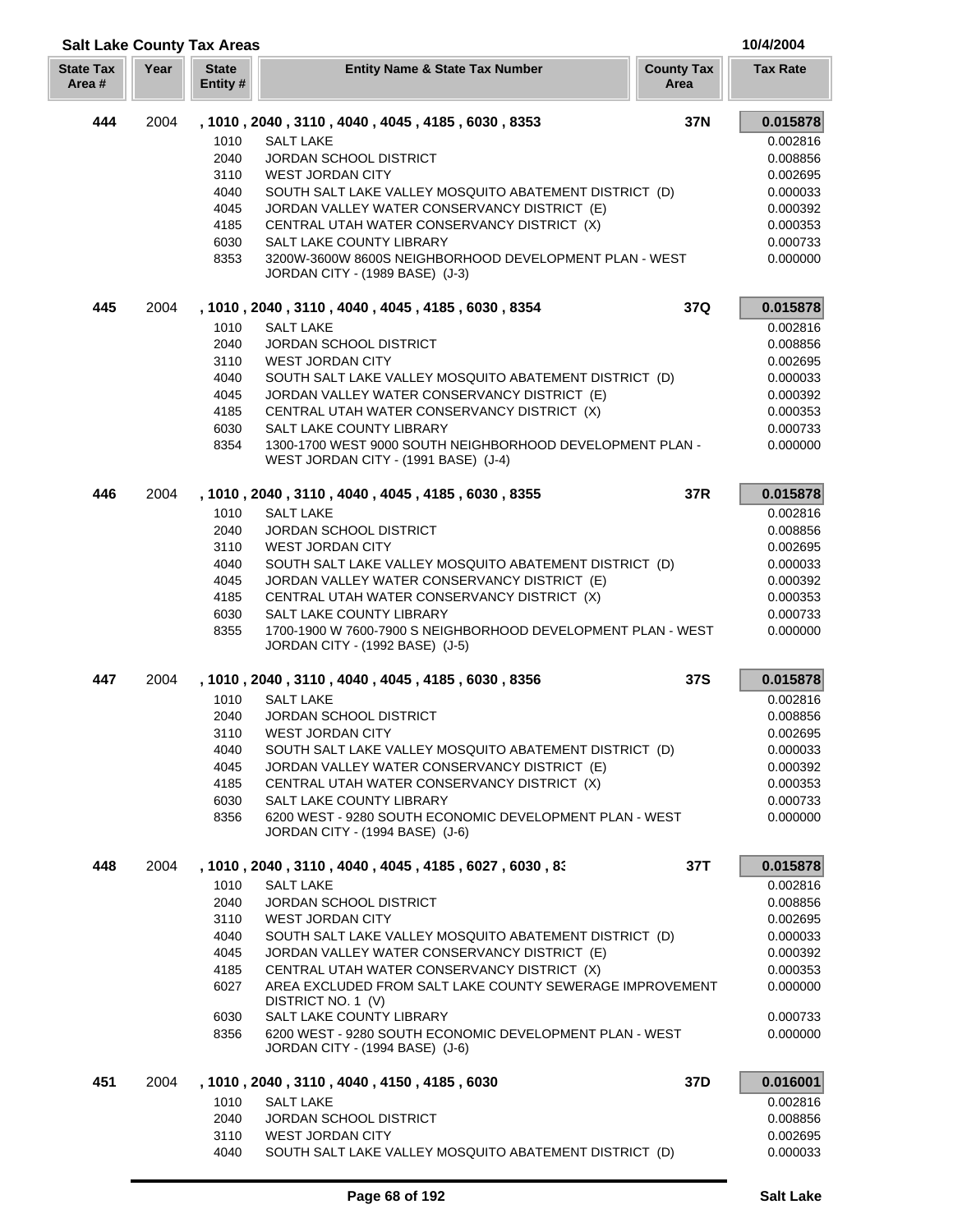## Salt Lake County Tax Areas

10/4/2004

| State Tax Area # | Year | State Entity # | Entity Name & State Tax Number | County Tax Area | Tax Rate |
|---|---|---|---|---|---|
| **444** | 2004 | | **, 1010 , 2040 , 3110 , 4040 , 4045 , 4185 , 6030 , 8353** | **37N** | **0.015878** |
| | | 1010 | SALT LAKE | | 0.002816 |
| | | 2040 | JORDAN SCHOOL DISTRICT | | 0.008856 |
| | | 3110 | WEST JORDAN CITY | | 0.002695 |
| | | 4040 | SOUTH SALT LAKE VALLEY MOSQUITO ABATEMENT DISTRICT (D) | | 0.000033 |
| | | 4045 | JORDAN VALLEY WATER CONSERVANCY DISTRICT (E) | | 0.000392 |
| | | 4185 | CENTRAL UTAH WATER CONSERVANCY DISTRICT (X) | | 0.000353 |
| | | 6030 | SALT LAKE COUNTY LIBRARY | | 0.000733 |
| | | 8353 | 3200W-3600W 8600S NEIGHBORHOOD DEVELOPMENT PLAN - WEST JORDAN CITY - (1989 BASE) (J-3) | | 0.000000 |
| **445** | 2004 | | **, 1010 , 2040 , 3110 , 4040 , 4045 , 4185 , 6030 , 8354** | **37Q** | **0.015878** |
| | | 1010 | SALT LAKE | | 0.002816 |
| | | 2040 | JORDAN SCHOOL DISTRICT | | 0.008856 |
| | | 3110 | WEST JORDAN CITY | | 0.002695 |
| | | 4040 | SOUTH SALT LAKE VALLEY MOSQUITO ABATEMENT DISTRICT (D) | | 0.000033 |
| | | 4045 | JORDAN VALLEY WATER CONSERVANCY DISTRICT (E) | | 0.000392 |
| | | 4185 | CENTRAL UTAH WATER CONSERVANCY DISTRICT (X) | | 0.000353 |
| | | 6030 | SALT LAKE COUNTY LIBRARY | | 0.000733 |
| | | 8354 | 1300-1700 WEST 9000 SOUTH NEIGHBORHOOD DEVELOPMENT PLAN - WEST JORDAN CITY - (1991 BASE) (J-4) | | 0.000000 |
| **446** | 2004 | | **, 1010 , 2040 , 3110 , 4040 , 4045 , 4185 , 6030 , 8355** | **37R** | **0.015878** |
| | | 1010 | SALT LAKE | | 0.002816 |
| | | 2040 | JORDAN SCHOOL DISTRICT | | 0.008856 |
| | | 3110 | WEST JORDAN CITY | | 0.002695 |
| | | 4040 | SOUTH SALT LAKE VALLEY MOSQUITO ABATEMENT DISTRICT (D) | | 0.000033 |
| | | 4045 | JORDAN VALLEY WATER CONSERVANCY DISTRICT (E) | | 0.000392 |
| | | 4185 | CENTRAL UTAH WATER CONSERVANCY DISTRICT (X) | | 0.000353 |
| | | 6030 | SALT LAKE COUNTY LIBRARY | | 0.000733 |
| | | 8355 | 1700-1900 W 7600-7900 S NEIGHBORHOOD DEVELOPMENT PLAN - WEST JORDAN CITY - (1992 BASE) (J-5) | | 0.000000 |
| **447** | 2004 | | **, 1010 , 2040 , 3110 , 4040 , 4045 , 4185 , 6030 , 8356** | **37S** | **0.015878** |
| | | 1010 | SALT LAKE | | 0.002816 |
| | | 2040 | JORDAN SCHOOL DISTRICT | | 0.008856 |
| | | 3110 | WEST JORDAN CITY | | 0.002695 |
| | | 4040 | SOUTH SALT LAKE VALLEY MOSQUITO ABATEMENT DISTRICT (D) | | 0.000033 |
| | | 4045 | JORDAN VALLEY WATER CONSERVANCY DISTRICT (E) | | 0.000392 |
| | | 4185 | CENTRAL UTAH WATER CONSERVANCY DISTRICT (X) | | 0.000353 |
| | | 6030 | SALT LAKE COUNTY LIBRARY | | 0.000733 |
| | | 8356 | 6200 WEST - 9280 SOUTH ECONOMIC DEVELOPMENT PLAN - WEST JORDAN CITY - (1994 BASE) (J-6) | | 0.000000 |
| **448** | 2004 | | **, 1010 , 2040 , 3110 , 4040 , 4045 , 4185 , 6027 , 6030 , 8:** | **37T** | **0.015878** |
| | | 1010 | SALT LAKE | | 0.002816 |
| | | 2040 | JORDAN SCHOOL DISTRICT | | 0.008856 |
| | | 3110 | WEST JORDAN CITY | | 0.002695 |
| | | 4040 | SOUTH SALT LAKE VALLEY MOSQUITO ABATEMENT DISTRICT (D) | | 0.000033 |
| | | 4045 | JORDAN VALLEY WATER CONSERVANCY DISTRICT (E) | | 0.000392 |
| | | 4185 | CENTRAL UTAH WATER CONSERVANCY DISTRICT (X) | | 0.000353 |
| | | 6027 | AREA EXCLUDED FROM SALT LAKE COUNTY SEWERAGE IMPROVEMENT DISTRICT NO. 1 (V) | | 0.000000 |
| | | 6030 | SALT LAKE COUNTY LIBRARY | | 0.000733 |
| | | 8356 | 6200 WEST - 9280 SOUTH ECONOMIC DEVELOPMENT PLAN - WEST JORDAN CITY - (1994 BASE) (J-6) | | 0.000000 |
| **451** | 2004 | | **, 1010 , 2040 , 3110 , 4040 , 4150 , 4185 , 6030** | **37D** | **0.016001** |
| | | 1010 | SALT LAKE | | 0.002816 |
| | | 2040 | JORDAN SCHOOL DISTRICT | | 0.008856 |
| | | 3110 | WEST JORDAN CITY | | 0.002695 |
| | | 4040 | SOUTH SALT LAKE VALLEY MOSQUITO ABATEMENT DISTRICT (D) | | 0.000033 |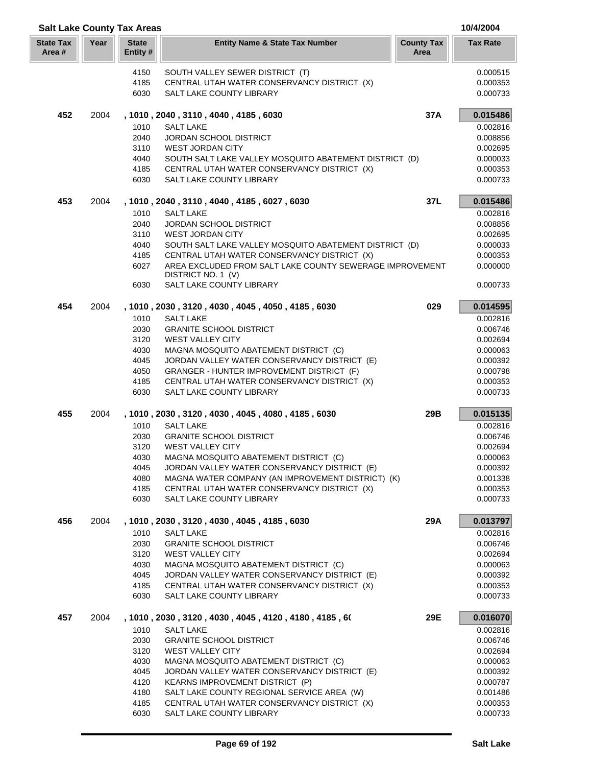## Salt Lake County Tax Areas

10/4/2004

| State Tax Area # | Year | State Entity # | Entity Name & State Tax Number | County Tax Area | Tax Rate |
|---|---|---|---|---|---|
| | | 4150 | SOUTH VALLEY SEWER DISTRICT (T) | | 0.000515 |
| | | 4185 | CENTRAL UTAH WATER CONSERVANCY DISTRICT (X) | | 0.000353 |
| | | 6030 | SALT LAKE COUNTY LIBRARY | | 0.000733 |
| **452** | 2004 | | **, 1010 , 2040 , 3110 , 4040 , 4185 , 6030** | **37A** | **0.015486** |
| | | 1010 | SALT LAKE | | 0.002816 |
| | | 2040 | JORDAN SCHOOL DISTRICT | | 0.008856 |
| | | 3110 | WEST JORDAN CITY | | 0.002695 |
| | | 4040 | SOUTH SALT LAKE VALLEY MOSQUITO ABATEMENT DISTRICT (D) | | 0.000033 |
| | | 4185 | CENTRAL UTAH WATER CONSERVANCY DISTRICT (X) | | 0.000353 |
| | | 6030 | SALT LAKE COUNTY LIBRARY | | 0.000733 |
| **453** | 2004 | | **, 1010 , 2040 , 3110 , 4040 , 4185 , 6027 , 6030** | **37L** | **0.015486** |
| | | 1010 | SALT LAKE | | 0.002816 |
| | | 2040 | JORDAN SCHOOL DISTRICT | | 0.008856 |
| | | 3110 | WEST JORDAN CITY | | 0.002695 |
| | | 4040 | SOUTH SALT LAKE VALLEY MOSQUITO ABATEMENT DISTRICT (D) | | 0.000033 |
| | | 4185 | CENTRAL UTAH WATER CONSERVANCY DISTRICT (X) | | 0.000353 |
| | | 6027 | AREA EXCLUDED FROM SALT LAKE COUNTY SEWERAGE IMPROVEMENT DISTRICT NO. 1 (V) | | 0.000000 |
| | | 6030 | SALT LAKE COUNTY LIBRARY | | 0.000733 |
| **454** | 2004 | | **, 1010 , 2030 , 3120 , 4030 , 4045 , 4050 , 4185 , 6030** | **029** | **0.014595** |
| | | 1010 | SALT LAKE | | 0.002816 |
| | | 2030 | GRANITE SCHOOL DISTRICT | | 0.006746 |
| | | 3120 | WEST VALLEY CITY | | 0.002694 |
| | | 4030 | MAGNA MOSQUITO ABATEMENT DISTRICT (C) | | 0.000063 |
| | | 4045 | JORDAN VALLEY WATER CONSERVANCY DISTRICT (E) | | 0.000392 |
| | | 4050 | GRANGER - HUNTER IMPROVEMENT DISTRICT (F) | | 0.000798 |
| | | 4185 | CENTRAL UTAH WATER CONSERVANCY DISTRICT (X) | | 0.000353 |
| | | 6030 | SALT LAKE COUNTY LIBRARY | | 0.000733 |
| **455** | 2004 | | **, 1010 , 2030 , 3120 , 4030 , 4045 , 4080 , 4185 , 6030** | **29B** | **0.015135** |
| | | 1010 | SALT LAKE | | 0.002816 |
| | | 2030 | GRANITE SCHOOL DISTRICT | | 0.006746 |
| | | 3120 | WEST VALLEY CITY | | 0.002694 |
| | | 4030 | MAGNA MOSQUITO ABATEMENT DISTRICT (C) | | 0.000063 |
| | | 4045 | JORDAN VALLEY WATER CONSERVANCY DISTRICT (E) | | 0.000392 |
| | | 4080 | MAGNA WATER COMPANY (AN IMPROVEMENT DISTRICT) (K) | | 0.001338 |
| | | 4185 | CENTRAL UTAH WATER CONSERVANCY DISTRICT (X) | | 0.000353 |
| | | 6030 | SALT LAKE COUNTY LIBRARY | | 0.000733 |
| **456** | 2004 | | **, 1010 , 2030 , 3120 , 4030 , 4045 , 4185 , 6030** | **29A** | **0.013797** |
| | | 1010 | SALT LAKE | | 0.002816 |
| | | 2030 | GRANITE SCHOOL DISTRICT | | 0.006746 |
| | | 3120 | WEST VALLEY CITY | | 0.002694 |
| | | 4030 | MAGNA MOSQUITO ABATEMENT DISTRICT (C) | | 0.000063 |
| | | 4045 | JORDAN VALLEY WATER CONSERVANCY DISTRICT (E) | | 0.000392 |
| | | 4185 | CENTRAL UTAH WATER CONSERVANCY DISTRICT (X) | | 0.000353 |
| | | 6030 | SALT LAKE COUNTY LIBRARY | | 0.000733 |
| **457** | 2004 | | **, 1010 , 2030 , 3120 , 4030 , 4045 , 4120 , 4180 , 4185 , 6(** | **29E** | **0.016070** |
| | | 1010 | SALT LAKE | | 0.002816 |
| | | 2030 | GRANITE SCHOOL DISTRICT | | 0.006746 |
| | | 3120 | WEST VALLEY CITY | | 0.002694 |
| | | 4030 | MAGNA MOSQUITO ABATEMENT DISTRICT (C) | | 0.000063 |
| | | 4045 | JORDAN VALLEY WATER CONSERVANCY DISTRICT (E) | | 0.000392 |
| | | 4120 | KEARNS IMPROVEMENT DISTRICT (P) | | 0.000787 |
| | | 4180 | SALT LAKE COUNTY REGIONAL SERVICE AREA (W) | | 0.001486 |
| | | 4185 | CENTRAL UTAH WATER CONSERVANCY DISTRICT (X) | | 0.000353 |
| | | 6030 | SALT LAKE COUNTY LIBRARY | | 0.000733 |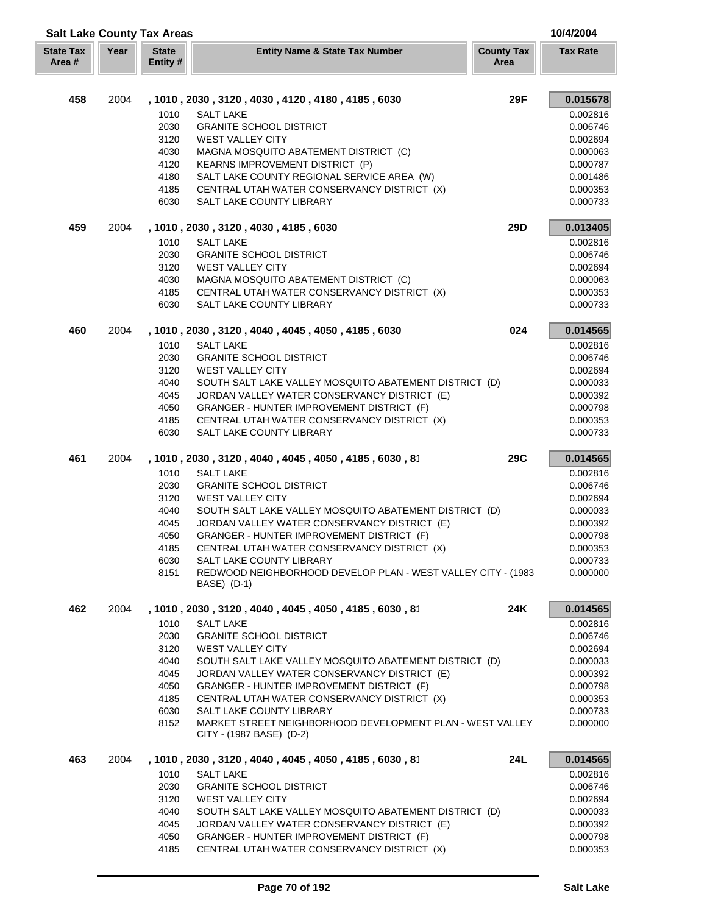**Salt Lake County Tax Areas** — 10/4/2004

| State Tax Area # | Year | State Entity # | Entity Name & State Tax Number | County Tax Area | Tax Rate |
|---|---|---|---|---|---|
| 458 | 2004 | | , 1010 , 2030 , 3120 , 4030 , 4120 , 4180 , 4185 , 6030 | 29F | 0.015678 |
| | | 1010 | SALT LAKE | | 0.002816 |
| | | 2030 | GRANITE SCHOOL DISTRICT | | 0.006746 |
| | | 3120 | WEST VALLEY CITY | | 0.002694 |
| | | 4030 | MAGNA MOSQUITO ABATEMENT DISTRICT (C) | | 0.000063 |
| | | 4120 | KEARNS IMPROVEMENT DISTRICT (P) | | 0.000787 |
| | | 4180 | SALT LAKE COUNTY REGIONAL SERVICE AREA (W) | | 0.001486 |
| | | 4185 | CENTRAL UTAH WATER CONSERVANCY DISTRICT (X) | | 0.000353 |
| | | 6030 | SALT LAKE COUNTY LIBRARY | | 0.000733 |
| 459 | 2004 | | , 1010 , 2030 , 3120 , 4030 , 4185 , 6030 | 29D | 0.013405 |
| | | 1010 | SALT LAKE | | 0.002816 |
| | | 2030 | GRANITE SCHOOL DISTRICT | | 0.006746 |
| | | 3120 | WEST VALLEY CITY | | 0.002694 |
| | | 4030 | MAGNA MOSQUITO ABATEMENT DISTRICT (C) | | 0.000063 |
| | | 4185 | CENTRAL UTAH WATER CONSERVANCY DISTRICT (X) | | 0.000353 |
| | | 6030 | SALT LAKE COUNTY LIBRARY | | 0.000733 |
| 460 | 2004 | | , 1010 , 2030 , 3120 , 4040 , 4045 , 4050 , 4185 , 6030 | 024 | 0.014565 |
| | | 1010 | SALT LAKE | | 0.002816 |
| | | 2030 | GRANITE SCHOOL DISTRICT | | 0.006746 |
| | | 3120 | WEST VALLEY CITY | | 0.002694 |
| | | 4040 | SOUTH SALT LAKE VALLEY MOSQUITO ABATEMENT DISTRICT (D) | | 0.000033 |
| | | 4045 | JORDAN VALLEY WATER CONSERVANCY DISTRICT (E) | | 0.000392 |
| | | 4050 | GRANGER - HUNTER IMPROVEMENT DISTRICT (F) | | 0.000798 |
| | | 4185 | CENTRAL UTAH WATER CONSERVANCY DISTRICT (X) | | 0.000353 |
| | | 6030 | SALT LAKE COUNTY LIBRARY | | 0.000733 |
| 461 | 2004 | | , 1010 , 2030 , 3120 , 4040 , 4045 , 4050 , 4185 , 6030 , 81 | 29C | 0.014565 |
| | | 1010 | SALT LAKE | | 0.002816 |
| | | 2030 | GRANITE SCHOOL DISTRICT | | 0.006746 |
| | | 3120 | WEST VALLEY CITY | | 0.002694 |
| | | 4040 | SOUTH SALT LAKE VALLEY MOSQUITO ABATEMENT DISTRICT (D) | | 0.000033 |
| | | 4045 | JORDAN VALLEY WATER CONSERVANCY DISTRICT (E) | | 0.000392 |
| | | 4050 | GRANGER - HUNTER IMPROVEMENT DISTRICT (F) | | 0.000798 |
| | | 4185 | CENTRAL UTAH WATER CONSERVANCY DISTRICT (X) | | 0.000353 |
| | | 6030 | SALT LAKE COUNTY LIBRARY | | 0.000733 |
| | | 8151 | REDWOOD NEIGHBORHOOD DEVELOP PLAN - WEST VALLEY CITY - (1983 BASE) (D-1) | | 0.000000 |
| 462 | 2004 | | , 1010 , 2030 , 3120 , 4040 , 4045 , 4050 , 4185 , 6030 , 81 | 24K | 0.014565 |
| | | 1010 | SALT LAKE | | 0.002816 |
| | | 2030 | GRANITE SCHOOL DISTRICT | | 0.006746 |
| | | 3120 | WEST VALLEY CITY | | 0.002694 |
| | | 4040 | SOUTH SALT LAKE VALLEY MOSQUITO ABATEMENT DISTRICT (D) | | 0.000033 |
| | | 4045 | JORDAN VALLEY WATER CONSERVANCY DISTRICT (E) | | 0.000392 |
| | | 4050 | GRANGER - HUNTER IMPROVEMENT DISTRICT (F) | | 0.000798 |
| | | 4185 | CENTRAL UTAH WATER CONSERVANCY DISTRICT (X) | | 0.000353 |
| | | 6030 | SALT LAKE COUNTY LIBRARY | | 0.000733 |
| | | 8152 | MARKET STREET NEIGHBORHOOD DEVELOPMENT PLAN - WEST VALLEY CITY - (1987 BASE) (D-2) | | 0.000000 |
| 463 | 2004 | | , 1010 , 2030 , 3120 , 4040 , 4045 , 4050 , 4185 , 6030 , 81 | 24L | 0.014565 |
| | | 1010 | SALT LAKE | | 0.002816 |
| | | 2030 | GRANITE SCHOOL DISTRICT | | 0.006746 |
| | | 3120 | WEST VALLEY CITY | | 0.002694 |
| | | 4040 | SOUTH SALT LAKE VALLEY MOSQUITO ABATEMENT DISTRICT (D) | | 0.000033 |
| | | 4045 | JORDAN VALLEY WATER CONSERVANCY DISTRICT (E) | | 0.000392 |
| | | 4050 | GRANGER - HUNTER IMPROVEMENT DISTRICT (F) | | 0.000798 |
| | | 4185 | CENTRAL UTAH WATER CONSERVANCY DISTRICT (X) | | 0.000353 |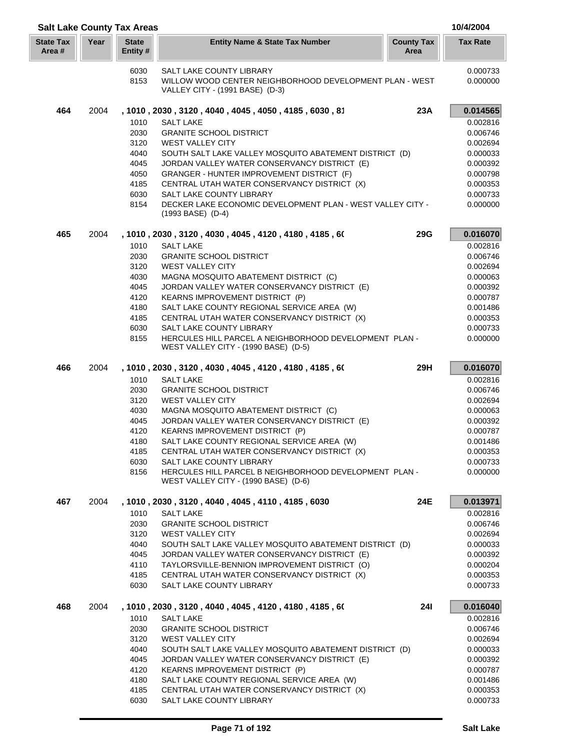## Salt Lake County Tax Areas

10/4/2004

| State Tax Area # | Year | State Entity # | Entity Name & State Tax Number | County Tax Area | Tax Rate |
|---|---|---|---|---|---|
| | | 6030 | SALT LAKE COUNTY LIBRARY | | 0.000733 |
| | | 8153 | WILLOW WOOD CENTER NEIGHBORHOOD DEVELOPMENT PLAN - WEST VALLEY CITY - (1991 BASE) (D-3) | | 0.000000 |
| **464** | 2004 | | **, 1010 , 2030 , 3120 , 4040 , 4045 , 4050 , 4185 , 6030 , 81** | **23A** | **0.014565** |
| | | 1010 | SALT LAKE | | 0.002816 |
| | | 2030 | GRANITE SCHOOL DISTRICT | | 0.006746 |
| | | 3120 | WEST VALLEY CITY | | 0.002694 |
| | | 4040 | SOUTH SALT LAKE VALLEY MOSQUITO ABATEMENT DISTRICT (D) | | 0.000033 |
| | | 4045 | JORDAN VALLEY WATER CONSERVANCY DISTRICT (E) | | 0.000392 |
| | | 4050 | GRANGER - HUNTER IMPROVEMENT DISTRICT (F) | | 0.000798 |
| | | 4185 | CENTRAL UTAH WATER CONSERVANCY DISTRICT (X) | | 0.000353 |
| | | 6030 | SALT LAKE COUNTY LIBRARY | | 0.000733 |
| | | 8154 | DECKER LAKE ECONOMIC DEVELOPMENT PLAN - WEST VALLEY CITY - (1993 BASE) (D-4) | | 0.000000 |
| **465** | 2004 | | **, 1010 , 2030 , 3120 , 4030 , 4045 , 4120 , 4180 , 4185 , 60** | **29G** | **0.016070** |
| | | 1010 | SALT LAKE | | 0.002816 |
| | | 2030 | GRANITE SCHOOL DISTRICT | | 0.006746 |
| | | 3120 | WEST VALLEY CITY | | 0.002694 |
| | | 4030 | MAGNA MOSQUITO ABATEMENT DISTRICT (C) | | 0.000063 |
| | | 4045 | JORDAN VALLEY WATER CONSERVANCY DISTRICT (E) | | 0.000392 |
| | | 4120 | KEARNS IMPROVEMENT DISTRICT (P) | | 0.000787 |
| | | 4180 | SALT LAKE COUNTY REGIONAL SERVICE AREA (W) | | 0.001486 |
| | | 4185 | CENTRAL UTAH WATER CONSERVANCY DISTRICT (X) | | 0.000353 |
| | | 6030 | SALT LAKE COUNTY LIBRARY | | 0.000733 |
| | | 8155 | HERCULES HILL PARCEL A NEIGHBORHOOD DEVELOPMENT PLAN - WEST VALLEY CITY - (1990 BASE) (D-5) | | 0.000000 |
| **466** | 2004 | | **, 1010 , 2030 , 3120 , 4030 , 4045 , 4120 , 4180 , 4185 , 60** | **29H** | **0.016070** |
| | | 1010 | SALT LAKE | | 0.002816 |
| | | 2030 | GRANITE SCHOOL DISTRICT | | 0.006746 |
| | | 3120 | WEST VALLEY CITY | | 0.002694 |
| | | 4030 | MAGNA MOSQUITO ABATEMENT DISTRICT (C) | | 0.000063 |
| | | 4045 | JORDAN VALLEY WATER CONSERVANCY DISTRICT (E) | | 0.000392 |
| | | 4120 | KEARNS IMPROVEMENT DISTRICT (P) | | 0.000787 |
| | | 4180 | SALT LAKE COUNTY REGIONAL SERVICE AREA (W) | | 0.001486 |
| | | 4185 | CENTRAL UTAH WATER CONSERVANCY DISTRICT (X) | | 0.000353 |
| | | 6030 | SALT LAKE COUNTY LIBRARY | | 0.000733 |
| | | 8156 | HERCULES HILL PARCEL B NEIGHBORHOOD DEVELOPMENT PLAN - WEST VALLEY CITY - (1990 BASE) (D-6) | | 0.000000 |
| **467** | 2004 | | **, 1010 , 2030 , 3120 , 4040 , 4045 , 4110 , 4185 , 6030** | **24E** | **0.013971** |
| | | 1010 | SALT LAKE | | 0.002816 |
| | | 2030 | GRANITE SCHOOL DISTRICT | | 0.006746 |
| | | 3120 | WEST VALLEY CITY | | 0.002694 |
| | | 4040 | SOUTH SALT LAKE VALLEY MOSQUITO ABATEMENT DISTRICT (D) | | 0.000033 |
| | | 4045 | JORDAN VALLEY WATER CONSERVANCY DISTRICT (E) | | 0.000392 |
| | | 4110 | TAYLORSVILLE-BENNION IMPROVEMENT DISTRICT (O) | | 0.000204 |
| | | 4185 | CENTRAL UTAH WATER CONSERVANCY DISTRICT (X) | | 0.000353 |
| | | 6030 | SALT LAKE COUNTY LIBRARY | | 0.000733 |
| **468** | 2004 | | **, 1010 , 2030 , 3120 , 4040 , 4045 , 4120 , 4180 , 4185 , 60** | **24I** | **0.016040** |
| | | 1010 | SALT LAKE | | 0.002816 |
| | | 2030 | GRANITE SCHOOL DISTRICT | | 0.006746 |
| | | 3120 | WEST VALLEY CITY | | 0.002694 |
| | | 4040 | SOUTH SALT LAKE VALLEY MOSQUITO ABATEMENT DISTRICT (D) | | 0.000033 |
| | | 4045 | JORDAN VALLEY WATER CONSERVANCY DISTRICT (E) | | 0.000392 |
| | | 4120 | KEARNS IMPROVEMENT DISTRICT (P) | | 0.000787 |
| | | 4180 | SALT LAKE COUNTY REGIONAL SERVICE AREA (W) | | 0.001486 |
| | | 4185 | CENTRAL UTAH WATER CONSERVANCY DISTRICT (X) | | 0.000353 |
| | | 6030 | SALT LAKE COUNTY LIBRARY | | 0.000733 |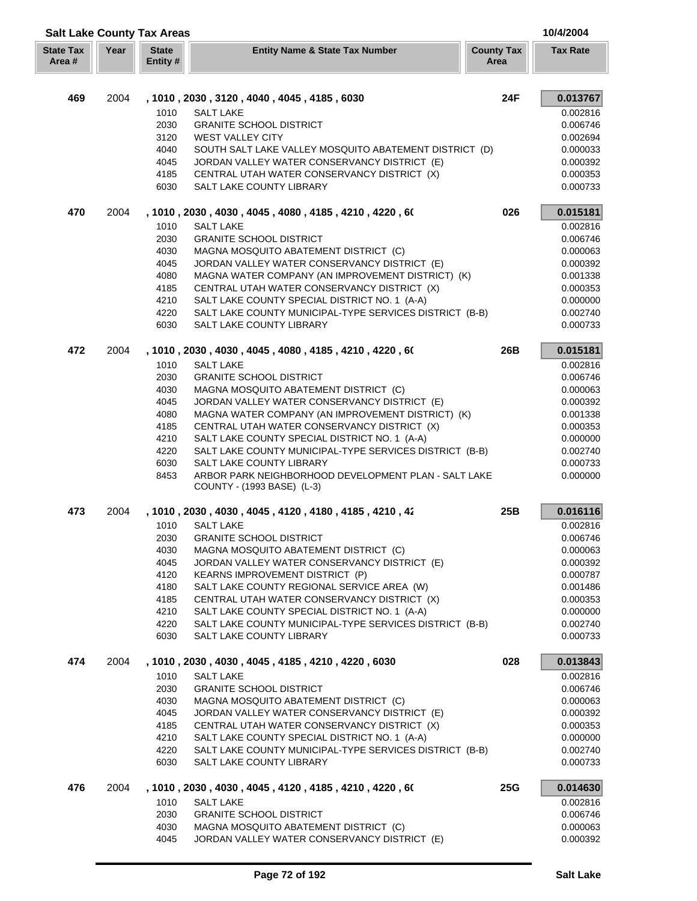## Salt Lake County Tax Areas

10/4/2004

| State Tax Area # | Year | State Entity # | Entity Name & State Tax Number | County Tax Area | Tax Rate |
|---|---|---|---|---|---|
| **469** | 2004 | | **, 1010 , 2030 , 3120 , 4040 , 4045 , 4185 , 6030** | **24F** | **0.013767** |
| | | 1010 | SALT LAKE | | 0.002816 |
| | | 2030 | GRANITE SCHOOL DISTRICT | | 0.006746 |
| | | 3120 | WEST VALLEY CITY | | 0.002694 |
| | | 4040 | SOUTH SALT LAKE VALLEY MOSQUITO ABATEMENT DISTRICT (D) | | 0.000033 |
| | | 4045 | JORDAN VALLEY WATER CONSERVANCY DISTRICT (E) | | 0.000392 |
| | | 4185 | CENTRAL UTAH WATER CONSERVANCY DISTRICT (X) | | 0.000353 |
| | | 6030 | SALT LAKE COUNTY LIBRARY | | 0.000733 |
| **470** | 2004 | | **, 1010 , 2030 , 4030 , 4045 , 4080 , 4185 , 4210 , 4220 , 6(** | **026** | **0.015181** |
| | | 1010 | SALT LAKE | | 0.002816 |
| | | 2030 | GRANITE SCHOOL DISTRICT | | 0.006746 |
| | | 4030 | MAGNA MOSQUITO ABATEMENT DISTRICT (C) | | 0.000063 |
| | | 4045 | JORDAN VALLEY WATER CONSERVANCY DISTRICT (E) | | 0.000392 |
| | | 4080 | MAGNA WATER COMPANY (AN IMPROVEMENT DISTRICT) (K) | | 0.001338 |
| | | 4185 | CENTRAL UTAH WATER CONSERVANCY DISTRICT (X) | | 0.000353 |
| | | 4210 | SALT LAKE COUNTY SPECIAL DISTRICT NO. 1 (A-A) | | 0.000000 |
| | | 4220 | SALT LAKE COUNTY MUNICIPAL-TYPE SERVICES DISTRICT (B-B) | | 0.002740 |
| | | 6030 | SALT LAKE COUNTY LIBRARY | | 0.000733 |
| **472** | 2004 | | **, 1010 , 2030 , 4030 , 4045 , 4080 , 4185 , 4210 , 4220 , 6(** | **26B** | **0.015181** |
| | | 1010 | SALT LAKE | | 0.002816 |
| | | 2030 | GRANITE SCHOOL DISTRICT | | 0.006746 |
| | | 4030 | MAGNA MOSQUITO ABATEMENT DISTRICT (C) | | 0.000063 |
| | | 4045 | JORDAN VALLEY WATER CONSERVANCY DISTRICT (E) | | 0.000392 |
| | | 4080 | MAGNA WATER COMPANY (AN IMPROVEMENT DISTRICT) (K) | | 0.001338 |
| | | 4185 | CENTRAL UTAH WATER CONSERVANCY DISTRICT (X) | | 0.000353 |
| | | 4210 | SALT LAKE COUNTY SPECIAL DISTRICT NO. 1 (A-A) | | 0.000000 |
| | | 4220 | SALT LAKE COUNTY MUNICIPAL-TYPE SERVICES DISTRICT (B-B) | | 0.002740 |
| | | 6030 | SALT LAKE COUNTY LIBRARY | | 0.000733 |
| | | 8453 | ARBOR PARK NEIGHBORHOOD DEVELOPMENT PLAN - SALT LAKE COUNTY - (1993 BASE) (L-3) | | 0.000000 |
| **473** | 2004 | | **, 1010 , 2030 , 4030 , 4045 , 4120 , 4180 , 4185 , 4210 , 42** | **25B** | **0.016116** |
| | | 1010 | SALT LAKE | | 0.002816 |
| | | 2030 | GRANITE SCHOOL DISTRICT | | 0.006746 |
| | | 4030 | MAGNA MOSQUITO ABATEMENT DISTRICT (C) | | 0.000063 |
| | | 4045 | JORDAN VALLEY WATER CONSERVANCY DISTRICT (E) | | 0.000392 |
| | | 4120 | KEARNS IMPROVEMENT DISTRICT (P) | | 0.000787 |
| | | 4180 | SALT LAKE COUNTY REGIONAL SERVICE AREA (W) | | 0.001486 |
| | | 4185 | CENTRAL UTAH WATER CONSERVANCY DISTRICT (X) | | 0.000353 |
| | | 4210 | SALT LAKE COUNTY SPECIAL DISTRICT NO. 1 (A-A) | | 0.000000 |
| | | 4220 | SALT LAKE COUNTY MUNICIPAL-TYPE SERVICES DISTRICT (B-B) | | 0.002740 |
| | | 6030 | SALT LAKE COUNTY LIBRARY | | 0.000733 |
| **474** | 2004 | | **, 1010 , 2030 , 4030 , 4045 , 4185 , 4210 , 4220 , 6030** | **028** | **0.013843** |
| | | 1010 | SALT LAKE | | 0.002816 |
| | | 2030 | GRANITE SCHOOL DISTRICT | | 0.006746 |
| | | 4030 | MAGNA MOSQUITO ABATEMENT DISTRICT (C) | | 0.000063 |
| | | 4045 | JORDAN VALLEY WATER CONSERVANCY DISTRICT (E) | | 0.000392 |
| | | 4185 | CENTRAL UTAH WATER CONSERVANCY DISTRICT (X) | | 0.000353 |
| | | 4210 | SALT LAKE COUNTY SPECIAL DISTRICT NO. 1 (A-A) | | 0.000000 |
| | | 4220 | SALT LAKE COUNTY MUNICIPAL-TYPE SERVICES DISTRICT (B-B) | | 0.002740 |
| | | 6030 | SALT LAKE COUNTY LIBRARY | | 0.000733 |
| **476** | 2004 | | **, 1010 , 2030 , 4030 , 4045 , 4120 , 4185 , 4210 , 4220 , 6(** | **25G** | **0.014630** |
| | | 1010 | SALT LAKE | | 0.002816 |
| | | 2030 | GRANITE SCHOOL DISTRICT | | 0.006746 |
| | | 4030 | MAGNA MOSQUITO ABATEMENT DISTRICT (C) | | 0.000063 |
| | | 4045 | JORDAN VALLEY WATER CONSERVANCY DISTRICT (E) | | 0.000392 |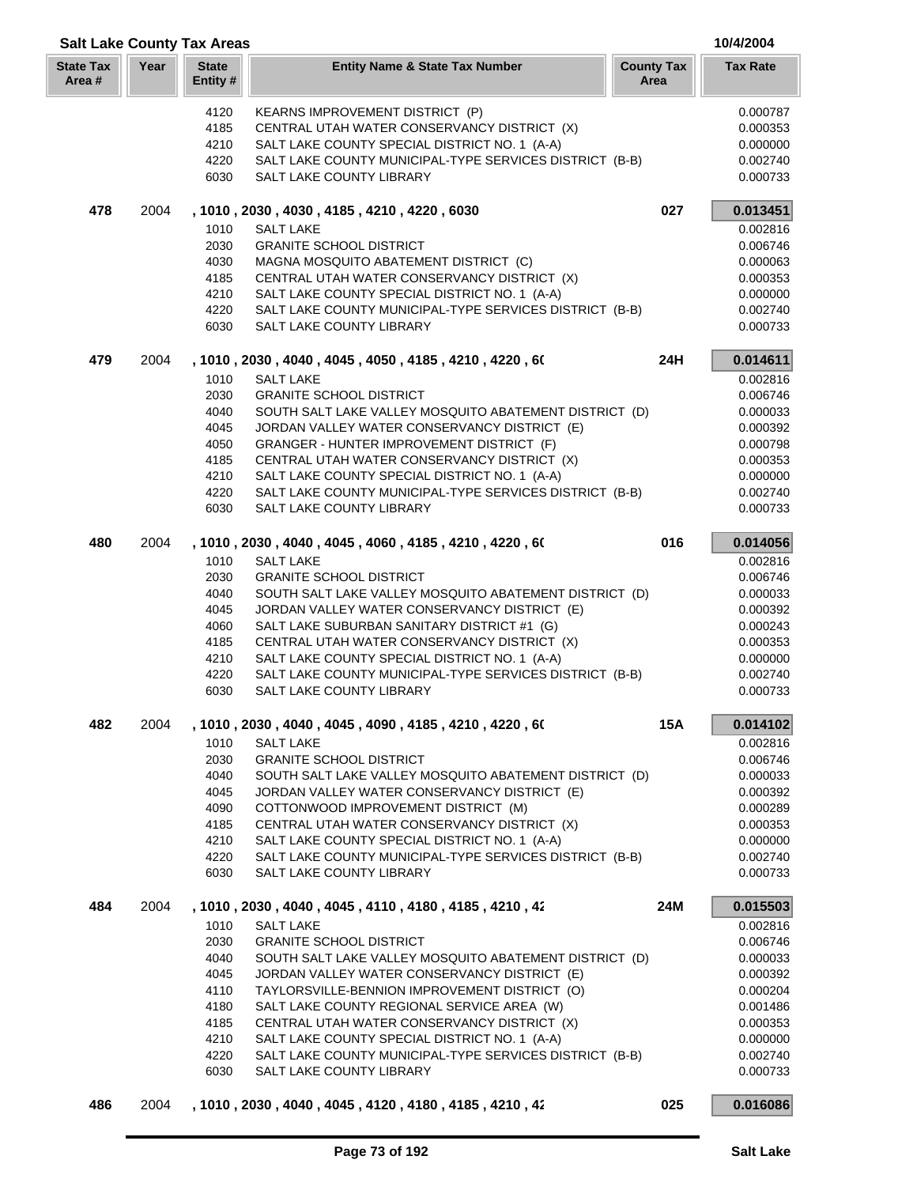## Salt Lake County Tax Areas

10/4/2004

| State Tax Area # | Year | State Entity # | Entity Name & State Tax Number | County Tax Area | Tax Rate |
|---|---|---|---|---|---|
| | | 4120 | KEARNS IMPROVEMENT DISTRICT (P) | | 0.000787 |
| | | 4185 | CENTRAL UTAH WATER CONSERVANCY DISTRICT (X) | | 0.000353 |
| | | 4210 | SALT LAKE COUNTY SPECIAL DISTRICT NO. 1 (A-A) | | 0.000000 |
| | | 4220 | SALT LAKE COUNTY MUNICIPAL-TYPE SERVICES DISTRICT (B-B) | | 0.002740 |
| | | 6030 | SALT LAKE COUNTY LIBRARY | | 0.000733 |
| **478** | 2004 | | **, 1010 , 2030 , 4030 , 4185 , 4210 , 4220 , 6030** | **027** | **0.013451** |
| | | 1010 | SALT LAKE | | 0.002816 |
| | | 2030 | GRANITE SCHOOL DISTRICT | | 0.006746 |
| | | 4030 | MAGNA MOSQUITO ABATEMENT DISTRICT (C) | | 0.000063 |
| | | 4185 | CENTRAL UTAH WATER CONSERVANCY DISTRICT (X) | | 0.000353 |
| | | 4210 | SALT LAKE COUNTY SPECIAL DISTRICT NO. 1 (A-A) | | 0.000000 |
| | | 4220 | SALT LAKE COUNTY MUNICIPAL-TYPE SERVICES DISTRICT (B-B) | | 0.002740 |
| | | 6030 | SALT LAKE COUNTY LIBRARY | | 0.000733 |
| **479** | 2004 | | **, 1010 , 2030 , 4040 , 4045 , 4050 , 4185 , 4210 , 4220 , 6(** | **24H** | **0.014611** |
| | | 1010 | SALT LAKE | | 0.002816 |
| | | 2030 | GRANITE SCHOOL DISTRICT | | 0.006746 |
| | | 4040 | SOUTH SALT LAKE VALLEY MOSQUITO ABATEMENT DISTRICT (D) | | 0.000033 |
| | | 4045 | JORDAN VALLEY WATER CONSERVANCY DISTRICT (E) | | 0.000392 |
| | | 4050 | GRANGER - HUNTER IMPROVEMENT DISTRICT (F) | | 0.000798 |
| | | 4185 | CENTRAL UTAH WATER CONSERVANCY DISTRICT (X) | | 0.000353 |
| | | 4210 | SALT LAKE COUNTY SPECIAL DISTRICT NO. 1 (A-A) | | 0.000000 |
| | | 4220 | SALT LAKE COUNTY MUNICIPAL-TYPE SERVICES DISTRICT (B-B) | | 0.002740 |
| | | 6030 | SALT LAKE COUNTY LIBRARY | | 0.000733 |
| **480** | 2004 | | **, 1010 , 2030 , 4040 , 4045 , 4060 , 4185 , 4210 , 4220 , 6(** | **016** | **0.014056** |
| | | 1010 | SALT LAKE | | 0.002816 |
| | | 2030 | GRANITE SCHOOL DISTRICT | | 0.006746 |
| | | 4040 | SOUTH SALT LAKE VALLEY MOSQUITO ABATEMENT DISTRICT (D) | | 0.000033 |
| | | 4045 | JORDAN VALLEY WATER CONSERVANCY DISTRICT (E) | | 0.000392 |
| | | 4060 | SALT LAKE SUBURBAN SANITARY DISTRICT #1 (G) | | 0.000243 |
| | | 4185 | CENTRAL UTAH WATER CONSERVANCY DISTRICT (X) | | 0.000353 |
| | | 4210 | SALT LAKE COUNTY SPECIAL DISTRICT NO. 1 (A-A) | | 0.000000 |
| | | 4220 | SALT LAKE COUNTY MUNICIPAL-TYPE SERVICES DISTRICT (B-B) | | 0.002740 |
| | | 6030 | SALT LAKE COUNTY LIBRARY | | 0.000733 |
| **482** | 2004 | | **, 1010 , 2030 , 4040 , 4045 , 4090 , 4185 , 4210 , 4220 , 6(** | **15A** | **0.014102** |
| | | 1010 | SALT LAKE | | 0.002816 |
| | | 2030 | GRANITE SCHOOL DISTRICT | | 0.006746 |
| | | 4040 | SOUTH SALT LAKE VALLEY MOSQUITO ABATEMENT DISTRICT (D) | | 0.000033 |
| | | 4045 | JORDAN VALLEY WATER CONSERVANCY DISTRICT (E) | | 0.000392 |
| | | 4090 | COTTONWOOD IMPROVEMENT DISTRICT (M) | | 0.000289 |
| | | 4185 | CENTRAL UTAH WATER CONSERVANCY DISTRICT (X) | | 0.000353 |
| | | 4210 | SALT LAKE COUNTY SPECIAL DISTRICT NO. 1 (A-A) | | 0.000000 |
| | | 4220 | SALT LAKE COUNTY MUNICIPAL-TYPE SERVICES DISTRICT (B-B) | | 0.002740 |
| | | 6030 | SALT LAKE COUNTY LIBRARY | | 0.000733 |
| **484** | 2004 | | **, 1010 , 2030 , 4040 , 4045 , 4110 , 4180 , 4185 , 4210 , 4Z** | **24M** | **0.015503** |
| | | 1010 | SALT LAKE | | 0.002816 |
| | | 2030 | GRANITE SCHOOL DISTRICT | | 0.006746 |
| | | 4040 | SOUTH SALT LAKE VALLEY MOSQUITO ABATEMENT DISTRICT (D) | | 0.000033 |
| | | 4045 | JORDAN VALLEY WATER CONSERVANCY DISTRICT (E) | | 0.000392 |
| | | 4110 | TAYLORSVILLE-BENNION IMPROVEMENT DISTRICT (O) | | 0.000204 |
| | | 4180 | SALT LAKE COUNTY REGIONAL SERVICE AREA (W) | | 0.001486 |
| | | 4185 | CENTRAL UTAH WATER CONSERVANCY DISTRICT (X) | | 0.000353 |
| | | 4210 | SALT LAKE COUNTY SPECIAL DISTRICT NO. 1 (A-A) | | 0.000000 |
| | | 4220 | SALT LAKE COUNTY MUNICIPAL-TYPE SERVICES DISTRICT (B-B) | | 0.002740 |
| | | 6030 | SALT LAKE COUNTY LIBRARY | | 0.000733 |
| **486** | 2004 | | **, 1010 , 2030 , 4040 , 4045 , 4120 , 4180 , 4185 , 4210 , 4Z** | **025** | **0.016086** |

Salt Lake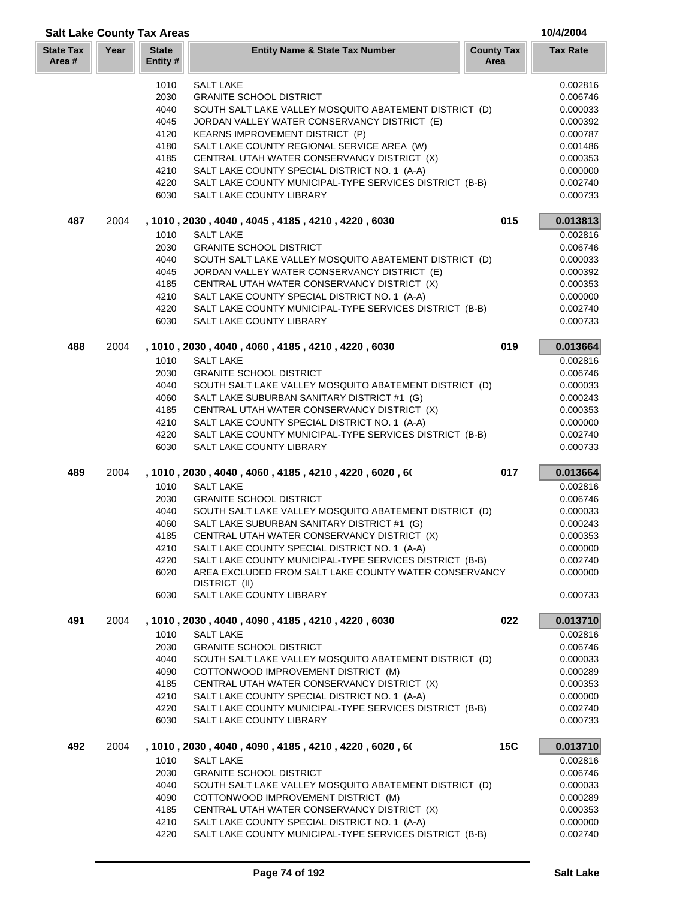## Salt Lake County Tax Areas

10/4/2004

| State Tax Area # | Year | State Entity # | Entity Name & State Tax Number | County Tax Area | Tax Rate |
|---|---|---|---|---|---|
| | | 1010 | SALT LAKE | | 0.002816 |
| | | 2030 | GRANITE SCHOOL DISTRICT | | 0.006746 |
| | | 4040 | SOUTH SALT LAKE VALLEY MOSQUITO ABATEMENT DISTRICT (D) | | 0.000033 |
| | | 4045 | JORDAN VALLEY WATER CONSERVANCY DISTRICT (E) | | 0.000392 |
| | | 4120 | KEARNS IMPROVEMENT DISTRICT (P) | | 0.000787 |
| | | 4180 | SALT LAKE COUNTY REGIONAL SERVICE AREA (W) | | 0.001486 |
| | | 4185 | CENTRAL UTAH WATER CONSERVANCY DISTRICT (X) | | 0.000353 |
| | | 4210 | SALT LAKE COUNTY SPECIAL DISTRICT NO. 1 (A-A) | | 0.000000 |
| | | 4220 | SALT LAKE COUNTY MUNICIPAL-TYPE SERVICES DISTRICT (B-B) | | 0.002740 |
| | | 6030 | SALT LAKE COUNTY LIBRARY | | 0.000733 |
| **487** | 2004 | | **, 1010 , 2030 , 4040 , 4045 , 4185 , 4210 , 4220 , 6030** | **015** | **0.013813** |
| | | 1010 | SALT LAKE | | 0.002816 |
| | | 2030 | GRANITE SCHOOL DISTRICT | | 0.006746 |
| | | 4040 | SOUTH SALT LAKE VALLEY MOSQUITO ABATEMENT DISTRICT (D) | | 0.000033 |
| | | 4045 | JORDAN VALLEY WATER CONSERVANCY DISTRICT (E) | | 0.000392 |
| | | 4185 | CENTRAL UTAH WATER CONSERVANCY DISTRICT (X) | | 0.000353 |
| | | 4210 | SALT LAKE COUNTY SPECIAL DISTRICT NO. 1 (A-A) | | 0.000000 |
| | | 4220 | SALT LAKE COUNTY MUNICIPAL-TYPE SERVICES DISTRICT (B-B) | | 0.002740 |
| | | 6030 | SALT LAKE COUNTY LIBRARY | | 0.000733 |
| **488** | 2004 | | **, 1010 , 2030 , 4040 , 4060 , 4185 , 4210 , 4220 , 6030** | **019** | **0.013664** |
| | | 1010 | SALT LAKE | | 0.002816 |
| | | 2030 | GRANITE SCHOOL DISTRICT | | 0.006746 |
| | | 4040 | SOUTH SALT LAKE VALLEY MOSQUITO ABATEMENT DISTRICT (D) | | 0.000033 |
| | | 4060 | SALT LAKE SUBURBAN SANITARY DISTRICT #1 (G) | | 0.000243 |
| | | 4185 | CENTRAL UTAH WATER CONSERVANCY DISTRICT (X) | | 0.000353 |
| | | 4210 | SALT LAKE COUNTY SPECIAL DISTRICT NO. 1 (A-A) | | 0.000000 |
| | | 4220 | SALT LAKE COUNTY MUNICIPAL-TYPE SERVICES DISTRICT (B-B) | | 0.002740 |
| | | 6030 | SALT LAKE COUNTY LIBRARY | | 0.000733 |
| **489** | 2004 | | **, 1010 , 2030 , 4040 , 4060 , 4185 , 4210 , 4220 , 6020 , 6(** | **017** | **0.013664** |
| | | 1010 | SALT LAKE | | 0.002816 |
| | | 2030 | GRANITE SCHOOL DISTRICT | | 0.006746 |
| | | 4040 | SOUTH SALT LAKE VALLEY MOSQUITO ABATEMENT DISTRICT (D) | | 0.000033 |
| | | 4060 | SALT LAKE SUBURBAN SANITARY DISTRICT #1 (G) | | 0.000243 |
| | | 4185 | CENTRAL UTAH WATER CONSERVANCY DISTRICT (X) | | 0.000353 |
| | | 4210 | SALT LAKE COUNTY SPECIAL DISTRICT NO. 1 (A-A) | | 0.000000 |
| | | 4220 | SALT LAKE COUNTY MUNICIPAL-TYPE SERVICES DISTRICT (B-B) | | 0.002740 |
| | | 6020 | AREA EXCLUDED FROM SALT LAKE COUNTY WATER CONSERVANCY DISTRICT (II) | | 0.000000 |
| | | 6030 | SALT LAKE COUNTY LIBRARY | | 0.000733 |
| **491** | 2004 | | **, 1010 , 2030 , 4040 , 4090 , 4185 , 4210 , 4220 , 6030** | **022** | **0.013710** |
| | | 1010 | SALT LAKE | | 0.002816 |
| | | 2030 | GRANITE SCHOOL DISTRICT | | 0.006746 |
| | | 4040 | SOUTH SALT LAKE VALLEY MOSQUITO ABATEMENT DISTRICT (D) | | 0.000033 |
| | | 4090 | COTTONWOOD IMPROVEMENT DISTRICT (M) | | 0.000289 |
| | | 4185 | CENTRAL UTAH WATER CONSERVANCY DISTRICT (X) | | 0.000353 |
| | | 4210 | SALT LAKE COUNTY SPECIAL DISTRICT NO. 1 (A-A) | | 0.000000 |
| | | 4220 | SALT LAKE COUNTY MUNICIPAL-TYPE SERVICES DISTRICT (B-B) | | 0.002740 |
| | | 6030 | SALT LAKE COUNTY LIBRARY | | 0.000733 |
| **492** | 2004 | | **, 1010 , 2030 , 4040 , 4090 , 4185 , 4210 , 4220 , 6020 , 6(** | **15C** | **0.013710** |
| | | 1010 | SALT LAKE | | 0.002816 |
| | | 2030 | GRANITE SCHOOL DISTRICT | | 0.006746 |
| | | 4040 | SOUTH SALT LAKE VALLEY MOSQUITO ABATEMENT DISTRICT (D) | | 0.000033 |
| | | 4090 | COTTONWOOD IMPROVEMENT DISTRICT (M) | | 0.000289 |
| | | 4185 | CENTRAL UTAH WATER CONSERVANCY DISTRICT (X) | | 0.000353 |
| | | 4210 | SALT LAKE COUNTY SPECIAL DISTRICT NO. 1 (A-A) | | 0.000000 |
| | | 4220 | SALT LAKE COUNTY MUNICIPAL-TYPE SERVICES DISTRICT (B-B) | | 0.002740 |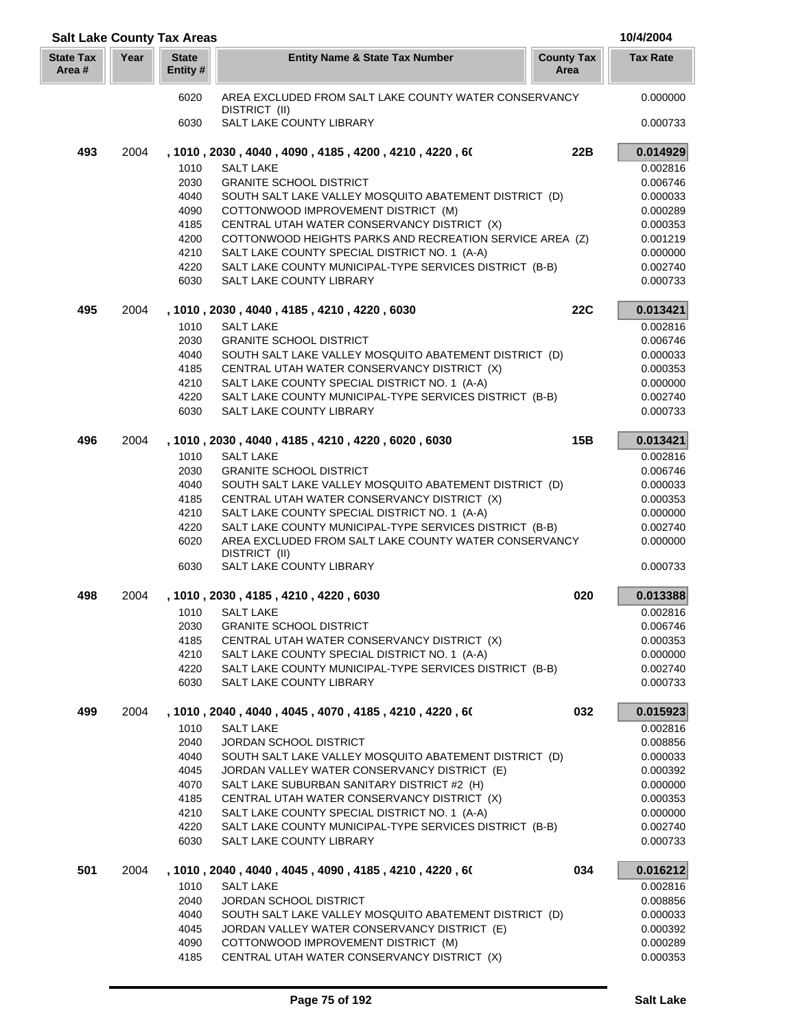## Salt Lake County Tax Areas

10/4/2004

| State Tax Area # | Year | State Entity # | Entity Name & State Tax Number | County Tax Area | Tax Rate |
|---|---|---|---|---|---|
| | | 6020 | AREA EXCLUDED FROM SALT LAKE COUNTY WATER CONSERVANCY DISTRICT (II) | | 0.000000 |
| | | 6030 | SALT LAKE COUNTY LIBRARY | | 0.000733 |
| **493** | 2004 | | **, 1010 , 2030 , 4040 , 4090 , 4185 , 4200 , 4210 , 4220 , 6(** | **22B** | **0.014929** |
| | | 1010 | SALT LAKE | | 0.002816 |
| | | 2030 | GRANITE SCHOOL DISTRICT | | 0.006746 |
| | | 4040 | SOUTH SALT LAKE VALLEY MOSQUITO ABATEMENT DISTRICT (D) | | 0.000033 |
| | | 4090 | COTTONWOOD IMPROVEMENT DISTRICT (M) | | 0.000289 |
| | | 4185 | CENTRAL UTAH WATER CONSERVANCY DISTRICT (X) | | 0.000353 |
| | | 4200 | COTTONWOOD HEIGHTS PARKS AND RECREATION SERVICE AREA (Z) | | 0.001219 |
| | | 4210 | SALT LAKE COUNTY SPECIAL DISTRICT NO. 1 (A-A) | | 0.000000 |
| | | 4220 | SALT LAKE COUNTY MUNICIPAL-TYPE SERVICES DISTRICT (B-B) | | 0.002740 |
| | | 6030 | SALT LAKE COUNTY LIBRARY | | 0.000733 |
| **495** | 2004 | | **, 1010 , 2030 , 4040 , 4185 , 4210 , 4220 , 6030** | **22C** | **0.013421** |
| | | 1010 | SALT LAKE | | 0.002816 |
| | | 2030 | GRANITE SCHOOL DISTRICT | | 0.006746 |
| | | 4040 | SOUTH SALT LAKE VALLEY MOSQUITO ABATEMENT DISTRICT (D) | | 0.000033 |
| | | 4185 | CENTRAL UTAH WATER CONSERVANCY DISTRICT (X) | | 0.000353 |
| | | 4210 | SALT LAKE COUNTY SPECIAL DISTRICT NO. 1 (A-A) | | 0.000000 |
| | | 4220 | SALT LAKE COUNTY MUNICIPAL-TYPE SERVICES DISTRICT (B-B) | | 0.002740 |
| | | 6030 | SALT LAKE COUNTY LIBRARY | | 0.000733 |
| **496** | 2004 | | **, 1010 , 2030 , 4040 , 4185 , 4210 , 4220 , 6020 , 6030** | **15B** | **0.013421** |
| | | 1010 | SALT LAKE | | 0.002816 |
| | | 2030 | GRANITE SCHOOL DISTRICT | | 0.006746 |
| | | 4040 | SOUTH SALT LAKE VALLEY MOSQUITO ABATEMENT DISTRICT (D) | | 0.000033 |
| | | 4185 | CENTRAL UTAH WATER CONSERVANCY DISTRICT (X) | | 0.000353 |
| | | 4210 | SALT LAKE COUNTY SPECIAL DISTRICT NO. 1 (A-A) | | 0.000000 |
| | | 4220 | SALT LAKE COUNTY MUNICIPAL-TYPE SERVICES DISTRICT (B-B) | | 0.002740 |
| | | 6020 | AREA EXCLUDED FROM SALT LAKE COUNTY WATER CONSERVANCY DISTRICT (II) | | 0.000000 |
| | | 6030 | SALT LAKE COUNTY LIBRARY | | 0.000733 |
| **498** | 2004 | | **, 1010 , 2030 , 4185 , 4210 , 4220 , 6030** | **020** | **0.013388** |
| | | 1010 | SALT LAKE | | 0.002816 |
| | | 2030 | GRANITE SCHOOL DISTRICT | | 0.006746 |
| | | 4185 | CENTRAL UTAH WATER CONSERVANCY DISTRICT (X) | | 0.000353 |
| | | 4210 | SALT LAKE COUNTY SPECIAL DISTRICT NO. 1 (A-A) | | 0.000000 |
| | | 4220 | SALT LAKE COUNTY MUNICIPAL-TYPE SERVICES DISTRICT (B-B) | | 0.002740 |
| | | 6030 | SALT LAKE COUNTY LIBRARY | | 0.000733 |
| **499** | 2004 | | **, 1010 , 2040 , 4040 , 4045 , 4070 , 4185 , 4210 , 4220 , 6(** | **032** | **0.015923** |
| | | 1010 | SALT LAKE | | 0.002816 |
| | | 2040 | JORDAN SCHOOL DISTRICT | | 0.008856 |
| | | 4040 | SOUTH SALT LAKE VALLEY MOSQUITO ABATEMENT DISTRICT (D) | | 0.000033 |
| | | 4045 | JORDAN VALLEY WATER CONSERVANCY DISTRICT (E) | | 0.000392 |
| | | 4070 | SALT LAKE SUBURBAN SANITARY DISTRICT #2 (H) | | 0.000000 |
| | | 4185 | CENTRAL UTAH WATER CONSERVANCY DISTRICT (X) | | 0.000353 |
| | | 4210 | SALT LAKE COUNTY SPECIAL DISTRICT NO. 1 (A-A) | | 0.000000 |
| | | 4220 | SALT LAKE COUNTY MUNICIPAL-TYPE SERVICES DISTRICT (B-B) | | 0.002740 |
| | | 6030 | SALT LAKE COUNTY LIBRARY | | 0.000733 |
| **501** | 2004 | | **, 1010 , 2040 , 4040 , 4045 , 4090 , 4185 , 4210 , 4220 , 6(** | **034** | **0.016212** |
| | | 1010 | SALT LAKE | | 0.002816 |
| | | 2040 | JORDAN SCHOOL DISTRICT | | 0.008856 |
| | | 4040 | SOUTH SALT LAKE VALLEY MOSQUITO ABATEMENT DISTRICT (D) | | 0.000033 |
| | | 4045 | JORDAN VALLEY WATER CONSERVANCY DISTRICT (E) | | 0.000392 |
| | | 4090 | COTTONWOOD IMPROVEMENT DISTRICT (M) | | 0.000289 |
| | | 4185 | CENTRAL UTAH WATER CONSERVANCY DISTRICT (X) | | 0.000353 |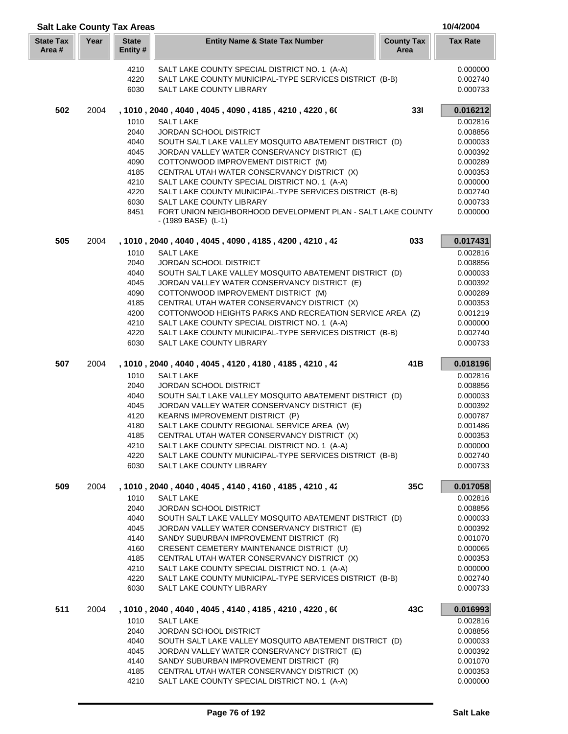## Salt Lake County Tax Areas

10/4/2004

| State Tax Area # | Year | State Entity # | Entity Name & State Tax Number | County Tax Area | Tax Rate |
|---|---|---|---|---|---|
| | | 4210 | SALT LAKE COUNTY SPECIAL DISTRICT NO. 1 (A-A) | | 0.000000 |
| | | 4220 | SALT LAKE COUNTY MUNICIPAL-TYPE SERVICES DISTRICT (B-B) | | 0.002740 |
| | | 6030 | SALT LAKE COUNTY LIBRARY | | 0.000733 |
| **502** | 2004 | | **, 1010 , 2040 , 4040 , 4045 , 4090 , 4185 , 4210 , 4220 , 60** | **33I** | **0.016212** |
| | | 1010 | SALT LAKE | | 0.002816 |
| | | 2040 | JORDAN SCHOOL DISTRICT | | 0.008856 |
| | | 4040 | SOUTH SALT LAKE VALLEY MOSQUITO ABATEMENT DISTRICT (D) | | 0.000033 |
| | | 4045 | JORDAN VALLEY WATER CONSERVANCY DISTRICT (E) | | 0.000392 |
| | | 4090 | COTTONWOOD IMPROVEMENT DISTRICT (M) | | 0.000289 |
| | | 4185 | CENTRAL UTAH WATER CONSERVANCY DISTRICT (X) | | 0.000353 |
| | | 4210 | SALT LAKE COUNTY SPECIAL DISTRICT NO. 1 (A-A) | | 0.000000 |
| | | 4220 | SALT LAKE COUNTY MUNICIPAL-TYPE SERVICES DISTRICT (B-B) | | 0.002740 |
| | | 6030 | SALT LAKE COUNTY LIBRARY | | 0.000733 |
| | | 8451 | FORT UNION NEIGHBORHOOD DEVELOPMENT PLAN - SALT LAKE COUNTY - (1989 BASE) (L-1) | | 0.000000 |
| **505** | 2004 | | **, 1010 , 2040 , 4040 , 4045 , 4090 , 4185 , 4200 , 4210 , 42** | **033** | **0.017431** |
| | | 1010 | SALT LAKE | | 0.002816 |
| | | 2040 | JORDAN SCHOOL DISTRICT | | 0.008856 |
| | | 4040 | SOUTH SALT LAKE VALLEY MOSQUITO ABATEMENT DISTRICT (D) | | 0.000033 |
| | | 4045 | JORDAN VALLEY WATER CONSERVANCY DISTRICT (E) | | 0.000392 |
| | | 4090 | COTTONWOOD IMPROVEMENT DISTRICT (M) | | 0.000289 |
| | | 4185 | CENTRAL UTAH WATER CONSERVANCY DISTRICT (X) | | 0.000353 |
| | | 4200 | COTTONWOOD HEIGHTS PARKS AND RECREATION SERVICE AREA (Z) | | 0.001219 |
| | | 4210 | SALT LAKE COUNTY SPECIAL DISTRICT NO. 1 (A-A) | | 0.000000 |
| | | 4220 | SALT LAKE COUNTY MUNICIPAL-TYPE SERVICES DISTRICT (B-B) | | 0.002740 |
| | | 6030 | SALT LAKE COUNTY LIBRARY | | 0.000733 |
| **507** | 2004 | | **, 1010 , 2040 , 4040 , 4045 , 4120 , 4180 , 4185 , 4210 , 42** | **41B** | **0.018196** |
| | | 1010 | SALT LAKE | | 0.002816 |
| | | 2040 | JORDAN SCHOOL DISTRICT | | 0.008856 |
| | | 4040 | SOUTH SALT LAKE VALLEY MOSQUITO ABATEMENT DISTRICT (D) | | 0.000033 |
| | | 4045 | JORDAN VALLEY WATER CONSERVANCY DISTRICT (E) | | 0.000392 |
| | | 4120 | KEARNS IMPROVEMENT DISTRICT (P) | | 0.000787 |
| | | 4180 | SALT LAKE COUNTY REGIONAL SERVICE AREA (W) | | 0.001486 |
| | | 4185 | CENTRAL UTAH WATER CONSERVANCY DISTRICT (X) | | 0.000353 |
| | | 4210 | SALT LAKE COUNTY SPECIAL DISTRICT NO. 1 (A-A) | | 0.000000 |
| | | 4220 | SALT LAKE COUNTY MUNICIPAL-TYPE SERVICES DISTRICT (B-B) | | 0.002740 |
| | | 6030 | SALT LAKE COUNTY LIBRARY | | 0.000733 |
| **509** | 2004 | | **, 1010 , 2040 , 4040 , 4045 , 4140 , 4160 , 4185 , 4210 , 42** | **35C** | **0.017058** |
| | | 1010 | SALT LAKE | | 0.002816 |
| | | 2040 | JORDAN SCHOOL DISTRICT | | 0.008856 |
| | | 4040 | SOUTH SALT LAKE VALLEY MOSQUITO ABATEMENT DISTRICT (D) | | 0.000033 |
| | | 4045 | JORDAN VALLEY WATER CONSERVANCY DISTRICT (E) | | 0.000392 |
| | | 4140 | SANDY SUBURBAN IMPROVEMENT DISTRICT (R) | | 0.001070 |
| | | 4160 | CRESENT CEMETERY MAINTENANCE DISTRICT (U) | | 0.000065 |
| | | 4185 | CENTRAL UTAH WATER CONSERVANCY DISTRICT (X) | | 0.000353 |
| | | 4210 | SALT LAKE COUNTY SPECIAL DISTRICT NO. 1 (A-A) | | 0.000000 |
| | | 4220 | SALT LAKE COUNTY MUNICIPAL-TYPE SERVICES DISTRICT (B-B) | | 0.002740 |
| | | 6030 | SALT LAKE COUNTY LIBRARY | | 0.000733 |
| **511** | 2004 | | **, 1010 , 2040 , 4040 , 4045 , 4140 , 4185 , 4210 , 4220 , 60** | **43C** | **0.016993** |
| | | 1010 | SALT LAKE | | 0.002816 |
| | | 2040 | JORDAN SCHOOL DISTRICT | | 0.008856 |
| | | 4040 | SOUTH SALT LAKE VALLEY MOSQUITO ABATEMENT DISTRICT (D) | | 0.000033 |
| | | 4045 | JORDAN VALLEY WATER CONSERVANCY DISTRICT (E) | | 0.000392 |
| | | 4140 | SANDY SUBURBAN IMPROVEMENT DISTRICT (R) | | 0.001070 |
| | | 4185 | CENTRAL UTAH WATER CONSERVANCY DISTRICT (X) | | 0.000353 |
| | | 4210 | SALT LAKE COUNTY SPECIAL DISTRICT NO. 1 (A-A) | | 0.000000 |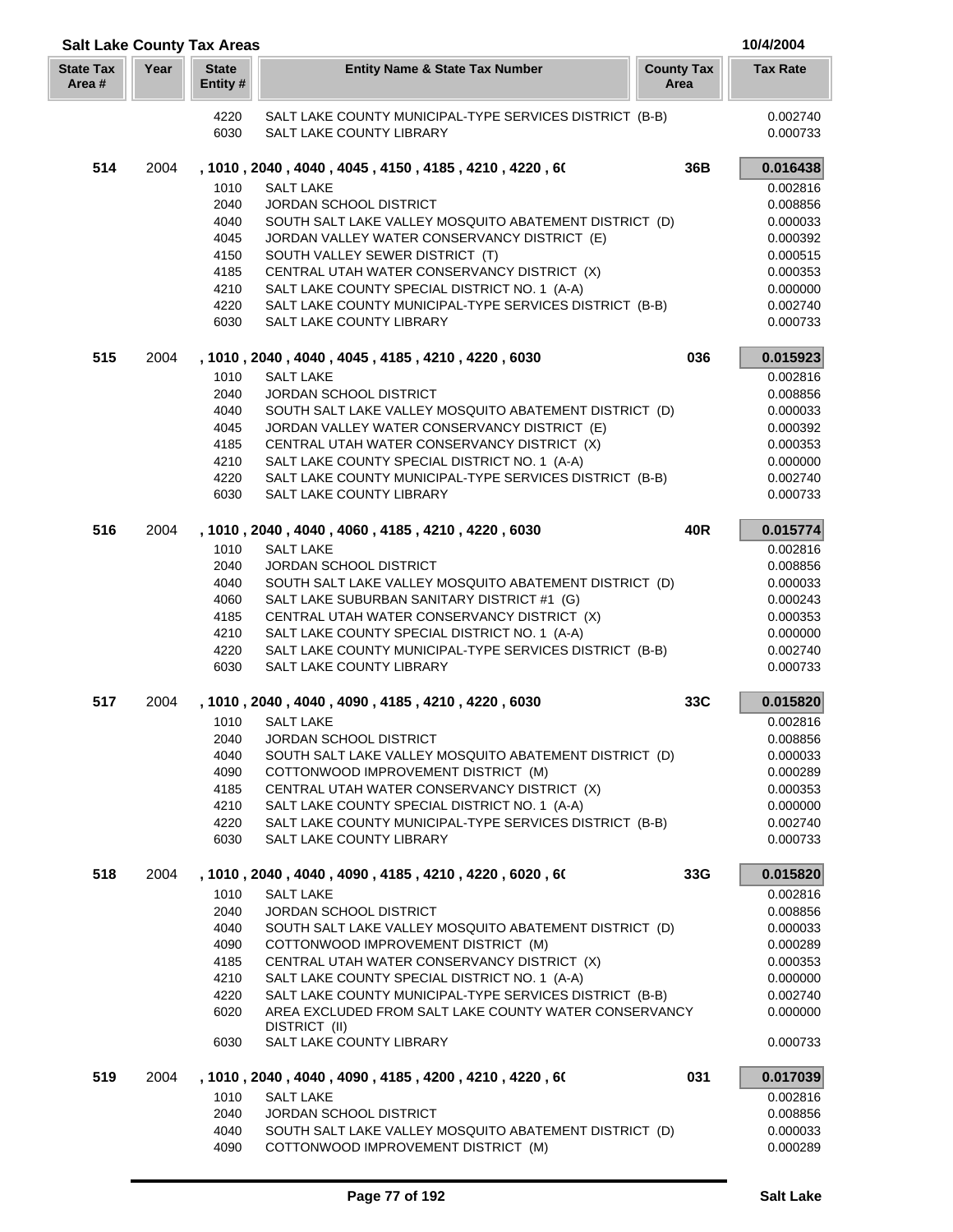## Salt Lake County Tax Areas

10/4/2004

| State Tax Area # | Year | State Entity # | Entity Name & State Tax Number | County Tax Area | Tax Rate |
|---|---|---|---|---|---|
| | | 4220 | SALT LAKE COUNTY MUNICIPAL-TYPE SERVICES DISTRICT (B-B) | | 0.002740 |
| | | 6030 | SALT LAKE COUNTY LIBRARY | | 0.000733 |
| **514** | 2004 | **, 1010 , 2040 , 4040 , 4045 , 4150 , 4185 , 4210 , 4220 , 6(** | | **36B** | **0.016438** |
| | | 1010 | SALT LAKE | | 0.002816 |
| | | 2040 | JORDAN SCHOOL DISTRICT | | 0.008856 |
| | | 4040 | SOUTH SALT LAKE VALLEY MOSQUITO ABATEMENT DISTRICT (D) | | 0.000033 |
| | | 4045 | JORDAN VALLEY WATER CONSERVANCY DISTRICT (E) | | 0.000392 |
| | | 4150 | SOUTH VALLEY SEWER DISTRICT (T) | | 0.000515 |
| | | 4185 | CENTRAL UTAH WATER CONSERVANCY DISTRICT (X) | | 0.000353 |
| | | 4210 | SALT LAKE COUNTY SPECIAL DISTRICT NO. 1 (A-A) | | 0.000000 |
| | | 4220 | SALT LAKE COUNTY MUNICIPAL-TYPE SERVICES DISTRICT (B-B) | | 0.002740 |
| | | 6030 | SALT LAKE COUNTY LIBRARY | | 0.000733 |
| **515** | 2004 | **, 1010 , 2040 , 4040 , 4045 , 4185 , 4210 , 4220 , 6030** | | **036** | **0.015923** |
| | | 1010 | SALT LAKE | | 0.002816 |
| | | 2040 | JORDAN SCHOOL DISTRICT | | 0.008856 |
| | | 4040 | SOUTH SALT LAKE VALLEY MOSQUITO ABATEMENT DISTRICT (D) | | 0.000033 |
| | | 4045 | JORDAN VALLEY WATER CONSERVANCY DISTRICT (E) | | 0.000392 |
| | | 4185 | CENTRAL UTAH WATER CONSERVANCY DISTRICT (X) | | 0.000353 |
| | | 4210 | SALT LAKE COUNTY SPECIAL DISTRICT NO. 1 (A-A) | | 0.000000 |
| | | 4220 | SALT LAKE COUNTY MUNICIPAL-TYPE SERVICES DISTRICT (B-B) | | 0.002740 |
| | | 6030 | SALT LAKE COUNTY LIBRARY | | 0.000733 |
| **516** | 2004 | **, 1010 , 2040 , 4040 , 4060 , 4185 , 4210 , 4220 , 6030** | | **40R** | **0.015774** |
| | | 1010 | SALT LAKE | | 0.002816 |
| | | 2040 | JORDAN SCHOOL DISTRICT | | 0.008856 |
| | | 4040 | SOUTH SALT LAKE VALLEY MOSQUITO ABATEMENT DISTRICT (D) | | 0.000033 |
| | | 4060 | SALT LAKE SUBURBAN SANITARY DISTRICT #1 (G) | | 0.000243 |
| | | 4185 | CENTRAL UTAH WATER CONSERVANCY DISTRICT (X) | | 0.000353 |
| | | 4210 | SALT LAKE COUNTY SPECIAL DISTRICT NO. 1 (A-A) | | 0.000000 |
| | | 4220 | SALT LAKE COUNTY MUNICIPAL-TYPE SERVICES DISTRICT (B-B) | | 0.002740 |
| | | 6030 | SALT LAKE COUNTY LIBRARY | | 0.000733 |
| **517** | 2004 | **, 1010 , 2040 , 4040 , 4090 , 4185 , 4210 , 4220 , 6030** | | **33C** | **0.015820** |
| | | 1010 | SALT LAKE | | 0.002816 |
| | | 2040 | JORDAN SCHOOL DISTRICT | | 0.008856 |
| | | 4040 | SOUTH SALT LAKE VALLEY MOSQUITO ABATEMENT DISTRICT (D) | | 0.000033 |
| | | 4090 | COTTONWOOD IMPROVEMENT DISTRICT (M) | | 0.000289 |
| | | 4185 | CENTRAL UTAH WATER CONSERVANCY DISTRICT (X) | | 0.000353 |
| | | 4210 | SALT LAKE COUNTY SPECIAL DISTRICT NO. 1 (A-A) | | 0.000000 |
| | | 4220 | SALT LAKE COUNTY MUNICIPAL-TYPE SERVICES DISTRICT (B-B) | | 0.002740 |
| | | 6030 | SALT LAKE COUNTY LIBRARY | | 0.000733 |
| **518** | 2004 | **, 1010 , 2040 , 4040 , 4090 , 4185 , 4210 , 4220 , 6020 , 6(** | | **33G** | **0.015820** |
| | | 1010 | SALT LAKE | | 0.002816 |
| | | 2040 | JORDAN SCHOOL DISTRICT | | 0.008856 |
| | | 4040 | SOUTH SALT LAKE VALLEY MOSQUITO ABATEMENT DISTRICT (D) | | 0.000033 |
| | | 4090 | COTTONWOOD IMPROVEMENT DISTRICT (M) | | 0.000289 |
| | | 4185 | CENTRAL UTAH WATER CONSERVANCY DISTRICT (X) | | 0.000353 |
| | | 4210 | SALT LAKE COUNTY SPECIAL DISTRICT NO. 1 (A-A) | | 0.000000 |
| | | 4220 | SALT LAKE COUNTY MUNICIPAL-TYPE SERVICES DISTRICT (B-B) | | 0.002740 |
| | | 6020 | AREA EXCLUDED FROM SALT LAKE COUNTY WATER CONSERVANCY DISTRICT (II) | | 0.000000 |
| | | 6030 | SALT LAKE COUNTY LIBRARY | | 0.000733 |
| **519** | 2004 | **, 1010 , 2040 , 4040 , 4090 , 4185 , 4200 , 4210 , 4220 , 6(** | | **031** | **0.017039** |
| | | 1010 | SALT LAKE | | 0.002816 |
| | | 2040 | JORDAN SCHOOL DISTRICT | | 0.008856 |
| | | 4040 | SOUTH SALT LAKE VALLEY MOSQUITO ABATEMENT DISTRICT (D) | | 0.000033 |
| | | 4090 | COTTONWOOD IMPROVEMENT DISTRICT (M) | | 0.000289 |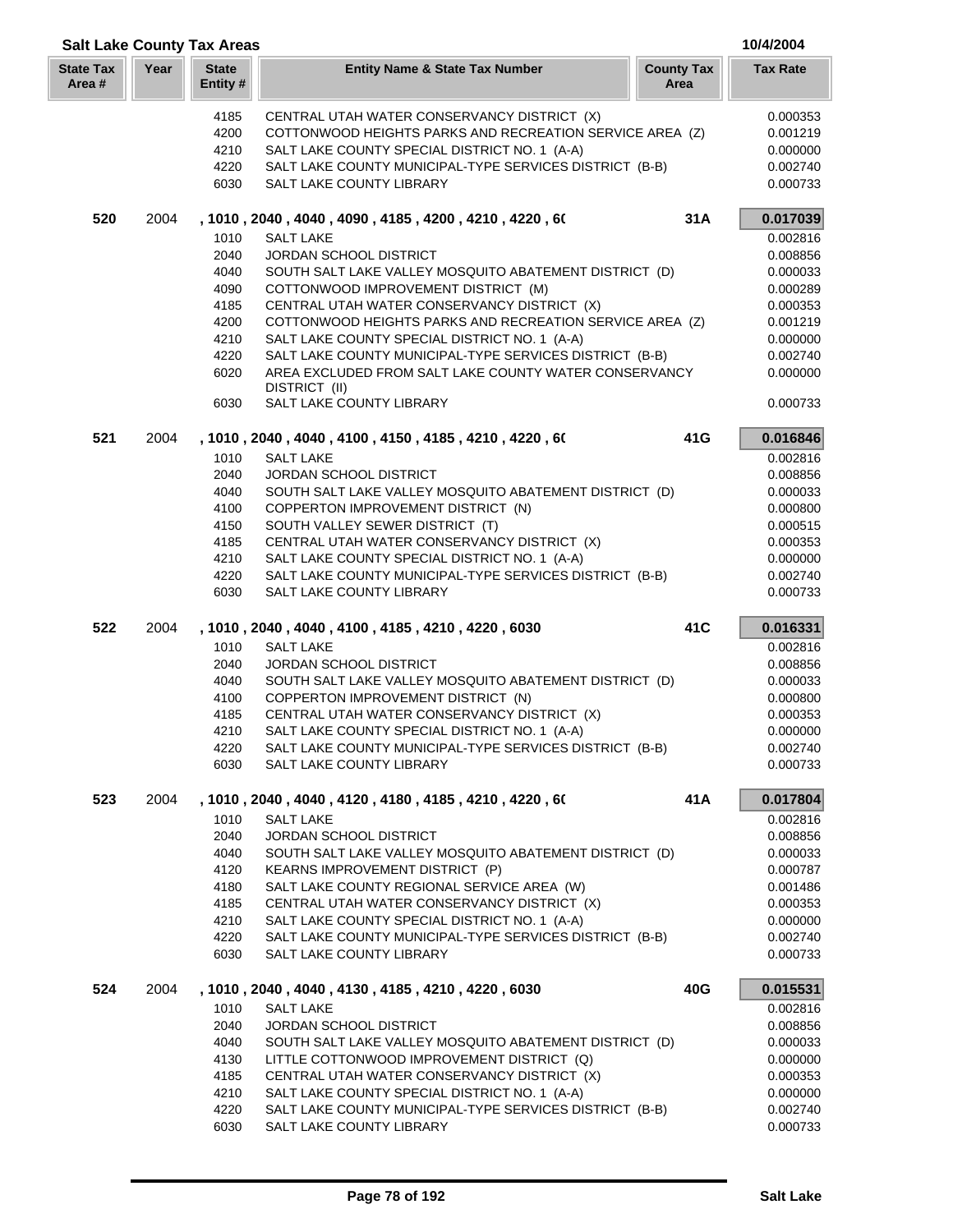## Salt Lake County Tax Areas

10/4/2004

| State Tax Area # | Year | State Entity # | Entity Name & State Tax Number | County Tax Area | Tax Rate |
|---|---|---|---|---|---|
| | | 4185 | CENTRAL UTAH WATER CONSERVANCY DISTRICT (X) | | 0.000353 |
| | | 4200 | COTTONWOOD HEIGHTS PARKS AND RECREATION SERVICE AREA (Z) | | 0.001219 |
| | | 4210 | SALT LAKE COUNTY SPECIAL DISTRICT NO. 1 (A-A) | | 0.000000 |
| | | 4220 | SALT LAKE COUNTY MUNICIPAL-TYPE SERVICES DISTRICT (B-B) | | 0.002740 |
| | | 6030 | SALT LAKE COUNTY LIBRARY | | 0.000733 |
| **520** | 2004 | | **, 1010 , 2040 , 4040 , 4090 , 4185 , 4200 , 4210 , 4220 , 6(** | **31A** | **0.017039** |
| | | 1010 | SALT LAKE | | 0.002816 |
| | | 2040 | JORDAN SCHOOL DISTRICT | | 0.008856 |
| | | 4040 | SOUTH SALT LAKE VALLEY MOSQUITO ABATEMENT DISTRICT (D) | | 0.000033 |
| | | 4090 | COTTONWOOD IMPROVEMENT DISTRICT (M) | | 0.000289 |
| | | 4185 | CENTRAL UTAH WATER CONSERVANCY DISTRICT (X) | | 0.000353 |
| | | 4200 | COTTONWOOD HEIGHTS PARKS AND RECREATION SERVICE AREA (Z) | | 0.001219 |
| | | 4210 | SALT LAKE COUNTY SPECIAL DISTRICT NO. 1 (A-A) | | 0.000000 |
| | | 4220 | SALT LAKE COUNTY MUNICIPAL-TYPE SERVICES DISTRICT (B-B) | | 0.002740 |
| | | 6020 | AREA EXCLUDED FROM SALT LAKE COUNTY WATER CONSERVANCY DISTRICT (II) | | 0.000000 |
| | | 6030 | SALT LAKE COUNTY LIBRARY | | 0.000733 |
| **521** | 2004 | | **, 1010 , 2040 , 4040 , 4100 , 4150 , 4185 , 4210 , 4220 , 6(** | **41G** | **0.016846** |
| | | 1010 | SALT LAKE | | 0.002816 |
| | | 2040 | JORDAN SCHOOL DISTRICT | | 0.008856 |
| | | 4040 | SOUTH SALT LAKE VALLEY MOSQUITO ABATEMENT DISTRICT (D) | | 0.000033 |
| | | 4100 | COPPERTON IMPROVEMENT DISTRICT (N) | | 0.000800 |
| | | 4150 | SOUTH VALLEY SEWER DISTRICT (T) | | 0.000515 |
| | | 4185 | CENTRAL UTAH WATER CONSERVANCY DISTRICT (X) | | 0.000353 |
| | | 4210 | SALT LAKE COUNTY SPECIAL DISTRICT NO. 1 (A-A) | | 0.000000 |
| | | 4220 | SALT LAKE COUNTY MUNICIPAL-TYPE SERVICES DISTRICT (B-B) | | 0.002740 |
| | | 6030 | SALT LAKE COUNTY LIBRARY | | 0.000733 |
| **522** | 2004 | | **, 1010 , 2040 , 4040 , 4100 , 4185 , 4210 , 4220 , 6030** | **41C** | **0.016331** |
| | | 1010 | SALT LAKE | | 0.002816 |
| | | 2040 | JORDAN SCHOOL DISTRICT | | 0.008856 |
| | | 4040 | SOUTH SALT LAKE VALLEY MOSQUITO ABATEMENT DISTRICT (D) | | 0.000033 |
| | | 4100 | COPPERTON IMPROVEMENT DISTRICT (N) | | 0.000800 |
| | | 4185 | CENTRAL UTAH WATER CONSERVANCY DISTRICT (X) | | 0.000353 |
| | | 4210 | SALT LAKE COUNTY SPECIAL DISTRICT NO. 1 (A-A) | | 0.000000 |
| | | 4220 | SALT LAKE COUNTY MUNICIPAL-TYPE SERVICES DISTRICT (B-B) | | 0.002740 |
| | | 6030 | SALT LAKE COUNTY LIBRARY | | 0.000733 |
| **523** | 2004 | | **, 1010 , 2040 , 4040 , 4120 , 4180 , 4185 , 4210 , 4220 , 6(** | **41A** | **0.017804** |
| | | 1010 | SALT LAKE | | 0.002816 |
| | | 2040 | JORDAN SCHOOL DISTRICT | | 0.008856 |
| | | 4040 | SOUTH SALT LAKE VALLEY MOSQUITO ABATEMENT DISTRICT (D) | | 0.000033 |
| | | 4120 | KEARNS IMPROVEMENT DISTRICT (P) | | 0.000787 |
| | | 4180 | SALT LAKE COUNTY REGIONAL SERVICE AREA (W) | | 0.001486 |
| | | 4185 | CENTRAL UTAH WATER CONSERVANCY DISTRICT (X) | | 0.000353 |
| | | 4210 | SALT LAKE COUNTY SPECIAL DISTRICT NO. 1 (A-A) | | 0.000000 |
| | | 4220 | SALT LAKE COUNTY MUNICIPAL-TYPE SERVICES DISTRICT (B-B) | | 0.002740 |
| | | 6030 | SALT LAKE COUNTY LIBRARY | | 0.000733 |
| **524** | 2004 | | **, 1010 , 2040 , 4040 , 4130 , 4185 , 4210 , 4220 , 6030** | **40G** | **0.015531** |
| | | 1010 | SALT LAKE | | 0.002816 |
| | | 2040 | JORDAN SCHOOL DISTRICT | | 0.008856 |
| | | 4040 | SOUTH SALT LAKE VALLEY MOSQUITO ABATEMENT DISTRICT (D) | | 0.000033 |
| | | 4130 | LITTLE COTTONWOOD IMPROVEMENT DISTRICT (Q) | | 0.000000 |
| | | 4185 | CENTRAL UTAH WATER CONSERVANCY DISTRICT (X) | | 0.000353 |
| | | 4210 | SALT LAKE COUNTY SPECIAL DISTRICT NO. 1 (A-A) | | 0.000000 |
| | | 4220 | SALT LAKE COUNTY MUNICIPAL-TYPE SERVICES DISTRICT (B-B) | | 0.002740 |
| | | 6030 | SALT LAKE COUNTY LIBRARY | | 0.000733 |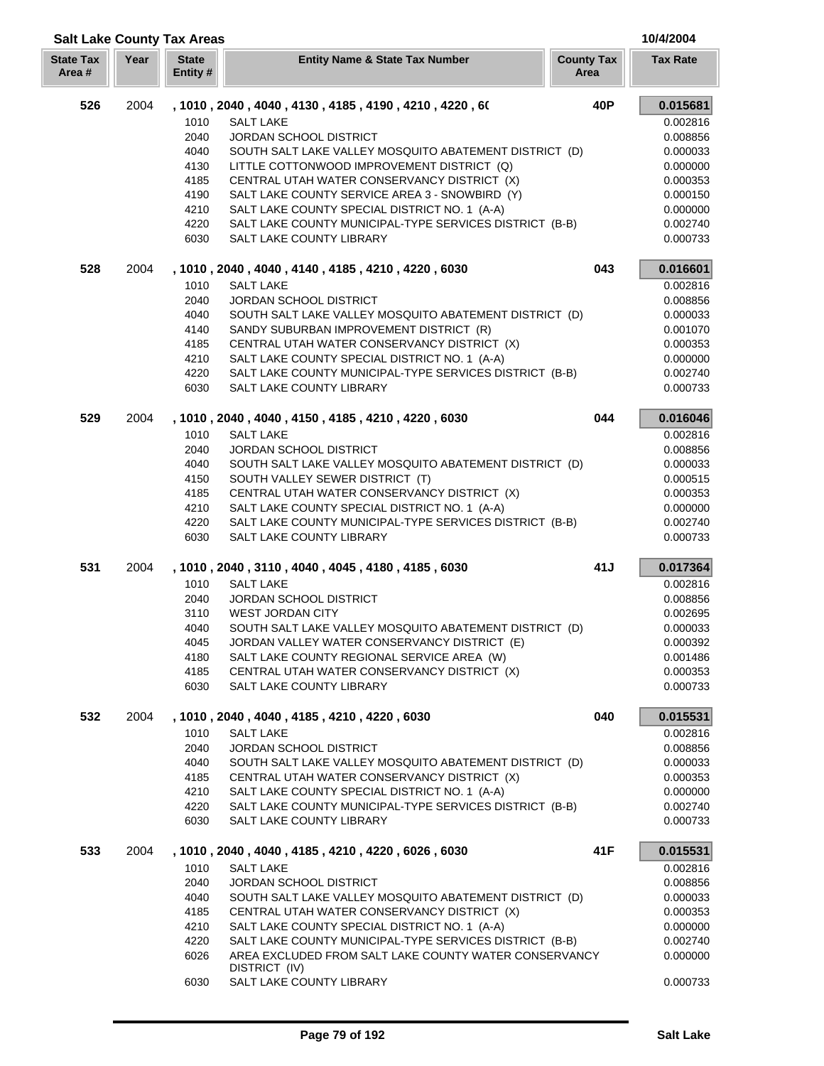## Salt Lake County Tax Areas

10/4/2004

| State Tax Area # | Year | State Entity # | Entity Name & State Tax Number | County Tax Area | Tax Rate |
|---|---|---|---|---|---|
| **526** | 2004 | | **, 1010 , 2040 , 4040 , 4130 , 4185 , 4190 , 4210 , 4220 , 6(** | **40P** | **0.015681** |
| | | 1010 | SALT LAKE | | 0.002816 |
| | | 2040 | JORDAN SCHOOL DISTRICT | | 0.008856 |
| | | 4040 | SOUTH SALT LAKE VALLEY MOSQUITO ABATEMENT DISTRICT (D) | | 0.000033 |
| | | 4130 | LITTLE COTTONWOOD IMPROVEMENT DISTRICT (Q) | | 0.000000 |
| | | 4185 | CENTRAL UTAH WATER CONSERVANCY DISTRICT (X) | | 0.000353 |
| | | 4190 | SALT LAKE COUNTY SERVICE AREA 3 - SNOWBIRD (Y) | | 0.000150 |
| | | 4210 | SALT LAKE COUNTY SPECIAL DISTRICT NO. 1 (A-A) | | 0.000000 |
| | | 4220 | SALT LAKE COUNTY MUNICIPAL-TYPE SERVICES DISTRICT (B-B) | | 0.002740 |
| | | 6030 | SALT LAKE COUNTY LIBRARY | | 0.000733 |
| **528** | 2004 | | **, 1010 , 2040 , 4040 , 4140 , 4185 , 4210 , 4220 , 6030** | **043** | **0.016601** |
| | | 1010 | SALT LAKE | | 0.002816 |
| | | 2040 | JORDAN SCHOOL DISTRICT | | 0.008856 |
| | | 4040 | SOUTH SALT LAKE VALLEY MOSQUITO ABATEMENT DISTRICT (D) | | 0.000033 |
| | | 4140 | SANDY SUBURBAN IMPROVEMENT DISTRICT (R) | | 0.001070 |
| | | 4185 | CENTRAL UTAH WATER CONSERVANCY DISTRICT (X) | | 0.000353 |
| | | 4210 | SALT LAKE COUNTY SPECIAL DISTRICT NO. 1 (A-A) | | 0.000000 |
| | | 4220 | SALT LAKE COUNTY MUNICIPAL-TYPE SERVICES DISTRICT (B-B) | | 0.002740 |
| | | 6030 | SALT LAKE COUNTY LIBRARY | | 0.000733 |
| **529** | 2004 | | **, 1010 , 2040 , 4040 , 4150 , 4185 , 4210 , 4220 , 6030** | **044** | **0.016046** |
| | | 1010 | SALT LAKE | | 0.002816 |
| | | 2040 | JORDAN SCHOOL DISTRICT | | 0.008856 |
| | | 4040 | SOUTH SALT LAKE VALLEY MOSQUITO ABATEMENT DISTRICT (D) | | 0.000033 |
| | | 4150 | SOUTH VALLEY SEWER DISTRICT (T) | | 0.000515 |
| | | 4185 | CENTRAL UTAH WATER CONSERVANCY DISTRICT (X) | | 0.000353 |
| | | 4210 | SALT LAKE COUNTY SPECIAL DISTRICT NO. 1 (A-A) | | 0.000000 |
| | | 4220 | SALT LAKE COUNTY MUNICIPAL-TYPE SERVICES DISTRICT (B-B) | | 0.002740 |
| | | 6030 | SALT LAKE COUNTY LIBRARY | | 0.000733 |
| **531** | 2004 | | **, 1010 , 2040 , 3110 , 4040 , 4045 , 4180 , 4185 , 6030** | **41J** | **0.017364** |
| | | 1010 | SALT LAKE | | 0.002816 |
| | | 2040 | JORDAN SCHOOL DISTRICT | | 0.008856 |
| | | 3110 | WEST JORDAN CITY | | 0.002695 |
| | | 4040 | SOUTH SALT LAKE VALLEY MOSQUITO ABATEMENT DISTRICT (D) | | 0.000033 |
| | | 4045 | JORDAN VALLEY WATER CONSERVANCY DISTRICT (E) | | 0.000392 |
| | | 4180 | SALT LAKE COUNTY REGIONAL SERVICE AREA (W) | | 0.001486 |
| | | 4185 | CENTRAL UTAH WATER CONSERVANCY DISTRICT (X) | | 0.000353 |
| | | 6030 | SALT LAKE COUNTY LIBRARY | | 0.000733 |
| **532** | 2004 | | **, 1010 , 2040 , 4040 , 4185 , 4210 , 4220 , 6030** | **040** | **0.015531** |
| | | 1010 | SALT LAKE | | 0.002816 |
| | | 2040 | JORDAN SCHOOL DISTRICT | | 0.008856 |
| | | 4040 | SOUTH SALT LAKE VALLEY MOSQUITO ABATEMENT DISTRICT (D) | | 0.000033 |
| | | 4185 | CENTRAL UTAH WATER CONSERVANCY DISTRICT (X) | | 0.000353 |
| | | 4210 | SALT LAKE COUNTY SPECIAL DISTRICT NO. 1 (A-A) | | 0.000000 |
| | | 4220 | SALT LAKE COUNTY MUNICIPAL-TYPE SERVICES DISTRICT (B-B) | | 0.002740 |
| | | 6030 | SALT LAKE COUNTY LIBRARY | | 0.000733 |
| **533** | 2004 | | **, 1010 , 2040 , 4040 , 4185 , 4210 , 4220 , 6026 , 6030** | **41F** | **0.015531** |
| | | 1010 | SALT LAKE | | 0.002816 |
| | | 2040 | JORDAN SCHOOL DISTRICT | | 0.008856 |
| | | 4040 | SOUTH SALT LAKE VALLEY MOSQUITO ABATEMENT DISTRICT (D) | | 0.000033 |
| | | 4185 | CENTRAL UTAH WATER CONSERVANCY DISTRICT (X) | | 0.000353 |
| | | 4210 | SALT LAKE COUNTY SPECIAL DISTRICT NO. 1 (A-A) | | 0.000000 |
| | | 4220 | SALT LAKE COUNTY MUNICIPAL-TYPE SERVICES DISTRICT (B-B) | | 0.002740 |
| | | 6026 | AREA EXCLUDED FROM SALT LAKE COUNTY WATER CONSERVANCY DISTRICT (IV) | | 0.000000 |
| | | 6030 | SALT LAKE COUNTY LIBRARY | | 0.000733 |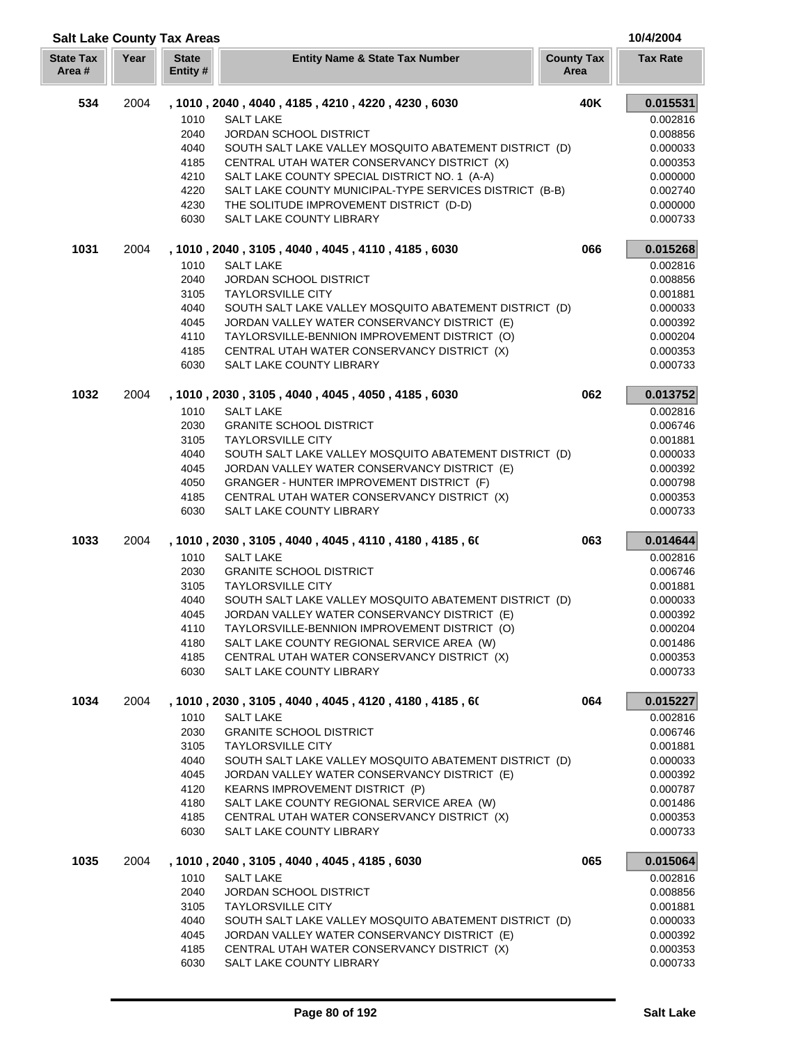## Salt Lake County Tax Areas

10/4/2004

| State Tax Area # | Year | State Entity # | Entity Name & State Tax Number | County Tax Area | Tax Rate |
|---|---|---|---|---|---|
| **534** | 2004 | | **, 1010 , 2040 , 4040 , 4185 , 4210 , 4220 , 4230 , 6030** | **40K** | **0.015531** |
| | | 1010 | SALT LAKE | | 0.002816 |
| | | 2040 | JORDAN SCHOOL DISTRICT | | 0.008856 |
| | | 4040 | SOUTH SALT LAKE VALLEY MOSQUITO ABATEMENT DISTRICT (D) | | 0.000033 |
| | | 4185 | CENTRAL UTAH WATER CONSERVANCY DISTRICT (X) | | 0.000353 |
| | | 4210 | SALT LAKE COUNTY SPECIAL DISTRICT NO. 1 (A-A) | | 0.000000 |
| | | 4220 | SALT LAKE COUNTY MUNICIPAL-TYPE SERVICES DISTRICT (B-B) | | 0.002740 |
| | | 4230 | THE SOLITUDE IMPROVEMENT DISTRICT (D-D) | | 0.000000 |
| | | 6030 | SALT LAKE COUNTY LIBRARY | | 0.000733 |
| **1031** | 2004 | | **, 1010 , 2040 , 3105 , 4040 , 4045 , 4110 , 4185 , 6030** | **066** | **0.015268** |
| | | 1010 | SALT LAKE | | 0.002816 |
| | | 2040 | JORDAN SCHOOL DISTRICT | | 0.008856 |
| | | 3105 | TAYLORSVILLE CITY | | 0.001881 |
| | | 4040 | SOUTH SALT LAKE VALLEY MOSQUITO ABATEMENT DISTRICT (D) | | 0.000033 |
| | | 4045 | JORDAN VALLEY WATER CONSERVANCY DISTRICT (E) | | 0.000392 |
| | | 4110 | TAYLORSVILLE-BENNION IMPROVEMENT DISTRICT (O) | | 0.000204 |
| | | 4185 | CENTRAL UTAH WATER CONSERVANCY DISTRICT (X) | | 0.000353 |
| | | 6030 | SALT LAKE COUNTY LIBRARY | | 0.000733 |
| **1032** | 2004 | | **, 1010 , 2030 , 3105 , 4040 , 4045 , 4050 , 4185 , 6030** | **062** | **0.013752** |
| | | 1010 | SALT LAKE | | 0.002816 |
| | | 2030 | GRANITE SCHOOL DISTRICT | | 0.006746 |
| | | 3105 | TAYLORSVILLE CITY | | 0.001881 |
| | | 4040 | SOUTH SALT LAKE VALLEY MOSQUITO ABATEMENT DISTRICT (D) | | 0.000033 |
| | | 4045 | JORDAN VALLEY WATER CONSERVANCY DISTRICT (E) | | 0.000392 |
| | | 4050 | GRANGER - HUNTER IMPROVEMENT DISTRICT (F) | | 0.000798 |
| | | 4185 | CENTRAL UTAH WATER CONSERVANCY DISTRICT (X) | | 0.000353 |
| | | 6030 | SALT LAKE COUNTY LIBRARY | | 0.000733 |
| **1033** | 2004 | | **, 1010 , 2030 , 3105 , 4040 , 4045 , 4110 , 4180 , 4185 , 6(** | **063** | **0.014644** |
| | | 1010 | SALT LAKE | | 0.002816 |
| | | 2030 | GRANITE SCHOOL DISTRICT | | 0.006746 |
| | | 3105 | TAYLORSVILLE CITY | | 0.001881 |
| | | 4040 | SOUTH SALT LAKE VALLEY MOSQUITO ABATEMENT DISTRICT (D) | | 0.000033 |
| | | 4045 | JORDAN VALLEY WATER CONSERVANCY DISTRICT (E) | | 0.000392 |
| | | 4110 | TAYLORSVILLE-BENNION IMPROVEMENT DISTRICT (O) | | 0.000204 |
| | | 4180 | SALT LAKE COUNTY REGIONAL SERVICE AREA (W) | | 0.001486 |
| | | 4185 | CENTRAL UTAH WATER CONSERVANCY DISTRICT (X) | | 0.000353 |
| | | 6030 | SALT LAKE COUNTY LIBRARY | | 0.000733 |
| **1034** | 2004 | | **, 1010 , 2030 , 3105 , 4040 , 4045 , 4120 , 4180 , 4185 , 6(** | **064** | **0.015227** |
| | | 1010 | SALT LAKE | | 0.002816 |
| | | 2030 | GRANITE SCHOOL DISTRICT | | 0.006746 |
| | | 3105 | TAYLORSVILLE CITY | | 0.001881 |
| | | 4040 | SOUTH SALT LAKE VALLEY MOSQUITO ABATEMENT DISTRICT (D) | | 0.000033 |
| | | 4045 | JORDAN VALLEY WATER CONSERVANCY DISTRICT (E) | | 0.000392 |
| | | 4120 | KEARNS IMPROVEMENT DISTRICT (P) | | 0.000787 |
| | | 4180 | SALT LAKE COUNTY REGIONAL SERVICE AREA (W) | | 0.001486 |
| | | 4185 | CENTRAL UTAH WATER CONSERVANCY DISTRICT (X) | | 0.000353 |
| | | 6030 | SALT LAKE COUNTY LIBRARY | | 0.000733 |
| **1035** | 2004 | | **, 1010 , 2040 , 3105 , 4040 , 4045 , 4185 , 6030** | **065** | **0.015064** |
| | | 1010 | SALT LAKE | | 0.002816 |
| | | 2040 | JORDAN SCHOOL DISTRICT | | 0.008856 |
| | | 3105 | TAYLORSVILLE CITY | | 0.001881 |
| | | 4040 | SOUTH SALT LAKE VALLEY MOSQUITO ABATEMENT DISTRICT (D) | | 0.000033 |
| | | 4045 | JORDAN VALLEY WATER CONSERVANCY DISTRICT (E) | | 0.000392 |
| | | 4185 | CENTRAL UTAH WATER CONSERVANCY DISTRICT (X) | | 0.000353 |
| | | 6030 | SALT LAKE COUNTY LIBRARY | | 0.000733 |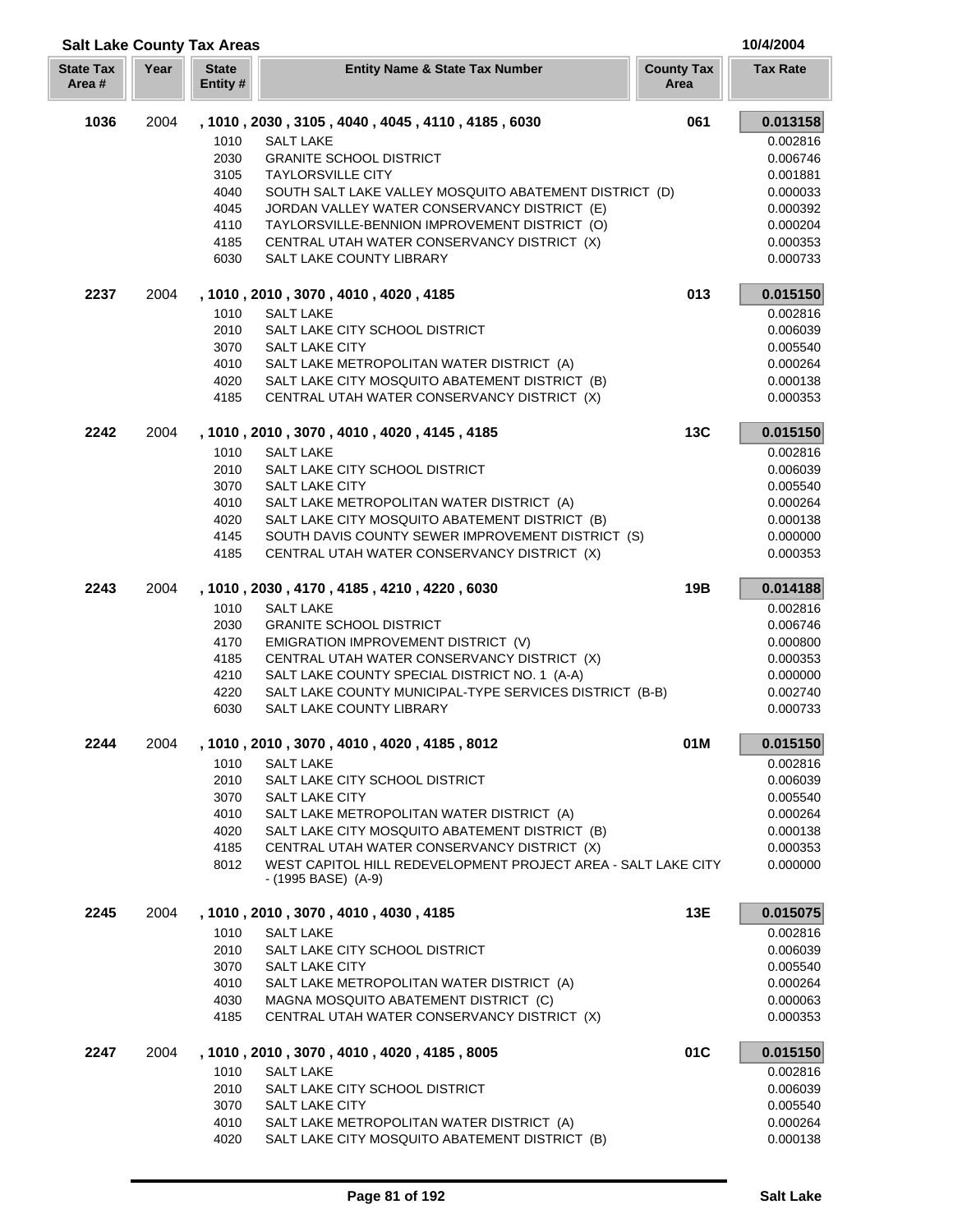## Salt Lake County Tax Areas

10/4/2004

| State Tax Area # | Year | State Entity # | Entity Name & State Tax Number | County Tax Area | Tax Rate |
|---|---|---|---|---|---|
| **1036** | 2004 | | **, 1010 , 2030 , 3105 , 4040 , 4045 , 4110 , 4185 , 6030** | **061** | **0.013158** |
| | | 1010 | SALT LAKE | | 0.002816 |
| | | 2030 | GRANITE SCHOOL DISTRICT | | 0.006746 |
| | | 3105 | TAYLORSVILLE CITY | | 0.001881 |
| | | 4040 | SOUTH SALT LAKE VALLEY MOSQUITO ABATEMENT DISTRICT (D) | | 0.000033 |
| | | 4045 | JORDAN VALLEY WATER CONSERVANCY DISTRICT (E) | | 0.000392 |
| | | 4110 | TAYLORSVILLE-BENNION IMPROVEMENT DISTRICT (O) | | 0.000204 |
| | | 4185 | CENTRAL UTAH WATER CONSERVANCY DISTRICT (X) | | 0.000353 |
| | | 6030 | SALT LAKE COUNTY LIBRARY | | 0.000733 |
| **2237** | 2004 | | **, 1010 , 2010 , 3070 , 4010 , 4020 , 4185** | **013** | **0.015150** |
| | | 1010 | SALT LAKE | | 0.002816 |
| | | 2010 | SALT LAKE CITY SCHOOL DISTRICT | | 0.006039 |
| | | 3070 | SALT LAKE CITY | | 0.005540 |
| | | 4010 | SALT LAKE METROPOLITAN WATER DISTRICT (A) | | 0.000264 |
| | | 4020 | SALT LAKE CITY MOSQUITO ABATEMENT DISTRICT (B) | | 0.000138 |
| | | 4185 | CENTRAL UTAH WATER CONSERVANCY DISTRICT (X) | | 0.000353 |
| **2242** | 2004 | | **, 1010 , 2010 , 3070 , 4010 , 4020 , 4145 , 4185** | **13C** | **0.015150** |
| | | 1010 | SALT LAKE | | 0.002816 |
| | | 2010 | SALT LAKE CITY SCHOOL DISTRICT | | 0.006039 |
| | | 3070 | SALT LAKE CITY | | 0.005540 |
| | | 4010 | SALT LAKE METROPOLITAN WATER DISTRICT (A) | | 0.000264 |
| | | 4020 | SALT LAKE CITY MOSQUITO ABATEMENT DISTRICT (B) | | 0.000138 |
| | | 4145 | SOUTH DAVIS COUNTY SEWER IMPROVEMENT DISTRICT (S) | | 0.000000 |
| | | 4185 | CENTRAL UTAH WATER CONSERVANCY DISTRICT (X) | | 0.000353 |
| **2243** | 2004 | | **, 1010 , 2030 , 4170 , 4185 , 4210 , 4220 , 6030** | **19B** | **0.014188** |
| | | 1010 | SALT LAKE | | 0.002816 |
| | | 2030 | GRANITE SCHOOL DISTRICT | | 0.006746 |
| | | 4170 | EMIGRATION IMPROVEMENT DISTRICT (V) | | 0.000800 |
| | | 4185 | CENTRAL UTAH WATER CONSERVANCY DISTRICT (X) | | 0.000353 |
| | | 4210 | SALT LAKE COUNTY SPECIAL DISTRICT NO. 1 (A-A) | | 0.000000 |
| | | 4220 | SALT LAKE COUNTY MUNICIPAL-TYPE SERVICES DISTRICT (B-B) | | 0.002740 |
| | | 6030 | SALT LAKE COUNTY LIBRARY | | 0.000733 |
| **2244** | 2004 | | **, 1010 , 2010 , 3070 , 4010 , 4020 , 4185 , 8012** | **01M** | **0.015150** |
| | | 1010 | SALT LAKE | | 0.002816 |
| | | 2010 | SALT LAKE CITY SCHOOL DISTRICT | | 0.006039 |
| | | 3070 | SALT LAKE CITY | | 0.005540 |
| | | 4010 | SALT LAKE METROPOLITAN WATER DISTRICT (A) | | 0.000264 |
| | | 4020 | SALT LAKE CITY MOSQUITO ABATEMENT DISTRICT (B) | | 0.000138 |
| | | 4185 | CENTRAL UTAH WATER CONSERVANCY DISTRICT (X) | | 0.000353 |
| | | 8012 | WEST CAPITOL HILL REDEVELOPMENT PROJECT AREA - SALT LAKE CITY - (1995 BASE) (A-9) | | 0.000000 |
| **2245** | 2004 | | **, 1010 , 2010 , 3070 , 4010 , 4030 , 4185** | **13E** | **0.015075** |
| | | 1010 | SALT LAKE | | 0.002816 |
| | | 2010 | SALT LAKE CITY SCHOOL DISTRICT | | 0.006039 |
| | | 3070 | SALT LAKE CITY | | 0.005540 |
| | | 4010 | SALT LAKE METROPOLITAN WATER DISTRICT (A) | | 0.000264 |
| | | 4030 | MAGNA MOSQUITO ABATEMENT DISTRICT (C) | | 0.000063 |
| | | 4185 | CENTRAL UTAH WATER CONSERVANCY DISTRICT (X) | | 0.000353 |
| **2247** | 2004 | | **, 1010 , 2010 , 3070 , 4010 , 4020 , 4185 , 8005** | **01C** | **0.015150** |
| | | 1010 | SALT LAKE | | 0.002816 |
| | | 2010 | SALT LAKE CITY SCHOOL DISTRICT | | 0.006039 |
| | | 3070 | SALT LAKE CITY | | 0.005540 |
| | | 4010 | SALT LAKE METROPOLITAN WATER DISTRICT (A) | | 0.000264 |
| | | 4020 | SALT LAKE CITY MOSQUITO ABATEMENT DISTRICT (B) | | 0.000138 |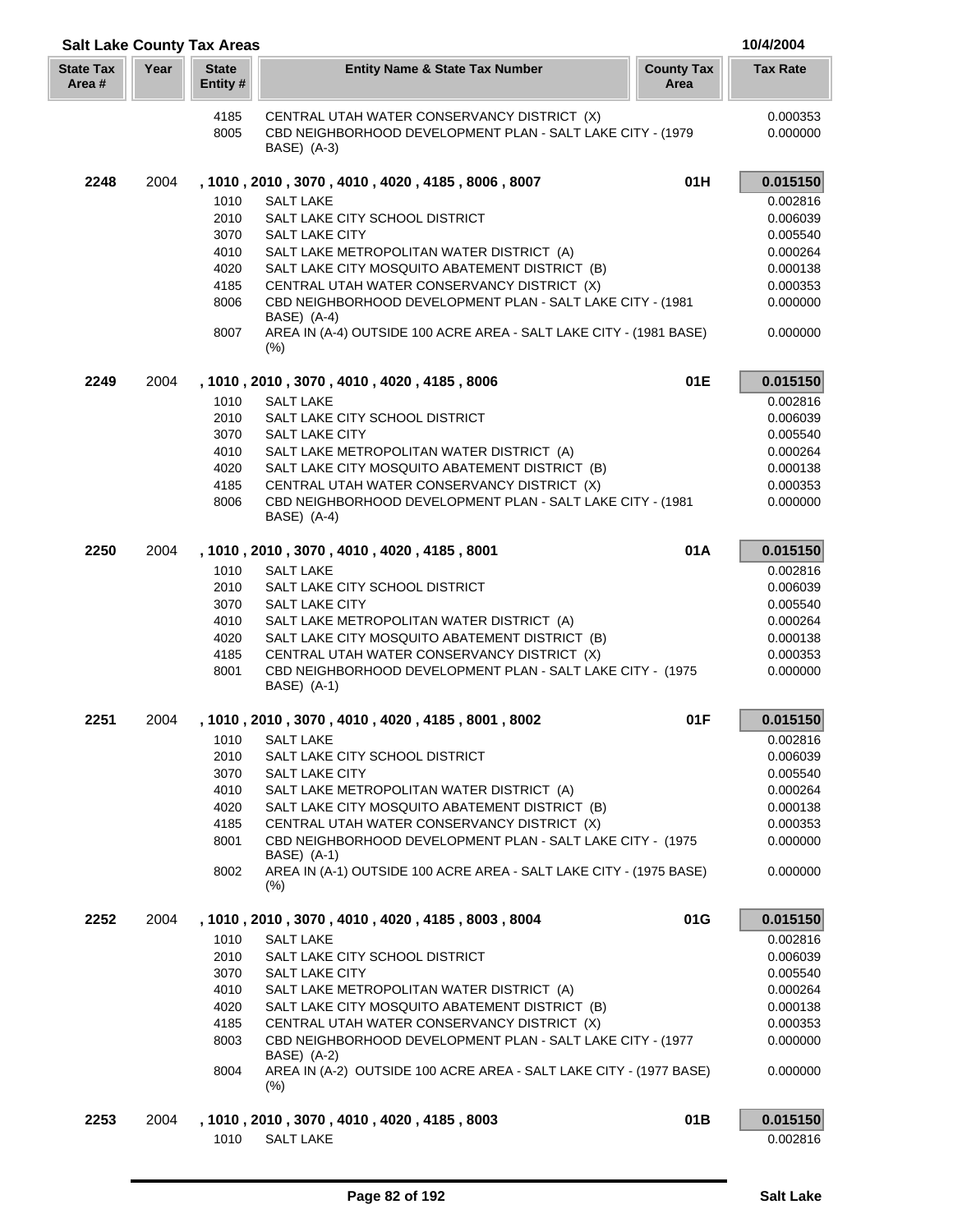## Salt Lake County Tax Areas

10/4/2004

| State Tax Area # | Year | State Entity # | Entity Name & State Tax Number | County Tax Area | Tax Rate |
|---|---|---|---|---|---|
| | | 4185 | CENTRAL UTAH WATER CONSERVANCY DISTRICT (X) | | 0.000353 |
| | | 8005 | CBD NEIGHBORHOOD DEVELOPMENT PLAN - SALT LAKE CITY - (1979 BASE) (A-3) | | 0.000000 |
| **2248** | 2004 | | **, 1010 , 2010 , 3070 , 4010 , 4020 , 4185 , 8006 , 8007** | **01H** | **0.015150** |
| | | 1010 | SALT LAKE | | 0.002816 |
| | | 2010 | SALT LAKE CITY SCHOOL DISTRICT | | 0.006039 |
| | | 3070 | SALT LAKE CITY | | 0.005540 |
| | | 4010 | SALT LAKE METROPOLITAN WATER DISTRICT (A) | | 0.000264 |
| | | 4020 | SALT LAKE CITY MOSQUITO ABATEMENT DISTRICT (B) | | 0.000138 |
| | | 4185 | CENTRAL UTAH WATER CONSERVANCY DISTRICT (X) | | 0.000353 |
| | | 8006 | CBD NEIGHBORHOOD DEVELOPMENT PLAN - SALT LAKE CITY - (1981 BASE) (A-4) | | 0.000000 |
| | | 8007 | AREA IN (A-4) OUTSIDE 100 ACRE AREA - SALT LAKE CITY - (1981 BASE) (%) | | 0.000000 |
| **2249** | 2004 | | **, 1010 , 2010 , 3070 , 4010 , 4020 , 4185 , 8006** | **01E** | **0.015150** |
| | | 1010 | SALT LAKE | | 0.002816 |
| | | 2010 | SALT LAKE CITY SCHOOL DISTRICT | | 0.006039 |
| | | 3070 | SALT LAKE CITY | | 0.005540 |
| | | 4010 | SALT LAKE METROPOLITAN WATER DISTRICT (A) | | 0.000264 |
| | | 4020 | SALT LAKE CITY MOSQUITO ABATEMENT DISTRICT (B) | | 0.000138 |
| | | 4185 | CENTRAL UTAH WATER CONSERVANCY DISTRICT (X) | | 0.000353 |
| | | 8006 | CBD NEIGHBORHOOD DEVELOPMENT PLAN - SALT LAKE CITY - (1981 BASE) (A-4) | | 0.000000 |
| **2250** | 2004 | | **, 1010 , 2010 , 3070 , 4010 , 4020 , 4185 , 8001** | **01A** | **0.015150** |
| | | 1010 | SALT LAKE | | 0.002816 |
| | | 2010 | SALT LAKE CITY SCHOOL DISTRICT | | 0.006039 |
| | | 3070 | SALT LAKE CITY | | 0.005540 |
| | | 4010 | SALT LAKE METROPOLITAN WATER DISTRICT (A) | | 0.000264 |
| | | 4020 | SALT LAKE CITY MOSQUITO ABATEMENT DISTRICT (B) | | 0.000138 |
| | | 4185 | CENTRAL UTAH WATER CONSERVANCY DISTRICT (X) | | 0.000353 |
| | | 8001 | CBD NEIGHBORHOOD DEVELOPMENT PLAN - SALT LAKE CITY - (1975 BASE) (A-1) | | 0.000000 |
| **2251** | 2004 | | **, 1010 , 2010 , 3070 , 4010 , 4020 , 4185 , 8001 , 8002** | **01F** | **0.015150** |
| | | 1010 | SALT LAKE | | 0.002816 |
| | | 2010 | SALT LAKE CITY SCHOOL DISTRICT | | 0.006039 |
| | | 3070 | SALT LAKE CITY | | 0.005540 |
| | | 4010 | SALT LAKE METROPOLITAN WATER DISTRICT (A) | | 0.000264 |
| | | 4020 | SALT LAKE CITY MOSQUITO ABATEMENT DISTRICT (B) | | 0.000138 |
| | | 4185 | CENTRAL UTAH WATER CONSERVANCY DISTRICT (X) | | 0.000353 |
| | | 8001 | CBD NEIGHBORHOOD DEVELOPMENT PLAN - SALT LAKE CITY - (1975 BASE) (A-1) | | 0.000000 |
| | | 8002 | AREA IN (A-1) OUTSIDE 100 ACRE AREA - SALT LAKE CITY - (1975 BASE) (%) | | 0.000000 |
| **2252** | 2004 | | **, 1010 , 2010 , 3070 , 4010 , 4020 , 4185 , 8003 , 8004** | **01G** | **0.015150** |
| | | 1010 | SALT LAKE | | 0.002816 |
| | | 2010 | SALT LAKE CITY SCHOOL DISTRICT | | 0.006039 |
| | | 3070 | SALT LAKE CITY | | 0.005540 |
| | | 4010 | SALT LAKE METROPOLITAN WATER DISTRICT (A) | | 0.000264 |
| | | 4020 | SALT LAKE CITY MOSQUITO ABATEMENT DISTRICT (B) | | 0.000138 |
| | | 4185 | CENTRAL UTAH WATER CONSERVANCY DISTRICT (X) | | 0.000353 |
| | | 8003 | CBD NEIGHBORHOOD DEVELOPMENT PLAN - SALT LAKE CITY - (1977 BASE) (A-2) | | 0.000000 |
| | | 8004 | AREA IN (A-2) OUTSIDE 100 ACRE AREA - SALT LAKE CITY - (1977 BASE) (%) | | 0.000000 |
| **2253** | 2004 | | **, 1010 , 2010 , 3070 , 4010 , 4020 , 4185 , 8003** | **01B** | **0.015150** |
| | | 1010 | SALT LAKE | | 0.002816 |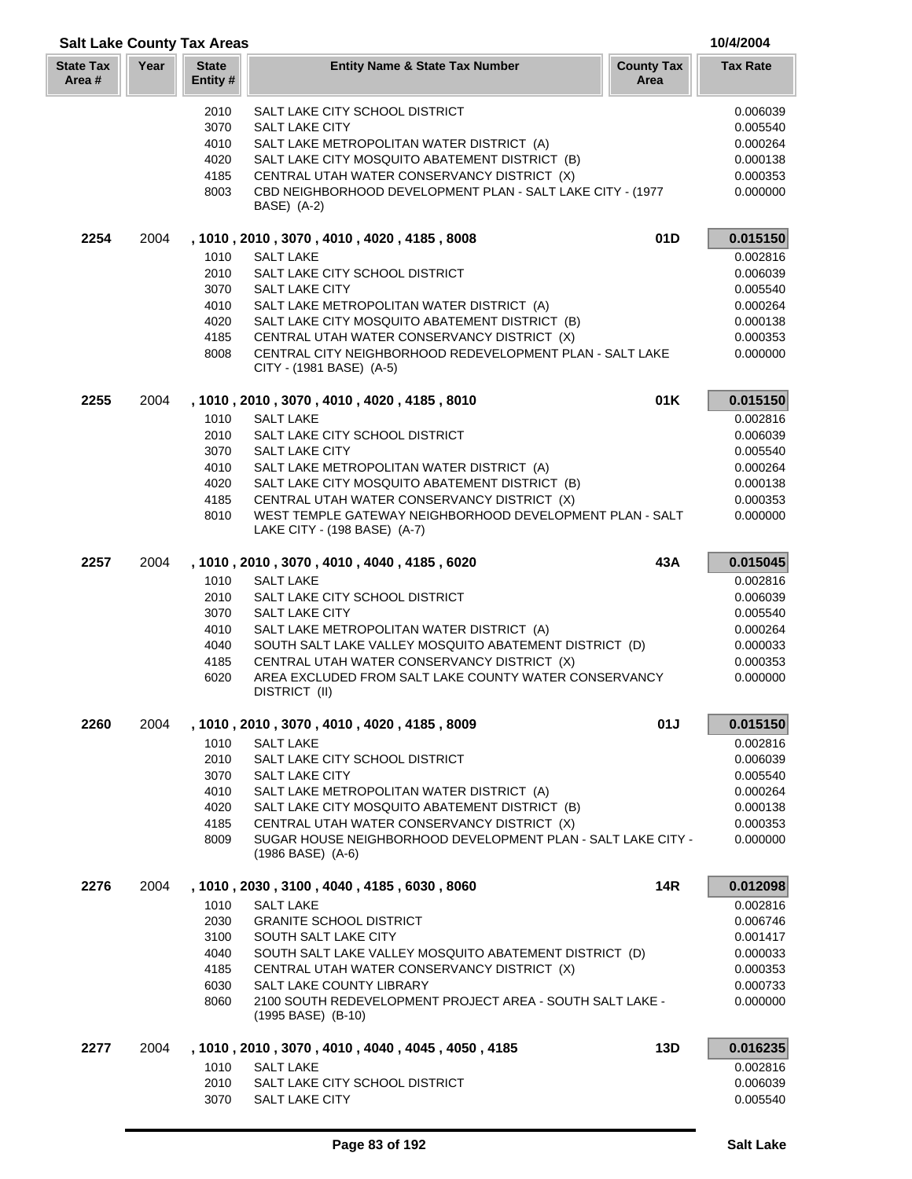## Salt Lake County Tax Areas

10/4/2004

| State Tax Area # | Year | State Entity # | Entity Name & State Tax Number | County Tax Area | Tax Rate |
|---|---|---|---|---|---|
| | | 2010 | SALT LAKE CITY SCHOOL DISTRICT | | 0.006039 |
| | | 3070 | SALT LAKE CITY | | 0.005540 |
| | | 4010 | SALT LAKE METROPOLITAN WATER DISTRICT (A) | | 0.000264 |
| | | 4020 | SALT LAKE CITY MOSQUITO ABATEMENT DISTRICT (B) | | 0.000138 |
| | | 4185 | CENTRAL UTAH WATER CONSERVANCY DISTRICT (X) | | 0.000353 |
| | | 8003 | CBD NEIGHBORHOOD DEVELOPMENT PLAN - SALT LAKE CITY - (1977 BASE) (A-2) | | 0.000000 |
| **2254** | 2004 | | **, 1010 , 2010 , 3070 , 4010 , 4020 , 4185 , 8008** | **01D** | **0.015150** |
| | | 1010 | SALT LAKE | | 0.002816 |
| | | 2010 | SALT LAKE CITY SCHOOL DISTRICT | | 0.006039 |
| | | 3070 | SALT LAKE CITY | | 0.005540 |
| | | 4010 | SALT LAKE METROPOLITAN WATER DISTRICT (A) | | 0.000264 |
| | | 4020 | SALT LAKE CITY MOSQUITO ABATEMENT DISTRICT (B) | | 0.000138 |
| | | 4185 | CENTRAL UTAH WATER CONSERVANCY DISTRICT (X) | | 0.000353 |
| | | 8008 | CENTRAL CITY NEIGHBORHOOD REDEVELOPMENT PLAN - SALT LAKE CITY - (1981 BASE) (A-5) | | 0.000000 |
| **2255** | 2004 | | **, 1010 , 2010 , 3070 , 4010 , 4020 , 4185 , 8010** | **01K** | **0.015150** |
| | | 1010 | SALT LAKE | | 0.002816 |
| | | 2010 | SALT LAKE CITY SCHOOL DISTRICT | | 0.006039 |
| | | 3070 | SALT LAKE CITY | | 0.005540 |
| | | 4010 | SALT LAKE METROPOLITAN WATER DISTRICT (A) | | 0.000264 |
| | | 4020 | SALT LAKE CITY MOSQUITO ABATEMENT DISTRICT (B) | | 0.000138 |
| | | 4185 | CENTRAL UTAH WATER CONSERVANCY DISTRICT (X) | | 0.000353 |
| | | 8010 | WEST TEMPLE GATEWAY NEIGHBORHOOD DEVELOPMENT PLAN - SALT LAKE CITY - (198 BASE) (A-7) | | 0.000000 |
| **2257** | 2004 | | **, 1010 , 2010 , 3070 , 4010 , 4040 , 4185 , 6020** | **43A** | **0.015045** |
| | | 1010 | SALT LAKE | | 0.002816 |
| | | 2010 | SALT LAKE CITY SCHOOL DISTRICT | | 0.006039 |
| | | 3070 | SALT LAKE CITY | | 0.005540 |
| | | 4010 | SALT LAKE METROPOLITAN WATER DISTRICT (A) | | 0.000264 |
| | | 4040 | SOUTH SALT LAKE VALLEY MOSQUITO ABATEMENT DISTRICT (D) | | 0.000033 |
| | | 4185 | CENTRAL UTAH WATER CONSERVANCY DISTRICT (X) | | 0.000353 |
| | | 6020 | AREA EXCLUDED FROM SALT LAKE COUNTY WATER CONSERVANCY DISTRICT (II) | | 0.000000 |
| **2260** | 2004 | | **, 1010 , 2010 , 3070 , 4010 , 4020 , 4185 , 8009** | **01J** | **0.015150** |
| | | 1010 | SALT LAKE | | 0.002816 |
| | | 2010 | SALT LAKE CITY SCHOOL DISTRICT | | 0.006039 |
| | | 3070 | SALT LAKE CITY | | 0.005540 |
| | | 4010 | SALT LAKE METROPOLITAN WATER DISTRICT (A) | | 0.000264 |
| | | 4020 | SALT LAKE CITY MOSQUITO ABATEMENT DISTRICT (B) | | 0.000138 |
| | | 4185 | CENTRAL UTAH WATER CONSERVANCY DISTRICT (X) | | 0.000353 |
| | | 8009 | SUGAR HOUSE NEIGHBORHOOD DEVELOPMENT PLAN - SALT LAKE CITY - (1986 BASE) (A-6) | | 0.000000 |
| **2276** | 2004 | | **, 1010 , 2030 , 3100 , 4040 , 4185 , 6030 , 8060** | **14R** | **0.012098** |
| | | 1010 | SALT LAKE | | 0.002816 |
| | | 2030 | GRANITE SCHOOL DISTRICT | | 0.006746 |
| | | 3100 | SOUTH SALT LAKE CITY | | 0.001417 |
| | | 4040 | SOUTH SALT LAKE VALLEY MOSQUITO ABATEMENT DISTRICT (D) | | 0.000033 |
| | | 4185 | CENTRAL UTAH WATER CONSERVANCY DISTRICT (X) | | 0.000353 |
| | | 6030 | SALT LAKE COUNTY LIBRARY | | 0.000733 |
| | | 8060 | 2100 SOUTH REDEVELOPMENT PROJECT AREA - SOUTH SALT LAKE - (1995 BASE) (B-10) | | 0.000000 |
| **2277** | 2004 | | **, 1010 , 2010 , 3070 , 4010 , 4040 , 4045 , 4050 , 4185** | **13D** | **0.016235** |
| | | 1010 | SALT LAKE | | 0.002816 |
| | | 2010 | SALT LAKE CITY SCHOOL DISTRICT | | 0.006039 |
| | | 3070 | SALT LAKE CITY | | 0.005540 |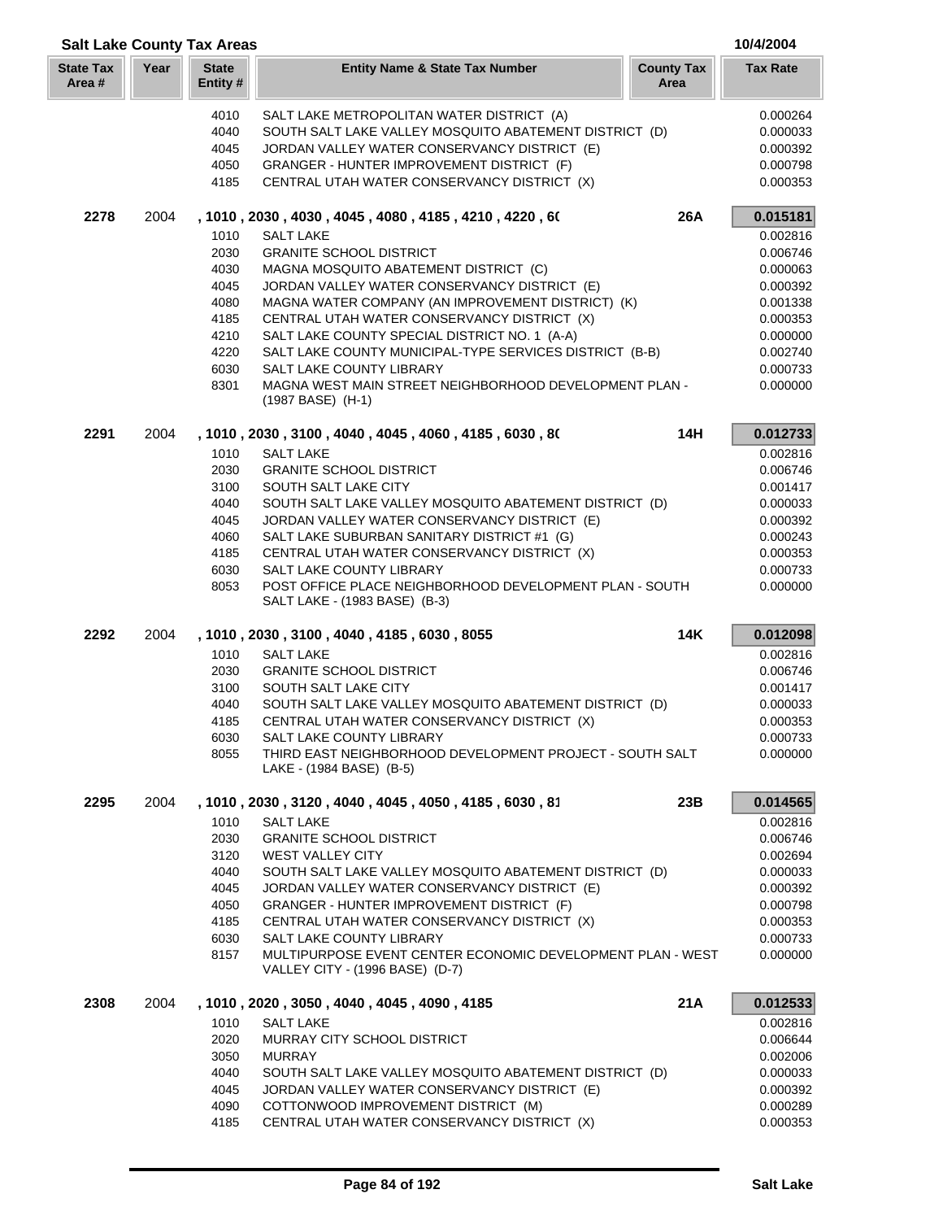## Salt Lake County Tax Areas

10/4/2004

| State Tax Area # | Year | State Entity # | Entity Name & State Tax Number | County Tax Area | Tax Rate |
|---|---|---|---|---|---|
| | | 4010 | SALT LAKE METROPOLITAN WATER DISTRICT (A) | | 0.000264 |
| | | 4040 | SOUTH SALT LAKE VALLEY MOSQUITO ABATEMENT DISTRICT (D) | | 0.000033 |
| | | 4045 | JORDAN VALLEY WATER CONSERVANCY DISTRICT (E) | | 0.000392 |
| | | 4050 | GRANGER - HUNTER IMPROVEMENT DISTRICT (F) | | 0.000798 |
| | | 4185 | CENTRAL UTAH WATER CONSERVANCY DISTRICT (X) | | 0.000353 |
| **2278** | 2004 | | **, 1010 , 2030 , 4030 , 4045 , 4080 , 4185 , 4210 , 4220 , 6(** | **26A** | **0.015181** |
| | | 1010 | SALT LAKE | | 0.002816 |
| | | 2030 | GRANITE SCHOOL DISTRICT | | 0.006746 |
| | | 4030 | MAGNA MOSQUITO ABATEMENT DISTRICT (C) | | 0.000063 |
| | | 4045 | JORDAN VALLEY WATER CONSERVANCY DISTRICT (E) | | 0.000392 |
| | | 4080 | MAGNA WATER COMPANY (AN IMPROVEMENT DISTRICT) (K) | | 0.001338 |
| | | 4185 | CENTRAL UTAH WATER CONSERVANCY DISTRICT (X) | | 0.000353 |
| | | 4210 | SALT LAKE COUNTY SPECIAL DISTRICT NO. 1 (A-A) | | 0.000000 |
| | | 4220 | SALT LAKE COUNTY MUNICIPAL-TYPE SERVICES DISTRICT (B-B) | | 0.002740 |
| | | 6030 | SALT LAKE COUNTY LIBRARY | | 0.000733 |
| | | 8301 | MAGNA WEST MAIN STREET NEIGHBORHOOD DEVELOPMENT PLAN - (1987 BASE) (H-1) | | 0.000000 |
| **2291** | 2004 | | **, 1010 , 2030 , 3100 , 4040 , 4045 , 4060 , 4185 , 6030 , 8(** | **14H** | **0.012733** |
| | | 1010 | SALT LAKE | | 0.002816 |
| | | 2030 | GRANITE SCHOOL DISTRICT | | 0.006746 |
| | | 3100 | SOUTH SALT LAKE CITY | | 0.001417 |
| | | 4040 | SOUTH SALT LAKE VALLEY MOSQUITO ABATEMENT DISTRICT (D) | | 0.000033 |
| | | 4045 | JORDAN VALLEY WATER CONSERVANCY DISTRICT (E) | | 0.000392 |
| | | 4060 | SALT LAKE SUBURBAN SANITARY DISTRICT #1 (G) | | 0.000243 |
| | | 4185 | CENTRAL UTAH WATER CONSERVANCY DISTRICT (X) | | 0.000353 |
| | | 6030 | SALT LAKE COUNTY LIBRARY | | 0.000733 |
| | | 8053 | POST OFFICE PLACE NEIGHBORHOOD DEVELOPMENT PLAN - SOUTH SALT LAKE - (1983 BASE) (B-3) | | 0.000000 |
| **2292** | 2004 | | **, 1010 , 2030 , 3100 , 4040 , 4185 , 6030 , 8055** | **14K** | **0.012098** |
| | | 1010 | SALT LAKE | | 0.002816 |
| | | 2030 | GRANITE SCHOOL DISTRICT | | 0.006746 |
| | | 3100 | SOUTH SALT LAKE CITY | | 0.001417 |
| | | 4040 | SOUTH SALT LAKE VALLEY MOSQUITO ABATEMENT DISTRICT (D) | | 0.000033 |
| | | 4185 | CENTRAL UTAH WATER CONSERVANCY DISTRICT (X) | | 0.000353 |
| | | 6030 | SALT LAKE COUNTY LIBRARY | | 0.000733 |
| | | 8055 | THIRD EAST NEIGHBORHOOD DEVELOPMENT PROJECT - SOUTH SALT LAKE - (1984 BASE) (B-5) | | 0.000000 |
| **2295** | 2004 | | **, 1010 , 2030 , 3120 , 4040 , 4045 , 4050 , 4185 , 6030 , 81** | **23B** | **0.014565** |
| | | 1010 | SALT LAKE | | 0.002816 |
| | | 2030 | GRANITE SCHOOL DISTRICT | | 0.006746 |
| | | 3120 | WEST VALLEY CITY | | 0.002694 |
| | | 4040 | SOUTH SALT LAKE VALLEY MOSQUITO ABATEMENT DISTRICT (D) | | 0.000033 |
| | | 4045 | JORDAN VALLEY WATER CONSERVANCY DISTRICT (E) | | 0.000392 |
| | | 4050 | GRANGER - HUNTER IMPROVEMENT DISTRICT (F) | | 0.000798 |
| | | 4185 | CENTRAL UTAH WATER CONSERVANCY DISTRICT (X) | | 0.000353 |
| | | 6030 | SALT LAKE COUNTY LIBRARY | | 0.000733 |
| | | 8157 | MULTIPURPOSE EVENT CENTER ECONOMIC DEVELOPMENT PLAN - WEST VALLEY CITY - (1996 BASE) (D-7) | | 0.000000 |
| **2308** | 2004 | | **, 1010 , 2020 , 3050 , 4040 , 4045 , 4090 , 4185** | **21A** | **0.012533** |
| | | 1010 | SALT LAKE | | 0.002816 |
| | | 2020 | MURRAY CITY SCHOOL DISTRICT | | 0.006644 |
| | | 3050 | MURRAY | | 0.002006 |
| | | 4040 | SOUTH SALT LAKE VALLEY MOSQUITO ABATEMENT DISTRICT (D) | | 0.000033 |
| | | 4045 | JORDAN VALLEY WATER CONSERVANCY DISTRICT (E) | | 0.000392 |
| | | 4090 | COTTONWOOD IMPROVEMENT DISTRICT (M) | | 0.000289 |
| | | 4185 | CENTRAL UTAH WATER CONSERVANCY DISTRICT (X) | | 0.000353 |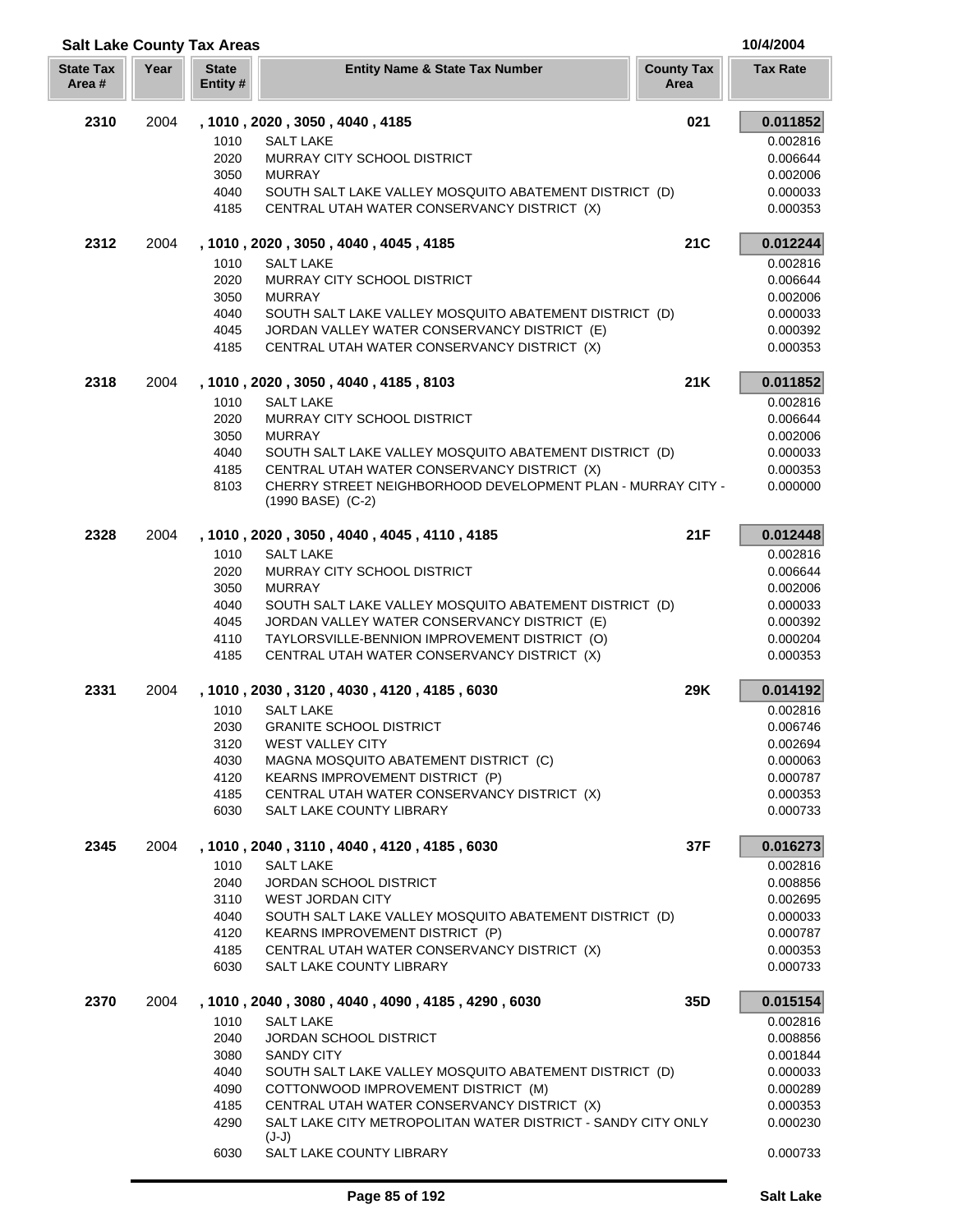## Salt Lake County Tax Areas

10/4/2004

| State Tax Area # | Year | State Entity # | Entity Name & State Tax Number | County Tax Area | Tax Rate |
|---|---|---|---|---|---|
| **2310** | 2004 | **, 1010 , 2020 , 3050 , 4040 , 4185** | | **021** | **0.011852** |
| | | 1010 | SALT LAKE | | 0.002816 |
| | | 2020 | MURRAY CITY SCHOOL DISTRICT | | 0.006644 |
| | | 3050 | MURRAY | | 0.002006 |
| | | 4040 | SOUTH SALT LAKE VALLEY MOSQUITO ABATEMENT DISTRICT (D) | | 0.000033 |
| | | 4185 | CENTRAL UTAH WATER CONSERVANCY DISTRICT (X) | | 0.000353 |
| **2312** | 2004 | **, 1010 , 2020 , 3050 , 4040 , 4045 , 4185** | | **21C** | **0.012244** |
| | | 1010 | SALT LAKE | | 0.002816 |
| | | 2020 | MURRAY CITY SCHOOL DISTRICT | | 0.006644 |
| | | 3050 | MURRAY | | 0.002006 |
| | | 4040 | SOUTH SALT LAKE VALLEY MOSQUITO ABATEMENT DISTRICT (D) | | 0.000033 |
| | | 4045 | JORDAN VALLEY WATER CONSERVANCY DISTRICT (E) | | 0.000392 |
| | | 4185 | CENTRAL UTAH WATER CONSERVANCY DISTRICT (X) | | 0.000353 |
| **2318** | 2004 | **, 1010 , 2020 , 3050 , 4040 , 4185 , 8103** | | **21K** | **0.011852** |
| | | 1010 | SALT LAKE | | 0.002816 |
| | | 2020 | MURRAY CITY SCHOOL DISTRICT | | 0.006644 |
| | | 3050 | MURRAY | | 0.002006 |
| | | 4040 | SOUTH SALT LAKE VALLEY MOSQUITO ABATEMENT DISTRICT (D) | | 0.000033 |
| | | 4185 | CENTRAL UTAH WATER CONSERVANCY DISTRICT (X) | | 0.000353 |
| | | 8103 | CHERRY STREET NEIGHBORHOOD DEVELOPMENT PLAN - MURRAY CITY - (1990 BASE) (C-2) | | 0.000000 |
| **2328** | 2004 | **, 1010 , 2020 , 3050 , 4040 , 4045 , 4110 , 4185** | | **21F** | **0.012448** |
| | | 1010 | SALT LAKE | | 0.002816 |
| | | 2020 | MURRAY CITY SCHOOL DISTRICT | | 0.006644 |
| | | 3050 | MURRAY | | 0.002006 |
| | | 4040 | SOUTH SALT LAKE VALLEY MOSQUITO ABATEMENT DISTRICT (D) | | 0.000033 |
| | | 4045 | JORDAN VALLEY WATER CONSERVANCY DISTRICT (E) | | 0.000392 |
| | | 4110 | TAYLORSVILLE-BENNION IMPROVEMENT DISTRICT (O) | | 0.000204 |
| | | 4185 | CENTRAL UTAH WATER CONSERVANCY DISTRICT (X) | | 0.000353 |
| **2331** | 2004 | **, 1010 , 2030 , 3120 , 4030 , 4120 , 4185 , 6030** | | **29K** | **0.014192** |
| | | 1010 | SALT LAKE | | 0.002816 |
| | | 2030 | GRANITE SCHOOL DISTRICT | | 0.006746 |
| | | 3120 | WEST VALLEY CITY | | 0.002694 |
| | | 4030 | MAGNA MOSQUITO ABATEMENT DISTRICT (C) | | 0.000063 |
| | | 4120 | KEARNS IMPROVEMENT DISTRICT (P) | | 0.000787 |
| | | 4185 | CENTRAL UTAH WATER CONSERVANCY DISTRICT (X) | | 0.000353 |
| | | 6030 | SALT LAKE COUNTY LIBRARY | | 0.000733 |
| **2345** | 2004 | **, 1010 , 2040 , 3110 , 4040 , 4120 , 4185 , 6030** | | **37F** | **0.016273** |
| | | 1010 | SALT LAKE | | 0.002816 |
| | | 2040 | JORDAN SCHOOL DISTRICT | | 0.008856 |
| | | 3110 | WEST JORDAN CITY | | 0.002695 |
| | | 4040 | SOUTH SALT LAKE VALLEY MOSQUITO ABATEMENT DISTRICT (D) | | 0.000033 |
| | | 4120 | KEARNS IMPROVEMENT DISTRICT (P) | | 0.000787 |
| | | 4185 | CENTRAL UTAH WATER CONSERVANCY DISTRICT (X) | | 0.000353 |
| | | 6030 | SALT LAKE COUNTY LIBRARY | | 0.000733 |
| **2370** | 2004 | **, 1010 , 2040 , 3080 , 4040 , 4090 , 4185 , 4290 , 6030** | | **35D** | **0.015154** |
| | | 1010 | SALT LAKE | | 0.002816 |
| | | 2040 | JORDAN SCHOOL DISTRICT | | 0.008856 |
| | | 3080 | SANDY CITY | | 0.001844 |
| | | 4040 | SOUTH SALT LAKE VALLEY MOSQUITO ABATEMENT DISTRICT (D) | | 0.000033 |
| | | 4090 | COTTONWOOD IMPROVEMENT DISTRICT (M) | | 0.000289 |
| | | 4185 | CENTRAL UTAH WATER CONSERVANCY DISTRICT (X) | | 0.000353 |
| | | 4290 | SALT LAKE CITY METROPOLITAN WATER DISTRICT - SANDY CITY ONLY (J-J) | | 0.000230 |
| | | 6030 | SALT LAKE COUNTY LIBRARY | | 0.000733 |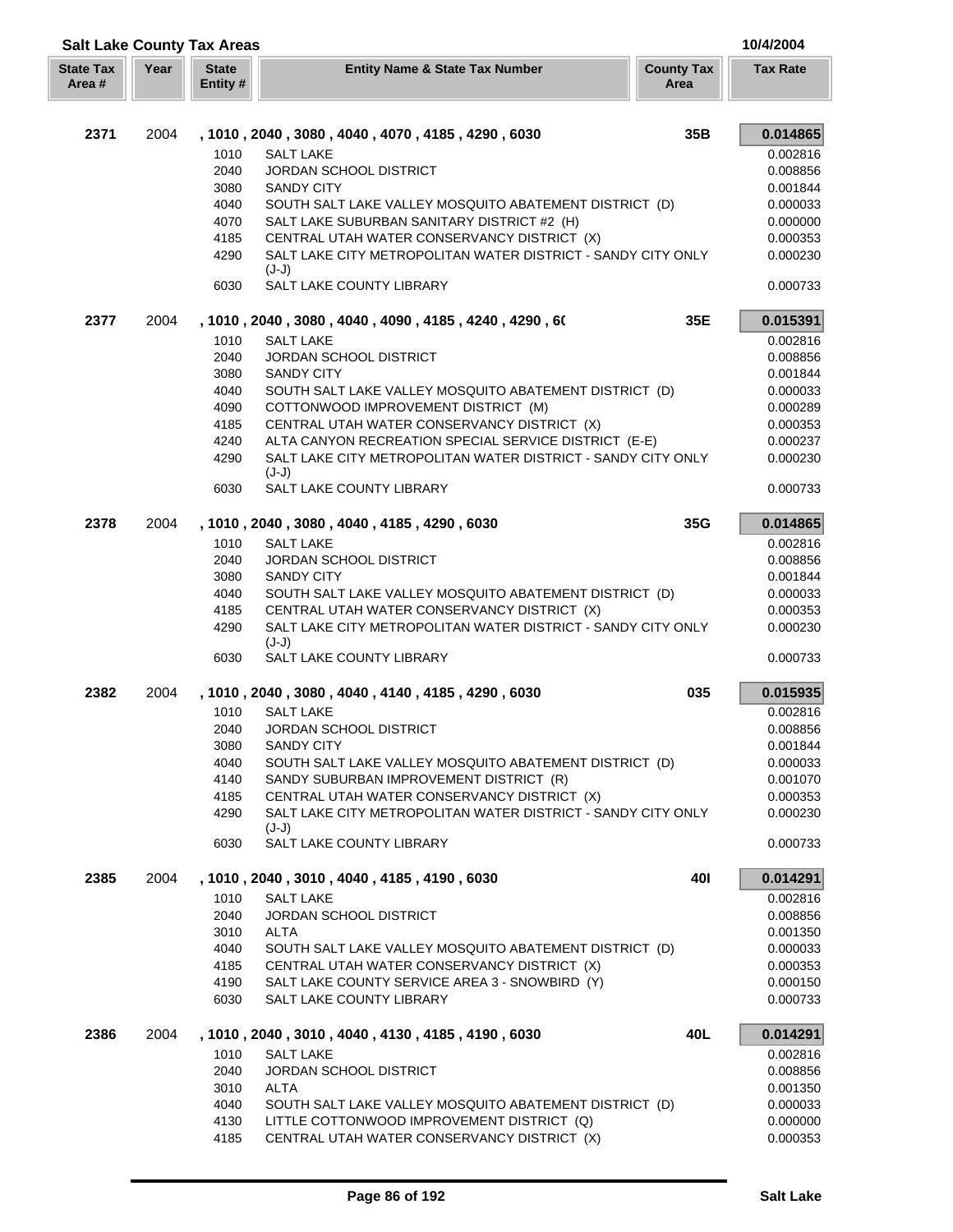## Salt Lake County Tax Areas

10/4/2004

| State Tax Area # | Year | State Entity # | Entity Name & State Tax Number | County Tax Area | Tax Rate |
|---|---|---|---|---|---|
| **2371** | 2004 | | **, 1010 , 2040 , 3080 , 4040 , 4070 , 4185 , 4290 , 6030** | **35B** | **0.014865** |
| | | 1010 | SALT LAKE | | 0.002816 |
| | | 2040 | JORDAN SCHOOL DISTRICT | | 0.008856 |
| | | 3080 | SANDY CITY | | 0.001844 |
| | | 4040 | SOUTH SALT LAKE VALLEY MOSQUITO ABATEMENT DISTRICT (D) | | 0.000033 |
| | | 4070 | SALT LAKE SUBURBAN SANITARY DISTRICT #2 (H) | | 0.000000 |
| | | 4185 | CENTRAL UTAH WATER CONSERVANCY DISTRICT (X) | | 0.000353 |
| | | 4290 | SALT LAKE CITY METROPOLITAN WATER DISTRICT - SANDY CITY ONLY (J-J) | | 0.000230 |
| | | 6030 | SALT LAKE COUNTY LIBRARY | | 0.000733 |
| **2377** | 2004 | | **, 1010 , 2040 , 3080 , 4040 , 4090 , 4185 , 4240 , 4290 , 6(** | **35E** | **0.015391** |
| | | 1010 | SALT LAKE | | 0.002816 |
| | | 2040 | JORDAN SCHOOL DISTRICT | | 0.008856 |
| | | 3080 | SANDY CITY | | 0.001844 |
| | | 4040 | SOUTH SALT LAKE VALLEY MOSQUITO ABATEMENT DISTRICT (D) | | 0.000033 |
| | | 4090 | COTTONWOOD IMPROVEMENT DISTRICT (M) | | 0.000289 |
| | | 4185 | CENTRAL UTAH WATER CONSERVANCY DISTRICT (X) | | 0.000353 |
| | | 4240 | ALTA CANYON RECREATION SPECIAL SERVICE DISTRICT (E-E) | | 0.000237 |
| | | 4290 | SALT LAKE CITY METROPOLITAN WATER DISTRICT - SANDY CITY ONLY (J-J) | | 0.000230 |
| | | 6030 | SALT LAKE COUNTY LIBRARY | | 0.000733 |
| **2378** | 2004 | | **, 1010 , 2040 , 3080 , 4040 , 4185 , 4290 , 6030** | **35G** | **0.014865** |
| | | 1010 | SALT LAKE | | 0.002816 |
| | | 2040 | JORDAN SCHOOL DISTRICT | | 0.008856 |
| | | 3080 | SANDY CITY | | 0.001844 |
| | | 4040 | SOUTH SALT LAKE VALLEY MOSQUITO ABATEMENT DISTRICT (D) | | 0.000033 |
| | | 4185 | CENTRAL UTAH WATER CONSERVANCY DISTRICT (X) | | 0.000353 |
| | | 4290 | SALT LAKE CITY METROPOLITAN WATER DISTRICT - SANDY CITY ONLY (J-J) | | 0.000230 |
| | | 6030 | SALT LAKE COUNTY LIBRARY | | 0.000733 |
| **2382** | 2004 | | **, 1010 , 2040 , 3080 , 4040 , 4140 , 4185 , 4290 , 6030** | **035** | **0.015935** |
| | | 1010 | SALT LAKE | | 0.002816 |
| | | 2040 | JORDAN SCHOOL DISTRICT | | 0.008856 |
| | | 3080 | SANDY CITY | | 0.001844 |
| | | 4040 | SOUTH SALT LAKE VALLEY MOSQUITO ABATEMENT DISTRICT (D) | | 0.000033 |
| | | 4140 | SANDY SUBURBAN IMPROVEMENT DISTRICT (R) | | 0.001070 |
| | | 4185 | CENTRAL UTAH WATER CONSERVANCY DISTRICT (X) | | 0.000353 |
| | | 4290 | SALT LAKE CITY METROPOLITAN WATER DISTRICT - SANDY CITY ONLY (J-J) | | 0.000230 |
| | | 6030 | SALT LAKE COUNTY LIBRARY | | 0.000733 |
| **2385** | 2004 | | **, 1010 , 2040 , 3010 , 4040 , 4185 , 4190 , 6030** | **40I** | **0.014291** |
| | | 1010 | SALT LAKE | | 0.002816 |
| | | 2040 | JORDAN SCHOOL DISTRICT | | 0.008856 |
| | | 3010 | ALTA | | 0.001350 |
| | | 4040 | SOUTH SALT LAKE VALLEY MOSQUITO ABATEMENT DISTRICT (D) | | 0.000033 |
| | | 4185 | CENTRAL UTAH WATER CONSERVANCY DISTRICT (X) | | 0.000353 |
| | | 4190 | SALT LAKE COUNTY SERVICE AREA 3 - SNOWBIRD (Y) | | 0.000150 |
| | | 6030 | SALT LAKE COUNTY LIBRARY | | 0.000733 |
| **2386** | 2004 | | **, 1010 , 2040 , 3010 , 4040 , 4130 , 4185 , 4190 , 6030** | **40L** | **0.014291** |
| | | 1010 | SALT LAKE | | 0.002816 |
| | | 2040 | JORDAN SCHOOL DISTRICT | | 0.008856 |
| | | 3010 | ALTA | | 0.001350 |
| | | 4040 | SOUTH SALT LAKE VALLEY MOSQUITO ABATEMENT DISTRICT (D) | | 0.000033 |
| | | 4130 | LITTLE COTTONWOOD IMPROVEMENT DISTRICT (Q) | | 0.000000 |
| | | 4185 | CENTRAL UTAH WATER CONSERVANCY DISTRICT (X) | | 0.000353 |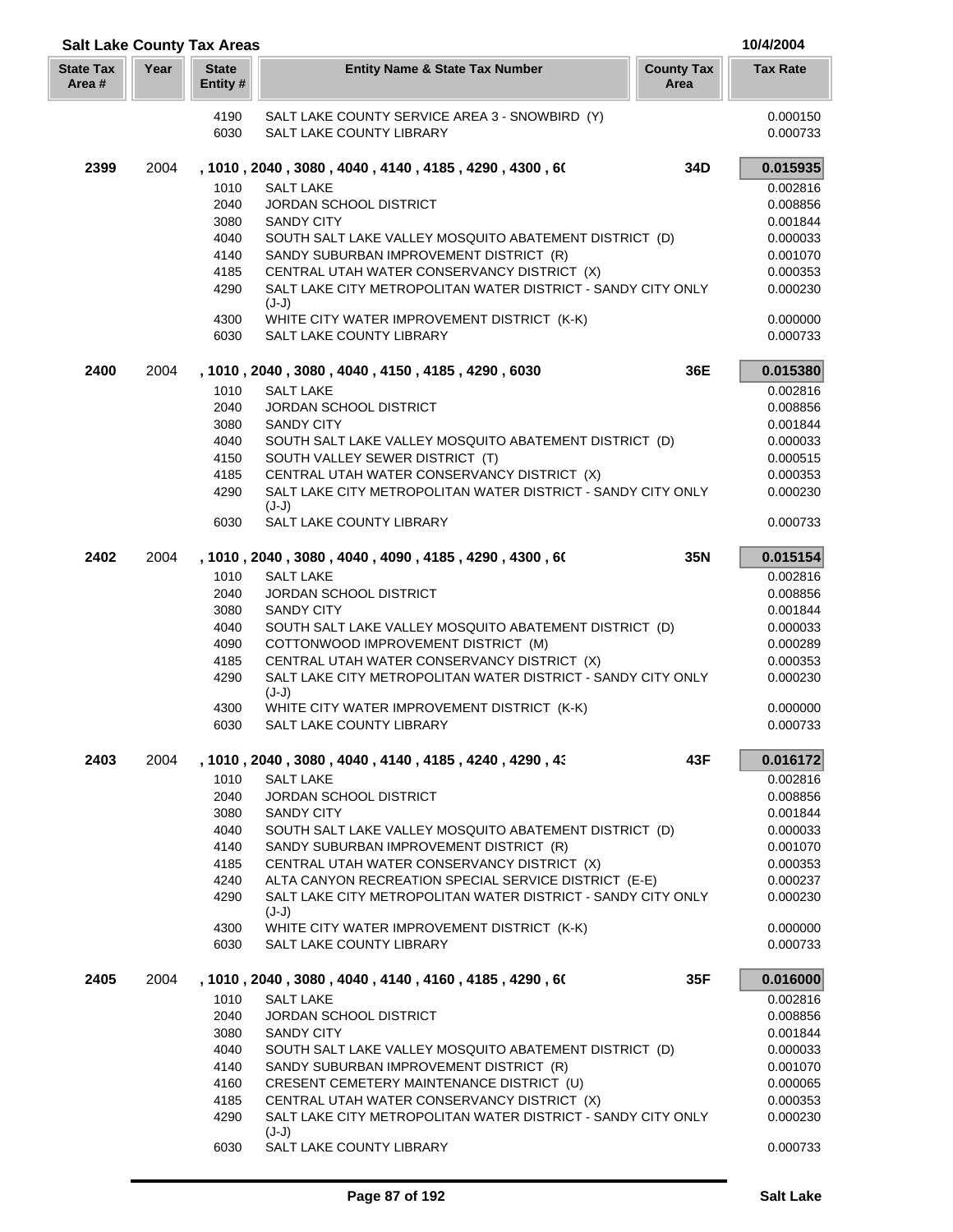## Salt Lake County Tax Areas

10/4/2004

| State Tax Area # | Year | State Entity # | Entity Name & State Tax Number | County Tax Area | Tax Rate |
|---|---|---|---|---|---|
| | | 4190 | SALT LAKE COUNTY SERVICE AREA 3 - SNOWBIRD (Y) | | 0.000150 |
| | | 6030 | SALT LAKE COUNTY LIBRARY | | 0.000733 |
| **2399** | 2004 | | **, 1010 , 2040 , 3080 , 4040 , 4140 , 4185 , 4290 , 4300 , 6(** | **34D** | **0.015935** |
| | | 1010 | SALT LAKE | | 0.002816 |
| | | 2040 | JORDAN SCHOOL DISTRICT | | 0.008856 |
| | | 3080 | SANDY CITY | | 0.001844 |
| | | 4040 | SOUTH SALT LAKE VALLEY MOSQUITO ABATEMENT DISTRICT (D) | | 0.000033 |
| | | 4140 | SANDY SUBURBAN IMPROVEMENT DISTRICT (R) | | 0.001070 |
| | | 4185 | CENTRAL UTAH WATER CONSERVANCY DISTRICT (X) | | 0.000353 |
| | | 4290 | SALT LAKE CITY METROPOLITAN WATER DISTRICT - SANDY CITY ONLY (J-J) | | 0.000230 |
| | | 4300 | WHITE CITY WATER IMPROVEMENT DISTRICT (K-K) | | 0.000000 |
| | | 6030 | SALT LAKE COUNTY LIBRARY | | 0.000733 |
| **2400** | 2004 | | **, 1010 , 2040 , 3080 , 4040 , 4150 , 4185 , 4290 , 6030** | **36E** | **0.015380** |
| | | 1010 | SALT LAKE | | 0.002816 |
| | | 2040 | JORDAN SCHOOL DISTRICT | | 0.008856 |
| | | 3080 | SANDY CITY | | 0.001844 |
| | | 4040 | SOUTH SALT LAKE VALLEY MOSQUITO ABATEMENT DISTRICT (D) | | 0.000033 |
| | | 4150 | SOUTH VALLEY SEWER DISTRICT (T) | | 0.000515 |
| | | 4185 | CENTRAL UTAH WATER CONSERVANCY DISTRICT (X) | | 0.000353 |
| | | 4290 | SALT LAKE CITY METROPOLITAN WATER DISTRICT - SANDY CITY ONLY (J-J) | | 0.000230 |
| | | 6030 | SALT LAKE COUNTY LIBRARY | | 0.000733 |
| **2402** | 2004 | | **, 1010 , 2040 , 3080 , 4040 , 4090 , 4185 , 4290 , 4300 , 6(** | **35N** | **0.015154** |
| | | 1010 | SALT LAKE | | 0.002816 |
| | | 2040 | JORDAN SCHOOL DISTRICT | | 0.008856 |
| | | 3080 | SANDY CITY | | 0.001844 |
| | | 4040 | SOUTH SALT LAKE VALLEY MOSQUITO ABATEMENT DISTRICT (D) | | 0.000033 |
| | | 4090 | COTTONWOOD IMPROVEMENT DISTRICT (M) | | 0.000289 |
| | | 4185 | CENTRAL UTAH WATER CONSERVANCY DISTRICT (X) | | 0.000353 |
| | | 4290 | SALT LAKE CITY METROPOLITAN WATER DISTRICT - SANDY CITY ONLY (J-J) | | 0.000230 |
| | | 4300 | WHITE CITY WATER IMPROVEMENT DISTRICT (K-K) | | 0.000000 |
| | | 6030 | SALT LAKE COUNTY LIBRARY | | 0.000733 |
| **2403** | 2004 | | **, 1010 , 2040 , 3080 , 4040 , 4140 , 4185 , 4240 , 4290 , 4:** | **43F** | **0.016172** |
| | | 1010 | SALT LAKE | | 0.002816 |
| | | 2040 | JORDAN SCHOOL DISTRICT | | 0.008856 |
| | | 3080 | SANDY CITY | | 0.001844 |
| | | 4040 | SOUTH SALT LAKE VALLEY MOSQUITO ABATEMENT DISTRICT (D) | | 0.000033 |
| | | 4140 | SANDY SUBURBAN IMPROVEMENT DISTRICT (R) | | 0.001070 |
| | | 4185 | CENTRAL UTAH WATER CONSERVANCY DISTRICT (X) | | 0.000353 |
| | | 4240 | ALTA CANYON RECREATION SPECIAL SERVICE DISTRICT (E-E) | | 0.000237 |
| | | 4290 | SALT LAKE CITY METROPOLITAN WATER DISTRICT - SANDY CITY ONLY (J-J) | | 0.000230 |
| | | 4300 | WHITE CITY WATER IMPROVEMENT DISTRICT (K-K) | | 0.000000 |
| | | 6030 | SALT LAKE COUNTY LIBRARY | | 0.000733 |
| **2405** | 2004 | | **, 1010 , 2040 , 3080 , 4040 , 4140 , 4160 , 4185 , 4290 , 6(** | **35F** | **0.016000** |
| | | 1010 | SALT LAKE | | 0.002816 |
| | | 2040 | JORDAN SCHOOL DISTRICT | | 0.008856 |
| | | 3080 | SANDY CITY | | 0.001844 |
| | | 4040 | SOUTH SALT LAKE VALLEY MOSQUITO ABATEMENT DISTRICT (D) | | 0.000033 |
| | | 4140 | SANDY SUBURBAN IMPROVEMENT DISTRICT (R) | | 0.001070 |
| | | 4160 | CRESENT CEMETERY MAINTENANCE DISTRICT (U) | | 0.000065 |
| | | 4185 | CENTRAL UTAH WATER CONSERVANCY DISTRICT (X) | | 0.000353 |
| | | 4290 | SALT LAKE CITY METROPOLITAN WATER DISTRICT - SANDY CITY ONLY (J-J) | | 0.000230 |
| | | 6030 | SALT LAKE COUNTY LIBRARY | | 0.000733 |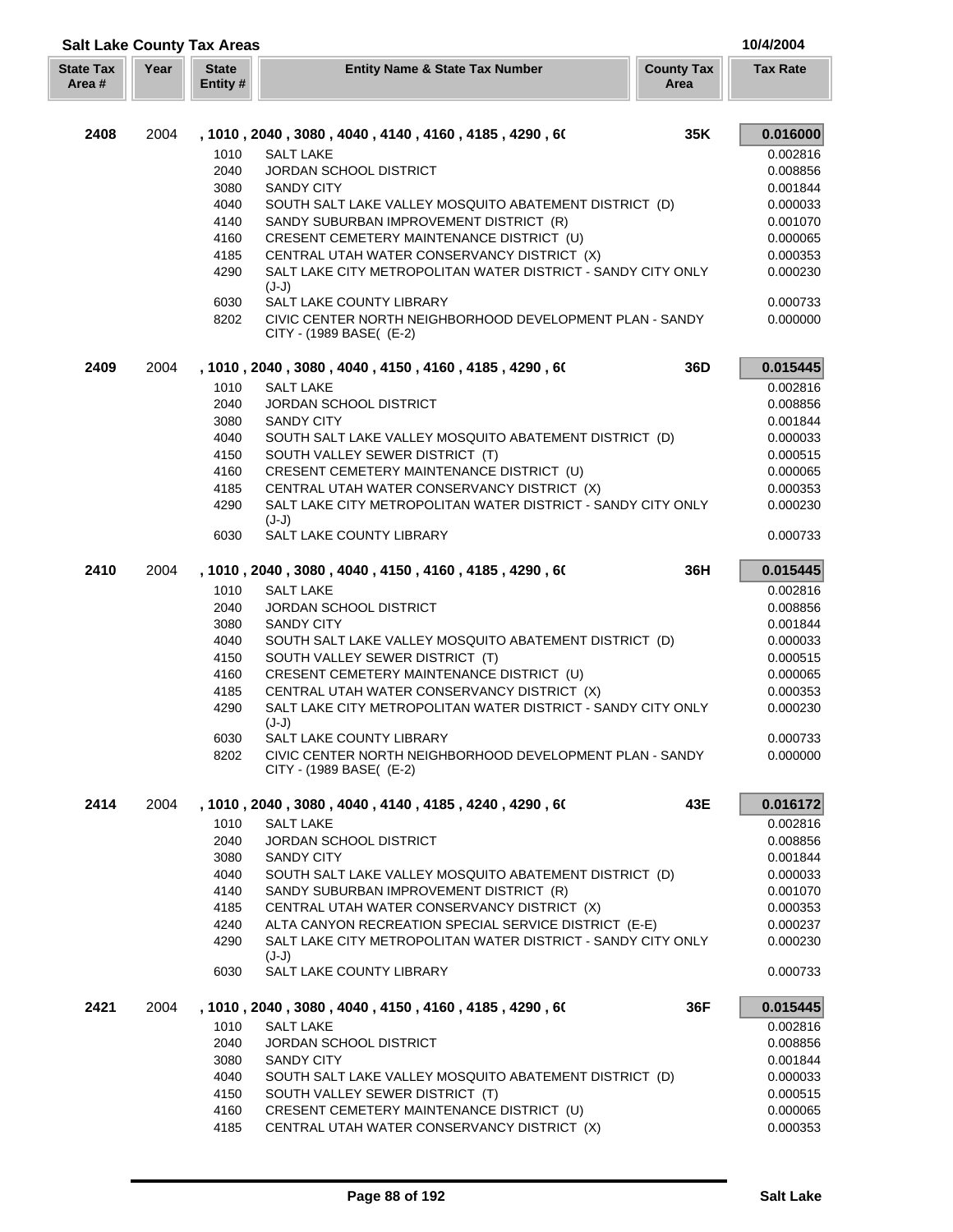## Salt Lake County Tax Areas

10/4/2004

| State Tax Area # | Year | State Entity # | Entity Name & State Tax Number | County Tax Area | Tax Rate |
|---|---|---|---|---|---|
| **2408** | 2004 | | **, 1010 , 2040 , 3080 , 4040 , 4140 , 4160 , 4185 , 4290 , 6(** | **35K** | **0.016000** |
| | | 1010 | SALT LAKE | | 0.002816 |
| | | 2040 | JORDAN SCHOOL DISTRICT | | 0.008856 |
| | | 3080 | SANDY CITY | | 0.001844 |
| | | 4040 | SOUTH SALT LAKE VALLEY MOSQUITO ABATEMENT DISTRICT (D) | | 0.000033 |
| | | 4140 | SANDY SUBURBAN IMPROVEMENT DISTRICT (R) | | 0.001070 |
| | | 4160 | CRESENT CEMETERY MAINTENANCE DISTRICT (U) | | 0.000065 |
| | | 4185 | CENTRAL UTAH WATER CONSERVANCY DISTRICT (X) | | 0.000353 |
| | | 4290 | SALT LAKE CITY METROPOLITAN WATER DISTRICT - SANDY CITY ONLY (J-J) | | 0.000230 |
| | | 6030 | SALT LAKE COUNTY LIBRARY | | 0.000733 |
| | | 8202 | CIVIC CENTER NORTH NEIGHBORHOOD DEVELOPMENT PLAN - SANDY CITY - (1989 BASE( (E-2) | | 0.000000 |
| **2409** | 2004 | | **, 1010 , 2040 , 3080 , 4040 , 4150 , 4160 , 4185 , 4290 , 6(** | **36D** | **0.015445** |
| | | 1010 | SALT LAKE | | 0.002816 |
| | | 2040 | JORDAN SCHOOL DISTRICT | | 0.008856 |
| | | 3080 | SANDY CITY | | 0.001844 |
| | | 4040 | SOUTH SALT LAKE VALLEY MOSQUITO ABATEMENT DISTRICT (D) | | 0.000033 |
| | | 4150 | SOUTH VALLEY SEWER DISTRICT (T) | | 0.000515 |
| | | 4160 | CRESENT CEMETERY MAINTENANCE DISTRICT (U) | | 0.000065 |
| | | 4185 | CENTRAL UTAH WATER CONSERVANCY DISTRICT (X) | | 0.000353 |
| | | 4290 | SALT LAKE CITY METROPOLITAN WATER DISTRICT - SANDY CITY ONLY (J-J) | | 0.000230 |
| | | 6030 | SALT LAKE COUNTY LIBRARY | | 0.000733 |
| **2410** | 2004 | | **, 1010 , 2040 , 3080 , 4040 , 4150 , 4160 , 4185 , 4290 , 6(** | **36H** | **0.015445** |
| | | 1010 | SALT LAKE | | 0.002816 |
| | | 2040 | JORDAN SCHOOL DISTRICT | | 0.008856 |
| | | 3080 | SANDY CITY | | 0.001844 |
| | | 4040 | SOUTH SALT LAKE VALLEY MOSQUITO ABATEMENT DISTRICT (D) | | 0.000033 |
| | | 4150 | SOUTH VALLEY SEWER DISTRICT (T) | | 0.000515 |
| | | 4160 | CRESENT CEMETERY MAINTENANCE DISTRICT (U) | | 0.000065 |
| | | 4185 | CENTRAL UTAH WATER CONSERVANCY DISTRICT (X) | | 0.000353 |
| | | 4290 | SALT LAKE CITY METROPOLITAN WATER DISTRICT - SANDY CITY ONLY (J-J) | | 0.000230 |
| | | 6030 | SALT LAKE COUNTY LIBRARY | | 0.000733 |
| | | 8202 | CIVIC CENTER NORTH NEIGHBORHOOD DEVELOPMENT PLAN - SANDY CITY - (1989 BASE( (E-2) | | 0.000000 |
| **2414** | 2004 | | **, 1010 , 2040 , 3080 , 4040 , 4140 , 4185 , 4240 , 4290 , 6(** | **43E** | **0.016172** |
| | | 1010 | SALT LAKE | | 0.002816 |
| | | 2040 | JORDAN SCHOOL DISTRICT | | 0.008856 |
| | | 3080 | SANDY CITY | | 0.001844 |
| | | 4040 | SOUTH SALT LAKE VALLEY MOSQUITO ABATEMENT DISTRICT (D) | | 0.000033 |
| | | 4140 | SANDY SUBURBAN IMPROVEMENT DISTRICT (R) | | 0.001070 |
| | | 4185 | CENTRAL UTAH WATER CONSERVANCY DISTRICT (X) | | 0.000353 |
| | | 4240 | ALTA CANYON RECREATION SPECIAL SERVICE DISTRICT (E-E) | | 0.000237 |
| | | 4290 | SALT LAKE CITY METROPOLITAN WATER DISTRICT - SANDY CITY ONLY (J-J) | | 0.000230 |
| | | 6030 | SALT LAKE COUNTY LIBRARY | | 0.000733 |
| **2421** | 2004 | | **, 1010 , 2040 , 3080 , 4040 , 4150 , 4160 , 4185 , 4290 , 6(** | **36F** | **0.015445** |
| | | 1010 | SALT LAKE | | 0.002816 |
| | | 2040 | JORDAN SCHOOL DISTRICT | | 0.008856 |
| | | 3080 | SANDY CITY | | 0.001844 |
| | | 4040 | SOUTH SALT LAKE VALLEY MOSQUITO ABATEMENT DISTRICT (D) | | 0.000033 |
| | | 4150 | SOUTH VALLEY SEWER DISTRICT (T) | | 0.000515 |
| | | 4160 | CRESENT CEMETERY MAINTENANCE DISTRICT (U) | | 0.000065 |
| | | 4185 | CENTRAL UTAH WATER CONSERVANCY DISTRICT (X) | | 0.000353 |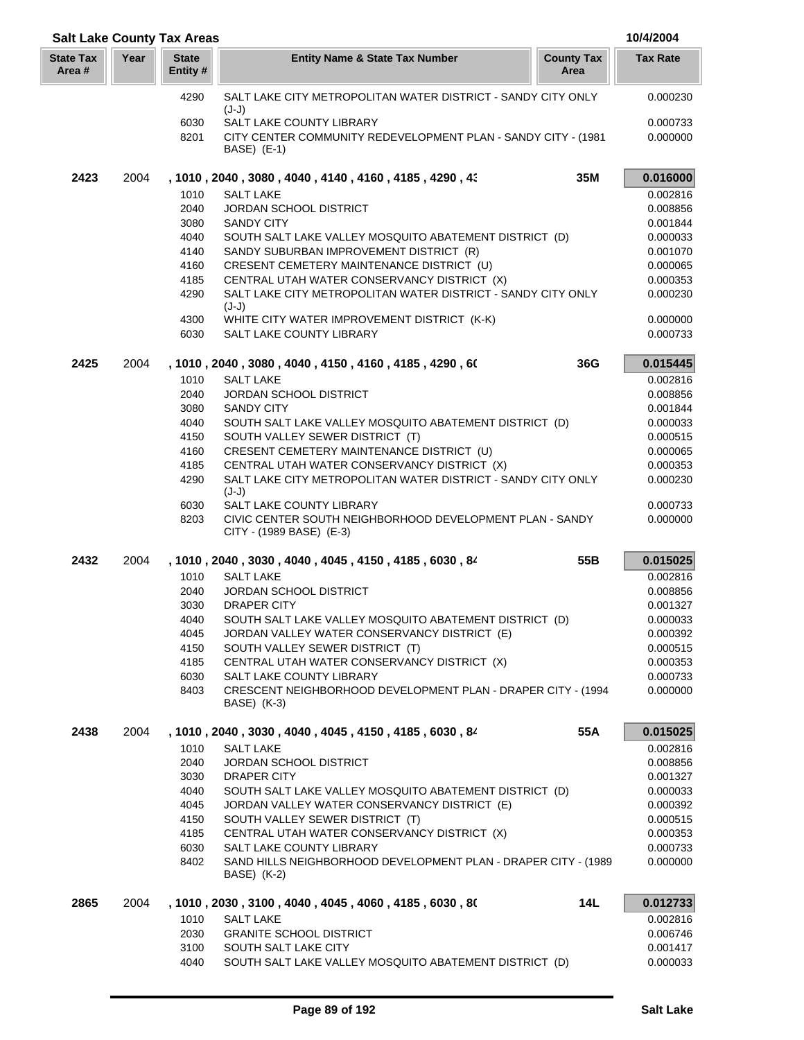**Salt Lake County Tax Areas** 10/4/2004

| State Tax Area # | Year | State Entity # | Entity Name & State Tax Number | County Tax Area | Tax Rate |
|---|---|---|---|---|---|
| | | 4290 | SALT LAKE CITY METROPOLITAN WATER DISTRICT - SANDY CITY ONLY (J-J) | | 0.000230 |
| | | 6030 | SALT LAKE COUNTY LIBRARY | | 0.000733 |
| | | 8201 | CITY CENTER COMMUNITY REDEVELOPMENT PLAN - SANDY CITY - (1981 BASE) (E-1) | | 0.000000 |
| **2423** | 2004 | | **, 1010 , 2040 , 3080 , 4040 , 4140 , 4160 , 4185 , 4290 , 43** | **35M** | **0.016000** |
| | | 1010 | SALT LAKE | | 0.002816 |
| | | 2040 | JORDAN SCHOOL DISTRICT | | 0.008856 |
| | | 3080 | SANDY CITY | | 0.001844 |
| | | 4040 | SOUTH SALT LAKE VALLEY MOSQUITO ABATEMENT DISTRICT (D) | | 0.000033 |
| | | 4140 | SANDY SUBURBAN IMPROVEMENT DISTRICT (R) | | 0.001070 |
| | | 4160 | CRESENT CEMETERY MAINTENANCE DISTRICT (U) | | 0.000065 |
| | | 4185 | CENTRAL UTAH WATER CONSERVANCY DISTRICT (X) | | 0.000353 |
| | | 4290 | SALT LAKE CITY METROPOLITAN WATER DISTRICT - SANDY CITY ONLY (J-J) | | 0.000230 |
| | | 4300 | WHITE CITY WATER IMPROVEMENT DISTRICT (K-K) | | 0.000000 |
| | | 6030 | SALT LAKE COUNTY LIBRARY | | 0.000733 |
| **2425** | 2004 | | **, 1010 , 2040 , 3080 , 4040 , 4150 , 4160 , 4185 , 4290 , 60** | **36G** | **0.015445** |
| | | 1010 | SALT LAKE | | 0.002816 |
| | | 2040 | JORDAN SCHOOL DISTRICT | | 0.008856 |
| | | 3080 | SANDY CITY | | 0.001844 |
| | | 4040 | SOUTH SALT LAKE VALLEY MOSQUITO ABATEMENT DISTRICT (D) | | 0.000033 |
| | | 4150 | SOUTH VALLEY SEWER DISTRICT (T) | | 0.000515 |
| | | 4160 | CRESENT CEMETERY MAINTENANCE DISTRICT (U) | | 0.000065 |
| | | 4185 | CENTRAL UTAH WATER CONSERVANCY DISTRICT (X) | | 0.000353 |
| | | 4290 | SALT LAKE CITY METROPOLITAN WATER DISTRICT - SANDY CITY ONLY (J-J) | | 0.000230 |
| | | 6030 | SALT LAKE COUNTY LIBRARY | | 0.000733 |
| | | 8203 | CIVIC CENTER SOUTH NEIGHBORHOOD DEVELOPMENT PLAN - SANDY CITY - (1989 BASE) (E-3) | | 0.000000 |
| **2432** | 2004 | | **, 1010 , 2040 , 3030 , 4040 , 4045 , 4150 , 4185 , 6030 , 84** | **55B** | **0.015025** |
| | | 1010 | SALT LAKE | | 0.002816 |
| | | 2040 | JORDAN SCHOOL DISTRICT | | 0.008856 |
| | | 3030 | DRAPER CITY | | 0.001327 |
| | | 4040 | SOUTH SALT LAKE VALLEY MOSQUITO ABATEMENT DISTRICT (D) | | 0.000033 |
| | | 4045 | JORDAN VALLEY WATER CONSERVANCY DISTRICT (E) | | 0.000392 |
| | | 4150 | SOUTH VALLEY SEWER DISTRICT (T) | | 0.000515 |
| | | 4185 | CENTRAL UTAH WATER CONSERVANCY DISTRICT (X) | | 0.000353 |
| | | 6030 | SALT LAKE COUNTY LIBRARY | | 0.000733 |
| | | 8403 | CRESCENT NEIGHBORHOOD DEVELOPMENT PLAN - DRAPER CITY - (1994 BASE) (K-3) | | 0.000000 |
| **2438** | 2004 | | **, 1010 , 2040 , 3030 , 4040 , 4045 , 4150 , 4185 , 6030 , 84** | **55A** | **0.015025** |
| | | 1010 | SALT LAKE | | 0.002816 |
| | | 2040 | JORDAN SCHOOL DISTRICT | | 0.008856 |
| | | 3030 | DRAPER CITY | | 0.001327 |
| | | 4040 | SOUTH SALT LAKE VALLEY MOSQUITO ABATEMENT DISTRICT (D) | | 0.000033 |
| | | 4045 | JORDAN VALLEY WATER CONSERVANCY DISTRICT (E) | | 0.000392 |
| | | 4150 | SOUTH VALLEY SEWER DISTRICT (T) | | 0.000515 |
| | | 4185 | CENTRAL UTAH WATER CONSERVANCY DISTRICT (X) | | 0.000353 |
| | | 6030 | SALT LAKE COUNTY LIBRARY | | 0.000733 |
| | | 8402 | SAND HILLS NEIGHBORHOOD DEVELOPMENT PLAN - DRAPER CITY - (1989 BASE) (K-2) | | 0.000000 |
| **2865** | 2004 | | **, 1010 , 2030 , 3100 , 4040 , 4045 , 4060 , 4185 , 6030 , 80** | **14L** | **0.012733** |
| | | 1010 | SALT LAKE | | 0.002816 |
| | | 2030 | GRANITE SCHOOL DISTRICT | | 0.006746 |
| | | 3100 | SOUTH SALT LAKE CITY | | 0.001417 |
| | | 4040 | SOUTH SALT LAKE VALLEY MOSQUITO ABATEMENT DISTRICT (D) | | 0.000033 |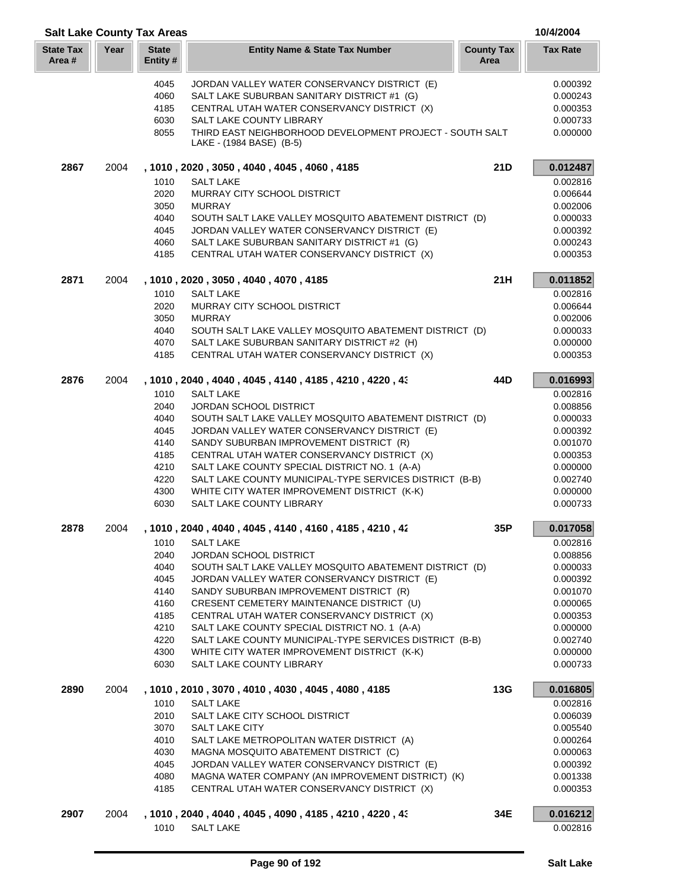## Salt Lake County Tax Areas

10/4/2004

| State Tax Area # | Year | State Entity # | Entity Name & State Tax Number | County Tax Area | Tax Rate |
|---|---|---|---|---|---|
| | | 4045 | JORDAN VALLEY WATER CONSERVANCY DISTRICT (E) | | 0.000392 |
| | | 4060 | SALT LAKE SUBURBAN SANITARY DISTRICT #1 (G) | | 0.000243 |
| | | 4185 | CENTRAL UTAH WATER CONSERVANCY DISTRICT (X) | | 0.000353 |
| | | 6030 | SALT LAKE COUNTY LIBRARY | | 0.000733 |
| | | 8055 | THIRD EAST NEIGHBORHOOD DEVELOPMENT PROJECT - SOUTH SALT LAKE - (1984 BASE) (B-5) | | 0.000000 |
| **2867** | 2004 | | **, 1010 , 2020 , 3050 , 4040 , 4045 , 4060 , 4185** | **21D** | **0.012487** |
| | | 1010 | SALT LAKE | | 0.002816 |
| | | 2020 | MURRAY CITY SCHOOL DISTRICT | | 0.006644 |
| | | 3050 | MURRAY | | 0.002006 |
| | | 4040 | SOUTH SALT LAKE VALLEY MOSQUITO ABATEMENT DISTRICT (D) | | 0.000033 |
| | | 4045 | JORDAN VALLEY WATER CONSERVANCY DISTRICT (E) | | 0.000392 |
| | | 4060 | SALT LAKE SUBURBAN SANITARY DISTRICT #1 (G) | | 0.000243 |
| | | 4185 | CENTRAL UTAH WATER CONSERVANCY DISTRICT (X) | | 0.000353 |
| **2871** | 2004 | | **, 1010 , 2020 , 3050 , 4040 , 4070 , 4185** | **21H** | **0.011852** |
| | | 1010 | SALT LAKE | | 0.002816 |
| | | 2020 | MURRAY CITY SCHOOL DISTRICT | | 0.006644 |
| | | 3050 | MURRAY | | 0.002006 |
| | | 4040 | SOUTH SALT LAKE VALLEY MOSQUITO ABATEMENT DISTRICT (D) | | 0.000033 |
| | | 4070 | SALT LAKE SUBURBAN SANITARY DISTRICT #2 (H) | | 0.000000 |
| | | 4185 | CENTRAL UTAH WATER CONSERVANCY DISTRICT (X) | | 0.000353 |
| **2876** | 2004 | | **, 1010 , 2040 , 4040 , 4045 , 4140 , 4185 , 4210 , 4220 , 43** | **44D** | **0.016993** |
| | | 1010 | SALT LAKE | | 0.002816 |
| | | 2040 | JORDAN SCHOOL DISTRICT | | 0.008856 |
| | | 4040 | SOUTH SALT LAKE VALLEY MOSQUITO ABATEMENT DISTRICT (D) | | 0.000033 |
| | | 4045 | JORDAN VALLEY WATER CONSERVANCY DISTRICT (E) | | 0.000392 |
| | | 4140 | SANDY SUBURBAN IMPROVEMENT DISTRICT (R) | | 0.001070 |
| | | 4185 | CENTRAL UTAH WATER CONSERVANCY DISTRICT (X) | | 0.000353 |
| | | 4210 | SALT LAKE COUNTY SPECIAL DISTRICT NO. 1 (A-A) | | 0.000000 |
| | | 4220 | SALT LAKE COUNTY MUNICIPAL-TYPE SERVICES DISTRICT (B-B) | | 0.002740 |
| | | 4300 | WHITE CITY WATER IMPROVEMENT DISTRICT (K-K) | | 0.000000 |
| | | 6030 | SALT LAKE COUNTY LIBRARY | | 0.000733 |
| **2878** | 2004 | | **, 1010 , 2040 , 4040 , 4045 , 4140 , 4160 , 4185 , 4210 , 42** | **35P** | **0.017058** |
| | | 1010 | SALT LAKE | | 0.002816 |
| | | 2040 | JORDAN SCHOOL DISTRICT | | 0.008856 |
| | | 4040 | SOUTH SALT LAKE VALLEY MOSQUITO ABATEMENT DISTRICT (D) | | 0.000033 |
| | | 4045 | JORDAN VALLEY WATER CONSERVANCY DISTRICT (E) | | 0.000392 |
| | | 4140 | SANDY SUBURBAN IMPROVEMENT DISTRICT (R) | | 0.001070 |
| | | 4160 | CRESENT CEMETERY MAINTENANCE DISTRICT (U) | | 0.000065 |
| | | 4185 | CENTRAL UTAH WATER CONSERVANCY DISTRICT (X) | | 0.000353 |
| | | 4210 | SALT LAKE COUNTY SPECIAL DISTRICT NO. 1 (A-A) | | 0.000000 |
| | | 4220 | SALT LAKE COUNTY MUNICIPAL-TYPE SERVICES DISTRICT (B-B) | | 0.002740 |
| | | 4300 | WHITE CITY WATER IMPROVEMENT DISTRICT (K-K) | | 0.000000 |
| | | 6030 | SALT LAKE COUNTY LIBRARY | | 0.000733 |
| **2890** | 2004 | | **, 1010 , 2010 , 3070 , 4010 , 4030 , 4045 , 4080 , 4185** | **13G** | **0.016805** |
| | | 1010 | SALT LAKE | | 0.002816 |
| | | 2010 | SALT LAKE CITY SCHOOL DISTRICT | | 0.006039 |
| | | 3070 | SALT LAKE CITY | | 0.005540 |
| | | 4010 | SALT LAKE METROPOLITAN WATER DISTRICT (A) | | 0.000264 |
| | | 4030 | MAGNA MOSQUITO ABATEMENT DISTRICT (C) | | 0.000063 |
| | | 4045 | JORDAN VALLEY WATER CONSERVANCY DISTRICT (E) | | 0.000392 |
| | | 4080 | MAGNA WATER COMPANY (AN IMPROVEMENT DISTRICT) (K) | | 0.001338 |
| | | 4185 | CENTRAL UTAH WATER CONSERVANCY DISTRICT (X) | | 0.000353 |
| **2907** | 2004 | | **, 1010 , 2040 , 4040 , 4045 , 4090 , 4185 , 4210 , 4220 , 43** | **34E** | **0.016212** |
| | | 1010 | SALT LAKE | | 0.002816 |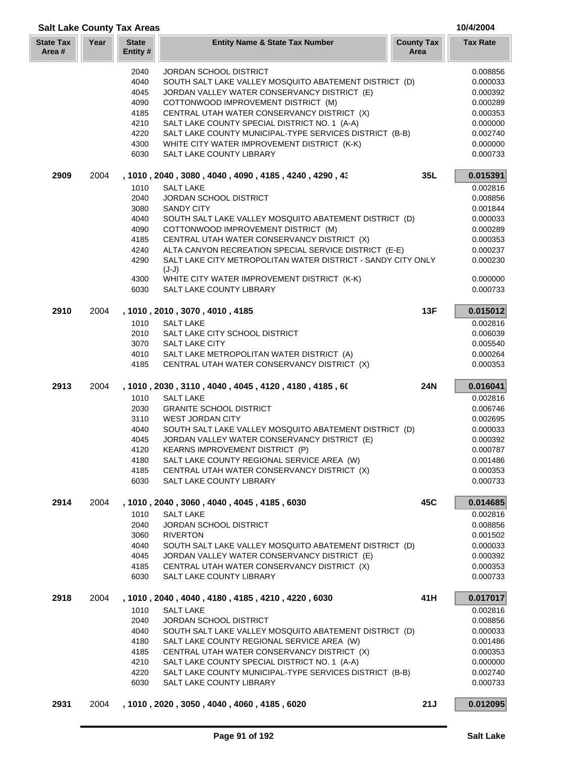## Salt Lake County Tax Areas

10/4/2004

| State Tax Area # | Year | State Entity # | Entity Name & State Tax Number | County Tax Area | Tax Rate |
|---|---|---|---|---|---|
| | | 2040 | JORDAN SCHOOL DISTRICT | | 0.008856 |
| | | 4040 | SOUTH SALT LAKE VALLEY MOSQUITO ABATEMENT DISTRICT (D) | | 0.000033 |
| | | 4045 | JORDAN VALLEY WATER CONSERVANCY DISTRICT (E) | | 0.000392 |
| | | 4090 | COTTONWOOD IMPROVEMENT DISTRICT (M) | | 0.000289 |
| | | 4185 | CENTRAL UTAH WATER CONSERVANCY DISTRICT (X) | | 0.000353 |
| | | 4210 | SALT LAKE COUNTY SPECIAL DISTRICT NO. 1 (A-A) | | 0.000000 |
| | | 4220 | SALT LAKE COUNTY MUNICIPAL-TYPE SERVICES DISTRICT (B-B) | | 0.002740 |
| | | 4300 | WHITE CITY WATER IMPROVEMENT DISTRICT (K-K) | | 0.000000 |
| | | 6030 | SALT LAKE COUNTY LIBRARY | | 0.000733 |
| **2909** | 2004 | | **, 1010 , 2040 , 3080 , 4040 , 4090 , 4185 , 4240 , 4290 , 43** | **35L** | **0.015391** |
| | | 1010 | SALT LAKE | | 0.002816 |
| | | 2040 | JORDAN SCHOOL DISTRICT | | 0.008856 |
| | | 3080 | SANDY CITY | | 0.001844 |
| | | 4040 | SOUTH SALT LAKE VALLEY MOSQUITO ABATEMENT DISTRICT (D) | | 0.000033 |
| | | 4090 | COTTONWOOD IMPROVEMENT DISTRICT (M) | | 0.000289 |
| | | 4185 | CENTRAL UTAH WATER CONSERVANCY DISTRICT (X) | | 0.000353 |
| | | 4240 | ALTA CANYON RECREATION SPECIAL SERVICE DISTRICT (E-E) | | 0.000237 |
| | | 4290 | SALT LAKE CITY METROPOLITAN WATER DISTRICT - SANDY CITY ONLY (J-J) | | 0.000230 |
| | | 4300 | WHITE CITY WATER IMPROVEMENT DISTRICT (K-K) | | 0.000000 |
| | | 6030 | SALT LAKE COUNTY LIBRARY | | 0.000733 |
| **2910** | 2004 | | **, 1010 , 2010 , 3070 , 4010 , 4185** | **13F** | **0.015012** |
| | | 1010 | SALT LAKE | | 0.002816 |
| | | 2010 | SALT LAKE CITY SCHOOL DISTRICT | | 0.006039 |
| | | 3070 | SALT LAKE CITY | | 0.005540 |
| | | 4010 | SALT LAKE METROPOLITAN WATER DISTRICT (A) | | 0.000264 |
| | | 4185 | CENTRAL UTAH WATER CONSERVANCY DISTRICT (X) | | 0.000353 |
| **2913** | 2004 | | **, 1010 , 2030 , 3110 , 4040 , 4045 , 4120 , 4180 , 4185 , 60** | **24N** | **0.016041** |
| | | 1010 | SALT LAKE | | 0.002816 |
| | | 2030 | GRANITE SCHOOL DISTRICT | | 0.006746 |
| | | 3110 | WEST JORDAN CITY | | 0.002695 |
| | | 4040 | SOUTH SALT LAKE VALLEY MOSQUITO ABATEMENT DISTRICT (D) | | 0.000033 |
| | | 4045 | JORDAN VALLEY WATER CONSERVANCY DISTRICT (E) | | 0.000392 |
| | | 4120 | KEARNS IMPROVEMENT DISTRICT (P) | | 0.000787 |
| | | 4180 | SALT LAKE COUNTY REGIONAL SERVICE AREA (W) | | 0.001486 |
| | | 4185 | CENTRAL UTAH WATER CONSERVANCY DISTRICT (X) | | 0.000353 |
| | | 6030 | SALT LAKE COUNTY LIBRARY | | 0.000733 |
| **2914** | 2004 | | **, 1010 , 2040 , 3060 , 4040 , 4045 , 4185 , 6030** | **45C** | **0.014685** |
| | | 1010 | SALT LAKE | | 0.002816 |
| | | 2040 | JORDAN SCHOOL DISTRICT | | 0.008856 |
| | | 3060 | RIVERTON | | 0.001502 |
| | | 4040 | SOUTH SALT LAKE VALLEY MOSQUITO ABATEMENT DISTRICT (D) | | 0.000033 |
| | | 4045 | JORDAN VALLEY WATER CONSERVANCY DISTRICT (E) | | 0.000392 |
| | | 4185 | CENTRAL UTAH WATER CONSERVANCY DISTRICT (X) | | 0.000353 |
| | | 6030 | SALT LAKE COUNTY LIBRARY | | 0.000733 |
| **2918** | 2004 | | **, 1010 , 2040 , 4040 , 4180 , 4185 , 4210 , 4220 , 6030** | **41H** | **0.017017** |
| | | 1010 | SALT LAKE | | 0.002816 |
| | | 2040 | JORDAN SCHOOL DISTRICT | | 0.008856 |
| | | 4040 | SOUTH SALT LAKE VALLEY MOSQUITO ABATEMENT DISTRICT (D) | | 0.000033 |
| | | 4180 | SALT LAKE COUNTY REGIONAL SERVICE AREA (W) | | 0.001486 |
| | | 4185 | CENTRAL UTAH WATER CONSERVANCY DISTRICT (X) | | 0.000353 |
| | | 4210 | SALT LAKE COUNTY SPECIAL DISTRICT NO. 1 (A-A) | | 0.000000 |
| | | 4220 | SALT LAKE COUNTY MUNICIPAL-TYPE SERVICES DISTRICT (B-B) | | 0.002740 |
| | | 6030 | SALT LAKE COUNTY LIBRARY | | 0.000733 |
| **2931** | 2004 | | **, 1010 , 2020 , 3050 , 4040 , 4060 , 4185 , 6020** | **21J** | **0.012095** |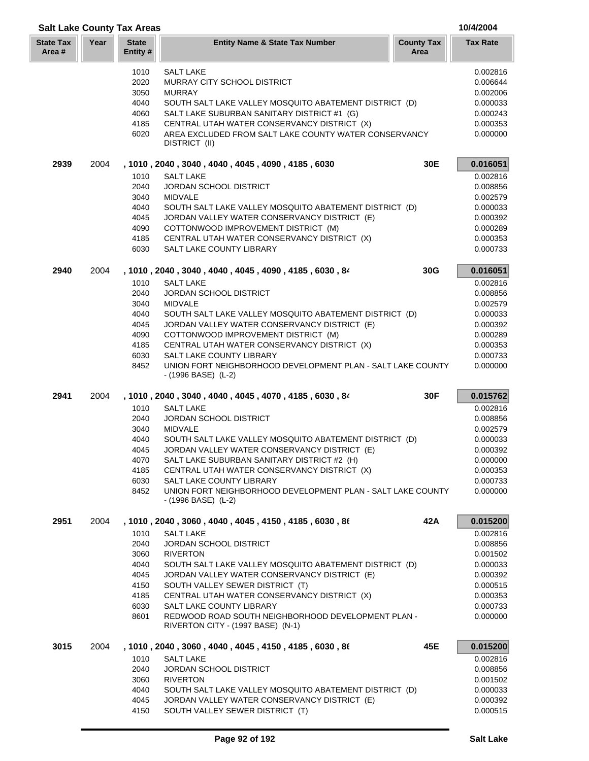## Salt Lake County Tax Areas

10/4/2004

| State Tax Area # | Year | State Entity # | Entity Name & State Tax Number | County Tax Area | Tax Rate |
|---|---|---|---|---|---|
| | | 1010 | SALT LAKE | | 0.002816 |
| | | 2020 | MURRAY CITY SCHOOL DISTRICT | | 0.006644 |
| | | 3050 | MURRAY | | 0.002006 |
| | | 4040 | SOUTH SALT LAKE VALLEY MOSQUITO ABATEMENT DISTRICT (D) | | 0.000033 |
| | | 4060 | SALT LAKE SUBURBAN SANITARY DISTRICT #1 (G) | | 0.000243 |
| | | 4185 | CENTRAL UTAH WATER CONSERVANCY DISTRICT (X) | | 0.000353 |
| | | 6020 | AREA EXCLUDED FROM SALT LAKE COUNTY WATER CONSERVANCY DISTRICT (II) | | 0.000000 |
| **2939** | 2004 | | **, 1010 , 2040 , 3040 , 4040 , 4045 , 4090 , 4185 , 6030** | **30E** | **0.016051** |
| | | 1010 | SALT LAKE | | 0.002816 |
| | | 2040 | JORDAN SCHOOL DISTRICT | | 0.008856 |
| | | 3040 | MIDVALE | | 0.002579 |
| | | 4040 | SOUTH SALT LAKE VALLEY MOSQUITO ABATEMENT DISTRICT (D) | | 0.000033 |
| | | 4045 | JORDAN VALLEY WATER CONSERVANCY DISTRICT (E) | | 0.000392 |
| | | 4090 | COTTONWOOD IMPROVEMENT DISTRICT (M) | | 0.000289 |
| | | 4185 | CENTRAL UTAH WATER CONSERVANCY DISTRICT (X) | | 0.000353 |
| | | 6030 | SALT LAKE COUNTY LIBRARY | | 0.000733 |
| **2940** | 2004 | | **, 1010 , 2040 , 3040 , 4040 , 4045 , 4090 , 4185 , 6030 , 84** | **30G** | **0.016051** |
| | | 1010 | SALT LAKE | | 0.002816 |
| | | 2040 | JORDAN SCHOOL DISTRICT | | 0.008856 |
| | | 3040 | MIDVALE | | 0.002579 |
| | | 4040 | SOUTH SALT LAKE VALLEY MOSQUITO ABATEMENT DISTRICT (D) | | 0.000033 |
| | | 4045 | JORDAN VALLEY WATER CONSERVANCY DISTRICT (E) | | 0.000392 |
| | | 4090 | COTTONWOOD IMPROVEMENT DISTRICT (M) | | 0.000289 |
| | | 4185 | CENTRAL UTAH WATER CONSERVANCY DISTRICT (X) | | 0.000353 |
| | | 6030 | SALT LAKE COUNTY LIBRARY | | 0.000733 |
| | | 8452 | UNION FORT NEIGHBORHOOD DEVELOPMENT PLAN - SALT LAKE COUNTY - (1996 BASE) (L-2) | | 0.000000 |
| **2941** | 2004 | | **, 1010 , 2040 , 3040 , 4040 , 4045 , 4070 , 4185 , 6030 , 84** | **30F** | **0.015762** |
| | | 1010 | SALT LAKE | | 0.002816 |
| | | 2040 | JORDAN SCHOOL DISTRICT | | 0.008856 |
| | | 3040 | MIDVALE | | 0.002579 |
| | | 4040 | SOUTH SALT LAKE VALLEY MOSQUITO ABATEMENT DISTRICT (D) | | 0.000033 |
| | | 4045 | JORDAN VALLEY WATER CONSERVANCY DISTRICT (E) | | 0.000392 |
| | | 4070 | SALT LAKE SUBURBAN SANITARY DISTRICT #2 (H) | | 0.000000 |
| | | 4185 | CENTRAL UTAH WATER CONSERVANCY DISTRICT (X) | | 0.000353 |
| | | 6030 | SALT LAKE COUNTY LIBRARY | | 0.000733 |
| | | 8452 | UNION FORT NEIGHBORHOOD DEVELOPMENT PLAN - SALT LAKE COUNTY - (1996 BASE) (L-2) | | 0.000000 |
| **2951** | 2004 | | **, 1010 , 2040 , 3060 , 4040 , 4045 , 4150 , 4185 , 6030 , 86** | **42A** | **0.015200** |
| | | 1010 | SALT LAKE | | 0.002816 |
| | | 2040 | JORDAN SCHOOL DISTRICT | | 0.008856 |
| | | 3060 | RIVERTON | | 0.001502 |
| | | 4040 | SOUTH SALT LAKE VALLEY MOSQUITO ABATEMENT DISTRICT (D) | | 0.000033 |
| | | 4045 | JORDAN VALLEY WATER CONSERVANCY DISTRICT (E) | | 0.000392 |
| | | 4150 | SOUTH VALLEY SEWER DISTRICT (T) | | 0.000515 |
| | | 4185 | CENTRAL UTAH WATER CONSERVANCY DISTRICT (X) | | 0.000353 |
| | | 6030 | SALT LAKE COUNTY LIBRARY | | 0.000733 |
| | | 8601 | REDWOOD ROAD SOUTH NEIGHBORHOOD DEVELOPMENT PLAN - RIVERTON CITY - (1997 BASE) (N-1) | | 0.000000 |
| **3015** | 2004 | | **, 1010 , 2040 , 3060 , 4040 , 4045 , 4150 , 4185 , 6030 , 86** | **45E** | **0.015200** |
| | | 1010 | SALT LAKE | | 0.002816 |
| | | 2040 | JORDAN SCHOOL DISTRICT | | 0.008856 |
| | | 3060 | RIVERTON | | 0.001502 |
| | | 4040 | SOUTH SALT LAKE VALLEY MOSQUITO ABATEMENT DISTRICT (D) | | 0.000033 |
| | | 4045 | JORDAN VALLEY WATER CONSERVANCY DISTRICT (E) | | 0.000392 |
| | | 4150 | SOUTH VALLEY SEWER DISTRICT (T) | | 0.000515 |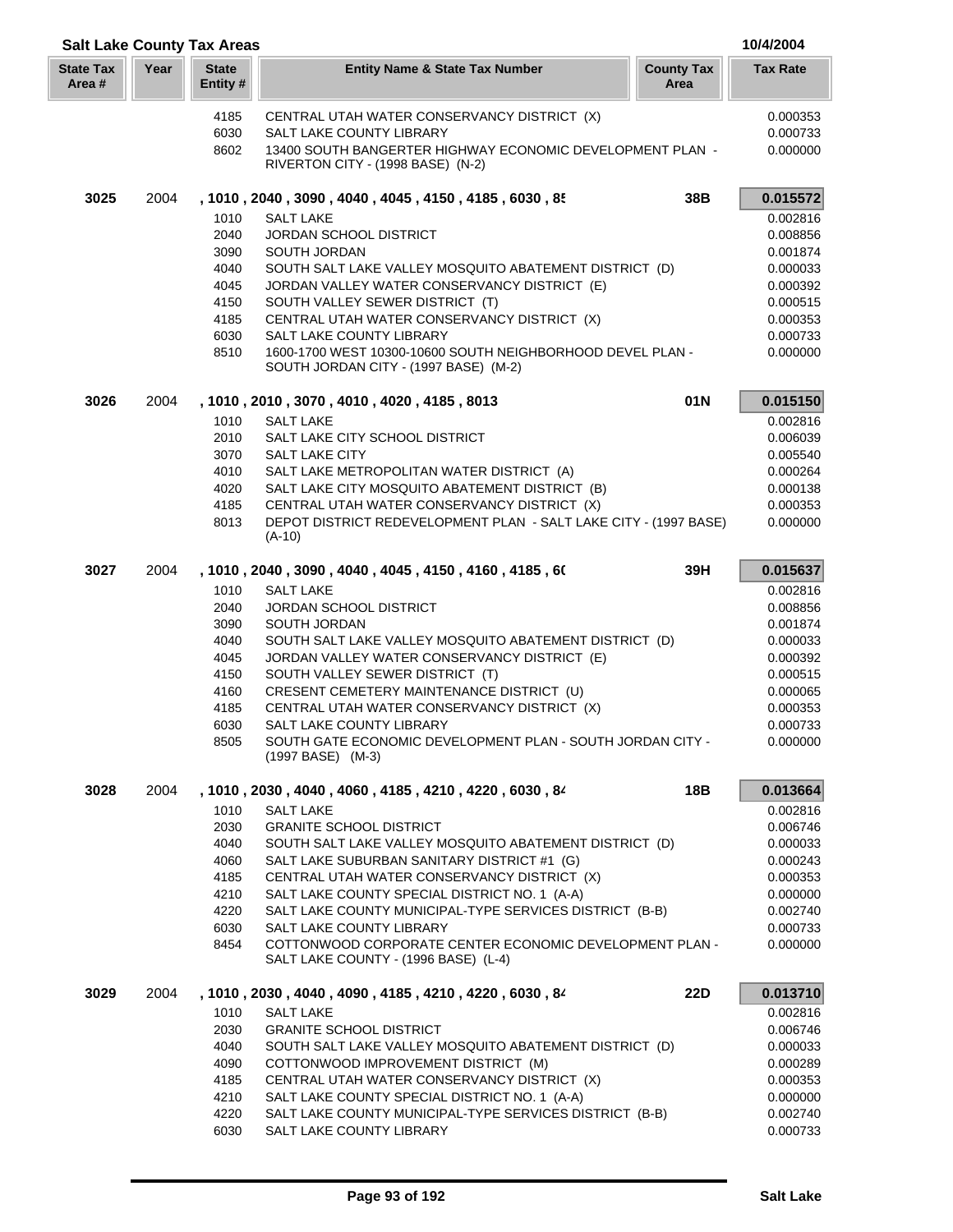## Salt Lake County Tax Areas

10/4/2004

| State Tax Area # | Year | State Entity # | Entity Name & State Tax Number | County Tax Area | Tax Rate |
|---|---|---|---|---|---|
| | | 4185 | CENTRAL UTAH WATER CONSERVANCY DISTRICT (X) | | 0.000353 |
| | | 6030 | SALT LAKE COUNTY LIBRARY | | 0.000733 |
| | | 8602 | 13400 SOUTH BANGERTER HIGHWAY ECONOMIC DEVELOPMENT PLAN - RIVERTON CITY - (1998 BASE) (N-2) | | 0.000000 |
| **3025** | 2004 | | **, 1010 , 2040 , 3090 , 4040 , 4045 , 4150 , 4185 , 6030 , 85** | **38B** | **0.015572** |
| | | 1010 | SALT LAKE | | 0.002816 |
| | | 2040 | JORDAN SCHOOL DISTRICT | | 0.008856 |
| | | 3090 | SOUTH JORDAN | | 0.001874 |
| | | 4040 | SOUTH SALT LAKE VALLEY MOSQUITO ABATEMENT DISTRICT (D) | | 0.000033 |
| | | 4045 | JORDAN VALLEY WATER CONSERVANCY DISTRICT (E) | | 0.000392 |
| | | 4150 | SOUTH VALLEY SEWER DISTRICT (T) | | 0.000515 |
| | | 4185 | CENTRAL UTAH WATER CONSERVANCY DISTRICT (X) | | 0.000353 |
| | | 6030 | SALT LAKE COUNTY LIBRARY | | 0.000733 |
| | | 8510 | 1600-1700 WEST 10300-10600 SOUTH NEIGHBORHOOD DEVEL PLAN - SOUTH JORDAN CITY - (1997 BASE) (M-2) | | 0.000000 |
| **3026** | 2004 | | **, 1010 , 2010 , 3070 , 4010 , 4020 , 4185 , 8013** | **01N** | **0.015150** |
| | | 1010 | SALT LAKE | | 0.002816 |
| | | 2010 | SALT LAKE CITY SCHOOL DISTRICT | | 0.006039 |
| | | 3070 | SALT LAKE CITY | | 0.005540 |
| | | 4010 | SALT LAKE METROPOLITAN WATER DISTRICT (A) | | 0.000264 |
| | | 4020 | SALT LAKE CITY MOSQUITO ABATEMENT DISTRICT (B) | | 0.000138 |
| | | 4185 | CENTRAL UTAH WATER CONSERVANCY DISTRICT (X) | | 0.000353 |
| | | 8013 | DEPOT DISTRICT REDEVELOPMENT PLAN - SALT LAKE CITY - (1997 BASE) (A-10) | | 0.000000 |
| **3027** | 2004 | | **, 1010 , 2040 , 3090 , 4040 , 4045 , 4150 , 4160 , 4185 , 60** | **39H** | **0.015637** |
| | | 1010 | SALT LAKE | | 0.002816 |
| | | 2040 | JORDAN SCHOOL DISTRICT | | 0.008856 |
| | | 3090 | SOUTH JORDAN | | 0.001874 |
| | | 4040 | SOUTH SALT LAKE VALLEY MOSQUITO ABATEMENT DISTRICT (D) | | 0.000033 |
| | | 4045 | JORDAN VALLEY WATER CONSERVANCY DISTRICT (E) | | 0.000392 |
| | | 4150 | SOUTH VALLEY SEWER DISTRICT (T) | | 0.000515 |
| | | 4160 | CRESENT CEMETERY MAINTENANCE DISTRICT (U) | | 0.000065 |
| | | 4185 | CENTRAL UTAH WATER CONSERVANCY DISTRICT (X) | | 0.000353 |
| | | 6030 | SALT LAKE COUNTY LIBRARY | | 0.000733 |
| | | 8505 | SOUTH GATE ECONOMIC DEVELOPMENT PLAN - SOUTH JORDAN CITY - (1997 BASE) (M-3) | | 0.000000 |
| **3028** | 2004 | | **, 1010 , 2030 , 4040 , 4060 , 4185 , 4210 , 4220 , 6030 , 84** | **18B** | **0.013664** |
| | | 1010 | SALT LAKE | | 0.002816 |
| | | 2030 | GRANITE SCHOOL DISTRICT | | 0.006746 |
| | | 4040 | SOUTH SALT LAKE VALLEY MOSQUITO ABATEMENT DISTRICT (D) | | 0.000033 |
| | | 4060 | SALT LAKE SUBURBAN SANITARY DISTRICT #1 (G) | | 0.000243 |
| | | 4185 | CENTRAL UTAH WATER CONSERVANCY DISTRICT (X) | | 0.000353 |
| | | 4210 | SALT LAKE COUNTY SPECIAL DISTRICT NO. 1 (A-A) | | 0.000000 |
| | | 4220 | SALT LAKE COUNTY MUNICIPAL-TYPE SERVICES DISTRICT (B-B) | | 0.002740 |
| | | 6030 | SALT LAKE COUNTY LIBRARY | | 0.000733 |
| | | 8454 | COTTONWOOD CORPORATE CENTER ECONOMIC DEVELOPMENT PLAN - SALT LAKE COUNTY - (1996 BASE) (L-4) | | 0.000000 |
| **3029** | 2004 | | **, 1010 , 2030 , 4040 , 4090 , 4185 , 4210 , 4220 , 6030 , 84** | **22D** | **0.013710** |
| | | 1010 | SALT LAKE | | 0.002816 |
| | | 2030 | GRANITE SCHOOL DISTRICT | | 0.006746 |
| | | 4040 | SOUTH SALT LAKE VALLEY MOSQUITO ABATEMENT DISTRICT (D) | | 0.000033 |
| | | 4090 | COTTONWOOD IMPROVEMENT DISTRICT (M) | | 0.000289 |
| | | 4185 | CENTRAL UTAH WATER CONSERVANCY DISTRICT (X) | | 0.000353 |
| | | 4210 | SALT LAKE COUNTY SPECIAL DISTRICT NO. 1 (A-A) | | 0.000000 |
| | | 4220 | SALT LAKE COUNTY MUNICIPAL-TYPE SERVICES DISTRICT (B-B) | | 0.002740 |
| | | 6030 | SALT LAKE COUNTY LIBRARY | | 0.000733 |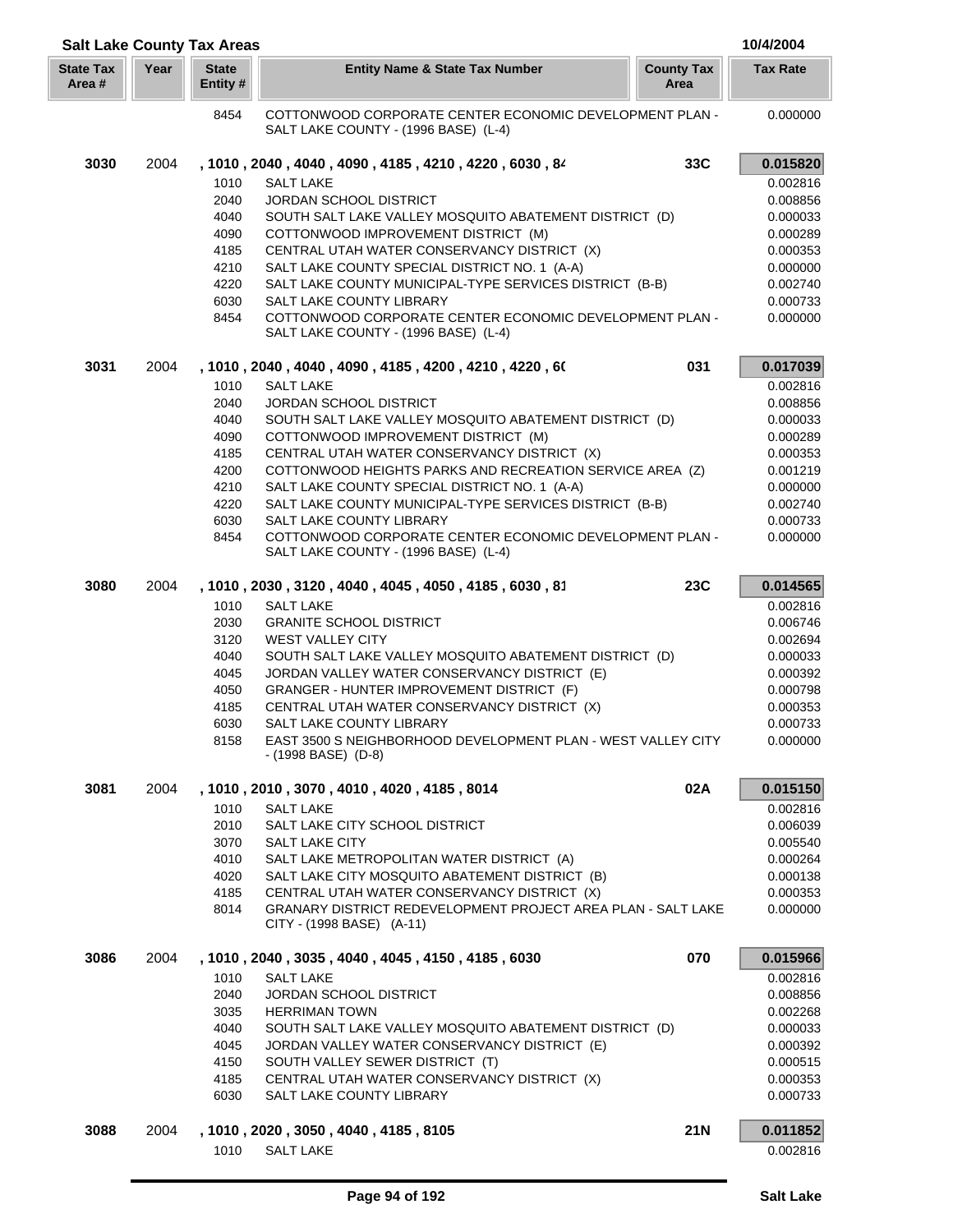## Salt Lake County Tax Areas

10/4/2004

| State Tax Area # | Year | State Entity # | Entity Name & State Tax Number | County Tax Area | Tax Rate |
|---|---|---|---|---|---|
| | | 8454 | COTTONWOOD CORPORATE CENTER ECONOMIC DEVELOPMENT PLAN - SALT LAKE COUNTY - (1996 BASE) (L-4) | | 0.000000 |
| **3030** | 2004 | | **, 1010 , 2040 , 4040 , 4090 , 4185 , 4210 , 4220 , 6030 , 84** | **33C** | **0.015820** |
| | | 1010 | SALT LAKE | | 0.002816 |
| | | 2040 | JORDAN SCHOOL DISTRICT | | 0.008856 |
| | | 4040 | SOUTH SALT LAKE VALLEY MOSQUITO ABATEMENT DISTRICT (D) | | 0.000033 |
| | | 4090 | COTTONWOOD IMPROVEMENT DISTRICT (M) | | 0.000289 |
| | | 4185 | CENTRAL UTAH WATER CONSERVANCY DISTRICT (X) | | 0.000353 |
| | | 4210 | SALT LAKE COUNTY SPECIAL DISTRICT NO. 1 (A-A) | | 0.000000 |
| | | 4220 | SALT LAKE COUNTY MUNICIPAL-TYPE SERVICES DISTRICT (B-B) | | 0.002740 |
| | | 6030 | SALT LAKE COUNTY LIBRARY | | 0.000733 |
| | | 8454 | COTTONWOOD CORPORATE CENTER ECONOMIC DEVELOPMENT PLAN - SALT LAKE COUNTY - (1996 BASE) (L-4) | | 0.000000 |
| **3031** | 2004 | | **, 1010 , 2040 , 4040 , 4090 , 4185 , 4200 , 4210 , 4220 , 60** | **031** | **0.017039** |
| | | 1010 | SALT LAKE | | 0.002816 |
| | | 2040 | JORDAN SCHOOL DISTRICT | | 0.008856 |
| | | 4040 | SOUTH SALT LAKE VALLEY MOSQUITO ABATEMENT DISTRICT (D) | | 0.000033 |
| | | 4090 | COTTONWOOD IMPROVEMENT DISTRICT (M) | | 0.000289 |
| | | 4185 | CENTRAL UTAH WATER CONSERVANCY DISTRICT (X) | | 0.000353 |
| | | 4200 | COTTONWOOD HEIGHTS PARKS AND RECREATION SERVICE AREA (Z) | | 0.001219 |
| | | 4210 | SALT LAKE COUNTY SPECIAL DISTRICT NO. 1 (A-A) | | 0.000000 |
| | | 4220 | SALT LAKE COUNTY MUNICIPAL-TYPE SERVICES DISTRICT (B-B) | | 0.002740 |
| | | 6030 | SALT LAKE COUNTY LIBRARY | | 0.000733 |
| | | 8454 | COTTONWOOD CORPORATE CENTER ECONOMIC DEVELOPMENT PLAN - SALT LAKE COUNTY - (1996 BASE) (L-4) | | 0.000000 |
| **3080** | 2004 | | **, 1010 , 2030 , 3120 , 4040 , 4045 , 4050 , 4185 , 6030 , 81** | **23C** | **0.014565** |
| | | 1010 | SALT LAKE | | 0.002816 |
| | | 2030 | GRANITE SCHOOL DISTRICT | | 0.006746 |
| | | 3120 | WEST VALLEY CITY | | 0.002694 |
| | | 4040 | SOUTH SALT LAKE VALLEY MOSQUITO ABATEMENT DISTRICT (D) | | 0.000033 |
| | | 4045 | JORDAN VALLEY WATER CONSERVANCY DISTRICT (E) | | 0.000392 |
| | | 4050 | GRANGER - HUNTER IMPROVEMENT DISTRICT (F) | | 0.000798 |
| | | 4185 | CENTRAL UTAH WATER CONSERVANCY DISTRICT (X) | | 0.000353 |
| | | 6030 | SALT LAKE COUNTY LIBRARY | | 0.000733 |
| | | 8158 | EAST 3500 S NEIGHBORHOOD DEVELOPMENT PLAN - WEST VALLEY CITY - (1998 BASE) (D-8) | | 0.000000 |
| **3081** | 2004 | | **, 1010 , 2010 , 3070 , 4010 , 4020 , 4185 , 8014** | **02A** | **0.015150** |
| | | 1010 | SALT LAKE | | 0.002816 |
| | | 2010 | SALT LAKE CITY SCHOOL DISTRICT | | 0.006039 |
| | | 3070 | SALT LAKE CITY | | 0.005540 |
| | | 4010 | SALT LAKE METROPOLITAN WATER DISTRICT (A) | | 0.000264 |
| | | 4020 | SALT LAKE CITY MOSQUITO ABATEMENT DISTRICT (B) | | 0.000138 |
| | | 4185 | CENTRAL UTAH WATER CONSERVANCY DISTRICT (X) | | 0.000353 |
| | | 8014 | GRANARY DISTRICT REDEVELOPMENT PROJECT AREA PLAN - SALT LAKE CITY - (1998 BASE) (A-11) | | 0.000000 |
| **3086** | 2004 | | **, 1010 , 2040 , 3035 , 4040 , 4045 , 4150 , 4185 , 6030** | **070** | **0.015966** |
| | | 1010 | SALT LAKE | | 0.002816 |
| | | 2040 | JORDAN SCHOOL DISTRICT | | 0.008856 |
| | | 3035 | HERRIMAN TOWN | | 0.002268 |
| | | 4040 | SOUTH SALT LAKE VALLEY MOSQUITO ABATEMENT DISTRICT (D) | | 0.000033 |
| | | 4045 | JORDAN VALLEY WATER CONSERVANCY DISTRICT (E) | | 0.000392 |
| | | 4150 | SOUTH VALLEY SEWER DISTRICT (T) | | 0.000515 |
| | | 4185 | CENTRAL UTAH WATER CONSERVANCY DISTRICT (X) | | 0.000353 |
| | | 6030 | SALT LAKE COUNTY LIBRARY | | 0.000733 |
| **3088** | 2004 | | **, 1010 , 2020 , 3050 , 4040 , 4185 , 8105** | **21N** | **0.011852** |
| | | 1010 | SALT LAKE | | 0.002816 |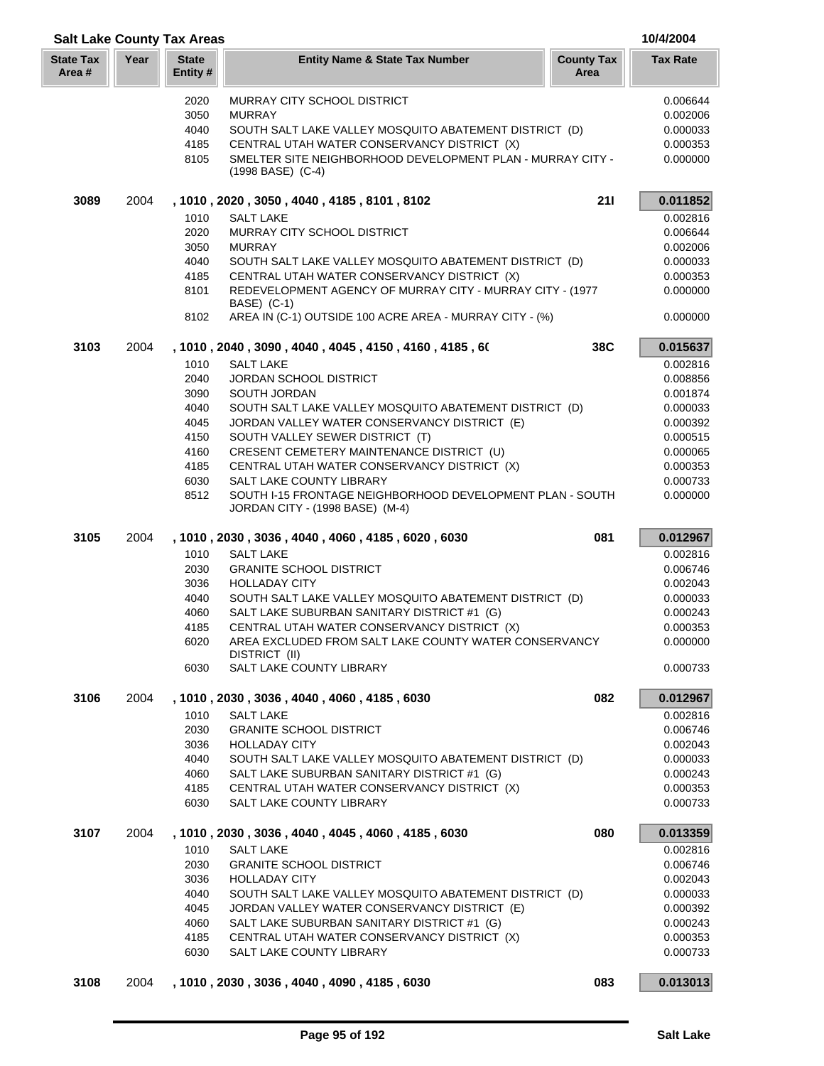## Salt Lake County Tax Areas

10/4/2004

| State Tax Area # | Year | State Entity # | Entity Name & State Tax Number | County Tax Area | Tax Rate |
|---|---|---|---|---|---|
| | | 2020 | MURRAY CITY SCHOOL DISTRICT | | 0.006644 |
| | | 3050 | MURRAY | | 0.002006 |
| | | 4040 | SOUTH SALT LAKE VALLEY MOSQUITO ABATEMENT DISTRICT (D) | | 0.000033 |
| | | 4185 | CENTRAL UTAH WATER CONSERVANCY DISTRICT (X) | | 0.000353 |
| | | 8105 | SMELTER SITE NEIGHBORHOOD DEVELOPMENT PLAN - MURRAY CITY - (1998 BASE) (C-4) | | 0.000000 |
| **3089** | 2004 | | **, 1010 , 2020 , 3050 , 4040 , 4185 , 8101 , 8102** | **21I** | **0.011852** |
| | | 1010 | SALT LAKE | | 0.002816 |
| | | 2020 | MURRAY CITY SCHOOL DISTRICT | | 0.006644 |
| | | 3050 | MURRAY | | 0.002006 |
| | | 4040 | SOUTH SALT LAKE VALLEY MOSQUITO ABATEMENT DISTRICT (D) | | 0.000033 |
| | | 4185 | CENTRAL UTAH WATER CONSERVANCY DISTRICT (X) | | 0.000353 |
| | | 8101 | REDEVELOPMENT AGENCY OF MURRAY CITY - MURRAY CITY - (1977 BASE) (C-1) | | 0.000000 |
| | | 8102 | AREA IN (C-1) OUTSIDE 100 ACRE AREA - MURRAY CITY - (%) | | 0.000000 |
| **3103** | 2004 | | **, 1010 , 2040 , 3090 , 4040 , 4045 , 4150 , 4160 , 4185 , 6(** | **38C** | **0.015637** |
| | | 1010 | SALT LAKE | | 0.002816 |
| | | 2040 | JORDAN SCHOOL DISTRICT | | 0.008856 |
| | | 3090 | SOUTH JORDAN | | 0.001874 |
| | | 4040 | SOUTH SALT LAKE VALLEY MOSQUITO ABATEMENT DISTRICT (D) | | 0.000033 |
| | | 4045 | JORDAN VALLEY WATER CONSERVANCY DISTRICT (E) | | 0.000392 |
| | | 4150 | SOUTH VALLEY SEWER DISTRICT (T) | | 0.000515 |
| | | 4160 | CRESENT CEMETERY MAINTENANCE DISTRICT (U) | | 0.000065 |
| | | 4185 | CENTRAL UTAH WATER CONSERVANCY DISTRICT (X) | | 0.000353 |
| | | 6030 | SALT LAKE COUNTY LIBRARY | | 0.000733 |
| | | 8512 | SOUTH I-15 FRONTAGE NEIGHBORHOOD DEVELOPMENT PLAN - SOUTH JORDAN CITY - (1998 BASE) (M-4) | | 0.000000 |
| **3105** | 2004 | | **, 1010 , 2030 , 3036 , 4040 , 4060 , 4185 , 6020 , 6030** | **081** | **0.012967** |
| | | 1010 | SALT LAKE | | 0.002816 |
| | | 2030 | GRANITE SCHOOL DISTRICT | | 0.006746 |
| | | 3036 | HOLLADAY CITY | | 0.002043 |
| | | 4040 | SOUTH SALT LAKE VALLEY MOSQUITO ABATEMENT DISTRICT (D) | | 0.000033 |
| | | 4060 | SALT LAKE SUBURBAN SANITARY DISTRICT #1 (G) | | 0.000243 |
| | | 4185 | CENTRAL UTAH WATER CONSERVANCY DISTRICT (X) | | 0.000353 |
| | | 6020 | AREA EXCLUDED FROM SALT LAKE COUNTY WATER CONSERVANCY DISTRICT (II) | | 0.000000 |
| | | 6030 | SALT LAKE COUNTY LIBRARY | | 0.000733 |
| **3106** | 2004 | | **, 1010 , 2030 , 3036 , 4040 , 4060 , 4185 , 6030** | **082** | **0.012967** |
| | | 1010 | SALT LAKE | | 0.002816 |
| | | 2030 | GRANITE SCHOOL DISTRICT | | 0.006746 |
| | | 3036 | HOLLADAY CITY | | 0.002043 |
| | | 4040 | SOUTH SALT LAKE VALLEY MOSQUITO ABATEMENT DISTRICT (D) | | 0.000033 |
| | | 4060 | SALT LAKE SUBURBAN SANITARY DISTRICT #1 (G) | | 0.000243 |
| | | 4185 | CENTRAL UTAH WATER CONSERVANCY DISTRICT (X) | | 0.000353 |
| | | 6030 | SALT LAKE COUNTY LIBRARY | | 0.000733 |
| **3107** | 2004 | | **, 1010 , 2030 , 3036 , 4040 , 4045 , 4060 , 4185 , 6030** | **080** | **0.013359** |
| | | 1010 | SALT LAKE | | 0.002816 |
| | | 2030 | GRANITE SCHOOL DISTRICT | | 0.006746 |
| | | 3036 | HOLLADAY CITY | | 0.002043 |
| | | 4040 | SOUTH SALT LAKE VALLEY MOSQUITO ABATEMENT DISTRICT (D) | | 0.000033 |
| | | 4045 | JORDAN VALLEY WATER CONSERVANCY DISTRICT (E) | | 0.000392 |
| | | 4060 | SALT LAKE SUBURBAN SANITARY DISTRICT #1 (G) | | 0.000243 |
| | | 4185 | CENTRAL UTAH WATER CONSERVANCY DISTRICT (X) | | 0.000353 |
| | | 6030 | SALT LAKE COUNTY LIBRARY | | 0.000733 |
| **3108** | 2004 | | **, 1010 , 2030 , 3036 , 4040 , 4090 , 4185 , 6030** | **083** | **0.013013** |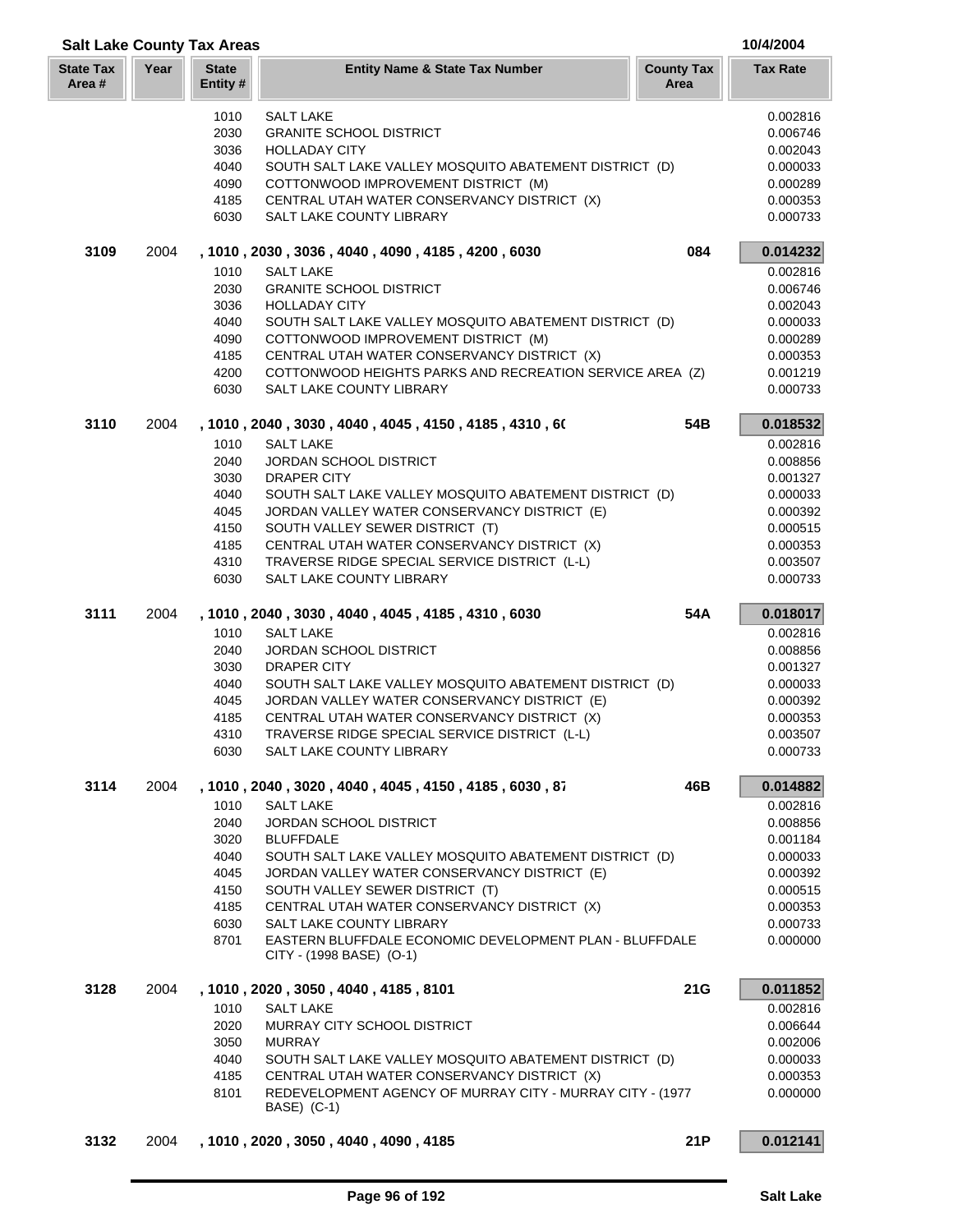## Salt Lake County Tax Areas

10/4/2004

| State Tax Area # | Year | State Entity # | Entity Name & State Tax Number | County Tax Area | Tax Rate |
|---|---|---|---|---|---|
| | | 1010 | SALT LAKE | | 0.002816 |
| | | 2030 | GRANITE SCHOOL DISTRICT | | 0.006746 |
| | | 3036 | HOLLADAY CITY | | 0.002043 |
| | | 4040 | SOUTH SALT LAKE VALLEY MOSQUITO ABATEMENT DISTRICT (D) | | 0.000033 |
| | | 4090 | COTTONWOOD IMPROVEMENT DISTRICT (M) | | 0.000289 |
| | | 4185 | CENTRAL UTAH WATER CONSERVANCY DISTRICT (X) | | 0.000353 |
| | | 6030 | SALT LAKE COUNTY LIBRARY | | 0.000733 |
| **3109** | 2004 | | **, 1010 , 2030 , 3036 , 4040 , 4090 , 4185 , 4200 , 6030** | **084** | **0.014232** |
| | | 1010 | SALT LAKE | | 0.002816 |
| | | 2030 | GRANITE SCHOOL DISTRICT | | 0.006746 |
| | | 3036 | HOLLADAY CITY | | 0.002043 |
| | | 4040 | SOUTH SALT LAKE VALLEY MOSQUITO ABATEMENT DISTRICT (D) | | 0.000033 |
| | | 4090 | COTTONWOOD IMPROVEMENT DISTRICT (M) | | 0.000289 |
| | | 4185 | CENTRAL UTAH WATER CONSERVANCY DISTRICT (X) | | 0.000353 |
| | | 4200 | COTTONWOOD HEIGHTS PARKS AND RECREATION SERVICE AREA (Z) | | 0.001219 |
| | | 6030 | SALT LAKE COUNTY LIBRARY | | 0.000733 |
| **3110** | 2004 | | **, 1010 , 2040 , 3030 , 4040 , 4045 , 4150 , 4185 , 4310 , 6(** | **54B** | **0.018532** |
| | | 1010 | SALT LAKE | | 0.002816 |
| | | 2040 | JORDAN SCHOOL DISTRICT | | 0.008856 |
| | | 3030 | DRAPER CITY | | 0.001327 |
| | | 4040 | SOUTH SALT LAKE VALLEY MOSQUITO ABATEMENT DISTRICT (D) | | 0.000033 |
| | | 4045 | JORDAN VALLEY WATER CONSERVANCY DISTRICT (E) | | 0.000392 |
| | | 4150 | SOUTH VALLEY SEWER DISTRICT (T) | | 0.000515 |
| | | 4185 | CENTRAL UTAH WATER CONSERVANCY DISTRICT (X) | | 0.000353 |
| | | 4310 | TRAVERSE RIDGE SPECIAL SERVICE DISTRICT (L-L) | | 0.003507 |
| | | 6030 | SALT LAKE COUNTY LIBRARY | | 0.000733 |
| **3111** | 2004 | | **, 1010 , 2040 , 3030 , 4040 , 4045 , 4185 , 4310 , 6030** | **54A** | **0.018017** |
| | | 1010 | SALT LAKE | | 0.002816 |
| | | 2040 | JORDAN SCHOOL DISTRICT | | 0.008856 |
| | | 3030 | DRAPER CITY | | 0.001327 |
| | | 4040 | SOUTH SALT LAKE VALLEY MOSQUITO ABATEMENT DISTRICT (D) | | 0.000033 |
| | | 4045 | JORDAN VALLEY WATER CONSERVANCY DISTRICT (E) | | 0.000392 |
| | | 4185 | CENTRAL UTAH WATER CONSERVANCY DISTRICT (X) | | 0.000353 |
| | | 4310 | TRAVERSE RIDGE SPECIAL SERVICE DISTRICT (L-L) | | 0.003507 |
| | | 6030 | SALT LAKE COUNTY LIBRARY | | 0.000733 |
| **3114** | 2004 | | **, 1010 , 2040 , 3020 , 4040 , 4045 , 4150 , 4185 , 6030 , 87** | **46B** | **0.014882** |
| | | 1010 | SALT LAKE | | 0.002816 |
| | | 2040 | JORDAN SCHOOL DISTRICT | | 0.008856 |
| | | 3020 | BLUFFDALE | | 0.001184 |
| | | 4040 | SOUTH SALT LAKE VALLEY MOSQUITO ABATEMENT DISTRICT (D) | | 0.000033 |
| | | 4045 | JORDAN VALLEY WATER CONSERVANCY DISTRICT (E) | | 0.000392 |
| | | 4150 | SOUTH VALLEY SEWER DISTRICT (T) | | 0.000515 |
| | | 4185 | CENTRAL UTAH WATER CONSERVANCY DISTRICT (X) | | 0.000353 |
| | | 6030 | SALT LAKE COUNTY LIBRARY | | 0.000733 |
| | | 8701 | EASTERN BLUFFDALE ECONOMIC DEVELOPMENT PLAN - BLUFFDALE CITY - (1998 BASE) (O-1) | | 0.000000 |
| **3128** | 2004 | | **, 1010 , 2020 , 3050 , 4040 , 4185 , 8101** | **21G** | **0.011852** |
| | | 1010 | SALT LAKE | | 0.002816 |
| | | 2020 | MURRAY CITY SCHOOL DISTRICT | | 0.006644 |
| | | 3050 | MURRAY | | 0.002006 |
| | | 4040 | SOUTH SALT LAKE VALLEY MOSQUITO ABATEMENT DISTRICT (D) | | 0.000033 |
| | | 4185 | CENTRAL UTAH WATER CONSERVANCY DISTRICT (X) | | 0.000353 |
| | | 8101 | REDEVELOPMENT AGENCY OF MURRAY CITY - MURRAY CITY - (1977 BASE) (C-1) | | 0.000000 |
| **3132** | 2004 | | **, 1010 , 2020 , 3050 , 4040 , 4090 , 4185** | **21P** | **0.012141** |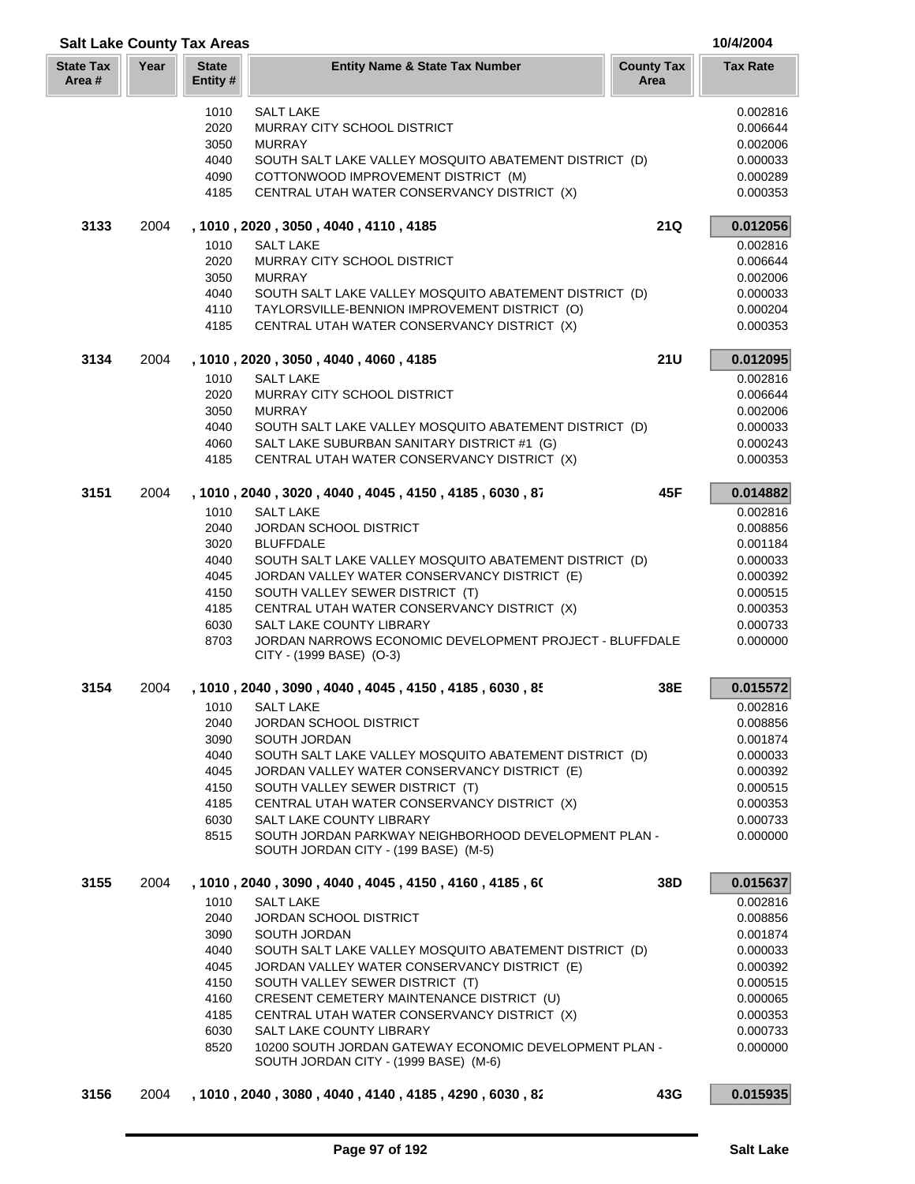## Salt Lake County Tax Areas

10/4/2004

| State Tax Area # | Year | State Entity # | Entity Name & State Tax Number | County Tax Area | Tax Rate |
|---|---|---|---|---|---|
| | | 1010 | SALT LAKE | | 0.002816 |
| | | 2020 | MURRAY CITY SCHOOL DISTRICT | | 0.006644 |
| | | 3050 | MURRAY | | 0.002006 |
| | | 4040 | SOUTH SALT LAKE VALLEY MOSQUITO ABATEMENT DISTRICT (D) | | 0.000033 |
| | | 4090 | COTTONWOOD IMPROVEMENT DISTRICT (M) | | 0.000289 |
| | | 4185 | CENTRAL UTAH WATER CONSERVANCY DISTRICT (X) | | 0.000353 |
| **3133** | 2004 | | **, 1010 , 2020 , 3050 , 4040 , 4110 , 4185** | **21Q** | **0.012056** |
| | | 1010 | SALT LAKE | | 0.002816 |
| | | 2020 | MURRAY CITY SCHOOL DISTRICT | | 0.006644 |
| | | 3050 | MURRAY | | 0.002006 |
| | | 4040 | SOUTH SALT LAKE VALLEY MOSQUITO ABATEMENT DISTRICT (D) | | 0.000033 |
| | | 4110 | TAYLORSVILLE-BENNION IMPROVEMENT DISTRICT (O) | | 0.000204 |
| | | 4185 | CENTRAL UTAH WATER CONSERVANCY DISTRICT (X) | | 0.000353 |
| **3134** | 2004 | | **, 1010 , 2020 , 3050 , 4040 , 4060 , 4185** | **21U** | **0.012095** |
| | | 1010 | SALT LAKE | | 0.002816 |
| | | 2020 | MURRAY CITY SCHOOL DISTRICT | | 0.006644 |
| | | 3050 | MURRAY | | 0.002006 |
| | | 4040 | SOUTH SALT LAKE VALLEY MOSQUITO ABATEMENT DISTRICT (D) | | 0.000033 |
| | | 4060 | SALT LAKE SUBURBAN SANITARY DISTRICT #1 (G) | | 0.000243 |
| | | 4185 | CENTRAL UTAH WATER CONSERVANCY DISTRICT (X) | | 0.000353 |
| **3151** | 2004 | | **, 1010 , 2040 , 3020 , 4040 , 4045 , 4150 , 4185 , 6030 , 87** | **45F** | **0.014882** |
| | | 1010 | SALT LAKE | | 0.002816 |
| | | 2040 | JORDAN SCHOOL DISTRICT | | 0.008856 |
| | | 3020 | BLUFFDALE | | 0.001184 |
| | | 4040 | SOUTH SALT LAKE VALLEY MOSQUITO ABATEMENT DISTRICT (D) | | 0.000033 |
| | | 4045 | JORDAN VALLEY WATER CONSERVANCY DISTRICT (E) | | 0.000392 |
| | | 4150 | SOUTH VALLEY SEWER DISTRICT (T) | | 0.000515 |
| | | 4185 | CENTRAL UTAH WATER CONSERVANCY DISTRICT (X) | | 0.000353 |
| | | 6030 | SALT LAKE COUNTY LIBRARY | | 0.000733 |
| | | 8703 | JORDAN NARROWS ECONOMIC DEVELOPMENT PROJECT - BLUFFDALE CITY - (1999 BASE) (O-3) | | 0.000000 |
| **3154** | 2004 | | **, 1010 , 2040 , 3090 , 4040 , 4045 , 4150 , 4185 , 6030 , 85** | **38E** | **0.015572** |
| | | 1010 | SALT LAKE | | 0.002816 |
| | | 2040 | JORDAN SCHOOL DISTRICT | | 0.008856 |
| | | 3090 | SOUTH JORDAN | | 0.001874 |
| | | 4040 | SOUTH SALT LAKE VALLEY MOSQUITO ABATEMENT DISTRICT (D) | | 0.000033 |
| | | 4045 | JORDAN VALLEY WATER CONSERVANCY DISTRICT (E) | | 0.000392 |
| | | 4150 | SOUTH VALLEY SEWER DISTRICT (T) | | 0.000515 |
| | | 4185 | CENTRAL UTAH WATER CONSERVANCY DISTRICT (X) | | 0.000353 |
| | | 6030 | SALT LAKE COUNTY LIBRARY | | 0.000733 |
| | | 8515 | SOUTH JORDAN PARKWAY NEIGHBORHOOD DEVELOPMENT PLAN - SOUTH JORDAN CITY - (199 BASE) (M-5) | | 0.000000 |
| **3155** | 2004 | | **, 1010 , 2040 , 3090 , 4040 , 4045 , 4150 , 4160 , 4185 , 60** | **38D** | **0.015637** |
| | | 1010 | SALT LAKE | | 0.002816 |
| | | 2040 | JORDAN SCHOOL DISTRICT | | 0.008856 |
| | | 3090 | SOUTH JORDAN | | 0.001874 |
| | | 4040 | SOUTH SALT LAKE VALLEY MOSQUITO ABATEMENT DISTRICT (D) | | 0.000033 |
| | | 4045 | JORDAN VALLEY WATER CONSERVANCY DISTRICT (E) | | 0.000392 |
| | | 4150 | SOUTH VALLEY SEWER DISTRICT (T) | | 0.000515 |
| | | 4160 | CRESENT CEMETERY MAINTENANCE DISTRICT (U) | | 0.000065 |
| | | 4185 | CENTRAL UTAH WATER CONSERVANCY DISTRICT (X) | | 0.000353 |
| | | 6030 | SALT LAKE COUNTY LIBRARY | | 0.000733 |
| | | 8520 | 10200 SOUTH JORDAN GATEWAY ECONOMIC DEVELOPMENT PLAN - SOUTH JORDAN CITY - (1999 BASE) (M-6) | | 0.000000 |
| **3156** | 2004 | | **, 1010 , 2040 , 3080 , 4040 , 4140 , 4185 , 4290 , 6030 , 82** | **43G** | **0.015935** |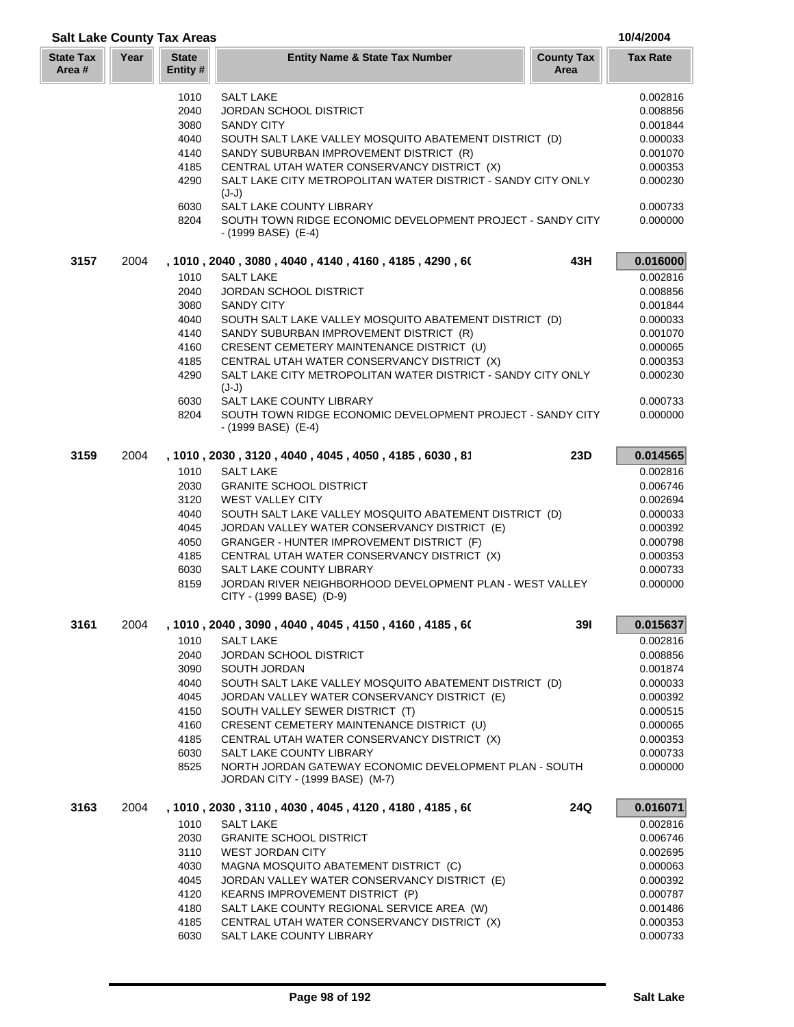## Salt Lake County Tax Areas

10/4/2004

| State Tax Area # | Year | State Entity # | Entity Name & State Tax Number | County Tax Area | Tax Rate |
|---|---|---|---|---|---|
| | | 1010 | SALT LAKE | | 0.002816 |
| | | 2040 | JORDAN SCHOOL DISTRICT | | 0.008856 |
| | | 3080 | SANDY CITY | | 0.001844 |
| | | 4040 | SOUTH SALT LAKE VALLEY MOSQUITO ABATEMENT DISTRICT (D) | | 0.000033 |
| | | 4140 | SANDY SUBURBAN IMPROVEMENT DISTRICT (R) | | 0.001070 |
| | | 4185 | CENTRAL UTAH WATER CONSERVANCY DISTRICT (X) | | 0.000353 |
| | | 4290 | SALT LAKE CITY METROPOLITAN WATER DISTRICT - SANDY CITY ONLY (J-J) | | 0.000230 |
| | | 6030 | SALT LAKE COUNTY LIBRARY | | 0.000733 |
| | | 8204 | SOUTH TOWN RIDGE ECONOMIC DEVELOPMENT PROJECT - SANDY CITY - (1999 BASE) (E-4) | | 0.000000 |
| **3157** | 2004 | | , 1010 , 2040 , 3080 , 4040 , 4140 , 4160 , 4185 , 4290 , 6( | **43H** | **0.016000** |
| | | 1010 | SALT LAKE | | 0.002816 |
| | | 2040 | JORDAN SCHOOL DISTRICT | | 0.008856 |
| | | 3080 | SANDY CITY | | 0.001844 |
| | | 4040 | SOUTH SALT LAKE VALLEY MOSQUITO ABATEMENT DISTRICT (D) | | 0.000033 |
| | | 4140 | SANDY SUBURBAN IMPROVEMENT DISTRICT (R) | | 0.001070 |
| | | 4160 | CRESENT CEMETERY MAINTENANCE DISTRICT (U) | | 0.000065 |
| | | 4185 | CENTRAL UTAH WATER CONSERVANCY DISTRICT (X) | | 0.000353 |
| | | 4290 | SALT LAKE CITY METROPOLITAN WATER DISTRICT - SANDY CITY ONLY (J-J) | | 0.000230 |
| | | 6030 | SALT LAKE COUNTY LIBRARY | | 0.000733 |
| | | 8204 | SOUTH TOWN RIDGE ECONOMIC DEVELOPMENT PROJECT - SANDY CITY - (1999 BASE) (E-4) | | 0.000000 |
| **3159** | 2004 | | , 1010 , 2030 , 3120 , 4040 , 4045 , 4050 , 4185 , 6030 , 81 | **23D** | **0.014565** |
| | | 1010 | SALT LAKE | | 0.002816 |
| | | 2030 | GRANITE SCHOOL DISTRICT | | 0.006746 |
| | | 3120 | WEST VALLEY CITY | | 0.002694 |
| | | 4040 | SOUTH SALT LAKE VALLEY MOSQUITO ABATEMENT DISTRICT (D) | | 0.000033 |
| | | 4045 | JORDAN VALLEY WATER CONSERVANCY DISTRICT (E) | | 0.000392 |
| | | 4050 | GRANGER - HUNTER IMPROVEMENT DISTRICT (F) | | 0.000798 |
| | | 4185 | CENTRAL UTAH WATER CONSERVANCY DISTRICT (X) | | 0.000353 |
| | | 6030 | SALT LAKE COUNTY LIBRARY | | 0.000733 |
| | | 8159 | JORDAN RIVER NEIGHBORHOOD DEVELOPMENT PLAN - WEST VALLEY CITY - (1999 BASE) (D-9) | | 0.000000 |
| **3161** | 2004 | | , 1010 , 2040 , 3090 , 4040 , 4045 , 4150 , 4160 , 4185 , 6( | **39I** | **0.015637** |
| | | 1010 | SALT LAKE | | 0.002816 |
| | | 2040 | JORDAN SCHOOL DISTRICT | | 0.008856 |
| | | 3090 | SOUTH JORDAN | | 0.001874 |
| | | 4040 | SOUTH SALT LAKE VALLEY MOSQUITO ABATEMENT DISTRICT (D) | | 0.000033 |
| | | 4045 | JORDAN VALLEY WATER CONSERVANCY DISTRICT (E) | | 0.000392 |
| | | 4150 | SOUTH VALLEY SEWER DISTRICT (T) | | 0.000515 |
| | | 4160 | CRESENT CEMETERY MAINTENANCE DISTRICT (U) | | 0.000065 |
| | | 4185 | CENTRAL UTAH WATER CONSERVANCY DISTRICT (X) | | 0.000353 |
| | | 6030 | SALT LAKE COUNTY LIBRARY | | 0.000733 |
| | | 8525 | NORTH JORDAN GATEWAY ECONOMIC DEVELOPMENT PLAN - SOUTH JORDAN CITY - (1999 BASE) (M-7) | | 0.000000 |
| **3163** | 2004 | | , 1010 , 2030 , 3110 , 4030 , 4045 , 4120 , 4180 , 4185 , 6( | **24Q** | **0.016071** |
| | | 1010 | SALT LAKE | | 0.002816 |
| | | 2030 | GRANITE SCHOOL DISTRICT | | 0.006746 |
| | | 3110 | WEST JORDAN CITY | | 0.002695 |
| | | 4030 | MAGNA MOSQUITO ABATEMENT DISTRICT (C) | | 0.000063 |
| | | 4045 | JORDAN VALLEY WATER CONSERVANCY DISTRICT (E) | | 0.000392 |
| | | 4120 | KEARNS IMPROVEMENT DISTRICT (P) | | 0.000787 |
| | | 4180 | SALT LAKE COUNTY REGIONAL SERVICE AREA (W) | | 0.001486 |
| | | 4185 | CENTRAL UTAH WATER CONSERVANCY DISTRICT (X) | | 0.000353 |
| | | 6030 | SALT LAKE COUNTY LIBRARY | | 0.000733 |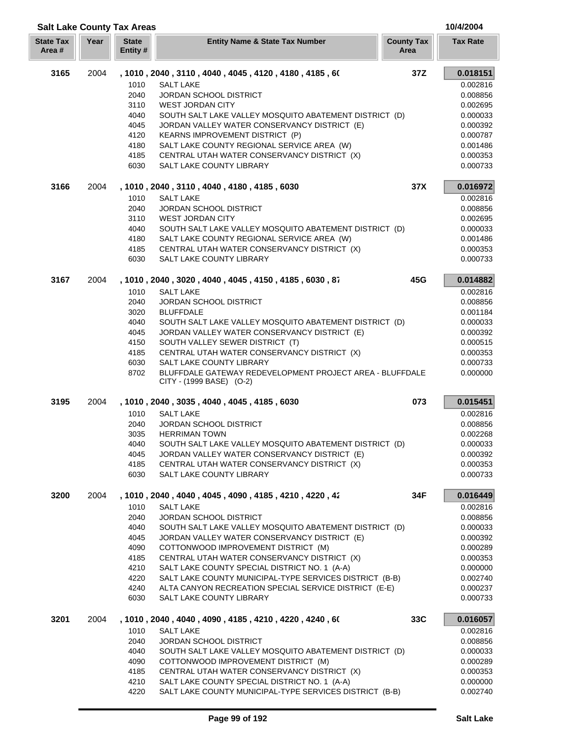## Salt Lake County Tax Areas

10/4/2004

| State Tax Area # | Year | State Entity # | Entity Name & State Tax Number | County Tax Area | Tax Rate |
|---|---|---|---|---|---|
| **3165** | 2004 | | **, 1010 , 2040 , 3110 , 4040 , 4045 , 4120 , 4180 , 4185 , 6(** | **37Z** | **0.018151** |
| | | 1010 | SALT LAKE | | 0.002816 |
| | | 2040 | JORDAN SCHOOL DISTRICT | | 0.008856 |
| | | 3110 | WEST JORDAN CITY | | 0.002695 |
| | | 4040 | SOUTH SALT LAKE VALLEY MOSQUITO ABATEMENT DISTRICT (D) | | 0.000033 |
| | | 4045 | JORDAN VALLEY WATER CONSERVANCY DISTRICT (E) | | 0.000392 |
| | | 4120 | KEARNS IMPROVEMENT DISTRICT (P) | | 0.000787 |
| | | 4180 | SALT LAKE COUNTY REGIONAL SERVICE AREA (W) | | 0.001486 |
| | | 4185 | CENTRAL UTAH WATER CONSERVANCY DISTRICT (X) | | 0.000353 |
| | | 6030 | SALT LAKE COUNTY LIBRARY | | 0.000733 |
| **3166** | 2004 | | **, 1010 , 2040 , 3110 , 4040 , 4180 , 4185 , 6030** | **37X** | **0.016972** |
| | | 1010 | SALT LAKE | | 0.002816 |
| | | 2040 | JORDAN SCHOOL DISTRICT | | 0.008856 |
| | | 3110 | WEST JORDAN CITY | | 0.002695 |
| | | 4040 | SOUTH SALT LAKE VALLEY MOSQUITO ABATEMENT DISTRICT (D) | | 0.000033 |
| | | 4180 | SALT LAKE COUNTY REGIONAL SERVICE AREA (W) | | 0.001486 |
| | | 4185 | CENTRAL UTAH WATER CONSERVANCY DISTRICT (X) | | 0.000353 |
| | | 6030 | SALT LAKE COUNTY LIBRARY | | 0.000733 |
| **3167** | 2004 | | **, 1010 , 2040 , 3020 , 4040 , 4045 , 4150 , 4185 , 6030 , 87** | **45G** | **0.014882** |
| | | 1010 | SALT LAKE | | 0.002816 |
| | | 2040 | JORDAN SCHOOL DISTRICT | | 0.008856 |
| | | 3020 | BLUFFDALE | | 0.001184 |
| | | 4040 | SOUTH SALT LAKE VALLEY MOSQUITO ABATEMENT DISTRICT (D) | | 0.000033 |
| | | 4045 | JORDAN VALLEY WATER CONSERVANCY DISTRICT (E) | | 0.000392 |
| | | 4150 | SOUTH VALLEY SEWER DISTRICT (T) | | 0.000515 |
| | | 4185 | CENTRAL UTAH WATER CONSERVANCY DISTRICT (X) | | 0.000353 |
| | | 6030 | SALT LAKE COUNTY LIBRARY | | 0.000733 |
| | | 8702 | BLUFFDALE GATEWAY REDEVELOPMENT PROJECT AREA - BLUFFDALE CITY - (1999 BASE) (O-2) | | 0.000000 |
| **3195** | 2004 | | **, 1010 , 2040 , 3035 , 4040 , 4045 , 4185 , 6030** | **073** | **0.015451** |
| | | 1010 | SALT LAKE | | 0.002816 |
| | | 2040 | JORDAN SCHOOL DISTRICT | | 0.008856 |
| | | 3035 | HERRIMAN TOWN | | 0.002268 |
| | | 4040 | SOUTH SALT LAKE VALLEY MOSQUITO ABATEMENT DISTRICT (D) | | 0.000033 |
| | | 4045 | JORDAN VALLEY WATER CONSERVANCY DISTRICT (E) | | 0.000392 |
| | | 4185 | CENTRAL UTAH WATER CONSERVANCY DISTRICT (X) | | 0.000353 |
| | | 6030 | SALT LAKE COUNTY LIBRARY | | 0.000733 |
| **3200** | 2004 | | **, 1010 , 2040 , 4040 , 4045 , 4090 , 4185 , 4210 , 4220 , 42** | **34F** | **0.016449** |
| | | 1010 | SALT LAKE | | 0.002816 |
| | | 2040 | JORDAN SCHOOL DISTRICT | | 0.008856 |
| | | 4040 | SOUTH SALT LAKE VALLEY MOSQUITO ABATEMENT DISTRICT (D) | | 0.000033 |
| | | 4045 | JORDAN VALLEY WATER CONSERVANCY DISTRICT (E) | | 0.000392 |
| | | 4090 | COTTONWOOD IMPROVEMENT DISTRICT (M) | | 0.000289 |
| | | 4185 | CENTRAL UTAH WATER CONSERVANCY DISTRICT (X) | | 0.000353 |
| | | 4210 | SALT LAKE COUNTY SPECIAL DISTRICT NO. 1 (A-A) | | 0.000000 |
| | | 4220 | SALT LAKE COUNTY MUNICIPAL-TYPE SERVICES DISTRICT (B-B) | | 0.002740 |
| | | 4240 | ALTA CANYON RECREATION SPECIAL SERVICE DISTRICT (E-E) | | 0.000237 |
| | | 6030 | SALT LAKE COUNTY LIBRARY | | 0.000733 |
| **3201** | 2004 | | **, 1010 , 2040 , 4040 , 4090 , 4185 , 4210 , 4220 , 4240 , 6(** | **33C** | **0.016057** |
| | | 1010 | SALT LAKE | | 0.002816 |
| | | 2040 | JORDAN SCHOOL DISTRICT | | 0.008856 |
| | | 4040 | SOUTH SALT LAKE VALLEY MOSQUITO ABATEMENT DISTRICT (D) | | 0.000033 |
| | | 4090 | COTTONWOOD IMPROVEMENT DISTRICT (M) | | 0.000289 |
| | | 4185 | CENTRAL UTAH WATER CONSERVANCY DISTRICT (X) | | 0.000353 |
| | | 4210 | SALT LAKE COUNTY SPECIAL DISTRICT NO. 1 (A-A) | | 0.000000 |
| | | 4220 | SALT LAKE COUNTY MUNICIPAL-TYPE SERVICES DISTRICT (B-B) | | 0.002740 |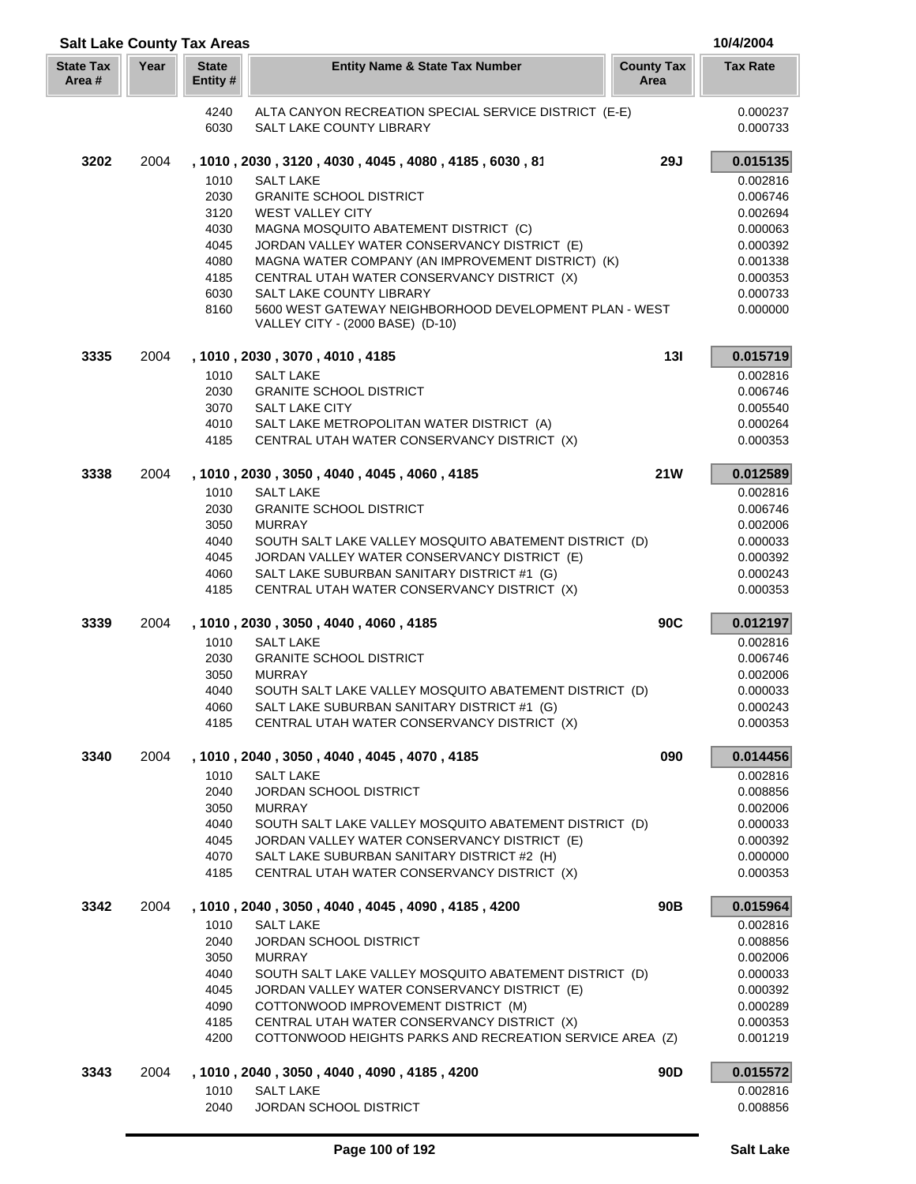## Salt Lake County Tax Areas

10/4/2004

| State Tax Area # | Year | State Entity # | Entity Name & State Tax Number | County Tax Area | Tax Rate |
|---|---|---|---|---|---|
| | | 4240 | ALTA CANYON RECREATION SPECIAL SERVICE DISTRICT (E-E) | | 0.000237 |
| | | 6030 | SALT LAKE COUNTY LIBRARY | | 0.000733 |
| **3202** | 2004 | **, 1010 , 2030 , 3120 , 4030 , 4045 , 4080 , 4185 , 6030 , 81** | | **29J** | **0.015135** |
| | | 1010 | SALT LAKE | | 0.002816 |
| | | 2030 | GRANITE SCHOOL DISTRICT | | 0.006746 |
| | | 3120 | WEST VALLEY CITY | | 0.002694 |
| | | 4030 | MAGNA MOSQUITO ABATEMENT DISTRICT (C) | | 0.000063 |
| | | 4045 | JORDAN VALLEY WATER CONSERVANCY DISTRICT (E) | | 0.000392 |
| | | 4080 | MAGNA WATER COMPANY (AN IMPROVEMENT DISTRICT) (K) | | 0.001338 |
| | | 4185 | CENTRAL UTAH WATER CONSERVANCY DISTRICT (X) | | 0.000353 |
| | | 6030 | SALT LAKE COUNTY LIBRARY | | 0.000733 |
| | | 8160 | 5600 WEST GATEWAY NEIGHBORHOOD DEVELOPMENT PLAN - WEST VALLEY CITY - (2000 BASE) (D-10) | | 0.000000 |
| **3335** | 2004 | **, 1010 , 2030 , 3070 , 4010 , 4185** | | **13I** | **0.015719** |
| | | 1010 | SALT LAKE | | 0.002816 |
| | | 2030 | GRANITE SCHOOL DISTRICT | | 0.006746 |
| | | 3070 | SALT LAKE CITY | | 0.005540 |
| | | 4010 | SALT LAKE METROPOLITAN WATER DISTRICT (A) | | 0.000264 |
| | | 4185 | CENTRAL UTAH WATER CONSERVANCY DISTRICT (X) | | 0.000353 |
| **3338** | 2004 | **, 1010 , 2030 , 3050 , 4040 , 4045 , 4060 , 4185** | | **21W** | **0.012589** |
| | | 1010 | SALT LAKE | | 0.002816 |
| | | 2030 | GRANITE SCHOOL DISTRICT | | 0.006746 |
| | | 3050 | MURRAY | | 0.002006 |
| | | 4040 | SOUTH SALT LAKE VALLEY MOSQUITO ABATEMENT DISTRICT (D) | | 0.000033 |
| | | 4045 | JORDAN VALLEY WATER CONSERVANCY DISTRICT (E) | | 0.000392 |
| | | 4060 | SALT LAKE SUBURBAN SANITARY DISTRICT #1 (G) | | 0.000243 |
| | | 4185 | CENTRAL UTAH WATER CONSERVANCY DISTRICT (X) | | 0.000353 |
| **3339** | 2004 | **, 1010 , 2030 , 3050 , 4040 , 4060 , 4185** | | **90C** | **0.012197** |
| | | 1010 | SALT LAKE | | 0.002816 |
| | | 2030 | GRANITE SCHOOL DISTRICT | | 0.006746 |
| | | 3050 | MURRAY | | 0.002006 |
| | | 4040 | SOUTH SALT LAKE VALLEY MOSQUITO ABATEMENT DISTRICT (D) | | 0.000033 |
| | | 4060 | SALT LAKE SUBURBAN SANITARY DISTRICT #1 (G) | | 0.000243 |
| | | 4185 | CENTRAL UTAH WATER CONSERVANCY DISTRICT (X) | | 0.000353 |
| **3340** | 2004 | **, 1010 , 2040 , 3050 , 4040 , 4045 , 4070 , 4185** | | **090** | **0.014456** |
| | | 1010 | SALT LAKE | | 0.002816 |
| | | 2040 | JORDAN SCHOOL DISTRICT | | 0.008856 |
| | | 3050 | MURRAY | | 0.002006 |
| | | 4040 | SOUTH SALT LAKE VALLEY MOSQUITO ABATEMENT DISTRICT (D) | | 0.000033 |
| | | 4045 | JORDAN VALLEY WATER CONSERVANCY DISTRICT (E) | | 0.000392 |
| | | 4070 | SALT LAKE SUBURBAN SANITARY DISTRICT #2 (H) | | 0.000000 |
| | | 4185 | CENTRAL UTAH WATER CONSERVANCY DISTRICT (X) | | 0.000353 |
| **3342** | 2004 | **, 1010 , 2040 , 3050 , 4040 , 4045 , 4090 , 4185 , 4200** | | **90B** | **0.015964** |
| | | 1010 | SALT LAKE | | 0.002816 |
| | | 2040 | JORDAN SCHOOL DISTRICT | | 0.008856 |
| | | 3050 | MURRAY | | 0.002006 |
| | | 4040 | SOUTH SALT LAKE VALLEY MOSQUITO ABATEMENT DISTRICT (D) | | 0.000033 |
| | | 4045 | JORDAN VALLEY WATER CONSERVANCY DISTRICT (E) | | 0.000392 |
| | | 4090 | COTTONWOOD IMPROVEMENT DISTRICT (M) | | 0.000289 |
| | | 4185 | CENTRAL UTAH WATER CONSERVANCY DISTRICT (X) | | 0.000353 |
| | | 4200 | COTTONWOOD HEIGHTS PARKS AND RECREATION SERVICE AREA (Z) | | 0.001219 |
| **3343** | 2004 | **, 1010 , 2040 , 3050 , 4040 , 4090 , 4185 , 4200** | | **90D** | **0.015572** |
| | | 1010 | SALT LAKE | | 0.002816 |
| | | 2040 | JORDAN SCHOOL DISTRICT | | 0.008856 |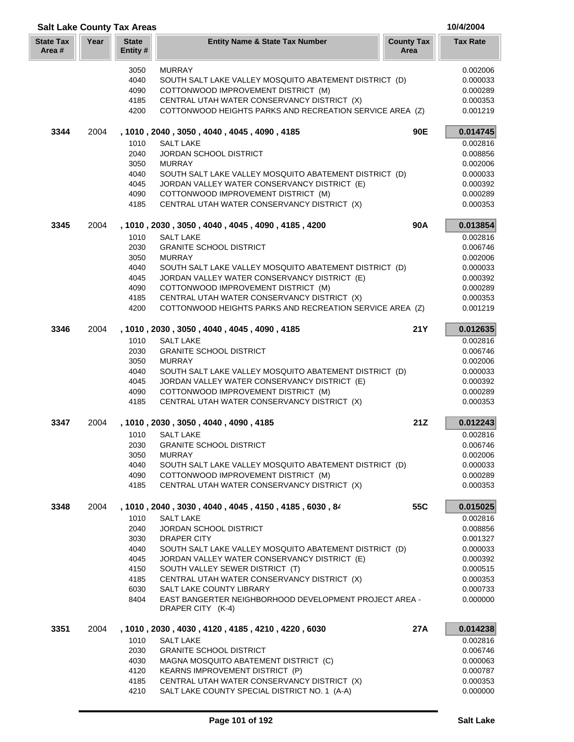## Salt Lake County Tax Areas

10/4/2004

| State Tax Area # | Year | State Entity # | Entity Name & State Tax Number | County Tax Area | Tax Rate |
|---|---|---|---|---|---|
| | | 3050 | MURRAY | | 0.002006 |
| | | 4040 | SOUTH SALT LAKE VALLEY MOSQUITO ABATEMENT DISTRICT (D) | | 0.000033 |
| | | 4090 | COTTONWOOD IMPROVEMENT DISTRICT (M) | | 0.000289 |
| | | 4185 | CENTRAL UTAH WATER CONSERVANCY DISTRICT (X) | | 0.000353 |
| | | 4200 | COTTONWOOD HEIGHTS PARKS AND RECREATION SERVICE AREA (Z) | | 0.001219 |
| **3344** | 2004 | | **, 1010 , 2040 , 3050 , 4040 , 4045 , 4090 , 4185** | **90E** | **0.014745** |
| | | 1010 | SALT LAKE | | 0.002816 |
| | | 2040 | JORDAN SCHOOL DISTRICT | | 0.008856 |
| | | 3050 | MURRAY | | 0.002006 |
| | | 4040 | SOUTH SALT LAKE VALLEY MOSQUITO ABATEMENT DISTRICT (D) | | 0.000033 |
| | | 4045 | JORDAN VALLEY WATER CONSERVANCY DISTRICT (E) | | 0.000392 |
| | | 4090 | COTTONWOOD IMPROVEMENT DISTRICT (M) | | 0.000289 |
| | | 4185 | CENTRAL UTAH WATER CONSERVANCY DISTRICT (X) | | 0.000353 |
| **3345** | 2004 | | **, 1010 , 2030 , 3050 , 4040 , 4045 , 4090 , 4185 , 4200** | **90A** | **0.013854** |
| | | 1010 | SALT LAKE | | 0.002816 |
| | | 2030 | GRANITE SCHOOL DISTRICT | | 0.006746 |
| | | 3050 | MURRAY | | 0.002006 |
| | | 4040 | SOUTH SALT LAKE VALLEY MOSQUITO ABATEMENT DISTRICT (D) | | 0.000033 |
| | | 4045 | JORDAN VALLEY WATER CONSERVANCY DISTRICT (E) | | 0.000392 |
| | | 4090 | COTTONWOOD IMPROVEMENT DISTRICT (M) | | 0.000289 |
| | | 4185 | CENTRAL UTAH WATER CONSERVANCY DISTRICT (X) | | 0.000353 |
| | | 4200 | COTTONWOOD HEIGHTS PARKS AND RECREATION SERVICE AREA (Z) | | 0.001219 |
| **3346** | 2004 | | **, 1010 , 2030 , 3050 , 4040 , 4045 , 4090 , 4185** | **21Y** | **0.012635** |
| | | 1010 | SALT LAKE | | 0.002816 |
| | | 2030 | GRANITE SCHOOL DISTRICT | | 0.006746 |
| | | 3050 | MURRAY | | 0.002006 |
| | | 4040 | SOUTH SALT LAKE VALLEY MOSQUITO ABATEMENT DISTRICT (D) | | 0.000033 |
| | | 4045 | JORDAN VALLEY WATER CONSERVANCY DISTRICT (E) | | 0.000392 |
| | | 4090 | COTTONWOOD IMPROVEMENT DISTRICT (M) | | 0.000289 |
| | | 4185 | CENTRAL UTAH WATER CONSERVANCY DISTRICT (X) | | 0.000353 |
| **3347** | 2004 | | **, 1010 , 2030 , 3050 , 4040 , 4090 , 4185** | **21Z** | **0.012243** |
| | | 1010 | SALT LAKE | | 0.002816 |
| | | 2030 | GRANITE SCHOOL DISTRICT | | 0.006746 |
| | | 3050 | MURRAY | | 0.002006 |
| | | 4040 | SOUTH SALT LAKE VALLEY MOSQUITO ABATEMENT DISTRICT (D) | | 0.000033 |
| | | 4090 | COTTONWOOD IMPROVEMENT DISTRICT (M) | | 0.000289 |
| | | 4185 | CENTRAL UTAH WATER CONSERVANCY DISTRICT (X) | | 0.000353 |
| **3348** | 2004 | | **, 1010 , 2040 , 3030 , 4040 , 4045 , 4150 , 4185 , 6030 , 84** | **55C** | **0.015025** |
| | | 1010 | SALT LAKE | | 0.002816 |
| | | 2040 | JORDAN SCHOOL DISTRICT | | 0.008856 |
| | | 3030 | DRAPER CITY | | 0.001327 |
| | | 4040 | SOUTH SALT LAKE VALLEY MOSQUITO ABATEMENT DISTRICT (D) | | 0.000033 |
| | | 4045 | JORDAN VALLEY WATER CONSERVANCY DISTRICT (E) | | 0.000392 |
| | | 4150 | SOUTH VALLEY SEWER DISTRICT (T) | | 0.000515 |
| | | 4185 | CENTRAL UTAH WATER CONSERVANCY DISTRICT (X) | | 0.000353 |
| | | 6030 | SALT LAKE COUNTY LIBRARY | | 0.000733 |
| | | 8404 | EAST BANGERTER NEIGHBORHOOD DEVELOPMENT PROJECT AREA - DRAPER CITY (K-4) | | 0.000000 |
| **3351** | 2004 | | **, 1010 , 2030 , 4030 , 4120 , 4185 , 4210 , 4220 , 6030** | **27A** | **0.014238** |
| | | 1010 | SALT LAKE | | 0.002816 |
| | | 2030 | GRANITE SCHOOL DISTRICT | | 0.006746 |
| | | 4030 | MAGNA MOSQUITO ABATEMENT DISTRICT (C) | | 0.000063 |
| | | 4120 | KEARNS IMPROVEMENT DISTRICT (P) | | 0.000787 |
| | | 4185 | CENTRAL UTAH WATER CONSERVANCY DISTRICT (X) | | 0.000353 |
| | | 4210 | SALT LAKE COUNTY SPECIAL DISTRICT NO. 1 (A-A) | | 0.000000 |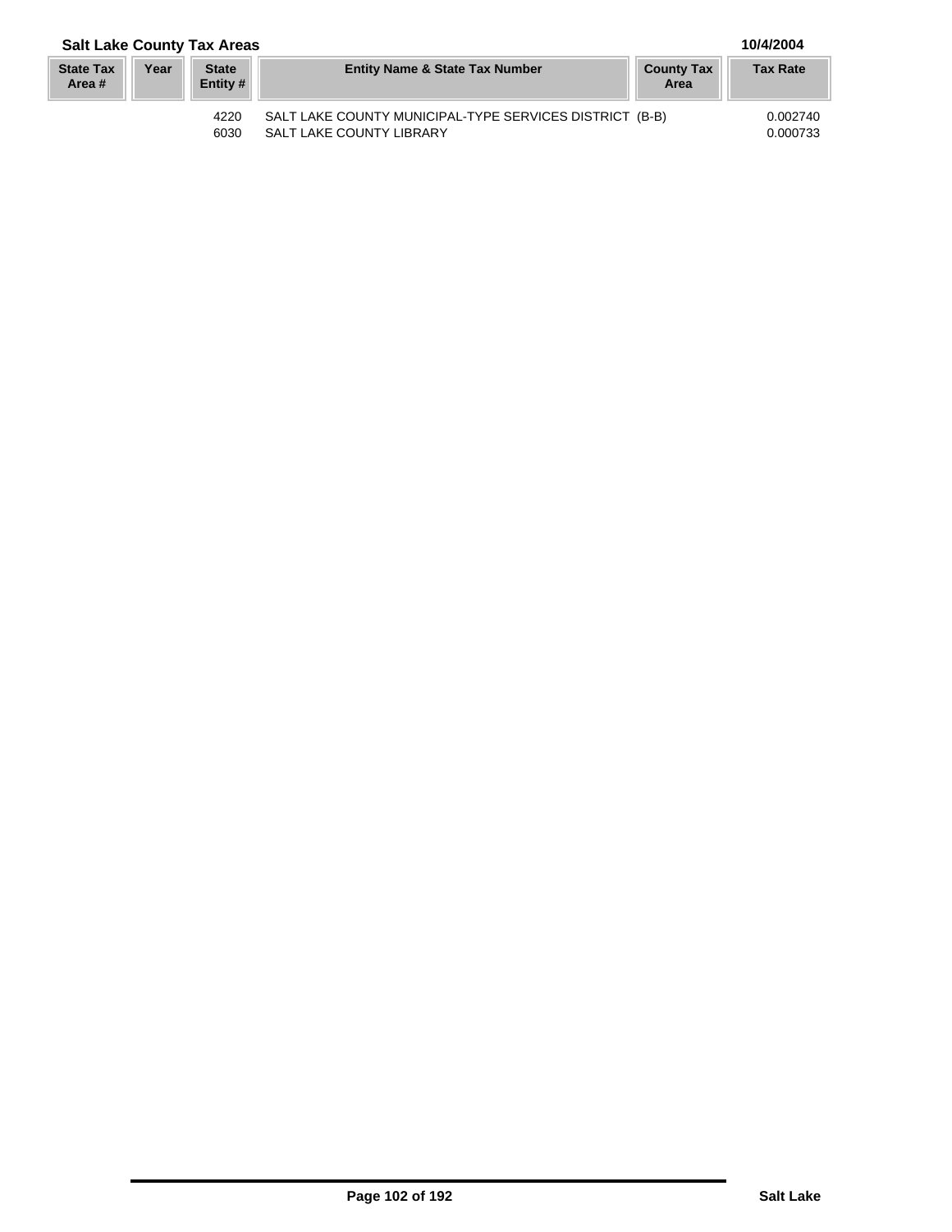## Salt Lake County Tax Areas

10/4/2004

| State Tax Area # | Year | State Entity # | Entity Name & State Tax Number | County Tax Area | Tax Rate |
|---|---|---|---|---|---|
| | | 4220 | SALT LAKE COUNTY MUNICIPAL-TYPE SERVICES DISTRICT (B-B) | | 0.002740 |
| | | 6030 | SALT LAKE COUNTY LIBRARY | | 0.000733 |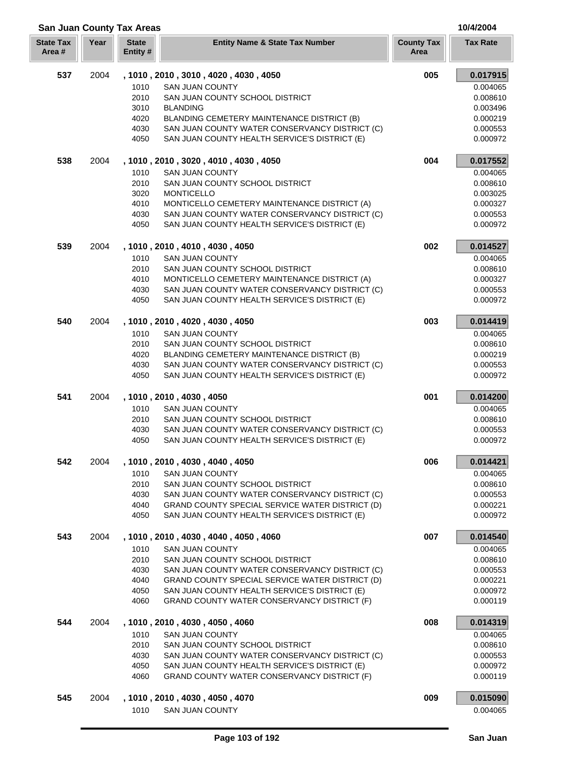## San Juan County Tax Areas

10/4/2004

| State Tax Area # | Year | State Entity # | Entity Name & State Tax Number | County Tax Area | Tax Rate |
|---|---|---|---|---|---|
| **537** | 2004 | **, 1010 , 2010 , 3010 , 4020 , 4030 , 4050** | | **005** | **0.017915** |
| | | 1010 | SAN JUAN COUNTY | | 0.004065 |
| | | 2010 | SAN JUAN COUNTY SCHOOL DISTRICT | | 0.008610 |
| | | 3010 | BLANDING | | 0.003496 |
| | | 4020 | BLANDING CEMETERY MAINTENANCE DISTRICT (B) | | 0.000219 |
| | | 4030 | SAN JUAN COUNTY WATER CONSERVANCY DISTRICT (C) | | 0.000553 |
| | | 4050 | SAN JUAN COUNTY HEALTH SERVICE'S DISTRICT (E) | | 0.000972 |
| **538** | 2004 | **, 1010 , 2010 , 3020 , 4010 , 4030 , 4050** | | **004** | **0.017552** |
| | | 1010 | SAN JUAN COUNTY | | 0.004065 |
| | | 2010 | SAN JUAN COUNTY SCHOOL DISTRICT | | 0.008610 |
| | | 3020 | MONTICELLO | | 0.003025 |
| | | 4010 | MONTICELLO CEMETERY MAINTENANCE DISTRICT (A) | | 0.000327 |
| | | 4030 | SAN JUAN COUNTY WATER CONSERVANCY DISTRICT (C) | | 0.000553 |
| | | 4050 | SAN JUAN COUNTY HEALTH SERVICE'S DISTRICT (E) | | 0.000972 |
| **539** | 2004 | **, 1010 , 2010 , 4010 , 4030 , 4050** | | **002** | **0.014527** |
| | | 1010 | SAN JUAN COUNTY | | 0.004065 |
| | | 2010 | SAN JUAN COUNTY SCHOOL DISTRICT | | 0.008610 |
| | | 4010 | MONTICELLO CEMETERY MAINTENANCE DISTRICT (A) | | 0.000327 |
| | | 4030 | SAN JUAN COUNTY WATER CONSERVANCY DISTRICT (C) | | 0.000553 |
| | | 4050 | SAN JUAN COUNTY HEALTH SERVICE'S DISTRICT (E) | | 0.000972 |
| **540** | 2004 | **, 1010 , 2010 , 4020 , 4030 , 4050** | | **003** | **0.014419** |
| | | 1010 | SAN JUAN COUNTY | | 0.004065 |
| | | 2010 | SAN JUAN COUNTY SCHOOL DISTRICT | | 0.008610 |
| | | 4020 | BLANDING CEMETERY MAINTENANCE DISTRICT (B) | | 0.000219 |
| | | 4030 | SAN JUAN COUNTY WATER CONSERVANCY DISTRICT (C) | | 0.000553 |
| | | 4050 | SAN JUAN COUNTY HEALTH SERVICE'S DISTRICT (E) | | 0.000972 |
| **541** | 2004 | **, 1010 , 2010 , 4030 , 4050** | | **001** | **0.014200** |
| | | 1010 | SAN JUAN COUNTY | | 0.004065 |
| | | 2010 | SAN JUAN COUNTY SCHOOL DISTRICT | | 0.008610 |
| | | 4030 | SAN JUAN COUNTY WATER CONSERVANCY DISTRICT (C) | | 0.000553 |
| | | 4050 | SAN JUAN COUNTY HEALTH SERVICE'S DISTRICT (E) | | 0.000972 |
| **542** | 2004 | **, 1010 , 2010 , 4030 , 4040 , 4050** | | **006** | **0.014421** |
| | | 1010 | SAN JUAN COUNTY | | 0.004065 |
| | | 2010 | SAN JUAN COUNTY SCHOOL DISTRICT | | 0.008610 |
| | | 4030 | SAN JUAN COUNTY WATER CONSERVANCY DISTRICT (C) | | 0.000553 |
| | | 4040 | GRAND COUNTY SPECIAL SERVICE WATER DISTRICT (D) | | 0.000221 |
| | | 4050 | SAN JUAN COUNTY HEALTH SERVICE'S DISTRICT (E) | | 0.000972 |
| **543** | 2004 | **, 1010 , 2010 , 4030 , 4040 , 4050 , 4060** | | **007** | **0.014540** |
| | | 1010 | SAN JUAN COUNTY | | 0.004065 |
| | | 2010 | SAN JUAN COUNTY SCHOOL DISTRICT | | 0.008610 |
| | | 4030 | SAN JUAN COUNTY WATER CONSERVANCY DISTRICT (C) | | 0.000553 |
| | | 4040 | GRAND COUNTY SPECIAL SERVICE WATER DISTRICT (D) | | 0.000221 |
| | | 4050 | SAN JUAN COUNTY HEALTH SERVICE'S DISTRICT (E) | | 0.000972 |
| | | 4060 | GRAND COUNTY WATER CONSERVANCY DISTRICT (F) | | 0.000119 |
| **544** | 2004 | **, 1010 , 2010 , 4030 , 4050 , 4060** | | **008** | **0.014319** |
| | | 1010 | SAN JUAN COUNTY | | 0.004065 |
| | | 2010 | SAN JUAN COUNTY SCHOOL DISTRICT | | 0.008610 |
| | | 4030 | SAN JUAN COUNTY WATER CONSERVANCY DISTRICT (C) | | 0.000553 |
| | | 4050 | SAN JUAN COUNTY HEALTH SERVICE'S DISTRICT (E) | | 0.000972 |
| | | 4060 | GRAND COUNTY WATER CONSERVANCY DISTRICT (F) | | 0.000119 |
| **545** | 2004 | **, 1010 , 2010 , 4030 , 4050 , 4070** | | **009** | **0.015090** |
| | | 1010 | SAN JUAN COUNTY | | 0.004065 |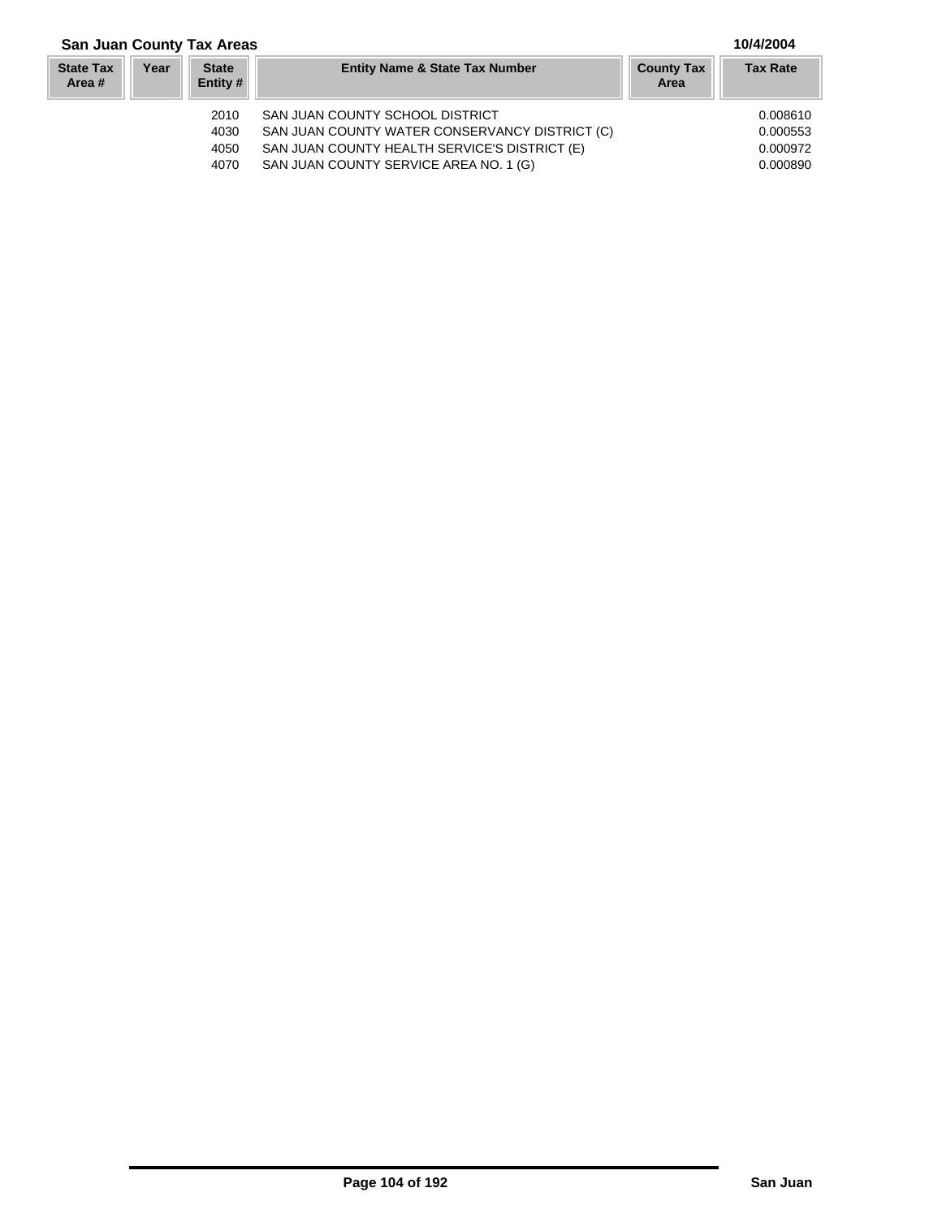## San Juan County Tax Areas

10/4/2004

| State Tax Area # | Year | State Entity # | Entity Name & State Tax Number | County Tax Area | Tax Rate |
|---|---|---|---|---|---|
| | | 2010 | SAN JUAN COUNTY SCHOOL DISTRICT | | 0.008610 |
| | | 4030 | SAN JUAN COUNTY WATER CONSERVANCY DISTRICT (C) | | 0.000553 |
| | | 4050 | SAN JUAN COUNTY HEALTH SERVICE'S DISTRICT (E) | | 0.000972 |
| | | 4070 | SAN JUAN COUNTY SERVICE AREA NO. 1 (G) | | 0.000890 |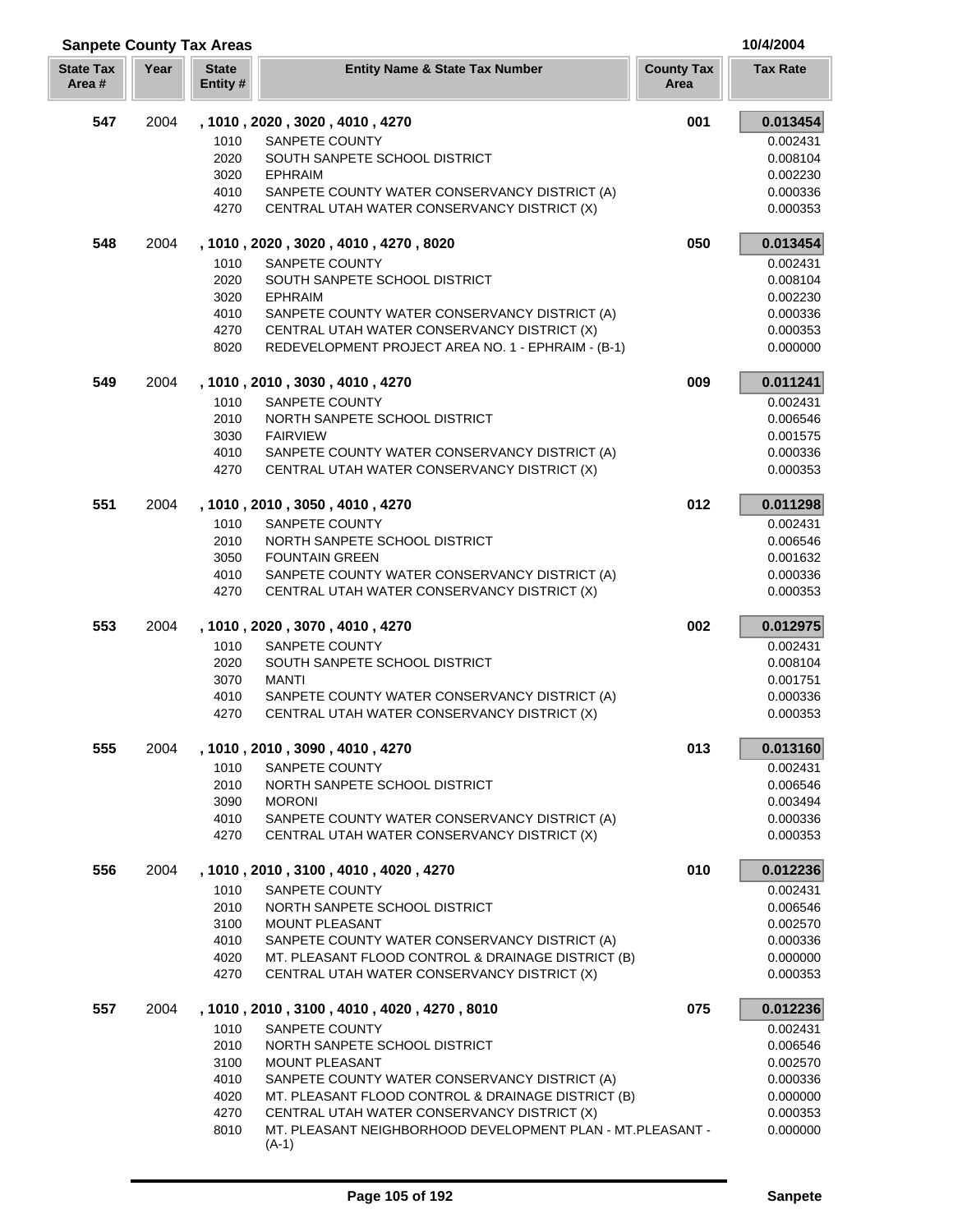**Sanpete County Tax Areas** — 10/4/2004

| State Tax Area # | Year | State Entity # | Entity Name & State Tax Number | County Tax Area | Tax Rate |
|---|---|---|---|---|---|
| **547** | 2004 | **, 1010 , 2020 , 3020 , 4010 , 4270** | | **001** | **0.013454** |
| | | 1010 | SANPETE COUNTY | | 0.002431 |
| | | 2020 | SOUTH SANPETE SCHOOL DISTRICT | | 0.008104 |
| | | 3020 | EPHRAIM | | 0.002230 |
| | | 4010 | SANPETE COUNTY WATER CONSERVANCY DISTRICT (A) | | 0.000336 |
| | | 4270 | CENTRAL UTAH WATER CONSERVANCY DISTRICT (X) | | 0.000353 |
| **548** | 2004 | **, 1010 , 2020 , 3020 , 4010 , 4270 , 8020** | | **050** | **0.013454** |
| | | 1010 | SANPETE COUNTY | | 0.002431 |
| | | 2020 | SOUTH SANPETE SCHOOL DISTRICT | | 0.008104 |
| | | 3020 | EPHRAIM | | 0.002230 |
| | | 4010 | SANPETE COUNTY WATER CONSERVANCY DISTRICT (A) | | 0.000336 |
| | | 4270 | CENTRAL UTAH WATER CONSERVANCY DISTRICT (X) | | 0.000353 |
| | | 8020 | REDEVELOPMENT PROJECT AREA NO. 1 - EPHRAIM - (B-1) | | 0.000000 |
| **549** | 2004 | **, 1010 , 2010 , 3030 , 4010 , 4270** | | **009** | **0.011241** |
| | | 1010 | SANPETE COUNTY | | 0.002431 |
| | | 2010 | NORTH SANPETE SCHOOL DISTRICT | | 0.006546 |
| | | 3030 | FAIRVIEW | | 0.001575 |
| | | 4010 | SANPETE COUNTY WATER CONSERVANCY DISTRICT (A) | | 0.000336 |
| | | 4270 | CENTRAL UTAH WATER CONSERVANCY DISTRICT (X) | | 0.000353 |
| **551** | 2004 | **, 1010 , 2010 , 3050 , 4010 , 4270** | | **012** | **0.011298** |
| | | 1010 | SANPETE COUNTY | | 0.002431 |
| | | 2010 | NORTH SANPETE SCHOOL DISTRICT | | 0.006546 |
| | | 3050 | FOUNTAIN GREEN | | 0.001632 |
| | | 4010 | SANPETE COUNTY WATER CONSERVANCY DISTRICT (A) | | 0.000336 |
| | | 4270 | CENTRAL UTAH WATER CONSERVANCY DISTRICT (X) | | 0.000353 |
| **553** | 2004 | **, 1010 , 2020 , 3070 , 4010 , 4270** | | **002** | **0.012975** |
| | | 1010 | SANPETE COUNTY | | 0.002431 |
| | | 2020 | SOUTH SANPETE SCHOOL DISTRICT | | 0.008104 |
| | | 3070 | MANTI | | 0.001751 |
| | | 4010 | SANPETE COUNTY WATER CONSERVANCY DISTRICT (A) | | 0.000336 |
| | | 4270 | CENTRAL UTAH WATER CONSERVANCY DISTRICT (X) | | 0.000353 |
| **555** | 2004 | **, 1010 , 2010 , 3090 , 4010 , 4270** | | **013** | **0.013160** |
| | | 1010 | SANPETE COUNTY | | 0.002431 |
| | | 2010 | NORTH SANPETE SCHOOL DISTRICT | | 0.006546 |
| | | 3090 | MORONI | | 0.003494 |
| | | 4010 | SANPETE COUNTY WATER CONSERVANCY DISTRICT (A) | | 0.000336 |
| | | 4270 | CENTRAL UTAH WATER CONSERVANCY DISTRICT (X) | | 0.000353 |
| **556** | 2004 | **, 1010 , 2010 , 3100 , 4010 , 4020 , 4270** | | **010** | **0.012236** |
| | | 1010 | SANPETE COUNTY | | 0.002431 |
| | | 2010 | NORTH SANPETE SCHOOL DISTRICT | | 0.006546 |
| | | 3100 | MOUNT PLEASANT | | 0.002570 |
| | | 4010 | SANPETE COUNTY WATER CONSERVANCY DISTRICT (A) | | 0.000336 |
| | | 4020 | MT. PLEASANT FLOOD CONTROL & DRAINAGE DISTRICT (B) | | 0.000000 |
| | | 4270 | CENTRAL UTAH WATER CONSERVANCY DISTRICT (X) | | 0.000353 |
| **557** | 2004 | **, 1010 , 2010 , 3100 , 4010 , 4020 , 4270 , 8010** | | **075** | **0.012236** |
| | | 1010 | SANPETE COUNTY | | 0.002431 |
| | | 2010 | NORTH SANPETE SCHOOL DISTRICT | | 0.006546 |
| | | 3100 | MOUNT PLEASANT | | 0.002570 |
| | | 4010 | SANPETE COUNTY WATER CONSERVANCY DISTRICT (A) | | 0.000336 |
| | | 4020 | MT. PLEASANT FLOOD CONTROL & DRAINAGE DISTRICT (B) | | 0.000000 |
| | | 4270 | CENTRAL UTAH WATER CONSERVANCY DISTRICT (X) | | 0.000353 |
| | | 8010 | MT. PLEASANT NEIGHBORHOOD DEVELOPMENT PLAN - MT.PLEASANT - (A-1) | | 0.000000 |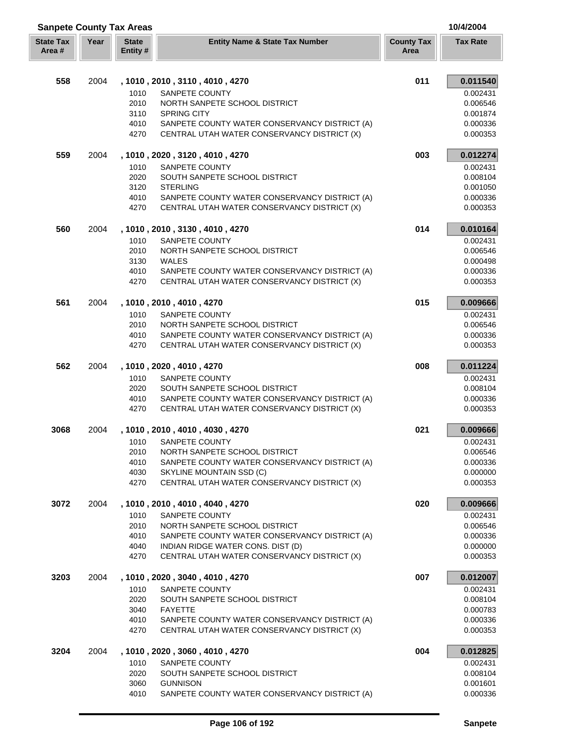## Sanpete County Tax Areas

10/4/2004

| State Tax Area # | Year | State Entity # | Entity Name & State Tax Number | County Tax Area | Tax Rate |
|---|---|---|---|---|---|
| **558** | 2004 | **, 1010 , 2010 , 3110 , 4010 , 4270** | | **011** | **0.011540** |
| | | 1010 | SANPETE COUNTY | | 0.002431 |
| | | 2010 | NORTH SANPETE SCHOOL DISTRICT | | 0.006546 |
| | | 3110 | SPRING CITY | | 0.001874 |
| | | 4010 | SANPETE COUNTY WATER CONSERVANCY DISTRICT (A) | | 0.000336 |
| | | 4270 | CENTRAL UTAH WATER CONSERVANCY DISTRICT (X) | | 0.000353 |
| **559** | 2004 | **, 1010 , 2020 , 3120 , 4010 , 4270** | | **003** | **0.012274** |
| | | 1010 | SANPETE COUNTY | | 0.002431 |
| | | 2020 | SOUTH SANPETE SCHOOL DISTRICT | | 0.008104 |
| | | 3120 | STERLING | | 0.001050 |
| | | 4010 | SANPETE COUNTY WATER CONSERVANCY DISTRICT (A) | | 0.000336 |
| | | 4270 | CENTRAL UTAH WATER CONSERVANCY DISTRICT (X) | | 0.000353 |
| **560** | 2004 | **, 1010 , 2010 , 3130 , 4010 , 4270** | | **014** | **0.010164** |
| | | 1010 | SANPETE COUNTY | | 0.002431 |
| | | 2010 | NORTH SANPETE SCHOOL DISTRICT | | 0.006546 |
| | | 3130 | WALES | | 0.000498 |
| | | 4010 | SANPETE COUNTY WATER CONSERVANCY DISTRICT (A) | | 0.000336 |
| | | 4270 | CENTRAL UTAH WATER CONSERVANCY DISTRICT (X) | | 0.000353 |
| **561** | 2004 | **, 1010 , 2010 , 4010 , 4270** | | **015** | **0.009666** |
| | | 1010 | SANPETE COUNTY | | 0.002431 |
| | | 2010 | NORTH SANPETE SCHOOL DISTRICT | | 0.006546 |
| | | 4010 | SANPETE COUNTY WATER CONSERVANCY DISTRICT (A) | | 0.000336 |
| | | 4270 | CENTRAL UTAH WATER CONSERVANCY DISTRICT (X) | | 0.000353 |
| **562** | 2004 | **, 1010 , 2020 , 4010 , 4270** | | **008** | **0.011224** |
| | | 1010 | SANPETE COUNTY | | 0.002431 |
| | | 2020 | SOUTH SANPETE SCHOOL DISTRICT | | 0.008104 |
| | | 4010 | SANPETE COUNTY WATER CONSERVANCY DISTRICT (A) | | 0.000336 |
| | | 4270 | CENTRAL UTAH WATER CONSERVANCY DISTRICT (X) | | 0.000353 |
| **3068** | 2004 | **, 1010 , 2010 , 4010 , 4030 , 4270** | | **021** | **0.009666** |
| | | 1010 | SANPETE COUNTY | | 0.002431 |
| | | 2010 | NORTH SANPETE SCHOOL DISTRICT | | 0.006546 |
| | | 4010 | SANPETE COUNTY WATER CONSERVANCY DISTRICT (A) | | 0.000336 |
| | | 4030 | SKYLINE MOUNTAIN SSD (C) | | 0.000000 |
| | | 4270 | CENTRAL UTAH WATER CONSERVANCY DISTRICT (X) | | 0.000353 |
| **3072** | 2004 | **, 1010 , 2010 , 4010 , 4040 , 4270** | | **020** | **0.009666** |
| | | 1010 | SANPETE COUNTY | | 0.002431 |
| | | 2010 | NORTH SANPETE SCHOOL DISTRICT | | 0.006546 |
| | | 4010 | SANPETE COUNTY WATER CONSERVANCY DISTRICT (A) | | 0.000336 |
| | | 4040 | INDIAN RIDGE WATER CONS. DIST (D) | | 0.000000 |
| | | 4270 | CENTRAL UTAH WATER CONSERVANCY DISTRICT (X) | | 0.000353 |
| **3203** | 2004 | **, 1010 , 2020 , 3040 , 4010 , 4270** | | **007** | **0.012007** |
| | | 1010 | SANPETE COUNTY | | 0.002431 |
| | | 2020 | SOUTH SANPETE SCHOOL DISTRICT | | 0.008104 |
| | | 3040 | FAYETTE | | 0.000783 |
| | | 4010 | SANPETE COUNTY WATER CONSERVANCY DISTRICT (A) | | 0.000336 |
| | | 4270 | CENTRAL UTAH WATER CONSERVANCY DISTRICT (X) | | 0.000353 |
| **3204** | 2004 | **, 1010 , 2020 , 3060 , 4010 , 4270** | | **004** | **0.012825** |
| | | 1010 | SANPETE COUNTY | | 0.002431 |
| | | 2020 | SOUTH SANPETE SCHOOL DISTRICT | | 0.008104 |
| | | 3060 | GUNNISON | | 0.001601 |
| | | 4010 | SANPETE COUNTY WATER CONSERVANCY DISTRICT (A) | | 0.000336 |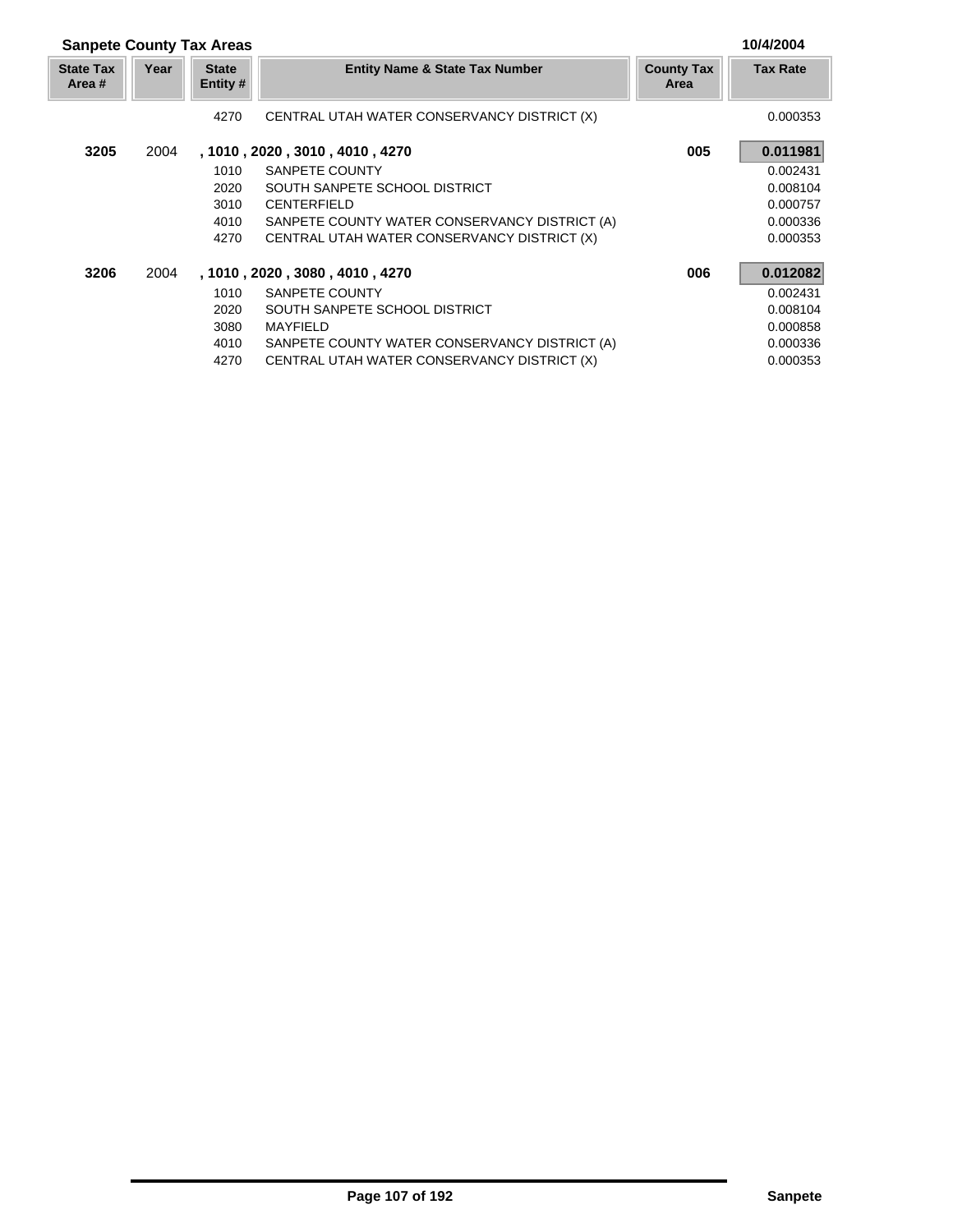## Sanpete County Tax Areas

10/4/2004

| State Tax Area # | Year | State Entity # | Entity Name & State Tax Number | County Tax Area | Tax Rate |
|---|---|---|---|---|---|
| | | 4270 | CENTRAL UTAH WATER CONSERVANCY DISTRICT (X) | | 0.000353 |
| **3205** | 2004 | | **, 1010 , 2020 , 3010 , 4010 , 4270** | **005** | **0.011981** |
| | | 1010 | SANPETE COUNTY | | 0.002431 |
| | | 2020 | SOUTH SANPETE SCHOOL DISTRICT | | 0.008104 |
| | | 3010 | CENTERFIELD | | 0.000757 |
| | | 4010 | SANPETE COUNTY WATER CONSERVANCY DISTRICT (A) | | 0.000336 |
| | | 4270 | CENTRAL UTAH WATER CONSERVANCY DISTRICT (X) | | 0.000353 |
| **3206** | 2004 | | **, 1010 , 2020 , 3080 , 4010 , 4270** | **006** | **0.012082** |
| | | 1010 | SANPETE COUNTY | | 0.002431 |
| | | 2020 | SOUTH SANPETE SCHOOL DISTRICT | | 0.008104 |
| | | 3080 | MAYFIELD | | 0.000858 |
| | | 4010 | SANPETE COUNTY WATER CONSERVANCY DISTRICT (A) | | 0.000336 |
| | | 4270 | CENTRAL UTAH WATER CONSERVANCY DISTRICT (X) | | 0.000353 |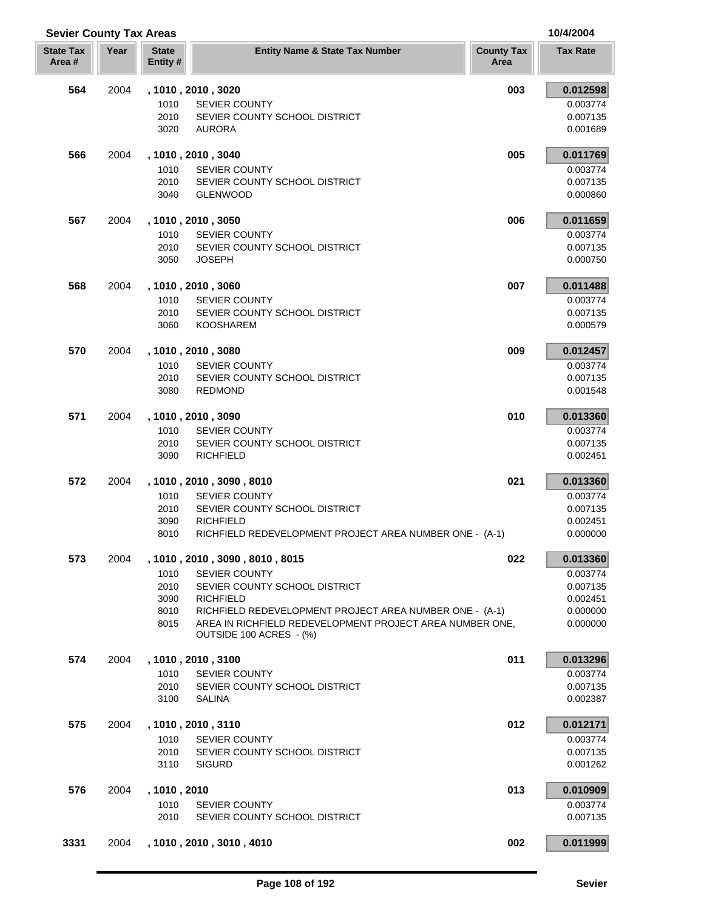## Sevier County Tax Areas

10/4/2004

| State Tax Area # | Year | State Entity # | Entity Name & State Tax Number | County Tax Area | Tax Rate |
|---|---|---|---|---|---|
| **564** | 2004 | **, 1010 , 2010 , 3020** | | **003** | **0.012598** |
| | | 1010 | SEVIER COUNTY | | 0.003774 |
| | | 2010 | SEVIER COUNTY SCHOOL DISTRICT | | 0.007135 |
| | | 3020 | AURORA | | 0.001689 |
| **566** | 2004 | **, 1010 , 2010 , 3040** | | **005** | **0.011769** |
| | | 1010 | SEVIER COUNTY | | 0.003774 |
| | | 2010 | SEVIER COUNTY SCHOOL DISTRICT | | 0.007135 |
| | | 3040 | GLENWOOD | | 0.000860 |
| **567** | 2004 | **, 1010 , 2010 , 3050** | | **006** | **0.011659** |
| | | 1010 | SEVIER COUNTY | | 0.003774 |
| | | 2010 | SEVIER COUNTY SCHOOL DISTRICT | | 0.007135 |
| | | 3050 | JOSEPH | | 0.000750 |
| **568** | 2004 | **, 1010 , 2010 , 3060** | | **007** | **0.011488** |
| | | 1010 | SEVIER COUNTY | | 0.003774 |
| | | 2010 | SEVIER COUNTY SCHOOL DISTRICT | | 0.007135 |
| | | 3060 | KOOSHAREM | | 0.000579 |
| **570** | 2004 | **, 1010 , 2010 , 3080** | | **009** | **0.012457** |
| | | 1010 | SEVIER COUNTY | | 0.003774 |
| | | 2010 | SEVIER COUNTY SCHOOL DISTRICT | | 0.007135 |
| | | 3080 | REDMOND | | 0.001548 |
| **571** | 2004 | **, 1010 , 2010 , 3090** | | **010** | **0.013360** |
| | | 1010 | SEVIER COUNTY | | 0.003774 |
| | | 2010 | SEVIER COUNTY SCHOOL DISTRICT | | 0.007135 |
| | | 3090 | RICHFIELD | | 0.002451 |
| **572** | 2004 | **, 1010 , 2010 , 3090 , 8010** | | **021** | **0.013360** |
| | | 1010 | SEVIER COUNTY | | 0.003774 |
| | | 2010 | SEVIER COUNTY SCHOOL DISTRICT | | 0.007135 |
| | | 3090 | RICHFIELD | | 0.002451 |
| | | 8010 | RICHFIELD REDEVELOPMENT PROJECT AREA NUMBER ONE - (A-1) | | 0.000000 |
| **573** | 2004 | **, 1010 , 2010 , 3090 , 8010 , 8015** | | **022** | **0.013360** |
| | | 1010 | SEVIER COUNTY | | 0.003774 |
| | | 2010 | SEVIER COUNTY SCHOOL DISTRICT | | 0.007135 |
| | | 3090 | RICHFIELD | | 0.002451 |
| | | 8010 | RICHFIELD REDEVELOPMENT PROJECT AREA NUMBER ONE - (A-1) | | 0.000000 |
| | | 8015 | AREA IN RICHFIELD REDEVELOPMENT PROJECT AREA NUMBER ONE, OUTSIDE 100 ACRES - (%) | | 0.000000 |
| **574** | 2004 | **, 1010 , 2010 , 3100** | | **011** | **0.013296** |
| | | 1010 | SEVIER COUNTY | | 0.003774 |
| | | 2010 | SEVIER COUNTY SCHOOL DISTRICT | | 0.007135 |
| | | 3100 | SALINA | | 0.002387 |
| **575** | 2004 | **, 1010 , 2010 , 3110** | | **012** | **0.012171** |
| | | 1010 | SEVIER COUNTY | | 0.003774 |
| | | 2010 | SEVIER COUNTY SCHOOL DISTRICT | | 0.007135 |
| | | 3110 | SIGURD | | 0.001262 |
| **576** | 2004 | **, 1010 , 2010** | | **013** | **0.010909** |
| | | 1010 | SEVIER COUNTY | | 0.003774 |
| | | 2010 | SEVIER COUNTY SCHOOL DISTRICT | | 0.007135 |
| **3331** | 2004 | **, 1010 , 2010 , 3010 , 4010** | | **002** | **0.011999** |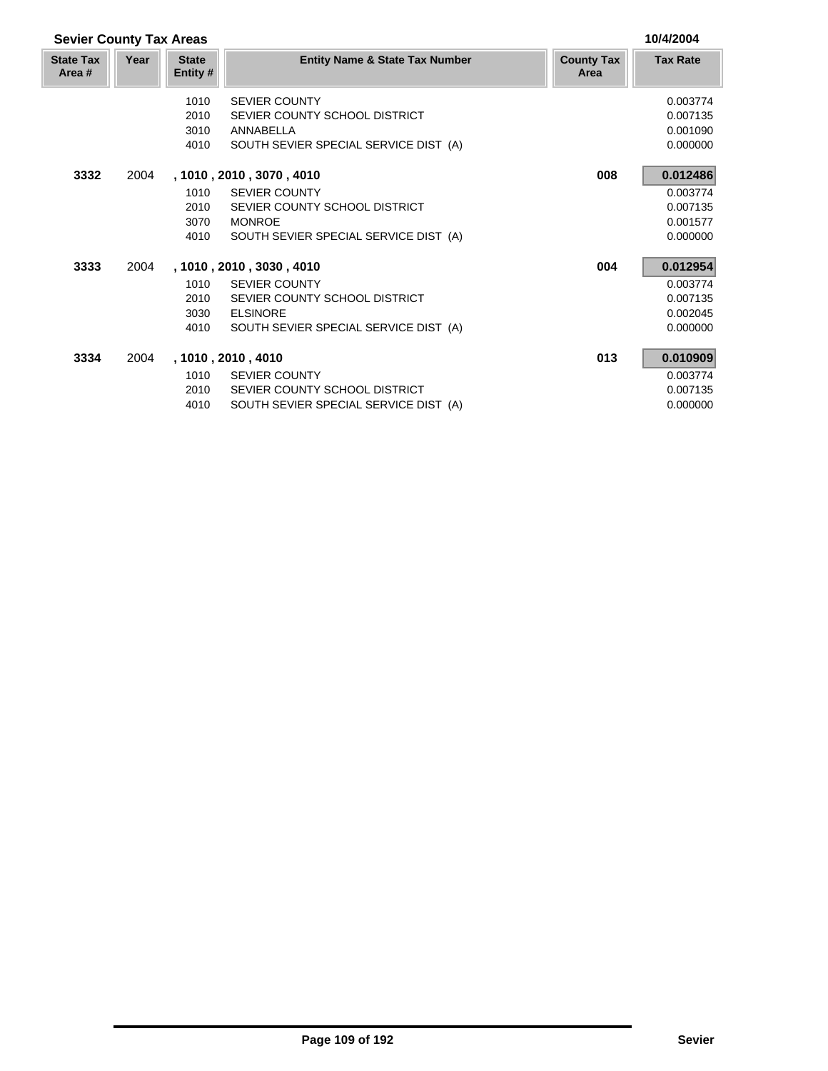## Sevier County Tax Areas

10/4/2004

| State Tax Area # | Year | State Entity # | Entity Name & State Tax Number | County Tax Area | Tax Rate |
|---|---|---|---|---|---|
| | | 1010 | SEVIER COUNTY | | 0.003774 |
| | | 2010 | SEVIER COUNTY SCHOOL DISTRICT | | 0.007135 |
| | | 3010 | ANNABELLA | | 0.001090 |
| | | 4010 | SOUTH SEVIER SPECIAL SERVICE DIST (A) | | 0.000000 |
| **3332** | 2004 | **, 1010 , 2010 , 3070 , 4010** | | **008** | **0.012486** |
| | | 1010 | SEVIER COUNTY | | 0.003774 |
| | | 2010 | SEVIER COUNTY SCHOOL DISTRICT | | 0.007135 |
| | | 3070 | MONROE | | 0.001577 |
| | | 4010 | SOUTH SEVIER SPECIAL SERVICE DIST (A) | | 0.000000 |
| **3333** | 2004 | **, 1010 , 2010 , 3030 , 4010** | | **004** | **0.012954** |
| | | 1010 | SEVIER COUNTY | | 0.003774 |
| | | 2010 | SEVIER COUNTY SCHOOL DISTRICT | | 0.007135 |
| | | 3030 | ELSINORE | | 0.002045 |
| | | 4010 | SOUTH SEVIER SPECIAL SERVICE DIST (A) | | 0.000000 |
| **3334** | 2004 | **, 1010 , 2010 , 4010** | | **013** | **0.010909** |
| | | 1010 | SEVIER COUNTY | | 0.003774 |
| | | 2010 | SEVIER COUNTY SCHOOL DISTRICT | | 0.007135 |
| | | 4010 | SOUTH SEVIER SPECIAL SERVICE DIST (A) | | 0.000000 |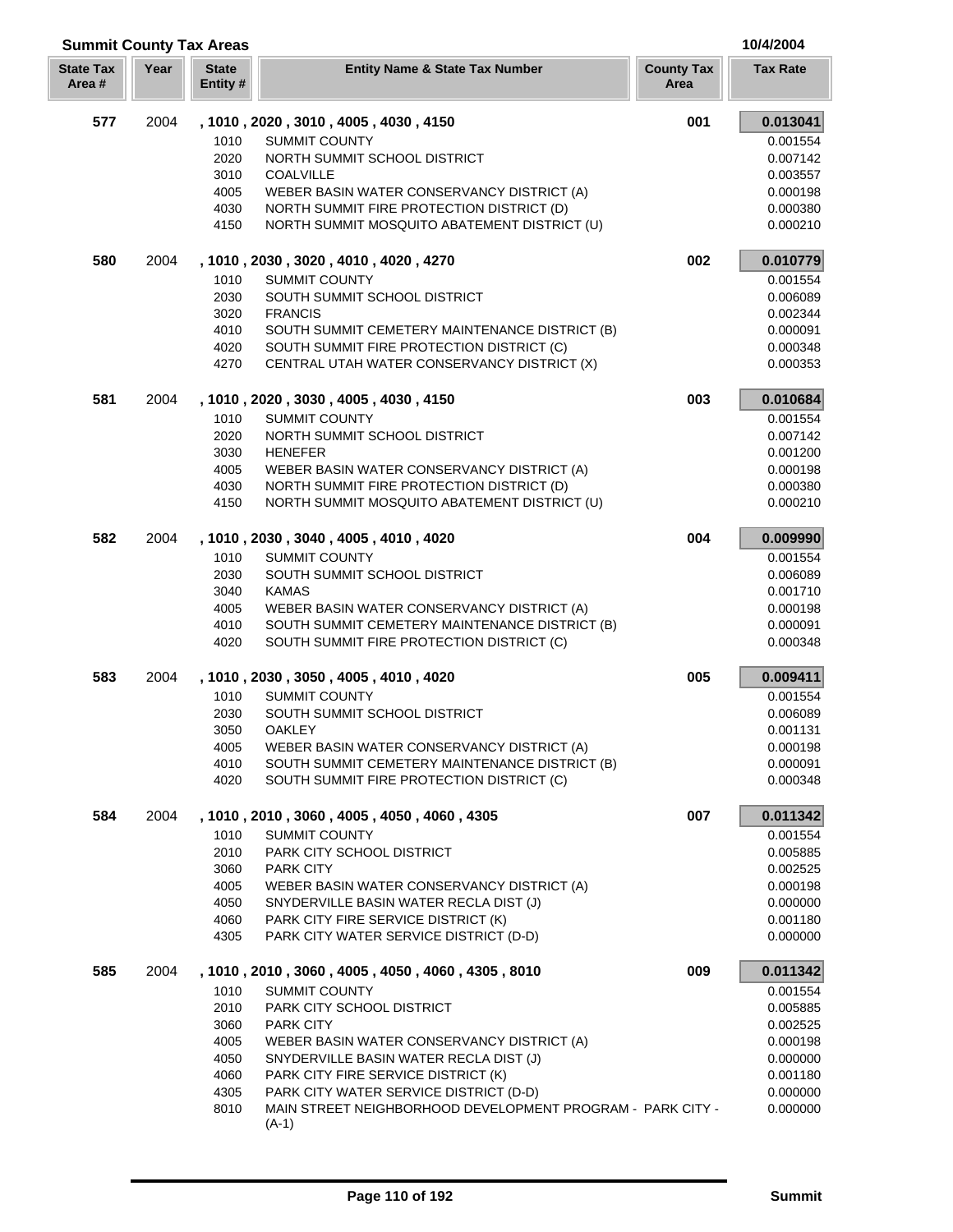## Summit County Tax Areas

10/4/2004

| State Tax Area # | Year | State Entity # | Entity Name & State Tax Number | County Tax Area | Tax Rate |
|---|---|---|---|---|---|
| **577** | 2004 | **, 1010 , 2020 , 3010 , 4005 , 4030 , 4150** | | **001** | **0.013041** |
| | | 1010 | SUMMIT COUNTY | | 0.001554 |
| | | 2020 | NORTH SUMMIT SCHOOL DISTRICT | | 0.007142 |
| | | 3010 | COALVILLE | | 0.003557 |
| | | 4005 | WEBER BASIN WATER CONSERVANCY DISTRICT (A) | | 0.000198 |
| | | 4030 | NORTH SUMMIT FIRE PROTECTION DISTRICT (D) | | 0.000380 |
| | | 4150 | NORTH SUMMIT MOSQUITO ABATEMENT DISTRICT (U) | | 0.000210 |
| **580** | 2004 | **, 1010 , 2030 , 3020 , 4010 , 4020 , 4270** | | **002** | **0.010779** |
| | | 1010 | SUMMIT COUNTY | | 0.001554 |
| | | 2030 | SOUTH SUMMIT SCHOOL DISTRICT | | 0.006089 |
| | | 3020 | FRANCIS | | 0.002344 |
| | | 4010 | SOUTH SUMMIT CEMETERY MAINTENANCE DISTRICT (B) | | 0.000091 |
| | | 4020 | SOUTH SUMMIT FIRE PROTECTION DISTRICT (C) | | 0.000348 |
| | | 4270 | CENTRAL UTAH WATER CONSERVANCY DISTRICT (X) | | 0.000353 |
| **581** | 2004 | **, 1010 , 2020 , 3030 , 4005 , 4030 , 4150** | | **003** | **0.010684** |
| | | 1010 | SUMMIT COUNTY | | 0.001554 |
| | | 2020 | NORTH SUMMIT SCHOOL DISTRICT | | 0.007142 |
| | | 3030 | HENEFER | | 0.001200 |
| | | 4005 | WEBER BASIN WATER CONSERVANCY DISTRICT (A) | | 0.000198 |
| | | 4030 | NORTH SUMMIT FIRE PROTECTION DISTRICT (D) | | 0.000380 |
| | | 4150 | NORTH SUMMIT MOSQUITO ABATEMENT DISTRICT (U) | | 0.000210 |
| **582** | 2004 | **, 1010 , 2030 , 3040 , 4005 , 4010 , 4020** | | **004** | **0.009990** |
| | | 1010 | SUMMIT COUNTY | | 0.001554 |
| | | 2030 | SOUTH SUMMIT SCHOOL DISTRICT | | 0.006089 |
| | | 3040 | KAMAS | | 0.001710 |
| | | 4005 | WEBER BASIN WATER CONSERVANCY DISTRICT (A) | | 0.000198 |
| | | 4010 | SOUTH SUMMIT CEMETERY MAINTENANCE DISTRICT (B) | | 0.000091 |
| | | 4020 | SOUTH SUMMIT FIRE PROTECTION DISTRICT (C) | | 0.000348 |
| **583** | 2004 | **, 1010 , 2030 , 3050 , 4005 , 4010 , 4020** | | **005** | **0.009411** |
| | | 1010 | SUMMIT COUNTY | | 0.001554 |
| | | 2030 | SOUTH SUMMIT SCHOOL DISTRICT | | 0.006089 |
| | | 3050 | OAKLEY | | 0.001131 |
| | | 4005 | WEBER BASIN WATER CONSERVANCY DISTRICT (A) | | 0.000198 |
| | | 4010 | SOUTH SUMMIT CEMETERY MAINTENANCE DISTRICT (B) | | 0.000091 |
| | | 4020 | SOUTH SUMMIT FIRE PROTECTION DISTRICT (C) | | 0.000348 |
| **584** | 2004 | **, 1010 , 2010 , 3060 , 4005 , 4050 , 4060 , 4305** | | **007** | **0.011342** |
| | | 1010 | SUMMIT COUNTY | | 0.001554 |
| | | 2010 | PARK CITY SCHOOL DISTRICT | | 0.005885 |
| | | 3060 | PARK CITY | | 0.002525 |
| | | 4005 | WEBER BASIN WATER CONSERVANCY DISTRICT (A) | | 0.000198 |
| | | 4050 | SNYDERVILLE BASIN WATER RECLA DIST (J) | | 0.000000 |
| | | 4060 | PARK CITY FIRE SERVICE DISTRICT (K) | | 0.001180 |
| | | 4305 | PARK CITY WATER SERVICE DISTRICT (D-D) | | 0.000000 |
| **585** | 2004 | **, 1010 , 2010 , 3060 , 4005 , 4050 , 4060 , 4305 , 8010** | | **009** | **0.011342** |
| | | 1010 | SUMMIT COUNTY | | 0.001554 |
| | | 2010 | PARK CITY SCHOOL DISTRICT | | 0.005885 |
| | | 3060 | PARK CITY | | 0.002525 |
| | | 4005 | WEBER BASIN WATER CONSERVANCY DISTRICT (A) | | 0.000198 |
| | | 4050 | SNYDERVILLE BASIN WATER RECLA DIST (J) | | 0.000000 |
| | | 4060 | PARK CITY FIRE SERVICE DISTRICT (K) | | 0.001180 |
| | | 4305 | PARK CITY WATER SERVICE DISTRICT (D-D) | | 0.000000 |
| | | 8010 | MAIN STREET NEIGHBORHOOD DEVELOPMENT PROGRAM - PARK CITY - (A-1) | | 0.000000 |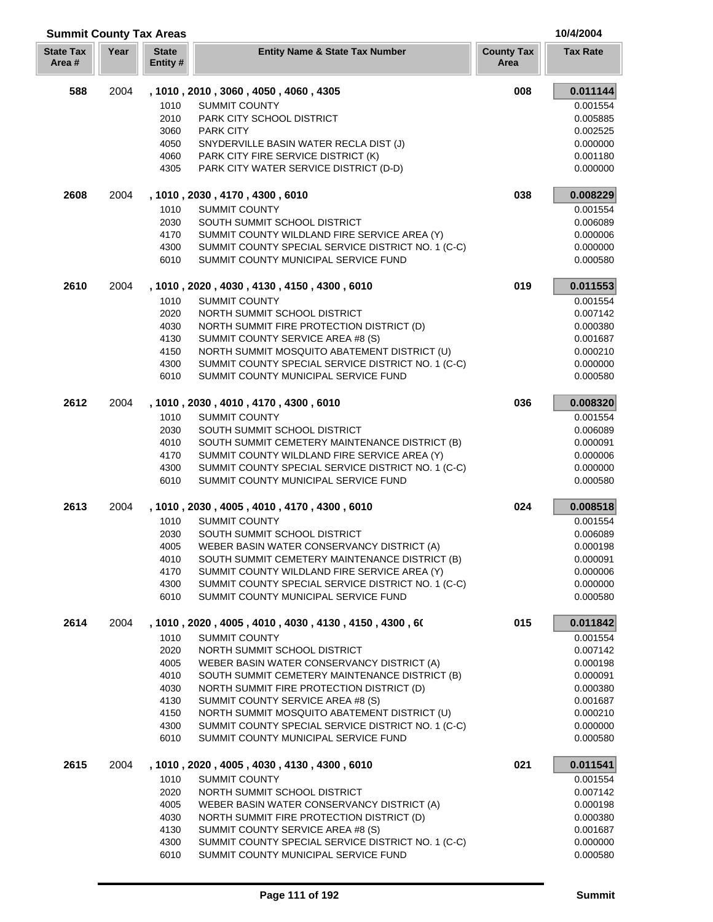## Summit County Tax Areas

10/4/2004

| State Tax Area # | Year | State Entity # | Entity Name & State Tax Number | County Tax Area | Tax Rate |
|---|---|---|---|---|---|
| **588** | 2004 | **, 1010 , 2010 , 3060 , 4050 , 4060 , 4305** | | **008** | **0.011144** |
| | | 1010 | SUMMIT COUNTY | | 0.001554 |
| | | 2010 | PARK CITY SCHOOL DISTRICT | | 0.005885 |
| | | 3060 | PARK CITY | | 0.002525 |
| | | 4050 | SNYDERVILLE BASIN WATER RECLA DIST (J) | | 0.000000 |
| | | 4060 | PARK CITY FIRE SERVICE DISTRICT (K) | | 0.001180 |
| | | 4305 | PARK CITY WATER SERVICE DISTRICT (D-D) | | 0.000000 |
| **2608** | 2004 | **, 1010 , 2030 , 4170 , 4300 , 6010** | | **038** | **0.008229** |
| | | 1010 | SUMMIT COUNTY | | 0.001554 |
| | | 2030 | SOUTH SUMMIT SCHOOL DISTRICT | | 0.006089 |
| | | 4170 | SUMMIT COUNTY WILDLAND FIRE SERVICE AREA (Y) | | 0.000006 |
| | | 4300 | SUMMIT COUNTY SPECIAL SERVICE DISTRICT NO. 1 (C-C) | | 0.000000 |
| | | 6010 | SUMMIT COUNTY MUNICIPAL SERVICE FUND | | 0.000580 |
| **2610** | 2004 | **, 1010 , 2020 , 4030 , 4130 , 4150 , 4300 , 6010** | | **019** | **0.011553** |
| | | 1010 | SUMMIT COUNTY | | 0.001554 |
| | | 2020 | NORTH SUMMIT SCHOOL DISTRICT | | 0.007142 |
| | | 4030 | NORTH SUMMIT FIRE PROTECTION DISTRICT (D) | | 0.000380 |
| | | 4130 | SUMMIT COUNTY SERVICE AREA #8 (S) | | 0.001687 |
| | | 4150 | NORTH SUMMIT MOSQUITO ABATEMENT DISTRICT (U) | | 0.000210 |
| | | 4300 | SUMMIT COUNTY SPECIAL SERVICE DISTRICT NO. 1 (C-C) | | 0.000000 |
| | | 6010 | SUMMIT COUNTY MUNICIPAL SERVICE FUND | | 0.000580 |
| **2612** | 2004 | **, 1010 , 2030 , 4010 , 4170 , 4300 , 6010** | | **036** | **0.008320** |
| | | 1010 | SUMMIT COUNTY | | 0.001554 |
| | | 2030 | SOUTH SUMMIT SCHOOL DISTRICT | | 0.006089 |
| | | 4010 | SOUTH SUMMIT CEMETERY MAINTENANCE DISTRICT (B) | | 0.000091 |
| | | 4170 | SUMMIT COUNTY WILDLAND FIRE SERVICE AREA (Y) | | 0.000006 |
| | | 4300 | SUMMIT COUNTY SPECIAL SERVICE DISTRICT NO. 1 (C-C) | | 0.000000 |
| | | 6010 | SUMMIT COUNTY MUNICIPAL SERVICE FUND | | 0.000580 |
| **2613** | 2004 | **, 1010 , 2030 , 4005 , 4010 , 4170 , 4300 , 6010** | | **024** | **0.008518** |
| | | 1010 | SUMMIT COUNTY | | 0.001554 |
| | | 2030 | SOUTH SUMMIT SCHOOL DISTRICT | | 0.006089 |
| | | 4005 | WEBER BASIN WATER CONSERVANCY DISTRICT (A) | | 0.000198 |
| | | 4010 | SOUTH SUMMIT CEMETERY MAINTENANCE DISTRICT (B) | | 0.000091 |
| | | 4170 | SUMMIT COUNTY WILDLAND FIRE SERVICE AREA (Y) | | 0.000006 |
| | | 4300 | SUMMIT COUNTY SPECIAL SERVICE DISTRICT NO. 1 (C-C) | | 0.000000 |
| | | 6010 | SUMMIT COUNTY MUNICIPAL SERVICE FUND | | 0.000580 |
| **2614** | 2004 | **, 1010 , 2020 , 4005 , 4010 , 4030 , 4130 , 4150 , 4300 , 6(** | | **015** | **0.011842** |
| | | 1010 | SUMMIT COUNTY | | 0.001554 |
| | | 2020 | NORTH SUMMIT SCHOOL DISTRICT | | 0.007142 |
| | | 4005 | WEBER BASIN WATER CONSERVANCY DISTRICT (A) | | 0.000198 |
| | | 4010 | SOUTH SUMMIT CEMETERY MAINTENANCE DISTRICT (B) | | 0.000091 |
| | | 4030 | NORTH SUMMIT FIRE PROTECTION DISTRICT (D) | | 0.000380 |
| | | 4130 | SUMMIT COUNTY SERVICE AREA #8 (S) | | 0.001687 |
| | | 4150 | NORTH SUMMIT MOSQUITO ABATEMENT DISTRICT (U) | | 0.000210 |
| | | 4300 | SUMMIT COUNTY SPECIAL SERVICE DISTRICT NO. 1 (C-C) | | 0.000000 |
| | | 6010 | SUMMIT COUNTY MUNICIPAL SERVICE FUND | | 0.000580 |
| **2615** | 2004 | **, 1010 , 2020 , 4005 , 4030 , 4130 , 4300 , 6010** | | **021** | **0.011541** |
| | | 1010 | SUMMIT COUNTY | | 0.001554 |
| | | 2020 | NORTH SUMMIT SCHOOL DISTRICT | | 0.007142 |
| | | 4005 | WEBER BASIN WATER CONSERVANCY DISTRICT (A) | | 0.000198 |
| | | 4030 | NORTH SUMMIT FIRE PROTECTION DISTRICT (D) | | 0.000380 |
| | | 4130 | SUMMIT COUNTY SERVICE AREA #8 (S) | | 0.001687 |
| | | 4300 | SUMMIT COUNTY SPECIAL SERVICE DISTRICT NO. 1 (C-C) | | 0.000000 |
| | | 6010 | SUMMIT COUNTY MUNICIPAL SERVICE FUND | | 0.000580 |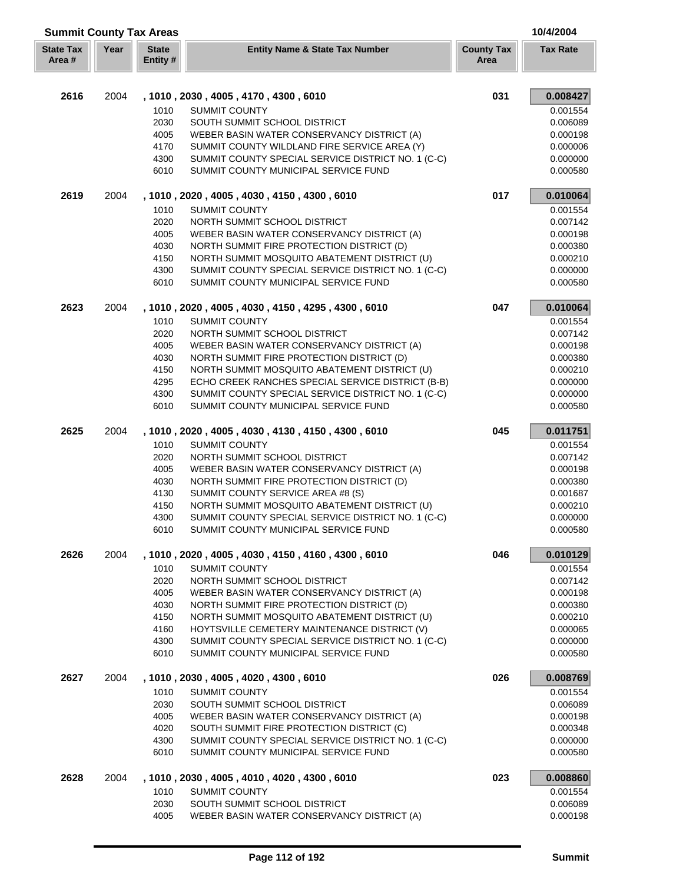## Summit County Tax Areas

10/4/2004

| State Tax Area # | Year | State Entity # | Entity Name & State Tax Number | County Tax Area | Tax Rate |
|---|---|---|---|---|---|
| **2616** | 2004 | | **, 1010 , 2030 , 4005 , 4170 , 4300 , 6010** | **031** | **0.008427** |
| | | 1010 | SUMMIT COUNTY | | 0.001554 |
| | | 2030 | SOUTH SUMMIT SCHOOL DISTRICT | | 0.006089 |
| | | 4005 | WEBER BASIN WATER CONSERVANCY DISTRICT (A) | | 0.000198 |
| | | 4170 | SUMMIT COUNTY WILDLAND FIRE SERVICE AREA (Y) | | 0.000006 |
| | | 4300 | SUMMIT COUNTY SPECIAL SERVICE DISTRICT NO. 1 (C-C) | | 0.000000 |
| | | 6010 | SUMMIT COUNTY MUNICIPAL SERVICE FUND | | 0.000580 |
| **2619** | 2004 | | **, 1010 , 2020 , 4005 , 4030 , 4150 , 4300 , 6010** | **017** | **0.010064** |
| | | 1010 | SUMMIT COUNTY | | 0.001554 |
| | | 2020 | NORTH SUMMIT SCHOOL DISTRICT | | 0.007142 |
| | | 4005 | WEBER BASIN WATER CONSERVANCY DISTRICT (A) | | 0.000198 |
| | | 4030 | NORTH SUMMIT FIRE PROTECTION DISTRICT (D) | | 0.000380 |
| | | 4150 | NORTH SUMMIT MOSQUITO ABATEMENT DISTRICT (U) | | 0.000210 |
| | | 4300 | SUMMIT COUNTY SPECIAL SERVICE DISTRICT NO. 1 (C-C) | | 0.000000 |
| | | 6010 | SUMMIT COUNTY MUNICIPAL SERVICE FUND | | 0.000580 |
| **2623** | 2004 | | **, 1010 , 2020 , 4005 , 4030 , 4150 , 4295 , 4300 , 6010** | **047** | **0.010064** |
| | | 1010 | SUMMIT COUNTY | | 0.001554 |
| | | 2020 | NORTH SUMMIT SCHOOL DISTRICT | | 0.007142 |
| | | 4005 | WEBER BASIN WATER CONSERVANCY DISTRICT (A) | | 0.000198 |
| | | 4030 | NORTH SUMMIT FIRE PROTECTION DISTRICT (D) | | 0.000380 |
| | | 4150 | NORTH SUMMIT MOSQUITO ABATEMENT DISTRICT (U) | | 0.000210 |
| | | 4295 | ECHO CREEK RANCHES SPECIAL SERVICE DISTRICT (B-B) | | 0.000000 |
| | | 4300 | SUMMIT COUNTY SPECIAL SERVICE DISTRICT NO. 1 (C-C) | | 0.000000 |
| | | 6010 | SUMMIT COUNTY MUNICIPAL SERVICE FUND | | 0.000580 |
| **2625** | 2004 | | **, 1010 , 2020 , 4005 , 4030 , 4130 , 4150 , 4300 , 6010** | **045** | **0.011751** |
| | | 1010 | SUMMIT COUNTY | | 0.001554 |
| | | 2020 | NORTH SUMMIT SCHOOL DISTRICT | | 0.007142 |
| | | 4005 | WEBER BASIN WATER CONSERVANCY DISTRICT (A) | | 0.000198 |
| | | 4030 | NORTH SUMMIT FIRE PROTECTION DISTRICT (D) | | 0.000380 |
| | | 4130 | SUMMIT COUNTY SERVICE AREA #8 (S) | | 0.001687 |
| | | 4150 | NORTH SUMMIT MOSQUITO ABATEMENT DISTRICT (U) | | 0.000210 |
| | | 4300 | SUMMIT COUNTY SPECIAL SERVICE DISTRICT NO. 1 (C-C) | | 0.000000 |
| | | 6010 | SUMMIT COUNTY MUNICIPAL SERVICE FUND | | 0.000580 |
| **2626** | 2004 | | **, 1010 , 2020 , 4005 , 4030 , 4150 , 4160 , 4300 , 6010** | **046** | **0.010129** |
| | | 1010 | SUMMIT COUNTY | | 0.001554 |
| | | 2020 | NORTH SUMMIT SCHOOL DISTRICT | | 0.007142 |
| | | 4005 | WEBER BASIN WATER CONSERVANCY DISTRICT (A) | | 0.000198 |
| | | 4030 | NORTH SUMMIT FIRE PROTECTION DISTRICT (D) | | 0.000380 |
| | | 4150 | NORTH SUMMIT MOSQUITO ABATEMENT DISTRICT (U) | | 0.000210 |
| | | 4160 | HOYTSVILLE CEMETERY MAINTENANCE DISTRICT (V) | | 0.000065 |
| | | 4300 | SUMMIT COUNTY SPECIAL SERVICE DISTRICT NO. 1 (C-C) | | 0.000000 |
| | | 6010 | SUMMIT COUNTY MUNICIPAL SERVICE FUND | | 0.000580 |
| **2627** | 2004 | | **, 1010 , 2030 , 4005 , 4020 , 4300 , 6010** | **026** | **0.008769** |
| | | 1010 | SUMMIT COUNTY | | 0.001554 |
| | | 2030 | SOUTH SUMMIT SCHOOL DISTRICT | | 0.006089 |
| | | 4005 | WEBER BASIN WATER CONSERVANCY DISTRICT (A) | | 0.000198 |
| | | 4020 | SOUTH SUMMIT FIRE PROTECTION DISTRICT (C) | | 0.000348 |
| | | 4300 | SUMMIT COUNTY SPECIAL SERVICE DISTRICT NO. 1 (C-C) | | 0.000000 |
| | | 6010 | SUMMIT COUNTY MUNICIPAL SERVICE FUND | | 0.000580 |
| **2628** | 2004 | | **, 1010 , 2030 , 4005 , 4010 , 4020 , 4300 , 6010** | **023** | **0.008860** |
| | | 1010 | SUMMIT COUNTY | | 0.001554 |
| | | 2030 | SOUTH SUMMIT SCHOOL DISTRICT | | 0.006089 |
| | | 4005 | WEBER BASIN WATER CONSERVANCY DISTRICT (A) | | 0.000198 |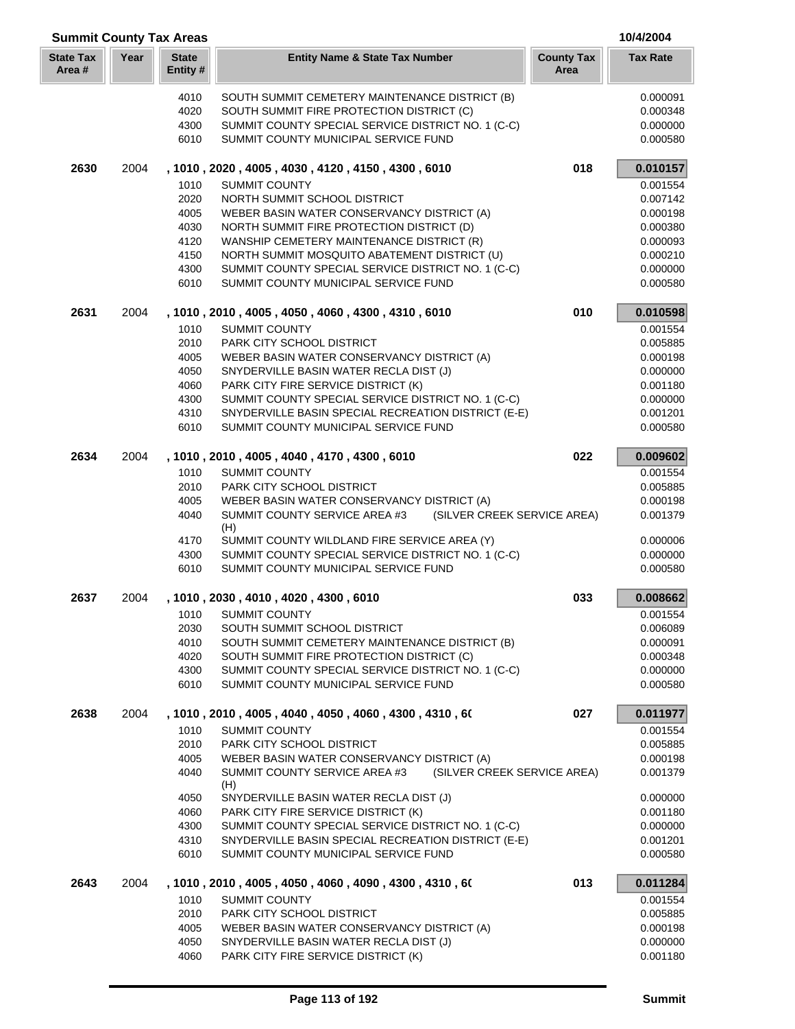## Summit County Tax Areas

10/4/2004

| State Tax Area # | Year | State Entity # | Entity Name & State Tax Number | County Tax Area | Tax Rate |
|---|---|---|---|---|---|
| | | 4010 | SOUTH SUMMIT CEMETERY MAINTENANCE DISTRICT (B) | | 0.000091 |
| | | 4020 | SOUTH SUMMIT FIRE PROTECTION DISTRICT (C) | | 0.000348 |
| | | 4300 | SUMMIT COUNTY SPECIAL SERVICE DISTRICT NO. 1 (C-C) | | 0.000000 |
| | | 6010 | SUMMIT COUNTY MUNICIPAL SERVICE FUND | | 0.000580 |
| **2630** | 2004 | | **, 1010 , 2020 , 4005 , 4030 , 4120 , 4150 , 4300 , 6010** | **018** | **0.010157** |
| | | 1010 | SUMMIT COUNTY | | 0.001554 |
| | | 2020 | NORTH SUMMIT SCHOOL DISTRICT | | 0.007142 |
| | | 4005 | WEBER BASIN WATER CONSERVANCY DISTRICT (A) | | 0.000198 |
| | | 4030 | NORTH SUMMIT FIRE PROTECTION DISTRICT (D) | | 0.000380 |
| | | 4120 | WANSHIP CEMETERY MAINTENANCE DISTRICT (R) | | 0.000093 |
| | | 4150 | NORTH SUMMIT MOSQUITO ABATEMENT DISTRICT (U) | | 0.000210 |
| | | 4300 | SUMMIT COUNTY SPECIAL SERVICE DISTRICT NO. 1 (C-C) | | 0.000000 |
| | | 6010 | SUMMIT COUNTY MUNICIPAL SERVICE FUND | | 0.000580 |
| **2631** | 2004 | | **, 1010 , 2010 , 4005 , 4050 , 4060 , 4300 , 4310 , 6010** | **010** | **0.010598** |
| | | 1010 | SUMMIT COUNTY | | 0.001554 |
| | | 2010 | PARK CITY SCHOOL DISTRICT | | 0.005885 |
| | | 4005 | WEBER BASIN WATER CONSERVANCY DISTRICT (A) | | 0.000198 |
| | | 4050 | SNYDERVILLE BASIN WATER RECLA DIST (J) | | 0.000000 |
| | | 4060 | PARK CITY FIRE SERVICE DISTRICT (K) | | 0.001180 |
| | | 4300 | SUMMIT COUNTY SPECIAL SERVICE DISTRICT NO. 1 (C-C) | | 0.000000 |
| | | 4310 | SNYDERVILLE BASIN SPECIAL RECREATION DISTRICT (E-E) | | 0.001201 |
| | | 6010 | SUMMIT COUNTY MUNICIPAL SERVICE FUND | | 0.000580 |
| **2634** | 2004 | | **, 1010 , 2010 , 4005 , 4040 , 4170 , 4300 , 6010** | **022** | **0.009602** |
| | | 1010 | SUMMIT COUNTY | | 0.001554 |
| | | 2010 | PARK CITY SCHOOL DISTRICT | | 0.005885 |
| | | 4005 | WEBER BASIN WATER CONSERVANCY DISTRICT (A) | | 0.000198 |
| | | 4040 | SUMMIT COUNTY SERVICE AREA #3 (SILVER CREEK SERVICE AREA) (H) | | 0.001379 |
| | | 4170 | SUMMIT COUNTY WILDLAND FIRE SERVICE AREA (Y) | | 0.000006 |
| | | 4300 | SUMMIT COUNTY SPECIAL SERVICE DISTRICT NO. 1 (C-C) | | 0.000000 |
| | | 6010 | SUMMIT COUNTY MUNICIPAL SERVICE FUND | | 0.000580 |
| **2637** | 2004 | | **, 1010 , 2030 , 4010 , 4020 , 4300 , 6010** | **033** | **0.008662** |
| | | 1010 | SUMMIT COUNTY | | 0.001554 |
| | | 2030 | SOUTH SUMMIT SCHOOL DISTRICT | | 0.006089 |
| | | 4010 | SOUTH SUMMIT CEMETERY MAINTENANCE DISTRICT (B) | | 0.000091 |
| | | 4020 | SOUTH SUMMIT FIRE PROTECTION DISTRICT (C) | | 0.000348 |
| | | 4300 | SUMMIT COUNTY SPECIAL SERVICE DISTRICT NO. 1 (C-C) | | 0.000000 |
| | | 6010 | SUMMIT COUNTY MUNICIPAL SERVICE FUND | | 0.000580 |
| **2638** | 2004 | | **, 1010 , 2010 , 4005 , 4040 , 4050 , 4060 , 4300 , 4310 , 6(** | **027** | **0.011977** |
| | | 1010 | SUMMIT COUNTY | | 0.001554 |
| | | 2010 | PARK CITY SCHOOL DISTRICT | | 0.005885 |
| | | 4005 | WEBER BASIN WATER CONSERVANCY DISTRICT (A) | | 0.000198 |
| | | 4040 | SUMMIT COUNTY SERVICE AREA #3 (SILVER CREEK SERVICE AREA) (H) | | 0.001379 |
| | | 4050 | SNYDERVILLE BASIN WATER RECLA DIST (J) | | 0.000000 |
| | | 4060 | PARK CITY FIRE SERVICE DISTRICT (K) | | 0.001180 |
| | | 4300 | SUMMIT COUNTY SPECIAL SERVICE DISTRICT NO. 1 (C-C) | | 0.000000 |
| | | 4310 | SNYDERVILLE BASIN SPECIAL RECREATION DISTRICT (E-E) | | 0.001201 |
| | | 6010 | SUMMIT COUNTY MUNICIPAL SERVICE FUND | | 0.000580 |
| **2643** | 2004 | | **, 1010 , 2010 , 4005 , 4050 , 4060 , 4090 , 4300 , 4310 , 6(** | **013** | **0.011284** |
| | | 1010 | SUMMIT COUNTY | | 0.001554 |
| | | 2010 | PARK CITY SCHOOL DISTRICT | | 0.005885 |
| | | 4005 | WEBER BASIN WATER CONSERVANCY DISTRICT (A) | | 0.000198 |
| | | 4050 | SNYDERVILLE BASIN WATER RECLA DIST (J) | | 0.000000 |
| | | 4060 | PARK CITY FIRE SERVICE DISTRICT (K) | | 0.001180 |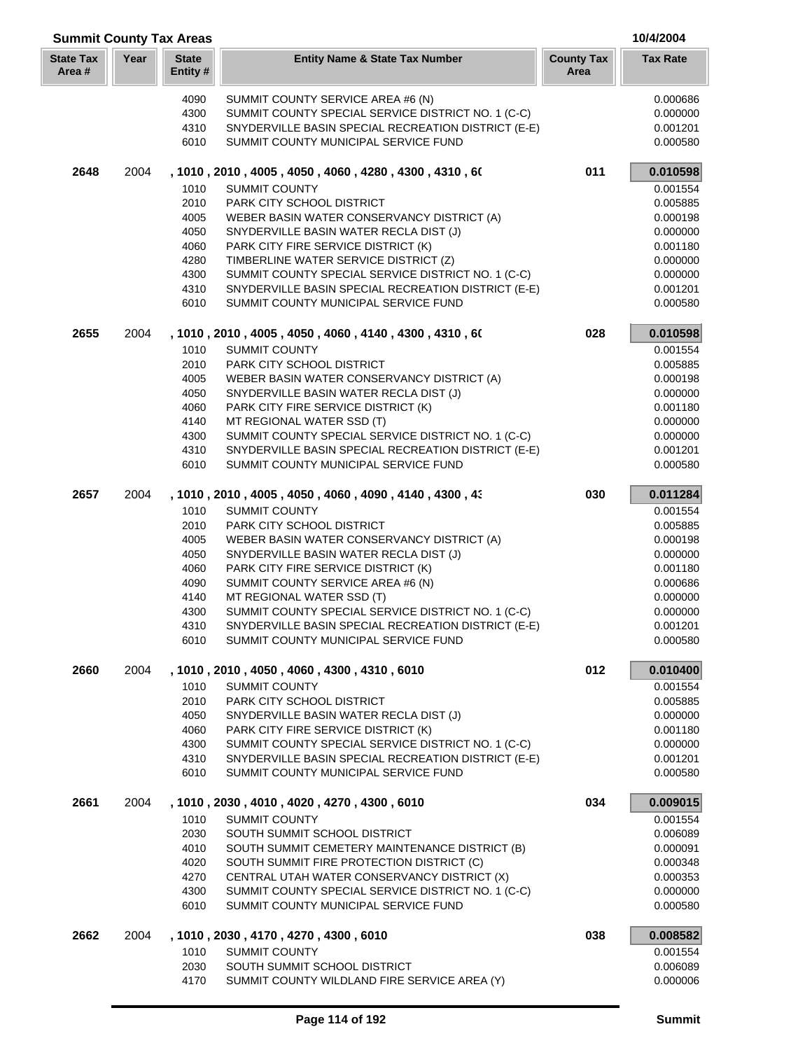## Summit County Tax Areas

10/4/2004

| State Tax Area # | Year | State Entity # | Entity Name & State Tax Number | County Tax Area | Tax Rate |
|---|---|---|---|---|---|
| | | 4090 | SUMMIT COUNTY SERVICE AREA #6 (N) | | 0.000686 |
| | | 4300 | SUMMIT COUNTY SPECIAL SERVICE DISTRICT NO. 1 (C-C) | | 0.000000 |
| | | 4310 | SNYDERVILLE BASIN SPECIAL RECREATION DISTRICT (E-E) | | 0.001201 |
| | | 6010 | SUMMIT COUNTY MUNICIPAL SERVICE FUND | | 0.000580 |
| **2648** | 2004 | | **, 1010 , 2010 , 4005 , 4050 , 4060 , 4280 , 4300 , 4310 , 6(** | **011** | **0.010598** |
| | | 1010 | SUMMIT COUNTY | | 0.001554 |
| | | 2010 | PARK CITY SCHOOL DISTRICT | | 0.005885 |
| | | 4005 | WEBER BASIN WATER CONSERVANCY DISTRICT (A) | | 0.000198 |
| | | 4050 | SNYDERVILLE BASIN WATER RECLA DIST (J) | | 0.000000 |
| | | 4060 | PARK CITY FIRE SERVICE DISTRICT (K) | | 0.001180 |
| | | 4280 | TIMBERLINE WATER SERVICE DISTRICT (Z) | | 0.000000 |
| | | 4300 | SUMMIT COUNTY SPECIAL SERVICE DISTRICT NO. 1 (C-C) | | 0.000000 |
| | | 4310 | SNYDERVILLE BASIN SPECIAL RECREATION DISTRICT (E-E) | | 0.001201 |
| | | 6010 | SUMMIT COUNTY MUNICIPAL SERVICE FUND | | 0.000580 |
| **2655** | 2004 | | **, 1010 , 2010 , 4005 , 4050 , 4060 , 4140 , 4300 , 4310 , 6(** | **028** | **0.010598** |
| | | 1010 | SUMMIT COUNTY | | 0.001554 |
| | | 2010 | PARK CITY SCHOOL DISTRICT | | 0.005885 |
| | | 4005 | WEBER BASIN WATER CONSERVANCY DISTRICT (A) | | 0.000198 |
| | | 4050 | SNYDERVILLE BASIN WATER RECLA DIST (J) | | 0.000000 |
| | | 4060 | PARK CITY FIRE SERVICE DISTRICT (K) | | 0.001180 |
| | | 4140 | MT REGIONAL WATER SSD (T) | | 0.000000 |
| | | 4300 | SUMMIT COUNTY SPECIAL SERVICE DISTRICT NO. 1 (C-C) | | 0.000000 |
| | | 4310 | SNYDERVILLE BASIN SPECIAL RECREATION DISTRICT (E-E) | | 0.001201 |
| | | 6010 | SUMMIT COUNTY MUNICIPAL SERVICE FUND | | 0.000580 |
| **2657** | 2004 | | **, 1010 , 2010 , 4005 , 4050 , 4060 , 4090 , 4140 , 4300 , 4:** | **030** | **0.011284** |
| | | 1010 | SUMMIT COUNTY | | 0.001554 |
| | | 2010 | PARK CITY SCHOOL DISTRICT | | 0.005885 |
| | | 4005 | WEBER BASIN WATER CONSERVANCY DISTRICT (A) | | 0.000198 |
| | | 4050 | SNYDERVILLE BASIN WATER RECLA DIST (J) | | 0.000000 |
| | | 4060 | PARK CITY FIRE SERVICE DISTRICT (K) | | 0.001180 |
| | | 4090 | SUMMIT COUNTY SERVICE AREA #6 (N) | | 0.000686 |
| | | 4140 | MT REGIONAL WATER SSD (T) | | 0.000000 |
| | | 4300 | SUMMIT COUNTY SPECIAL SERVICE DISTRICT NO. 1 (C-C) | | 0.000000 |
| | | 4310 | SNYDERVILLE BASIN SPECIAL RECREATION DISTRICT (E-E) | | 0.001201 |
| | | 6010 | SUMMIT COUNTY MUNICIPAL SERVICE FUND | | 0.000580 |
| **2660** | 2004 | | **, 1010 , 2010 , 4050 , 4060 , 4300 , 4310 , 6010** | **012** | **0.010400** |
| | | 1010 | SUMMIT COUNTY | | 0.001554 |
| | | 2010 | PARK CITY SCHOOL DISTRICT | | 0.005885 |
| | | 4050 | SNYDERVILLE BASIN WATER RECLA DIST (J) | | 0.000000 |
| | | 4060 | PARK CITY FIRE SERVICE DISTRICT (K) | | 0.001180 |
| | | 4300 | SUMMIT COUNTY SPECIAL SERVICE DISTRICT NO. 1 (C-C) | | 0.000000 |
| | | 4310 | SNYDERVILLE BASIN SPECIAL RECREATION DISTRICT (E-E) | | 0.001201 |
| | | 6010 | SUMMIT COUNTY MUNICIPAL SERVICE FUND | | 0.000580 |
| **2661** | 2004 | | **, 1010 , 2030 , 4010 , 4020 , 4270 , 4300 , 6010** | **034** | **0.009015** |
| | | 1010 | SUMMIT COUNTY | | 0.001554 |
| | | 2030 | SOUTH SUMMIT SCHOOL DISTRICT | | 0.006089 |
| | | 4010 | SOUTH SUMMIT CEMETERY MAINTENANCE DISTRICT (B) | | 0.000091 |
| | | 4020 | SOUTH SUMMIT FIRE PROTECTION DISTRICT (C) | | 0.000348 |
| | | 4270 | CENTRAL UTAH WATER CONSERVANCY DISTRICT (X) | | 0.000353 |
| | | 4300 | SUMMIT COUNTY SPECIAL SERVICE DISTRICT NO. 1 (C-C) | | 0.000000 |
| | | 6010 | SUMMIT COUNTY MUNICIPAL SERVICE FUND | | 0.000580 |
| **2662** | 2004 | | **, 1010 , 2030 , 4170 , 4270 , 4300 , 6010** | **038** | **0.008582** |
| | | 1010 | SUMMIT COUNTY | | 0.001554 |
| | | 2030 | SOUTH SUMMIT SCHOOL DISTRICT | | 0.006089 |
| | | 4170 | SUMMIT COUNTY WILDLAND FIRE SERVICE AREA (Y) | | 0.000006 |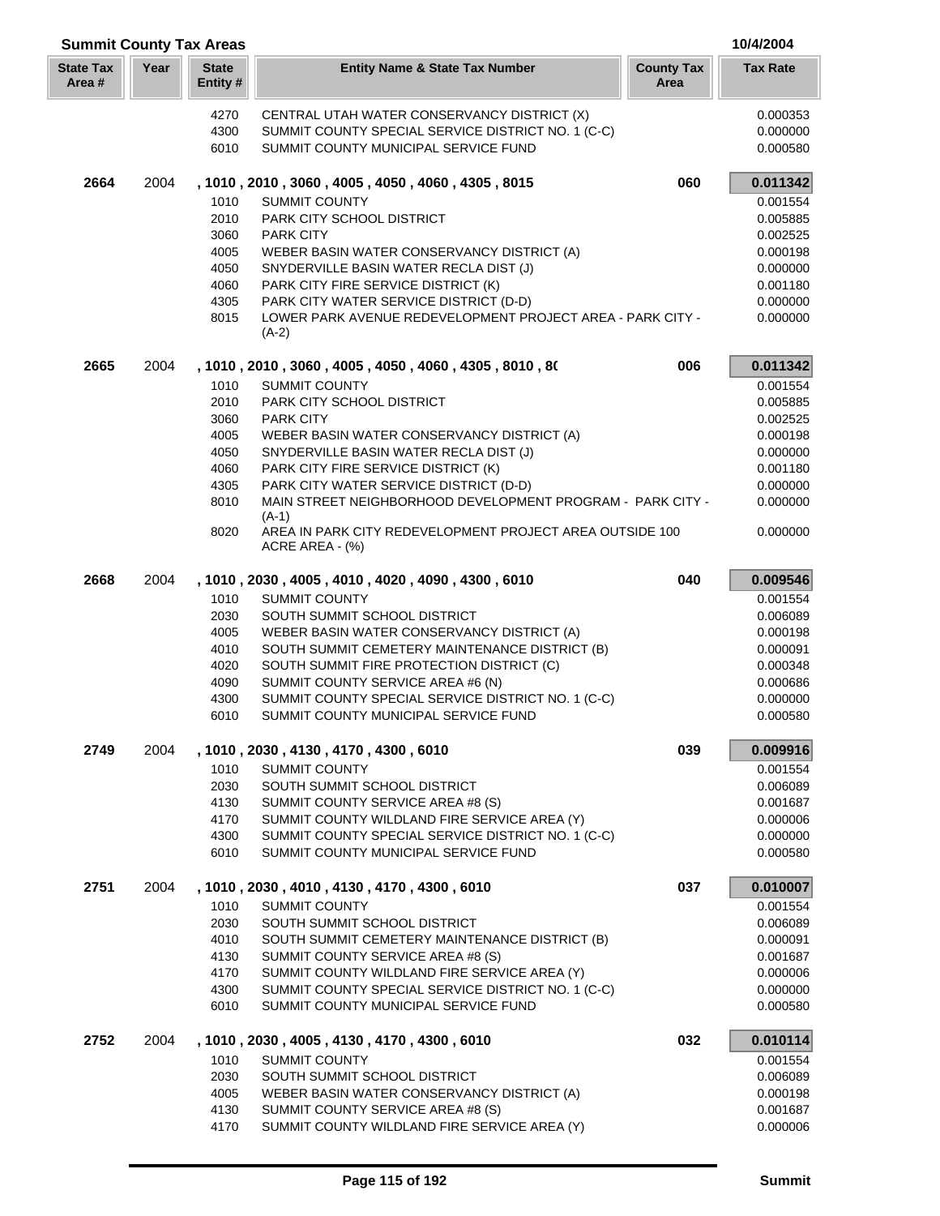## Summit County Tax Areas

10/4/2004

| State Tax Area # | Year | State Entity # | Entity Name & State Tax Number | County Tax Area | Tax Rate |
|---|---|---|---|---|---|
| | | 4270 | CENTRAL UTAH WATER CONSERVANCY DISTRICT (X) | | 0.000353 |
| | | 4300 | SUMMIT COUNTY SPECIAL SERVICE DISTRICT NO. 1 (C-C) | | 0.000000 |
| | | 6010 | SUMMIT COUNTY MUNICIPAL SERVICE FUND | | 0.000580 |
| **2664** | 2004 | | **, 1010 , 2010 , 3060 , 4005 , 4050 , 4060 , 4305 , 8015** | **060** | **0.011342** |
| | | 1010 | SUMMIT COUNTY | | 0.001554 |
| | | 2010 | PARK CITY SCHOOL DISTRICT | | 0.005885 |
| | | 3060 | PARK CITY | | 0.002525 |
| | | 4005 | WEBER BASIN WATER CONSERVANCY DISTRICT (A) | | 0.000198 |
| | | 4050 | SNYDERVILLE BASIN WATER RECLA DIST (J) | | 0.000000 |
| | | 4060 | PARK CITY FIRE SERVICE DISTRICT (K) | | 0.001180 |
| | | 4305 | PARK CITY WATER SERVICE DISTRICT (D-D) | | 0.000000 |
| | | 8015 | LOWER PARK AVENUE REDEVELOPMENT PROJECT AREA - PARK CITY - (A-2) | | 0.000000 |
| **2665** | 2004 | | **, 1010 , 2010 , 3060 , 4005 , 4050 , 4060 , 4305 , 8010 , 8(** | **006** | **0.011342** |
| | | 1010 | SUMMIT COUNTY | | 0.001554 |
| | | 2010 | PARK CITY SCHOOL DISTRICT | | 0.005885 |
| | | 3060 | PARK CITY | | 0.002525 |
| | | 4005 | WEBER BASIN WATER CONSERVANCY DISTRICT (A) | | 0.000198 |
| | | 4050 | SNYDERVILLE BASIN WATER RECLA DIST (J) | | 0.000000 |
| | | 4060 | PARK CITY FIRE SERVICE DISTRICT (K) | | 0.001180 |
| | | 4305 | PARK CITY WATER SERVICE DISTRICT (D-D) | | 0.000000 |
| | | 8010 | MAIN STREET NEIGHBORHOOD DEVELOPMENT PROGRAM - PARK CITY - (A-1) | | 0.000000 |
| | | 8020 | AREA IN PARK CITY REDEVELOPMENT PROJECT AREA OUTSIDE 100 ACRE AREA - (%) | | 0.000000 |
| **2668** | 2004 | | **, 1010 , 2030 , 4005 , 4010 , 4020 , 4090 , 4300 , 6010** | **040** | **0.009546** |
| | | 1010 | SUMMIT COUNTY | | 0.001554 |
| | | 2030 | SOUTH SUMMIT SCHOOL DISTRICT | | 0.006089 |
| | | 4005 | WEBER BASIN WATER CONSERVANCY DISTRICT (A) | | 0.000198 |
| | | 4010 | SOUTH SUMMIT CEMETERY MAINTENANCE DISTRICT (B) | | 0.000091 |
| | | 4020 | SOUTH SUMMIT FIRE PROTECTION DISTRICT (C) | | 0.000348 |
| | | 4090 | SUMMIT COUNTY SERVICE AREA #6 (N) | | 0.000686 |
| | | 4300 | SUMMIT COUNTY SPECIAL SERVICE DISTRICT NO. 1 (C-C) | | 0.000000 |
| | | 6010 | SUMMIT COUNTY MUNICIPAL SERVICE FUND | | 0.000580 |
| **2749** | 2004 | | **, 1010 , 2030 , 4130 , 4170 , 4300 , 6010** | **039** | **0.009916** |
| | | 1010 | SUMMIT COUNTY | | 0.001554 |
| | | 2030 | SOUTH SUMMIT SCHOOL DISTRICT | | 0.006089 |
| | | 4130 | SUMMIT COUNTY SERVICE AREA #8 (S) | | 0.001687 |
| | | 4170 | SUMMIT COUNTY WILDLAND FIRE SERVICE AREA (Y) | | 0.000006 |
| | | 4300 | SUMMIT COUNTY SPECIAL SERVICE DISTRICT NO. 1 (C-C) | | 0.000000 |
| | | 6010 | SUMMIT COUNTY MUNICIPAL SERVICE FUND | | 0.000580 |
| **2751** | 2004 | | **, 1010 , 2030 , 4010 , 4130 , 4170 , 4300 , 6010** | **037** | **0.010007** |
| | | 1010 | SUMMIT COUNTY | | 0.001554 |
| | | 2030 | SOUTH SUMMIT SCHOOL DISTRICT | | 0.006089 |
| | | 4010 | SOUTH SUMMIT CEMETERY MAINTENANCE DISTRICT (B) | | 0.000091 |
| | | 4130 | SUMMIT COUNTY SERVICE AREA #8 (S) | | 0.001687 |
| | | 4170 | SUMMIT COUNTY WILDLAND FIRE SERVICE AREA (Y) | | 0.000006 |
| | | 4300 | SUMMIT COUNTY SPECIAL SERVICE DISTRICT NO. 1 (C-C) | | 0.000000 |
| | | 6010 | SUMMIT COUNTY MUNICIPAL SERVICE FUND | | 0.000580 |
| **2752** | 2004 | | **, 1010 , 2030 , 4005 , 4130 , 4170 , 4300 , 6010** | **032** | **0.010114** |
| | | 1010 | SUMMIT COUNTY | | 0.001554 |
| | | 2030 | SOUTH SUMMIT SCHOOL DISTRICT | | 0.006089 |
| | | 4005 | WEBER BASIN WATER CONSERVANCY DISTRICT (A) | | 0.000198 |
| | | 4130 | SUMMIT COUNTY SERVICE AREA #8 (S) | | 0.001687 |
| | | 4170 | SUMMIT COUNTY WILDLAND FIRE SERVICE AREA (Y) | | 0.000006 |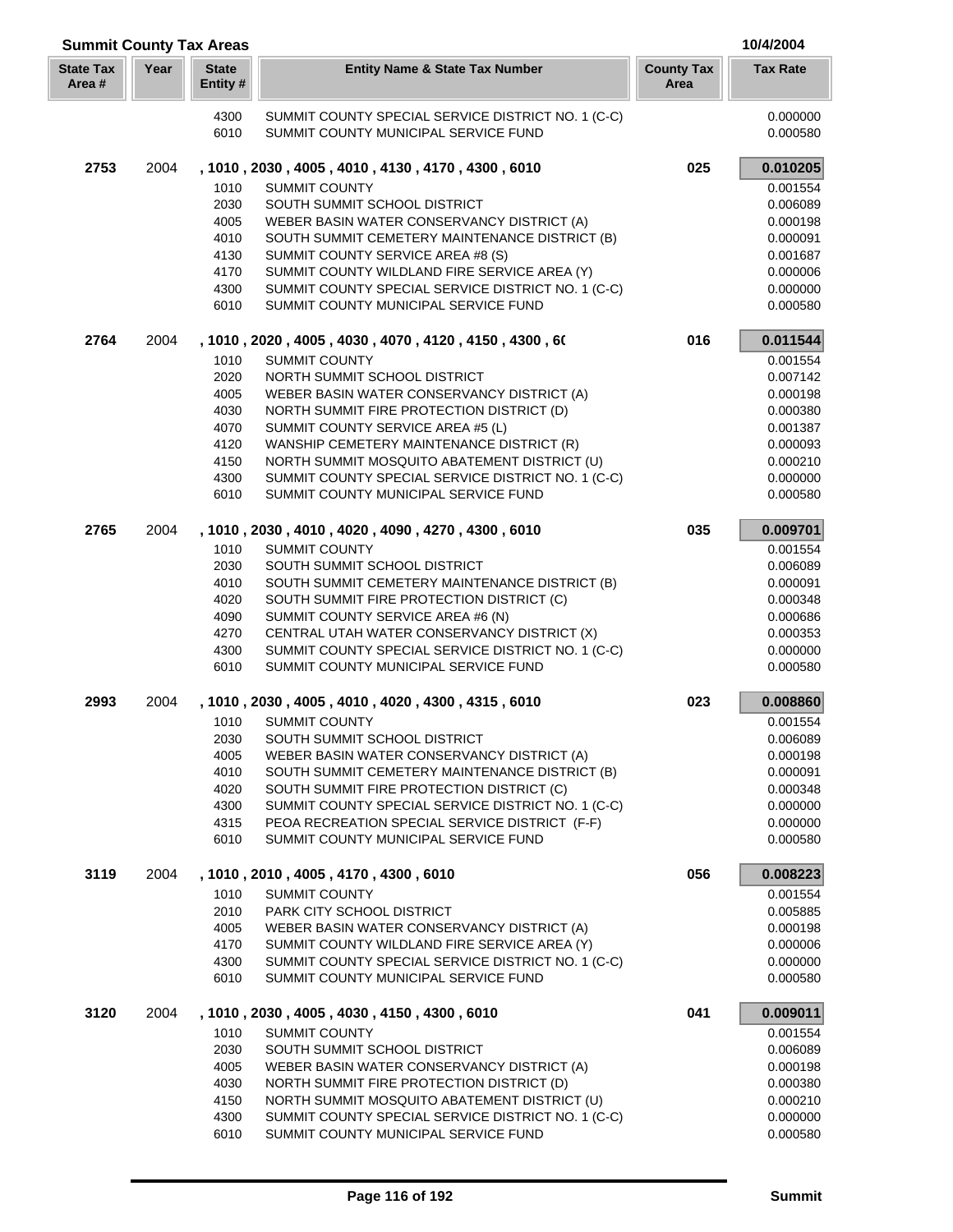## Summit County Tax Areas

10/4/2004

| State Tax Area # | Year | State Entity # | Entity Name & State Tax Number | County Tax Area | Tax Rate |
|---|---|---|---|---|---|
| | | 4300 | SUMMIT COUNTY SPECIAL SERVICE DISTRICT NO. 1 (C-C) | | 0.000000 |
| | | 6010 | SUMMIT COUNTY MUNICIPAL SERVICE FUND | | 0.000580 |
| **2753** | 2004 | **, 1010 , 2030 , 4005 , 4010 , 4130 , 4170 , 4300 , 6010** | | **025** | **0.010205** |
| | | 1010 | SUMMIT COUNTY | | 0.001554 |
| | | 2030 | SOUTH SUMMIT SCHOOL DISTRICT | | 0.006089 |
| | | 4005 | WEBER BASIN WATER CONSERVANCY DISTRICT (A) | | 0.000198 |
| | | 4010 | SOUTH SUMMIT CEMETERY MAINTENANCE DISTRICT (B) | | 0.000091 |
| | | 4130 | SUMMIT COUNTY SERVICE AREA #8 (S) | | 0.001687 |
| | | 4170 | SUMMIT COUNTY WILDLAND FIRE SERVICE AREA (Y) | | 0.000006 |
| | | 4300 | SUMMIT COUNTY SPECIAL SERVICE DISTRICT NO. 1 (C-C) | | 0.000000 |
| | | 6010 | SUMMIT COUNTY MUNICIPAL SERVICE FUND | | 0.000580 |
| **2764** | 2004 | **, 1010 , 2020 , 4005 , 4030 , 4070 , 4120 , 4150 , 4300 , 6(** | | **016** | **0.011544** |
| | | 1010 | SUMMIT COUNTY | | 0.001554 |
| | | 2020 | NORTH SUMMIT SCHOOL DISTRICT | | 0.007142 |
| | | 4005 | WEBER BASIN WATER CONSERVANCY DISTRICT (A) | | 0.000198 |
| | | 4030 | NORTH SUMMIT FIRE PROTECTION DISTRICT (D) | | 0.000380 |
| | | 4070 | SUMMIT COUNTY SERVICE AREA #5 (L) | | 0.001387 |
| | | 4120 | WANSHIP CEMETERY MAINTENANCE DISTRICT (R) | | 0.000093 |
| | | 4150 | NORTH SUMMIT MOSQUITO ABATEMENT DISTRICT (U) | | 0.000210 |
| | | 4300 | SUMMIT COUNTY SPECIAL SERVICE DISTRICT NO. 1 (C-C) | | 0.000000 |
| | | 6010 | SUMMIT COUNTY MUNICIPAL SERVICE FUND | | 0.000580 |
| **2765** | 2004 | **, 1010 , 2030 , 4010 , 4020 , 4090 , 4270 , 4300 , 6010** | | **035** | **0.009701** |
| | | 1010 | SUMMIT COUNTY | | 0.001554 |
| | | 2030 | SOUTH SUMMIT SCHOOL DISTRICT | | 0.006089 |
| | | 4010 | SOUTH SUMMIT CEMETERY MAINTENANCE DISTRICT (B) | | 0.000091 |
| | | 4020 | SOUTH SUMMIT FIRE PROTECTION DISTRICT (C) | | 0.000348 |
| | | 4090 | SUMMIT COUNTY SERVICE AREA #6 (N) | | 0.000686 |
| | | 4270 | CENTRAL UTAH WATER CONSERVANCY DISTRICT (X) | | 0.000353 |
| | | 4300 | SUMMIT COUNTY SPECIAL SERVICE DISTRICT NO. 1 (C-C) | | 0.000000 |
| | | 6010 | SUMMIT COUNTY MUNICIPAL SERVICE FUND | | 0.000580 |
| **2993** | 2004 | **, 1010 , 2030 , 4005 , 4010 , 4020 , 4300 , 4315 , 6010** | | **023** | **0.008860** |
| | | 1010 | SUMMIT COUNTY | | 0.001554 |
| | | 2030 | SOUTH SUMMIT SCHOOL DISTRICT | | 0.006089 |
| | | 4005 | WEBER BASIN WATER CONSERVANCY DISTRICT (A) | | 0.000198 |
| | | 4010 | SOUTH SUMMIT CEMETERY MAINTENANCE DISTRICT (B) | | 0.000091 |
| | | 4020 | SOUTH SUMMIT FIRE PROTECTION DISTRICT (C) | | 0.000348 |
| | | 4300 | SUMMIT COUNTY SPECIAL SERVICE DISTRICT NO. 1 (C-C) | | 0.000000 |
| | | 4315 | PEOA RECREATION SPECIAL SERVICE DISTRICT (F-F) | | 0.000000 |
| | | 6010 | SUMMIT COUNTY MUNICIPAL SERVICE FUND | | 0.000580 |
| **3119** | 2004 | **, 1010 , 2010 , 4005 , 4170 , 4300 , 6010** | | **056** | **0.008223** |
| | | 1010 | SUMMIT COUNTY | | 0.001554 |
| | | 2010 | PARK CITY SCHOOL DISTRICT | | 0.005885 |
| | | 4005 | WEBER BASIN WATER CONSERVANCY DISTRICT (A) | | 0.000198 |
| | | 4170 | SUMMIT COUNTY WILDLAND FIRE SERVICE AREA (Y) | | 0.000006 |
| | | 4300 | SUMMIT COUNTY SPECIAL SERVICE DISTRICT NO. 1 (C-C) | | 0.000000 |
| | | 6010 | SUMMIT COUNTY MUNICIPAL SERVICE FUND | | 0.000580 |
| **3120** | 2004 | **, 1010 , 2030 , 4005 , 4030 , 4150 , 4300 , 6010** | | **041** | **0.009011** |
| | | 1010 | SUMMIT COUNTY | | 0.001554 |
| | | 2030 | SOUTH SUMMIT SCHOOL DISTRICT | | 0.006089 |
| | | 4005 | WEBER BASIN WATER CONSERVANCY DISTRICT (A) | | 0.000198 |
| | | 4030 | NORTH SUMMIT FIRE PROTECTION DISTRICT (D) | | 0.000380 |
| | | 4150 | NORTH SUMMIT MOSQUITO ABATEMENT DISTRICT (U) | | 0.000210 |
| | | 4300 | SUMMIT COUNTY SPECIAL SERVICE DISTRICT NO. 1 (C-C) | | 0.000000 |
| | | 6010 | SUMMIT COUNTY MUNICIPAL SERVICE FUND | | 0.000580 |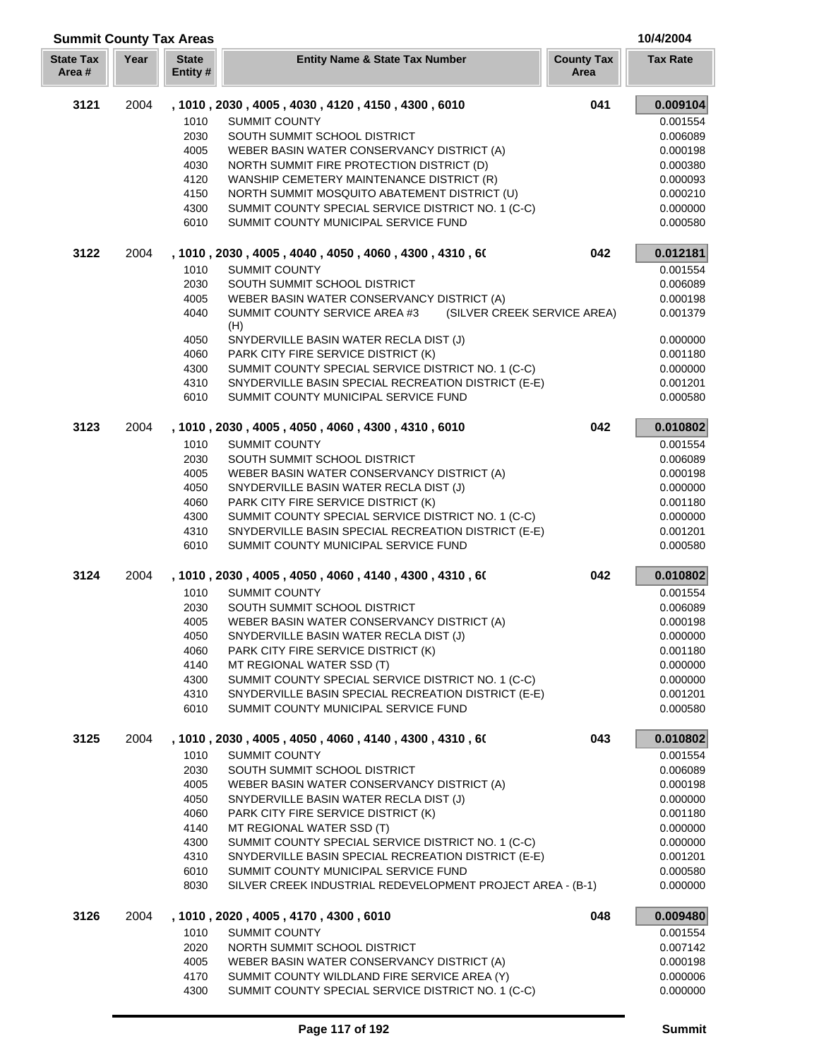## Summit County Tax Areas

10/4/2004

| State Tax Area # | Year | State Entity # | Entity Name & State Tax Number | County Tax Area | Tax Rate |
|---|---|---|---|---|---|
| **3121** | 2004 | **, 1010 , 2030 , 4005 , 4030 , 4120 , 4150 , 4300 , 6010** | | **041** | **0.009104** |
| | | 1010 | SUMMIT COUNTY | | 0.001554 |
| | | 2030 | SOUTH SUMMIT SCHOOL DISTRICT | | 0.006089 |
| | | 4005 | WEBER BASIN WATER CONSERVANCY DISTRICT (A) | | 0.000198 |
| | | 4030 | NORTH SUMMIT FIRE PROTECTION DISTRICT (D) | | 0.000380 |
| | | 4120 | WANSHIP CEMETERY MAINTENANCE DISTRICT (R) | | 0.000093 |
| | | 4150 | NORTH SUMMIT MOSQUITO ABATEMENT DISTRICT (U) | | 0.000210 |
| | | 4300 | SUMMIT COUNTY SPECIAL SERVICE DISTRICT NO. 1 (C-C) | | 0.000000 |
| | | 6010 | SUMMIT COUNTY MUNICIPAL SERVICE FUND | | 0.000580 |
| **3122** | 2004 | **, 1010 , 2030 , 4005 , 4040 , 4050 , 4060 , 4300 , 4310 , 6(** | | **042** | **0.012181** |
| | | 1010 | SUMMIT COUNTY | | 0.001554 |
| | | 2030 | SOUTH SUMMIT SCHOOL DISTRICT | | 0.006089 |
| | | 4005 | WEBER BASIN WATER CONSERVANCY DISTRICT (A) | | 0.000198 |
| | | 4040 | SUMMIT COUNTY SERVICE AREA #3 (SILVER CREEK SERVICE AREA) (H) | | 0.001379 |
| | | 4050 | SNYDERVILLE BASIN WATER RECLA DIST (J) | | 0.000000 |
| | | 4060 | PARK CITY FIRE SERVICE DISTRICT (K) | | 0.001180 |
| | | 4300 | SUMMIT COUNTY SPECIAL SERVICE DISTRICT NO. 1 (C-C) | | 0.000000 |
| | | 4310 | SNYDERVILLE BASIN SPECIAL RECREATION DISTRICT (E-E) | | 0.001201 |
| | | 6010 | SUMMIT COUNTY MUNICIPAL SERVICE FUND | | 0.000580 |
| **3123** | 2004 | **, 1010 , 2030 , 4005 , 4050 , 4060 , 4300 , 4310 , 6010** | | **042** | **0.010802** |
| | | 1010 | SUMMIT COUNTY | | 0.001554 |
| | | 2030 | SOUTH SUMMIT SCHOOL DISTRICT | | 0.006089 |
| | | 4005 | WEBER BASIN WATER CONSERVANCY DISTRICT (A) | | 0.000198 |
| | | 4050 | SNYDERVILLE BASIN WATER RECLA DIST (J) | | 0.000000 |
| | | 4060 | PARK CITY FIRE SERVICE DISTRICT (K) | | 0.001180 |
| | | 4300 | SUMMIT COUNTY SPECIAL SERVICE DISTRICT NO. 1 (C-C) | | 0.000000 |
| | | 4310 | SNYDERVILLE BASIN SPECIAL RECREATION DISTRICT (E-E) | | 0.001201 |
| | | 6010 | SUMMIT COUNTY MUNICIPAL SERVICE FUND | | 0.000580 |
| **3124** | 2004 | **, 1010 , 2030 , 4005 , 4050 , 4060 , 4140 , 4300 , 4310 , 6(** | | **042** | **0.010802** |
| | | 1010 | SUMMIT COUNTY | | 0.001554 |
| | | 2030 | SOUTH SUMMIT SCHOOL DISTRICT | | 0.006089 |
| | | 4005 | WEBER BASIN WATER CONSERVANCY DISTRICT (A) | | 0.000198 |
| | | 4050 | SNYDERVILLE BASIN WATER RECLA DIST (J) | | 0.000000 |
| | | 4060 | PARK CITY FIRE SERVICE DISTRICT (K) | | 0.001180 |
| | | 4140 | MT REGIONAL WATER SSD (T) | | 0.000000 |
| | | 4300 | SUMMIT COUNTY SPECIAL SERVICE DISTRICT NO. 1 (C-C) | | 0.000000 |
| | | 4310 | SNYDERVILLE BASIN SPECIAL RECREATION DISTRICT (E-E) | | 0.001201 |
| | | 6010 | SUMMIT COUNTY MUNICIPAL SERVICE FUND | | 0.000580 |
| **3125** | 2004 | **, 1010 , 2030 , 4005 , 4050 , 4060 , 4140 , 4300 , 4310 , 6(** | | **043** | **0.010802** |
| | | 1010 | SUMMIT COUNTY | | 0.001554 |
| | | 2030 | SOUTH SUMMIT SCHOOL DISTRICT | | 0.006089 |
| | | 4005 | WEBER BASIN WATER CONSERVANCY DISTRICT (A) | | 0.000198 |
| | | 4050 | SNYDERVILLE BASIN WATER RECLA DIST (J) | | 0.000000 |
| | | 4060 | PARK CITY FIRE SERVICE DISTRICT (K) | | 0.001180 |
| | | 4140 | MT REGIONAL WATER SSD (T) | | 0.000000 |
| | | 4300 | SUMMIT COUNTY SPECIAL SERVICE DISTRICT NO. 1 (C-C) | | 0.000000 |
| | | 4310 | SNYDERVILLE BASIN SPECIAL RECREATION DISTRICT (E-E) | | 0.001201 |
| | | 6010 | SUMMIT COUNTY MUNICIPAL SERVICE FUND | | 0.000580 |
| | | 8030 | SILVER CREEK INDUSTRIAL REDEVELOPMENT PROJECT AREA - (B-1) | | 0.000000 |
| **3126** | 2004 | **, 1010 , 2020 , 4005 , 4170 , 4300 , 6010** | | **048** | **0.009480** |
| | | 1010 | SUMMIT COUNTY | | 0.001554 |
| | | 2020 | NORTH SUMMIT SCHOOL DISTRICT | | 0.007142 |
| | | 4005 | WEBER BASIN WATER CONSERVANCY DISTRICT (A) | | 0.000198 |
| | | 4170 | SUMMIT COUNTY WILDLAND FIRE SERVICE AREA (Y) | | 0.000006 |
| | | 4300 | SUMMIT COUNTY SPECIAL SERVICE DISTRICT NO. 1 (C-C) | | 0.000000 |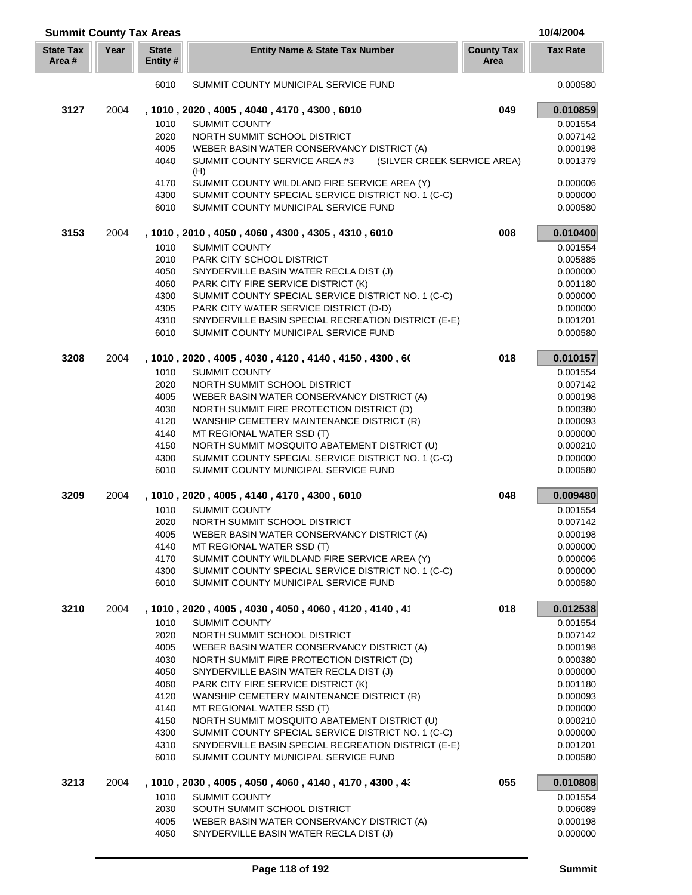## Summit County Tax Areas

10/4/2004

| State Tax Area # | Year | State Entity # | Entity Name & State Tax Number | County Tax Area | Tax Rate |
|---|---|---|---|---|---|
| | | 6010 | SUMMIT COUNTY MUNICIPAL SERVICE FUND | | 0.000580 |
| **3127** | 2004 | | **, 1010 , 2020 , 4005 , 4040 , 4170 , 4300 , 6010** | **049** | **0.010859** |
| | | 1010 | SUMMIT COUNTY | | 0.001554 |
| | | 2020 | NORTH SUMMIT SCHOOL DISTRICT | | 0.007142 |
| | | 4005 | WEBER BASIN WATER CONSERVANCY DISTRICT (A) | | 0.000198 |
| | | 4040 | SUMMIT COUNTY SERVICE AREA #3 (SILVER CREEK SERVICE AREA) (H) | | 0.001379 |
| | | 4170 | SUMMIT COUNTY WILDLAND FIRE SERVICE AREA (Y) | | 0.000006 |
| | | 4300 | SUMMIT COUNTY SPECIAL SERVICE DISTRICT NO. 1 (C-C) | | 0.000000 |
| | | 6010 | SUMMIT COUNTY MUNICIPAL SERVICE FUND | | 0.000580 |
| **3153** | 2004 | | **, 1010 , 2010 , 4050 , 4060 , 4300 , 4305 , 4310 , 6010** | **008** | **0.010400** |
| | | 1010 | SUMMIT COUNTY | | 0.001554 |
| | | 2010 | PARK CITY SCHOOL DISTRICT | | 0.005885 |
| | | 4050 | SNYDERVILLE BASIN WATER RECLA DIST (J) | | 0.000000 |
| | | 4060 | PARK CITY FIRE SERVICE DISTRICT (K) | | 0.001180 |
| | | 4300 | SUMMIT COUNTY SPECIAL SERVICE DISTRICT NO. 1 (C-C) | | 0.000000 |
| | | 4305 | PARK CITY WATER SERVICE DISTRICT (D-D) | | 0.000000 |
| | | 4310 | SNYDERVILLE BASIN SPECIAL RECREATION DISTRICT (E-E) | | 0.001201 |
| | | 6010 | SUMMIT COUNTY MUNICIPAL SERVICE FUND | | 0.000580 |
| **3208** | 2004 | | **, 1010 , 2020 , 4005 , 4030 , 4120 , 4140 , 4150 , 4300 , 6(** | **018** | **0.010157** |
| | | 1010 | SUMMIT COUNTY | | 0.001554 |
| | | 2020 | NORTH SUMMIT SCHOOL DISTRICT | | 0.007142 |
| | | 4005 | WEBER BASIN WATER CONSERVANCY DISTRICT (A) | | 0.000198 |
| | | 4030 | NORTH SUMMIT FIRE PROTECTION DISTRICT (D) | | 0.000380 |
| | | 4120 | WANSHIP CEMETERY MAINTENANCE DISTRICT (R) | | 0.000093 |
| | | 4140 | MT REGIONAL WATER SSD (T) | | 0.000000 |
| | | 4150 | NORTH SUMMIT MOSQUITO ABATEMENT DISTRICT (U) | | 0.000210 |
| | | 4300 | SUMMIT COUNTY SPECIAL SERVICE DISTRICT NO. 1 (C-C) | | 0.000000 |
| | | 6010 | SUMMIT COUNTY MUNICIPAL SERVICE FUND | | 0.000580 |
| **3209** | 2004 | | **, 1010 , 2020 , 4005 , 4140 , 4170 , 4300 , 6010** | **048** | **0.009480** |
| | | 1010 | SUMMIT COUNTY | | 0.001554 |
| | | 2020 | NORTH SUMMIT SCHOOL DISTRICT | | 0.007142 |
| | | 4005 | WEBER BASIN WATER CONSERVANCY DISTRICT (A) | | 0.000198 |
| | | 4140 | MT REGIONAL WATER SSD (T) | | 0.000000 |
| | | 4170 | SUMMIT COUNTY WILDLAND FIRE SERVICE AREA (Y) | | 0.000006 |
| | | 4300 | SUMMIT COUNTY SPECIAL SERVICE DISTRICT NO. 1 (C-C) | | 0.000000 |
| | | 6010 | SUMMIT COUNTY MUNICIPAL SERVICE FUND | | 0.000580 |
| **3210** | 2004 | | **, 1010 , 2020 , 4005 , 4030 , 4050 , 4060 , 4120 , 4140 , 41** | **018** | **0.012538** |
| | | 1010 | SUMMIT COUNTY | | 0.001554 |
| | | 2020 | NORTH SUMMIT SCHOOL DISTRICT | | 0.007142 |
| | | 4005 | WEBER BASIN WATER CONSERVANCY DISTRICT (A) | | 0.000198 |
| | | 4030 | NORTH SUMMIT FIRE PROTECTION DISTRICT (D) | | 0.000380 |
| | | 4050 | SNYDERVILLE BASIN WATER RECLA DIST (J) | | 0.000000 |
| | | 4060 | PARK CITY FIRE SERVICE DISTRICT (K) | | 0.001180 |
| | | 4120 | WANSHIP CEMETERY MAINTENANCE DISTRICT (R) | | 0.000093 |
| | | 4140 | MT REGIONAL WATER SSD (T) | | 0.000000 |
| | | 4150 | NORTH SUMMIT MOSQUITO ABATEMENT DISTRICT (U) | | 0.000210 |
| | | 4300 | SUMMIT COUNTY SPECIAL SERVICE DISTRICT NO. 1 (C-C) | | 0.000000 |
| | | 4310 | SNYDERVILLE BASIN SPECIAL RECREATION DISTRICT (E-E) | | 0.001201 |
| | | 6010 | SUMMIT COUNTY MUNICIPAL SERVICE FUND | | 0.000580 |
| **3213** | 2004 | | **, 1010 , 2030 , 4005 , 4050 , 4060 , 4140 , 4170 , 4300 , 4:** | **055** | **0.010808** |
| | | 1010 | SUMMIT COUNTY | | 0.001554 |
| | | 2030 | SOUTH SUMMIT SCHOOL DISTRICT | | 0.006089 |
| | | 4005 | WEBER BASIN WATER CONSERVANCY DISTRICT (A) | | 0.000198 |
| | | 4050 | SNYDERVILLE BASIN WATER RECLA DIST (J) | | 0.000000 |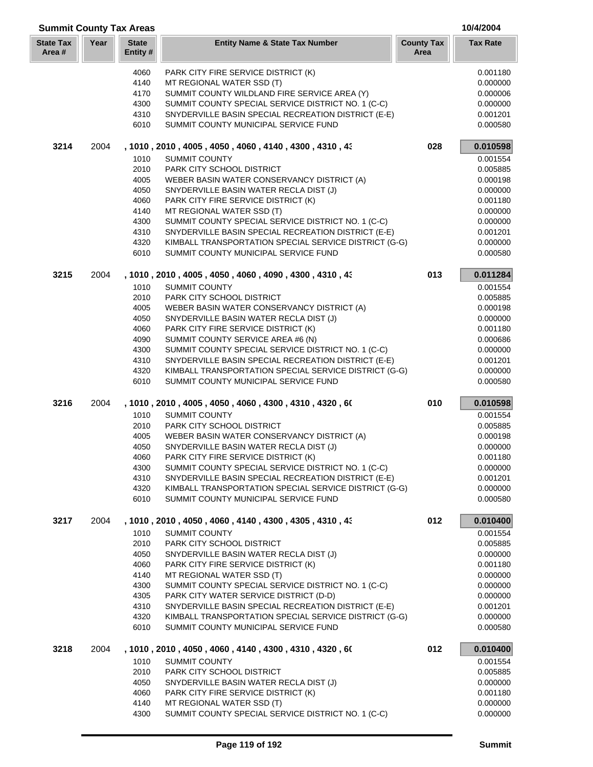## Summit County Tax Areas

10/4/2004

| State Tax Area # | Year | State Entity # | Entity Name & State Tax Number | County Tax Area | Tax Rate |
|---|---|---|---|---|---|
| | | 4060 | PARK CITY FIRE SERVICE DISTRICT (K) | | 0.001180 |
| | | 4140 | MT REGIONAL WATER SSD (T) | | 0.000000 |
| | | 4170 | SUMMIT COUNTY WILDLAND FIRE SERVICE AREA (Y) | | 0.000006 |
| | | 4300 | SUMMIT COUNTY SPECIAL SERVICE DISTRICT NO. 1 (C-C) | | 0.000000 |
| | | 4310 | SNYDERVILLE BASIN SPECIAL RECREATION DISTRICT (E-E) | | 0.001201 |
| | | 6010 | SUMMIT COUNTY MUNICIPAL SERVICE FUND | | 0.000580 |
| **3214** | 2004 | | **, 1010 , 2010 , 4005 , 4050 , 4060 , 4140 , 4300 , 4310 , 43** | **028** | **0.010598** |
| | | 1010 | SUMMIT COUNTY | | 0.001554 |
| | | 2010 | PARK CITY SCHOOL DISTRICT | | 0.005885 |
| | | 4005 | WEBER BASIN WATER CONSERVANCY DISTRICT (A) | | 0.000198 |
| | | 4050 | SNYDERVILLE BASIN WATER RECLA DIST (J) | | 0.000000 |
| | | 4060 | PARK CITY FIRE SERVICE DISTRICT (K) | | 0.001180 |
| | | 4140 | MT REGIONAL WATER SSD (T) | | 0.000000 |
| | | 4300 | SUMMIT COUNTY SPECIAL SERVICE DISTRICT NO. 1 (C-C) | | 0.000000 |
| | | 4310 | SNYDERVILLE BASIN SPECIAL RECREATION DISTRICT (E-E) | | 0.001201 |
| | | 4320 | KIMBALL TRANSPORTATION SPECIAL SERVICE DISTRICT (G-G) | | 0.000000 |
| | | 6010 | SUMMIT COUNTY MUNICIPAL SERVICE FUND | | 0.000580 |
| **3215** | 2004 | | **, 1010 , 2010 , 4005 , 4050 , 4060 , 4090 , 4300 , 4310 , 43** | **013** | **0.011284** |
| | | 1010 | SUMMIT COUNTY | | 0.001554 |
| | | 2010 | PARK CITY SCHOOL DISTRICT | | 0.005885 |
| | | 4005 | WEBER BASIN WATER CONSERVANCY DISTRICT (A) | | 0.000198 |
| | | 4050 | SNYDERVILLE BASIN WATER RECLA DIST (J) | | 0.000000 |
| | | 4060 | PARK CITY FIRE SERVICE DISTRICT (K) | | 0.001180 |
| | | 4090 | SUMMIT COUNTY SERVICE AREA #6 (N) | | 0.000686 |
| | | 4300 | SUMMIT COUNTY SPECIAL SERVICE DISTRICT NO. 1 (C-C) | | 0.000000 |
| | | 4310 | SNYDERVILLE BASIN SPECIAL RECREATION DISTRICT (E-E) | | 0.001201 |
| | | 4320 | KIMBALL TRANSPORTATION SPECIAL SERVICE DISTRICT (G-G) | | 0.000000 |
| | | 6010 | SUMMIT COUNTY MUNICIPAL SERVICE FUND | | 0.000580 |
| **3216** | 2004 | | **, 1010 , 2010 , 4005 , 4050 , 4060 , 4300 , 4310 , 4320 , 60** | **010** | **0.010598** |
| | | 1010 | SUMMIT COUNTY | | 0.001554 |
| | | 2010 | PARK CITY SCHOOL DISTRICT | | 0.005885 |
| | | 4005 | WEBER BASIN WATER CONSERVANCY DISTRICT (A) | | 0.000198 |
| | | 4050 | SNYDERVILLE BASIN WATER RECLA DIST (J) | | 0.000000 |
| | | 4060 | PARK CITY FIRE SERVICE DISTRICT (K) | | 0.001180 |
| | | 4300 | SUMMIT COUNTY SPECIAL SERVICE DISTRICT NO. 1 (C-C) | | 0.000000 |
| | | 4310 | SNYDERVILLE BASIN SPECIAL RECREATION DISTRICT (E-E) | | 0.001201 |
| | | 4320 | KIMBALL TRANSPORTATION SPECIAL SERVICE DISTRICT (G-G) | | 0.000000 |
| | | 6010 | SUMMIT COUNTY MUNICIPAL SERVICE FUND | | 0.000580 |
| **3217** | 2004 | | **, 1010 , 2010 , 4050 , 4060 , 4140 , 4300 , 4305 , 4310 , 43** | **012** | **0.010400** |
| | | 1010 | SUMMIT COUNTY | | 0.001554 |
| | | 2010 | PARK CITY SCHOOL DISTRICT | | 0.005885 |
| | | 4050 | SNYDERVILLE BASIN WATER RECLA DIST (J) | | 0.000000 |
| | | 4060 | PARK CITY FIRE SERVICE DISTRICT (K) | | 0.001180 |
| | | 4140 | MT REGIONAL WATER SSD (T) | | 0.000000 |
| | | 4300 | SUMMIT COUNTY SPECIAL SERVICE DISTRICT NO. 1 (C-C) | | 0.000000 |
| | | 4305 | PARK CITY WATER SERVICE DISTRICT (D-D) | | 0.000000 |
| | | 4310 | SNYDERVILLE BASIN SPECIAL RECREATION DISTRICT (E-E) | | 0.001201 |
| | | 4320 | KIMBALL TRANSPORTATION SPECIAL SERVICE DISTRICT (G-G) | | 0.000000 |
| | | 6010 | SUMMIT COUNTY MUNICIPAL SERVICE FUND | | 0.000580 |
| **3218** | 2004 | | **, 1010 , 2010 , 4050 , 4060 , 4140 , 4300 , 4310 , 4320 , 60** | **012** | **0.010400** |
| | | 1010 | SUMMIT COUNTY | | 0.001554 |
| | | 2010 | PARK CITY SCHOOL DISTRICT | | 0.005885 |
| | | 4050 | SNYDERVILLE BASIN WATER RECLA DIST (J) | | 0.000000 |
| | | 4060 | PARK CITY FIRE SERVICE DISTRICT (K) | | 0.001180 |
| | | 4140 | MT REGIONAL WATER SSD (T) | | 0.000000 |
| | | 4300 | SUMMIT COUNTY SPECIAL SERVICE DISTRICT NO. 1 (C-C) | | 0.000000 |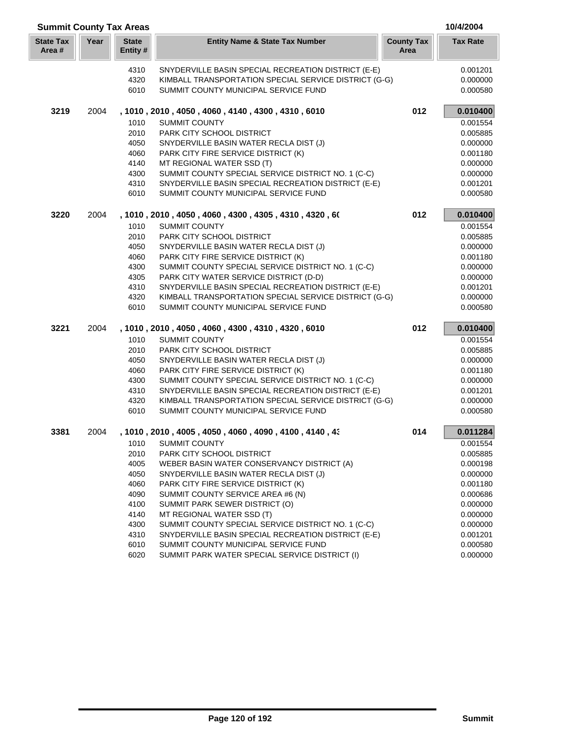## Summit County Tax Areas

10/4/2004

| State Tax Area # | Year | State Entity # | Entity Name & State Tax Number | County Tax Area | Tax Rate |
|---|---|---|---|---|---|
| | | 4310 | SNYDERVILLE BASIN SPECIAL RECREATION DISTRICT (E-E) | | 0.001201 |
| | | 4320 | KIMBALL TRANSPORTATION SPECIAL SERVICE DISTRICT (G-G) | | 0.000000 |
| | | 6010 | SUMMIT COUNTY MUNICIPAL SERVICE FUND | | 0.000580 |
| **3219** | 2004 | | **, 1010 , 2010 , 4050 , 4060 , 4140 , 4300 , 4310 , 6010** | **012** | **0.010400** |
| | | 1010 | SUMMIT COUNTY | | 0.001554 |
| | | 2010 | PARK CITY SCHOOL DISTRICT | | 0.005885 |
| | | 4050 | SNYDERVILLE BASIN WATER RECLA DIST (J) | | 0.000000 |
| | | 4060 | PARK CITY FIRE SERVICE DISTRICT (K) | | 0.001180 |
| | | 4140 | MT REGIONAL WATER SSD (T) | | 0.000000 |
| | | 4300 | SUMMIT COUNTY SPECIAL SERVICE DISTRICT NO. 1 (C-C) | | 0.000000 |
| | | 4310 | SNYDERVILLE BASIN SPECIAL RECREATION DISTRICT (E-E) | | 0.001201 |
| | | 6010 | SUMMIT COUNTY MUNICIPAL SERVICE FUND | | 0.000580 |
| **3220** | 2004 | | **, 1010 , 2010 , 4050 , 4060 , 4300 , 4305 , 4310 , 4320 , 6(** | **012** | **0.010400** |
| | | 1010 | SUMMIT COUNTY | | 0.001554 |
| | | 2010 | PARK CITY SCHOOL DISTRICT | | 0.005885 |
| | | 4050 | SNYDERVILLE BASIN WATER RECLA DIST (J) | | 0.000000 |
| | | 4060 | PARK CITY FIRE SERVICE DISTRICT (K) | | 0.001180 |
| | | 4300 | SUMMIT COUNTY SPECIAL SERVICE DISTRICT NO. 1 (C-C) | | 0.000000 |
| | | 4305 | PARK CITY WATER SERVICE DISTRICT (D-D) | | 0.000000 |
| | | 4310 | SNYDERVILLE BASIN SPECIAL RECREATION DISTRICT (E-E) | | 0.001201 |
| | | 4320 | KIMBALL TRANSPORTATION SPECIAL SERVICE DISTRICT (G-G) | | 0.000000 |
| | | 6010 | SUMMIT COUNTY MUNICIPAL SERVICE FUND | | 0.000580 |
| **3221** | 2004 | | **, 1010 , 2010 , 4050 , 4060 , 4300 , 4310 , 4320 , 6010** | **012** | **0.010400** |
| | | 1010 | SUMMIT COUNTY | | 0.001554 |
| | | 2010 | PARK CITY SCHOOL DISTRICT | | 0.005885 |
| | | 4050 | SNYDERVILLE BASIN WATER RECLA DIST (J) | | 0.000000 |
| | | 4060 | PARK CITY FIRE SERVICE DISTRICT (K) | | 0.001180 |
| | | 4300 | SUMMIT COUNTY SPECIAL SERVICE DISTRICT NO. 1 (C-C) | | 0.000000 |
| | | 4310 | SNYDERVILLE BASIN SPECIAL RECREATION DISTRICT (E-E) | | 0.001201 |
| | | 4320 | KIMBALL TRANSPORTATION SPECIAL SERVICE DISTRICT (G-G) | | 0.000000 |
| | | 6010 | SUMMIT COUNTY MUNICIPAL SERVICE FUND | | 0.000580 |
| **3381** | 2004 | | **, 1010 , 2010 , 4005 , 4050 , 4060 , 4090 , 4100 , 4140 , 4:** | **014** | **0.011284** |
| | | 1010 | SUMMIT COUNTY | | 0.001554 |
| | | 2010 | PARK CITY SCHOOL DISTRICT | | 0.005885 |
| | | 4005 | WEBER BASIN WATER CONSERVANCY DISTRICT (A) | | 0.000198 |
| | | 4050 | SNYDERVILLE BASIN WATER RECLA DIST (J) | | 0.000000 |
| | | 4060 | PARK CITY FIRE SERVICE DISTRICT (K) | | 0.001180 |
| | | 4090 | SUMMIT COUNTY SERVICE AREA #6 (N) | | 0.000686 |
| | | 4100 | SUMMIT PARK SEWER DISTRICT (O) | | 0.000000 |
| | | 4140 | MT REGIONAL WATER SSD (T) | | 0.000000 |
| | | 4300 | SUMMIT COUNTY SPECIAL SERVICE DISTRICT NO. 1 (C-C) | | 0.000000 |
| | | 4310 | SNYDERVILLE BASIN SPECIAL RECREATION DISTRICT (E-E) | | 0.001201 |
| | | 6010 | SUMMIT COUNTY MUNICIPAL SERVICE FUND | | 0.000580 |
| | | 6020 | SUMMIT PARK WATER SPECIAL SERVICE DISTRICT (I) | | 0.000000 |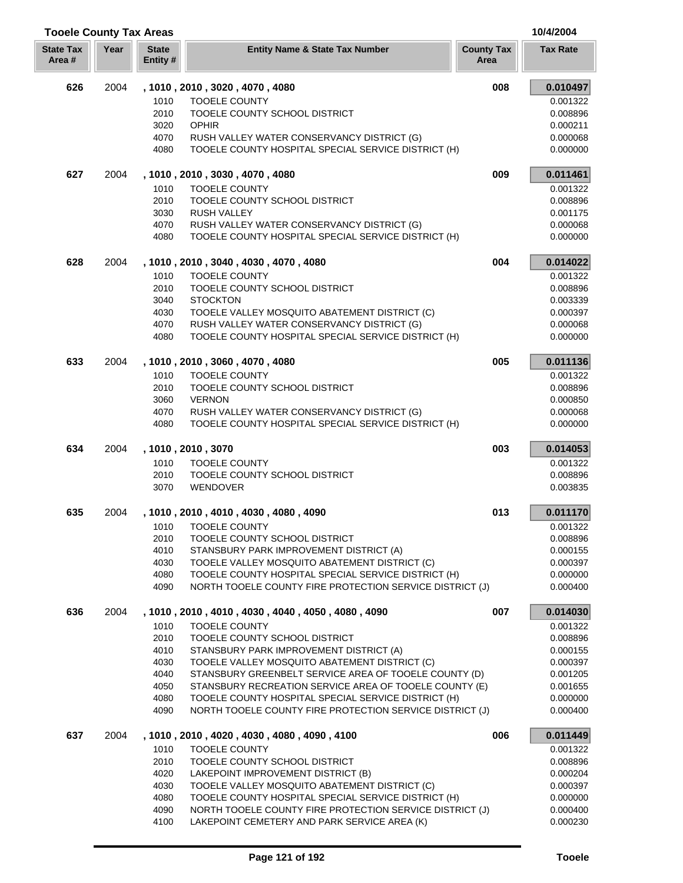## Tooele County Tax Areas

10/4/2004

| State Tax Area # | Year | State Entity # | Entity Name & State Tax Number | County Tax Area | Tax Rate |
|---|---|---|---|---|---|
| **626** | 2004 | | **, 1010 , 2010 , 3020 , 4070 , 4080** | **008** | **0.010497** |
| | | 1010 | TOOELE COUNTY | | 0.001322 |
| | | 2010 | TOOELE COUNTY SCHOOL DISTRICT | | 0.008896 |
| | | 3020 | OPHIR | | 0.000211 |
| | | 4070 | RUSH VALLEY WATER CONSERVANCY DISTRICT (G) | | 0.000068 |
| | | 4080 | TOOELE COUNTY HOSPITAL SPECIAL SERVICE DISTRICT (H) | | 0.000000 |
| **627** | 2004 | | **, 1010 , 2010 , 3030 , 4070 , 4080** | **009** | **0.011461** |
| | | 1010 | TOOELE COUNTY | | 0.001322 |
| | | 2010 | TOOELE COUNTY SCHOOL DISTRICT | | 0.008896 |
| | | 3030 | RUSH VALLEY | | 0.001175 |
| | | 4070 | RUSH VALLEY WATER CONSERVANCY DISTRICT (G) | | 0.000068 |
| | | 4080 | TOOELE COUNTY HOSPITAL SPECIAL SERVICE DISTRICT (H) | | 0.000000 |
| **628** | 2004 | | **, 1010 , 2010 , 3040 , 4030 , 4070 , 4080** | **004** | **0.014022** |
| | | 1010 | TOOELE COUNTY | | 0.001322 |
| | | 2010 | TOOELE COUNTY SCHOOL DISTRICT | | 0.008896 |
| | | 3040 | STOCKTON | | 0.003339 |
| | | 4030 | TOOELE VALLEY MOSQUITO ABATEMENT DISTRICT (C) | | 0.000397 |
| | | 4070 | RUSH VALLEY WATER CONSERVANCY DISTRICT (G) | | 0.000068 |
| | | 4080 | TOOELE COUNTY HOSPITAL SPECIAL SERVICE DISTRICT (H) | | 0.000000 |
| **633** | 2004 | | **, 1010 , 2010 , 3060 , 4070 , 4080** | **005** | **0.011136** |
| | | 1010 | TOOELE COUNTY | | 0.001322 |
| | | 2010 | TOOELE COUNTY SCHOOL DISTRICT | | 0.008896 |
| | | 3060 | VERNON | | 0.000850 |
| | | 4070 | RUSH VALLEY WATER CONSERVANCY DISTRICT (G) | | 0.000068 |
| | | 4080 | TOOELE COUNTY HOSPITAL SPECIAL SERVICE DISTRICT (H) | | 0.000000 |
| **634** | 2004 | | **, 1010 , 2010 , 3070** | **003** | **0.014053** |
| | | 1010 | TOOELE COUNTY | | 0.001322 |
| | | 2010 | TOOELE COUNTY SCHOOL DISTRICT | | 0.008896 |
| | | 3070 | WENDOVER | | 0.003835 |
| **635** | 2004 | | **, 1010 , 2010 , 4010 , 4030 , 4080 , 4090** | **013** | **0.011170** |
| | | 1010 | TOOELE COUNTY | | 0.001322 |
| | | 2010 | TOOELE COUNTY SCHOOL DISTRICT | | 0.008896 |
| | | 4010 | STANSBURY PARK IMPROVEMENT DISTRICT (A) | | 0.000155 |
| | | 4030 | TOOELE VALLEY MOSQUITO ABATEMENT DISTRICT (C) | | 0.000397 |
| | | 4080 | TOOELE COUNTY HOSPITAL SPECIAL SERVICE DISTRICT (H) | | 0.000000 |
| | | 4090 | NORTH TOOELE COUNTY FIRE PROTECTION SERVICE DISTRICT (J) | | 0.000400 |
| **636** | 2004 | | **, 1010 , 2010 , 4010 , 4030 , 4040 , 4050 , 4080 , 4090** | **007** | **0.014030** |
| | | 1010 | TOOELE COUNTY | | 0.001322 |
| | | 2010 | TOOELE COUNTY SCHOOL DISTRICT | | 0.008896 |
| | | 4010 | STANSBURY PARK IMPROVEMENT DISTRICT (A) | | 0.000155 |
| | | 4030 | TOOELE VALLEY MOSQUITO ABATEMENT DISTRICT (C) | | 0.000397 |
| | | 4040 | STANSBURY GREENBELT SERVICE AREA OF TOOELE COUNTY (D) | | 0.001205 |
| | | 4050 | STANSBURY RECREATION SERVICE AREA OF TOOELE COUNTY (E) | | 0.001655 |
| | | 4080 | TOOELE COUNTY HOSPITAL SPECIAL SERVICE DISTRICT (H) | | 0.000000 |
| | | 4090 | NORTH TOOELE COUNTY FIRE PROTECTION SERVICE DISTRICT (J) | | 0.000400 |
| **637** | 2004 | | **, 1010 , 2010 , 4020 , 4030 , 4080 , 4090 , 4100** | **006** | **0.011449** |
| | | 1010 | TOOELE COUNTY | | 0.001322 |
| | | 2010 | TOOELE COUNTY SCHOOL DISTRICT | | 0.008896 |
| | | 4020 | LAKEPOINT IMPROVEMENT DISTRICT (B) | | 0.000204 |
| | | 4030 | TOOELE VALLEY MOSQUITO ABATEMENT DISTRICT (C) | | 0.000397 |
| | | 4080 | TOOELE COUNTY HOSPITAL SPECIAL SERVICE DISTRICT (H) | | 0.000000 |
| | | 4090 | NORTH TOOELE COUNTY FIRE PROTECTION SERVICE DISTRICT (J) | | 0.000400 |
| | | 4100 | LAKEPOINT CEMETERY AND PARK SERVICE AREA (K) | | 0.000230 |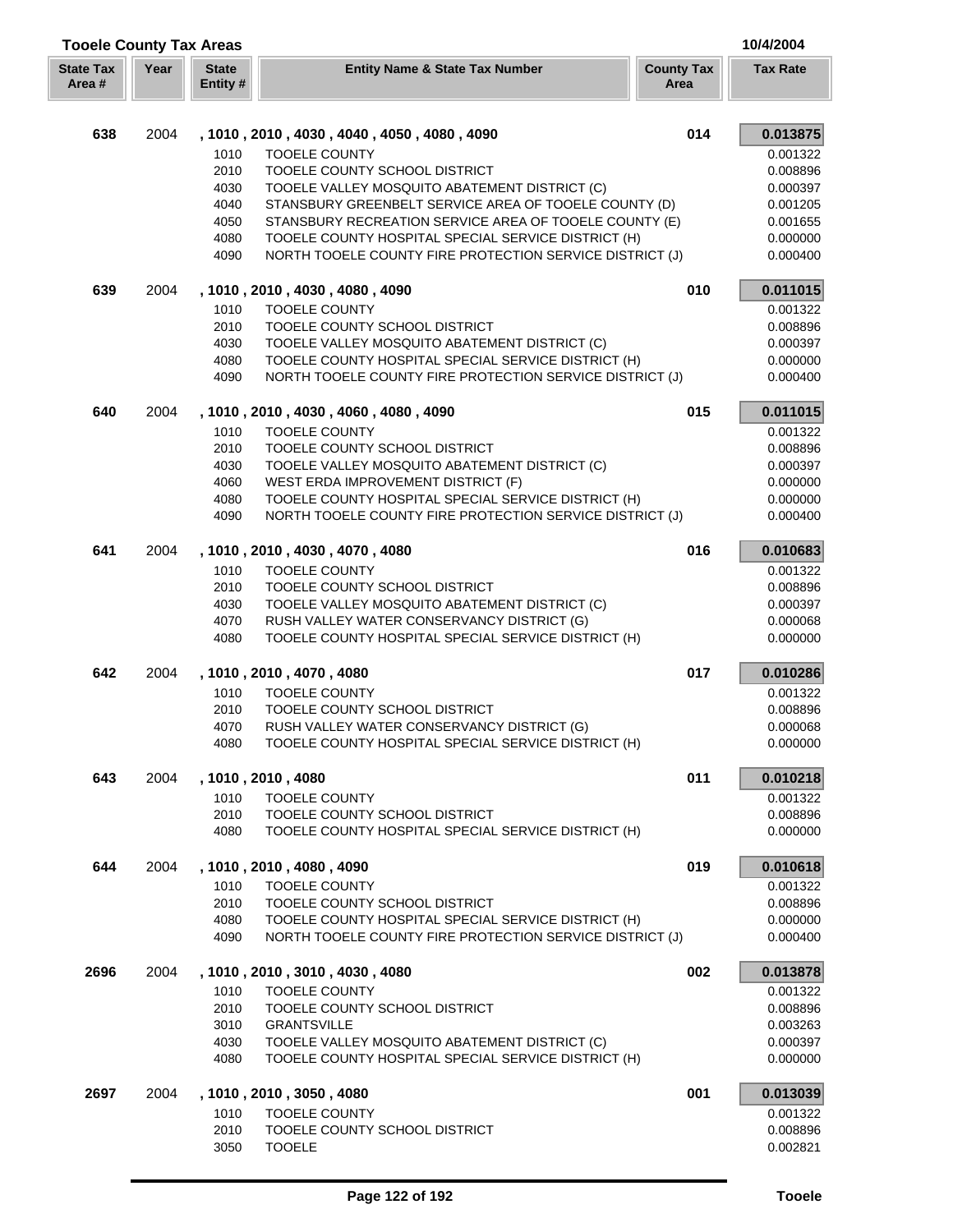# Tooele County Tax Areas

10/4/2004

| State Tax Area # | Year | State Entity # | Entity Name & State Tax Number | County Tax Area | Tax Rate |
|---|---|---|---|---|---|
| **638** | 2004 | **, 1010 , 2010 , 4030 , 4040 , 4050 , 4080 , 4090** | | **014** | **0.013875** |
| | | 1010 | TOOELE COUNTY | | 0.001322 |
| | | 2010 | TOOELE COUNTY SCHOOL DISTRICT | | 0.008896 |
| | | 4030 | TOOELE VALLEY MOSQUITO ABATEMENT DISTRICT (C) | | 0.000397 |
| | | 4040 | STANSBURY GREENBELT SERVICE AREA OF TOOELE COUNTY (D) | | 0.001205 |
| | | 4050 | STANSBURY RECREATION SERVICE AREA OF TOOELE COUNTY (E) | | 0.001655 |
| | | 4080 | TOOELE COUNTY HOSPITAL SPECIAL SERVICE DISTRICT (H) | | 0.000000 |
| | | 4090 | NORTH TOOELE COUNTY FIRE PROTECTION SERVICE DISTRICT (J) | | 0.000400 |
| **639** | 2004 | **, 1010 , 2010 , 4030 , 4080 , 4090** | | **010** | **0.011015** |
| | | 1010 | TOOELE COUNTY | | 0.001322 |
| | | 2010 | TOOELE COUNTY SCHOOL DISTRICT | | 0.008896 |
| | | 4030 | TOOELE VALLEY MOSQUITO ABATEMENT DISTRICT (C) | | 0.000397 |
| | | 4080 | TOOELE COUNTY HOSPITAL SPECIAL SERVICE DISTRICT (H) | | 0.000000 |
| | | 4090 | NORTH TOOELE COUNTY FIRE PROTECTION SERVICE DISTRICT (J) | | 0.000400 |
| **640** | 2004 | **, 1010 , 2010 , 4030 , 4060 , 4080 , 4090** | | **015** | **0.011015** |
| | | 1010 | TOOELE COUNTY | | 0.001322 |
| | | 2010 | TOOELE COUNTY SCHOOL DISTRICT | | 0.008896 |
| | | 4030 | TOOELE VALLEY MOSQUITO ABATEMENT DISTRICT (C) | | 0.000397 |
| | | 4060 | WEST ERDA IMPROVEMENT DISTRICT (F) | | 0.000000 |
| | | 4080 | TOOELE COUNTY HOSPITAL SPECIAL SERVICE DISTRICT (H) | | 0.000000 |
| | | 4090 | NORTH TOOELE COUNTY FIRE PROTECTION SERVICE DISTRICT (J) | | 0.000400 |
| **641** | 2004 | **, 1010 , 2010 , 4030 , 4070 , 4080** | | **016** | **0.010683** |
| | | 1010 | TOOELE COUNTY | | 0.001322 |
| | | 2010 | TOOELE COUNTY SCHOOL DISTRICT | | 0.008896 |
| | | 4030 | TOOELE VALLEY MOSQUITO ABATEMENT DISTRICT (C) | | 0.000397 |
| | | 4070 | RUSH VALLEY WATER CONSERVANCY DISTRICT (G) | | 0.000068 |
| | | 4080 | TOOELE COUNTY HOSPITAL SPECIAL SERVICE DISTRICT (H) | | 0.000000 |
| **642** | 2004 | **, 1010 , 2010 , 4070 , 4080** | | **017** | **0.010286** |
| | | 1010 | TOOELE COUNTY | | 0.001322 |
| | | 2010 | TOOELE COUNTY SCHOOL DISTRICT | | 0.008896 |
| | | 4070 | RUSH VALLEY WATER CONSERVANCY DISTRICT (G) | | 0.000068 |
| | | 4080 | TOOELE COUNTY HOSPITAL SPECIAL SERVICE DISTRICT (H) | | 0.000000 |
| **643** | 2004 | **, 1010 , 2010 , 4080** | | **011** | **0.010218** |
| | | 1010 | TOOELE COUNTY | | 0.001322 |
| | | 2010 | TOOELE COUNTY SCHOOL DISTRICT | | 0.008896 |
| | | 4080 | TOOELE COUNTY HOSPITAL SPECIAL SERVICE DISTRICT (H) | | 0.000000 |
| **644** | 2004 | **, 1010 , 2010 , 4080 , 4090** | | **019** | **0.010618** |
| | | 1010 | TOOELE COUNTY | | 0.001322 |
| | | 2010 | TOOELE COUNTY SCHOOL DISTRICT | | 0.008896 |
| | | 4080 | TOOELE COUNTY HOSPITAL SPECIAL SERVICE DISTRICT (H) | | 0.000000 |
| | | 4090 | NORTH TOOELE COUNTY FIRE PROTECTION SERVICE DISTRICT (J) | | 0.000400 |
| **2696** | 2004 | **, 1010 , 2010 , 3010 , 4030 , 4080** | | **002** | **0.013878** |
| | | 1010 | TOOELE COUNTY | | 0.001322 |
| | | 2010 | TOOELE COUNTY SCHOOL DISTRICT | | 0.008896 |
| | | 3010 | GRANTSVILLE | | 0.003263 |
| | | 4030 | TOOELE VALLEY MOSQUITO ABATEMENT DISTRICT (C) | | 0.000397 |
| | | 4080 | TOOELE COUNTY HOSPITAL SPECIAL SERVICE DISTRICT (H) | | 0.000000 |
| **2697** | 2004 | **, 1010 , 2010 , 3050 , 4080** | | **001** | **0.013039** |
| | | 1010 | TOOELE COUNTY | | 0.001322 |
| | | 2010 | TOOELE COUNTY SCHOOL DISTRICT | | 0.008896 |
| | | 3050 | TOOELE | | 0.002821 |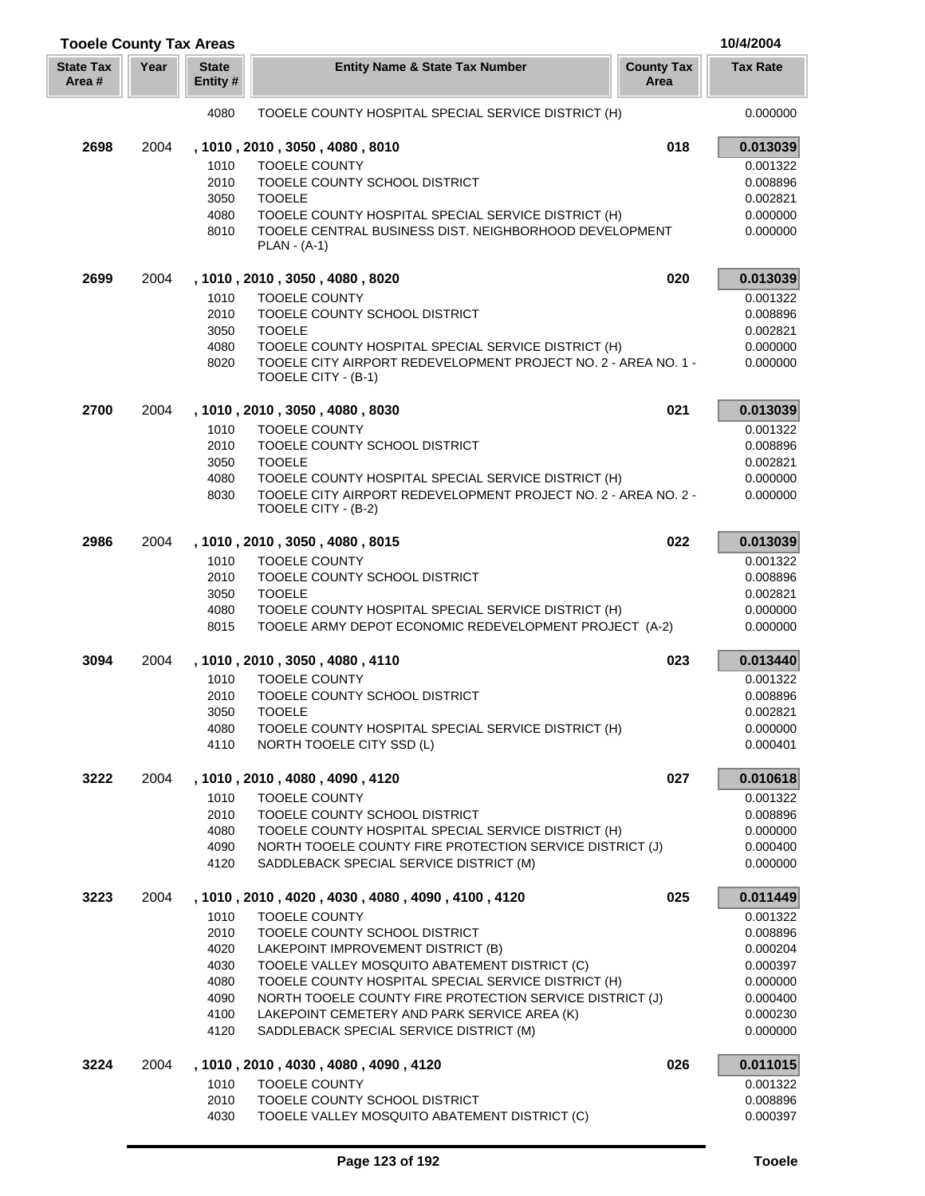**Tooele County Tax Areas** 10/4/2004

| State Tax Area # | Year | State Entity # | Entity Name & State Tax Number | County Tax Area | Tax Rate |
|---|---|---|---|---|---|
| | | 4080 | TOOELE COUNTY HOSPITAL SPECIAL SERVICE DISTRICT (H) | | 0.000000 |
| **2698** | 2004 | | **, 1010 , 2010 , 3050 , 4080 , 8010** | **018** | **0.013039** |
| | | 1010 | TOOELE COUNTY | | 0.001322 |
| | | 2010 | TOOELE COUNTY SCHOOL DISTRICT | | 0.008896 |
| | | 3050 | TOOELE | | 0.002821 |
| | | 4080 | TOOELE COUNTY HOSPITAL SPECIAL SERVICE DISTRICT (H) | | 0.000000 |
| | | 8010 | TOOELE CENTRAL BUSINESS DIST. NEIGHBORHOOD DEVELOPMENT PLAN - (A-1) | | 0.000000 |
| **2699** | 2004 | | **, 1010 , 2010 , 3050 , 4080 , 8020** | **020** | **0.013039** |
| | | 1010 | TOOELE COUNTY | | 0.001322 |
| | | 2010 | TOOELE COUNTY SCHOOL DISTRICT | | 0.008896 |
| | | 3050 | TOOELE | | 0.002821 |
| | | 4080 | TOOELE COUNTY HOSPITAL SPECIAL SERVICE DISTRICT (H) | | 0.000000 |
| | | 8020 | TOOELE CITY AIRPORT REDEVELOPMENT PROJECT NO. 2 - AREA NO. 1 - TOOELE CITY - (B-1) | | 0.000000 |
| **2700** | 2004 | | **, 1010 , 2010 , 3050 , 4080 , 8030** | **021** | **0.013039** |
| | | 1010 | TOOELE COUNTY | | 0.001322 |
| | | 2010 | TOOELE COUNTY SCHOOL DISTRICT | | 0.008896 |
| | | 3050 | TOOELE | | 0.002821 |
| | | 4080 | TOOELE COUNTY HOSPITAL SPECIAL SERVICE DISTRICT (H) | | 0.000000 |
| | | 8030 | TOOELE CITY AIRPORT REDEVELOPMENT PROJECT NO. 2 - AREA NO. 2 - TOOELE CITY - (B-2) | | 0.000000 |
| **2986** | 2004 | | **, 1010 , 2010 , 3050 , 4080 , 8015** | **022** | **0.013039** |
| | | 1010 | TOOELE COUNTY | | 0.001322 |
| | | 2010 | TOOELE COUNTY SCHOOL DISTRICT | | 0.008896 |
| | | 3050 | TOOELE | | 0.002821 |
| | | 4080 | TOOELE COUNTY HOSPITAL SPECIAL SERVICE DISTRICT (H) | | 0.000000 |
| | | 8015 | TOOELE ARMY DEPOT ECONOMIC REDEVELOPMENT PROJECT (A-2) | | 0.000000 |
| **3094** | 2004 | | **, 1010 , 2010 , 3050 , 4080 , 4110** | **023** | **0.013440** |
| | | 1010 | TOOELE COUNTY | | 0.001322 |
| | | 2010 | TOOELE COUNTY SCHOOL DISTRICT | | 0.008896 |
| | | 3050 | TOOELE | | 0.002821 |
| | | 4080 | TOOELE COUNTY HOSPITAL SPECIAL SERVICE DISTRICT (H) | | 0.000000 |
| | | 4110 | NORTH TOOELE CITY SSD (L) | | 0.000401 |
| **3222** | 2004 | | **, 1010 , 2010 , 4080 , 4090 , 4120** | **027** | **0.010618** |
| | | 1010 | TOOELE COUNTY | | 0.001322 |
| | | 2010 | TOOELE COUNTY SCHOOL DISTRICT | | 0.008896 |
| | | 4080 | TOOELE COUNTY HOSPITAL SPECIAL SERVICE DISTRICT (H) | | 0.000000 |
| | | 4090 | NORTH TOOELE COUNTY FIRE PROTECTION SERVICE DISTRICT (J) | | 0.000400 |
| | | 4120 | SADDLEBACK SPECIAL SERVICE DISTRICT (M) | | 0.000000 |
| **3223** | 2004 | | **, 1010 , 2010 , 4020 , 4030 , 4080 , 4090 , 4100 , 4120** | **025** | **0.011449** |
| | | 1010 | TOOELE COUNTY | | 0.001322 |
| | | 2010 | TOOELE COUNTY SCHOOL DISTRICT | | 0.008896 |
| | | 4020 | LAKEPOINT IMPROVEMENT DISTRICT (B) | | 0.000204 |
| | | 4030 | TOOELE VALLEY MOSQUITO ABATEMENT DISTRICT (C) | | 0.000397 |
| | | 4080 | TOOELE COUNTY HOSPITAL SPECIAL SERVICE DISTRICT (H) | | 0.000000 |
| | | 4090 | NORTH TOOELE COUNTY FIRE PROTECTION SERVICE DISTRICT (J) | | 0.000400 |
| | | 4100 | LAKEPOINT CEMETERY AND PARK SERVICE AREA (K) | | 0.000230 |
| | | 4120 | SADDLEBACK SPECIAL SERVICE DISTRICT (M) | | 0.000000 |
| **3224** | 2004 | | **, 1010 , 2010 , 4030 , 4080 , 4090 , 4120** | **026** | **0.011015** |
| | | 1010 | TOOELE COUNTY | | 0.001322 |
| | | 2010 | TOOELE COUNTY SCHOOL DISTRICT | | 0.008896 |
| | | 4030 | TOOELE VALLEY MOSQUITO ABATEMENT DISTRICT (C) | | 0.000397 |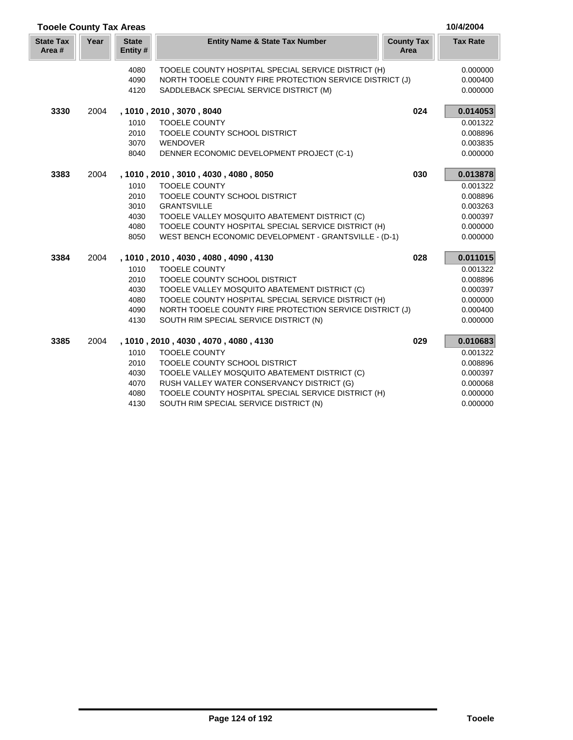## Tooele County Tax Areas

10/4/2004

| State Tax Area # | Year | State Entity # | Entity Name & State Tax Number | County Tax Area | Tax Rate |
|---|---|---|---|---|---|
| | | 4080 | TOOELE COUNTY HOSPITAL SPECIAL SERVICE DISTRICT (H) | | 0.000000 |
| | | 4090 | NORTH TOOELE COUNTY FIRE PROTECTION SERVICE DISTRICT (J) | | 0.000400 |
| | | 4120 | SADDLEBACK SPECIAL SERVICE DISTRICT (M) | | 0.000000 |
| **3330** | 2004 | | **, 1010 , 2010 , 3070 , 8040** | **024** | **0.014053** |
| | | 1010 | TOOELE COUNTY | | 0.001322 |
| | | 2010 | TOOELE COUNTY SCHOOL DISTRICT | | 0.008896 |
| | | 3070 | WENDOVER | | 0.003835 |
| | | 8040 | DENNER ECONOMIC DEVELOPMENT PROJECT (C-1) | | 0.000000 |
| **3383** | 2004 | | **, 1010 , 2010 , 3010 , 4030 , 4080 , 8050** | **030** | **0.013878** |
| | | 1010 | TOOELE COUNTY | | 0.001322 |
| | | 2010 | TOOELE COUNTY SCHOOL DISTRICT | | 0.008896 |
| | | 3010 | GRANTSVILLE | | 0.003263 |
| | | 4030 | TOOELE VALLEY MOSQUITO ABATEMENT DISTRICT (C) | | 0.000397 |
| | | 4080 | TOOELE COUNTY HOSPITAL SPECIAL SERVICE DISTRICT (H) | | 0.000000 |
| | | 8050 | WEST BENCH ECONOMIC DEVELOPMENT - GRANTSVILLE - (D-1) | | 0.000000 |
| **3384** | 2004 | | **, 1010 , 2010 , 4030 , 4080 , 4090 , 4130** | **028** | **0.011015** |
| | | 1010 | TOOELE COUNTY | | 0.001322 |
| | | 2010 | TOOELE COUNTY SCHOOL DISTRICT | | 0.008896 |
| | | 4030 | TOOELE VALLEY MOSQUITO ABATEMENT DISTRICT (C) | | 0.000397 |
| | | 4080 | TOOELE COUNTY HOSPITAL SPECIAL SERVICE DISTRICT (H) | | 0.000000 |
| | | 4090 | NORTH TOOELE COUNTY FIRE PROTECTION SERVICE DISTRICT (J) | | 0.000400 |
| | | 4130 | SOUTH RIM SPECIAL SERVICE DISTRICT (N) | | 0.000000 |
| **3385** | 2004 | | **, 1010 , 2010 , 4030 , 4070 , 4080 , 4130** | **029** | **0.010683** |
| | | 1010 | TOOELE COUNTY | | 0.001322 |
| | | 2010 | TOOELE COUNTY SCHOOL DISTRICT | | 0.008896 |
| | | 4030 | TOOELE VALLEY MOSQUITO ABATEMENT DISTRICT (C) | | 0.000397 |
| | | 4070 | RUSH VALLEY WATER CONSERVANCY DISTRICT (G) | | 0.000068 |
| | | 4080 | TOOELE COUNTY HOSPITAL SPECIAL SERVICE DISTRICT (H) | | 0.000000 |
| | | 4130 | SOUTH RIM SPECIAL SERVICE DISTRICT (N) | | 0.000000 |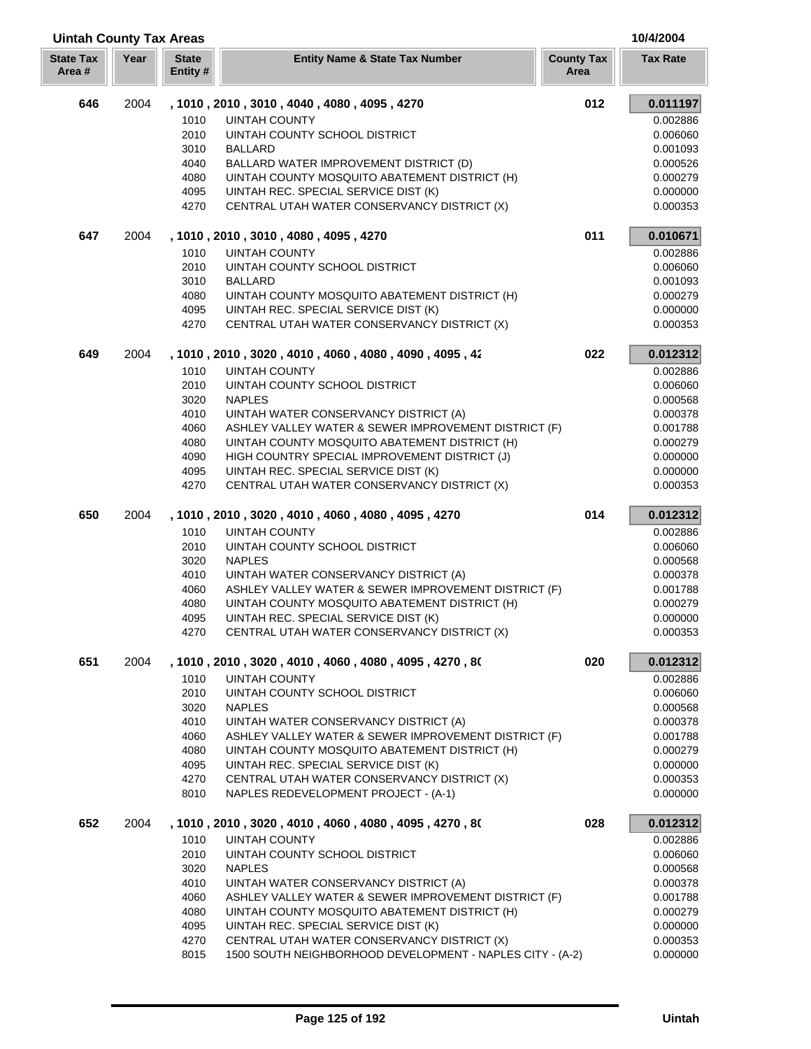## Uintah County Tax Areas

10/4/2004

| State Tax Area # | Year | State Entity # | Entity Name & State Tax Number | County Tax Area | Tax Rate |
|---|---|---|---|---|---|
| **646** | 2004 | **, 1010 , 2010 , 3010 , 4040 , 4080 , 4095 , 4270** | | **012** | **0.011197** |
| | | 1010 | UINTAH COUNTY | | 0.002886 |
| | | 2010 | UINTAH COUNTY SCHOOL DISTRICT | | 0.006060 |
| | | 3010 | BALLARD | | 0.001093 |
| | | 4040 | BALLARD WATER IMPROVEMENT DISTRICT (D) | | 0.000526 |
| | | 4080 | UINTAH COUNTY MOSQUITO ABATEMENT DISTRICT (H) | | 0.000279 |
| | | 4095 | UINTAH REC. SPECIAL SERVICE DIST (K) | | 0.000000 |
| | | 4270 | CENTRAL UTAH WATER CONSERVANCY DISTRICT (X) | | 0.000353 |
| **647** | 2004 | **, 1010 , 2010 , 3010 , 4080 , 4095 , 4270** | | **011** | **0.010671** |
| | | 1010 | UINTAH COUNTY | | 0.002886 |
| | | 2010 | UINTAH COUNTY SCHOOL DISTRICT | | 0.006060 |
| | | 3010 | BALLARD | | 0.001093 |
| | | 4080 | UINTAH COUNTY MOSQUITO ABATEMENT DISTRICT (H) | | 0.000279 |
| | | 4095 | UINTAH REC. SPECIAL SERVICE DIST (K) | | 0.000000 |
| | | 4270 | CENTRAL UTAH WATER CONSERVANCY DISTRICT (X) | | 0.000353 |
| **649** | 2004 | **, 1010 , 2010 , 3020 , 4010 , 4060 , 4080 , 4090 , 4095 , 42** | | **022** | **0.012312** |
| | | 1010 | UINTAH COUNTY | | 0.002886 |
| | | 2010 | UINTAH COUNTY SCHOOL DISTRICT | | 0.006060 |
| | | 3020 | NAPLES | | 0.000568 |
| | | 4010 | UINTAH WATER CONSERVANCY DISTRICT (A) | | 0.000378 |
| | | 4060 | ASHLEY VALLEY WATER & SEWER IMPROVEMENT DISTRICT (F) | | 0.001788 |
| | | 4080 | UINTAH COUNTY MOSQUITO ABATEMENT DISTRICT (H) | | 0.000279 |
| | | 4090 | HIGH COUNTRY SPECIAL IMPROVEMENT DISTRICT (J) | | 0.000000 |
| | | 4095 | UINTAH REC. SPECIAL SERVICE DIST (K) | | 0.000000 |
| | | 4270 | CENTRAL UTAH WATER CONSERVANCY DISTRICT (X) | | 0.000353 |
| **650** | 2004 | **, 1010 , 2010 , 3020 , 4010 , 4060 , 4080 , 4095 , 4270** | | **014** | **0.012312** |
| | | 1010 | UINTAH COUNTY | | 0.002886 |
| | | 2010 | UINTAH COUNTY SCHOOL DISTRICT | | 0.006060 |
| | | 3020 | NAPLES | | 0.000568 |
| | | 4010 | UINTAH WATER CONSERVANCY DISTRICT (A) | | 0.000378 |
| | | 4060 | ASHLEY VALLEY WATER & SEWER IMPROVEMENT DISTRICT (F) | | 0.001788 |
| | | 4080 | UINTAH COUNTY MOSQUITO ABATEMENT DISTRICT (H) | | 0.000279 |
| | | 4095 | UINTAH REC. SPECIAL SERVICE DIST (K) | | 0.000000 |
| | | 4270 | CENTRAL UTAH WATER CONSERVANCY DISTRICT (X) | | 0.000353 |
| **651** | 2004 | **, 1010 , 2010 , 3020 , 4010 , 4060 , 4080 , 4095 , 4270 , 8(** | | **020** | **0.012312** |
| | | 1010 | UINTAH COUNTY | | 0.002886 |
| | | 2010 | UINTAH COUNTY SCHOOL DISTRICT | | 0.006060 |
| | | 3020 | NAPLES | | 0.000568 |
| | | 4010 | UINTAH WATER CONSERVANCY DISTRICT (A) | | 0.000378 |
| | | 4060 | ASHLEY VALLEY WATER & SEWER IMPROVEMENT DISTRICT (F) | | 0.001788 |
| | | 4080 | UINTAH COUNTY MOSQUITO ABATEMENT DISTRICT (H) | | 0.000279 |
| | | 4095 | UINTAH REC. SPECIAL SERVICE DIST (K) | | 0.000000 |
| | | 4270 | CENTRAL UTAH WATER CONSERVANCY DISTRICT (X) | | 0.000353 |
| | | 8010 | NAPLES REDEVELOPMENT PROJECT - (A-1) | | 0.000000 |
| **652** | 2004 | **, 1010 , 2010 , 3020 , 4010 , 4060 , 4080 , 4095 , 4270 , 8(** | | **028** | **0.012312** |
| | | 1010 | UINTAH COUNTY | | 0.002886 |
| | | 2010 | UINTAH COUNTY SCHOOL DISTRICT | | 0.006060 |
| | | 3020 | NAPLES | | 0.000568 |
| | | 4010 | UINTAH WATER CONSERVANCY DISTRICT (A) | | 0.000378 |
| | | 4060 | ASHLEY VALLEY WATER & SEWER IMPROVEMENT DISTRICT (F) | | 0.001788 |
| | | 4080 | UINTAH COUNTY MOSQUITO ABATEMENT DISTRICT (H) | | 0.000279 |
| | | 4095 | UINTAH REC. SPECIAL SERVICE DIST (K) | | 0.000000 |
| | | 4270 | CENTRAL UTAH WATER CONSERVANCY DISTRICT (X) | | 0.000353 |
| | | 8015 | 1500 SOUTH NEIGHBORHOOD DEVELOPMENT - NAPLES CITY - (A-2) | | 0.000000 |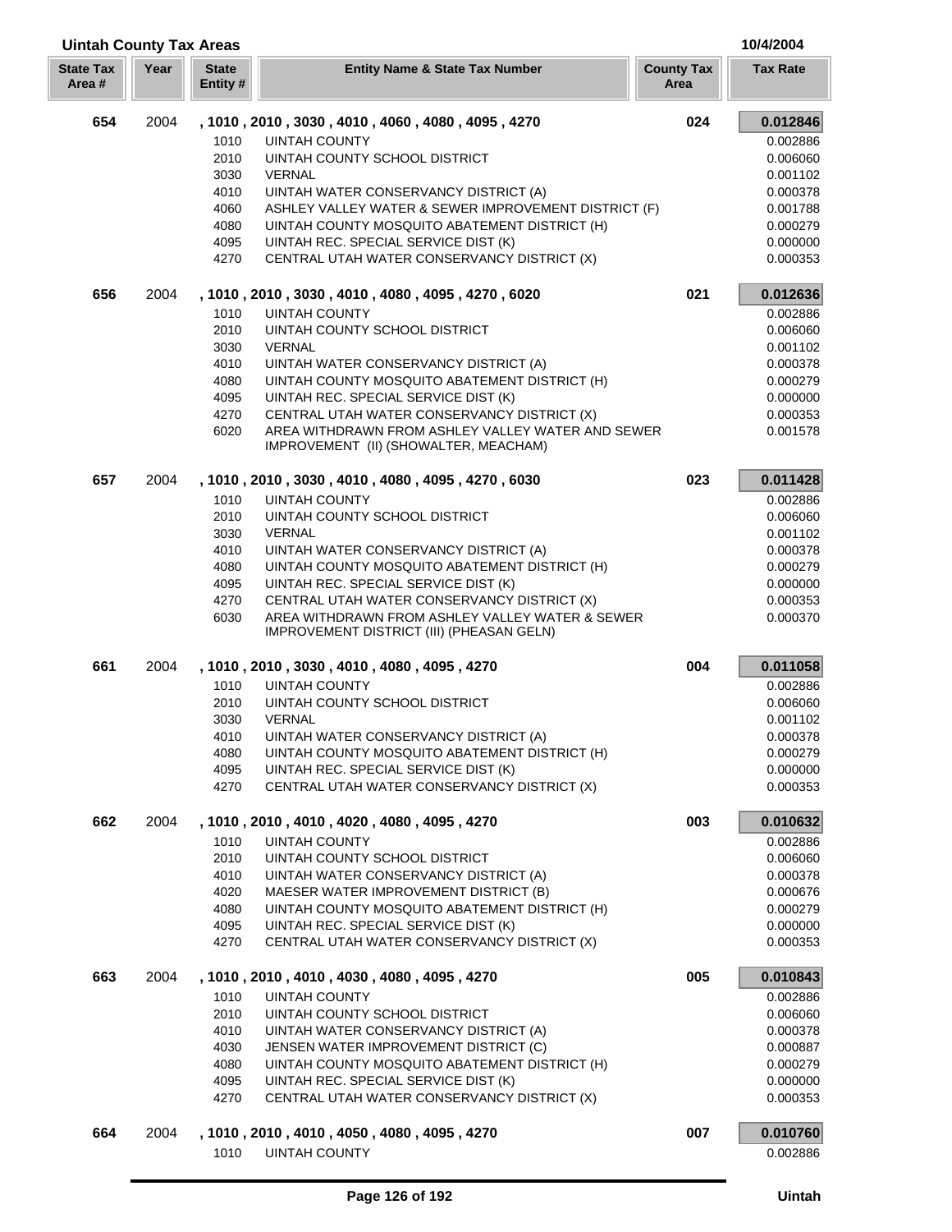## Uintah County Tax Areas

10/4/2004

| State Tax Area # | Year | State Entity # | Entity Name & State Tax Number | County Tax Area | Tax Rate |
|---|---|---|---|---|---|
| **654** | 2004 | | **, 1010 , 2010 , 3030 , 4010 , 4060 , 4080 , 4095 , 4270** | **024** | **0.012846** |
| | | 1010 | UINTAH COUNTY | | 0.002886 |
| | | 2010 | UINTAH COUNTY SCHOOL DISTRICT | | 0.006060 |
| | | 3030 | VERNAL | | 0.001102 |
| | | 4010 | UINTAH WATER CONSERVANCY DISTRICT (A) | | 0.000378 |
| | | 4060 | ASHLEY VALLEY WATER & SEWER IMPROVEMENT DISTRICT (F) | | 0.001788 |
| | | 4080 | UINTAH COUNTY MOSQUITO ABATEMENT DISTRICT (H) | | 0.000279 |
| | | 4095 | UINTAH REC. SPECIAL SERVICE DIST (K) | | 0.000000 |
| | | 4270 | CENTRAL UTAH WATER CONSERVANCY DISTRICT (X) | | 0.000353 |
| **656** | 2004 | | **, 1010 , 2010 , 3030 , 4010 , 4080 , 4095 , 4270 , 6020** | **021** | **0.012636** |
| | | 1010 | UINTAH COUNTY | | 0.002886 |
| | | 2010 | UINTAH COUNTY SCHOOL DISTRICT | | 0.006060 |
| | | 3030 | VERNAL | | 0.001102 |
| | | 4010 | UINTAH WATER CONSERVANCY DISTRICT (A) | | 0.000378 |
| | | 4080 | UINTAH COUNTY MOSQUITO ABATEMENT DISTRICT (H) | | 0.000279 |
| | | 4095 | UINTAH REC. SPECIAL SERVICE DIST (K) | | 0.000000 |
| | | 4270 | CENTRAL UTAH WATER CONSERVANCY DISTRICT (X) | | 0.000353 |
| | | 6020 | AREA WITHDRAWN FROM ASHLEY VALLEY WATER AND SEWER IMPROVEMENT (II) (SHOWALTER, MEACHAM) | | 0.001578 |
| **657** | 2004 | | **, 1010 , 2010 , 3030 , 4010 , 4080 , 4095 , 4270 , 6030** | **023** | **0.011428** |
| | | 1010 | UINTAH COUNTY | | 0.002886 |
| | | 2010 | UINTAH COUNTY SCHOOL DISTRICT | | 0.006060 |
| | | 3030 | VERNAL | | 0.001102 |
| | | 4010 | UINTAH WATER CONSERVANCY DISTRICT (A) | | 0.000378 |
| | | 4080 | UINTAH COUNTY MOSQUITO ABATEMENT DISTRICT (H) | | 0.000279 |
| | | 4095 | UINTAH REC. SPECIAL SERVICE DIST (K) | | 0.000000 |
| | | 4270 | CENTRAL UTAH WATER CONSERVANCY DISTRICT (X) | | 0.000353 |
| | | 6030 | AREA WITHDRAWN FROM ASHLEY VALLEY WATER & SEWER IMPROVEMENT DISTRICT (III) (PHEASAN GELN) | | 0.000370 |
| **661** | 2004 | | **, 1010 , 2010 , 3030 , 4010 , 4080 , 4095 , 4270** | **004** | **0.011058** |
| | | 1010 | UINTAH COUNTY | | 0.002886 |
| | | 2010 | UINTAH COUNTY SCHOOL DISTRICT | | 0.006060 |
| | | 3030 | VERNAL | | 0.001102 |
| | | 4010 | UINTAH WATER CONSERVANCY DISTRICT (A) | | 0.000378 |
| | | 4080 | UINTAH COUNTY MOSQUITO ABATEMENT DISTRICT (H) | | 0.000279 |
| | | 4095 | UINTAH REC. SPECIAL SERVICE DIST (K) | | 0.000000 |
| | | 4270 | CENTRAL UTAH WATER CONSERVANCY DISTRICT (X) | | 0.000353 |
| **662** | 2004 | | **, 1010 , 2010 , 4010 , 4020 , 4080 , 4095 , 4270** | **003** | **0.010632** |
| | | 1010 | UINTAH COUNTY | | 0.002886 |
| | | 2010 | UINTAH COUNTY SCHOOL DISTRICT | | 0.006060 |
| | | 4010 | UINTAH WATER CONSERVANCY DISTRICT (A) | | 0.000378 |
| | | 4020 | MAESER WATER IMPROVEMENT DISTRICT (B) | | 0.000676 |
| | | 4080 | UINTAH COUNTY MOSQUITO ABATEMENT DISTRICT (H) | | 0.000279 |
| | | 4095 | UINTAH REC. SPECIAL SERVICE DIST (K) | | 0.000000 |
| | | 4270 | CENTRAL UTAH WATER CONSERVANCY DISTRICT (X) | | 0.000353 |
| **663** | 2004 | | **, 1010 , 2010 , 4010 , 4030 , 4080 , 4095 , 4270** | **005** | **0.010843** |
| | | 1010 | UINTAH COUNTY | | 0.002886 |
| | | 2010 | UINTAH COUNTY SCHOOL DISTRICT | | 0.006060 |
| | | 4010 | UINTAH WATER CONSERVANCY DISTRICT (A) | | 0.000378 |
| | | 4030 | JENSEN WATER IMPROVEMENT DISTRICT (C) | | 0.000887 |
| | | 4080 | UINTAH COUNTY MOSQUITO ABATEMENT DISTRICT (H) | | 0.000279 |
| | | 4095 | UINTAH REC. SPECIAL SERVICE DIST (K) | | 0.000000 |
| | | 4270 | CENTRAL UTAH WATER CONSERVANCY DISTRICT (X) | | 0.000353 |
| **664** | 2004 | | **, 1010 , 2010 , 4010 , 4050 , 4080 , 4095 , 4270** | **007** | **0.010760** |
| | | 1010 | UINTAH COUNTY | | 0.002886 |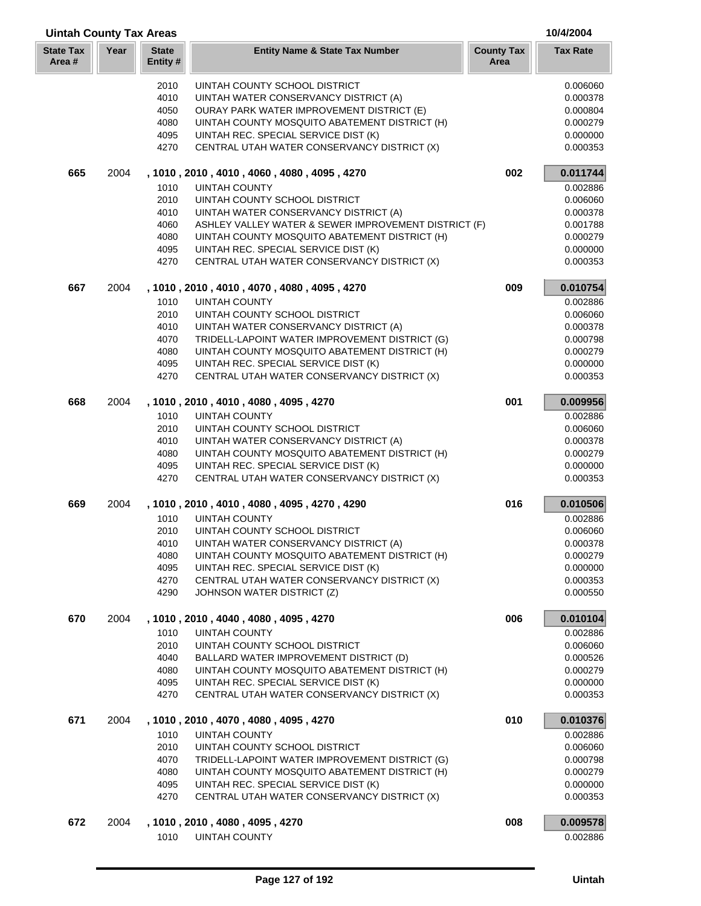## Uintah County Tax Areas

10/4/2004

| State Tax Area # | Year | State Entity # | Entity Name & State Tax Number | County Tax Area | Tax Rate |
|---|---|---|---|---|---|
| | | 2010 | UINTAH COUNTY SCHOOL DISTRICT | | 0.006060 |
| | | 4010 | UINTAH WATER CONSERVANCY DISTRICT (A) | | 0.000378 |
| | | 4050 | OURAY PARK WATER IMPROVEMENT DISTRICT (E) | | 0.000804 |
| | | 4080 | UINTAH COUNTY MOSQUITO ABATEMENT DISTRICT (H) | | 0.000279 |
| | | 4095 | UINTAH REC. SPECIAL SERVICE DIST (K) | | 0.000000 |
| | | 4270 | CENTRAL UTAH WATER CONSERVANCY DISTRICT (X) | | 0.000353 |
| **665** | 2004 | | **, 1010 , 2010 , 4010 , 4060 , 4080 , 4095 , 4270** | **002** | **0.011744** |
| | | 1010 | UINTAH COUNTY | | 0.002886 |
| | | 2010 | UINTAH COUNTY SCHOOL DISTRICT | | 0.006060 |
| | | 4010 | UINTAH WATER CONSERVANCY DISTRICT (A) | | 0.000378 |
| | | 4060 | ASHLEY VALLEY WATER & SEWER IMPROVEMENT DISTRICT (F) | | 0.001788 |
| | | 4080 | UINTAH COUNTY MOSQUITO ABATEMENT DISTRICT (H) | | 0.000279 |
| | | 4095 | UINTAH REC. SPECIAL SERVICE DIST (K) | | 0.000000 |
| | | 4270 | CENTRAL UTAH WATER CONSERVANCY DISTRICT (X) | | 0.000353 |
| **667** | 2004 | | **, 1010 , 2010 , 4010 , 4070 , 4080 , 4095 , 4270** | **009** | **0.010754** |
| | | 1010 | UINTAH COUNTY | | 0.002886 |
| | | 2010 | UINTAH COUNTY SCHOOL DISTRICT | | 0.006060 |
| | | 4010 | UINTAH WATER CONSERVANCY DISTRICT (A) | | 0.000378 |
| | | 4070 | TRIDELL-LAPOINT WATER IMPROVEMENT DISTRICT (G) | | 0.000798 |
| | | 4080 | UINTAH COUNTY MOSQUITO ABATEMENT DISTRICT (H) | | 0.000279 |
| | | 4095 | UINTAH REC. SPECIAL SERVICE DIST (K) | | 0.000000 |
| | | 4270 | CENTRAL UTAH WATER CONSERVANCY DISTRICT (X) | | 0.000353 |
| **668** | 2004 | | **, 1010 , 2010 , 4010 , 4080 , 4095 , 4270** | **001** | **0.009956** |
| | | 1010 | UINTAH COUNTY | | 0.002886 |
| | | 2010 | UINTAH COUNTY SCHOOL DISTRICT | | 0.006060 |
| | | 4010 | UINTAH WATER CONSERVANCY DISTRICT (A) | | 0.000378 |
| | | 4080 | UINTAH COUNTY MOSQUITO ABATEMENT DISTRICT (H) | | 0.000279 |
| | | 4095 | UINTAH REC. SPECIAL SERVICE DIST (K) | | 0.000000 |
| | | 4270 | CENTRAL UTAH WATER CONSERVANCY DISTRICT (X) | | 0.000353 |
| **669** | 2004 | | **, 1010 , 2010 , 4010 , 4080 , 4095 , 4270 , 4290** | **016** | **0.010506** |
| | | 1010 | UINTAH COUNTY | | 0.002886 |
| | | 2010 | UINTAH COUNTY SCHOOL DISTRICT | | 0.006060 |
| | | 4010 | UINTAH WATER CONSERVANCY DISTRICT (A) | | 0.000378 |
| | | 4080 | UINTAH COUNTY MOSQUITO ABATEMENT DISTRICT (H) | | 0.000279 |
| | | 4095 | UINTAH REC. SPECIAL SERVICE DIST (K) | | 0.000000 |
| | | 4270 | CENTRAL UTAH WATER CONSERVANCY DISTRICT (X) | | 0.000353 |
| | | 4290 | JOHNSON WATER DISTRICT (Z) | | 0.000550 |
| **670** | 2004 | | **, 1010 , 2010 , 4040 , 4080 , 4095 , 4270** | **006** | **0.010104** |
| | | 1010 | UINTAH COUNTY | | 0.002886 |
| | | 2010 | UINTAH COUNTY SCHOOL DISTRICT | | 0.006060 |
| | | 4040 | BALLARD WATER IMPROVEMENT DISTRICT (D) | | 0.000526 |
| | | 4080 | UINTAH COUNTY MOSQUITO ABATEMENT DISTRICT (H) | | 0.000279 |
| | | 4095 | UINTAH REC. SPECIAL SERVICE DIST (K) | | 0.000000 |
| | | 4270 | CENTRAL UTAH WATER CONSERVANCY DISTRICT (X) | | 0.000353 |
| **671** | 2004 | | **, 1010 , 2010 , 4070 , 4080 , 4095 , 4270** | **010** | **0.010376** |
| | | 1010 | UINTAH COUNTY | | 0.002886 |
| | | 2010 | UINTAH COUNTY SCHOOL DISTRICT | | 0.006060 |
| | | 4070 | TRIDELL-LAPOINT WATER IMPROVEMENT DISTRICT (G) | | 0.000798 |
| | | 4080 | UINTAH COUNTY MOSQUITO ABATEMENT DISTRICT (H) | | 0.000279 |
| | | 4095 | UINTAH REC. SPECIAL SERVICE DIST (K) | | 0.000000 |
| | | 4270 | CENTRAL UTAH WATER CONSERVANCY DISTRICT (X) | | 0.000353 |
| **672** | 2004 | | **, 1010 , 2010 , 4080 , 4095 , 4270** | **008** | **0.009578** |
| | | 1010 | UINTAH COUNTY | | 0.002886 |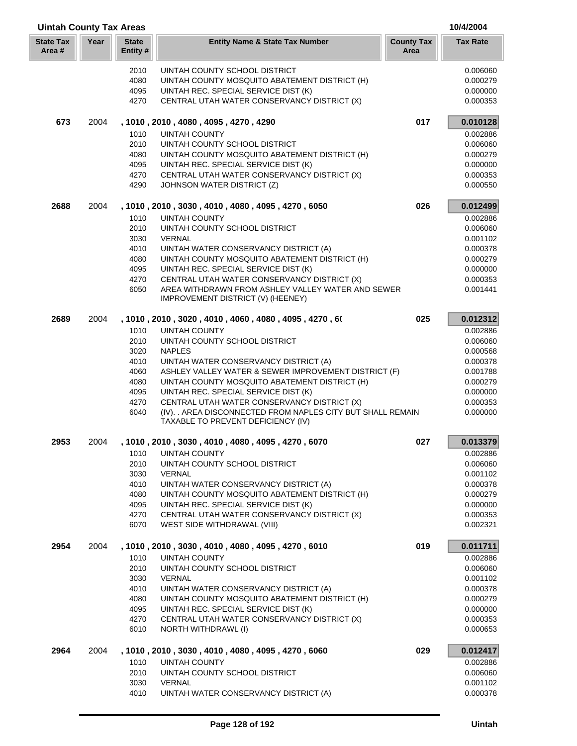## Uintah County Tax Areas

10/4/2004

| State Tax Area # | Year | State Entity # | Entity Name & State Tax Number | County Tax Area | Tax Rate |
|---|---|---|---|---|---|
| | | 2010 | UINTAH COUNTY SCHOOL DISTRICT | | 0.006060 |
| | | 4080 | UINTAH COUNTY MOSQUITO ABATEMENT DISTRICT (H) | | 0.000279 |
| | | 4095 | UINTAH REC. SPECIAL SERVICE DIST (K) | | 0.000000 |
| | | 4270 | CENTRAL UTAH WATER CONSERVANCY DISTRICT (X) | | 0.000353 |
| **673** | 2004 | | **, 1010 , 2010 , 4080 , 4095 , 4270 , 4290** | **017** | **0.010128** |
| | | 1010 | UINTAH COUNTY | | 0.002886 |
| | | 2010 | UINTAH COUNTY SCHOOL DISTRICT | | 0.006060 |
| | | 4080 | UINTAH COUNTY MOSQUITO ABATEMENT DISTRICT (H) | | 0.000279 |
| | | 4095 | UINTAH REC. SPECIAL SERVICE DIST (K) | | 0.000000 |
| | | 4270 | CENTRAL UTAH WATER CONSERVANCY DISTRICT (X) | | 0.000353 |
| | | 4290 | JOHNSON WATER DISTRICT (Z) | | 0.000550 |
| **2688** | 2004 | | **, 1010 , 2010 , 3030 , 4010 , 4080 , 4095 , 4270 , 6050** | **026** | **0.012499** |
| | | 1010 | UINTAH COUNTY | | 0.002886 |
| | | 2010 | UINTAH COUNTY SCHOOL DISTRICT | | 0.006060 |
| | | 3030 | VERNAL | | 0.001102 |
| | | 4010 | UINTAH WATER CONSERVANCY DISTRICT (A) | | 0.000378 |
| | | 4080 | UINTAH COUNTY MOSQUITO ABATEMENT DISTRICT (H) | | 0.000279 |
| | | 4095 | UINTAH REC. SPECIAL SERVICE DIST (K) | | 0.000000 |
| | | 4270 | CENTRAL UTAH WATER CONSERVANCY DISTRICT (X) | | 0.000353 |
| | | 6050 | AREA WITHDRAWN FROM ASHLEY VALLEY WATER AND SEWER IMPROVEMENT DISTRICT (V) (HEENEY) | | 0.001441 |
| **2689** | 2004 | | **, 1010 , 2010 , 3020 , 4010 , 4060 , 4080 , 4095 , 4270 , 6(** | **025** | **0.012312** |
| | | 1010 | UINTAH COUNTY | | 0.002886 |
| | | 2010 | UINTAH COUNTY SCHOOL DISTRICT | | 0.006060 |
| | | 3020 | NAPLES | | 0.000568 |
| | | 4010 | UINTAH WATER CONSERVANCY DISTRICT (A) | | 0.000378 |
| | | 4060 | ASHLEY VALLEY WATER & SEWER IMPROVEMENT DISTRICT (F) | | 0.001788 |
| | | 4080 | UINTAH COUNTY MOSQUITO ABATEMENT DISTRICT (H) | | 0.000279 |
| | | 4095 | UINTAH REC. SPECIAL SERVICE DIST (K) | | 0.000000 |
| | | 4270 | CENTRAL UTAH WATER CONSERVANCY DISTRICT (X) | | 0.000353 |
| | | 6040 | (IV). . AREA DISCONNECTED FROM NAPLES CITY BUT SHALL REMAIN TAXABLE TO PREVENT DEFICIENCY (IV) | | 0.000000 |
| **2953** | 2004 | | **, 1010 , 2010 , 3030 , 4010 , 4080 , 4095 , 4270 , 6070** | **027** | **0.013379** |
| | | 1010 | UINTAH COUNTY | | 0.002886 |
| | | 2010 | UINTAH COUNTY SCHOOL DISTRICT | | 0.006060 |
| | | 3030 | VERNAL | | 0.001102 |
| | | 4010 | UINTAH WATER CONSERVANCY DISTRICT (A) | | 0.000378 |
| | | 4080 | UINTAH COUNTY MOSQUITO ABATEMENT DISTRICT (H) | | 0.000279 |
| | | 4095 | UINTAH REC. SPECIAL SERVICE DIST (K) | | 0.000000 |
| | | 4270 | CENTRAL UTAH WATER CONSERVANCY DISTRICT (X) | | 0.000353 |
| | | 6070 | WEST SIDE WITHDRAWAL (VIII) | | 0.002321 |
| **2954** | 2004 | | **, 1010 , 2010 , 3030 , 4010 , 4080 , 4095 , 4270 , 6010** | **019** | **0.011711** |
| | | 1010 | UINTAH COUNTY | | 0.002886 |
| | | 2010 | UINTAH COUNTY SCHOOL DISTRICT | | 0.006060 |
| | | 3030 | VERNAL | | 0.001102 |
| | | 4010 | UINTAH WATER CONSERVANCY DISTRICT (A) | | 0.000378 |
| | | 4080 | UINTAH COUNTY MOSQUITO ABATEMENT DISTRICT (H) | | 0.000279 |
| | | 4095 | UINTAH REC. SPECIAL SERVICE DIST (K) | | 0.000000 |
| | | 4270 | CENTRAL UTAH WATER CONSERVANCY DISTRICT (X) | | 0.000353 |
| | | 6010 | NORTH WITHDRAWL (I) | | 0.000653 |
| **2964** | 2004 | | **, 1010 , 2010 , 3030 , 4010 , 4080 , 4095 , 4270 , 6060** | **029** | **0.012417** |
| | | 1010 | UINTAH COUNTY | | 0.002886 |
| | | 2010 | UINTAH COUNTY SCHOOL DISTRICT | | 0.006060 |
| | | 3030 | VERNAL | | 0.001102 |
| | | 4010 | UINTAH WATER CONSERVANCY DISTRICT (A) | | 0.000378 |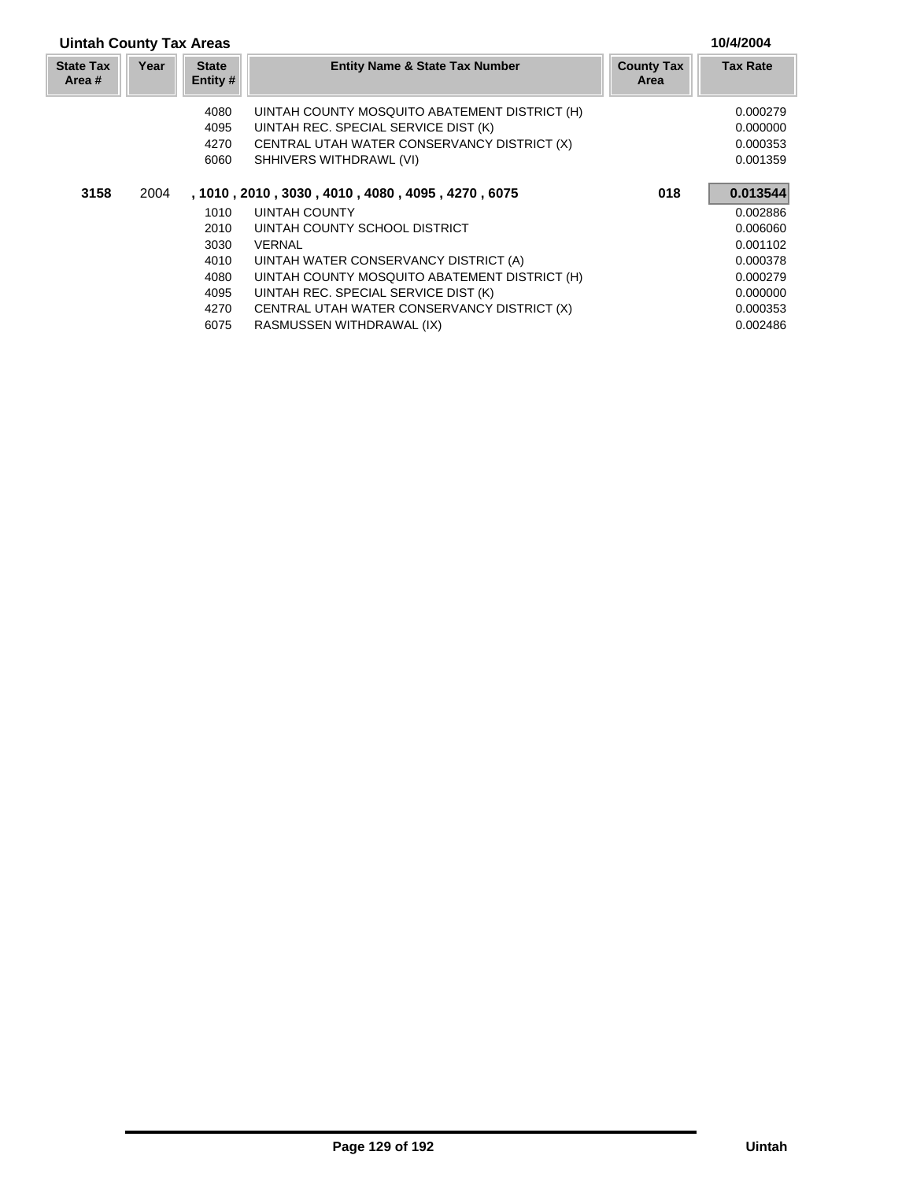## Uintah County Tax Areas

10/4/2004

| State Tax Area # | Year | State Entity # | Entity Name & State Tax Number | County Tax Area | Tax Rate |
|---|---|---|---|---|---|
| | | 4080 | UINTAH COUNTY MOSQUITO ABATEMENT DISTRICT (H) | | 0.000279 |
| | | 4095 | UINTAH REC. SPECIAL SERVICE DIST (K) | | 0.000000 |
| | | 4270 | CENTRAL UTAH WATER CONSERVANCY DISTRICT (X) | | 0.000353 |
| | | 6060 | SHHIVERS WITHDRAWL (VI) | | 0.001359 |
| **3158** | 2004 | **, 1010 , 2010 , 3030 , 4010 , 4080 , 4095 , 4270 , 6075** | | **018** | **0.013544** |
| | | 1010 | UINTAH COUNTY | | 0.002886 |
| | | 2010 | UINTAH COUNTY SCHOOL DISTRICT | | 0.006060 |
| | | 3030 | VERNAL | | 0.001102 |
| | | 4010 | UINTAH WATER CONSERVANCY DISTRICT (A) | | 0.000378 |
| | | 4080 | UINTAH COUNTY MOSQUITO ABATEMENT DISTRICT (H) | | 0.000279 |
| | | 4095 | UINTAH REC. SPECIAL SERVICE DIST (K) | | 0.000000 |
| | | 4270 | CENTRAL UTAH WATER CONSERVANCY DISTRICT (X) | | 0.000353 |
| | | 6075 | RASMUSSEN WITHDRAWAL (IX) | | 0.002486 |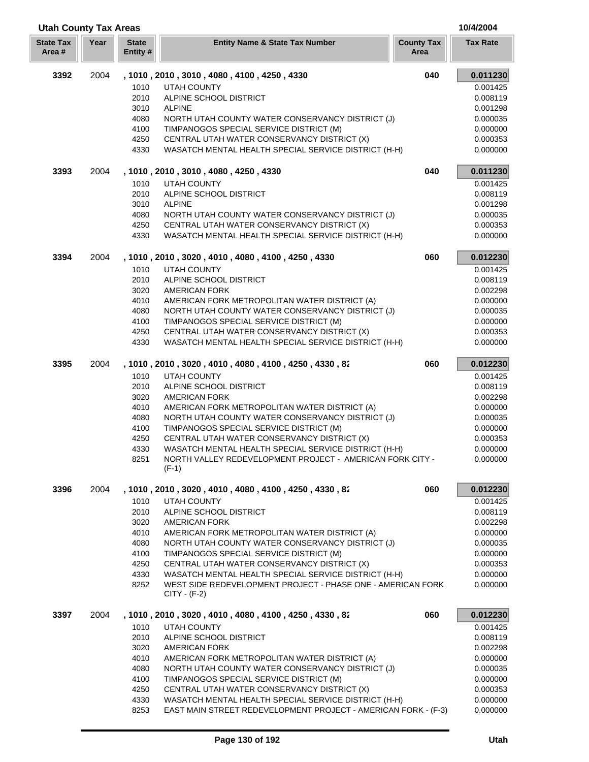## Utah County Tax Areas

10/4/2004

| State Tax Area # | Year | State Entity # | Entity Name & State Tax Number | County Tax Area | Tax Rate |
|---|---|---|---|---|---|
| **3392** | 2004 | | **, 1010 , 2010 , 3010 , 4080 , 4100 , 4250 , 4330** | **040** | **0.011230** |
| | | 1010 | UTAH COUNTY | | 0.001425 |
| | | 2010 | ALPINE SCHOOL DISTRICT | | 0.008119 |
| | | 3010 | ALPINE | | 0.001298 |
| | | 4080 | NORTH UTAH COUNTY WATER CONSERVANCY DISTRICT (J) | | 0.000035 |
| | | 4100 | TIMPANOGOS SPECIAL SERVICE DISTRICT (M) | | 0.000000 |
| | | 4250 | CENTRAL UTAH WATER CONSERVANCY DISTRICT (X) | | 0.000353 |
| | | 4330 | WASATCH MENTAL HEALTH SPECIAL SERVICE DISTRICT (H-H) | | 0.000000 |
| **3393** | 2004 | | **, 1010 , 2010 , 3010 , 4080 , 4250 , 4330** | **040** | **0.011230** |
| | | 1010 | UTAH COUNTY | | 0.001425 |
| | | 2010 | ALPINE SCHOOL DISTRICT | | 0.008119 |
| | | 3010 | ALPINE | | 0.001298 |
| | | 4080 | NORTH UTAH COUNTY WATER CONSERVANCY DISTRICT (J) | | 0.000035 |
| | | 4250 | CENTRAL UTAH WATER CONSERVANCY DISTRICT (X) | | 0.000353 |
| | | 4330 | WASATCH MENTAL HEALTH SPECIAL SERVICE DISTRICT (H-H) | | 0.000000 |
| **3394** | 2004 | | **, 1010 , 2010 , 3020 , 4010 , 4080 , 4100 , 4250 , 4330** | **060** | **0.012230** |
| | | 1010 | UTAH COUNTY | | 0.001425 |
| | | 2010 | ALPINE SCHOOL DISTRICT | | 0.008119 |
| | | 3020 | AMERICAN FORK | | 0.002298 |
| | | 4010 | AMERICAN FORK METROPOLITAN WATER DISTRICT (A) | | 0.000000 |
| | | 4080 | NORTH UTAH COUNTY WATER CONSERVANCY DISTRICT (J) | | 0.000035 |
| | | 4100 | TIMPANOGOS SPECIAL SERVICE DISTRICT (M) | | 0.000000 |
| | | 4250 | CENTRAL UTAH WATER CONSERVANCY DISTRICT (X) | | 0.000353 |
| | | 4330 | WASATCH MENTAL HEALTH SPECIAL SERVICE DISTRICT (H-H) | | 0.000000 |
| **3395** | 2004 | | **, 1010 , 2010 , 3020 , 4010 , 4080 , 4100 , 4250 , 4330 , 82** | **060** | **0.012230** |
| | | 1010 | UTAH COUNTY | | 0.001425 |
| | | 2010 | ALPINE SCHOOL DISTRICT | | 0.008119 |
| | | 3020 | AMERICAN FORK | | 0.002298 |
| | | 4010 | AMERICAN FORK METROPOLITAN WATER DISTRICT (A) | | 0.000000 |
| | | 4080 | NORTH UTAH COUNTY WATER CONSERVANCY DISTRICT (J) | | 0.000035 |
| | | 4100 | TIMPANOGOS SPECIAL SERVICE DISTRICT (M) | | 0.000000 |
| | | 4250 | CENTRAL UTAH WATER CONSERVANCY DISTRICT (X) | | 0.000353 |
| | | 4330 | WASATCH MENTAL HEALTH SPECIAL SERVICE DISTRICT (H-H) | | 0.000000 |
| | | 8251 | NORTH VALLEY REDEVELOPMENT PROJECT - AMERICAN FORK CITY - (F-1) | | 0.000000 |
| **3396** | 2004 | | **, 1010 , 2010 , 3020 , 4010 , 4080 , 4100 , 4250 , 4330 , 82** | **060** | **0.012230** |
| | | 1010 | UTAH COUNTY | | 0.001425 |
| | | 2010 | ALPINE SCHOOL DISTRICT | | 0.008119 |
| | | 3020 | AMERICAN FORK | | 0.002298 |
| | | 4010 | AMERICAN FORK METROPOLITAN WATER DISTRICT (A) | | 0.000000 |
| | | 4080 | NORTH UTAH COUNTY WATER CONSERVANCY DISTRICT (J) | | 0.000035 |
| | | 4100 | TIMPANOGOS SPECIAL SERVICE DISTRICT (M) | | 0.000000 |
| | | 4250 | CENTRAL UTAH WATER CONSERVANCY DISTRICT (X) | | 0.000353 |
| | | 4330 | WASATCH MENTAL HEALTH SPECIAL SERVICE DISTRICT (H-H) | | 0.000000 |
| | | 8252 | WEST SIDE REDEVELOPMENT PROJECT - PHASE ONE - AMERICAN FORK CITY - (F-2) | | 0.000000 |
| **3397** | 2004 | | **, 1010 , 2010 , 3020 , 4010 , 4080 , 4100 , 4250 , 4330 , 82** | **060** | **0.012230** |
| | | 1010 | UTAH COUNTY | | 0.001425 |
| | | 2010 | ALPINE SCHOOL DISTRICT | | 0.008119 |
| | | 3020 | AMERICAN FORK | | 0.002298 |
| | | 4010 | AMERICAN FORK METROPOLITAN WATER DISTRICT (A) | | 0.000000 |
| | | 4080 | NORTH UTAH COUNTY WATER CONSERVANCY DISTRICT (J) | | 0.000035 |
| | | 4100 | TIMPANOGOS SPECIAL SERVICE DISTRICT (M) | | 0.000000 |
| | | 4250 | CENTRAL UTAH WATER CONSERVANCY DISTRICT (X) | | 0.000353 |
| | | 4330 | WASATCH MENTAL HEALTH SPECIAL SERVICE DISTRICT (H-H) | | 0.000000 |
| | | 8253 | EAST MAIN STREET REDEVELOPMENT PROJECT - AMERICAN FORK - (F-3) | | 0.000000 |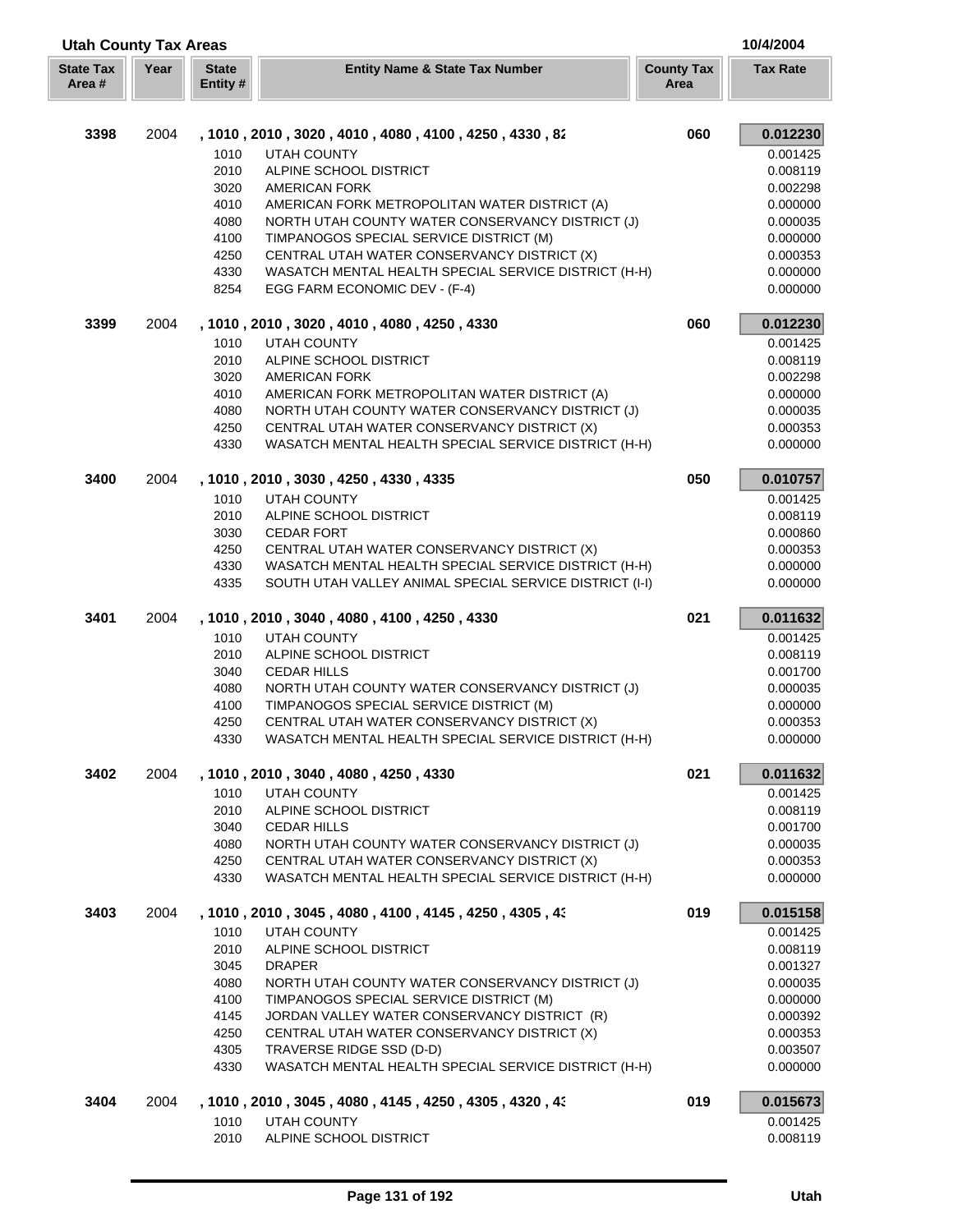## Utah County Tax Areas

10/4/2004

| State Tax Area # | Year | State Entity # | Entity Name & State Tax Number | County Tax Area | Tax Rate |
|---|---|---|---|---|---|
| **3398** | 2004 | | **, 1010 , 2010 , 3020 , 4010 , 4080 , 4100 , 4250 , 4330 , 82** | **060** | **0.012230** |
| | | 1010 | UTAH COUNTY | | 0.001425 |
| | | 2010 | ALPINE SCHOOL DISTRICT | | 0.008119 |
| | | 3020 | AMERICAN FORK | | 0.002298 |
| | | 4010 | AMERICAN FORK METROPOLITAN WATER DISTRICT (A) | | 0.000000 |
| | | 4080 | NORTH UTAH COUNTY WATER CONSERVANCY DISTRICT (J) | | 0.000035 |
| | | 4100 | TIMPANOGOS SPECIAL SERVICE DISTRICT (M) | | 0.000000 |
| | | 4250 | CENTRAL UTAH WATER CONSERVANCY DISTRICT (X) | | 0.000353 |
| | | 4330 | WASATCH MENTAL HEALTH SPECIAL SERVICE DISTRICT (H-H) | | 0.000000 |
| | | 8254 | EGG FARM ECONOMIC DEV - (F-4) | | 0.000000 |
| **3399** | 2004 | | **, 1010 , 2010 , 3020 , 4010 , 4080 , 4250 , 4330** | **060** | **0.012230** |
| | | 1010 | UTAH COUNTY | | 0.001425 |
| | | 2010 | ALPINE SCHOOL DISTRICT | | 0.008119 |
| | | 3020 | AMERICAN FORK | | 0.002298 |
| | | 4010 | AMERICAN FORK METROPOLITAN WATER DISTRICT (A) | | 0.000000 |
| | | 4080 | NORTH UTAH COUNTY WATER CONSERVANCY DISTRICT (J) | | 0.000035 |
| | | 4250 | CENTRAL UTAH WATER CONSERVANCY DISTRICT (X) | | 0.000353 |
| | | 4330 | WASATCH MENTAL HEALTH SPECIAL SERVICE DISTRICT (H-H) | | 0.000000 |
| **3400** | 2004 | | **, 1010 , 2010 , 3030 , 4250 , 4330 , 4335** | **050** | **0.010757** |
| | | 1010 | UTAH COUNTY | | 0.001425 |
| | | 2010 | ALPINE SCHOOL DISTRICT | | 0.008119 |
| | | 3030 | CEDAR FORT | | 0.000860 |
| | | 4250 | CENTRAL UTAH WATER CONSERVANCY DISTRICT (X) | | 0.000353 |
| | | 4330 | WASATCH MENTAL HEALTH SPECIAL SERVICE DISTRICT (H-H) | | 0.000000 |
| | | 4335 | SOUTH UTAH VALLEY ANIMAL SPECIAL SERVICE DISTRICT (I-I) | | 0.000000 |
| **3401** | 2004 | | **, 1010 , 2010 , 3040 , 4080 , 4100 , 4250 , 4330** | **021** | **0.011632** |
| | | 1010 | UTAH COUNTY | | 0.001425 |
| | | 2010 | ALPINE SCHOOL DISTRICT | | 0.008119 |
| | | 3040 | CEDAR HILLS | | 0.001700 |
| | | 4080 | NORTH UTAH COUNTY WATER CONSERVANCY DISTRICT (J) | | 0.000035 |
| | | 4100 | TIMPANOGOS SPECIAL SERVICE DISTRICT (M) | | 0.000000 |
| | | 4250 | CENTRAL UTAH WATER CONSERVANCY DISTRICT (X) | | 0.000353 |
| | | 4330 | WASATCH MENTAL HEALTH SPECIAL SERVICE DISTRICT (H-H) | | 0.000000 |
| **3402** | 2004 | | **, 1010 , 2010 , 3040 , 4080 , 4250 , 4330** | **021** | **0.011632** |
| | | 1010 | UTAH COUNTY | | 0.001425 |
| | | 2010 | ALPINE SCHOOL DISTRICT | | 0.008119 |
| | | 3040 | CEDAR HILLS | | 0.001700 |
| | | 4080 | NORTH UTAH COUNTY WATER CONSERVANCY DISTRICT (J) | | 0.000035 |
| | | 4250 | CENTRAL UTAH WATER CONSERVANCY DISTRICT (X) | | 0.000353 |
| | | 4330 | WASATCH MENTAL HEALTH SPECIAL SERVICE DISTRICT (H-H) | | 0.000000 |
| **3403** | 2004 | | **, 1010 , 2010 , 3045 , 4080 , 4100 , 4145 , 4250 , 4305 , 43** | **019** | **0.015158** |
| | | 1010 | UTAH COUNTY | | 0.001425 |
| | | 2010 | ALPINE SCHOOL DISTRICT | | 0.008119 |
| | | 3045 | DRAPER | | 0.001327 |
| | | 4080 | NORTH UTAH COUNTY WATER CONSERVANCY DISTRICT (J) | | 0.000035 |
| | | 4100 | TIMPANOGOS SPECIAL SERVICE DISTRICT (M) | | 0.000000 |
| | | 4145 | JORDAN VALLEY WATER CONSERVANCY DISTRICT (R) | | 0.000392 |
| | | 4250 | CENTRAL UTAH WATER CONSERVANCY DISTRICT (X) | | 0.000353 |
| | | 4305 | TRAVERSE RIDGE SSD (D-D) | | 0.003507 |
| | | 4330 | WASATCH MENTAL HEALTH SPECIAL SERVICE DISTRICT (H-H) | | 0.000000 |
| **3404** | 2004 | | **, 1010 , 2010 , 3045 , 4080 , 4145 , 4250 , 4305 , 4320 , 43** | **019** | **0.015673** |
| | | 1010 | UTAH COUNTY | | 0.001425 |
| | | 2010 | ALPINE SCHOOL DISTRICT | | 0.008119 |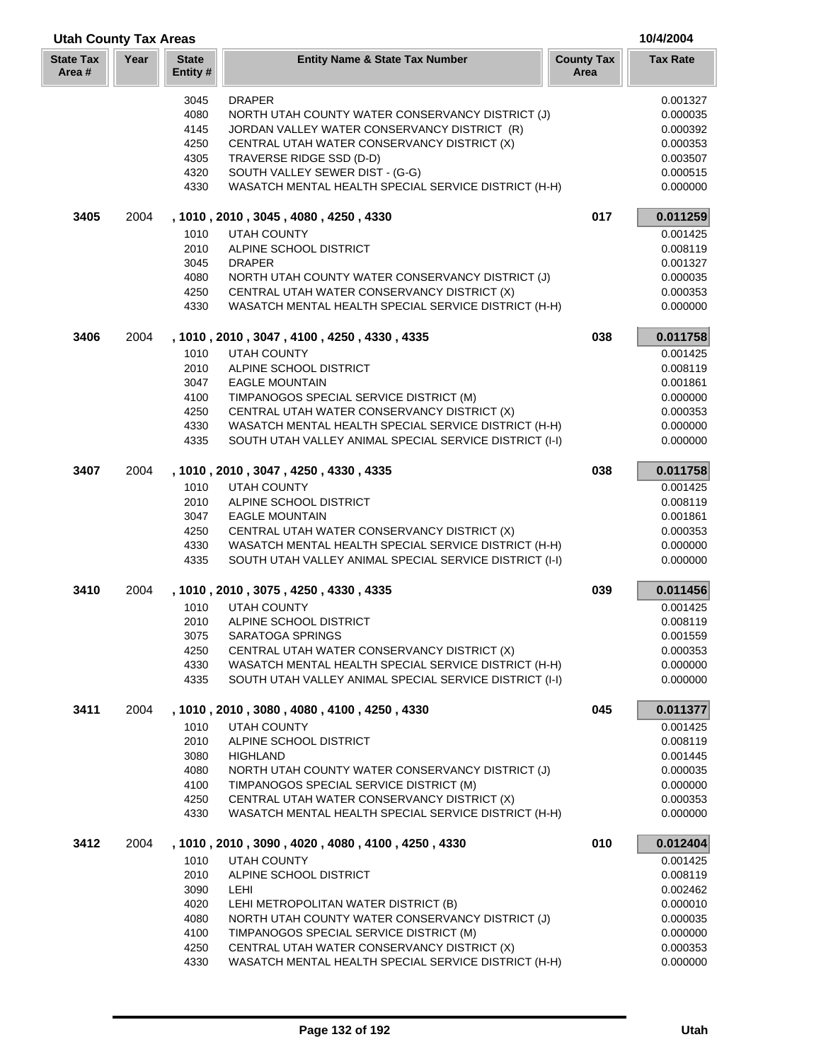## Utah County Tax Areas

10/4/2004

| State Tax Area # | Year | State Entity # | Entity Name & State Tax Number | County Tax Area | Tax Rate |
|---|---|---|---|---|---|
| | | 3045 | DRAPER | | 0.001327 |
| | | 4080 | NORTH UTAH COUNTY WATER CONSERVANCY DISTRICT (J) | | 0.000035 |
| | | 4145 | JORDAN VALLEY WATER CONSERVANCY DISTRICT (R) | | 0.000392 |
| | | 4250 | CENTRAL UTAH WATER CONSERVANCY DISTRICT (X) | | 0.000353 |
| | | 4305 | TRAVERSE RIDGE SSD (D-D) | | 0.003507 |
| | | 4320 | SOUTH VALLEY SEWER DIST - (G-G) | | 0.000515 |
| | | 4330 | WASATCH MENTAL HEALTH SPECIAL SERVICE DISTRICT (H-H) | | 0.000000 |
| **3405** | 2004 | | **, 1010 , 2010 , 3045 , 4080 , 4250 , 4330** | **017** | **0.011259** |
| | | 1010 | UTAH COUNTY | | 0.001425 |
| | | 2010 | ALPINE SCHOOL DISTRICT | | 0.008119 |
| | | 3045 | DRAPER | | 0.001327 |
| | | 4080 | NORTH UTAH COUNTY WATER CONSERVANCY DISTRICT (J) | | 0.000035 |
| | | 4250 | CENTRAL UTAH WATER CONSERVANCY DISTRICT (X) | | 0.000353 |
| | | 4330 | WASATCH MENTAL HEALTH SPECIAL SERVICE DISTRICT (H-H) | | 0.000000 |
| **3406** | 2004 | | **, 1010 , 2010 , 3047 , 4100 , 4250 , 4330 , 4335** | **038** | **0.011758** |
| | | 1010 | UTAH COUNTY | | 0.001425 |
| | | 2010 | ALPINE SCHOOL DISTRICT | | 0.008119 |
| | | 3047 | EAGLE MOUNTAIN | | 0.001861 |
| | | 4100 | TIMPANOGOS SPECIAL SERVICE DISTRICT (M) | | 0.000000 |
| | | 4250 | CENTRAL UTAH WATER CONSERVANCY DISTRICT (X) | | 0.000353 |
| | | 4330 | WASATCH MENTAL HEALTH SPECIAL SERVICE DISTRICT (H-H) | | 0.000000 |
| | | 4335 | SOUTH UTAH VALLEY ANIMAL SPECIAL SERVICE DISTRICT (I-I) | | 0.000000 |
| **3407** | 2004 | | **, 1010 , 2010 , 3047 , 4250 , 4330 , 4335** | **038** | **0.011758** |
| | | 1010 | UTAH COUNTY | | 0.001425 |
| | | 2010 | ALPINE SCHOOL DISTRICT | | 0.008119 |
| | | 3047 | EAGLE MOUNTAIN | | 0.001861 |
| | | 4250 | CENTRAL UTAH WATER CONSERVANCY DISTRICT (X) | | 0.000353 |
| | | 4330 | WASATCH MENTAL HEALTH SPECIAL SERVICE DISTRICT (H-H) | | 0.000000 |
| | | 4335 | SOUTH UTAH VALLEY ANIMAL SPECIAL SERVICE DISTRICT (I-I) | | 0.000000 |
| **3410** | 2004 | | **, 1010 , 2010 , 3075 , 4250 , 4330 , 4335** | **039** | **0.011456** |
| | | 1010 | UTAH COUNTY | | 0.001425 |
| | | 2010 | ALPINE SCHOOL DISTRICT | | 0.008119 |
| | | 3075 | SARATOGA SPRINGS | | 0.001559 |
| | | 4250 | CENTRAL UTAH WATER CONSERVANCY DISTRICT (X) | | 0.000353 |
| | | 4330 | WASATCH MENTAL HEALTH SPECIAL SERVICE DISTRICT (H-H) | | 0.000000 |
| | | 4335 | SOUTH UTAH VALLEY ANIMAL SPECIAL SERVICE DISTRICT (I-I) | | 0.000000 |
| **3411** | 2004 | | **, 1010 , 2010 , 3080 , 4080 , 4100 , 4250 , 4330** | **045** | **0.011377** |
| | | 1010 | UTAH COUNTY | | 0.001425 |
| | | 2010 | ALPINE SCHOOL DISTRICT | | 0.008119 |
| | | 3080 | HIGHLAND | | 0.001445 |
| | | 4080 | NORTH UTAH COUNTY WATER CONSERVANCY DISTRICT (J) | | 0.000035 |
| | | 4100 | TIMPANOGOS SPECIAL SERVICE DISTRICT (M) | | 0.000000 |
| | | 4250 | CENTRAL UTAH WATER CONSERVANCY DISTRICT (X) | | 0.000353 |
| | | 4330 | WASATCH MENTAL HEALTH SPECIAL SERVICE DISTRICT (H-H) | | 0.000000 |
| **3412** | 2004 | | **, 1010 , 2010 , 3090 , 4020 , 4080 , 4100 , 4250 , 4330** | **010** | **0.012404** |
| | | 1010 | UTAH COUNTY | | 0.001425 |
| | | 2010 | ALPINE SCHOOL DISTRICT | | 0.008119 |
| | | 3090 | LEHI | | 0.002462 |
| | | 4020 | LEHI METROPOLITAN WATER DISTRICT (B) | | 0.000010 |
| | | 4080 | NORTH UTAH COUNTY WATER CONSERVANCY DISTRICT (J) | | 0.000035 |
| | | 4100 | TIMPANOGOS SPECIAL SERVICE DISTRICT (M) | | 0.000000 |
| | | 4250 | CENTRAL UTAH WATER CONSERVANCY DISTRICT (X) | | 0.000353 |
| | | 4330 | WASATCH MENTAL HEALTH SPECIAL SERVICE DISTRICT (H-H) | | 0.000000 |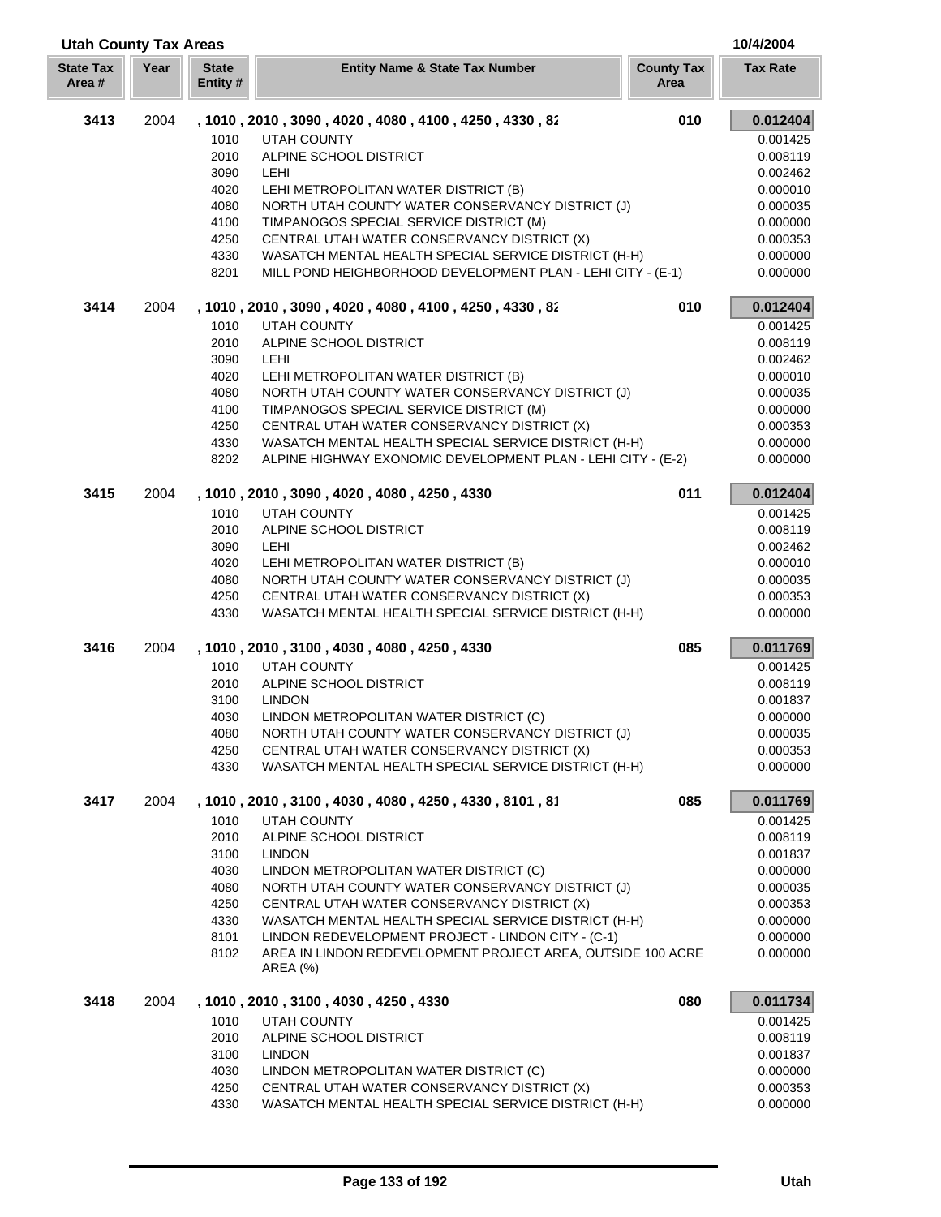## Utah County Tax Areas

10/4/2004

| State Tax Area # | Year | State Entity # | Entity Name & State Tax Number | County Tax Area | Tax Rate |
|---|---|---|---|---|---|
| **3413** | 2004 | | **, 1010 , 2010 , 3090 , 4020 , 4080 , 4100 , 4250 , 4330 , 82** | **010** | **0.012404** |
| | | 1010 | UTAH COUNTY | | 0.001425 |
| | | 2010 | ALPINE SCHOOL DISTRICT | | 0.008119 |
| | | 3090 | LEHI | | 0.002462 |
| | | 4020 | LEHI METROPOLITAN WATER DISTRICT (B) | | 0.000010 |
| | | 4080 | NORTH UTAH COUNTY WATER CONSERVANCY DISTRICT (J) | | 0.000035 |
| | | 4100 | TIMPANOGOS SPECIAL SERVICE DISTRICT (M) | | 0.000000 |
| | | 4250 | CENTRAL UTAH WATER CONSERVANCY DISTRICT (X) | | 0.000353 |
| | | 4330 | WASATCH MENTAL HEALTH SPECIAL SERVICE DISTRICT (H-H) | | 0.000000 |
| | | 8201 | MILL POND HEIGHBORHOOD DEVELOPMENT PLAN - LEHI CITY - (E-1) | | 0.000000 |
| **3414** | 2004 | | **, 1010 , 2010 , 3090 , 4020 , 4080 , 4100 , 4250 , 4330 , 82** | **010** | **0.012404** |
| | | 1010 | UTAH COUNTY | | 0.001425 |
| | | 2010 | ALPINE SCHOOL DISTRICT | | 0.008119 |
| | | 3090 | LEHI | | 0.002462 |
| | | 4020 | LEHI METROPOLITAN WATER DISTRICT (B) | | 0.000010 |
| | | 4080 | NORTH UTAH COUNTY WATER CONSERVANCY DISTRICT (J) | | 0.000035 |
| | | 4100 | TIMPANOGOS SPECIAL SERVICE DISTRICT (M) | | 0.000000 |
| | | 4250 | CENTRAL UTAH WATER CONSERVANCY DISTRICT (X) | | 0.000353 |
| | | 4330 | WASATCH MENTAL HEALTH SPECIAL SERVICE DISTRICT (H-H) | | 0.000000 |
| | | 8202 | ALPINE HIGHWAY EXONOMIC DEVELOPMENT PLAN - LEHI CITY - (E-2) | | 0.000000 |
| **3415** | 2004 | | **, 1010 , 2010 , 3090 , 4020 , 4080 , 4250 , 4330** | **011** | **0.012404** |
| | | 1010 | UTAH COUNTY | | 0.001425 |
| | | 2010 | ALPINE SCHOOL DISTRICT | | 0.008119 |
| | | 3090 | LEHI | | 0.002462 |
| | | 4020 | LEHI METROPOLITAN WATER DISTRICT (B) | | 0.000010 |
| | | 4080 | NORTH UTAH COUNTY WATER CONSERVANCY DISTRICT (J) | | 0.000035 |
| | | 4250 | CENTRAL UTAH WATER CONSERVANCY DISTRICT (X) | | 0.000353 |
| | | 4330 | WASATCH MENTAL HEALTH SPECIAL SERVICE DISTRICT (H-H) | | 0.000000 |
| **3416** | 2004 | | **, 1010 , 2010 , 3100 , 4030 , 4080 , 4250 , 4330** | **085** | **0.011769** |
| | | 1010 | UTAH COUNTY | | 0.001425 |
| | | 2010 | ALPINE SCHOOL DISTRICT | | 0.008119 |
| | | 3100 | LINDON | | 0.001837 |
| | | 4030 | LINDON METROPOLITAN WATER DISTRICT (C) | | 0.000000 |
| | | 4080 | NORTH UTAH COUNTY WATER CONSERVANCY DISTRICT (J) | | 0.000035 |
| | | 4250 | CENTRAL UTAH WATER CONSERVANCY DISTRICT (X) | | 0.000353 |
| | | 4330 | WASATCH MENTAL HEALTH SPECIAL SERVICE DISTRICT (H-H) | | 0.000000 |
| **3417** | 2004 | | **, 1010 , 2010 , 3100 , 4030 , 4080 , 4250 , 4330 , 8101 , 81** | **085** | **0.011769** |
| | | 1010 | UTAH COUNTY | | 0.001425 |
| | | 2010 | ALPINE SCHOOL DISTRICT | | 0.008119 |
| | | 3100 | LINDON | | 0.001837 |
| | | 4030 | LINDON METROPOLITAN WATER DISTRICT (C) | | 0.000000 |
| | | 4080 | NORTH UTAH COUNTY WATER CONSERVANCY DISTRICT (J) | | 0.000035 |
| | | 4250 | CENTRAL UTAH WATER CONSERVANCY DISTRICT (X) | | 0.000353 |
| | | 4330 | WASATCH MENTAL HEALTH SPECIAL SERVICE DISTRICT (H-H) | | 0.000000 |
| | | 8101 | LINDON REDEVELOPMENT PROJECT - LINDON CITY - (C-1) | | 0.000000 |
| | | 8102 | AREA IN LINDON REDEVELOPMENT PROJECT AREA, OUTSIDE 100 ACRE AREA (%) | | 0.000000 |
| **3418** | 2004 | | **, 1010 , 2010 , 3100 , 4030 , 4250 , 4330** | **080** | **0.011734** |
| | | 1010 | UTAH COUNTY | | 0.001425 |
| | | 2010 | ALPINE SCHOOL DISTRICT | | 0.008119 |
| | | 3100 | LINDON | | 0.001837 |
| | | 4030 | LINDON METROPOLITAN WATER DISTRICT (C) | | 0.000000 |
| | | 4250 | CENTRAL UTAH WATER CONSERVANCY DISTRICT (X) | | 0.000353 |
| | | 4330 | WASATCH MENTAL HEALTH SPECIAL SERVICE DISTRICT (H-H) | | 0.000000 |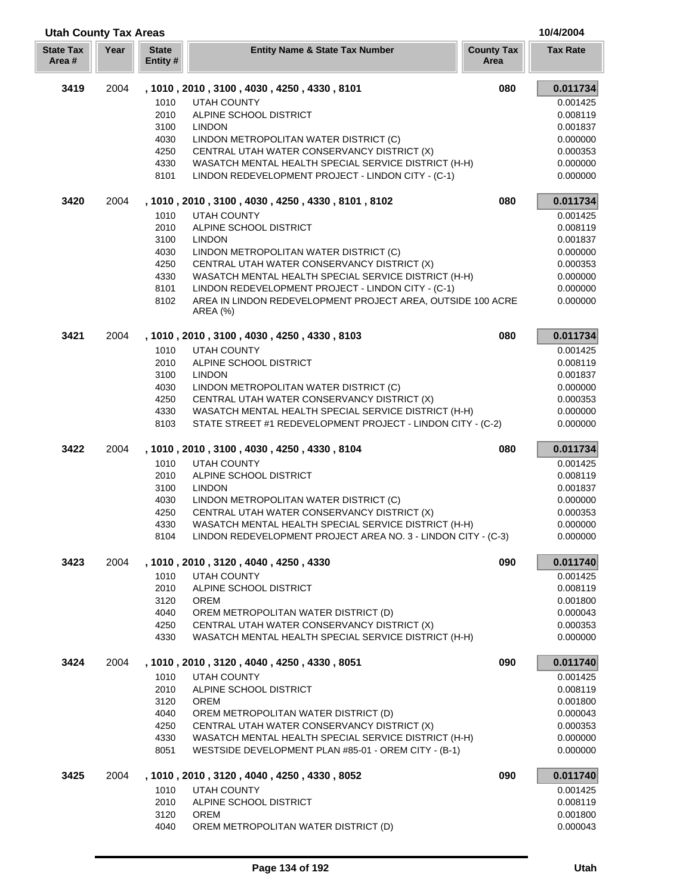## Utah County Tax Areas

10/4/2004

| State Tax Area # | Year | State Entity # | Entity Name & State Tax Number | County Tax Area | Tax Rate |
|---|---|---|---|---|---|
| **3419** | 2004 | | **, 1010 , 2010 , 3100 , 4030 , 4250 , 4330 , 8101** | **080** | **0.011734** |
| | | 1010 | UTAH COUNTY | | 0.001425 |
| | | 2010 | ALPINE SCHOOL DISTRICT | | 0.008119 |
| | | 3100 | LINDON | | 0.001837 |
| | | 4030 | LINDON METROPOLITAN WATER DISTRICT (C) | | 0.000000 |
| | | 4250 | CENTRAL UTAH WATER CONSERVANCY DISTRICT (X) | | 0.000353 |
| | | 4330 | WASATCH MENTAL HEALTH SPECIAL SERVICE DISTRICT (H-H) | | 0.000000 |
| | | 8101 | LINDON REDEVELOPMENT PROJECT - LINDON CITY - (C-1) | | 0.000000 |
| **3420** | 2004 | | **, 1010 , 2010 , 3100 , 4030 , 4250 , 4330 , 8101 , 8102** | **080** | **0.011734** |
| | | 1010 | UTAH COUNTY | | 0.001425 |
| | | 2010 | ALPINE SCHOOL DISTRICT | | 0.008119 |
| | | 3100 | LINDON | | 0.001837 |
| | | 4030 | LINDON METROPOLITAN WATER DISTRICT (C) | | 0.000000 |
| | | 4250 | CENTRAL UTAH WATER CONSERVANCY DISTRICT (X) | | 0.000353 |
| | | 4330 | WASATCH MENTAL HEALTH SPECIAL SERVICE DISTRICT (H-H) | | 0.000000 |
| | | 8101 | LINDON REDEVELOPMENT PROJECT - LINDON CITY - (C-1) | | 0.000000 |
| | | 8102 | AREA IN LINDON REDEVELOPMENT PROJECT AREA, OUTSIDE 100 ACRE AREA (%) | | 0.000000 |
| **3421** | 2004 | | **, 1010 , 2010 , 3100 , 4030 , 4250 , 4330 , 8103** | **080** | **0.011734** |
| | | 1010 | UTAH COUNTY | | 0.001425 |
| | | 2010 | ALPINE SCHOOL DISTRICT | | 0.008119 |
| | | 3100 | LINDON | | 0.001837 |
| | | 4030 | LINDON METROPOLITAN WATER DISTRICT (C) | | 0.000000 |
| | | 4250 | CENTRAL UTAH WATER CONSERVANCY DISTRICT (X) | | 0.000353 |
| | | 4330 | WASATCH MENTAL HEALTH SPECIAL SERVICE DISTRICT (H-H) | | 0.000000 |
| | | 8103 | STATE STREET #1 REDEVELOPMENT PROJECT - LINDON CITY - (C-2) | | 0.000000 |
| **3422** | 2004 | | **, 1010 , 2010 , 3100 , 4030 , 4250 , 4330 , 8104** | **080** | **0.011734** |
| | | 1010 | UTAH COUNTY | | 0.001425 |
| | | 2010 | ALPINE SCHOOL DISTRICT | | 0.008119 |
| | | 3100 | LINDON | | 0.001837 |
| | | 4030 | LINDON METROPOLITAN WATER DISTRICT (C) | | 0.000000 |
| | | 4250 | CENTRAL UTAH WATER CONSERVANCY DISTRICT (X) | | 0.000353 |
| | | 4330 | WASATCH MENTAL HEALTH SPECIAL SERVICE DISTRICT (H-H) | | 0.000000 |
| | | 8104 | LINDON REDEVELOPMENT PROJECT AREA NO. 3 - LINDON CITY - (C-3) | | 0.000000 |
| **3423** | 2004 | | **, 1010 , 2010 , 3120 , 4040 , 4250 , 4330** | **090** | **0.011740** |
| | | 1010 | UTAH COUNTY | | 0.001425 |
| | | 2010 | ALPINE SCHOOL DISTRICT | | 0.008119 |
| | | 3120 | OREM | | 0.001800 |
| | | 4040 | OREM METROPOLITAN WATER DISTRICT (D) | | 0.000043 |
| | | 4250 | CENTRAL UTAH WATER CONSERVANCY DISTRICT (X) | | 0.000353 |
| | | 4330 | WASATCH MENTAL HEALTH SPECIAL SERVICE DISTRICT (H-H) | | 0.000000 |
| **3424** | 2004 | | **, 1010 , 2010 , 3120 , 4040 , 4250 , 4330 , 8051** | **090** | **0.011740** |
| | | 1010 | UTAH COUNTY | | 0.001425 |
| | | 2010 | ALPINE SCHOOL DISTRICT | | 0.008119 |
| | | 3120 | OREM | | 0.001800 |
| | | 4040 | OREM METROPOLITAN WATER DISTRICT (D) | | 0.000043 |
| | | 4250 | CENTRAL UTAH WATER CONSERVANCY DISTRICT (X) | | 0.000353 |
| | | 4330 | WASATCH MENTAL HEALTH SPECIAL SERVICE DISTRICT (H-H) | | 0.000000 |
| | | 8051 | WESTSIDE DEVELOPMENT PLAN #85-01 - OREM CITY - (B-1) | | 0.000000 |
| **3425** | 2004 | | **, 1010 , 2010 , 3120 , 4040 , 4250 , 4330 , 8052** | **090** | **0.011740** |
| | | 1010 | UTAH COUNTY | | 0.001425 |
| | | 2010 | ALPINE SCHOOL DISTRICT | | 0.008119 |
| | | 3120 | OREM | | 0.001800 |
| | | 4040 | OREM METROPOLITAN WATER DISTRICT (D) | | 0.000043 |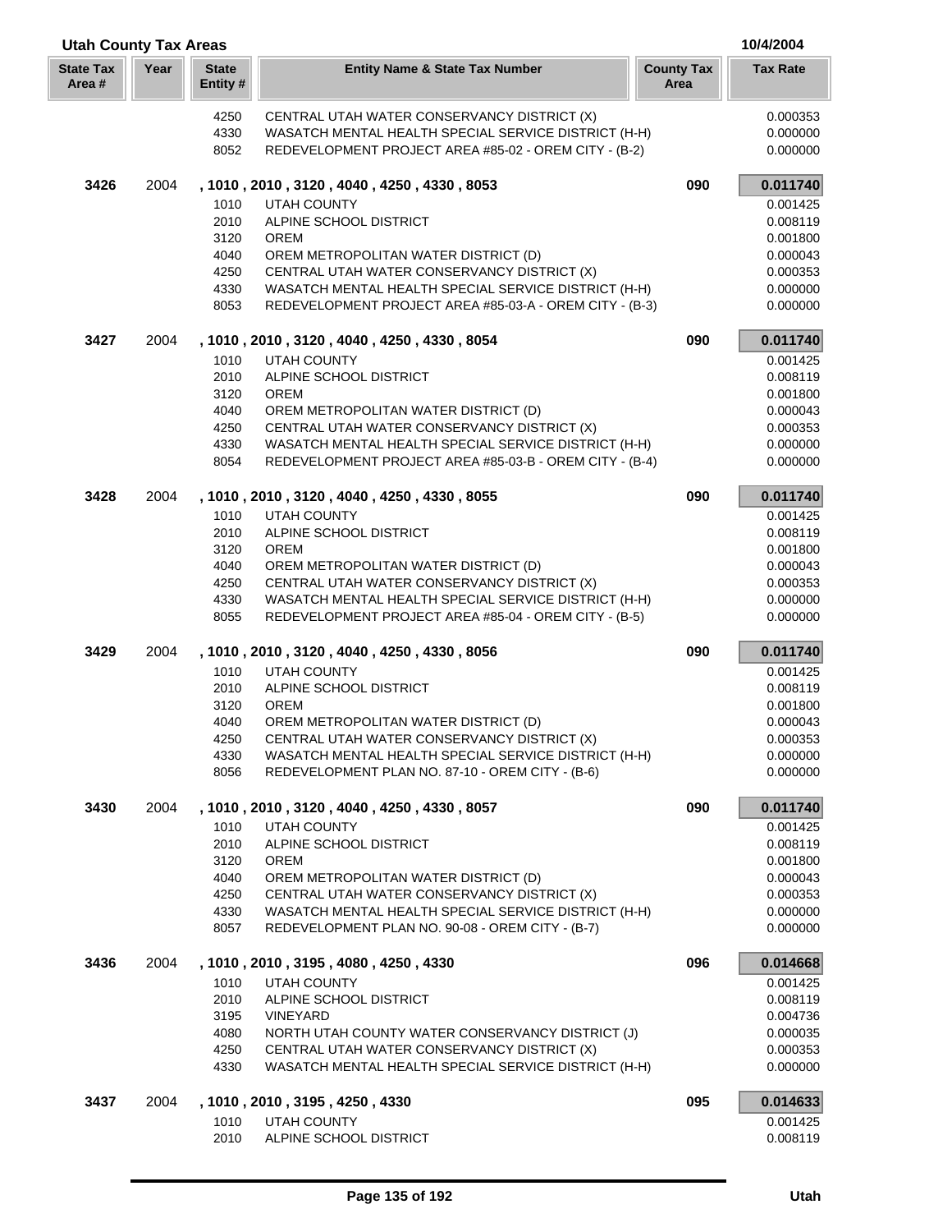## Utah County Tax Areas

10/4/2004

| State Tax Area # | Year | State Entity # | Entity Name & State Tax Number | County Tax Area | Tax Rate |
|---|---|---|---|---|---|
| | | 4250 | CENTRAL UTAH WATER CONSERVANCY DISTRICT (X) | | 0.000353 |
| | | 4330 | WASATCH MENTAL HEALTH SPECIAL SERVICE DISTRICT (H-H) | | 0.000000 |
| | | 8052 | REDEVELOPMENT PROJECT AREA #85-02 - OREM CITY - (B-2) | | 0.000000 |
| **3426** | 2004 | | **, 1010 , 2010 , 3120 , 4040 , 4250 , 4330 , 8053** | **090** | **0.011740** |
| | | 1010 | UTAH COUNTY | | 0.001425 |
| | | 2010 | ALPINE SCHOOL DISTRICT | | 0.008119 |
| | | 3120 | OREM | | 0.001800 |
| | | 4040 | OREM METROPOLITAN WATER DISTRICT (D) | | 0.000043 |
| | | 4250 | CENTRAL UTAH WATER CONSERVANCY DISTRICT (X) | | 0.000353 |
| | | 4330 | WASATCH MENTAL HEALTH SPECIAL SERVICE DISTRICT (H-H) | | 0.000000 |
| | | 8053 | REDEVELOPMENT PROJECT AREA #85-03-A - OREM CITY - (B-3) | | 0.000000 |
| **3427** | 2004 | | **, 1010 , 2010 , 3120 , 4040 , 4250 , 4330 , 8054** | **090** | **0.011740** |
| | | 1010 | UTAH COUNTY | | 0.001425 |
| | | 2010 | ALPINE SCHOOL DISTRICT | | 0.008119 |
| | | 3120 | OREM | | 0.001800 |
| | | 4040 | OREM METROPOLITAN WATER DISTRICT (D) | | 0.000043 |
| | | 4250 | CENTRAL UTAH WATER CONSERVANCY DISTRICT (X) | | 0.000353 |
| | | 4330 | WASATCH MENTAL HEALTH SPECIAL SERVICE DISTRICT (H-H) | | 0.000000 |
| | | 8054 | REDEVELOPMENT PROJECT AREA #85-03-B - OREM CITY - (B-4) | | 0.000000 |
| **3428** | 2004 | | **, 1010 , 2010 , 3120 , 4040 , 4250 , 4330 , 8055** | **090** | **0.011740** |
| | | 1010 | UTAH COUNTY | | 0.001425 |
| | | 2010 | ALPINE SCHOOL DISTRICT | | 0.008119 |
| | | 3120 | OREM | | 0.001800 |
| | | 4040 | OREM METROPOLITAN WATER DISTRICT (D) | | 0.000043 |
| | | 4250 | CENTRAL UTAH WATER CONSERVANCY DISTRICT (X) | | 0.000353 |
| | | 4330 | WASATCH MENTAL HEALTH SPECIAL SERVICE DISTRICT (H-H) | | 0.000000 |
| | | 8055 | REDEVELOPMENT PROJECT AREA #85-04 - OREM CITY - (B-5) | | 0.000000 |
| **3429** | 2004 | | **, 1010 , 2010 , 3120 , 4040 , 4250 , 4330 , 8056** | **090** | **0.011740** |
| | | 1010 | UTAH COUNTY | | 0.001425 |
| | | 2010 | ALPINE SCHOOL DISTRICT | | 0.008119 |
| | | 3120 | OREM | | 0.001800 |
| | | 4040 | OREM METROPOLITAN WATER DISTRICT (D) | | 0.000043 |
| | | 4250 | CENTRAL UTAH WATER CONSERVANCY DISTRICT (X) | | 0.000353 |
| | | 4330 | WASATCH MENTAL HEALTH SPECIAL SERVICE DISTRICT (H-H) | | 0.000000 |
| | | 8056 | REDEVELOPMENT PLAN NO. 87-10 - OREM CITY - (B-6) | | 0.000000 |
| **3430** | 2004 | | **, 1010 , 2010 , 3120 , 4040 , 4250 , 4330 , 8057** | **090** | **0.011740** |
| | | 1010 | UTAH COUNTY | | 0.001425 |
| | | 2010 | ALPINE SCHOOL DISTRICT | | 0.008119 |
| | | 3120 | OREM | | 0.001800 |
| | | 4040 | OREM METROPOLITAN WATER DISTRICT (D) | | 0.000043 |
| | | 4250 | CENTRAL UTAH WATER CONSERVANCY DISTRICT (X) | | 0.000353 |
| | | 4330 | WASATCH MENTAL HEALTH SPECIAL SERVICE DISTRICT (H-H) | | 0.000000 |
| | | 8057 | REDEVELOPMENT PLAN NO. 90-08 - OREM CITY - (B-7) | | 0.000000 |
| **3436** | 2004 | | **, 1010 , 2010 , 3195 , 4080 , 4250 , 4330** | **096** | **0.014668** |
| | | 1010 | UTAH COUNTY | | 0.001425 |
| | | 2010 | ALPINE SCHOOL DISTRICT | | 0.008119 |
| | | 3195 | VINEYARD | | 0.004736 |
| | | 4080 | NORTH UTAH COUNTY WATER CONSERVANCY DISTRICT (J) | | 0.000035 |
| | | 4250 | CENTRAL UTAH WATER CONSERVANCY DISTRICT (X) | | 0.000353 |
| | | 4330 | WASATCH MENTAL HEALTH SPECIAL SERVICE DISTRICT (H-H) | | 0.000000 |
| **3437** | 2004 | | **, 1010 , 2010 , 3195 , 4250 , 4330** | **095** | **0.014633** |
| | | 1010 | UTAH COUNTY | | 0.001425 |
| | | 2010 | ALPINE SCHOOL DISTRICT | | 0.008119 |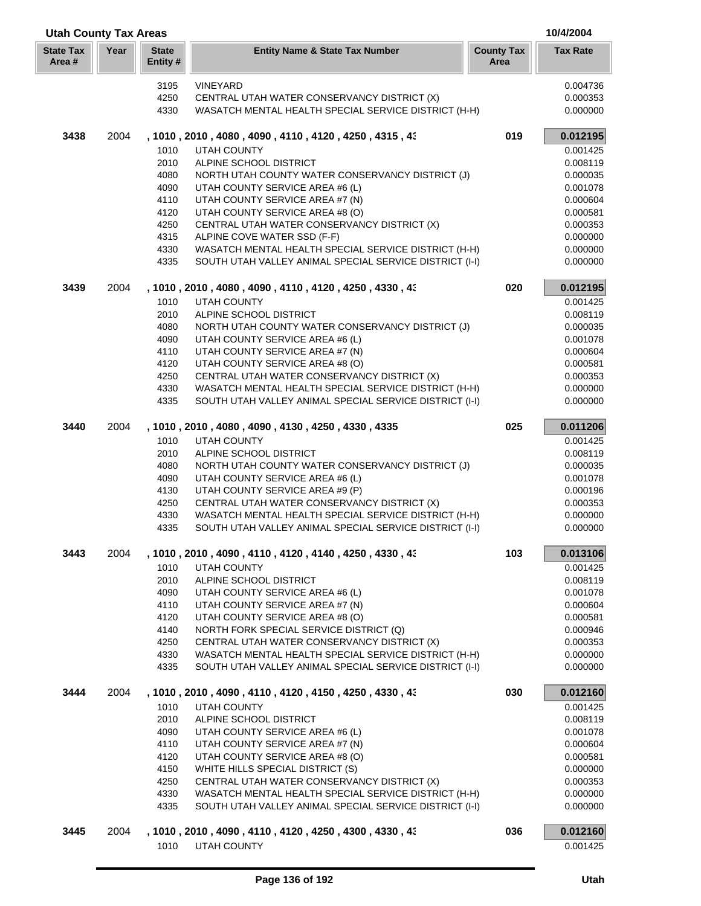## Utah County Tax Areas

10/4/2004

| State Tax Area # | Year | State Entity # | Entity Name & State Tax Number | County Tax Area | Tax Rate |
|---|---|---|---|---|---|
| | | 3195 | VINEYARD | | 0.004736 |
| | | 4250 | CENTRAL UTAH WATER CONSERVANCY DISTRICT (X) | | 0.000353 |
| | | 4330 | WASATCH MENTAL HEALTH SPECIAL SERVICE DISTRICT (H-H) | | 0.000000 |
| **3438** | 2004 | | **, 1010 , 2010 , 4080 , 4090 , 4110 , 4120 , 4250 , 4315 , 43** | **019** | **0.012195** |
| | | 1010 | UTAH COUNTY | | 0.001425 |
| | | 2010 | ALPINE SCHOOL DISTRICT | | 0.008119 |
| | | 4080 | NORTH UTAH COUNTY WATER CONSERVANCY DISTRICT (J) | | 0.000035 |
| | | 4090 | UTAH COUNTY SERVICE AREA #6 (L) | | 0.001078 |
| | | 4110 | UTAH COUNTY SERVICE AREA #7 (N) | | 0.000604 |
| | | 4120 | UTAH COUNTY SERVICE AREA #8 (O) | | 0.000581 |
| | | 4250 | CENTRAL UTAH WATER CONSERVANCY DISTRICT (X) | | 0.000353 |
| | | 4315 | ALPINE COVE WATER SSD (F-F) | | 0.000000 |
| | | 4330 | WASATCH MENTAL HEALTH SPECIAL SERVICE DISTRICT (H-H) | | 0.000000 |
| | | 4335 | SOUTH UTAH VALLEY ANIMAL SPECIAL SERVICE DISTRICT (I-I) | | 0.000000 |
| **3439** | 2004 | | **, 1010 , 2010 , 4080 , 4090 , 4110 , 4120 , 4250 , 4330 , 43** | **020** | **0.012195** |
| | | 1010 | UTAH COUNTY | | 0.001425 |
| | | 2010 | ALPINE SCHOOL DISTRICT | | 0.008119 |
| | | 4080 | NORTH UTAH COUNTY WATER CONSERVANCY DISTRICT (J) | | 0.000035 |
| | | 4090 | UTAH COUNTY SERVICE AREA #6 (L) | | 0.001078 |
| | | 4110 | UTAH COUNTY SERVICE AREA #7 (N) | | 0.000604 |
| | | 4120 | UTAH COUNTY SERVICE AREA #8 (O) | | 0.000581 |
| | | 4250 | CENTRAL UTAH WATER CONSERVANCY DISTRICT (X) | | 0.000353 |
| | | 4330 | WASATCH MENTAL HEALTH SPECIAL SERVICE DISTRICT (H-H) | | 0.000000 |
| | | 4335 | SOUTH UTAH VALLEY ANIMAL SPECIAL SERVICE DISTRICT (I-I) | | 0.000000 |
| **3440** | 2004 | | **, 1010 , 2010 , 4080 , 4090 , 4130 , 4250 , 4330 , 4335** | **025** | **0.011206** |
| | | 1010 | UTAH COUNTY | | 0.001425 |
| | | 2010 | ALPINE SCHOOL DISTRICT | | 0.008119 |
| | | 4080 | NORTH UTAH COUNTY WATER CONSERVANCY DISTRICT (J) | | 0.000035 |
| | | 4090 | UTAH COUNTY SERVICE AREA #6 (L) | | 0.001078 |
| | | 4130 | UTAH COUNTY SERVICE AREA #9 (P) | | 0.000196 |
| | | 4250 | CENTRAL UTAH WATER CONSERVANCY DISTRICT (X) | | 0.000353 |
| | | 4330 | WASATCH MENTAL HEALTH SPECIAL SERVICE DISTRICT (H-H) | | 0.000000 |
| | | 4335 | SOUTH UTAH VALLEY ANIMAL SPECIAL SERVICE DISTRICT (I-I) | | 0.000000 |
| **3443** | 2004 | | **, 1010 , 2010 , 4090 , 4110 , 4120 , 4140 , 4250 , 4330 , 43** | **103** | **0.013106** |
| | | 1010 | UTAH COUNTY | | 0.001425 |
| | | 2010 | ALPINE SCHOOL DISTRICT | | 0.008119 |
| | | 4090 | UTAH COUNTY SERVICE AREA #6 (L) | | 0.001078 |
| | | 4110 | UTAH COUNTY SERVICE AREA #7 (N) | | 0.000604 |
| | | 4120 | UTAH COUNTY SERVICE AREA #8 (O) | | 0.000581 |
| | | 4140 | NORTH FORK SPECIAL SERVICE DISTRICT (Q) | | 0.000946 |
| | | 4250 | CENTRAL UTAH WATER CONSERVANCY DISTRICT (X) | | 0.000353 |
| | | 4330 | WASATCH MENTAL HEALTH SPECIAL SERVICE DISTRICT (H-H) | | 0.000000 |
| | | 4335 | SOUTH UTAH VALLEY ANIMAL SPECIAL SERVICE DISTRICT (I-I) | | 0.000000 |
| **3444** | 2004 | | **, 1010 , 2010 , 4090 , 4110 , 4120 , 4150 , 4250 , 4330 , 43** | **030** | **0.012160** |
| | | 1010 | UTAH COUNTY | | 0.001425 |
| | | 2010 | ALPINE SCHOOL DISTRICT | | 0.008119 |
| | | 4090 | UTAH COUNTY SERVICE AREA #6 (L) | | 0.001078 |
| | | 4110 | UTAH COUNTY SERVICE AREA #7 (N) | | 0.000604 |
| | | 4120 | UTAH COUNTY SERVICE AREA #8 (O) | | 0.000581 |
| | | 4150 | WHITE HILLS SPECIAL DISTRICT (S) | | 0.000000 |
| | | 4250 | CENTRAL UTAH WATER CONSERVANCY DISTRICT (X) | | 0.000353 |
| | | 4330 | WASATCH MENTAL HEALTH SPECIAL SERVICE DISTRICT (H-H) | | 0.000000 |
| | | 4335 | SOUTH UTAH VALLEY ANIMAL SPECIAL SERVICE DISTRICT (I-I) | | 0.000000 |
| **3445** | 2004 | | **, 1010 , 2010 , 4090 , 4110 , 4120 , 4250 , 4300 , 4330 , 43** | **036** | **0.012160** |
| | | 1010 | UTAH COUNTY | | 0.001425 |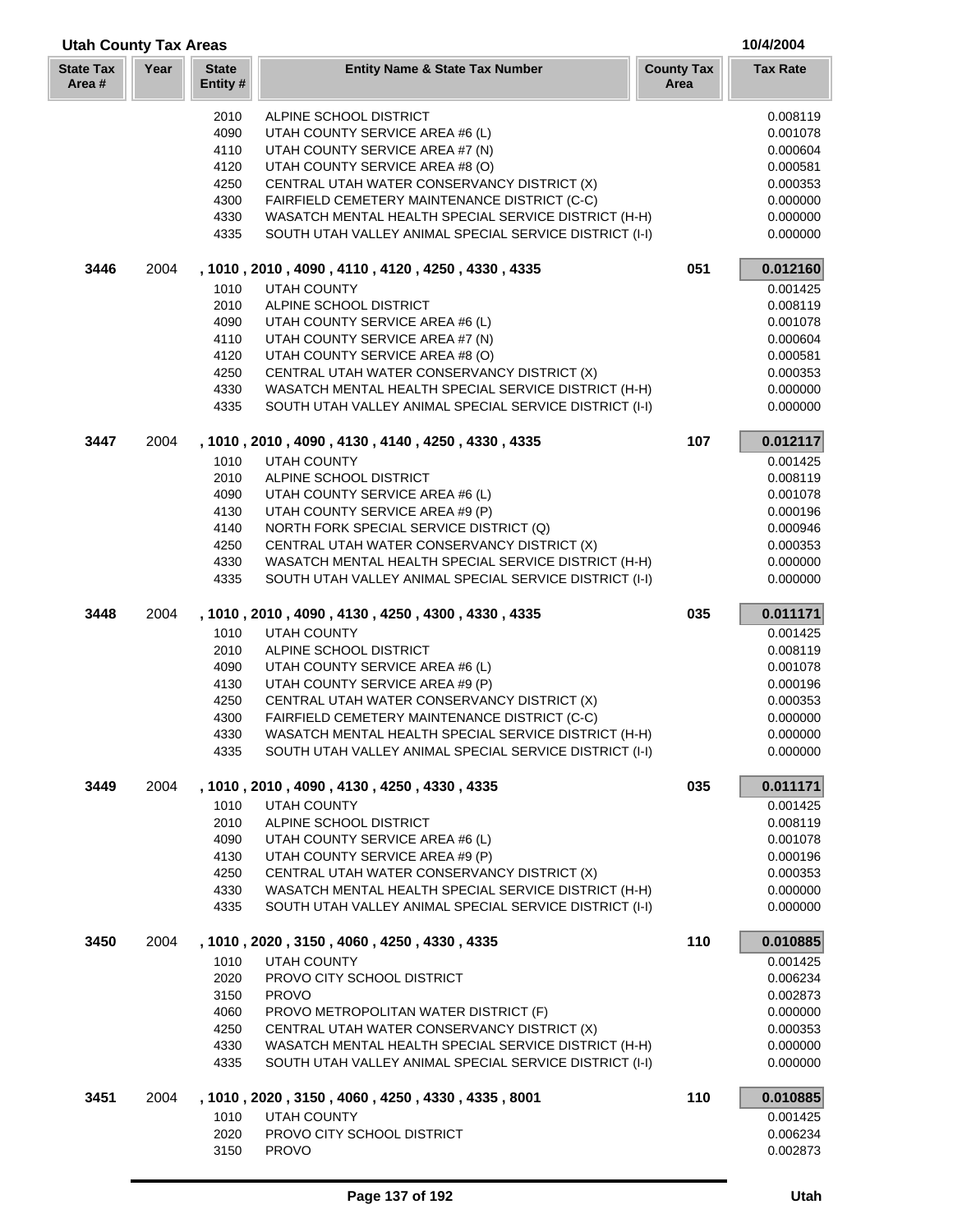## Utah County Tax Areas

10/4/2004

| State Tax Area # | Year | State Entity # | Entity Name & State Tax Number | County Tax Area | Tax Rate |
|---|---|---|---|---|---|
| | | 2010 | ALPINE SCHOOL DISTRICT | | 0.008119 |
| | | 4090 | UTAH COUNTY SERVICE AREA #6 (L) | | 0.001078 |
| | | 4110 | UTAH COUNTY SERVICE AREA #7 (N) | | 0.000604 |
| | | 4120 | UTAH COUNTY SERVICE AREA #8 (O) | | 0.000581 |
| | | 4250 | CENTRAL UTAH WATER CONSERVANCY DISTRICT (X) | | 0.000353 |
| | | 4300 | FAIRFIELD CEMETERY MAINTENANCE DISTRICT (C-C) | | 0.000000 |
| | | 4330 | WASATCH MENTAL HEALTH SPECIAL SERVICE DISTRICT (H-H) | | 0.000000 |
| | | 4335 | SOUTH UTAH VALLEY ANIMAL SPECIAL SERVICE DISTRICT (I-I) | | 0.000000 |
| **3446** | 2004 | **, 1010 , 2010 , 4090 , 4110 , 4120 , 4250 , 4330 , 4335** | | **051** | **0.012160** |
| | | 1010 | UTAH COUNTY | | 0.001425 |
| | | 2010 | ALPINE SCHOOL DISTRICT | | 0.008119 |
| | | 4090 | UTAH COUNTY SERVICE AREA #6 (L) | | 0.001078 |
| | | 4110 | UTAH COUNTY SERVICE AREA #7 (N) | | 0.000604 |
| | | 4120 | UTAH COUNTY SERVICE AREA #8 (O) | | 0.000581 |
| | | 4250 | CENTRAL UTAH WATER CONSERVANCY DISTRICT (X) | | 0.000353 |
| | | 4330 | WASATCH MENTAL HEALTH SPECIAL SERVICE DISTRICT (H-H) | | 0.000000 |
| | | 4335 | SOUTH UTAH VALLEY ANIMAL SPECIAL SERVICE DISTRICT (I-I) | | 0.000000 |
| **3447** | 2004 | **, 1010 , 2010 , 4090 , 4130 , 4140 , 4250 , 4330 , 4335** | | **107** | **0.012117** |
| | | 1010 | UTAH COUNTY | | 0.001425 |
| | | 2010 | ALPINE SCHOOL DISTRICT | | 0.008119 |
| | | 4090 | UTAH COUNTY SERVICE AREA #6 (L) | | 0.001078 |
| | | 4130 | UTAH COUNTY SERVICE AREA #9 (P) | | 0.000196 |
| | | 4140 | NORTH FORK SPECIAL SERVICE DISTRICT (Q) | | 0.000946 |
| | | 4250 | CENTRAL UTAH WATER CONSERVANCY DISTRICT (X) | | 0.000353 |
| | | 4330 | WASATCH MENTAL HEALTH SPECIAL SERVICE DISTRICT (H-H) | | 0.000000 |
| | | 4335 | SOUTH UTAH VALLEY ANIMAL SPECIAL SERVICE DISTRICT (I-I) | | 0.000000 |
| **3448** | 2004 | **, 1010 , 2010 , 4090 , 4130 , 4250 , 4300 , 4330 , 4335** | | **035** | **0.011171** |
| | | 1010 | UTAH COUNTY | | 0.001425 |
| | | 2010 | ALPINE SCHOOL DISTRICT | | 0.008119 |
| | | 4090 | UTAH COUNTY SERVICE AREA #6 (L) | | 0.001078 |
| | | 4130 | UTAH COUNTY SERVICE AREA #9 (P) | | 0.000196 |
| | | 4250 | CENTRAL UTAH WATER CONSERVANCY DISTRICT (X) | | 0.000353 |
| | | 4300 | FAIRFIELD CEMETERY MAINTENANCE DISTRICT (C-C) | | 0.000000 |
| | | 4330 | WASATCH MENTAL HEALTH SPECIAL SERVICE DISTRICT (H-H) | | 0.000000 |
| | | 4335 | SOUTH UTAH VALLEY ANIMAL SPECIAL SERVICE DISTRICT (I-I) | | 0.000000 |
| **3449** | 2004 | **, 1010 , 2010 , 4090 , 4130 , 4250 , 4330 , 4335** | | **035** | **0.011171** |
| | | 1010 | UTAH COUNTY | | 0.001425 |
| | | 2010 | ALPINE SCHOOL DISTRICT | | 0.008119 |
| | | 4090 | UTAH COUNTY SERVICE AREA #6 (L) | | 0.001078 |
| | | 4130 | UTAH COUNTY SERVICE AREA #9 (P) | | 0.000196 |
| | | 4250 | CENTRAL UTAH WATER CONSERVANCY DISTRICT (X) | | 0.000353 |
| | | 4330 | WASATCH MENTAL HEALTH SPECIAL SERVICE DISTRICT (H-H) | | 0.000000 |
| | | 4335 | SOUTH UTAH VALLEY ANIMAL SPECIAL SERVICE DISTRICT (I-I) | | 0.000000 |
| **3450** | 2004 | **, 1010 , 2020 , 3150 , 4060 , 4250 , 4330 , 4335** | | **110** | **0.010885** |
| | | 1010 | UTAH COUNTY | | 0.001425 |
| | | 2020 | PROVO CITY SCHOOL DISTRICT | | 0.006234 |
| | | 3150 | PROVO | | 0.002873 |
| | | 4060 | PROVO METROPOLITAN WATER DISTRICT (F) | | 0.000000 |
| | | 4250 | CENTRAL UTAH WATER CONSERVANCY DISTRICT (X) | | 0.000353 |
| | | 4330 | WASATCH MENTAL HEALTH SPECIAL SERVICE DISTRICT (H-H) | | 0.000000 |
| | | 4335 | SOUTH UTAH VALLEY ANIMAL SPECIAL SERVICE DISTRICT (I-I) | | 0.000000 |
| **3451** | 2004 | **, 1010 , 2020 , 3150 , 4060 , 4250 , 4330 , 4335 , 8001** | | **110** | **0.010885** |
| | | 1010 | UTAH COUNTY | | 0.001425 |
| | | 2020 | PROVO CITY SCHOOL DISTRICT | | 0.006234 |
| | | 3150 | PROVO | | 0.002873 |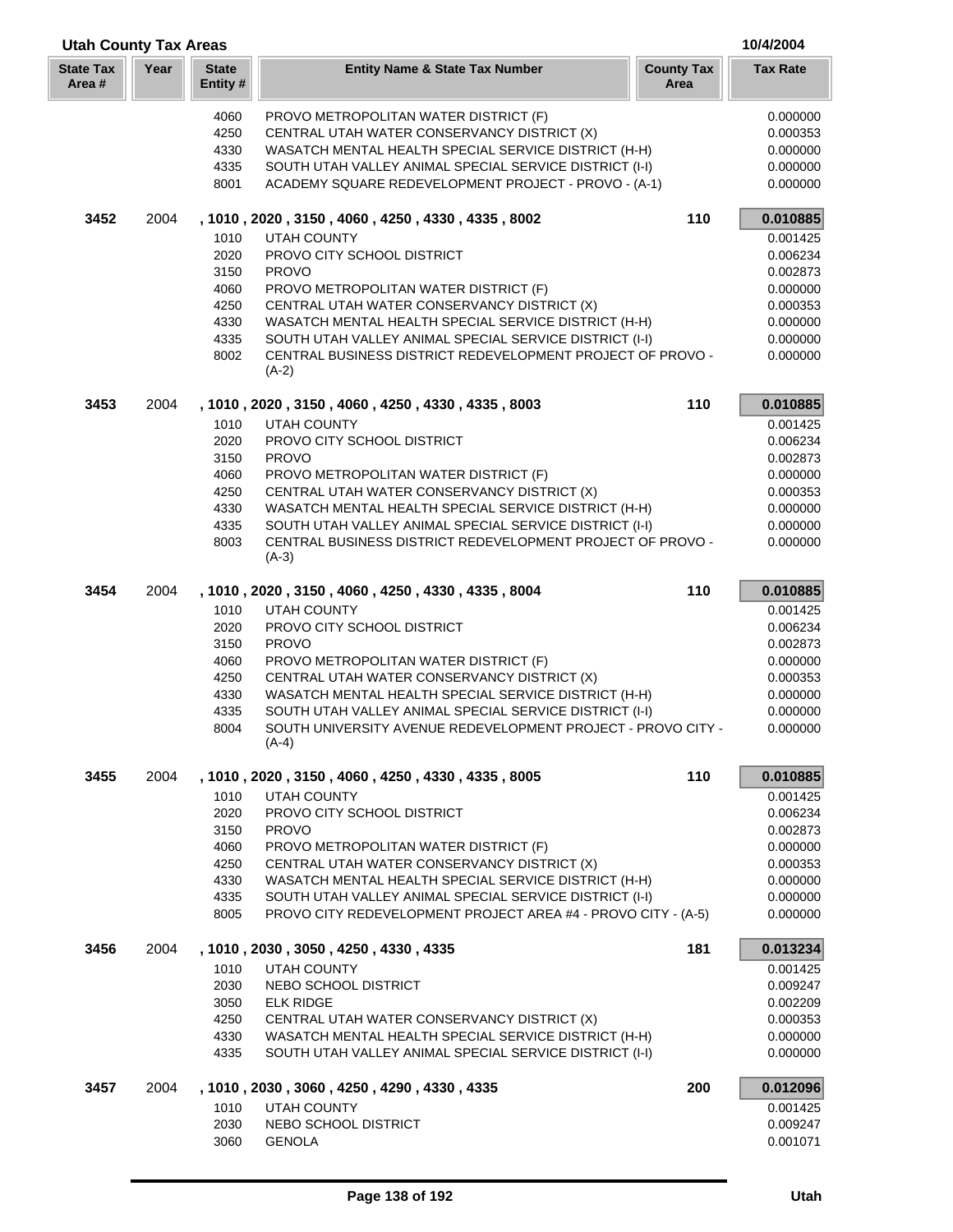| State Tax Area # | Year | State Entity # | Entity Name & State Tax Number | County Tax Area | Tax Rate |
|---|---|---|---|---|---|
| | | 4060 | PROVO METROPOLITAN WATER DISTRICT (F) | | 0.000000 |
| | | 4250 | CENTRAL UTAH WATER CONSERVANCY DISTRICT (X) | | 0.000353 |
| | | 4330 | WASATCH MENTAL HEALTH SPECIAL SERVICE DISTRICT (H-H) | | 0.000000 |
| | | 4335 | SOUTH UTAH VALLEY ANIMAL SPECIAL SERVICE DISTRICT (I-I) | | 0.000000 |
| | | 8001 | ACADEMY SQUARE REDEVELOPMENT PROJECT - PROVO - (A-1) | | 0.000000 |
| **3452** | 2004 | | **, 1010 , 2020 , 3150 , 4060 , 4250 , 4330 , 4335 , 8002** | **110** | **0.010885** |
| | | 1010 | UTAH COUNTY | | 0.001425 |
| | | 2020 | PROVO CITY SCHOOL DISTRICT | | 0.006234 |
| | | 3150 | PROVO | | 0.002873 |
| | | 4060 | PROVO METROPOLITAN WATER DISTRICT (F) | | 0.000000 |
| | | 4250 | CENTRAL UTAH WATER CONSERVANCY DISTRICT (X) | | 0.000353 |
| | | 4330 | WASATCH MENTAL HEALTH SPECIAL SERVICE DISTRICT (H-H) | | 0.000000 |
| | | 4335 | SOUTH UTAH VALLEY ANIMAL SPECIAL SERVICE DISTRICT (I-I) | | 0.000000 |
| | | 8002 | CENTRAL BUSINESS DISTRICT REDEVELOPMENT PROJECT OF PROVO - (A-2) | | 0.000000 |
| **3453** | 2004 | | **, 1010 , 2020 , 3150 , 4060 , 4250 , 4330 , 4335 , 8003** | **110** | **0.010885** |
| | | 1010 | UTAH COUNTY | | 0.001425 |
| | | 2020 | PROVO CITY SCHOOL DISTRICT | | 0.006234 |
| | | 3150 | PROVO | | 0.002873 |
| | | 4060 | PROVO METROPOLITAN WATER DISTRICT (F) | | 0.000000 |
| | | 4250 | CENTRAL UTAH WATER CONSERVANCY DISTRICT (X) | | 0.000353 |
| | | 4330 | WASATCH MENTAL HEALTH SPECIAL SERVICE DISTRICT (H-H) | | 0.000000 |
| | | 4335 | SOUTH UTAH VALLEY ANIMAL SPECIAL SERVICE DISTRICT (I-I) | | 0.000000 |
| | | 8003 | CENTRAL BUSINESS DISTRICT REDEVELOPMENT PROJECT OF PROVO - (A-3) | | 0.000000 |
| **3454** | 2004 | | **, 1010 , 2020 , 3150 , 4060 , 4250 , 4330 , 4335 , 8004** | **110** | **0.010885** |
| | | 1010 | UTAH COUNTY | | 0.001425 |
| | | 2020 | PROVO CITY SCHOOL DISTRICT | | 0.006234 |
| | | 3150 | PROVO | | 0.002873 |
| | | 4060 | PROVO METROPOLITAN WATER DISTRICT (F) | | 0.000000 |
| | | 4250 | CENTRAL UTAH WATER CONSERVANCY DISTRICT (X) | | 0.000353 |
| | | 4330 | WASATCH MENTAL HEALTH SPECIAL SERVICE DISTRICT (H-H) | | 0.000000 |
| | | 4335 | SOUTH UTAH VALLEY ANIMAL SPECIAL SERVICE DISTRICT (I-I) | | 0.000000 |
| | | 8004 | SOUTH UNIVERSITY AVENUE REDEVELOPMENT PROJECT - PROVO CITY - (A-4) | | 0.000000 |
| **3455** | 2004 | | **, 1010 , 2020 , 3150 , 4060 , 4250 , 4330 , 4335 , 8005** | **110** | **0.010885** |
| | | 1010 | UTAH COUNTY | | 0.001425 |
| | | 2020 | PROVO CITY SCHOOL DISTRICT | | 0.006234 |
| | | 3150 | PROVO | | 0.002873 |
| | | 4060 | PROVO METROPOLITAN WATER DISTRICT (F) | | 0.000000 |
| | | 4250 | CENTRAL UTAH WATER CONSERVANCY DISTRICT (X) | | 0.000353 |
| | | 4330 | WASATCH MENTAL HEALTH SPECIAL SERVICE DISTRICT (H-H) | | 0.000000 |
| | | 4335 | SOUTH UTAH VALLEY ANIMAL SPECIAL SERVICE DISTRICT (I-I) | | 0.000000 |
| | | 8005 | PROVO CITY REDEVELOPMENT PROJECT AREA #4 - PROVO CITY - (A-5) | | 0.000000 |
| **3456** | 2004 | | **, 1010 , 2030 , 3050 , 4250 , 4330 , 4335** | **181** | **0.013234** |
| | | 1010 | UTAH COUNTY | | 0.001425 |
| | | 2030 | NEBO SCHOOL DISTRICT | | 0.009247 |
| | | 3050 | ELK RIDGE | | 0.002209 |
| | | 4250 | CENTRAL UTAH WATER CONSERVANCY DISTRICT (X) | | 0.000353 |
| | | 4330 | WASATCH MENTAL HEALTH SPECIAL SERVICE DISTRICT (H-H) | | 0.000000 |
| | | 4335 | SOUTH UTAH VALLEY ANIMAL SPECIAL SERVICE DISTRICT (I-I) | | 0.000000 |
| **3457** | 2004 | | **, 1010 , 2030 , 3060 , 4250 , 4290 , 4330 , 4335** | **200** | **0.012096** |
| | | 1010 | UTAH COUNTY | | 0.001425 |
| | | 2030 | NEBO SCHOOL DISTRICT | | 0.009247 |
| | | 3060 | GENOLA | | 0.001071 |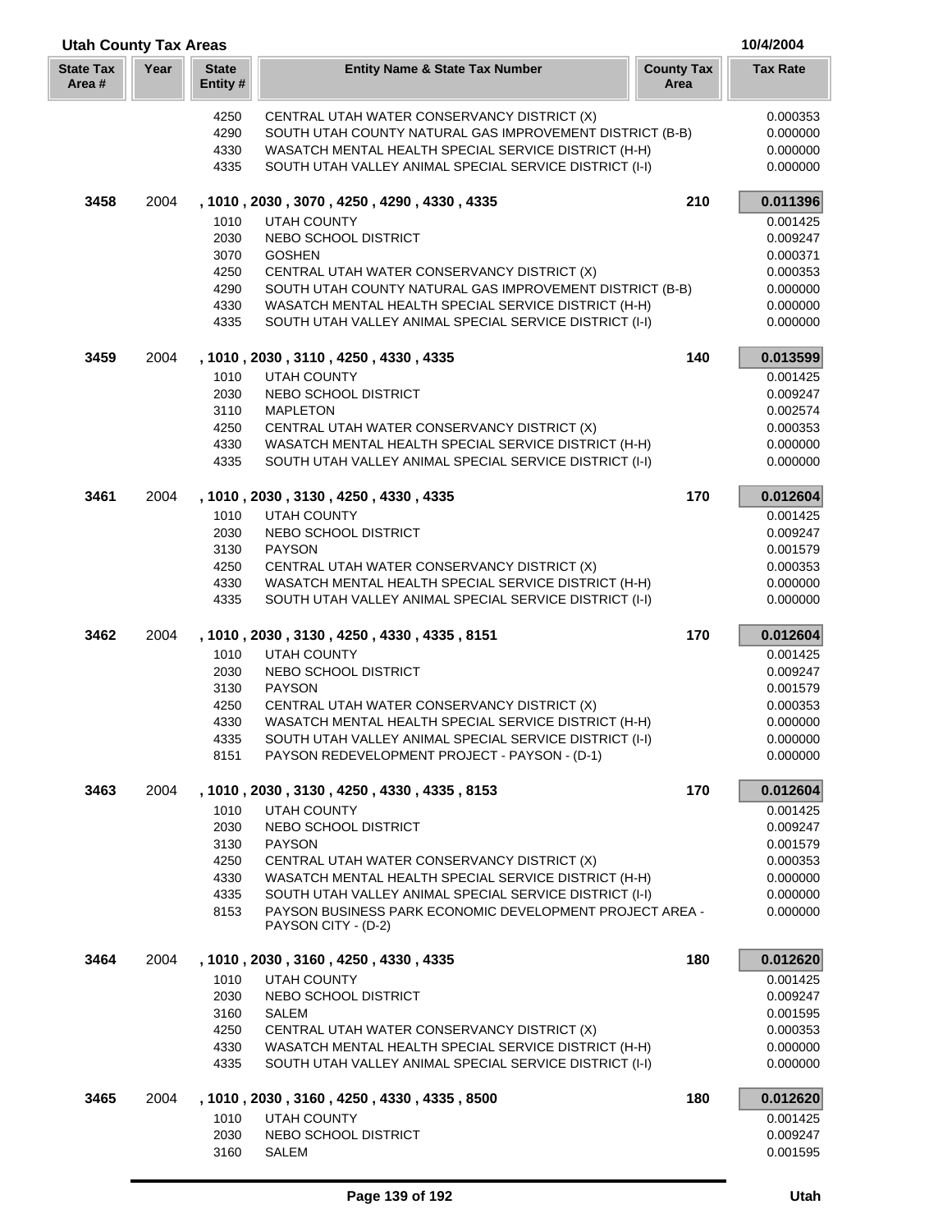## Utah County Tax Areas

10/4/2004

| State Tax Area # | Year | State Entity # | Entity Name & State Tax Number | County Tax Area | Tax Rate |
|---|---|---|---|---|---|
| | | 4250 | CENTRAL UTAH WATER CONSERVANCY DISTRICT (X) | | 0.000353 |
| | | 4290 | SOUTH UTAH COUNTY NATURAL GAS IMPROVEMENT DISTRICT (B-B) | | 0.000000 |
| | | 4330 | WASATCH MENTAL HEALTH SPECIAL SERVICE DISTRICT (H-H) | | 0.000000 |
| | | 4335 | SOUTH UTAH VALLEY ANIMAL SPECIAL SERVICE DISTRICT (I-I) | | 0.000000 |
| **3458** | 2004 | | **, 1010 , 2030 , 3070 , 4250 , 4290 , 4330 , 4335** | **210** | **0.011396** |
| | | 1010 | UTAH COUNTY | | 0.001425 |
| | | 2030 | NEBO SCHOOL DISTRICT | | 0.009247 |
| | | 3070 | GOSHEN | | 0.000371 |
| | | 4250 | CENTRAL UTAH WATER CONSERVANCY DISTRICT (X) | | 0.000353 |
| | | 4290 | SOUTH UTAH COUNTY NATURAL GAS IMPROVEMENT DISTRICT (B-B) | | 0.000000 |
| | | 4330 | WASATCH MENTAL HEALTH SPECIAL SERVICE DISTRICT (H-H) | | 0.000000 |
| | | 4335 | SOUTH UTAH VALLEY ANIMAL SPECIAL SERVICE DISTRICT (I-I) | | 0.000000 |
| **3459** | 2004 | | **, 1010 , 2030 , 3110 , 4250 , 4330 , 4335** | **140** | **0.013599** |
| | | 1010 | UTAH COUNTY | | 0.001425 |
| | | 2030 | NEBO SCHOOL DISTRICT | | 0.009247 |
| | | 3110 | MAPLETON | | 0.002574 |
| | | 4250 | CENTRAL UTAH WATER CONSERVANCY DISTRICT (X) | | 0.000353 |
| | | 4330 | WASATCH MENTAL HEALTH SPECIAL SERVICE DISTRICT (H-H) | | 0.000000 |
| | | 4335 | SOUTH UTAH VALLEY ANIMAL SPECIAL SERVICE DISTRICT (I-I) | | 0.000000 |
| **3461** | 2004 | | **, 1010 , 2030 , 3130 , 4250 , 4330 , 4335** | **170** | **0.012604** |
| | | 1010 | UTAH COUNTY | | 0.001425 |
| | | 2030 | NEBO SCHOOL DISTRICT | | 0.009247 |
| | | 3130 | PAYSON | | 0.001579 |
| | | 4250 | CENTRAL UTAH WATER CONSERVANCY DISTRICT (X) | | 0.000353 |
| | | 4330 | WASATCH MENTAL HEALTH SPECIAL SERVICE DISTRICT (H-H) | | 0.000000 |
| | | 4335 | SOUTH UTAH VALLEY ANIMAL SPECIAL SERVICE DISTRICT (I-I) | | 0.000000 |
| **3462** | 2004 | | **, 1010 , 2030 , 3130 , 4250 , 4330 , 4335 , 8151** | **170** | **0.012604** |
| | | 1010 | UTAH COUNTY | | 0.001425 |
| | | 2030 | NEBO SCHOOL DISTRICT | | 0.009247 |
| | | 3130 | PAYSON | | 0.001579 |
| | | 4250 | CENTRAL UTAH WATER CONSERVANCY DISTRICT (X) | | 0.000353 |
| | | 4330 | WASATCH MENTAL HEALTH SPECIAL SERVICE DISTRICT (H-H) | | 0.000000 |
| | | 4335 | SOUTH UTAH VALLEY ANIMAL SPECIAL SERVICE DISTRICT (I-I) | | 0.000000 |
| | | 8151 | PAYSON REDEVELOPMENT PROJECT - PAYSON - (D-1) | | 0.000000 |
| **3463** | 2004 | | **, 1010 , 2030 , 3130 , 4250 , 4330 , 4335 , 8153** | **170** | **0.012604** |
| | | 1010 | UTAH COUNTY | | 0.001425 |
| | | 2030 | NEBO SCHOOL DISTRICT | | 0.009247 |
| | | 3130 | PAYSON | | 0.001579 |
| | | 4250 | CENTRAL UTAH WATER CONSERVANCY DISTRICT (X) | | 0.000353 |
| | | 4330 | WASATCH MENTAL HEALTH SPECIAL SERVICE DISTRICT (H-H) | | 0.000000 |
| | | 4335 | SOUTH UTAH VALLEY ANIMAL SPECIAL SERVICE DISTRICT (I-I) | | 0.000000 |
| | | 8153 | PAYSON BUSINESS PARK ECONOMIC DEVELOPMENT PROJECT AREA - PAYSON CITY - (D-2) | | 0.000000 |
| **3464** | 2004 | | **, 1010 , 2030 , 3160 , 4250 , 4330 , 4335** | **180** | **0.012620** |
| | | 1010 | UTAH COUNTY | | 0.001425 |
| | | 2030 | NEBO SCHOOL DISTRICT | | 0.009247 |
| | | 3160 | SALEM | | 0.001595 |
| | | 4250 | CENTRAL UTAH WATER CONSERVANCY DISTRICT (X) | | 0.000353 |
| | | 4330 | WASATCH MENTAL HEALTH SPECIAL SERVICE DISTRICT (H-H) | | 0.000000 |
| | | 4335 | SOUTH UTAH VALLEY ANIMAL SPECIAL SERVICE DISTRICT (I-I) | | 0.000000 |
| **3465** | 2004 | | **, 1010 , 2030 , 3160 , 4250 , 4330 , 4335 , 8500** | **180** | **0.012620** |
| | | 1010 | UTAH COUNTY | | 0.001425 |
| | | 2030 | NEBO SCHOOL DISTRICT | | 0.009247 |
| | | 3160 | SALEM | | 0.001595 |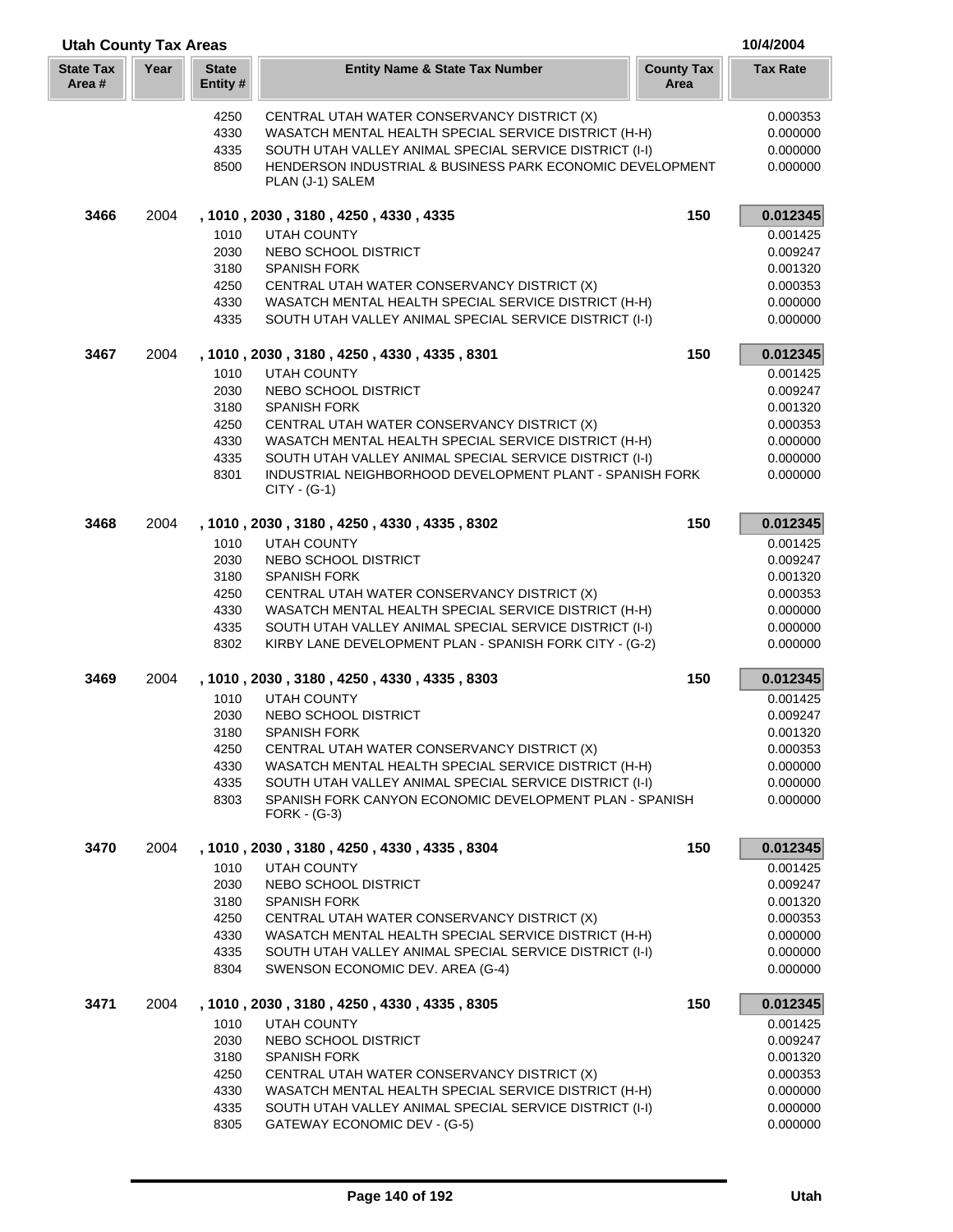## Utah County Tax Areas

10/4/2004

| State Tax Area # | Year | State Entity # | Entity Name & State Tax Number | County Tax Area | Tax Rate |
|---|---|---|---|---|---|
| | | 4250 | CENTRAL UTAH WATER CONSERVANCY DISTRICT (X) | | 0.000353 |
| | | 4330 | WASATCH MENTAL HEALTH SPECIAL SERVICE DISTRICT (H-H) | | 0.000000 |
| | | 4335 | SOUTH UTAH VALLEY ANIMAL SPECIAL SERVICE DISTRICT (I-I) | | 0.000000 |
| | | 8500 | HENDERSON INDUSTRIAL & BUSINESS PARK ECONOMIC DEVELOPMENT PLAN (J-1) SALEM | | 0.000000 |
| **3466** | 2004 | | **, 1010 , 2030 , 3180 , 4250 , 4330 , 4335** | **150** | **0.012345** |
| | | 1010 | UTAH COUNTY | | 0.001425 |
| | | 2030 | NEBO SCHOOL DISTRICT | | 0.009247 |
| | | 3180 | SPANISH FORK | | 0.001320 |
| | | 4250 | CENTRAL UTAH WATER CONSERVANCY DISTRICT (X) | | 0.000353 |
| | | 4330 | WASATCH MENTAL HEALTH SPECIAL SERVICE DISTRICT (H-H) | | 0.000000 |
| | | 4335 | SOUTH UTAH VALLEY ANIMAL SPECIAL SERVICE DISTRICT (I-I) | | 0.000000 |
| **3467** | 2004 | | **, 1010 , 2030 , 3180 , 4250 , 4330 , 4335 , 8301** | **150** | **0.012345** |
| | | 1010 | UTAH COUNTY | | 0.001425 |
| | | 2030 | NEBO SCHOOL DISTRICT | | 0.009247 |
| | | 3180 | SPANISH FORK | | 0.001320 |
| | | 4250 | CENTRAL UTAH WATER CONSERVANCY DISTRICT (X) | | 0.000353 |
| | | 4330 | WASATCH MENTAL HEALTH SPECIAL SERVICE DISTRICT (H-H) | | 0.000000 |
| | | 4335 | SOUTH UTAH VALLEY ANIMAL SPECIAL SERVICE DISTRICT (I-I) | | 0.000000 |
| | | 8301 | INDUSTRIAL NEIGHBORHOOD DEVELOPMENT PLANT - SPANISH FORK CITY - (G-1) | | 0.000000 |
| **3468** | 2004 | | **, 1010 , 2030 , 3180 , 4250 , 4330 , 4335 , 8302** | **150** | **0.012345** |
| | | 1010 | UTAH COUNTY | | 0.001425 |
| | | 2030 | NEBO SCHOOL DISTRICT | | 0.009247 |
| | | 3180 | SPANISH FORK | | 0.001320 |
| | | 4250 | CENTRAL UTAH WATER CONSERVANCY DISTRICT (X) | | 0.000353 |
| | | 4330 | WASATCH MENTAL HEALTH SPECIAL SERVICE DISTRICT (H-H) | | 0.000000 |
| | | 4335 | SOUTH UTAH VALLEY ANIMAL SPECIAL SERVICE DISTRICT (I-I) | | 0.000000 |
| | | 8302 | KIRBY LANE DEVELOPMENT PLAN - SPANISH FORK CITY - (G-2) | | 0.000000 |
| **3469** | 2004 | | **, 1010 , 2030 , 3180 , 4250 , 4330 , 4335 , 8303** | **150** | **0.012345** |
| | | 1010 | UTAH COUNTY | | 0.001425 |
| | | 2030 | NEBO SCHOOL DISTRICT | | 0.009247 |
| | | 3180 | SPANISH FORK | | 0.001320 |
| | | 4250 | CENTRAL UTAH WATER CONSERVANCY DISTRICT (X) | | 0.000353 |
| | | 4330 | WASATCH MENTAL HEALTH SPECIAL SERVICE DISTRICT (H-H) | | 0.000000 |
| | | 4335 | SOUTH UTAH VALLEY ANIMAL SPECIAL SERVICE DISTRICT (I-I) | | 0.000000 |
| | | 8303 | SPANISH FORK CANYON ECONOMIC DEVELOPMENT PLAN - SPANISH FORK - (G-3) | | 0.000000 |
| **3470** | 2004 | | **, 1010 , 2030 , 3180 , 4250 , 4330 , 4335 , 8304** | **150** | **0.012345** |
| | | 1010 | UTAH COUNTY | | 0.001425 |
| | | 2030 | NEBO SCHOOL DISTRICT | | 0.009247 |
| | | 3180 | SPANISH FORK | | 0.001320 |
| | | 4250 | CENTRAL UTAH WATER CONSERVANCY DISTRICT (X) | | 0.000353 |
| | | 4330 | WASATCH MENTAL HEALTH SPECIAL SERVICE DISTRICT (H-H) | | 0.000000 |
| | | 4335 | SOUTH UTAH VALLEY ANIMAL SPECIAL SERVICE DISTRICT (I-I) | | 0.000000 |
| | | 8304 | SWENSON ECONOMIC DEV. AREA (G-4) | | 0.000000 |
| **3471** | 2004 | | **, 1010 , 2030 , 3180 , 4250 , 4330 , 4335 , 8305** | **150** | **0.012345** |
| | | 1010 | UTAH COUNTY | | 0.001425 |
| | | 2030 | NEBO SCHOOL DISTRICT | | 0.009247 |
| | | 3180 | SPANISH FORK | | 0.001320 |
| | | 4250 | CENTRAL UTAH WATER CONSERVANCY DISTRICT (X) | | 0.000353 |
| | | 4330 | WASATCH MENTAL HEALTH SPECIAL SERVICE DISTRICT (H-H) | | 0.000000 |
| | | 4335 | SOUTH UTAH VALLEY ANIMAL SPECIAL SERVICE DISTRICT (I-I) | | 0.000000 |
| | | 8305 | GATEWAY ECONOMIC DEV - (G-5) | | 0.000000 |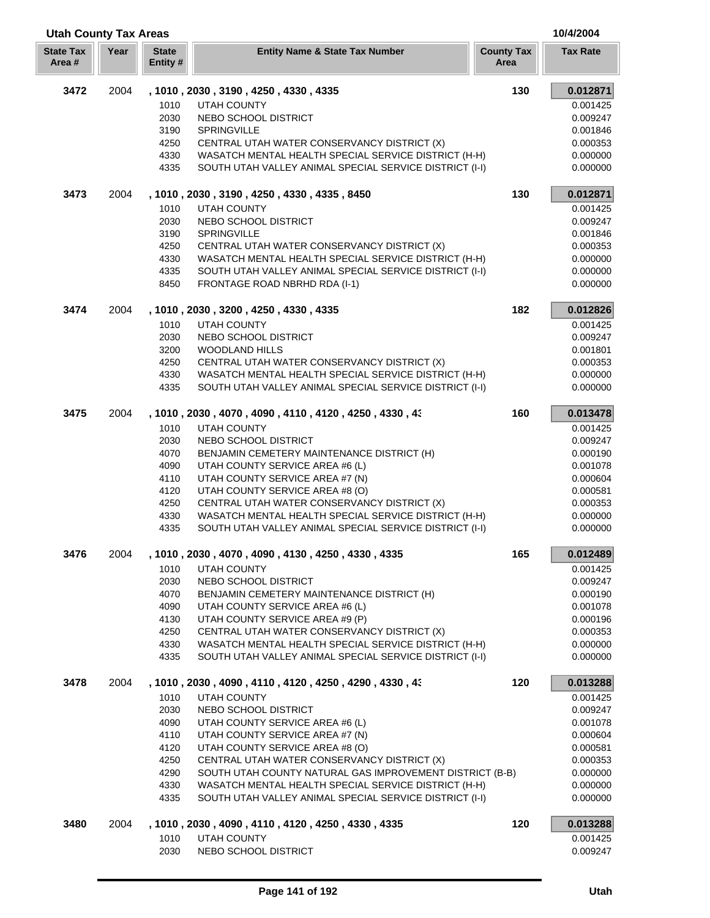## Utah County Tax Areas

10/4/2004

| State Tax Area # | Year | State Entity # | Entity Name & State Tax Number | County Tax Area | Tax Rate |
|---|---|---|---|---|---|
| **3472** | 2004 | **, 1010 , 2030 , 3190 , 4250 , 4330 , 4335** | | **130** | **0.012871** |
| | | 1010 | UTAH COUNTY | | 0.001425 |
| | | 2030 | NEBO SCHOOL DISTRICT | | 0.009247 |
| | | 3190 | SPRINGVILLE | | 0.001846 |
| | | 4250 | CENTRAL UTAH WATER CONSERVANCY DISTRICT (X) | | 0.000353 |
| | | 4330 | WASATCH MENTAL HEALTH SPECIAL SERVICE DISTRICT (H-H) | | 0.000000 |
| | | 4335 | SOUTH UTAH VALLEY ANIMAL SPECIAL SERVICE DISTRICT (I-I) | | 0.000000 |
| **3473** | 2004 | **, 1010 , 2030 , 3190 , 4250 , 4330 , 4335 , 8450** | | **130** | **0.012871** |
| | | 1010 | UTAH COUNTY | | 0.001425 |
| | | 2030 | NEBO SCHOOL DISTRICT | | 0.009247 |
| | | 3190 | SPRINGVILLE | | 0.001846 |
| | | 4250 | CENTRAL UTAH WATER CONSERVANCY DISTRICT (X) | | 0.000353 |
| | | 4330 | WASATCH MENTAL HEALTH SPECIAL SERVICE DISTRICT (H-H) | | 0.000000 |
| | | 4335 | SOUTH UTAH VALLEY ANIMAL SPECIAL SERVICE DISTRICT (I-I) | | 0.000000 |
| | | 8450 | FRONTAGE ROAD NBRHD RDA (I-1) | | 0.000000 |
| **3474** | 2004 | **, 1010 , 2030 , 3200 , 4250 , 4330 , 4335** | | **182** | **0.012826** |
| | | 1010 | UTAH COUNTY | | 0.001425 |
| | | 2030 | NEBO SCHOOL DISTRICT | | 0.009247 |
| | | 3200 | WOODLAND HILLS | | 0.001801 |
| | | 4250 | CENTRAL UTAH WATER CONSERVANCY DISTRICT (X) | | 0.000353 |
| | | 4330 | WASATCH MENTAL HEALTH SPECIAL SERVICE DISTRICT (H-H) | | 0.000000 |
| | | 4335 | SOUTH UTAH VALLEY ANIMAL SPECIAL SERVICE DISTRICT (I-I) | | 0.000000 |
| **3475** | 2004 | **, 1010 , 2030 , 4070 , 4090 , 4110 , 4120 , 4250 , 4330 , 43** | | **160** | **0.013478** |
| | | 1010 | UTAH COUNTY | | 0.001425 |
| | | 2030 | NEBO SCHOOL DISTRICT | | 0.009247 |
| | | 4070 | BENJAMIN CEMETERY MAINTENANCE DISTRICT (H) | | 0.000190 |
| | | 4090 | UTAH COUNTY SERVICE AREA #6 (L) | | 0.001078 |
| | | 4110 | UTAH COUNTY SERVICE AREA #7 (N) | | 0.000604 |
| | | 4120 | UTAH COUNTY SERVICE AREA #8 (O) | | 0.000581 |
| | | 4250 | CENTRAL UTAH WATER CONSERVANCY DISTRICT (X) | | 0.000353 |
| | | 4330 | WASATCH MENTAL HEALTH SPECIAL SERVICE DISTRICT (H-H) | | 0.000000 |
| | | 4335 | SOUTH UTAH VALLEY ANIMAL SPECIAL SERVICE DISTRICT (I-I) | | 0.000000 |
| **3476** | 2004 | **, 1010 , 2030 , 4070 , 4090 , 4130 , 4250 , 4330 , 4335** | | **165** | **0.012489** |
| | | 1010 | UTAH COUNTY | | 0.001425 |
| | | 2030 | NEBO SCHOOL DISTRICT | | 0.009247 |
| | | 4070 | BENJAMIN CEMETERY MAINTENANCE DISTRICT (H) | | 0.000190 |
| | | 4090 | UTAH COUNTY SERVICE AREA #6 (L) | | 0.001078 |
| | | 4130 | UTAH COUNTY SERVICE AREA #9 (P) | | 0.000196 |
| | | 4250 | CENTRAL UTAH WATER CONSERVANCY DISTRICT (X) | | 0.000353 |
| | | 4330 | WASATCH MENTAL HEALTH SPECIAL SERVICE DISTRICT (H-H) | | 0.000000 |
| | | 4335 | SOUTH UTAH VALLEY ANIMAL SPECIAL SERVICE DISTRICT (I-I) | | 0.000000 |
| **3478** | 2004 | **, 1010 , 2030 , 4090 , 4110 , 4120 , 4250 , 4290 , 4330 , 43** | | **120** | **0.013288** |
| | | 1010 | UTAH COUNTY | | 0.001425 |
| | | 2030 | NEBO SCHOOL DISTRICT | | 0.009247 |
| | | 4090 | UTAH COUNTY SERVICE AREA #6 (L) | | 0.001078 |
| | | 4110 | UTAH COUNTY SERVICE AREA #7 (N) | | 0.000604 |
| | | 4120 | UTAH COUNTY SERVICE AREA #8 (O) | | 0.000581 |
| | | 4250 | CENTRAL UTAH WATER CONSERVANCY DISTRICT (X) | | 0.000353 |
| | | 4290 | SOUTH UTAH COUNTY NATURAL GAS IMPROVEMENT DISTRICT (B-B) | | 0.000000 |
| | | 4330 | WASATCH MENTAL HEALTH SPECIAL SERVICE DISTRICT (H-H) | | 0.000000 |
| | | 4335 | SOUTH UTAH VALLEY ANIMAL SPECIAL SERVICE DISTRICT (I-I) | | 0.000000 |
| **3480** | 2004 | **, 1010 , 2030 , 4090 , 4110 , 4120 , 4250 , 4330 , 4335** | | **120** | **0.013288** |
| | | 1010 | UTAH COUNTY | | 0.001425 |
| | | 2030 | NEBO SCHOOL DISTRICT | | 0.009247 |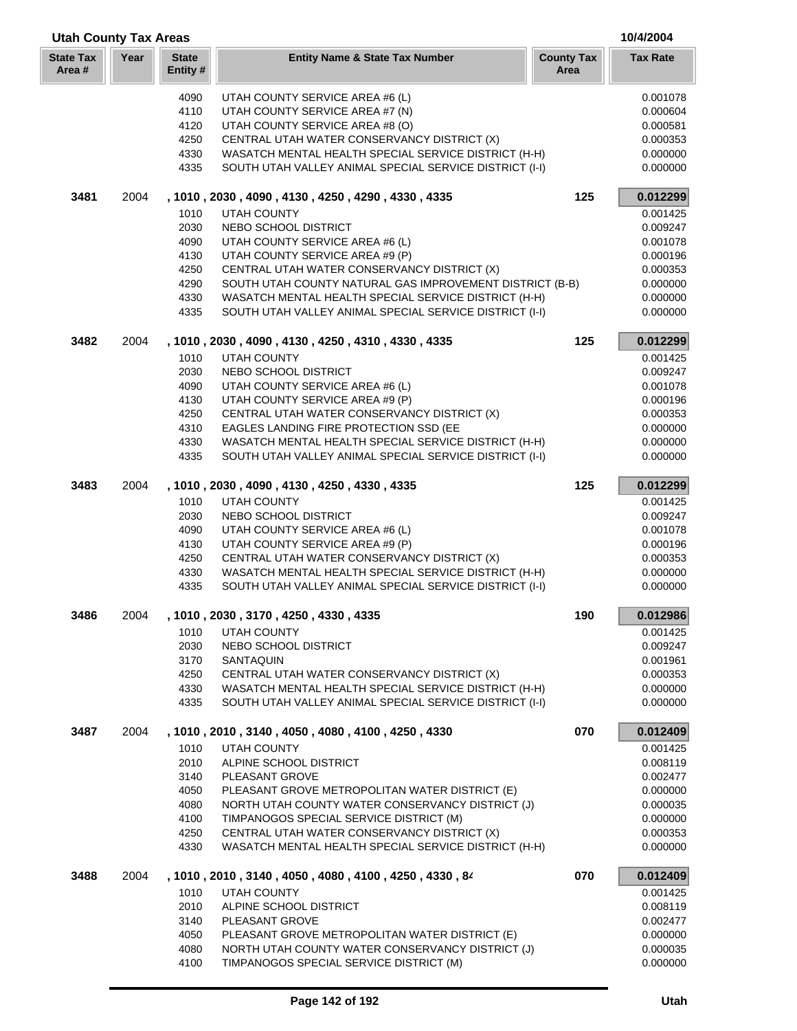## Utah County Tax Areas

10/4/2004

| State Tax Area # | Year | State Entity # | Entity Name & State Tax Number | County Tax Area | Tax Rate |
|---|---|---|---|---|---|
| | | 4090 | UTAH COUNTY SERVICE AREA #6 (L) | | 0.001078 |
| | | 4110 | UTAH COUNTY SERVICE AREA #7 (N) | | 0.000604 |
| | | 4120 | UTAH COUNTY SERVICE AREA #8 (O) | | 0.000581 |
| | | 4250 | CENTRAL UTAH WATER CONSERVANCY DISTRICT (X) | | 0.000353 |
| | | 4330 | WASATCH MENTAL HEALTH SPECIAL SERVICE DISTRICT (H-H) | | 0.000000 |
| | | 4335 | SOUTH UTAH VALLEY ANIMAL SPECIAL SERVICE DISTRICT (I-I) | | 0.000000 |
| **3481** | 2004 | | **, 1010 , 2030 , 4090 , 4130 , 4250 , 4290 , 4330 , 4335** | **125** | **0.012299** |
| | | 1010 | UTAH COUNTY | | 0.001425 |
| | | 2030 | NEBO SCHOOL DISTRICT | | 0.009247 |
| | | 4090 | UTAH COUNTY SERVICE AREA #6 (L) | | 0.001078 |
| | | 4130 | UTAH COUNTY SERVICE AREA #9 (P) | | 0.000196 |
| | | 4250 | CENTRAL UTAH WATER CONSERVANCY DISTRICT (X) | | 0.000353 |
| | | 4290 | SOUTH UTAH COUNTY NATURAL GAS IMPROVEMENT DISTRICT (B-B) | | 0.000000 |
| | | 4330 | WASATCH MENTAL HEALTH SPECIAL SERVICE DISTRICT (H-H) | | 0.000000 |
| | | 4335 | SOUTH UTAH VALLEY ANIMAL SPECIAL SERVICE DISTRICT (I-I) | | 0.000000 |
| **3482** | 2004 | | **, 1010 , 2030 , 4090 , 4130 , 4250 , 4310 , 4330 , 4335** | **125** | **0.012299** |
| | | 1010 | UTAH COUNTY | | 0.001425 |
| | | 2030 | NEBO SCHOOL DISTRICT | | 0.009247 |
| | | 4090 | UTAH COUNTY SERVICE AREA #6 (L) | | 0.001078 |
| | | 4130 | UTAH COUNTY SERVICE AREA #9 (P) | | 0.000196 |
| | | 4250 | CENTRAL UTAH WATER CONSERVANCY DISTRICT (X) | | 0.000353 |
| | | 4310 | EAGLES LANDING FIRE PROTECTION SSD (EE | | 0.000000 |
| | | 4330 | WASATCH MENTAL HEALTH SPECIAL SERVICE DISTRICT (H-H) | | 0.000000 |
| | | 4335 | SOUTH UTAH VALLEY ANIMAL SPECIAL SERVICE DISTRICT (I-I) | | 0.000000 |
| **3483** | 2004 | | **, 1010 , 2030 , 4090 , 4130 , 4250 , 4330 , 4335** | **125** | **0.012299** |
| | | 1010 | UTAH COUNTY | | 0.001425 |
| | | 2030 | NEBO SCHOOL DISTRICT | | 0.009247 |
| | | 4090 | UTAH COUNTY SERVICE AREA #6 (L) | | 0.001078 |
| | | 4130 | UTAH COUNTY SERVICE AREA #9 (P) | | 0.000196 |
| | | 4250 | CENTRAL UTAH WATER CONSERVANCY DISTRICT (X) | | 0.000353 |
| | | 4330 | WASATCH MENTAL HEALTH SPECIAL SERVICE DISTRICT (H-H) | | 0.000000 |
| | | 4335 | SOUTH UTAH VALLEY ANIMAL SPECIAL SERVICE DISTRICT (I-I) | | 0.000000 |
| **3486** | 2004 | | **, 1010 , 2030 , 3170 , 4250 , 4330 , 4335** | **190** | **0.012986** |
| | | 1010 | UTAH COUNTY | | 0.001425 |
| | | 2030 | NEBO SCHOOL DISTRICT | | 0.009247 |
| | | 3170 | SANTAQUIN | | 0.001961 |
| | | 4250 | CENTRAL UTAH WATER CONSERVANCY DISTRICT (X) | | 0.000353 |
| | | 4330 | WASATCH MENTAL HEALTH SPECIAL SERVICE DISTRICT (H-H) | | 0.000000 |
| | | 4335 | SOUTH UTAH VALLEY ANIMAL SPECIAL SERVICE DISTRICT (I-I) | | 0.000000 |
| **3487** | 2004 | | **, 1010 , 2010 , 3140 , 4050 , 4080 , 4100 , 4250 , 4330** | **070** | **0.012409** |
| | | 1010 | UTAH COUNTY | | 0.001425 |
| | | 2010 | ALPINE SCHOOL DISTRICT | | 0.008119 |
| | | 3140 | PLEASANT GROVE | | 0.002477 |
| | | 4050 | PLEASANT GROVE METROPOLITAN WATER DISTRICT (E) | | 0.000000 |
| | | 4080 | NORTH UTAH COUNTY WATER CONSERVANCY DISTRICT (J) | | 0.000035 |
| | | 4100 | TIMPANOGOS SPECIAL SERVICE DISTRICT (M) | | 0.000000 |
| | | 4250 | CENTRAL UTAH WATER CONSERVANCY DISTRICT (X) | | 0.000353 |
| | | 4330 | WASATCH MENTAL HEALTH SPECIAL SERVICE DISTRICT (H-H) | | 0.000000 |
| **3488** | 2004 | | **, 1010 , 2010 , 3140 , 4050 , 4080 , 4100 , 4250 , 4330 , 84** | **070** | **0.012409** |
| | | 1010 | UTAH COUNTY | | 0.001425 |
| | | 2010 | ALPINE SCHOOL DISTRICT | | 0.008119 |
| | | 3140 | PLEASANT GROVE | | 0.002477 |
| | | 4050 | PLEASANT GROVE METROPOLITAN WATER DISTRICT (E) | | 0.000000 |
| | | 4080 | NORTH UTAH COUNTY WATER CONSERVANCY DISTRICT (J) | | 0.000035 |
| | | 4100 | TIMPANOGOS SPECIAL SERVICE DISTRICT (M) | | 0.000000 |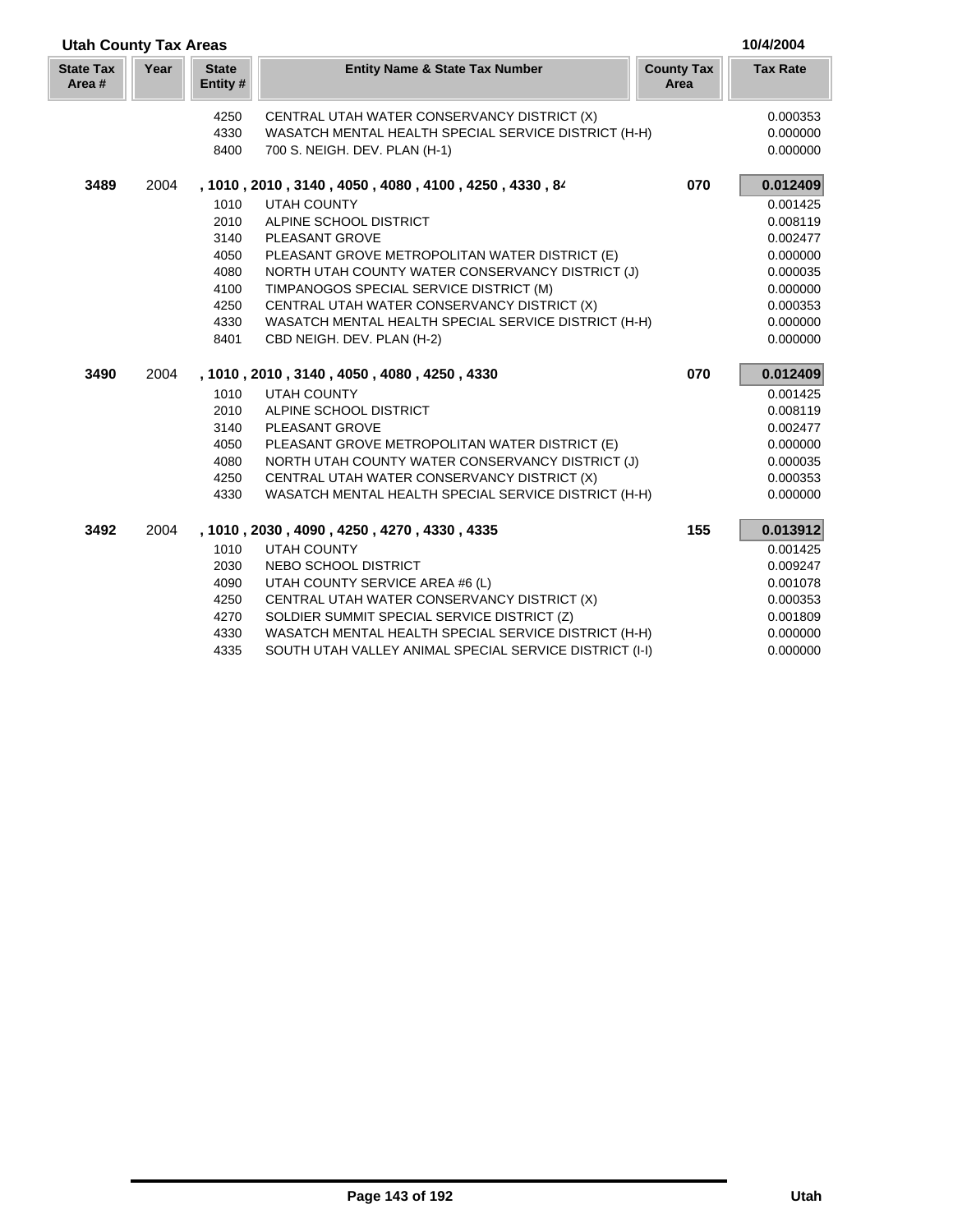## Utah County Tax Areas

10/4/2004

| State Tax Area # | Year | State Entity # | Entity Name & State Tax Number | County Tax Area | Tax Rate |
|---|---|---|---|---|---|
| | | 4250 | CENTRAL UTAH WATER CONSERVANCY DISTRICT (X) | | 0.000353 |
| | | 4330 | WASATCH MENTAL HEALTH SPECIAL SERVICE DISTRICT (H-H) | | 0.000000 |
| | | 8400 | 700 S. NEIGH. DEV. PLAN (H-1) | | 0.000000 |
| **3489** | 2004 | **, 1010 , 2010 , 3140 , 4050 , 4080 , 4100 , 4250 , 4330 , 84** | | **070** | **0.012409** |
| | | 1010 | UTAH COUNTY | | 0.001425 |
| | | 2010 | ALPINE SCHOOL DISTRICT | | 0.008119 |
| | | 3140 | PLEASANT GROVE | | 0.002477 |
| | | 4050 | PLEASANT GROVE METROPOLITAN WATER DISTRICT (E) | | 0.000000 |
| | | 4080 | NORTH UTAH COUNTY WATER CONSERVANCY DISTRICT (J) | | 0.000035 |
| | | 4100 | TIMPANOGOS SPECIAL SERVICE DISTRICT (M) | | 0.000000 |
| | | 4250 | CENTRAL UTAH WATER CONSERVANCY DISTRICT (X) | | 0.000353 |
| | | 4330 | WASATCH MENTAL HEALTH SPECIAL SERVICE DISTRICT (H-H) | | 0.000000 |
| | | 8401 | CBD NEIGH. DEV. PLAN (H-2) | | 0.000000 |
| **3490** | 2004 | **, 1010 , 2010 , 3140 , 4050 , 4080 , 4250 , 4330** | | **070** | **0.012409** |
| | | 1010 | UTAH COUNTY | | 0.001425 |
| | | 2010 | ALPINE SCHOOL DISTRICT | | 0.008119 |
| | | 3140 | PLEASANT GROVE | | 0.002477 |
| | | 4050 | PLEASANT GROVE METROPOLITAN WATER DISTRICT (E) | | 0.000000 |
| | | 4080 | NORTH UTAH COUNTY WATER CONSERVANCY DISTRICT (J) | | 0.000035 |
| | | 4250 | CENTRAL UTAH WATER CONSERVANCY DISTRICT (X) | | 0.000353 |
| | | 4330 | WASATCH MENTAL HEALTH SPECIAL SERVICE DISTRICT (H-H) | | 0.000000 |
| **3492** | 2004 | **, 1010 , 2030 , 4090 , 4250 , 4270 , 4330 , 4335** | | **155** | **0.013912** |
| | | 1010 | UTAH COUNTY | | 0.001425 |
| | | 2030 | NEBO SCHOOL DISTRICT | | 0.009247 |
| | | 4090 | UTAH COUNTY SERVICE AREA #6 (L) | | 0.001078 |
| | | 4250 | CENTRAL UTAH WATER CONSERVANCY DISTRICT (X) | | 0.000353 |
| | | 4270 | SOLDIER SUMMIT SPECIAL SERVICE DISTRICT (Z) | | 0.001809 |
| | | 4330 | WASATCH MENTAL HEALTH SPECIAL SERVICE DISTRICT (H-H) | | 0.000000 |
| | | 4335 | SOUTH UTAH VALLEY ANIMAL SPECIAL SERVICE DISTRICT (I-I) | | 0.000000 |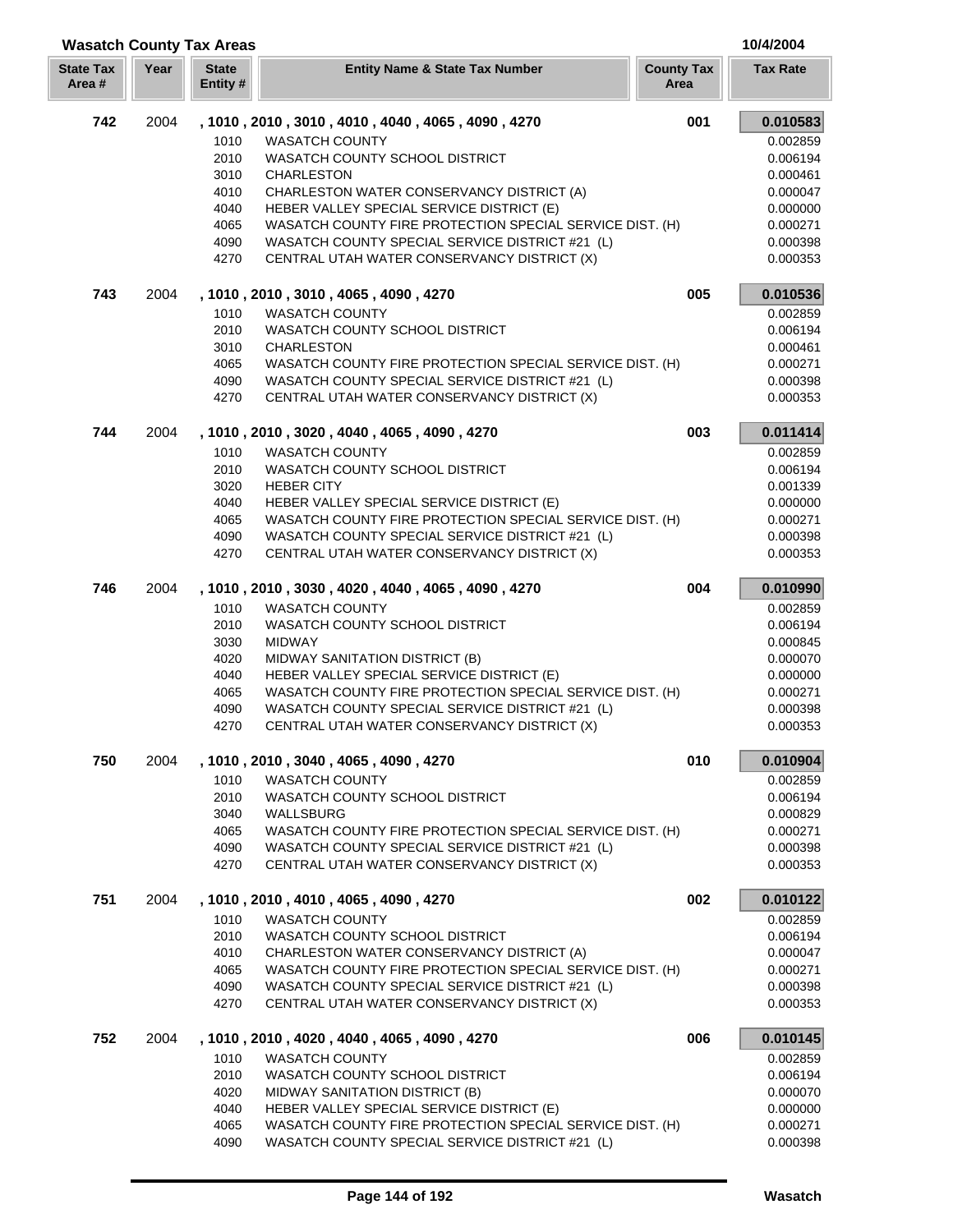## Wasatch County Tax Areas

10/4/2004

| State Tax Area # | Year | State Entity # | Entity Name & State Tax Number | County Tax Area | Tax Rate |
|---|---|---|---|---|---|
| **742** | 2004 | **, 1010 , 2010 , 3010 , 4010 , 4040 , 4065 , 4090 , 4270** | | **001** | **0.010583** |
| | | 1010 | WASATCH COUNTY | | 0.002859 |
| | | 2010 | WASATCH COUNTY SCHOOL DISTRICT | | 0.006194 |
| | | 3010 | CHARLESTON | | 0.000461 |
| | | 4010 | CHARLESTON WATER CONSERVANCY DISTRICT (A) | | 0.000047 |
| | | 4040 | HEBER VALLEY SPECIAL SERVICE DISTRICT (E) | | 0.000000 |
| | | 4065 | WASATCH COUNTY FIRE PROTECTION SPECIAL SERVICE DIST. (H) | | 0.000271 |
| | | 4090 | WASATCH COUNTY SPECIAL SERVICE DISTRICT #21 (L) | | 0.000398 |
| | | 4270 | CENTRAL UTAH WATER CONSERVANCY DISTRICT (X) | | 0.000353 |
| **743** | 2004 | **, 1010 , 2010 , 3010 , 4065 , 4090 , 4270** | | **005** | **0.010536** |
| | | 1010 | WASATCH COUNTY | | 0.002859 |
| | | 2010 | WASATCH COUNTY SCHOOL DISTRICT | | 0.006194 |
| | | 3010 | CHARLESTON | | 0.000461 |
| | | 4065 | WASATCH COUNTY FIRE PROTECTION SPECIAL SERVICE DIST. (H) | | 0.000271 |
| | | 4090 | WASATCH COUNTY SPECIAL SERVICE DISTRICT #21 (L) | | 0.000398 |
| | | 4270 | CENTRAL UTAH WATER CONSERVANCY DISTRICT (X) | | 0.000353 |
| **744** | 2004 | **, 1010 , 2010 , 3020 , 4040 , 4065 , 4090 , 4270** | | **003** | **0.011414** |
| | | 1010 | WASATCH COUNTY | | 0.002859 |
| | | 2010 | WASATCH COUNTY SCHOOL DISTRICT | | 0.006194 |
| | | 3020 | HEBER CITY | | 0.001339 |
| | | 4040 | HEBER VALLEY SPECIAL SERVICE DISTRICT (E) | | 0.000000 |
| | | 4065 | WASATCH COUNTY FIRE PROTECTION SPECIAL SERVICE DIST. (H) | | 0.000271 |
| | | 4090 | WASATCH COUNTY SPECIAL SERVICE DISTRICT #21 (L) | | 0.000398 |
| | | 4270 | CENTRAL UTAH WATER CONSERVANCY DISTRICT (X) | | 0.000353 |
| **746** | 2004 | **, 1010 , 2010 , 3030 , 4020 , 4040 , 4065 , 4090 , 4270** | | **004** | **0.010990** |
| | | 1010 | WASATCH COUNTY | | 0.002859 |
| | | 2010 | WASATCH COUNTY SCHOOL DISTRICT | | 0.006194 |
| | | 3030 | MIDWAY | | 0.000845 |
| | | 4020 | MIDWAY SANITATION DISTRICT (B) | | 0.000070 |
| | | 4040 | HEBER VALLEY SPECIAL SERVICE DISTRICT (E) | | 0.000000 |
| | | 4065 | WASATCH COUNTY FIRE PROTECTION SPECIAL SERVICE DIST. (H) | | 0.000271 |
| | | 4090 | WASATCH COUNTY SPECIAL SERVICE DISTRICT #21 (L) | | 0.000398 |
| | | 4270 | CENTRAL UTAH WATER CONSERVANCY DISTRICT (X) | | 0.000353 |
| **750** | 2004 | **, 1010 , 2010 , 3040 , 4065 , 4090 , 4270** | | **010** | **0.010904** |
| | | 1010 | WASATCH COUNTY | | 0.002859 |
| | | 2010 | WASATCH COUNTY SCHOOL DISTRICT | | 0.006194 |
| | | 3040 | WALLSBURG | | 0.000829 |
| | | 4065 | WASATCH COUNTY FIRE PROTECTION SPECIAL SERVICE DIST. (H) | | 0.000271 |
| | | 4090 | WASATCH COUNTY SPECIAL SERVICE DISTRICT #21 (L) | | 0.000398 |
| | | 4270 | CENTRAL UTAH WATER CONSERVANCY DISTRICT (X) | | 0.000353 |
| **751** | 2004 | **, 1010 , 2010 , 4010 , 4065 , 4090 , 4270** | | **002** | **0.010122** |
| | | 1010 | WASATCH COUNTY | | 0.002859 |
| | | 2010 | WASATCH COUNTY SCHOOL DISTRICT | | 0.006194 |
| | | 4010 | CHARLESTON WATER CONSERVANCY DISTRICT (A) | | 0.000047 |
| | | 4065 | WASATCH COUNTY FIRE PROTECTION SPECIAL SERVICE DIST. (H) | | 0.000271 |
| | | 4090 | WASATCH COUNTY SPECIAL SERVICE DISTRICT #21 (L) | | 0.000398 |
| | | 4270 | CENTRAL UTAH WATER CONSERVANCY DISTRICT (X) | | 0.000353 |
| **752** | 2004 | **, 1010 , 2010 , 4020 , 4040 , 4065 , 4090 , 4270** | | **006** | **0.010145** |
| | | 1010 | WASATCH COUNTY | | 0.002859 |
| | | 2010 | WASATCH COUNTY SCHOOL DISTRICT | | 0.006194 |
| | | 4020 | MIDWAY SANITATION DISTRICT (B) | | 0.000070 |
| | | 4040 | HEBER VALLEY SPECIAL SERVICE DISTRICT (E) | | 0.000000 |
| | | 4065 | WASATCH COUNTY FIRE PROTECTION SPECIAL SERVICE DIST. (H) | | 0.000271 |
| | | 4090 | WASATCH COUNTY SPECIAL SERVICE DISTRICT #21 (L) | | 0.000398 |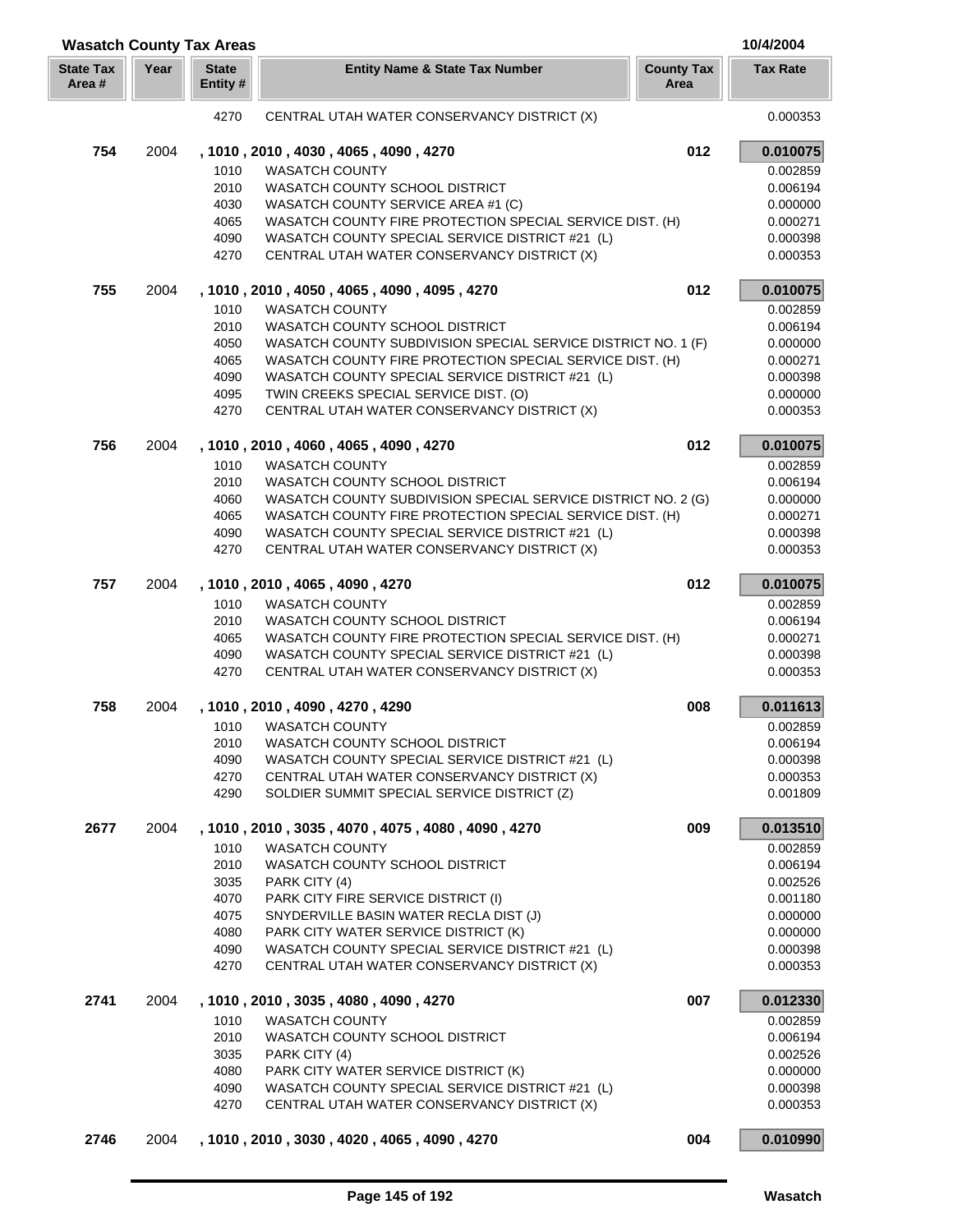## Wasatch County Tax Areas

| State Tax Area # | Year | State Entity # | Entity Name & State Tax Number | County Tax Area | Tax Rate |
|---|---|---|---|---|---|
| | | 4270 | CENTRAL UTAH WATER CONSERVANCY DISTRICT (X) | | 0.000353 |
| **754** | 2004 | | **, 1010 , 2010 , 4030 , 4065 , 4090 , 4270** | **012** | **0.010075** |
| | | 1010 | WASATCH COUNTY | | 0.002859 |
| | | 2010 | WASATCH COUNTY SCHOOL DISTRICT | | 0.006194 |
| | | 4030 | WASATCH COUNTY SERVICE AREA #1 (C) | | 0.000000 |
| | | 4065 | WASATCH COUNTY FIRE PROTECTION SPECIAL SERVICE DIST. (H) | | 0.000271 |
| | | 4090 | WASATCH COUNTY SPECIAL SERVICE DISTRICT #21 (L) | | 0.000398 |
| | | 4270 | CENTRAL UTAH WATER CONSERVANCY DISTRICT (X) | | 0.000353 |
| **755** | 2004 | | **, 1010 , 2010 , 4050 , 4065 , 4090 , 4095 , 4270** | **012** | **0.010075** |
| | | 1010 | WASATCH COUNTY | | 0.002859 |
| | | 2010 | WASATCH COUNTY SCHOOL DISTRICT | | 0.006194 |
| | | 4050 | WASATCH COUNTY SUBDIVISION SPECIAL SERVICE DISTRICT NO. 1 (F) | | 0.000000 |
| | | 4065 | WASATCH COUNTY FIRE PROTECTION SPECIAL SERVICE DIST. (H) | | 0.000271 |
| | | 4090 | WASATCH COUNTY SPECIAL SERVICE DISTRICT #21 (L) | | 0.000398 |
| | | 4095 | TWIN CREEKS SPECIAL SERVICE DIST. (O) | | 0.000000 |
| | | 4270 | CENTRAL UTAH WATER CONSERVANCY DISTRICT (X) | | 0.000353 |
| **756** | 2004 | | **, 1010 , 2010 , 4060 , 4065 , 4090 , 4270** | **012** | **0.010075** |
| | | 1010 | WASATCH COUNTY | | 0.002859 |
| | | 2010 | WASATCH COUNTY SCHOOL DISTRICT | | 0.006194 |
| | | 4060 | WASATCH COUNTY SUBDIVISION SPECIAL SERVICE DISTRICT NO. 2 (G) | | 0.000000 |
| | | 4065 | WASATCH COUNTY FIRE PROTECTION SPECIAL SERVICE DIST. (H) | | 0.000271 |
| | | 4090 | WASATCH COUNTY SPECIAL SERVICE DISTRICT #21 (L) | | 0.000398 |
| | | 4270 | CENTRAL UTAH WATER CONSERVANCY DISTRICT (X) | | 0.000353 |
| **757** | 2004 | | **, 1010 , 2010 , 4065 , 4090 , 4270** | **012** | **0.010075** |
| | | 1010 | WASATCH COUNTY | | 0.002859 |
| | | 2010 | WASATCH COUNTY SCHOOL DISTRICT | | 0.006194 |
| | | 4065 | WASATCH COUNTY FIRE PROTECTION SPECIAL SERVICE DIST. (H) | | 0.000271 |
| | | 4090 | WASATCH COUNTY SPECIAL SERVICE DISTRICT #21 (L) | | 0.000398 |
| | | 4270 | CENTRAL UTAH WATER CONSERVANCY DISTRICT (X) | | 0.000353 |
| **758** | 2004 | | **, 1010 , 2010 , 4090 , 4270 , 4290** | **008** | **0.011613** |
| | | 1010 | WASATCH COUNTY | | 0.002859 |
| | | 2010 | WASATCH COUNTY SCHOOL DISTRICT | | 0.006194 |
| | | 4090 | WASATCH COUNTY SPECIAL SERVICE DISTRICT #21 (L) | | 0.000398 |
| | | 4270 | CENTRAL UTAH WATER CONSERVANCY DISTRICT (X) | | 0.000353 |
| | | 4290 | SOLDIER SUMMIT SPECIAL SERVICE DISTRICT (Z) | | 0.001809 |
| **2677** | 2004 | | **, 1010 , 2010 , 3035 , 4070 , 4075 , 4080 , 4090 , 4270** | **009** | **0.013510** |
| | | 1010 | WASATCH COUNTY | | 0.002859 |
| | | 2010 | WASATCH COUNTY SCHOOL DISTRICT | | 0.006194 |
| | | 3035 | PARK CITY (4) | | 0.002526 |
| | | 4070 | PARK CITY FIRE SERVICE DISTRICT (I) | | 0.001180 |
| | | 4075 | SNYDERVILLE BASIN WATER RECLA DIST (J) | | 0.000000 |
| | | 4080 | PARK CITY WATER SERVICE DISTRICT (K) | | 0.000000 |
| | | 4090 | WASATCH COUNTY SPECIAL SERVICE DISTRICT #21 (L) | | 0.000398 |
| | | 4270 | CENTRAL UTAH WATER CONSERVANCY DISTRICT (X) | | 0.000353 |
| **2741** | 2004 | | **, 1010 , 2010 , 3035 , 4080 , 4090 , 4270** | **007** | **0.012330** |
| | | 1010 | WASATCH COUNTY | | 0.002859 |
| | | 2010 | WASATCH COUNTY SCHOOL DISTRICT | | 0.006194 |
| | | 3035 | PARK CITY (4) | | 0.002526 |
| | | 4080 | PARK CITY WATER SERVICE DISTRICT (K) | | 0.000000 |
| | | 4090 | WASATCH COUNTY SPECIAL SERVICE DISTRICT #21 (L) | | 0.000398 |
| | | 4270 | CENTRAL UTAH WATER CONSERVANCY DISTRICT (X) | | 0.000353 |
| **2746** | 2004 | | **, 1010 , 2010 , 3030 , 4020 , 4065 , 4090 , 4270** | **004** | **0.010990** |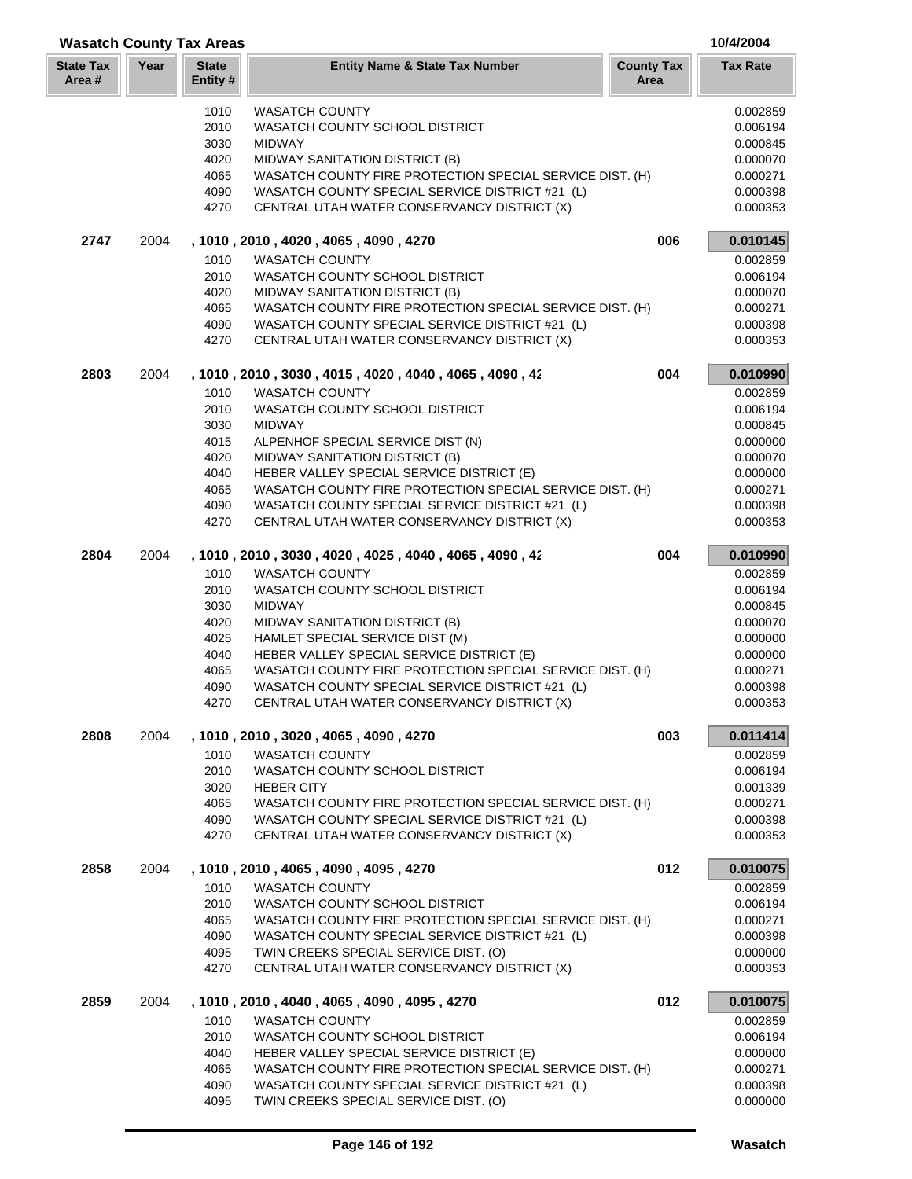## Wasatch County Tax Areas

10/4/2004

| State Tax Area # | Year | State Entity # | Entity Name & State Tax Number | County Tax Area | Tax Rate |
|---|---|---|---|---|---|
| | | 1010 | WASATCH COUNTY | | 0.002859 |
| | | 2010 | WASATCH COUNTY SCHOOL DISTRICT | | 0.006194 |
| | | 3030 | MIDWAY | | 0.000845 |
| | | 4020 | MIDWAY SANITATION DISTRICT (B) | | 0.000070 |
| | | 4065 | WASATCH COUNTY FIRE PROTECTION SPECIAL SERVICE DIST. (H) | | 0.000271 |
| | | 4090 | WASATCH COUNTY SPECIAL SERVICE DISTRICT #21 (L) | | 0.000398 |
| | | 4270 | CENTRAL UTAH WATER CONSERVANCY DISTRICT (X) | | 0.000353 |
| **2747** | 2004 | **, 1010 , 2010 , 4020 , 4065 , 4090 , 4270** | | **006** | **0.010145** |
| | | 1010 | WASATCH COUNTY | | 0.002859 |
| | | 2010 | WASATCH COUNTY SCHOOL DISTRICT | | 0.006194 |
| | | 4020 | MIDWAY SANITATION DISTRICT (B) | | 0.000070 |
| | | 4065 | WASATCH COUNTY FIRE PROTECTION SPECIAL SERVICE DIST. (H) | | 0.000271 |
| | | 4090 | WASATCH COUNTY SPECIAL SERVICE DISTRICT #21 (L) | | 0.000398 |
| | | 4270 | CENTRAL UTAH WATER CONSERVANCY DISTRICT (X) | | 0.000353 |
| **2803** | 2004 | **, 1010 , 2010 , 3030 , 4015 , 4020 , 4040 , 4065 , 4090 , 42** | | **004** | **0.010990** |
| | | 1010 | WASATCH COUNTY | | 0.002859 |
| | | 2010 | WASATCH COUNTY SCHOOL DISTRICT | | 0.006194 |
| | | 3030 | MIDWAY | | 0.000845 |
| | | 4015 | ALPENHOF SPECIAL SERVICE DIST (N) | | 0.000000 |
| | | 4020 | MIDWAY SANITATION DISTRICT (B) | | 0.000070 |
| | | 4040 | HEBER VALLEY SPECIAL SERVICE DISTRICT (E) | | 0.000000 |
| | | 4065 | WASATCH COUNTY FIRE PROTECTION SPECIAL SERVICE DIST. (H) | | 0.000271 |
| | | 4090 | WASATCH COUNTY SPECIAL SERVICE DISTRICT #21 (L) | | 0.000398 |
| | | 4270 | CENTRAL UTAH WATER CONSERVANCY DISTRICT (X) | | 0.000353 |
| **2804** | 2004 | **, 1010 , 2010 , 3030 , 4020 , 4025 , 4040 , 4065 , 4090 , 42** | | **004** | **0.010990** |
| | | 1010 | WASATCH COUNTY | | 0.002859 |
| | | 2010 | WASATCH COUNTY SCHOOL DISTRICT | | 0.006194 |
| | | 3030 | MIDWAY | | 0.000845 |
| | | 4020 | MIDWAY SANITATION DISTRICT (B) | | 0.000070 |
| | | 4025 | HAMLET SPECIAL SERVICE DIST (M) | | 0.000000 |
| | | 4040 | HEBER VALLEY SPECIAL SERVICE DISTRICT (E) | | 0.000000 |
| | | 4065 | WASATCH COUNTY FIRE PROTECTION SPECIAL SERVICE DIST. (H) | | 0.000271 |
| | | 4090 | WASATCH COUNTY SPECIAL SERVICE DISTRICT #21 (L) | | 0.000398 |
| | | 4270 | CENTRAL UTAH WATER CONSERVANCY DISTRICT (X) | | 0.000353 |
| **2808** | 2004 | **, 1010 , 2010 , 3020 , 4065 , 4090 , 4270** | | **003** | **0.011414** |
| | | 1010 | WASATCH COUNTY | | 0.002859 |
| | | 2010 | WASATCH COUNTY SCHOOL DISTRICT | | 0.006194 |
| | | 3020 | HEBER CITY | | 0.001339 |
| | | 4065 | WASATCH COUNTY FIRE PROTECTION SPECIAL SERVICE DIST. (H) | | 0.000271 |
| | | 4090 | WASATCH COUNTY SPECIAL SERVICE DISTRICT #21 (L) | | 0.000398 |
| | | 4270 | CENTRAL UTAH WATER CONSERVANCY DISTRICT (X) | | 0.000353 |
| **2858** | 2004 | **, 1010 , 2010 , 4065 , 4090 , 4095 , 4270** | | **012** | **0.010075** |
| | | 1010 | WASATCH COUNTY | | 0.002859 |
| | | 2010 | WASATCH COUNTY SCHOOL DISTRICT | | 0.006194 |
| | | 4065 | WASATCH COUNTY FIRE PROTECTION SPECIAL SERVICE DIST. (H) | | 0.000271 |
| | | 4090 | WASATCH COUNTY SPECIAL SERVICE DISTRICT #21 (L) | | 0.000398 |
| | | 4095 | TWIN CREEKS SPECIAL SERVICE DIST. (O) | | 0.000000 |
| | | 4270 | CENTRAL UTAH WATER CONSERVANCY DISTRICT (X) | | 0.000353 |
| **2859** | 2004 | **, 1010 , 2010 , 4040 , 4065 , 4090 , 4095 , 4270** | | **012** | **0.010075** |
| | | 1010 | WASATCH COUNTY | | 0.002859 |
| | | 2010 | WASATCH COUNTY SCHOOL DISTRICT | | 0.006194 |
| | | 4040 | HEBER VALLEY SPECIAL SERVICE DISTRICT (E) | | 0.000000 |
| | | 4065 | WASATCH COUNTY FIRE PROTECTION SPECIAL SERVICE DIST. (H) | | 0.000271 |
| | | 4090 | WASATCH COUNTY SPECIAL SERVICE DISTRICT #21 (L) | | 0.000398 |
| | | 4095 | TWIN CREEKS SPECIAL SERVICE DIST. (O) | | 0.000000 |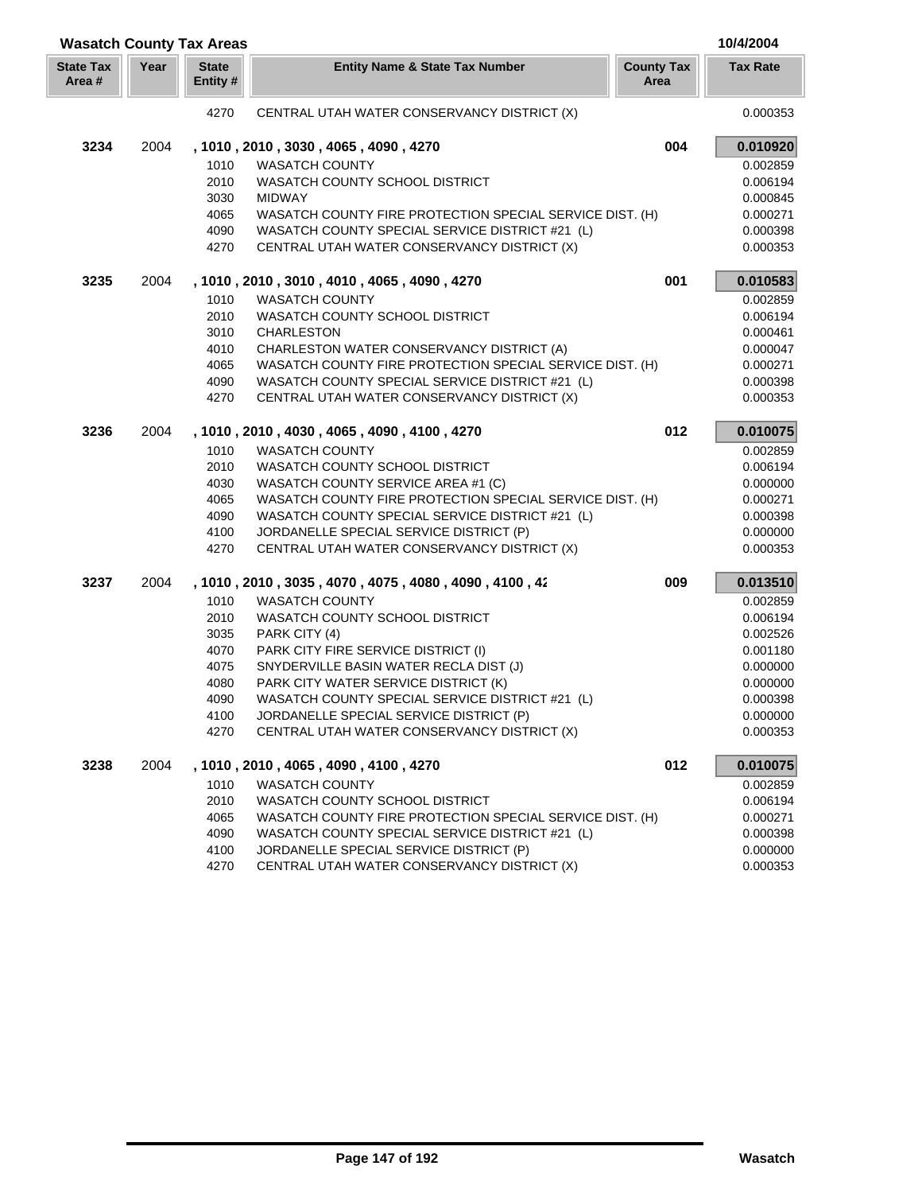## Wasatch County Tax Areas

10/4/2004

| State Tax Area # | Year | State Entity # | Entity Name & State Tax Number | County Tax Area | Tax Rate |
|---|---|---|---|---|---|
| | | 4270 | CENTRAL UTAH WATER CONSERVANCY DISTRICT (X) | | 0.000353 |
| **3234** | 2004 | | **, 1010 , 2010 , 3030 , 4065 , 4090 , 4270** | **004** | **0.010920** |
| | | 1010 | WASATCH COUNTY | | 0.002859 |
| | | 2010 | WASATCH COUNTY SCHOOL DISTRICT | | 0.006194 |
| | | 3030 | MIDWAY | | 0.000845 |
| | | 4065 | WASATCH COUNTY FIRE PROTECTION SPECIAL SERVICE DIST. (H) | | 0.000271 |
| | | 4090 | WASATCH COUNTY SPECIAL SERVICE DISTRICT #21 (L) | | 0.000398 |
| | | 4270 | CENTRAL UTAH WATER CONSERVANCY DISTRICT (X) | | 0.000353 |
| **3235** | 2004 | | **, 1010 , 2010 , 3010 , 4010 , 4065 , 4090 , 4270** | **001** | **0.010583** |
| | | 1010 | WASATCH COUNTY | | 0.002859 |
| | | 2010 | WASATCH COUNTY SCHOOL DISTRICT | | 0.006194 |
| | | 3010 | CHARLESTON | | 0.000461 |
| | | 4010 | CHARLESTON WATER CONSERVANCY DISTRICT (A) | | 0.000047 |
| | | 4065 | WASATCH COUNTY FIRE PROTECTION SPECIAL SERVICE DIST. (H) | | 0.000271 |
| | | 4090 | WASATCH COUNTY SPECIAL SERVICE DISTRICT #21 (L) | | 0.000398 |
| | | 4270 | CENTRAL UTAH WATER CONSERVANCY DISTRICT (X) | | 0.000353 |
| **3236** | 2004 | | **, 1010 , 2010 , 4030 , 4065 , 4090 , 4100 , 4270** | **012** | **0.010075** |
| | | 1010 | WASATCH COUNTY | | 0.002859 |
| | | 2010 | WASATCH COUNTY SCHOOL DISTRICT | | 0.006194 |
| | | 4030 | WASATCH COUNTY SERVICE AREA #1 (C) | | 0.000000 |
| | | 4065 | WASATCH COUNTY FIRE PROTECTION SPECIAL SERVICE DIST. (H) | | 0.000271 |
| | | 4090 | WASATCH COUNTY SPECIAL SERVICE DISTRICT #21 (L) | | 0.000398 |
| | | 4100 | JORDANELLE SPECIAL SERVICE DISTRICT (P) | | 0.000000 |
| | | 4270 | CENTRAL UTAH WATER CONSERVANCY DISTRICT (X) | | 0.000353 |
| **3237** | 2004 | | **, 1010 , 2010 , 3035 , 4070 , 4075 , 4080 , 4090 , 4100 , 42** | **009** | **0.013510** |
| | | 1010 | WASATCH COUNTY | | 0.002859 |
| | | 2010 | WASATCH COUNTY SCHOOL DISTRICT | | 0.006194 |
| | | 3035 | PARK CITY (4) | | 0.002526 |
| | | 4070 | PARK CITY FIRE SERVICE DISTRICT (I) | | 0.001180 |
| | | 4075 | SNYDERVILLE BASIN WATER RECLA DIST (J) | | 0.000000 |
| | | 4080 | PARK CITY WATER SERVICE DISTRICT (K) | | 0.000000 |
| | | 4090 | WASATCH COUNTY SPECIAL SERVICE DISTRICT #21 (L) | | 0.000398 |
| | | 4100 | JORDANELLE SPECIAL SERVICE DISTRICT (P) | | 0.000000 |
| | | 4270 | CENTRAL UTAH WATER CONSERVANCY DISTRICT (X) | | 0.000353 |
| **3238** | 2004 | | **, 1010 , 2010 , 4065 , 4090 , 4100 , 4270** | **012** | **0.010075** |
| | | 1010 | WASATCH COUNTY | | 0.002859 |
| | | 2010 | WASATCH COUNTY SCHOOL DISTRICT | | 0.006194 |
| | | 4065 | WASATCH COUNTY FIRE PROTECTION SPECIAL SERVICE DIST. (H) | | 0.000271 |
| | | 4090 | WASATCH COUNTY SPECIAL SERVICE DISTRICT #21 (L) | | 0.000398 |
| | | 4100 | JORDANELLE SPECIAL SERVICE DISTRICT (P) | | 0.000000 |
| | | 4270 | CENTRAL UTAH WATER CONSERVANCY DISTRICT (X) | | 0.000353 |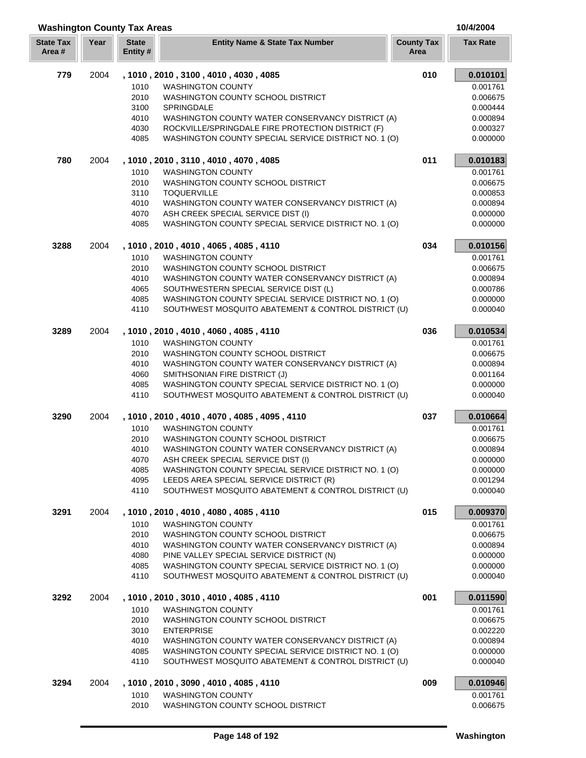## Washington County Tax Areas

10/4/2004

| State Tax Area # | Year | State Entity # | Entity Name & State Tax Number | County Tax Area | Tax Rate |
|---|---|---|---|---|---|
| 779 | 2004 | , 1010 , 2010 , 3100 , 4010 , 4030 , 4085 | | 010 | **0.010101** |
| | | 1010 | WASHINGTON COUNTY | | 0.001761 |
| | | 2010 | WASHINGTON COUNTY SCHOOL DISTRICT | | 0.006675 |
| | | 3100 | SPRINGDALE | | 0.000444 |
| | | 4010 | WASHINGTON COUNTY WATER CONSERVANCY DISTRICT (A) | | 0.000894 |
| | | 4030 | ROCKVILLE/SPRINGDALE FIRE PROTECTION DISTRICT (F) | | 0.000327 |
| | | 4085 | WASHINGTON COUNTY SPECIAL SERVICE DISTRICT NO. 1 (O) | | 0.000000 |
| 780 | 2004 | , 1010 , 2010 , 3110 , 4010 , 4070 , 4085 | | 011 | **0.010183** |
| | | 1010 | WASHINGTON COUNTY | | 0.001761 |
| | | 2010 | WASHINGTON COUNTY SCHOOL DISTRICT | | 0.006675 |
| | | 3110 | TOQUERVILLE | | 0.000853 |
| | | 4010 | WASHINGTON COUNTY WATER CONSERVANCY DISTRICT (A) | | 0.000894 |
| | | 4070 | ASH CREEK SPECIAL SERVICE DIST (I) | | 0.000000 |
| | | 4085 | WASHINGTON COUNTY SPECIAL SERVICE DISTRICT NO. 1 (O) | | 0.000000 |
| 3288 | 2004 | , 1010 , 2010 , 4010 , 4065 , 4085 , 4110 | | 034 | **0.010156** |
| | | 1010 | WASHINGTON COUNTY | | 0.001761 |
| | | 2010 | WASHINGTON COUNTY SCHOOL DISTRICT | | 0.006675 |
| | | 4010 | WASHINGTON COUNTY WATER CONSERVANCY DISTRICT (A) | | 0.000894 |
| | | 4065 | SOUTHWESTERN SPECIAL SERVICE DIST (L) | | 0.000786 |
| | | 4085 | WASHINGTON COUNTY SPECIAL SERVICE DISTRICT NO. 1 (O) | | 0.000000 |
| | | 4110 | SOUTHWEST MOSQUITO ABATEMENT & CONTROL DISTRICT (U) | | 0.000040 |
| 3289 | 2004 | , 1010 , 2010 , 4010 , 4060 , 4085 , 4110 | | 036 | **0.010534** |
| | | 1010 | WASHINGTON COUNTY | | 0.001761 |
| | | 2010 | WASHINGTON COUNTY SCHOOL DISTRICT | | 0.006675 |
| | | 4010 | WASHINGTON COUNTY WATER CONSERVANCY DISTRICT (A) | | 0.000894 |
| | | 4060 | SMITHSONIAN FIRE DISTRICT (J) | | 0.001164 |
| | | 4085 | WASHINGTON COUNTY SPECIAL SERVICE DISTRICT NO. 1 (O) | | 0.000000 |
| | | 4110 | SOUTHWEST MOSQUITO ABATEMENT & CONTROL DISTRICT (U) | | 0.000040 |
| 3290 | 2004 | , 1010 , 2010 , 4010 , 4070 , 4085 , 4095 , 4110 | | 037 | **0.010664** |
| | | 1010 | WASHINGTON COUNTY | | 0.001761 |
| | | 2010 | WASHINGTON COUNTY SCHOOL DISTRICT | | 0.006675 |
| | | 4010 | WASHINGTON COUNTY WATER CONSERVANCY DISTRICT (A) | | 0.000894 |
| | | 4070 | ASH CREEK SPECIAL SERVICE DIST (I) | | 0.000000 |
| | | 4085 | WASHINGTON COUNTY SPECIAL SERVICE DISTRICT NO. 1 (O) | | 0.000000 |
| | | 4095 | LEEDS AREA SPECIAL SERVICE DISTRICT (R) | | 0.001294 |
| | | 4110 | SOUTHWEST MOSQUITO ABATEMENT & CONTROL DISTRICT (U) | | 0.000040 |
| 3291 | 2004 | , 1010 , 2010 , 4010 , 4080 , 4085 , 4110 | | 015 | **0.009370** |
| | | 1010 | WASHINGTON COUNTY | | 0.001761 |
| | | 2010 | WASHINGTON COUNTY SCHOOL DISTRICT | | 0.006675 |
| | | 4010 | WASHINGTON COUNTY WATER CONSERVANCY DISTRICT (A) | | 0.000894 |
| | | 4080 | PINE VALLEY SPECIAL SERVICE DISTRICT (N) | | 0.000000 |
| | | 4085 | WASHINGTON COUNTY SPECIAL SERVICE DISTRICT NO. 1 (O) | | 0.000000 |
| | | 4110 | SOUTHWEST MOSQUITO ABATEMENT & CONTROL DISTRICT (U) | | 0.000040 |
| 3292 | 2004 | , 1010 , 2010 , 3010 , 4010 , 4085 , 4110 | | 001 | **0.011590** |
| | | 1010 | WASHINGTON COUNTY | | 0.001761 |
| | | 2010 | WASHINGTON COUNTY SCHOOL DISTRICT | | 0.006675 |
| | | 3010 | ENTERPRISE | | 0.002220 |
| | | 4010 | WASHINGTON COUNTY WATER CONSERVANCY DISTRICT (A) | | 0.000894 |
| | | 4085 | WASHINGTON COUNTY SPECIAL SERVICE DISTRICT NO. 1 (O) | | 0.000000 |
| | | 4110 | SOUTHWEST MOSQUITO ABATEMENT & CONTROL DISTRICT (U) | | 0.000040 |
| 3294 | 2004 | , 1010 , 2010 , 3090 , 4010 , 4085 , 4110 | | 009 | **0.010946** |
| | | 1010 | WASHINGTON COUNTY | | 0.001761 |
| | | 2010 | WASHINGTON COUNTY SCHOOL DISTRICT | | 0.006675 |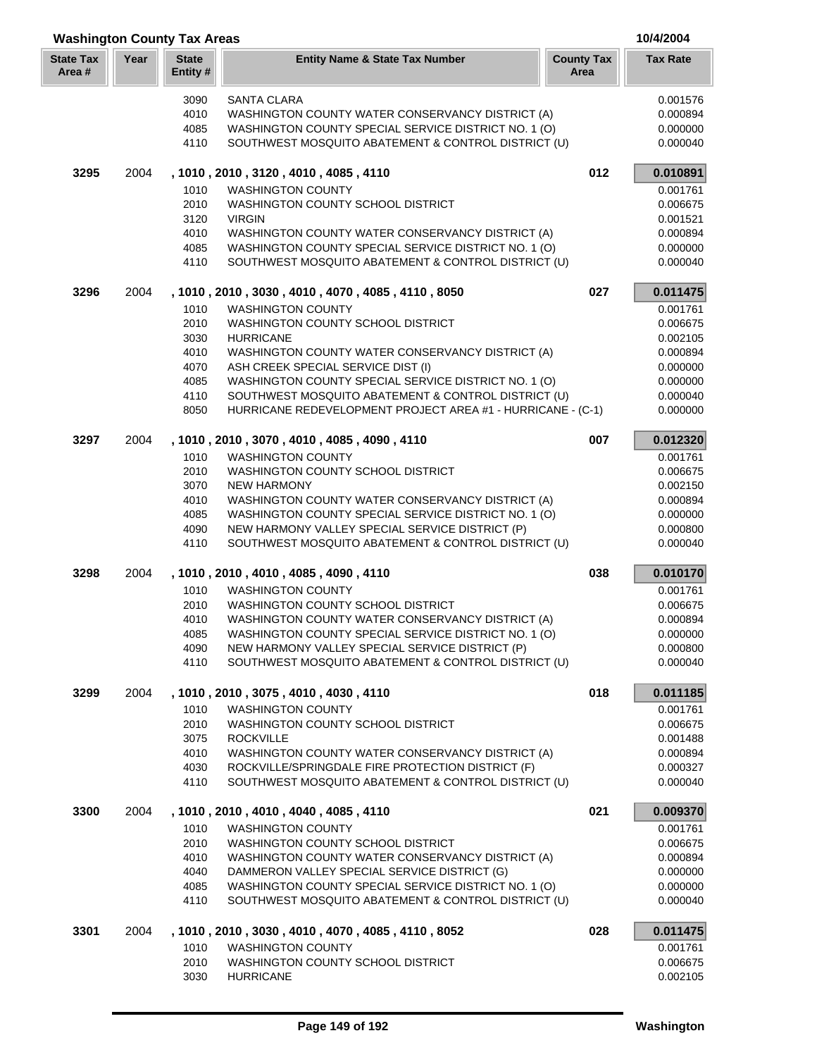## Washington County Tax Areas

10/4/2004

| State Tax Area # | Year | State Entity # | Entity Name & State Tax Number | County Tax Area | Tax Rate |
|---|---|---|---|---|---|
| | | 3090 | SANTA CLARA | | 0.001576 |
| | | 4010 | WASHINGTON COUNTY WATER CONSERVANCY DISTRICT (A) | | 0.000894 |
| | | 4085 | WASHINGTON COUNTY SPECIAL SERVICE DISTRICT NO. 1 (O) | | 0.000000 |
| | | 4110 | SOUTHWEST MOSQUITO ABATEMENT & CONTROL DISTRICT (U) | | 0.000040 |
| **3295** | 2004 | | **, 1010 , 2010 , 3120 , 4010 , 4085 , 4110** | **012** | **0.010891** |
| | | 1010 | WASHINGTON COUNTY | | 0.001761 |
| | | 2010 | WASHINGTON COUNTY SCHOOL DISTRICT | | 0.006675 |
| | | 3120 | VIRGIN | | 0.001521 |
| | | 4010 | WASHINGTON COUNTY WATER CONSERVANCY DISTRICT (A) | | 0.000894 |
| | | 4085 | WASHINGTON COUNTY SPECIAL SERVICE DISTRICT NO. 1 (O) | | 0.000000 |
| | | 4110 | SOUTHWEST MOSQUITO ABATEMENT & CONTROL DISTRICT (U) | | 0.000040 |
| **3296** | 2004 | | **, 1010 , 2010 , 3030 , 4010 , 4070 , 4085 , 4110 , 8050** | **027** | **0.011475** |
| | | 1010 | WASHINGTON COUNTY | | 0.001761 |
| | | 2010 | WASHINGTON COUNTY SCHOOL DISTRICT | | 0.006675 |
| | | 3030 | HURRICANE | | 0.002105 |
| | | 4010 | WASHINGTON COUNTY WATER CONSERVANCY DISTRICT (A) | | 0.000894 |
| | | 4070 | ASH CREEK SPECIAL SERVICE DIST (I) | | 0.000000 |
| | | 4085 | WASHINGTON COUNTY SPECIAL SERVICE DISTRICT NO. 1 (O) | | 0.000000 |
| | | 4110 | SOUTHWEST MOSQUITO ABATEMENT & CONTROL DISTRICT (U) | | 0.000040 |
| | | 8050 | HURRICANE REDEVELOPMENT PROJECT AREA #1 - HURRICANE - (C-1) | | 0.000000 |
| **3297** | 2004 | | **, 1010 , 2010 , 3070 , 4010 , 4085 , 4090 , 4110** | **007** | **0.012320** |
| | | 1010 | WASHINGTON COUNTY | | 0.001761 |
| | | 2010 | WASHINGTON COUNTY SCHOOL DISTRICT | | 0.006675 |
| | | 3070 | NEW HARMONY | | 0.002150 |
| | | 4010 | WASHINGTON COUNTY WATER CONSERVANCY DISTRICT (A) | | 0.000894 |
| | | 4085 | WASHINGTON COUNTY SPECIAL SERVICE DISTRICT NO. 1 (O) | | 0.000000 |
| | | 4090 | NEW HARMONY VALLEY SPECIAL SERVICE DISTRICT (P) | | 0.000800 |
| | | 4110 | SOUTHWEST MOSQUITO ABATEMENT & CONTROL DISTRICT (U) | | 0.000040 |
| **3298** | 2004 | | **, 1010 , 2010 , 4010 , 4085 , 4090 , 4110** | **038** | **0.010170** |
| | | 1010 | WASHINGTON COUNTY | | 0.001761 |
| | | 2010 | WASHINGTON COUNTY SCHOOL DISTRICT | | 0.006675 |
| | | 4010 | WASHINGTON COUNTY WATER CONSERVANCY DISTRICT (A) | | 0.000894 |
| | | 4085 | WASHINGTON COUNTY SPECIAL SERVICE DISTRICT NO. 1 (O) | | 0.000000 |
| | | 4090 | NEW HARMONY VALLEY SPECIAL SERVICE DISTRICT (P) | | 0.000800 |
| | | 4110 | SOUTHWEST MOSQUITO ABATEMENT & CONTROL DISTRICT (U) | | 0.000040 |
| **3299** | 2004 | | **, 1010 , 2010 , 3075 , 4010 , 4030 , 4110** | **018** | **0.011185** |
| | | 1010 | WASHINGTON COUNTY | | 0.001761 |
| | | 2010 | WASHINGTON COUNTY SCHOOL DISTRICT | | 0.006675 |
| | | 3075 | ROCKVILLE | | 0.001488 |
| | | 4010 | WASHINGTON COUNTY WATER CONSERVANCY DISTRICT (A) | | 0.000894 |
| | | 4030 | ROCKVILLE/SPRINGDALE FIRE PROTECTION DISTRICT (F) | | 0.000327 |
| | | 4110 | SOUTHWEST MOSQUITO ABATEMENT & CONTROL DISTRICT (U) | | 0.000040 |
| **3300** | 2004 | | **, 1010 , 2010 , 4010 , 4040 , 4085 , 4110** | **021** | **0.009370** |
| | | 1010 | WASHINGTON COUNTY | | 0.001761 |
| | | 2010 | WASHINGTON COUNTY SCHOOL DISTRICT | | 0.006675 |
| | | 4010 | WASHINGTON COUNTY WATER CONSERVANCY DISTRICT (A) | | 0.000894 |
| | | 4040 | DAMMERON VALLEY SPECIAL SERVICE DISTRICT (G) | | 0.000000 |
| | | 4085 | WASHINGTON COUNTY SPECIAL SERVICE DISTRICT NO. 1 (O) | | 0.000000 |
| | | 4110 | SOUTHWEST MOSQUITO ABATEMENT & CONTROL DISTRICT (U) | | 0.000040 |
| **3301** | 2004 | | **, 1010 , 2010 , 3030 , 4010 , 4070 , 4085 , 4110 , 8052** | **028** | **0.011475** |
| | | 1010 | WASHINGTON COUNTY | | 0.001761 |
| | | 2010 | WASHINGTON COUNTY SCHOOL DISTRICT | | 0.006675 |
| | | 3030 | HURRICANE | | 0.002105 |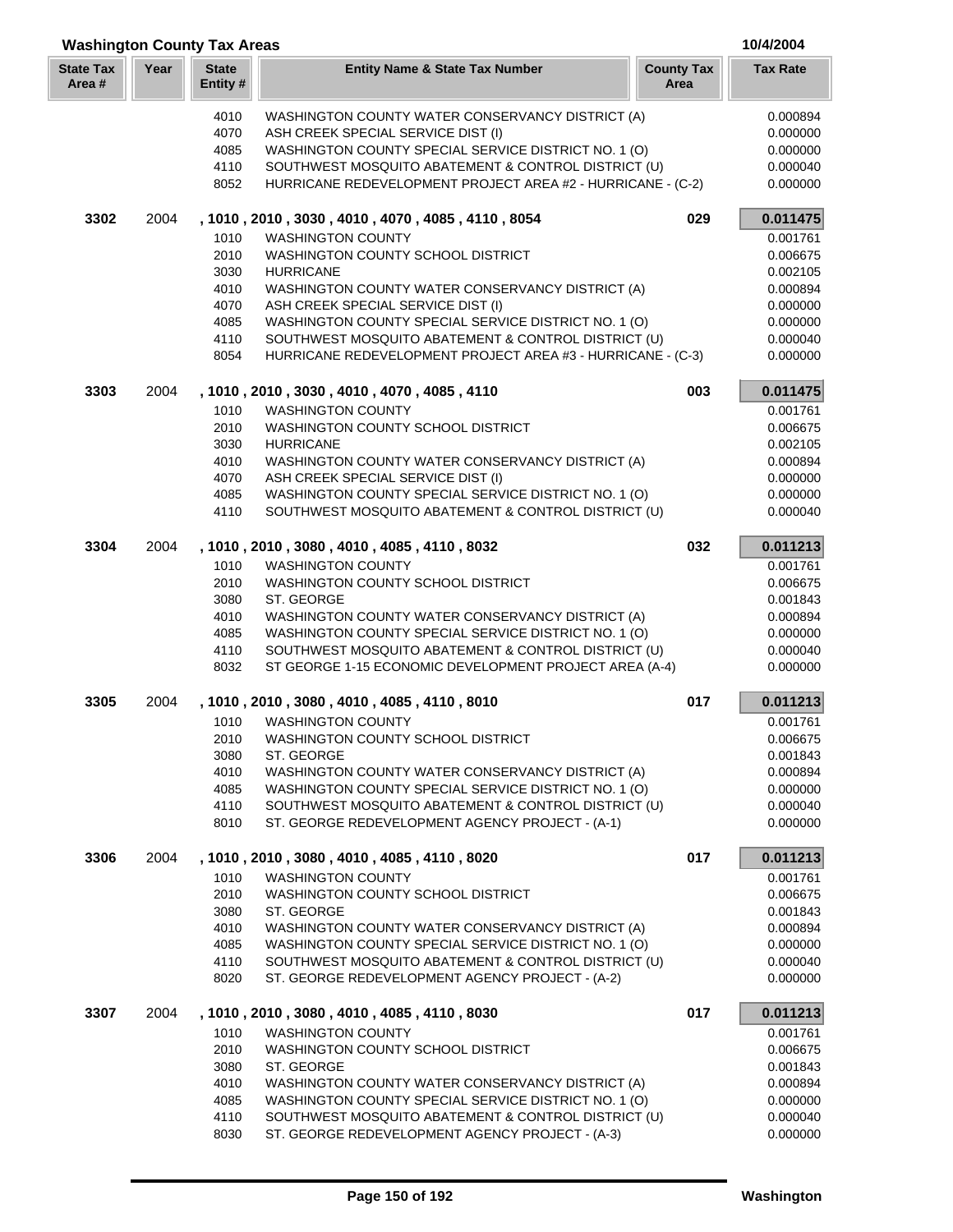## Washington County Tax Areas

10/4/2004

| State Tax Area # | Year | State Entity # | Entity Name & State Tax Number | County Tax Area | Tax Rate |
|---|---|---|---|---|---|
| | | 4010 | WASHINGTON COUNTY WATER CONSERVANCY DISTRICT (A) | | 0.000894 |
| | | 4070 | ASH CREEK SPECIAL SERVICE DIST (I) | | 0.000000 |
| | | 4085 | WASHINGTON COUNTY SPECIAL SERVICE DISTRICT NO. 1 (O) | | 0.000000 |
| | | 4110 | SOUTHWEST MOSQUITO ABATEMENT & CONTROL DISTRICT (U) | | 0.000040 |
| | | 8052 | HURRICANE REDEVELOPMENT PROJECT AREA #2 - HURRICANE - (C-2) | | 0.000000 |
| **3302** | 2004 | | **, 1010 , 2010 , 3030 , 4010 , 4070 , 4085 , 4110 , 8054** | **029** | **0.011475** |
| | | 1010 | WASHINGTON COUNTY | | 0.001761 |
| | | 2010 | WASHINGTON COUNTY SCHOOL DISTRICT | | 0.006675 |
| | | 3030 | HURRICANE | | 0.002105 |
| | | 4010 | WASHINGTON COUNTY WATER CONSERVANCY DISTRICT (A) | | 0.000894 |
| | | 4070 | ASH CREEK SPECIAL SERVICE DIST (I) | | 0.000000 |
| | | 4085 | WASHINGTON COUNTY SPECIAL SERVICE DISTRICT NO. 1 (O) | | 0.000000 |
| | | 4110 | SOUTHWEST MOSQUITO ABATEMENT & CONTROL DISTRICT (U) | | 0.000040 |
| | | 8054 | HURRICANE REDEVELOPMENT PROJECT AREA #3 - HURRICANE - (C-3) | | 0.000000 |
| **3303** | 2004 | | **, 1010 , 2010 , 3030 , 4010 , 4070 , 4085 , 4110** | **003** | **0.011475** |
| | | 1010 | WASHINGTON COUNTY | | 0.001761 |
| | | 2010 | WASHINGTON COUNTY SCHOOL DISTRICT | | 0.006675 |
| | | 3030 | HURRICANE | | 0.002105 |
| | | 4010 | WASHINGTON COUNTY WATER CONSERVANCY DISTRICT (A) | | 0.000894 |
| | | 4070 | ASH CREEK SPECIAL SERVICE DIST (I) | | 0.000000 |
| | | 4085 | WASHINGTON COUNTY SPECIAL SERVICE DISTRICT NO. 1 (O) | | 0.000000 |
| | | 4110 | SOUTHWEST MOSQUITO ABATEMENT & CONTROL DISTRICT (U) | | 0.000040 |
| **3304** | 2004 | | **, 1010 , 2010 , 3080 , 4010 , 4085 , 4110 , 8032** | **032** | **0.011213** |
| | | 1010 | WASHINGTON COUNTY | | 0.001761 |
| | | 2010 | WASHINGTON COUNTY SCHOOL DISTRICT | | 0.006675 |
| | | 3080 | ST. GEORGE | | 0.001843 |
| | | 4010 | WASHINGTON COUNTY WATER CONSERVANCY DISTRICT (A) | | 0.000894 |
| | | 4085 | WASHINGTON COUNTY SPECIAL SERVICE DISTRICT NO. 1 (O) | | 0.000000 |
| | | 4110 | SOUTHWEST MOSQUITO ABATEMENT & CONTROL DISTRICT (U) | | 0.000040 |
| | | 8032 | ST GEORGE 1-15 ECONOMIC DEVELOPMENT PROJECT AREA (A-4) | | 0.000000 |
| **3305** | 2004 | | **, 1010 , 2010 , 3080 , 4010 , 4085 , 4110 , 8010** | **017** | **0.011213** |
| | | 1010 | WASHINGTON COUNTY | | 0.001761 |
| | | 2010 | WASHINGTON COUNTY SCHOOL DISTRICT | | 0.006675 |
| | | 3080 | ST. GEORGE | | 0.001843 |
| | | 4010 | WASHINGTON COUNTY WATER CONSERVANCY DISTRICT (A) | | 0.000894 |
| | | 4085 | WASHINGTON COUNTY SPECIAL SERVICE DISTRICT NO. 1 (O) | | 0.000000 |
| | | 4110 | SOUTHWEST MOSQUITO ABATEMENT & CONTROL DISTRICT (U) | | 0.000040 |
| | | 8010 | ST. GEORGE REDEVELOPMENT AGENCY PROJECT - (A-1) | | 0.000000 |
| **3306** | 2004 | | **, 1010 , 2010 , 3080 , 4010 , 4085 , 4110 , 8020** | **017** | **0.011213** |
| | | 1010 | WASHINGTON COUNTY | | 0.001761 |
| | | 2010 | WASHINGTON COUNTY SCHOOL DISTRICT | | 0.006675 |
| | | 3080 | ST. GEORGE | | 0.001843 |
| | | 4010 | WASHINGTON COUNTY WATER CONSERVANCY DISTRICT (A) | | 0.000894 |
| | | 4085 | WASHINGTON COUNTY SPECIAL SERVICE DISTRICT NO. 1 (O) | | 0.000000 |
| | | 4110 | SOUTHWEST MOSQUITO ABATEMENT & CONTROL DISTRICT (U) | | 0.000040 |
| | | 8020 | ST. GEORGE REDEVELOPMENT AGENCY PROJECT - (A-2) | | 0.000000 |
| **3307** | 2004 | | **, 1010 , 2010 , 3080 , 4010 , 4085 , 4110 , 8030** | **017** | **0.011213** |
| | | 1010 | WASHINGTON COUNTY | | 0.001761 |
| | | 2010 | WASHINGTON COUNTY SCHOOL DISTRICT | | 0.006675 |
| | | 3080 | ST. GEORGE | | 0.001843 |
| | | 4010 | WASHINGTON COUNTY WATER CONSERVANCY DISTRICT (A) | | 0.000894 |
| | | 4085 | WASHINGTON COUNTY SPECIAL SERVICE DISTRICT NO. 1 (O) | | 0.000000 |
| | | 4110 | SOUTHWEST MOSQUITO ABATEMENT & CONTROL DISTRICT (U) | | 0.000040 |
| | | 8030 | ST. GEORGE REDEVELOPMENT AGENCY PROJECT - (A-3) | | 0.000000 |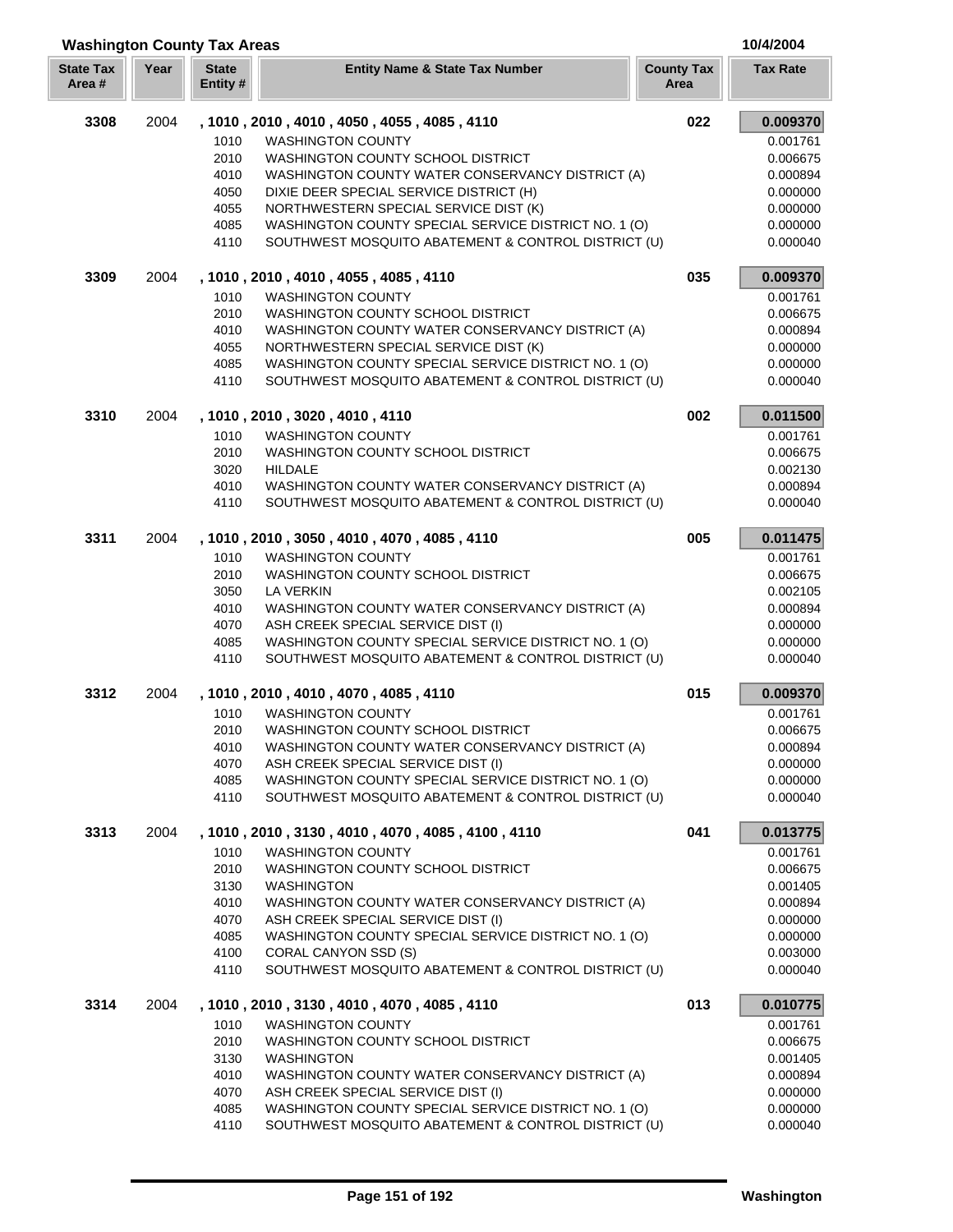## Washington County Tax Areas

10/4/2004

| State Tax Area # | Year | State Entity # | Entity Name & State Tax Number | County Tax Area | Tax Rate |
|---|---|---|---|---|---|
| **3308** | 2004 | **, 1010 , 2010 , 4010 , 4050 , 4055 , 4085 , 4110** | | **022** | **0.009370** |
| | | 1010 | WASHINGTON COUNTY | | 0.001761 |
| | | 2010 | WASHINGTON COUNTY SCHOOL DISTRICT | | 0.006675 |
| | | 4010 | WASHINGTON COUNTY WATER CONSERVANCY DISTRICT (A) | | 0.000894 |
| | | 4050 | DIXIE DEER SPECIAL SERVICE DISTRICT (H) | | 0.000000 |
| | | 4055 | NORTHWESTERN SPECIAL SERVICE DIST (K) | | 0.000000 |
| | | 4085 | WASHINGTON COUNTY SPECIAL SERVICE DISTRICT NO. 1 (O) | | 0.000000 |
| | | 4110 | SOUTHWEST MOSQUITO ABATEMENT & CONTROL DISTRICT (U) | | 0.000040 |
| **3309** | 2004 | **, 1010 , 2010 , 4010 , 4055 , 4085 , 4110** | | **035** | **0.009370** |
| | | 1010 | WASHINGTON COUNTY | | 0.001761 |
| | | 2010 | WASHINGTON COUNTY SCHOOL DISTRICT | | 0.006675 |
| | | 4010 | WASHINGTON COUNTY WATER CONSERVANCY DISTRICT (A) | | 0.000894 |
| | | 4055 | NORTHWESTERN SPECIAL SERVICE DIST (K) | | 0.000000 |
| | | 4085 | WASHINGTON COUNTY SPECIAL SERVICE DISTRICT NO. 1 (O) | | 0.000000 |
| | | 4110 | SOUTHWEST MOSQUITO ABATEMENT & CONTROL DISTRICT (U) | | 0.000040 |
| **3310** | 2004 | **, 1010 , 2010 , 3020 , 4010 , 4110** | | **002** | **0.011500** |
| | | 1010 | WASHINGTON COUNTY | | 0.001761 |
| | | 2010 | WASHINGTON COUNTY SCHOOL DISTRICT | | 0.006675 |
| | | 3020 | HILDALE | | 0.002130 |
| | | 4010 | WASHINGTON COUNTY WATER CONSERVANCY DISTRICT (A) | | 0.000894 |
| | | 4110 | SOUTHWEST MOSQUITO ABATEMENT & CONTROL DISTRICT (U) | | 0.000040 |
| **3311** | 2004 | **, 1010 , 2010 , 3050 , 4010 , 4070 , 4085 , 4110** | | **005** | **0.011475** |
| | | 1010 | WASHINGTON COUNTY | | 0.001761 |
| | | 2010 | WASHINGTON COUNTY SCHOOL DISTRICT | | 0.006675 |
| | | 3050 | LA VERKIN | | 0.002105 |
| | | 4010 | WASHINGTON COUNTY WATER CONSERVANCY DISTRICT (A) | | 0.000894 |
| | | 4070 | ASH CREEK SPECIAL SERVICE DIST (I) | | 0.000000 |
| | | 4085 | WASHINGTON COUNTY SPECIAL SERVICE DISTRICT NO. 1 (O) | | 0.000000 |
| | | 4110 | SOUTHWEST MOSQUITO ABATEMENT & CONTROL DISTRICT (U) | | 0.000040 |
| **3312** | 2004 | **, 1010 , 2010 , 4010 , 4070 , 4085 , 4110** | | **015** | **0.009370** |
| | | 1010 | WASHINGTON COUNTY | | 0.001761 |
| | | 2010 | WASHINGTON COUNTY SCHOOL DISTRICT | | 0.006675 |
| | | 4010 | WASHINGTON COUNTY WATER CONSERVANCY DISTRICT (A) | | 0.000894 |
| | | 4070 | ASH CREEK SPECIAL SERVICE DIST (I) | | 0.000000 |
| | | 4085 | WASHINGTON COUNTY SPECIAL SERVICE DISTRICT NO. 1 (O) | | 0.000000 |
| | | 4110 | SOUTHWEST MOSQUITO ABATEMENT & CONTROL DISTRICT (U) | | 0.000040 |
| **3313** | 2004 | **, 1010 , 2010 , 3130 , 4010 , 4070 , 4085 , 4100 , 4110** | | **041** | **0.013775** |
| | | 1010 | WASHINGTON COUNTY | | 0.001761 |
| | | 2010 | WASHINGTON COUNTY SCHOOL DISTRICT | | 0.006675 |
| | | 3130 | WASHINGTON | | 0.001405 |
| | | 4010 | WASHINGTON COUNTY WATER CONSERVANCY DISTRICT (A) | | 0.000894 |
| | | 4070 | ASH CREEK SPECIAL SERVICE DIST (I) | | 0.000000 |
| | | 4085 | WASHINGTON COUNTY SPECIAL SERVICE DISTRICT NO. 1 (O) | | 0.000000 |
| | | 4100 | CORAL CANYON SSD (S) | | 0.003000 |
| | | 4110 | SOUTHWEST MOSQUITO ABATEMENT & CONTROL DISTRICT (U) | | 0.000040 |
| **3314** | 2004 | **, 1010 , 2010 , 3130 , 4010 , 4070 , 4085 , 4110** | | **013** | **0.010775** |
| | | 1010 | WASHINGTON COUNTY | | 0.001761 |
| | | 2010 | WASHINGTON COUNTY SCHOOL DISTRICT | | 0.006675 |
| | | 3130 | WASHINGTON | | 0.001405 |
| | | 4010 | WASHINGTON COUNTY WATER CONSERVANCY DISTRICT (A) | | 0.000894 |
| | | 4070 | ASH CREEK SPECIAL SERVICE DIST (I) | | 0.000000 |
| | | 4085 | WASHINGTON COUNTY SPECIAL SERVICE DISTRICT NO. 1 (O) | | 0.000000 |
| | | 4110 | SOUTHWEST MOSQUITO ABATEMENT & CONTROL DISTRICT (U) | | 0.000040 |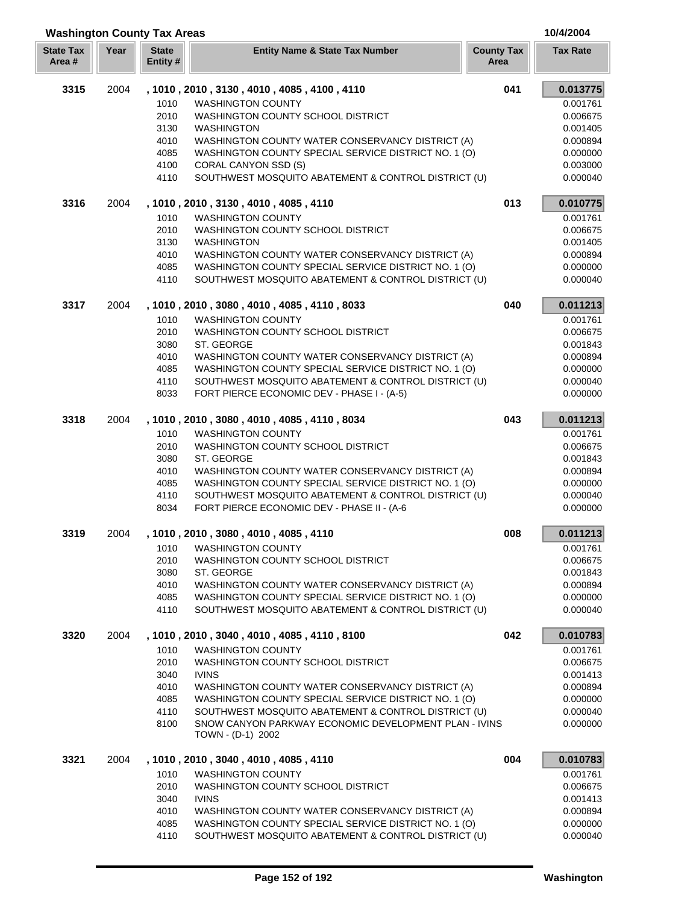## Washington County Tax Areas

10/4/2004

| State Tax Area # | Year | State Entity # | Entity Name & State Tax Number | County Tax Area | Tax Rate |
|---|---|---|---|---|---|
| **3315** | 2004 | **, 1010 , 2010 , 3130 , 4010 , 4085 , 4100 , 4110** | | **041** | **0.013775** |
| | | 1010 | WASHINGTON COUNTY | | 0.001761 |
| | | 2010 | WASHINGTON COUNTY SCHOOL DISTRICT | | 0.006675 |
| | | 3130 | WASHINGTON | | 0.001405 |
| | | 4010 | WASHINGTON COUNTY WATER CONSERVANCY DISTRICT (A) | | 0.000894 |
| | | 4085 | WASHINGTON COUNTY SPECIAL SERVICE DISTRICT NO. 1 (O) | | 0.000000 |
| | | 4100 | CORAL CANYON SSD (S) | | 0.003000 |
| | | 4110 | SOUTHWEST MOSQUITO ABATEMENT & CONTROL DISTRICT (U) | | 0.000040 |
| **3316** | 2004 | **, 1010 , 2010 , 3130 , 4010 , 4085 , 4110** | | **013** | **0.010775** |
| | | 1010 | WASHINGTON COUNTY | | 0.001761 |
| | | 2010 | WASHINGTON COUNTY SCHOOL DISTRICT | | 0.006675 |
| | | 3130 | WASHINGTON | | 0.001405 |
| | | 4010 | WASHINGTON COUNTY WATER CONSERVANCY DISTRICT (A) | | 0.000894 |
| | | 4085 | WASHINGTON COUNTY SPECIAL SERVICE DISTRICT NO. 1 (O) | | 0.000000 |
| | | 4110 | SOUTHWEST MOSQUITO ABATEMENT & CONTROL DISTRICT (U) | | 0.000040 |
| **3317** | 2004 | **, 1010 , 2010 , 3080 , 4010 , 4085 , 4110 , 8033** | | **040** | **0.011213** |
| | | 1010 | WASHINGTON COUNTY | | 0.001761 |
| | | 2010 | WASHINGTON COUNTY SCHOOL DISTRICT | | 0.006675 |
| | | 3080 | ST. GEORGE | | 0.001843 |
| | | 4010 | WASHINGTON COUNTY WATER CONSERVANCY DISTRICT (A) | | 0.000894 |
| | | 4085 | WASHINGTON COUNTY SPECIAL SERVICE DISTRICT NO. 1 (O) | | 0.000000 |
| | | 4110 | SOUTHWEST MOSQUITO ABATEMENT & CONTROL DISTRICT (U) | | 0.000040 |
| | | 8033 | FORT PIERCE ECONOMIC DEV - PHASE I - (A-5) | | 0.000000 |
| **3318** | 2004 | **, 1010 , 2010 , 3080 , 4010 , 4085 , 4110 , 8034** | | **043** | **0.011213** |
| | | 1010 | WASHINGTON COUNTY | | 0.001761 |
| | | 2010 | WASHINGTON COUNTY SCHOOL DISTRICT | | 0.006675 |
| | | 3080 | ST. GEORGE | | 0.001843 |
| | | 4010 | WASHINGTON COUNTY WATER CONSERVANCY DISTRICT (A) | | 0.000894 |
| | | 4085 | WASHINGTON COUNTY SPECIAL SERVICE DISTRICT NO. 1 (O) | | 0.000000 |
| | | 4110 | SOUTHWEST MOSQUITO ABATEMENT & CONTROL DISTRICT (U) | | 0.000040 |
| | | 8034 | FORT PIERCE ECONOMIC DEV - PHASE II - (A-6 | | 0.000000 |
| **3319** | 2004 | **, 1010 , 2010 , 3080 , 4010 , 4085 , 4110** | | **008** | **0.011213** |
| | | 1010 | WASHINGTON COUNTY | | 0.001761 |
| | | 2010 | WASHINGTON COUNTY SCHOOL DISTRICT | | 0.006675 |
| | | 3080 | ST. GEORGE | | 0.001843 |
| | | 4010 | WASHINGTON COUNTY WATER CONSERVANCY DISTRICT (A) | | 0.000894 |
| | | 4085 | WASHINGTON COUNTY SPECIAL SERVICE DISTRICT NO. 1 (O) | | 0.000000 |
| | | 4110 | SOUTHWEST MOSQUITO ABATEMENT & CONTROL DISTRICT (U) | | 0.000040 |
| **3320** | 2004 | **, 1010 , 2010 , 3040 , 4010 , 4085 , 4110 , 8100** | | **042** | **0.010783** |
| | | 1010 | WASHINGTON COUNTY | | 0.001761 |
| | | 2010 | WASHINGTON COUNTY SCHOOL DISTRICT | | 0.006675 |
| | | 3040 | IVINS | | 0.001413 |
| | | 4010 | WASHINGTON COUNTY WATER CONSERVANCY DISTRICT (A) | | 0.000894 |
| | | 4085 | WASHINGTON COUNTY SPECIAL SERVICE DISTRICT NO. 1 (O) | | 0.000000 |
| | | 4110 | SOUTHWEST MOSQUITO ABATEMENT & CONTROL DISTRICT (U) | | 0.000040 |
| | | 8100 | SNOW CANYON PARKWAY ECONOMIC DEVELOPMENT PLAN - IVINS TOWN - (D-1) 2002 | | 0.000000 |
| **3321** | 2004 | **, 1010 , 2010 , 3040 , 4010 , 4085 , 4110** | | **004** | **0.010783** |
| | | 1010 | WASHINGTON COUNTY | | 0.001761 |
| | | 2010 | WASHINGTON COUNTY SCHOOL DISTRICT | | 0.006675 |
| | | 3040 | IVINS | | 0.001413 |
| | | 4010 | WASHINGTON COUNTY WATER CONSERVANCY DISTRICT (A) | | 0.000894 |
| | | 4085 | WASHINGTON COUNTY SPECIAL SERVICE DISTRICT NO. 1 (O) | | 0.000000 |
| | | 4110 | SOUTHWEST MOSQUITO ABATEMENT & CONTROL DISTRICT (U) | | 0.000040 |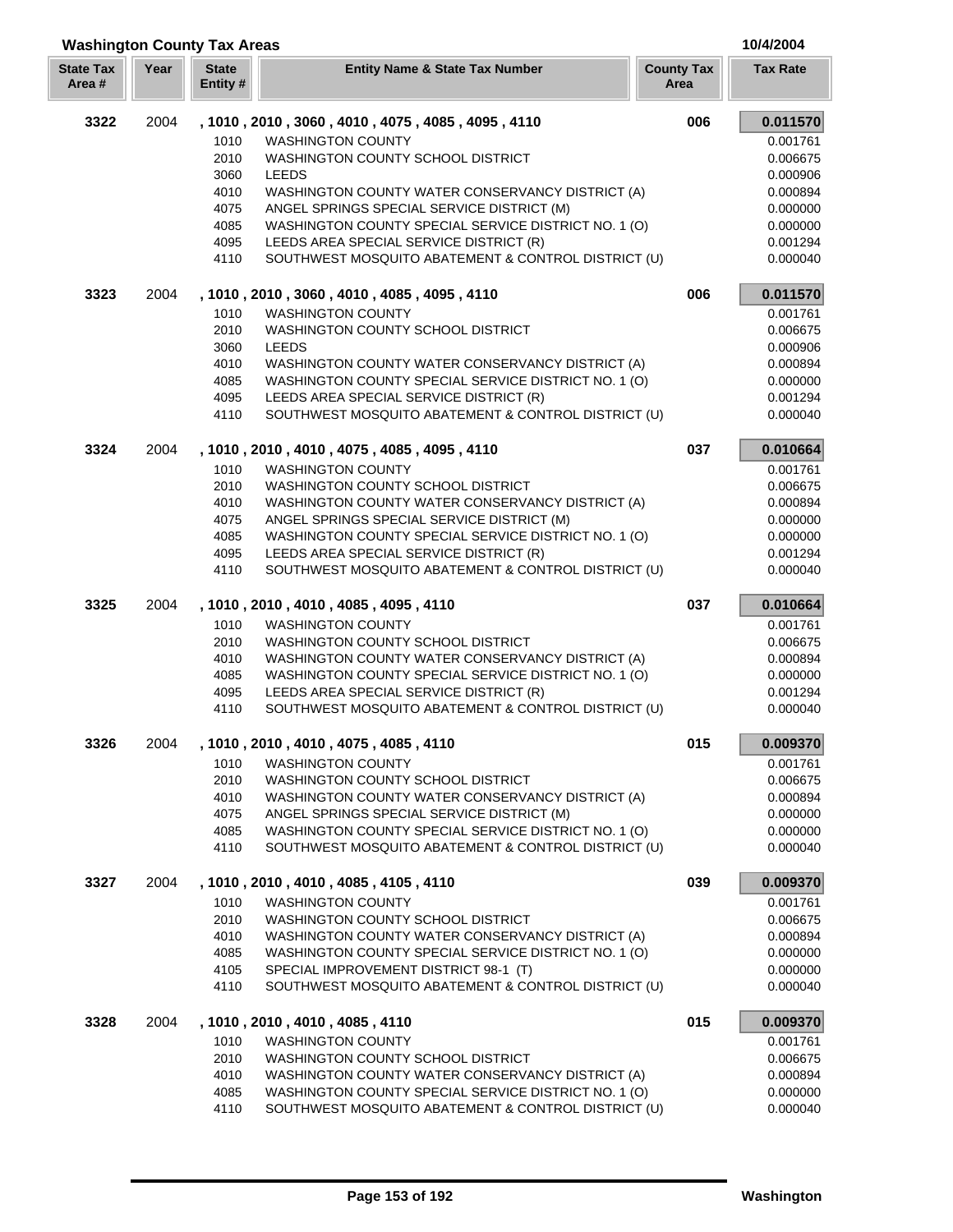## Washington County Tax Areas

10/4/2004

| State Tax Area # | Year | State Entity # | Entity Name & State Tax Number | County Tax Area | Tax Rate |
|---|---|---|---|---|---|
| **3322** | 2004 | | **, 1010 , 2010 , 3060 , 4010 , 4075 , 4085 , 4095 , 4110** | **006** | **0.011570** |
| | | 1010 | WASHINGTON COUNTY | | 0.001761 |
| | | 2010 | WASHINGTON COUNTY SCHOOL DISTRICT | | 0.006675 |
| | | 3060 | LEEDS | | 0.000906 |
| | | 4010 | WASHINGTON COUNTY WATER CONSERVANCY DISTRICT (A) | | 0.000894 |
| | | 4075 | ANGEL SPRINGS SPECIAL SERVICE DISTRICT (M) | | 0.000000 |
| | | 4085 | WASHINGTON COUNTY SPECIAL SERVICE DISTRICT NO. 1 (O) | | 0.000000 |
| | | 4095 | LEEDS AREA SPECIAL SERVICE DISTRICT (R) | | 0.001294 |
| | | 4110 | SOUTHWEST MOSQUITO ABATEMENT & CONTROL DISTRICT (U) | | 0.000040 |
| **3323** | 2004 | | **, 1010 , 2010 , 3060 , 4010 , 4085 , 4095 , 4110** | **006** | **0.011570** |
| | | 1010 | WASHINGTON COUNTY | | 0.001761 |
| | | 2010 | WASHINGTON COUNTY SCHOOL DISTRICT | | 0.006675 |
| | | 3060 | LEEDS | | 0.000906 |
| | | 4010 | WASHINGTON COUNTY WATER CONSERVANCY DISTRICT (A) | | 0.000894 |
| | | 4085 | WASHINGTON COUNTY SPECIAL SERVICE DISTRICT NO. 1 (O) | | 0.000000 |
| | | 4095 | LEEDS AREA SPECIAL SERVICE DISTRICT (R) | | 0.001294 |
| | | 4110 | SOUTHWEST MOSQUITO ABATEMENT & CONTROL DISTRICT (U) | | 0.000040 |
| **3324** | 2004 | | **, 1010 , 2010 , 4010 , 4075 , 4085 , 4095 , 4110** | **037** | **0.010664** |
| | | 1010 | WASHINGTON COUNTY | | 0.001761 |
| | | 2010 | WASHINGTON COUNTY SCHOOL DISTRICT | | 0.006675 |
| | | 4010 | WASHINGTON COUNTY WATER CONSERVANCY DISTRICT (A) | | 0.000894 |
| | | 4075 | ANGEL SPRINGS SPECIAL SERVICE DISTRICT (M) | | 0.000000 |
| | | 4085 | WASHINGTON COUNTY SPECIAL SERVICE DISTRICT NO. 1 (O) | | 0.000000 |
| | | 4095 | LEEDS AREA SPECIAL SERVICE DISTRICT (R) | | 0.001294 |
| | | 4110 | SOUTHWEST MOSQUITO ABATEMENT & CONTROL DISTRICT (U) | | 0.000040 |
| **3325** | 2004 | | **, 1010 , 2010 , 4010 , 4085 , 4095 , 4110** | **037** | **0.010664** |
| | | 1010 | WASHINGTON COUNTY | | 0.001761 |
| | | 2010 | WASHINGTON COUNTY SCHOOL DISTRICT | | 0.006675 |
| | | 4010 | WASHINGTON COUNTY WATER CONSERVANCY DISTRICT (A) | | 0.000894 |
| | | 4085 | WASHINGTON COUNTY SPECIAL SERVICE DISTRICT NO. 1 (O) | | 0.000000 |
| | | 4095 | LEEDS AREA SPECIAL SERVICE DISTRICT (R) | | 0.001294 |
| | | 4110 | SOUTHWEST MOSQUITO ABATEMENT & CONTROL DISTRICT (U) | | 0.000040 |
| **3326** | 2004 | | **, 1010 , 2010 , 4010 , 4075 , 4085 , 4110** | **015** | **0.009370** |
| | | 1010 | WASHINGTON COUNTY | | 0.001761 |
| | | 2010 | WASHINGTON COUNTY SCHOOL DISTRICT | | 0.006675 |
| | | 4010 | WASHINGTON COUNTY WATER CONSERVANCY DISTRICT (A) | | 0.000894 |
| | | 4075 | ANGEL SPRINGS SPECIAL SERVICE DISTRICT (M) | | 0.000000 |
| | | 4085 | WASHINGTON COUNTY SPECIAL SERVICE DISTRICT NO. 1 (O) | | 0.000000 |
| | | 4110 | SOUTHWEST MOSQUITO ABATEMENT & CONTROL DISTRICT (U) | | 0.000040 |
| **3327** | 2004 | | **, 1010 , 2010 , 4010 , 4085 , 4105 , 4110** | **039** | **0.009370** |
| | | 1010 | WASHINGTON COUNTY | | 0.001761 |
| | | 2010 | WASHINGTON COUNTY SCHOOL DISTRICT | | 0.006675 |
| | | 4010 | WASHINGTON COUNTY WATER CONSERVANCY DISTRICT (A) | | 0.000894 |
| | | 4085 | WASHINGTON COUNTY SPECIAL SERVICE DISTRICT NO. 1 (O) | | 0.000000 |
| | | 4105 | SPECIAL IMPROVEMENT DISTRICT 98-1 (T) | | 0.000000 |
| | | 4110 | SOUTHWEST MOSQUITO ABATEMENT & CONTROL DISTRICT (U) | | 0.000040 |
| **3328** | 2004 | | **, 1010 , 2010 , 4010 , 4085 , 4110** | **015** | **0.009370** |
| | | 1010 | WASHINGTON COUNTY | | 0.001761 |
| | | 2010 | WASHINGTON COUNTY SCHOOL DISTRICT | | 0.006675 |
| | | 4010 | WASHINGTON COUNTY WATER CONSERVANCY DISTRICT (A) | | 0.000894 |
| | | 4085 | WASHINGTON COUNTY SPECIAL SERVICE DISTRICT NO. 1 (O) | | 0.000000 |
| | | 4110 | SOUTHWEST MOSQUITO ABATEMENT & CONTROL DISTRICT (U) | | 0.000040 |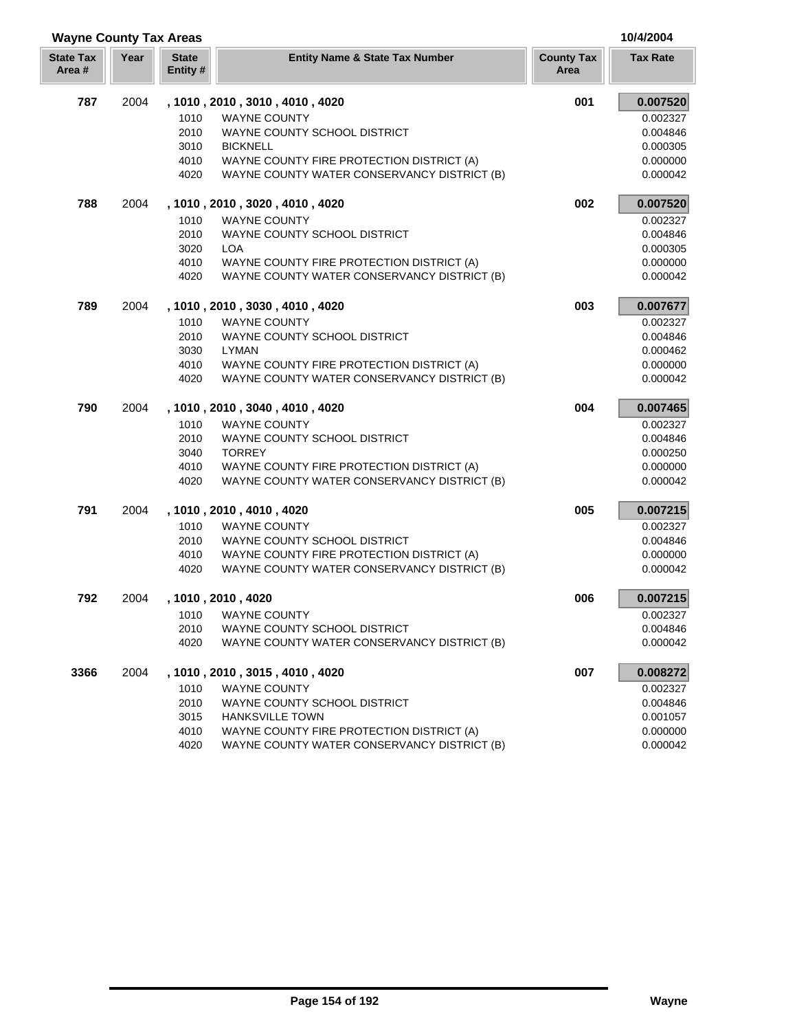## Wayne County Tax Areas

10/4/2004

| State Tax Area # | Year | State Entity # | Entity Name & State Tax Number | County Tax Area | Tax Rate |
|---|---|---|---|---|---|
| **787** | 2004 | | **, 1010 , 2010 , 3010 , 4010 , 4020** | **001** | **0.007520** |
| | | 1010 | WAYNE COUNTY | | 0.002327 |
| | | 2010 | WAYNE COUNTY SCHOOL DISTRICT | | 0.004846 |
| | | 3010 | BICKNELL | | 0.000305 |
| | | 4010 | WAYNE COUNTY FIRE PROTECTION DISTRICT (A) | | 0.000000 |
| | | 4020 | WAYNE COUNTY WATER CONSERVANCY DISTRICT (B) | | 0.000042 |
| **788** | 2004 | | **, 1010 , 2010 , 3020 , 4010 , 4020** | **002** | **0.007520** |
| | | 1010 | WAYNE COUNTY | | 0.002327 |
| | | 2010 | WAYNE COUNTY SCHOOL DISTRICT | | 0.004846 |
| | | 3020 | LOA | | 0.000305 |
| | | 4010 | WAYNE COUNTY FIRE PROTECTION DISTRICT (A) | | 0.000000 |
| | | 4020 | WAYNE COUNTY WATER CONSERVANCY DISTRICT (B) | | 0.000042 |
| **789** | 2004 | | **, 1010 , 2010 , 3030 , 4010 , 4020** | **003** | **0.007677** |
| | | 1010 | WAYNE COUNTY | | 0.002327 |
| | | 2010 | WAYNE COUNTY SCHOOL DISTRICT | | 0.004846 |
| | | 3030 | LYMAN | | 0.000462 |
| | | 4010 | WAYNE COUNTY FIRE PROTECTION DISTRICT (A) | | 0.000000 |
| | | 4020 | WAYNE COUNTY WATER CONSERVANCY DISTRICT (B) | | 0.000042 |
| **790** | 2004 | | **, 1010 , 2010 , 3040 , 4010 , 4020** | **004** | **0.007465** |
| | | 1010 | WAYNE COUNTY | | 0.002327 |
| | | 2010 | WAYNE COUNTY SCHOOL DISTRICT | | 0.004846 |
| | | 3040 | TORREY | | 0.000250 |
| | | 4010 | WAYNE COUNTY FIRE PROTECTION DISTRICT (A) | | 0.000000 |
| | | 4020 | WAYNE COUNTY WATER CONSERVANCY DISTRICT (B) | | 0.000042 |
| **791** | 2004 | | **, 1010 , 2010 , 4010 , 4020** | **005** | **0.007215** |
| | | 1010 | WAYNE COUNTY | | 0.002327 |
| | | 2010 | WAYNE COUNTY SCHOOL DISTRICT | | 0.004846 |
| | | 4010 | WAYNE COUNTY FIRE PROTECTION DISTRICT (A) | | 0.000000 |
| | | 4020 | WAYNE COUNTY WATER CONSERVANCY DISTRICT (B) | | 0.000042 |
| **792** | 2004 | | **, 1010 , 2010 , 4020** | **006** | **0.007215** |
| | | 1010 | WAYNE COUNTY | | 0.002327 |
| | | 2010 | WAYNE COUNTY SCHOOL DISTRICT | | 0.004846 |
| | | 4020 | WAYNE COUNTY WATER CONSERVANCY DISTRICT (B) | | 0.000042 |
| **3366** | 2004 | | **, 1010 , 2010 , 3015 , 4010 , 4020** | **007** | **0.008272** |
| | | 1010 | WAYNE COUNTY | | 0.002327 |
| | | 2010 | WAYNE COUNTY SCHOOL DISTRICT | | 0.004846 |
| | | 3015 | HANKSVILLE TOWN | | 0.001057 |
| | | 4010 | WAYNE COUNTY FIRE PROTECTION DISTRICT (A) | | 0.000000 |
| | | 4020 | WAYNE COUNTY WATER CONSERVANCY DISTRICT (B) | | 0.000042 |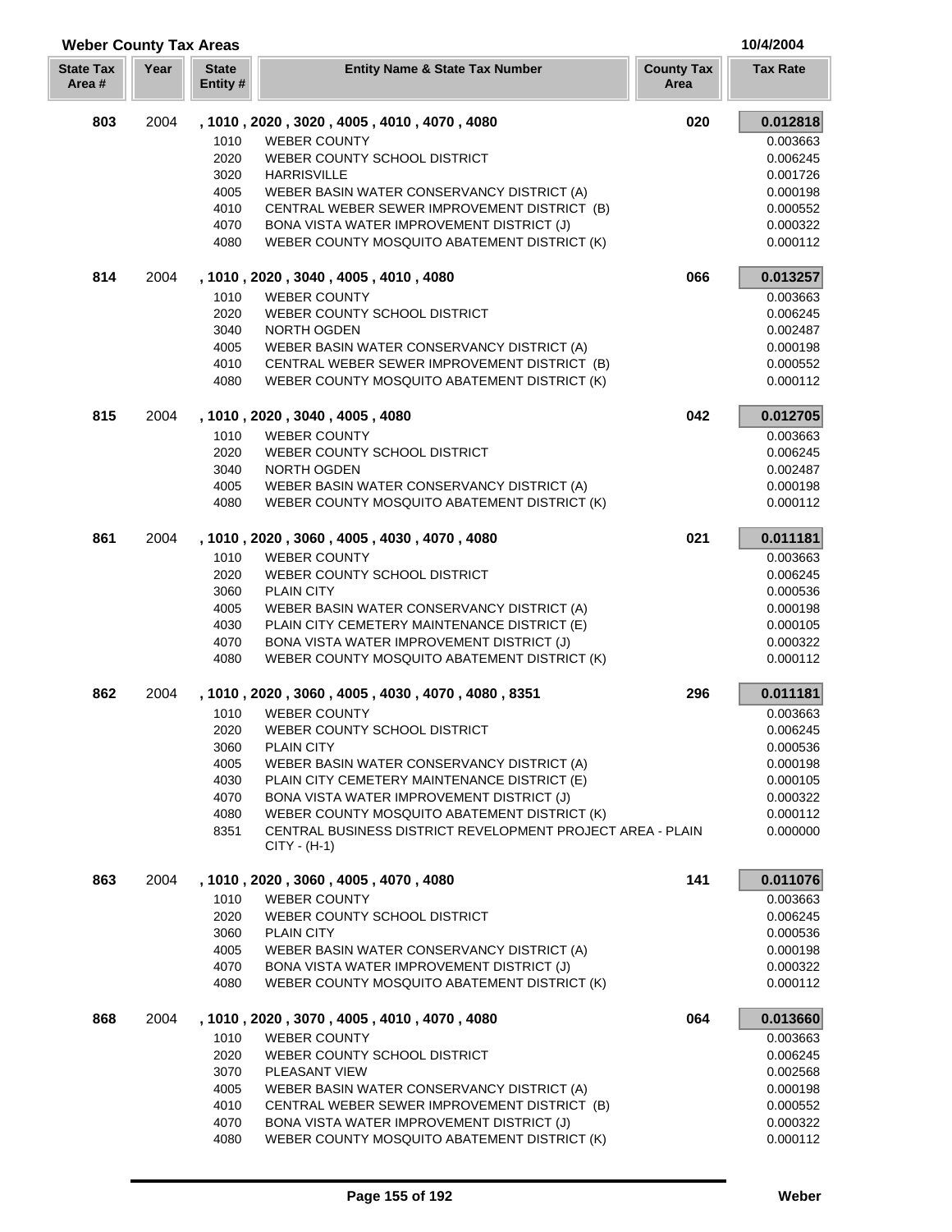## Weber County Tax Areas

10/4/2004

| State Tax Area # | Year | State Entity # | Entity Name & State Tax Number | County Tax Area | Tax Rate |
|---|---|---|---|---|---|
| **803** | 2004 | **, 1010 , 2020 , 3020 , 4005 , 4010 , 4070 , 4080** | | **020** | **0.012818** |
| | | 1010 | WEBER COUNTY | | 0.003663 |
| | | 2020 | WEBER COUNTY SCHOOL DISTRICT | | 0.006245 |
| | | 3020 | HARRISVILLE | | 0.001726 |
| | | 4005 | WEBER BASIN WATER CONSERVANCY DISTRICT (A) | | 0.000198 |
| | | 4010 | CENTRAL WEBER SEWER IMPROVEMENT DISTRICT (B) | | 0.000552 |
| | | 4070 | BONA VISTA WATER IMPROVEMENT DISTRICT (J) | | 0.000322 |
| | | 4080 | WEBER COUNTY MOSQUITO ABATEMENT DISTRICT (K) | | 0.000112 |
| **814** | 2004 | **, 1010 , 2020 , 3040 , 4005 , 4010 , 4080** | | **066** | **0.013257** |
| | | 1010 | WEBER COUNTY | | 0.003663 |
| | | 2020 | WEBER COUNTY SCHOOL DISTRICT | | 0.006245 |
| | | 3040 | NORTH OGDEN | | 0.002487 |
| | | 4005 | WEBER BASIN WATER CONSERVANCY DISTRICT (A) | | 0.000198 |
| | | 4010 | CENTRAL WEBER SEWER IMPROVEMENT DISTRICT (B) | | 0.000552 |
| | | 4080 | WEBER COUNTY MOSQUITO ABATEMENT DISTRICT (K) | | 0.000112 |
| **815** | 2004 | **, 1010 , 2020 , 3040 , 4005 , 4080** | | **042** | **0.012705** |
| | | 1010 | WEBER COUNTY | | 0.003663 |
| | | 2020 | WEBER COUNTY SCHOOL DISTRICT | | 0.006245 |
| | | 3040 | NORTH OGDEN | | 0.002487 |
| | | 4005 | WEBER BASIN WATER CONSERVANCY DISTRICT (A) | | 0.000198 |
| | | 4080 | WEBER COUNTY MOSQUITO ABATEMENT DISTRICT (K) | | 0.000112 |
| **861** | 2004 | **, 1010 , 2020 , 3060 , 4005 , 4030 , 4070 , 4080** | | **021** | **0.011181** |
| | | 1010 | WEBER COUNTY | | 0.003663 |
| | | 2020 | WEBER COUNTY SCHOOL DISTRICT | | 0.006245 |
| | | 3060 | PLAIN CITY | | 0.000536 |
| | | 4005 | WEBER BASIN WATER CONSERVANCY DISTRICT (A) | | 0.000198 |
| | | 4030 | PLAIN CITY CEMETERY MAINTENANCE DISTRICT (E) | | 0.000105 |
| | | 4070 | BONA VISTA WATER IMPROVEMENT DISTRICT (J) | | 0.000322 |
| | | 4080 | WEBER COUNTY MOSQUITO ABATEMENT DISTRICT (K) | | 0.000112 |
| **862** | 2004 | **, 1010 , 2020 , 3060 , 4005 , 4030 , 4070 , 4080 , 8351** | | **296** | **0.011181** |
| | | 1010 | WEBER COUNTY | | 0.003663 |
| | | 2020 | WEBER COUNTY SCHOOL DISTRICT | | 0.006245 |
| | | 3060 | PLAIN CITY | | 0.000536 |
| | | 4005 | WEBER BASIN WATER CONSERVANCY DISTRICT (A) | | 0.000198 |
| | | 4030 | PLAIN CITY CEMETERY MAINTENANCE DISTRICT (E) | | 0.000105 |
| | | 4070 | BONA VISTA WATER IMPROVEMENT DISTRICT (J) | | 0.000322 |
| | | 4080 | WEBER COUNTY MOSQUITO ABATEMENT DISTRICT (K) | | 0.000112 |
| | | 8351 | CENTRAL BUSINESS DISTRICT REVELOPMENT PROJECT AREA - PLAIN CITY - (H-1) | | 0.000000 |
| **863** | 2004 | **, 1010 , 2020 , 3060 , 4005 , 4070 , 4080** | | **141** | **0.011076** |
| | | 1010 | WEBER COUNTY | | 0.003663 |
| | | 2020 | WEBER COUNTY SCHOOL DISTRICT | | 0.006245 |
| | | 3060 | PLAIN CITY | | 0.000536 |
| | | 4005 | WEBER BASIN WATER CONSERVANCY DISTRICT (A) | | 0.000198 |
| | | 4070 | BONA VISTA WATER IMPROVEMENT DISTRICT (J) | | 0.000322 |
| | | 4080 | WEBER COUNTY MOSQUITO ABATEMENT DISTRICT (K) | | 0.000112 |
| **868** | 2004 | **, 1010 , 2020 , 3070 , 4005 , 4010 , 4070 , 4080** | | **064** | **0.013660** |
| | | 1010 | WEBER COUNTY | | 0.003663 |
| | | 2020 | WEBER COUNTY SCHOOL DISTRICT | | 0.006245 |
| | | 3070 | PLEASANT VIEW | | 0.002568 |
| | | 4005 | WEBER BASIN WATER CONSERVANCY DISTRICT (A) | | 0.000198 |
| | | 4010 | CENTRAL WEBER SEWER IMPROVEMENT DISTRICT (B) | | 0.000552 |
| | | 4070 | BONA VISTA WATER IMPROVEMENT DISTRICT (J) | | 0.000322 |
| | | 4080 | WEBER COUNTY MOSQUITO ABATEMENT DISTRICT (K) | | 0.000112 |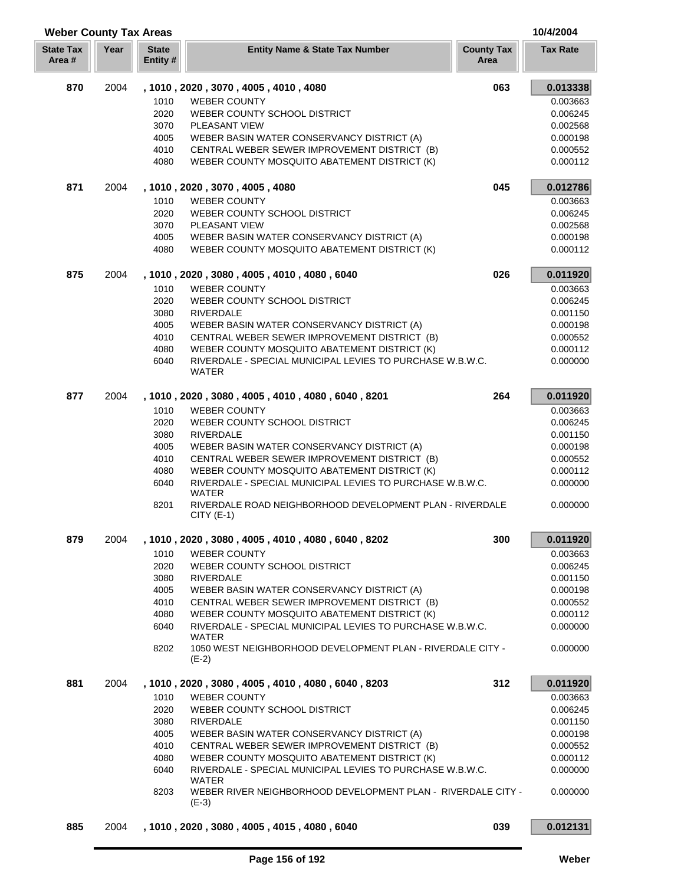## Weber County Tax Areas

10/4/2004

| State Tax Area # | Year | State Entity # | Entity Name & State Tax Number | County Tax Area | Tax Rate |
|---|---|---|---|---|---|
| **870** | 2004 | **, 1010 , 2020 , 3070 , 4005 , 4010 , 4080** | | **063** | **0.013338** |
| | | 1010 | WEBER COUNTY | | 0.003663 |
| | | 2020 | WEBER COUNTY SCHOOL DISTRICT | | 0.006245 |
| | | 3070 | PLEASANT VIEW | | 0.002568 |
| | | 4005 | WEBER BASIN WATER CONSERVANCY DISTRICT (A) | | 0.000198 |
| | | 4010 | CENTRAL WEBER SEWER IMPROVEMENT DISTRICT (B) | | 0.000552 |
| | | 4080 | WEBER COUNTY MOSQUITO ABATEMENT DISTRICT (K) | | 0.000112 |
| **871** | 2004 | **, 1010 , 2020 , 3070 , 4005 , 4080** | | **045** | **0.012786** |
| | | 1010 | WEBER COUNTY | | 0.003663 |
| | | 2020 | WEBER COUNTY SCHOOL DISTRICT | | 0.006245 |
| | | 3070 | PLEASANT VIEW | | 0.002568 |
| | | 4005 | WEBER BASIN WATER CONSERVANCY DISTRICT (A) | | 0.000198 |
| | | 4080 | WEBER COUNTY MOSQUITO ABATEMENT DISTRICT (K) | | 0.000112 |
| **875** | 2004 | **, 1010 , 2020 , 3080 , 4005 , 4010 , 4080 , 6040** | | **026** | **0.011920** |
| | | 1010 | WEBER COUNTY | | 0.003663 |
| | | 2020 | WEBER COUNTY SCHOOL DISTRICT | | 0.006245 |
| | | 3080 | RIVERDALE | | 0.001150 |
| | | 4005 | WEBER BASIN WATER CONSERVANCY DISTRICT (A) | | 0.000198 |
| | | 4010 | CENTRAL WEBER SEWER IMPROVEMENT DISTRICT (B) | | 0.000552 |
| | | 4080 | WEBER COUNTY MOSQUITO ABATEMENT DISTRICT (K) | | 0.000112 |
| | | 6040 | RIVERDALE - SPECIAL MUNICIPAL LEVIES TO PURCHASE W.B.W.C. WATER | | 0.000000 |
| **877** | 2004 | **, 1010 , 2020 , 3080 , 4005 , 4010 , 4080 , 6040 , 8201** | | **264** | **0.011920** |
| | | 1010 | WEBER COUNTY | | 0.003663 |
| | | 2020 | WEBER COUNTY SCHOOL DISTRICT | | 0.006245 |
| | | 3080 | RIVERDALE | | 0.001150 |
| | | 4005 | WEBER BASIN WATER CONSERVANCY DISTRICT (A) | | 0.000198 |
| | | 4010 | CENTRAL WEBER SEWER IMPROVEMENT DISTRICT (B) | | 0.000552 |
| | | 4080 | WEBER COUNTY MOSQUITO ABATEMENT DISTRICT (K) | | 0.000112 |
| | | 6040 | RIVERDALE - SPECIAL MUNICIPAL LEVIES TO PURCHASE W.B.W.C. WATER | | 0.000000 |
| | | 8201 | RIVERDALE ROAD NEIGHBORHOOD DEVELOPMENT PLAN - RIVERDALE CITY (E-1) | | 0.000000 |
| **879** | 2004 | **, 1010 , 2020 , 3080 , 4005 , 4010 , 4080 , 6040 , 8202** | | **300** | **0.011920** |
| | | 1010 | WEBER COUNTY | | 0.003663 |
| | | 2020 | WEBER COUNTY SCHOOL DISTRICT | | 0.006245 |
| | | 3080 | RIVERDALE | | 0.001150 |
| | | 4005 | WEBER BASIN WATER CONSERVANCY DISTRICT (A) | | 0.000198 |
| | | 4010 | CENTRAL WEBER SEWER IMPROVEMENT DISTRICT (B) | | 0.000552 |
| | | 4080 | WEBER COUNTY MOSQUITO ABATEMENT DISTRICT (K) | | 0.000112 |
| | | 6040 | RIVERDALE - SPECIAL MUNICIPAL LEVIES TO PURCHASE W.B.W.C. WATER | | 0.000000 |
| | | 8202 | 1050 WEST NEIGHBORHOOD DEVELOPMENT PLAN - RIVERDALE CITY - (E-2) | | 0.000000 |
| **881** | 2004 | **, 1010 , 2020 , 3080 , 4005 , 4010 , 4080 , 6040 , 8203** | | **312** | **0.011920** |
| | | 1010 | WEBER COUNTY | | 0.003663 |
| | | 2020 | WEBER COUNTY SCHOOL DISTRICT | | 0.006245 |
| | | 3080 | RIVERDALE | | 0.001150 |
| | | 4005 | WEBER BASIN WATER CONSERVANCY DISTRICT (A) | | 0.000198 |
| | | 4010 | CENTRAL WEBER SEWER IMPROVEMENT DISTRICT (B) | | 0.000552 |
| | | 4080 | WEBER COUNTY MOSQUITO ABATEMENT DISTRICT (K) | | 0.000112 |
| | | 6040 | RIVERDALE - SPECIAL MUNICIPAL LEVIES TO PURCHASE W.B.W.C. WATER | | 0.000000 |
| | | 8203 | WEBER RIVER NEIGHBORHOOD DEVELOPMENT PLAN - RIVERDALE CITY - (E-3) | | 0.000000 |
| **885** | 2004 | **, 1010 , 2020 , 3080 , 4005 , 4015 , 4080 , 6040** | | **039** | **0.012131** |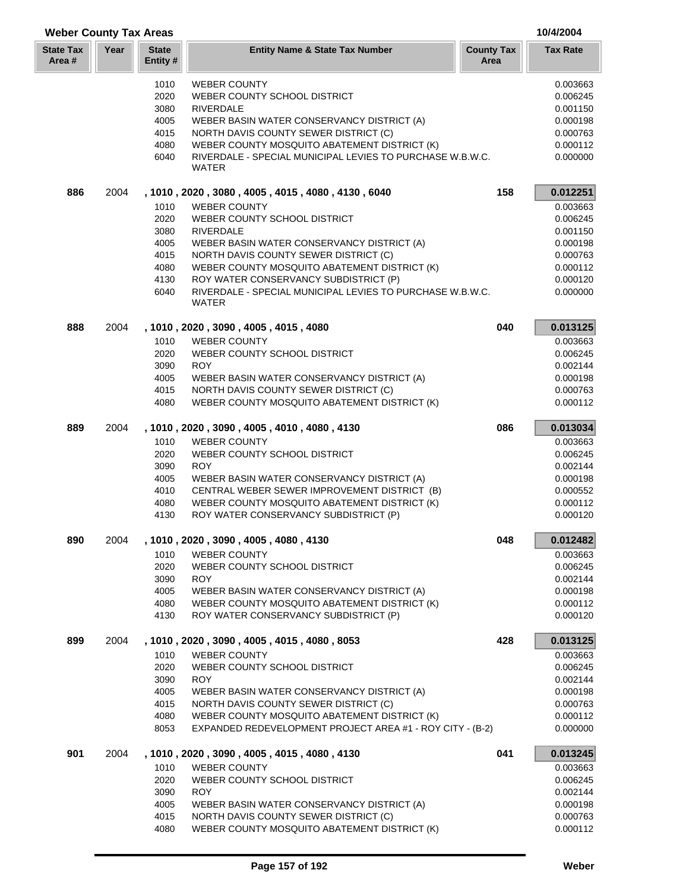## Weber County Tax Areas

10/4/2004

| State Tax Area # | Year | State Entity # | Entity Name & State Tax Number | County Tax Area | Tax Rate |
|---|---|---|---|---|---|
| | | 1010 | WEBER COUNTY | | 0.003663 |
| | | 2020 | WEBER COUNTY SCHOOL DISTRICT | | 0.006245 |
| | | 3080 | RIVERDALE | | 0.001150 |
| | | 4005 | WEBER BASIN WATER CONSERVANCY DISTRICT (A) | | 0.000198 |
| | | 4015 | NORTH DAVIS COUNTY SEWER DISTRICT (C) | | 0.000763 |
| | | 4080 | WEBER COUNTY MOSQUITO ABATEMENT DISTRICT (K) | | 0.000112 |
| | | 6040 | RIVERDALE - SPECIAL MUNICIPAL LEVIES TO PURCHASE W.B.W.C. WATER | | 0.000000 |
| **886** | 2004 | | **, 1010 , 2020 , 3080 , 4005 , 4015 , 4080 , 4130 , 6040** | **158** | **0.012251** |
| | | 1010 | WEBER COUNTY | | 0.003663 |
| | | 2020 | WEBER COUNTY SCHOOL DISTRICT | | 0.006245 |
| | | 3080 | RIVERDALE | | 0.001150 |
| | | 4005 | WEBER BASIN WATER CONSERVANCY DISTRICT (A) | | 0.000198 |
| | | 4015 | NORTH DAVIS COUNTY SEWER DISTRICT (C) | | 0.000763 |
| | | 4080 | WEBER COUNTY MOSQUITO ABATEMENT DISTRICT (K) | | 0.000112 |
| | | 4130 | ROY WATER CONSERVANCY SUBDISTRICT (P) | | 0.000120 |
| | | 6040 | RIVERDALE - SPECIAL MUNICIPAL LEVIES TO PURCHASE W.B.W.C. WATER | | 0.000000 |
| **888** | 2004 | | **, 1010 , 2020 , 3090 , 4005 , 4015 , 4080** | **040** | **0.013125** |
| | | 1010 | WEBER COUNTY | | 0.003663 |
| | | 2020 | WEBER COUNTY SCHOOL DISTRICT | | 0.006245 |
| | | 3090 | ROY | | 0.002144 |
| | | 4005 | WEBER BASIN WATER CONSERVANCY DISTRICT (A) | | 0.000198 |
| | | 4015 | NORTH DAVIS COUNTY SEWER DISTRICT (C) | | 0.000763 |
| | | 4080 | WEBER COUNTY MOSQUITO ABATEMENT DISTRICT (K) | | 0.000112 |
| **889** | 2004 | | **, 1010 , 2020 , 3090 , 4005 , 4010 , 4080 , 4130** | **086** | **0.013034** |
| | | 1010 | WEBER COUNTY | | 0.003663 |
| | | 2020 | WEBER COUNTY SCHOOL DISTRICT | | 0.006245 |
| | | 3090 | ROY | | 0.002144 |
| | | 4005 | WEBER BASIN WATER CONSERVANCY DISTRICT (A) | | 0.000198 |
| | | 4010 | CENTRAL WEBER SEWER IMPROVEMENT DISTRICT (B) | | 0.000552 |
| | | 4080 | WEBER COUNTY MOSQUITO ABATEMENT DISTRICT (K) | | 0.000112 |
| | | 4130 | ROY WATER CONSERVANCY SUBDISTRICT (P) | | 0.000120 |
| **890** | 2004 | | **, 1010 , 2020 , 3090 , 4005 , 4080 , 4130** | **048** | **0.012482** |
| | | 1010 | WEBER COUNTY | | 0.003663 |
| | | 2020 | WEBER COUNTY SCHOOL DISTRICT | | 0.006245 |
| | | 3090 | ROY | | 0.002144 |
| | | 4005 | WEBER BASIN WATER CONSERVANCY DISTRICT (A) | | 0.000198 |
| | | 4080 | WEBER COUNTY MOSQUITO ABATEMENT DISTRICT (K) | | 0.000112 |
| | | 4130 | ROY WATER CONSERVANCY SUBDISTRICT (P) | | 0.000120 |
| **899** | 2004 | | **, 1010 , 2020 , 3090 , 4005 , 4015 , 4080 , 8053** | **428** | **0.013125** |
| | | 1010 | WEBER COUNTY | | 0.003663 |
| | | 2020 | WEBER COUNTY SCHOOL DISTRICT | | 0.006245 |
| | | 3090 | ROY | | 0.002144 |
| | | 4005 | WEBER BASIN WATER CONSERVANCY DISTRICT (A) | | 0.000198 |
| | | 4015 | NORTH DAVIS COUNTY SEWER DISTRICT (C) | | 0.000763 |
| | | 4080 | WEBER COUNTY MOSQUITO ABATEMENT DISTRICT (K) | | 0.000112 |
| | | 8053 | EXPANDED REDEVELOPMENT PROJECT AREA #1 - ROY CITY - (B-2) | | 0.000000 |
| **901** | 2004 | | **, 1010 , 2020 , 3090 , 4005 , 4015 , 4080 , 4130** | **041** | **0.013245** |
| | | 1010 | WEBER COUNTY | | 0.003663 |
| | | 2020 | WEBER COUNTY SCHOOL DISTRICT | | 0.006245 |
| | | 3090 | ROY | | 0.002144 |
| | | 4005 | WEBER BASIN WATER CONSERVANCY DISTRICT (A) | | 0.000198 |
| | | 4015 | NORTH DAVIS COUNTY SEWER DISTRICT (C) | | 0.000763 |
| | | 4080 | WEBER COUNTY MOSQUITO ABATEMENT DISTRICT (K) | | 0.000112 |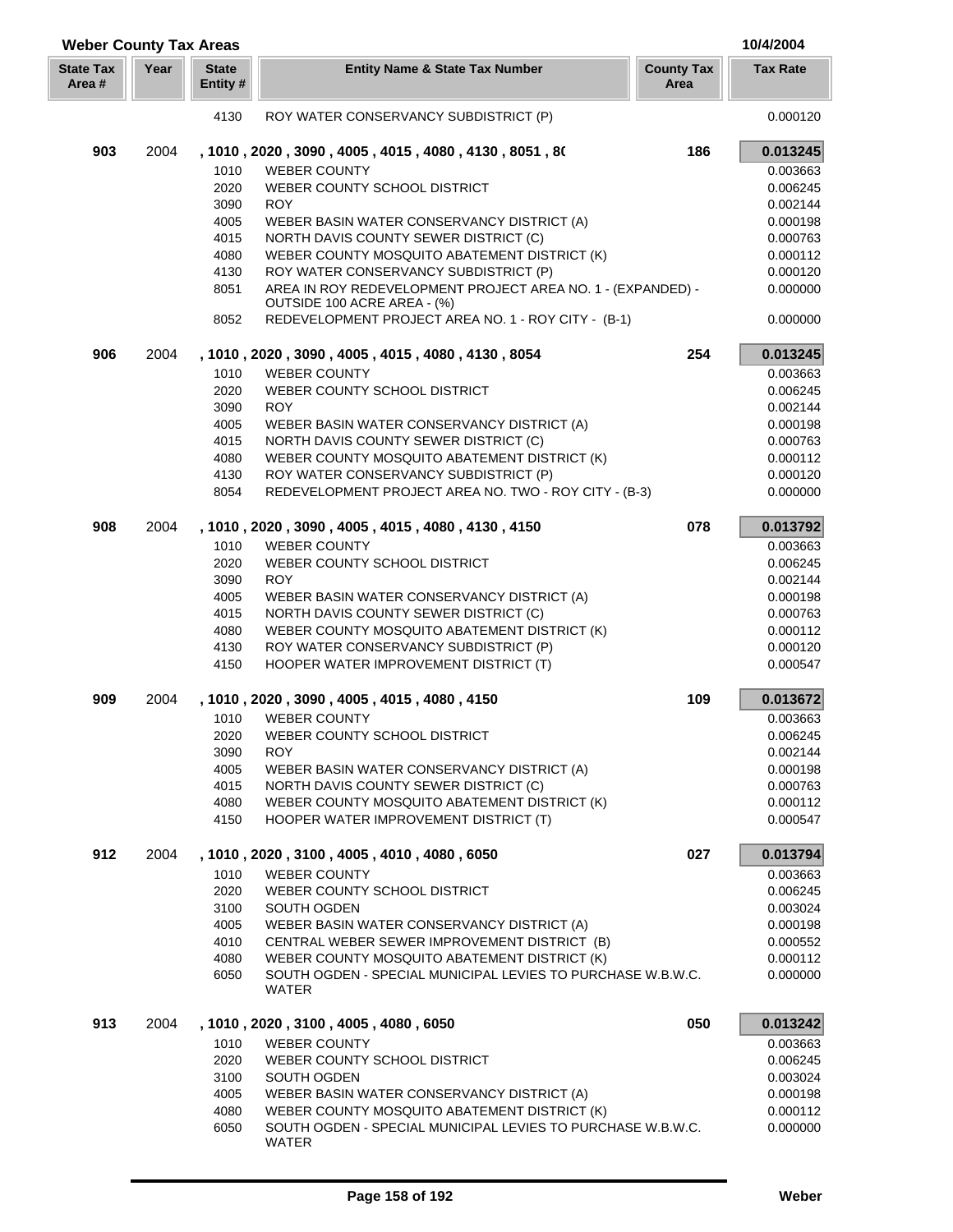## Weber County Tax Areas

10/4/2004

| State Tax Area # | Year | State Entity # | Entity Name & State Tax Number | County Tax Area | Tax Rate |
|---|---|---|---|---|---|
| | | 4130 | ROY WATER CONSERVANCY SUBDISTRICT (P) | | 0.000120 |
| **903** | 2004 | | **, 1010 , 2020 , 3090 , 4005 , 4015 , 4080 , 4130 , 8051 , 8(** | **186** | **0.013245** |
| | | 1010 | WEBER COUNTY | | 0.003663 |
| | | 2020 | WEBER COUNTY SCHOOL DISTRICT | | 0.006245 |
| | | 3090 | ROY | | 0.002144 |
| | | 4005 | WEBER BASIN WATER CONSERVANCY DISTRICT (A) | | 0.000198 |
| | | 4015 | NORTH DAVIS COUNTY SEWER DISTRICT (C) | | 0.000763 |
| | | 4080 | WEBER COUNTY MOSQUITO ABATEMENT DISTRICT (K) | | 0.000112 |
| | | 4130 | ROY WATER CONSERVANCY SUBDISTRICT (P) | | 0.000120 |
| | | 8051 | AREA IN ROY REDEVELOPMENT PROJECT AREA NO. 1 - (EXPANDED) - OUTSIDE 100 ACRE AREA - (%) | | 0.000000 |
| | | 8052 | REDEVELOPMENT PROJECT AREA NO. 1 - ROY CITY - (B-1) | | 0.000000 |
| **906** | 2004 | | **, 1010 , 2020 , 3090 , 4005 , 4015 , 4080 , 4130 , 8054** | **254** | **0.013245** |
| | | 1010 | WEBER COUNTY | | 0.003663 |
| | | 2020 | WEBER COUNTY SCHOOL DISTRICT | | 0.006245 |
| | | 3090 | ROY | | 0.002144 |
| | | 4005 | WEBER BASIN WATER CONSERVANCY DISTRICT (A) | | 0.000198 |
| | | 4015 | NORTH DAVIS COUNTY SEWER DISTRICT (C) | | 0.000763 |
| | | 4080 | WEBER COUNTY MOSQUITO ABATEMENT DISTRICT (K) | | 0.000112 |
| | | 4130 | ROY WATER CONSERVANCY SUBDISTRICT (P) | | 0.000120 |
| | | 8054 | REDEVELOPMENT PROJECT AREA NO. TWO - ROY CITY - (B-3) | | 0.000000 |
| **908** | 2004 | | **, 1010 , 2020 , 3090 , 4005 , 4015 , 4080 , 4130 , 4150** | **078** | **0.013792** |
| | | 1010 | WEBER COUNTY | | 0.003663 |
| | | 2020 | WEBER COUNTY SCHOOL DISTRICT | | 0.006245 |
| | | 3090 | ROY | | 0.002144 |
| | | 4005 | WEBER BASIN WATER CONSERVANCY DISTRICT (A) | | 0.000198 |
| | | 4015 | NORTH DAVIS COUNTY SEWER DISTRICT (C) | | 0.000763 |
| | | 4080 | WEBER COUNTY MOSQUITO ABATEMENT DISTRICT (K) | | 0.000112 |
| | | 4130 | ROY WATER CONSERVANCY SUBDISTRICT (P) | | 0.000120 |
| | | 4150 | HOOPER WATER IMPROVEMENT DISTRICT (T) | | 0.000547 |
| **909** | 2004 | | **, 1010 , 2020 , 3090 , 4005 , 4015 , 4080 , 4150** | **109** | **0.013672** |
| | | 1010 | WEBER COUNTY | | 0.003663 |
| | | 2020 | WEBER COUNTY SCHOOL DISTRICT | | 0.006245 |
| | | 3090 | ROY | | 0.002144 |
| | | 4005 | WEBER BASIN WATER CONSERVANCY DISTRICT (A) | | 0.000198 |
| | | 4015 | NORTH DAVIS COUNTY SEWER DISTRICT (C) | | 0.000763 |
| | | 4080 | WEBER COUNTY MOSQUITO ABATEMENT DISTRICT (K) | | 0.000112 |
| | | 4150 | HOOPER WATER IMPROVEMENT DISTRICT (T) | | 0.000547 |
| **912** | 2004 | | **, 1010 , 2020 , 3100 , 4005 , 4010 , 4080 , 6050** | **027** | **0.013794** |
| | | 1010 | WEBER COUNTY | | 0.003663 |
| | | 2020 | WEBER COUNTY SCHOOL DISTRICT | | 0.006245 |
| | | 3100 | SOUTH OGDEN | | 0.003024 |
| | | 4005 | WEBER BASIN WATER CONSERVANCY DISTRICT (A) | | 0.000198 |
| | | 4010 | CENTRAL WEBER SEWER IMPROVEMENT DISTRICT (B) | | 0.000552 |
| | | 4080 | WEBER COUNTY MOSQUITO ABATEMENT DISTRICT (K) | | 0.000112 |
| | | 6050 | SOUTH OGDEN - SPECIAL MUNICIPAL LEVIES TO PURCHASE W.B.W.C. WATER | | 0.000000 |
| **913** | 2004 | | **, 1010 , 2020 , 3100 , 4005 , 4080 , 6050** | **050** | **0.013242** |
| | | 1010 | WEBER COUNTY | | 0.003663 |
| | | 2020 | WEBER COUNTY SCHOOL DISTRICT | | 0.006245 |
| | | 3100 | SOUTH OGDEN | | 0.003024 |
| | | 4005 | WEBER BASIN WATER CONSERVANCY DISTRICT (A) | | 0.000198 |
| | | 4080 | WEBER COUNTY MOSQUITO ABATEMENT DISTRICT (K) | | 0.000112 |
| | | 6050 | SOUTH OGDEN - SPECIAL MUNICIPAL LEVIES TO PURCHASE W.B.W.C. WATER | | 0.000000 |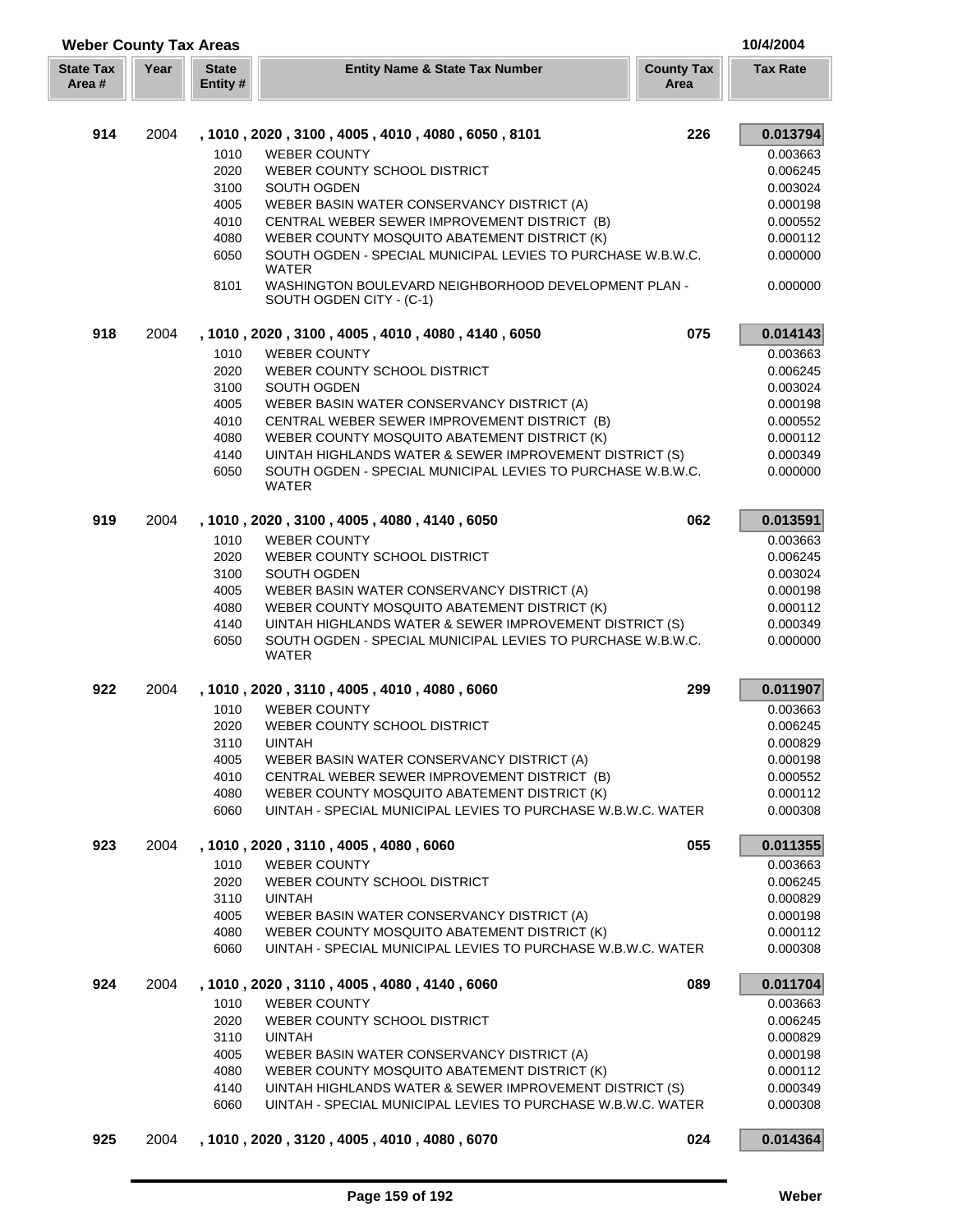# Weber County Tax Areas

10/4/2004

| State Tax Area # | Year | State Entity # | Entity Name & State Tax Number | County Tax Area | Tax Rate |
|---|---|---|---|---|---|
| **914** | 2004 | | **, 1010 , 2020 , 3100 , 4005 , 4010 , 4080 , 6050 , 8101** | **226** | **0.013794** |
| | | 1010 | WEBER COUNTY | | 0.003663 |
| | | 2020 | WEBER COUNTY SCHOOL DISTRICT | | 0.006245 |
| | | 3100 | SOUTH OGDEN | | 0.003024 |
| | | 4005 | WEBER BASIN WATER CONSERVANCY DISTRICT (A) | | 0.000198 |
| | | 4010 | CENTRAL WEBER SEWER IMPROVEMENT DISTRICT (B) | | 0.000552 |
| | | 4080 | WEBER COUNTY MOSQUITO ABATEMENT DISTRICT (K) | | 0.000112 |
| | | 6050 | SOUTH OGDEN - SPECIAL MUNICIPAL LEVIES TO PURCHASE W.B.W.C. WATER | | 0.000000 |
| | | 8101 | WASHINGTON BOULEVARD NEIGHBORHOOD DEVELOPMENT PLAN - SOUTH OGDEN CITY - (C-1) | | 0.000000 |
| **918** | 2004 | | **, 1010 , 2020 , 3100 , 4005 , 4010 , 4080 , 4140 , 6050** | **075** | **0.014143** |
| | | 1010 | WEBER COUNTY | | 0.003663 |
| | | 2020 | WEBER COUNTY SCHOOL DISTRICT | | 0.006245 |
| | | 3100 | SOUTH OGDEN | | 0.003024 |
| | | 4005 | WEBER BASIN WATER CONSERVANCY DISTRICT (A) | | 0.000198 |
| | | 4010 | CENTRAL WEBER SEWER IMPROVEMENT DISTRICT (B) | | 0.000552 |
| | | 4080 | WEBER COUNTY MOSQUITO ABATEMENT DISTRICT (K) | | 0.000112 |
| | | 4140 | UINTAH HIGHLANDS WATER & SEWER IMPROVEMENT DISTRICT (S) | | 0.000349 |
| | | 6050 | SOUTH OGDEN - SPECIAL MUNICIPAL LEVIES TO PURCHASE W.B.W.C. WATER | | 0.000000 |
| **919** | 2004 | | **, 1010 , 2020 , 3100 , 4005 , 4080 , 4140 , 6050** | **062** | **0.013591** |
| | | 1010 | WEBER COUNTY | | 0.003663 |
| | | 2020 | WEBER COUNTY SCHOOL DISTRICT | | 0.006245 |
| | | 3100 | SOUTH OGDEN | | 0.003024 |
| | | 4005 | WEBER BASIN WATER CONSERVANCY DISTRICT (A) | | 0.000198 |
| | | 4080 | WEBER COUNTY MOSQUITO ABATEMENT DISTRICT (K) | | 0.000112 |
| | | 4140 | UINTAH HIGHLANDS WATER & SEWER IMPROVEMENT DISTRICT (S) | | 0.000349 |
| | | 6050 | SOUTH OGDEN - SPECIAL MUNICIPAL LEVIES TO PURCHASE W.B.W.C. WATER | | 0.000000 |
| **922** | 2004 | | **, 1010 , 2020 , 3110 , 4005 , 4010 , 4080 , 6060** | **299** | **0.011907** |
| | | 1010 | WEBER COUNTY | | 0.003663 |
| | | 2020 | WEBER COUNTY SCHOOL DISTRICT | | 0.006245 |
| | | 3110 | UINTAH | | 0.000829 |
| | | 4005 | WEBER BASIN WATER CONSERVANCY DISTRICT (A) | | 0.000198 |
| | | 4010 | CENTRAL WEBER SEWER IMPROVEMENT DISTRICT (B) | | 0.000552 |
| | | 4080 | WEBER COUNTY MOSQUITO ABATEMENT DISTRICT (K) | | 0.000112 |
| | | 6060 | UINTAH - SPECIAL MUNICIPAL LEVIES TO PURCHASE W.B.W.C. WATER | | 0.000308 |
| **923** | 2004 | | **, 1010 , 2020 , 3110 , 4005 , 4080 , 6060** | **055** | **0.011355** |
| | | 1010 | WEBER COUNTY | | 0.003663 |
| | | 2020 | WEBER COUNTY SCHOOL DISTRICT | | 0.006245 |
| | | 3110 | UINTAH | | 0.000829 |
| | | 4005 | WEBER BASIN WATER CONSERVANCY DISTRICT (A) | | 0.000198 |
| | | 4080 | WEBER COUNTY MOSQUITO ABATEMENT DISTRICT (K) | | 0.000112 |
| | | 6060 | UINTAH - SPECIAL MUNICIPAL LEVIES TO PURCHASE W.B.W.C. WATER | | 0.000308 |
| **924** | 2004 | | **, 1010 , 2020 , 3110 , 4005 , 4080 , 4140 , 6060** | **089** | **0.011704** |
| | | 1010 | WEBER COUNTY | | 0.003663 |
| | | 2020 | WEBER COUNTY SCHOOL DISTRICT | | 0.006245 |
| | | 3110 | UINTAH | | 0.000829 |
| | | 4005 | WEBER BASIN WATER CONSERVANCY DISTRICT (A) | | 0.000198 |
| | | 4080 | WEBER COUNTY MOSQUITO ABATEMENT DISTRICT (K) | | 0.000112 |
| | | 4140 | UINTAH HIGHLANDS WATER & SEWER IMPROVEMENT DISTRICT (S) | | 0.000349 |
| | | 6060 | UINTAH - SPECIAL MUNICIPAL LEVIES TO PURCHASE W.B.W.C. WATER | | 0.000308 |
| **925** | 2004 | | **, 1010 , 2020 , 3120 , 4005 , 4010 , 4080 , 6070** | **024** | **0.014364** |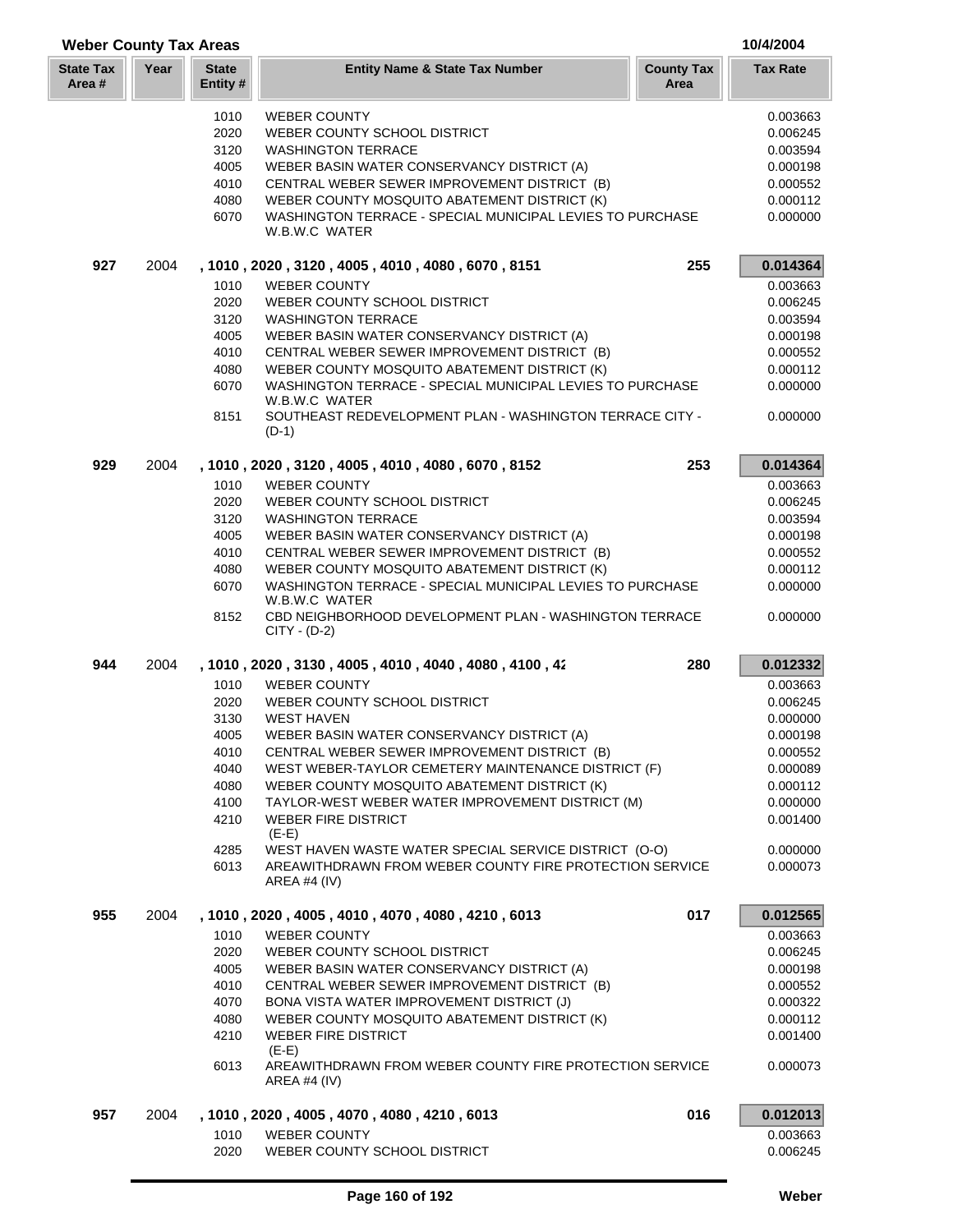## Weber County Tax Areas

10/4/2004

| State Tax Area # | Year | State Entity # | Entity Name & State Tax Number | County Tax Area | Tax Rate |
|---|---|---|---|---|---|
| | | 1010 | WEBER COUNTY | | 0.003663 |
| | | 2020 | WEBER COUNTY SCHOOL DISTRICT | | 0.006245 |
| | | 3120 | WASHINGTON TERRACE | | 0.003594 |
| | | 4005 | WEBER BASIN WATER CONSERVANCY DISTRICT (A) | | 0.000198 |
| | | 4010 | CENTRAL WEBER SEWER IMPROVEMENT DISTRICT (B) | | 0.000552 |
| | | 4080 | WEBER COUNTY MOSQUITO ABATEMENT DISTRICT (K) | | 0.000112 |
| | | 6070 | WASHINGTON TERRACE - SPECIAL MUNICIPAL LEVIES TO PURCHASE W.B.W.C WATER | | 0.000000 |
| **927** | 2004 | | **, 1010 , 2020 , 3120 , 4005 , 4010 , 4080 , 6070 , 8151** | **255** | **0.014364** |
| | | 1010 | WEBER COUNTY | | 0.003663 |
| | | 2020 | WEBER COUNTY SCHOOL DISTRICT | | 0.006245 |
| | | 3120 | WASHINGTON TERRACE | | 0.003594 |
| | | 4005 | WEBER BASIN WATER CONSERVANCY DISTRICT (A) | | 0.000198 |
| | | 4010 | CENTRAL WEBER SEWER IMPROVEMENT DISTRICT (B) | | 0.000552 |
| | | 4080 | WEBER COUNTY MOSQUITO ABATEMENT DISTRICT (K) | | 0.000112 |
| | | 6070 | WASHINGTON TERRACE - SPECIAL MUNICIPAL LEVIES TO PURCHASE W.B.W.C WATER | | 0.000000 |
| | | 8151 | SOUTHEAST REDEVELOPMENT PLAN - WASHINGTON TERRACE CITY - (D-1) | | 0.000000 |
| **929** | 2004 | | **, 1010 , 2020 , 3120 , 4005 , 4010 , 4080 , 6070 , 8152** | **253** | **0.014364** |
| | | 1010 | WEBER COUNTY | | 0.003663 |
| | | 2020 | WEBER COUNTY SCHOOL DISTRICT | | 0.006245 |
| | | 3120 | WASHINGTON TERRACE | | 0.003594 |
| | | 4005 | WEBER BASIN WATER CONSERVANCY DISTRICT (A) | | 0.000198 |
| | | 4010 | CENTRAL WEBER SEWER IMPROVEMENT DISTRICT (B) | | 0.000552 |
| | | 4080 | WEBER COUNTY MOSQUITO ABATEMENT DISTRICT (K) | | 0.000112 |
| | | 6070 | WASHINGTON TERRACE - SPECIAL MUNICIPAL LEVIES TO PURCHASE W.B.W.C WATER | | 0.000000 |
| | | 8152 | CBD NEIGHBORHOOD DEVELOPMENT PLAN - WASHINGTON TERRACE CITY - (D-2) | | 0.000000 |
| **944** | 2004 | | **, 1010 , 2020 , 3130 , 4005 , 4010 , 4040 , 4080 , 4100 , 42** | **280** | **0.012332** |
| | | 1010 | WEBER COUNTY | | 0.003663 |
| | | 2020 | WEBER COUNTY SCHOOL DISTRICT | | 0.006245 |
| | | 3130 | WEST HAVEN | | 0.000000 |
| | | 4005 | WEBER BASIN WATER CONSERVANCY DISTRICT (A) | | 0.000198 |
| | | 4010 | CENTRAL WEBER SEWER IMPROVEMENT DISTRICT (B) | | 0.000552 |
| | | 4040 | WEST WEBER-TAYLOR CEMETERY MAINTENANCE DISTRICT (F) | | 0.000089 |
| | | 4080 | WEBER COUNTY MOSQUITO ABATEMENT DISTRICT (K) | | 0.000112 |
| | | 4100 | TAYLOR-WEST WEBER WATER IMPROVEMENT DISTRICT (M) | | 0.000000 |
| | | 4210 | WEBER FIRE DISTRICT (E-E) | | 0.001400 |
| | | 4285 | WEST HAVEN WASTE WATER SPECIAL SERVICE DISTRICT (O-O) | | 0.000000 |
| | | 6013 | AREAWITHDRAWN FROM WEBER COUNTY FIRE PROTECTION SERVICE AREA #4 (IV) | | 0.000073 |
| **955** | 2004 | | **, 1010 , 2020 , 4005 , 4010 , 4070 , 4080 , 4210 , 6013** | **017** | **0.012565** |
| | | 1010 | WEBER COUNTY | | 0.003663 |
| | | 2020 | WEBER COUNTY SCHOOL DISTRICT | | 0.006245 |
| | | 4005 | WEBER BASIN WATER CONSERVANCY DISTRICT (A) | | 0.000198 |
| | | 4010 | CENTRAL WEBER SEWER IMPROVEMENT DISTRICT (B) | | 0.000552 |
| | | 4070 | BONA VISTA WATER IMPROVEMENT DISTRICT (J) | | 0.000322 |
| | | 4080 | WEBER COUNTY MOSQUITO ABATEMENT DISTRICT (K) | | 0.000112 |
| | | 4210 | WEBER FIRE DISTRICT (E-E) | | 0.001400 |
| | | 6013 | AREAWITHDRAWN FROM WEBER COUNTY FIRE PROTECTION SERVICE AREA #4 (IV) | | 0.000073 |
| **957** | 2004 | | **, 1010 , 2020 , 4005 , 4070 , 4080 , 4210 , 6013** | **016** | **0.012013** |
| | | 1010 | WEBER COUNTY | | 0.003663 |
| | | 2020 | WEBER COUNTY SCHOOL DISTRICT | | 0.006245 |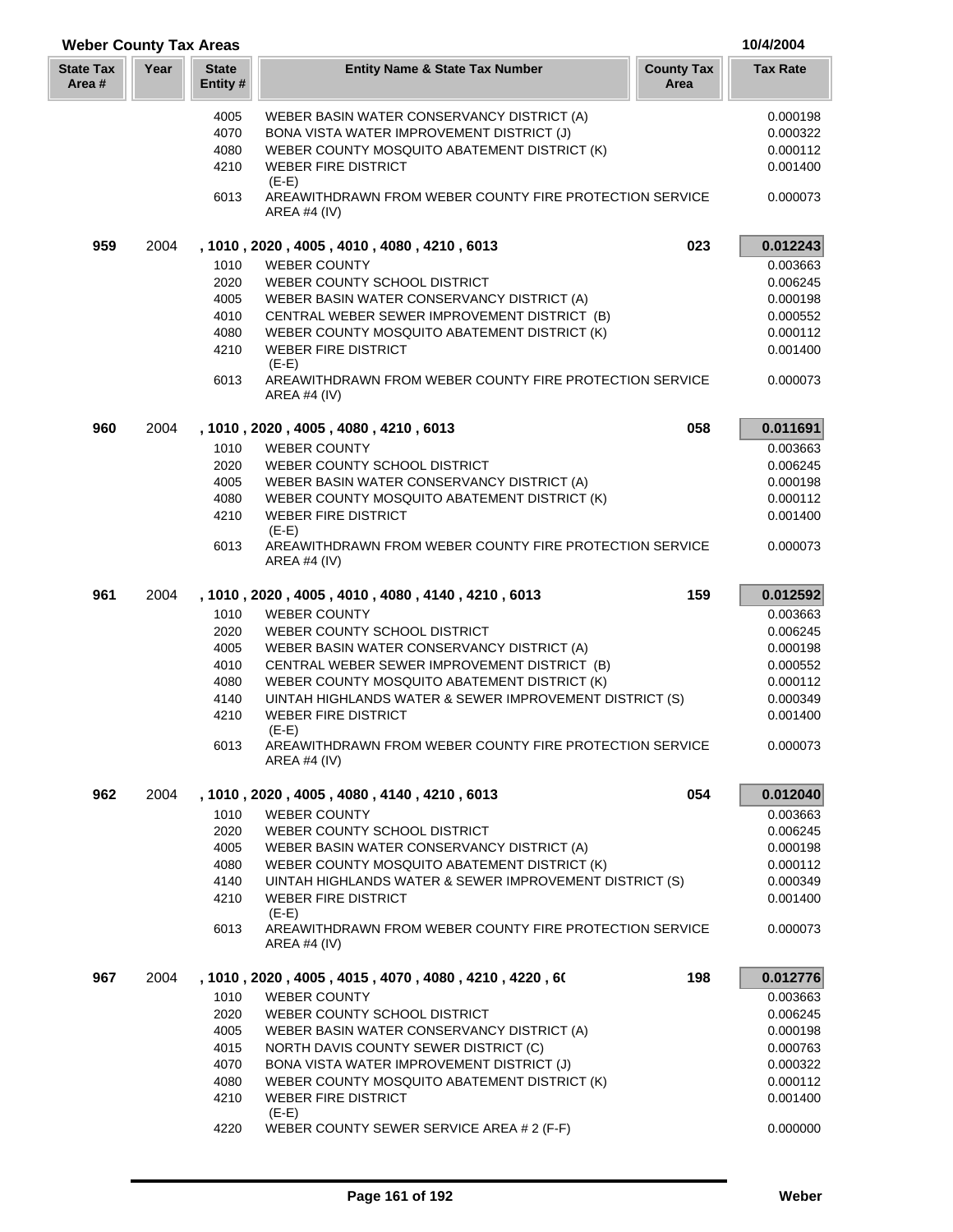## Weber County Tax Areas

10/4/2004

| State Tax Area # | Year | State Entity # | Entity Name & State Tax Number | County Tax Area | Tax Rate |
|---|---|---|---|---|---|
| | | 4005 | WEBER BASIN WATER CONSERVANCY DISTRICT (A) | | 0.000198 |
| | | 4070 | BONA VISTA WATER IMPROVEMENT DISTRICT (J) | | 0.000322 |
| | | 4080 | WEBER COUNTY MOSQUITO ABATEMENT DISTRICT (K) | | 0.000112 |
| | | 4210 | WEBER FIRE DISTRICT (E-E) | | 0.001400 |
| | | 6013 | AREAWITHDRAWN FROM WEBER COUNTY FIRE PROTECTION SERVICE AREA #4 (IV) | | 0.000073 |
| **959** | 2004 | | **, 1010 , 2020 , 4005 , 4010 , 4080 , 4210 , 6013** | **023** | **0.012243** |
| | | 1010 | WEBER COUNTY | | 0.003663 |
| | | 2020 | WEBER COUNTY SCHOOL DISTRICT | | 0.006245 |
| | | 4005 | WEBER BASIN WATER CONSERVANCY DISTRICT (A) | | 0.000198 |
| | | 4010 | CENTRAL WEBER SEWER IMPROVEMENT DISTRICT (B) | | 0.000552 |
| | | 4080 | WEBER COUNTY MOSQUITO ABATEMENT DISTRICT (K) | | 0.000112 |
| | | 4210 | WEBER FIRE DISTRICT (E-E) | | 0.001400 |
| | | 6013 | AREAWITHDRAWN FROM WEBER COUNTY FIRE PROTECTION SERVICE AREA #4 (IV) | | 0.000073 |
| **960** | 2004 | | **, 1010 , 2020 , 4005 , 4080 , 4210 , 6013** | **058** | **0.011691** |
| | | 1010 | WEBER COUNTY | | 0.003663 |
| | | 2020 | WEBER COUNTY SCHOOL DISTRICT | | 0.006245 |
| | | 4005 | WEBER BASIN WATER CONSERVANCY DISTRICT (A) | | 0.000198 |
| | | 4080 | WEBER COUNTY MOSQUITO ABATEMENT DISTRICT (K) | | 0.000112 |
| | | 4210 | WEBER FIRE DISTRICT (E-E) | | 0.001400 |
| | | 6013 | AREAWITHDRAWN FROM WEBER COUNTY FIRE PROTECTION SERVICE AREA #4 (IV) | | 0.000073 |
| **961** | 2004 | | **, 1010 , 2020 , 4005 , 4010 , 4080 , 4140 , 4210 , 6013** | **159** | **0.012592** |
| | | 1010 | WEBER COUNTY | | 0.003663 |
| | | 2020 | WEBER COUNTY SCHOOL DISTRICT | | 0.006245 |
| | | 4005 | WEBER BASIN WATER CONSERVANCY DISTRICT (A) | | 0.000198 |
| | | 4010 | CENTRAL WEBER SEWER IMPROVEMENT DISTRICT (B) | | 0.000552 |
| | | 4080 | WEBER COUNTY MOSQUITO ABATEMENT DISTRICT (K) | | 0.000112 |
| | | 4140 | UINTAH HIGHLANDS WATER & SEWER IMPROVEMENT DISTRICT (S) | | 0.000349 |
| | | 4210 | WEBER FIRE DISTRICT (E-E) | | 0.001400 |
| | | 6013 | AREAWITHDRAWN FROM WEBER COUNTY FIRE PROTECTION SERVICE AREA #4 (IV) | | 0.000073 |
| **962** | 2004 | | **, 1010 , 2020 , 4005 , 4080 , 4140 , 4210 , 6013** | **054** | **0.012040** |
| | | 1010 | WEBER COUNTY | | 0.003663 |
| | | 2020 | WEBER COUNTY SCHOOL DISTRICT | | 0.006245 |
| | | 4005 | WEBER BASIN WATER CONSERVANCY DISTRICT (A) | | 0.000198 |
| | | 4080 | WEBER COUNTY MOSQUITO ABATEMENT DISTRICT (K) | | 0.000112 |
| | | 4140 | UINTAH HIGHLANDS WATER & SEWER IMPROVEMENT DISTRICT (S) | | 0.000349 |
| | | 4210 | WEBER FIRE DISTRICT (E-E) | | 0.001400 |
| | | 6013 | AREAWITHDRAWN FROM WEBER COUNTY FIRE PROTECTION SERVICE AREA #4 (IV) | | 0.000073 |
| **967** | 2004 | | **, 1010 , 2020 , 4005 , 4015 , 4070 , 4080 , 4210 , 4220 , 6(** | **198** | **0.012776** |
| | | 1010 | WEBER COUNTY | | 0.003663 |
| | | 2020 | WEBER COUNTY SCHOOL DISTRICT | | 0.006245 |
| | | 4005 | WEBER BASIN WATER CONSERVANCY DISTRICT (A) | | 0.000198 |
| | | 4015 | NORTH DAVIS COUNTY SEWER DISTRICT (C) | | 0.000763 |
| | | 4070 | BONA VISTA WATER IMPROVEMENT DISTRICT (J) | | 0.000322 |
| | | 4080 | WEBER COUNTY MOSQUITO ABATEMENT DISTRICT (K) | | 0.000112 |
| | | 4210 | WEBER FIRE DISTRICT (E-E) | | 0.001400 |
| | | 4220 | WEBER COUNTY SEWER SERVICE AREA # 2 (F-F) | | 0.000000 |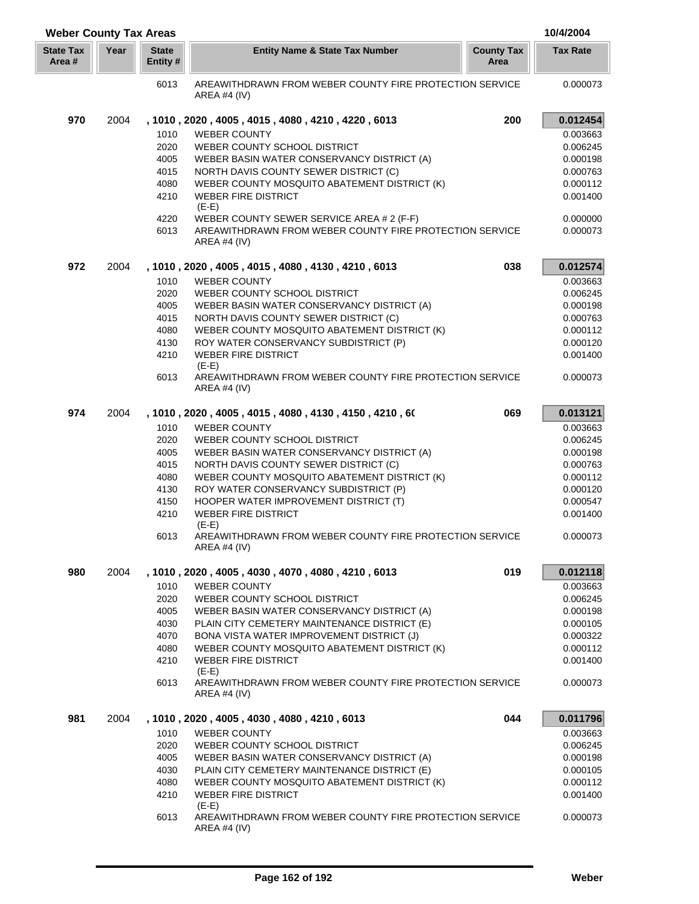## Weber County Tax Areas

10/4/2004

| State Tax Area # | Year | State Entity # | Entity Name & State Tax Number | County Tax Area | Tax Rate |
|---|---|---|---|---|---|
| | | 6013 | AREAWITHDRAWN FROM WEBER COUNTY FIRE PROTECTION SERVICE AREA #4 (IV) | | 0.000073 |
| **970** | 2004 | **, 1010 , 2020 , 4005 , 4015 , 4080 , 4210 , 4220 , 6013** | | **200** | **0.012454** |
| | | 1010 | WEBER COUNTY | | 0.003663 |
| | | 2020 | WEBER COUNTY SCHOOL DISTRICT | | 0.006245 |
| | | 4005 | WEBER BASIN WATER CONSERVANCY DISTRICT (A) | | 0.000198 |
| | | 4015 | NORTH DAVIS COUNTY SEWER DISTRICT (C) | | 0.000763 |
| | | 4080 | WEBER COUNTY MOSQUITO ABATEMENT DISTRICT (K) | | 0.000112 |
| | | 4210 | WEBER FIRE DISTRICT (E-E) | | 0.001400 |
| | | 4220 | WEBER COUNTY SEWER SERVICE AREA # 2 (F-F) | | 0.000000 |
| | | 6013 | AREAWITHDRAWN FROM WEBER COUNTY FIRE PROTECTION SERVICE AREA #4 (IV) | | 0.000073 |
| **972** | 2004 | **, 1010 , 2020 , 4005 , 4015 , 4080 , 4130 , 4210 , 6013** | | **038** | **0.012574** |
| | | 1010 | WEBER COUNTY | | 0.003663 |
| | | 2020 | WEBER COUNTY SCHOOL DISTRICT | | 0.006245 |
| | | 4005 | WEBER BASIN WATER CONSERVANCY DISTRICT (A) | | 0.000198 |
| | | 4015 | NORTH DAVIS COUNTY SEWER DISTRICT (C) | | 0.000763 |
| | | 4080 | WEBER COUNTY MOSQUITO ABATEMENT DISTRICT (K) | | 0.000112 |
| | | 4130 | ROY WATER CONSERVANCY SUBDISTRICT (P) | | 0.000120 |
| | | 4210 | WEBER FIRE DISTRICT (E-E) | | 0.001400 |
| | | 6013 | AREAWITHDRAWN FROM WEBER COUNTY FIRE PROTECTION SERVICE AREA #4 (IV) | | 0.000073 |
| **974** | 2004 | **, 1010 , 2020 , 4005 , 4015 , 4080 , 4130 , 4150 , 4210 , 6(** | | **069** | **0.013121** |
| | | 1010 | WEBER COUNTY | | 0.003663 |
| | | 2020 | WEBER COUNTY SCHOOL DISTRICT | | 0.006245 |
| | | 4005 | WEBER BASIN WATER CONSERVANCY DISTRICT (A) | | 0.000198 |
| | | 4015 | NORTH DAVIS COUNTY SEWER DISTRICT (C) | | 0.000763 |
| | | 4080 | WEBER COUNTY MOSQUITO ABATEMENT DISTRICT (K) | | 0.000112 |
| | | 4130 | ROY WATER CONSERVANCY SUBDISTRICT (P) | | 0.000120 |
| | | 4150 | HOOPER WATER IMPROVEMENT DISTRICT (T) | | 0.000547 |
| | | 4210 | WEBER FIRE DISTRICT (E-E) | | 0.001400 |
| | | 6013 | AREAWITHDRAWN FROM WEBER COUNTY FIRE PROTECTION SERVICE AREA #4 (IV) | | 0.000073 |
| **980** | 2004 | **, 1010 , 2020 , 4005 , 4030 , 4070 , 4080 , 4210 , 6013** | | **019** | **0.012118** |
| | | 1010 | WEBER COUNTY | | 0.003663 |
| | | 2020 | WEBER COUNTY SCHOOL DISTRICT | | 0.006245 |
| | | 4005 | WEBER BASIN WATER CONSERVANCY DISTRICT (A) | | 0.000198 |
| | | 4030 | PLAIN CITY CEMETERY MAINTENANCE DISTRICT (E) | | 0.000105 |
| | | 4070 | BONA VISTA WATER IMPROVEMENT DISTRICT (J) | | 0.000322 |
| | | 4080 | WEBER COUNTY MOSQUITO ABATEMENT DISTRICT (K) | | 0.000112 |
| | | 4210 | WEBER FIRE DISTRICT (E-E) | | 0.001400 |
| | | 6013 | AREAWITHDRAWN FROM WEBER COUNTY FIRE PROTECTION SERVICE AREA #4 (IV) | | 0.000073 |
| **981** | 2004 | **, 1010 , 2020 , 4005 , 4030 , 4080 , 4210 , 6013** | | **044** | **0.011796** |
| | | 1010 | WEBER COUNTY | | 0.003663 |
| | | 2020 | WEBER COUNTY SCHOOL DISTRICT | | 0.006245 |
| | | 4005 | WEBER BASIN WATER CONSERVANCY DISTRICT (A) | | 0.000198 |
| | | 4030 | PLAIN CITY CEMETERY MAINTENANCE DISTRICT (E) | | 0.000105 |
| | | 4080 | WEBER COUNTY MOSQUITO ABATEMENT DISTRICT (K) | | 0.000112 |
| | | 4210 | WEBER FIRE DISTRICT (E-E) | | 0.001400 |
| | | 6013 | AREAWITHDRAWN FROM WEBER COUNTY FIRE PROTECTION SERVICE AREA #4 (IV) | | 0.000073 |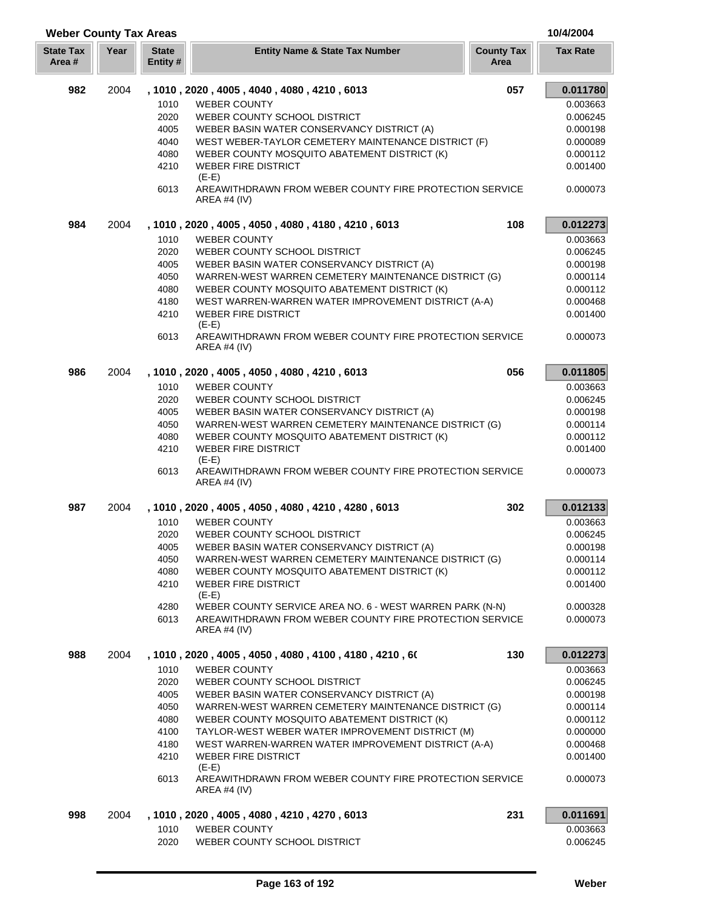## Weber County Tax Areas

10/4/2004

| State Tax Area # | Year | State Entity # | Entity Name & State Tax Number | County Tax Area | Tax Rate |
|---|---|---|---|---|---|
| **982** | 2004 | **, 1010 , 2020 , 4005 , 4040 , 4080 , 4210 , 6013** | | **057** | **0.011780** |
| | | 1010 | WEBER COUNTY | | 0.003663 |
| | | 2020 | WEBER COUNTY SCHOOL DISTRICT | | 0.006245 |
| | | 4005 | WEBER BASIN WATER CONSERVANCY DISTRICT (A) | | 0.000198 |
| | | 4040 | WEST WEBER-TAYLOR CEMETERY MAINTENANCE DISTRICT (F) | | 0.000089 |
| | | 4080 | WEBER COUNTY MOSQUITO ABATEMENT DISTRICT (K) | | 0.000112 |
| | | 4210 | WEBER FIRE DISTRICT (E-E) | | 0.001400 |
| | | 6013 | AREAWITHDRAWN FROM WEBER COUNTY FIRE PROTECTION SERVICE AREA #4 (IV) | | 0.000073 |
| **984** | 2004 | **, 1010 , 2020 , 4005 , 4050 , 4080 , 4180 , 4210 , 6013** | | **108** | **0.012273** |
| | | 1010 | WEBER COUNTY | | 0.003663 |
| | | 2020 | WEBER COUNTY SCHOOL DISTRICT | | 0.006245 |
| | | 4005 | WEBER BASIN WATER CONSERVANCY DISTRICT (A) | | 0.000198 |
| | | 4050 | WARREN-WEST WARREN CEMETERY MAINTENANCE DISTRICT (G) | | 0.000114 |
| | | 4080 | WEBER COUNTY MOSQUITO ABATEMENT DISTRICT (K) | | 0.000112 |
| | | 4180 | WEST WARREN-WARREN WATER IMPROVEMENT DISTRICT (A-A) | | 0.000468 |
| | | 4210 | WEBER FIRE DISTRICT (E-E) | | 0.001400 |
| | | 6013 | AREAWITHDRAWN FROM WEBER COUNTY FIRE PROTECTION SERVICE AREA #4 (IV) | | 0.000073 |
| **986** | 2004 | **, 1010 , 2020 , 4005 , 4050 , 4080 , 4210 , 6013** | | **056** | **0.011805** |
| | | 1010 | WEBER COUNTY | | 0.003663 |
| | | 2020 | WEBER COUNTY SCHOOL DISTRICT | | 0.006245 |
| | | 4005 | WEBER BASIN WATER CONSERVANCY DISTRICT (A) | | 0.000198 |
| | | 4050 | WARREN-WEST WARREN CEMETERY MAINTENANCE DISTRICT (G) | | 0.000114 |
| | | 4080 | WEBER COUNTY MOSQUITO ABATEMENT DISTRICT (K) | | 0.000112 |
| | | 4210 | WEBER FIRE DISTRICT (E-E) | | 0.001400 |
| | | 6013 | AREAWITHDRAWN FROM WEBER COUNTY FIRE PROTECTION SERVICE AREA #4 (IV) | | 0.000073 |
| **987** | 2004 | **, 1010 , 2020 , 4005 , 4050 , 4080 , 4210 , 4280 , 6013** | | **302** | **0.012133** |
| | | 1010 | WEBER COUNTY | | 0.003663 |
| | | 2020 | WEBER COUNTY SCHOOL DISTRICT | | 0.006245 |
| | | 4005 | WEBER BASIN WATER CONSERVANCY DISTRICT (A) | | 0.000198 |
| | | 4050 | WARREN-WEST WARREN CEMETERY MAINTENANCE DISTRICT (G) | | 0.000114 |
| | | 4080 | WEBER COUNTY MOSQUITO ABATEMENT DISTRICT (K) | | 0.000112 |
| | | 4210 | WEBER FIRE DISTRICT (E-E) | | 0.001400 |
| | | 4280 | WEBER COUNTY SERVICE AREA NO. 6 - WEST WARREN PARK (N-N) | | 0.000328 |
| | | 6013 | AREAWITHDRAWN FROM WEBER COUNTY FIRE PROTECTION SERVICE AREA #4 (IV) | | 0.000073 |
| **988** | 2004 | **, 1010 , 2020 , 4005 , 4050 , 4080 , 4100 , 4180 , 4210 , 6(** | | **130** | **0.012273** |
| | | 1010 | WEBER COUNTY | | 0.003663 |
| | | 2020 | WEBER COUNTY SCHOOL DISTRICT | | 0.006245 |
| | | 4005 | WEBER BASIN WATER CONSERVANCY DISTRICT (A) | | 0.000198 |
| | | 4050 | WARREN-WEST WARREN CEMETERY MAINTENANCE DISTRICT (G) | | 0.000114 |
| | | 4080 | WEBER COUNTY MOSQUITO ABATEMENT DISTRICT (K) | | 0.000112 |
| | | 4100 | TAYLOR-WEST WEBER WATER IMPROVEMENT DISTRICT (M) | | 0.000000 |
| | | 4180 | WEST WARREN-WARREN WATER IMPROVEMENT DISTRICT (A-A) | | 0.000468 |
| | | 4210 | WEBER FIRE DISTRICT (E-E) | | 0.001400 |
| | | 6013 | AREAWITHDRAWN FROM WEBER COUNTY FIRE PROTECTION SERVICE AREA #4 (IV) | | 0.000073 |
| **998** | 2004 | **, 1010 , 2020 , 4005 , 4080 , 4210 , 4270 , 6013** | | **231** | **0.011691** |
| | | 1010 | WEBER COUNTY | | 0.003663 |
| | | 2020 | WEBER COUNTY SCHOOL DISTRICT | | 0.006245 |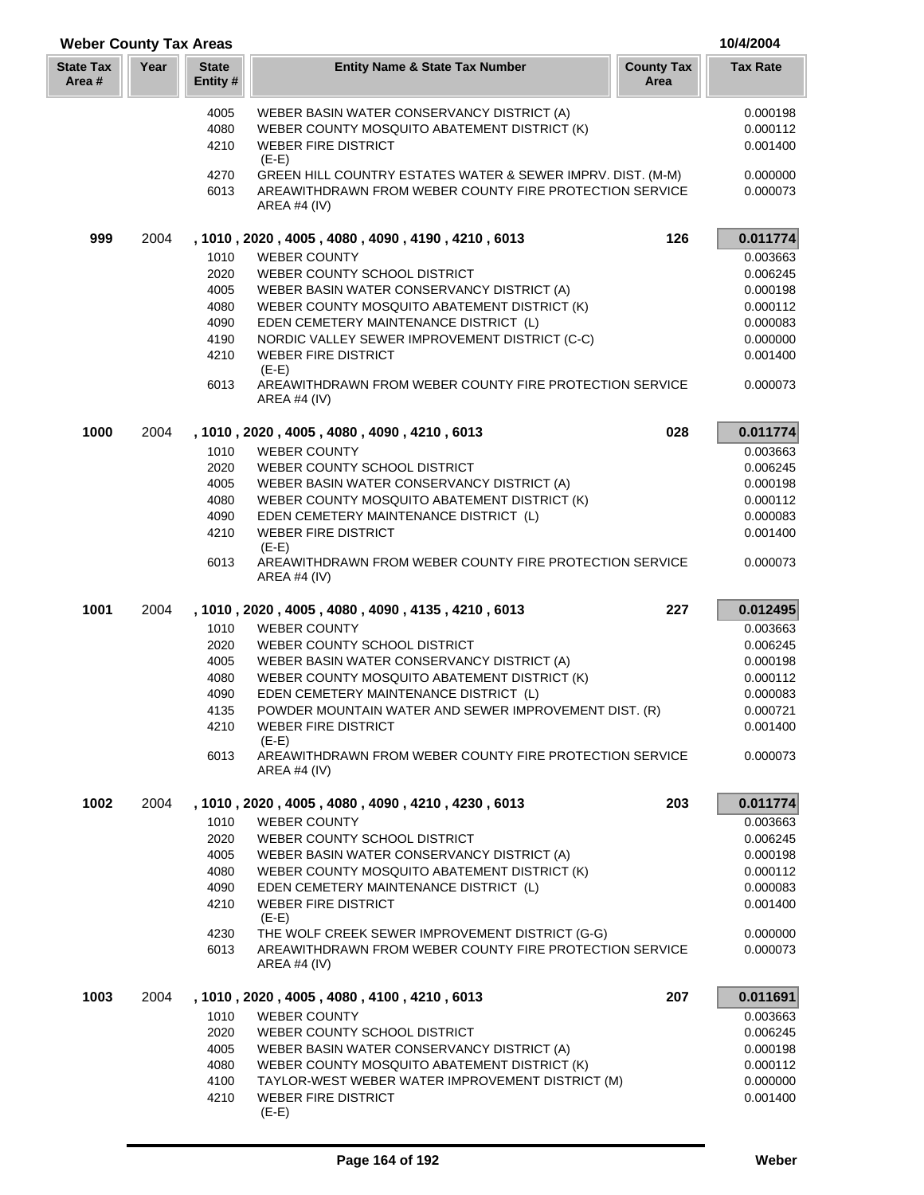## Weber County Tax Areas

10/4/2004

| State Tax Area # | Year | State Entity # | Entity Name & State Tax Number | County Tax Area | Tax Rate |
|---|---|---|---|---|---|
| | | 4005 | WEBER BASIN WATER CONSERVANCY DISTRICT (A) | | 0.000198 |
| | | 4080 | WEBER COUNTY MOSQUITO ABATEMENT DISTRICT (K) | | 0.000112 |
| | | 4210 | WEBER FIRE DISTRICT (E-E) | | 0.001400 |
| | | 4270 | GREEN HILL COUNTRY ESTATES WATER & SEWER IMPRV. DIST. (M-M) | | 0.000000 |
| | | 6013 | AREAWITHDRAWN FROM WEBER COUNTY FIRE PROTECTION SERVICE AREA #4 (IV) | | 0.000073 |
| **999** | 2004 | | **, 1010 , 2020 , 4005 , 4080 , 4090 , 4190 , 4210 , 6013** | **126** | **0.011774** |
| | | 1010 | WEBER COUNTY | | 0.003663 |
| | | 2020 | WEBER COUNTY SCHOOL DISTRICT | | 0.006245 |
| | | 4005 | WEBER BASIN WATER CONSERVANCY DISTRICT (A) | | 0.000198 |
| | | 4080 | WEBER COUNTY MOSQUITO ABATEMENT DISTRICT (K) | | 0.000112 |
| | | 4090 | EDEN CEMETERY MAINTENANCE DISTRICT (L) | | 0.000083 |
| | | 4190 | NORDIC VALLEY SEWER IMPROVEMENT DISTRICT (C-C) | | 0.000000 |
| | | 4210 | WEBER FIRE DISTRICT (E-E) | | 0.001400 |
| | | 6013 | AREAWITHDRAWN FROM WEBER COUNTY FIRE PROTECTION SERVICE AREA #4 (IV) | | 0.000073 |
| **1000** | 2004 | | **, 1010 , 2020 , 4005 , 4080 , 4090 , 4210 , 6013** | **028** | **0.011774** |
| | | 1010 | WEBER COUNTY | | 0.003663 |
| | | 2020 | WEBER COUNTY SCHOOL DISTRICT | | 0.006245 |
| | | 4005 | WEBER BASIN WATER CONSERVANCY DISTRICT (A) | | 0.000198 |
| | | 4080 | WEBER COUNTY MOSQUITO ABATEMENT DISTRICT (K) | | 0.000112 |
| | | 4090 | EDEN CEMETERY MAINTENANCE DISTRICT (L) | | 0.000083 |
| | | 4210 | WEBER FIRE DISTRICT (E-E) | | 0.001400 |
| | | 6013 | AREAWITHDRAWN FROM WEBER COUNTY FIRE PROTECTION SERVICE AREA #4 (IV) | | 0.000073 |
| **1001** | 2004 | | **, 1010 , 2020 , 4005 , 4080 , 4090 , 4135 , 4210 , 6013** | **227** | **0.012495** |
| | | 1010 | WEBER COUNTY | | 0.003663 |
| | | 2020 | WEBER COUNTY SCHOOL DISTRICT | | 0.006245 |
| | | 4005 | WEBER BASIN WATER CONSERVANCY DISTRICT (A) | | 0.000198 |
| | | 4080 | WEBER COUNTY MOSQUITO ABATEMENT DISTRICT (K) | | 0.000112 |
| | | 4090 | EDEN CEMETERY MAINTENANCE DISTRICT (L) | | 0.000083 |
| | | 4135 | POWDER MOUNTAIN WATER AND SEWER IMPROVEMENT DIST. (R) | | 0.000721 |
| | | 4210 | WEBER FIRE DISTRICT (E-E) | | 0.001400 |
| | | 6013 | AREAWITHDRAWN FROM WEBER COUNTY FIRE PROTECTION SERVICE AREA #4 (IV) | | 0.000073 |
| **1002** | 2004 | | **, 1010 , 2020 , 4005 , 4080 , 4090 , 4210 , 4230 , 6013** | **203** | **0.011774** |
| | | 1010 | WEBER COUNTY | | 0.003663 |
| | | 2020 | WEBER COUNTY SCHOOL DISTRICT | | 0.006245 |
| | | 4005 | WEBER BASIN WATER CONSERVANCY DISTRICT (A) | | 0.000198 |
| | | 4080 | WEBER COUNTY MOSQUITO ABATEMENT DISTRICT (K) | | 0.000112 |
| | | 4090 | EDEN CEMETERY MAINTENANCE DISTRICT (L) | | 0.000083 |
| | | 4210 | WEBER FIRE DISTRICT (E-E) | | 0.001400 |
| | | 4230 | THE WOLF CREEK SEWER IMPROVEMENT DISTRICT (G-G) | | 0.000000 |
| | | 6013 | AREAWITHDRAWN FROM WEBER COUNTY FIRE PROTECTION SERVICE AREA #4 (IV) | | 0.000073 |
| **1003** | 2004 | | **, 1010 , 2020 , 4005 , 4080 , 4100 , 4210 , 6013** | **207** | **0.011691** |
| | | 1010 | WEBER COUNTY | | 0.003663 |
| | | 2020 | WEBER COUNTY SCHOOL DISTRICT | | 0.006245 |
| | | 4005 | WEBER BASIN WATER CONSERVANCY DISTRICT (A) | | 0.000198 |
| | | 4080 | WEBER COUNTY MOSQUITO ABATEMENT DISTRICT (K) | | 0.000112 |
| | | 4100 | TAYLOR-WEST WEBER WATER IMPROVEMENT DISTRICT (M) | | 0.000000 |
| | | 4210 | WEBER FIRE DISTRICT (E-E) | | 0.001400 |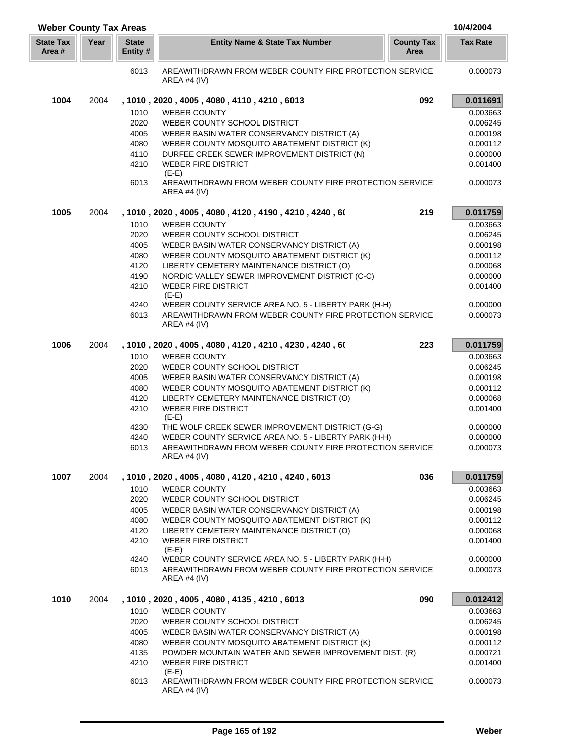## Weber County Tax Areas

10/4/2004

| State Tax Area # | Year | State Entity # | Entity Name & State Tax Number | County Tax Area | Tax Rate |
|---|---|---|---|---|---|
| | | 6013 | AREAWITHDRAWN FROM WEBER COUNTY FIRE PROTECTION SERVICE AREA #4 (IV) | | 0.000073 |
| **1004** | 2004 | | **, 1010 , 2020 , 4005 , 4080 , 4110 , 4210 , 6013** | **092** | **0.011691** |
| | | 1010 | WEBER COUNTY | | 0.003663 |
| | | 2020 | WEBER COUNTY SCHOOL DISTRICT | | 0.006245 |
| | | 4005 | WEBER BASIN WATER CONSERVANCY DISTRICT (A) | | 0.000198 |
| | | 4080 | WEBER COUNTY MOSQUITO ABATEMENT DISTRICT (K) | | 0.000112 |
| | | 4110 | DURFEE CREEK SEWER IMPROVEMENT DISTRICT (N) | | 0.000000 |
| | | 4210 | WEBER FIRE DISTRICT (E-E) | | 0.001400 |
| | | 6013 | AREAWITHDRAWN FROM WEBER COUNTY FIRE PROTECTION SERVICE AREA #4 (IV) | | 0.000073 |
| **1005** | 2004 | | **, 1010 , 2020 , 4005 , 4080 , 4120 , 4190 , 4210 , 4240 , 6(** | **219** | **0.011759** |
| | | 1010 | WEBER COUNTY | | 0.003663 |
| | | 2020 | WEBER COUNTY SCHOOL DISTRICT | | 0.006245 |
| | | 4005 | WEBER BASIN WATER CONSERVANCY DISTRICT (A) | | 0.000198 |
| | | 4080 | WEBER COUNTY MOSQUITO ABATEMENT DISTRICT (K) | | 0.000112 |
| | | 4120 | LIBERTY CEMETERY MAINTENANCE DISTRICT (O) | | 0.000068 |
| | | 4190 | NORDIC VALLEY SEWER IMPROVEMENT DISTRICT (C-C) | | 0.000000 |
| | | 4210 | WEBER FIRE DISTRICT (E-E) | | 0.001400 |
| | | 4240 | WEBER COUNTY SERVICE AREA NO. 5 - LIBERTY PARK (H-H) | | 0.000000 |
| | | 6013 | AREAWITHDRAWN FROM WEBER COUNTY FIRE PROTECTION SERVICE AREA #4 (IV) | | 0.000073 |
| **1006** | 2004 | | **, 1010 , 2020 , 4005 , 4080 , 4120 , 4210 , 4230 , 4240 , 6(** | **223** | **0.011759** |
| | | 1010 | WEBER COUNTY | | 0.003663 |
| | | 2020 | WEBER COUNTY SCHOOL DISTRICT | | 0.006245 |
| | | 4005 | WEBER BASIN WATER CONSERVANCY DISTRICT (A) | | 0.000198 |
| | | 4080 | WEBER COUNTY MOSQUITO ABATEMENT DISTRICT (K) | | 0.000112 |
| | | 4120 | LIBERTY CEMETERY MAINTENANCE DISTRICT (O) | | 0.000068 |
| | | 4210 | WEBER FIRE DISTRICT (E-E) | | 0.001400 |
| | | 4230 | THE WOLF CREEK SEWER IMPROVEMENT DISTRICT (G-G) | | 0.000000 |
| | | 4240 | WEBER COUNTY SERVICE AREA NO. 5 - LIBERTY PARK (H-H) | | 0.000000 |
| | | 6013 | AREAWITHDRAWN FROM WEBER COUNTY FIRE PROTECTION SERVICE AREA #4 (IV) | | 0.000073 |
| **1007** | 2004 | | **, 1010 , 2020 , 4005 , 4080 , 4120 , 4210 , 4240 , 6013** | **036** | **0.011759** |
| | | 1010 | WEBER COUNTY | | 0.003663 |
| | | 2020 | WEBER COUNTY SCHOOL DISTRICT | | 0.006245 |
| | | 4005 | WEBER BASIN WATER CONSERVANCY DISTRICT (A) | | 0.000198 |
| | | 4080 | WEBER COUNTY MOSQUITO ABATEMENT DISTRICT (K) | | 0.000112 |
| | | 4120 | LIBERTY CEMETERY MAINTENANCE DISTRICT (O) | | 0.000068 |
| | | 4210 | WEBER FIRE DISTRICT (E-E) | | 0.001400 |
| | | 4240 | WEBER COUNTY SERVICE AREA NO. 5 - LIBERTY PARK (H-H) | | 0.000000 |
| | | 6013 | AREAWITHDRAWN FROM WEBER COUNTY FIRE PROTECTION SERVICE AREA #4 (IV) | | 0.000073 |
| **1010** | 2004 | | **, 1010 , 2020 , 4005 , 4080 , 4135 , 4210 , 6013** | **090** | **0.012412** |
| | | 1010 | WEBER COUNTY | | 0.003663 |
| | | 2020 | WEBER COUNTY SCHOOL DISTRICT | | 0.006245 |
| | | 4005 | WEBER BASIN WATER CONSERVANCY DISTRICT (A) | | 0.000198 |
| | | 4080 | WEBER COUNTY MOSQUITO ABATEMENT DISTRICT (K) | | 0.000112 |
| | | 4135 | POWDER MOUNTAIN WATER AND SEWER IMPROVEMENT DIST. (R) | | 0.000721 |
| | | 4210 | WEBER FIRE DISTRICT (E-E) | | 0.001400 |
| | | 6013 | AREAWITHDRAWN FROM WEBER COUNTY FIRE PROTECTION SERVICE AREA #4 (IV) | | 0.000073 |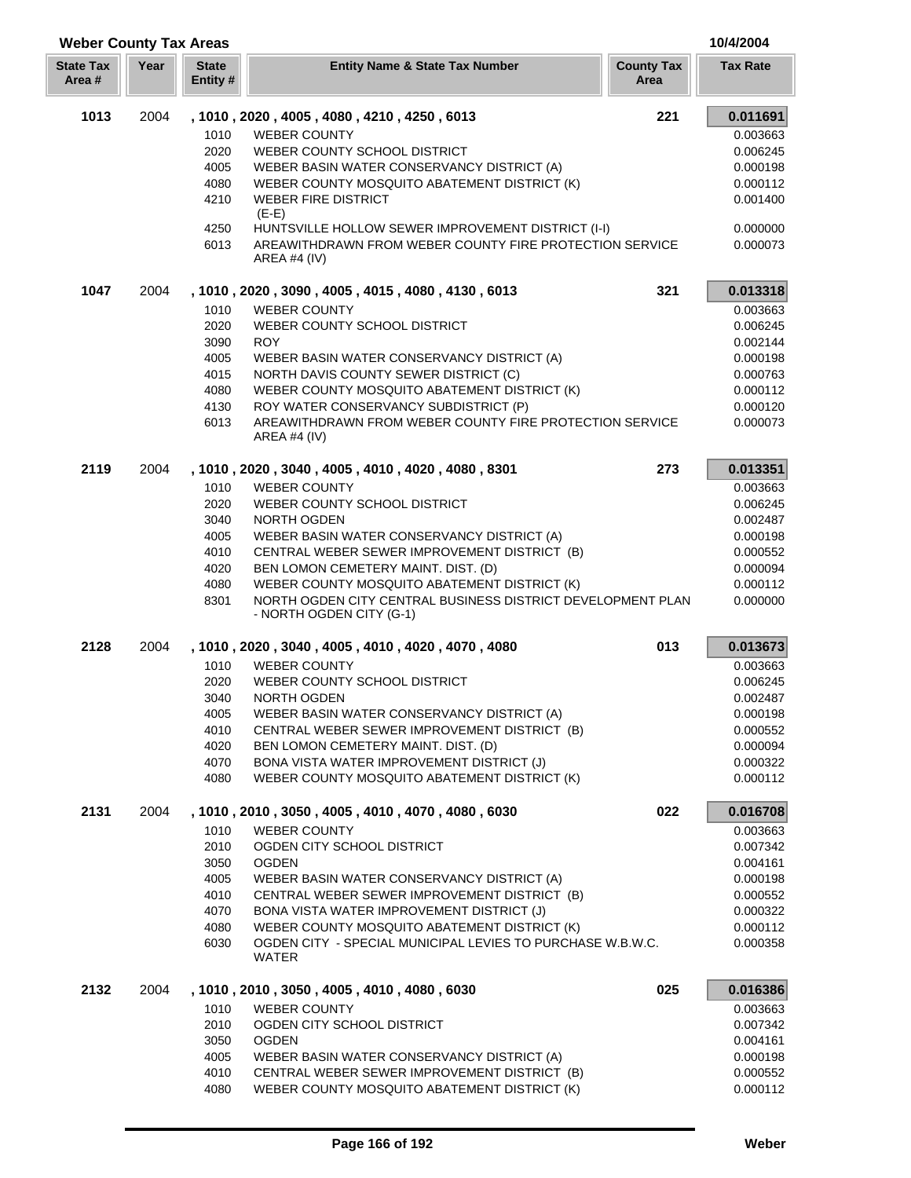## Weber County Tax Areas

10/4/2004

| State Tax Area # | Year | State Entity # | Entity Name & State Tax Number | County Tax Area | Tax Rate |
|---|---|---|---|---|---|
| **1013** | 2004 | **, 1010 , 2020 , 4005 , 4080 , 4210 , 4250 , 6013** | | **221** | **0.011691** |
| | | 1010 | WEBER COUNTY | | 0.003663 |
| | | 2020 | WEBER COUNTY SCHOOL DISTRICT | | 0.006245 |
| | | 4005 | WEBER BASIN WATER CONSERVANCY DISTRICT (A) | | 0.000198 |
| | | 4080 | WEBER COUNTY MOSQUITO ABATEMENT DISTRICT (K) | | 0.000112 |
| | | 4210 | WEBER FIRE DISTRICT (E-E) | | 0.001400 |
| | | 4250 | HUNTSVILLE HOLLOW SEWER IMPROVEMENT DISTRICT (I-I) | | 0.000000 |
| | | 6013 | AREAWITHDRAWN FROM WEBER COUNTY FIRE PROTECTION SERVICE AREA #4 (IV) | | 0.000073 |
| **1047** | 2004 | **, 1010 , 2020 , 3090 , 4005 , 4015 , 4080 , 4130 , 6013** | | **321** | **0.013318** |
| | | 1010 | WEBER COUNTY | | 0.003663 |
| | | 2020 | WEBER COUNTY SCHOOL DISTRICT | | 0.006245 |
| | | 3090 | ROY | | 0.002144 |
| | | 4005 | WEBER BASIN WATER CONSERVANCY DISTRICT (A) | | 0.000198 |
| | | 4015 | NORTH DAVIS COUNTY SEWER DISTRICT (C) | | 0.000763 |
| | | 4080 | WEBER COUNTY MOSQUITO ABATEMENT DISTRICT (K) | | 0.000112 |
| | | 4130 | ROY WATER CONSERVANCY SUBDISTRICT (P) | | 0.000120 |
| | | 6013 | AREAWITHDRAWN FROM WEBER COUNTY FIRE PROTECTION SERVICE AREA #4 (IV) | | 0.000073 |
| **2119** | 2004 | **, 1010 , 2020 , 3040 , 4005 , 4010 , 4020 , 4080 , 8301** | | **273** | **0.013351** |
| | | 1010 | WEBER COUNTY | | 0.003663 |
| | | 2020 | WEBER COUNTY SCHOOL DISTRICT | | 0.006245 |
| | | 3040 | NORTH OGDEN | | 0.002487 |
| | | 4005 | WEBER BASIN WATER CONSERVANCY DISTRICT (A) | | 0.000198 |
| | | 4010 | CENTRAL WEBER SEWER IMPROVEMENT DISTRICT (B) | | 0.000552 |
| | | 4020 | BEN LOMON CEMETERY MAINT. DIST. (D) | | 0.000094 |
| | | 4080 | WEBER COUNTY MOSQUITO ABATEMENT DISTRICT (K) | | 0.000112 |
| | | 8301 | NORTH OGDEN CITY CENTRAL BUSINESS DISTRICT DEVELOPMENT PLAN - NORTH OGDEN CITY (G-1) | | 0.000000 |
| **2128** | 2004 | **, 1010 , 2020 , 3040 , 4005 , 4010 , 4020 , 4070 , 4080** | | **013** | **0.013673** |
| | | 1010 | WEBER COUNTY | | 0.003663 |
| | | 2020 | WEBER COUNTY SCHOOL DISTRICT | | 0.006245 |
| | | 3040 | NORTH OGDEN | | 0.002487 |
| | | 4005 | WEBER BASIN WATER CONSERVANCY DISTRICT (A) | | 0.000198 |
| | | 4010 | CENTRAL WEBER SEWER IMPROVEMENT DISTRICT (B) | | 0.000552 |
| | | 4020 | BEN LOMON CEMETERY MAINT. DIST. (D) | | 0.000094 |
| | | 4070 | BONA VISTA WATER IMPROVEMENT DISTRICT (J) | | 0.000322 |
| | | 4080 | WEBER COUNTY MOSQUITO ABATEMENT DISTRICT (K) | | 0.000112 |
| **2131** | 2004 | **, 1010 , 2010 , 3050 , 4005 , 4010 , 4070 , 4080 , 6030** | | **022** | **0.016708** |
| | | 1010 | WEBER COUNTY | | 0.003663 |
| | | 2010 | OGDEN CITY SCHOOL DISTRICT | | 0.007342 |
| | | 3050 | OGDEN | | 0.004161 |
| | | 4005 | WEBER BASIN WATER CONSERVANCY DISTRICT (A) | | 0.000198 |
| | | 4010 | CENTRAL WEBER SEWER IMPROVEMENT DISTRICT (B) | | 0.000552 |
| | | 4070 | BONA VISTA WATER IMPROVEMENT DISTRICT (J) | | 0.000322 |
| | | 4080 | WEBER COUNTY MOSQUITO ABATEMENT DISTRICT (K) | | 0.000112 |
| | | 6030 | OGDEN CITY - SPECIAL MUNICIPAL LEVIES TO PURCHASE W.B.W.C. WATER | | 0.000358 |
| **2132** | 2004 | **, 1010 , 2010 , 3050 , 4005 , 4010 , 4080 , 6030** | | **025** | **0.016386** |
| | | 1010 | WEBER COUNTY | | 0.003663 |
| | | 2010 | OGDEN CITY SCHOOL DISTRICT | | 0.007342 |
| | | 3050 | OGDEN | | 0.004161 |
| | | 4005 | WEBER BASIN WATER CONSERVANCY DISTRICT (A) | | 0.000198 |
| | | 4010 | CENTRAL WEBER SEWER IMPROVEMENT DISTRICT (B) | | 0.000552 |
| | | 4080 | WEBER COUNTY MOSQUITO ABATEMENT DISTRICT (K) | | 0.000112 |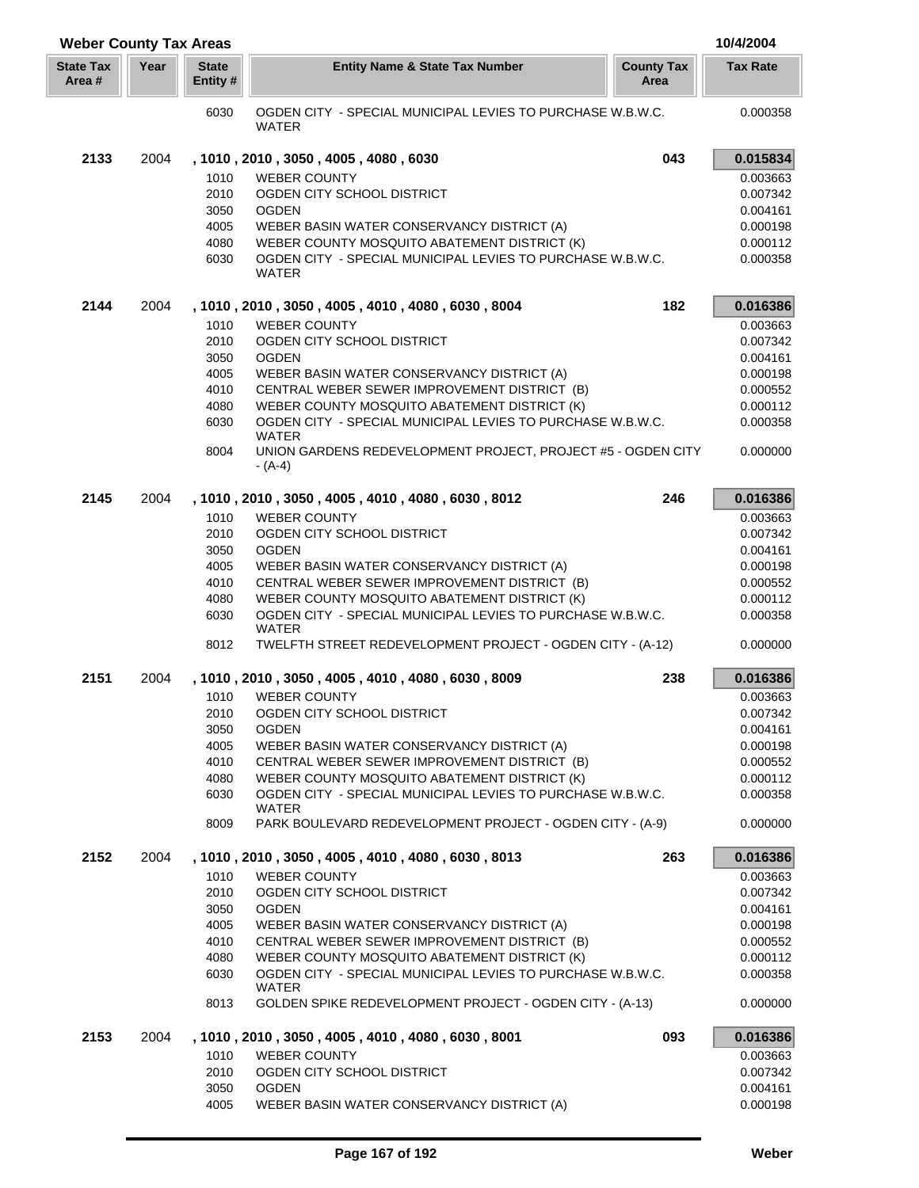## Weber County Tax Areas

10/4/2004

| State Tax Area # | Year | State Entity # | Entity Name & State Tax Number | County Tax Area | Tax Rate |
|---|---|---|---|---|---|
| | | 6030 | OGDEN CITY - SPECIAL MUNICIPAL LEVIES TO PURCHASE W.B.W.C. WATER | | 0.000358 |
| **2133** | 2004 | **, 1010 , 2010 , 3050 , 4005 , 4080 , 6030** | | **043** | **0.015834** |
| | | 1010 | WEBER COUNTY | | 0.003663 |
| | | 2010 | OGDEN CITY SCHOOL DISTRICT | | 0.007342 |
| | | 3050 | OGDEN | | 0.004161 |
| | | 4005 | WEBER BASIN WATER CONSERVANCY DISTRICT (A) | | 0.000198 |
| | | 4080 | WEBER COUNTY MOSQUITO ABATEMENT DISTRICT (K) | | 0.000112 |
| | | 6030 | OGDEN CITY - SPECIAL MUNICIPAL LEVIES TO PURCHASE W.B.W.C. WATER | | 0.000358 |
| **2144** | 2004 | **, 1010 , 2010 , 3050 , 4005 , 4010 , 4080 , 6030 , 8004** | | **182** | **0.016386** |
| | | 1010 | WEBER COUNTY | | 0.003663 |
| | | 2010 | OGDEN CITY SCHOOL DISTRICT | | 0.007342 |
| | | 3050 | OGDEN | | 0.004161 |
| | | 4005 | WEBER BASIN WATER CONSERVANCY DISTRICT (A) | | 0.000198 |
| | | 4010 | CENTRAL WEBER SEWER IMPROVEMENT DISTRICT (B) | | 0.000552 |
| | | 4080 | WEBER COUNTY MOSQUITO ABATEMENT DISTRICT (K) | | 0.000112 |
| | | 6030 | OGDEN CITY - SPECIAL MUNICIPAL LEVIES TO PURCHASE W.B.W.C. WATER | | 0.000358 |
| | | 8004 | UNION GARDENS REDEVELOPMENT PROJECT, PROJECT #5 - OGDEN CITY - (A-4) | | 0.000000 |
| **2145** | 2004 | **, 1010 , 2010 , 3050 , 4005 , 4010 , 4080 , 6030 , 8012** | | **246** | **0.016386** |
| | | 1010 | WEBER COUNTY | | 0.003663 |
| | | 2010 | OGDEN CITY SCHOOL DISTRICT | | 0.007342 |
| | | 3050 | OGDEN | | 0.004161 |
| | | 4005 | WEBER BASIN WATER CONSERVANCY DISTRICT (A) | | 0.000198 |
| | | 4010 | CENTRAL WEBER SEWER IMPROVEMENT DISTRICT (B) | | 0.000552 |
| | | 4080 | WEBER COUNTY MOSQUITO ABATEMENT DISTRICT (K) | | 0.000112 |
| | | 6030 | OGDEN CITY - SPECIAL MUNICIPAL LEVIES TO PURCHASE W.B.W.C. WATER | | 0.000358 |
| | | 8012 | TWELFTH STREET REDEVELOPMENT PROJECT - OGDEN CITY - (A-12) | | 0.000000 |
| **2151** | 2004 | **, 1010 , 2010 , 3050 , 4005 , 4010 , 4080 , 6030 , 8009** | | **238** | **0.016386** |
| | | 1010 | WEBER COUNTY | | 0.003663 |
| | | 2010 | OGDEN CITY SCHOOL DISTRICT | | 0.007342 |
| | | 3050 | OGDEN | | 0.004161 |
| | | 4005 | WEBER BASIN WATER CONSERVANCY DISTRICT (A) | | 0.000198 |
| | | 4010 | CENTRAL WEBER SEWER IMPROVEMENT DISTRICT (B) | | 0.000552 |
| | | 4080 | WEBER COUNTY MOSQUITO ABATEMENT DISTRICT (K) | | 0.000112 |
| | | 6030 | OGDEN CITY - SPECIAL MUNICIPAL LEVIES TO PURCHASE W.B.W.C. WATER | | 0.000358 |
| | | 8009 | PARK BOULEVARD REDEVELOPMENT PROJECT - OGDEN CITY - (A-9) | | 0.000000 |
| **2152** | 2004 | **, 1010 , 2010 , 3050 , 4005 , 4010 , 4080 , 6030 , 8013** | | **263** | **0.016386** |
| | | 1010 | WEBER COUNTY | | 0.003663 |
| | | 2010 | OGDEN CITY SCHOOL DISTRICT | | 0.007342 |
| | | 3050 | OGDEN | | 0.004161 |
| | | 4005 | WEBER BASIN WATER CONSERVANCY DISTRICT (A) | | 0.000198 |
| | | 4010 | CENTRAL WEBER SEWER IMPROVEMENT DISTRICT (B) | | 0.000552 |
| | | 4080 | WEBER COUNTY MOSQUITO ABATEMENT DISTRICT (K) | | 0.000112 |
| | | 6030 | OGDEN CITY - SPECIAL MUNICIPAL LEVIES TO PURCHASE W.B.W.C. WATER | | 0.000358 |
| | | 8013 | GOLDEN SPIKE REDEVELOPMENT PROJECT - OGDEN CITY - (A-13) | | 0.000000 |
| **2153** | 2004 | **, 1010 , 2010 , 3050 , 4005 , 4010 , 4080 , 6030 , 8001** | | **093** | **0.016386** |
| | | 1010 | WEBER COUNTY | | 0.003663 |
| | | 2010 | OGDEN CITY SCHOOL DISTRICT | | 0.007342 |
| | | 3050 | OGDEN | | 0.004161 |
| | | 4005 | WEBER BASIN WATER CONSERVANCY DISTRICT (A) | | 0.000198 |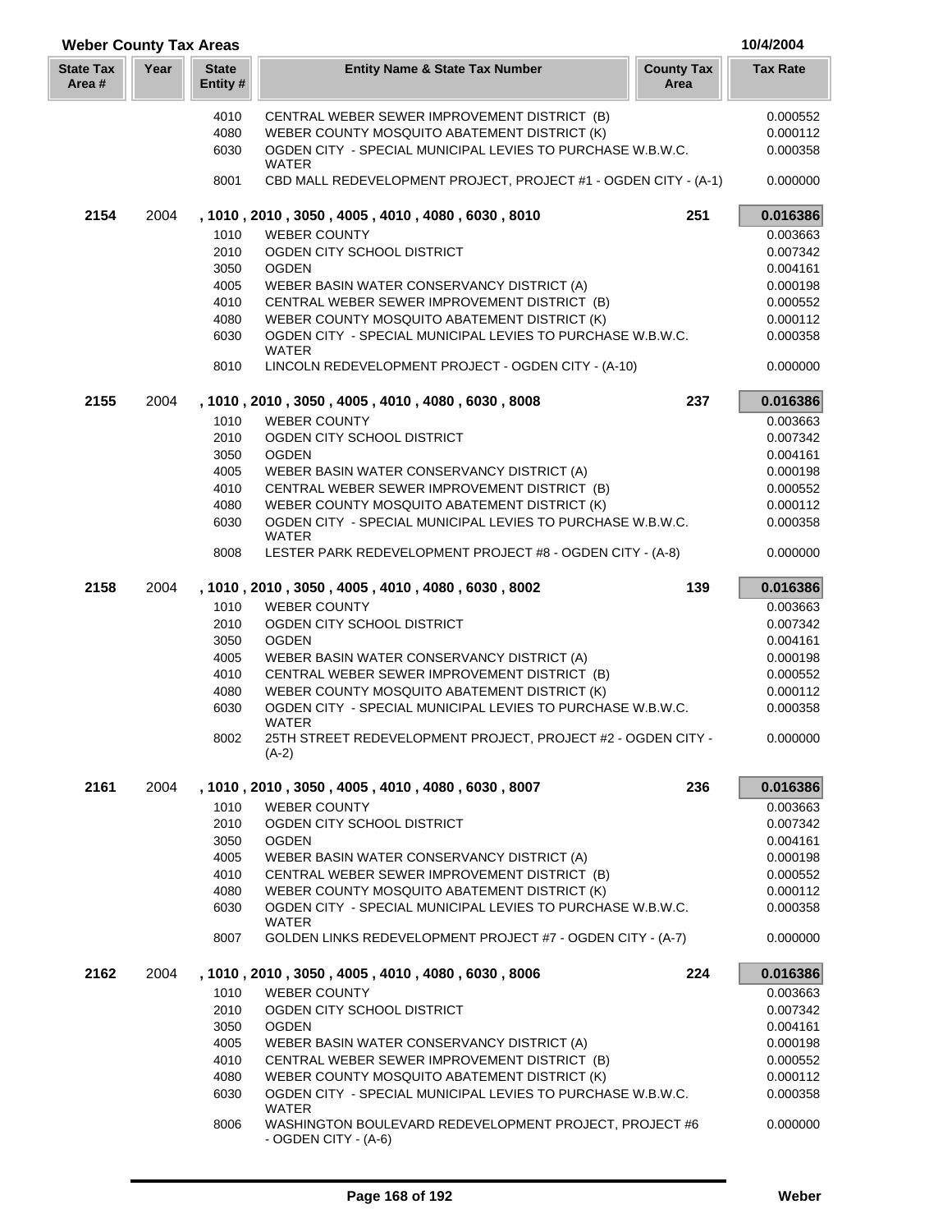## Weber County Tax Areas

10/4/2004

| State Tax Area # | Year | State Entity # | Entity Name & State Tax Number | County Tax Area | Tax Rate |
|---|---|---|---|---|---|
| | | 4010 | CENTRAL WEBER SEWER IMPROVEMENT DISTRICT (B) | | 0.000552 |
| | | 4080 | WEBER COUNTY MOSQUITO ABATEMENT DISTRICT (K) | | 0.000112 |
| | | 6030 | OGDEN CITY - SPECIAL MUNICIPAL LEVIES TO PURCHASE W.B.W.C. WATER | | 0.000358 |
| | | 8001 | CBD MALL REDEVELOPMENT PROJECT, PROJECT #1 - OGDEN CITY - (A-1) | | 0.000000 |
| **2154** | 2004 | | **, 1010 , 2010 , 3050 , 4005 , 4010 , 4080 , 6030 , 8010** | **251** | **0.016386** |
| | | 1010 | WEBER COUNTY | | 0.003663 |
| | | 2010 | OGDEN CITY SCHOOL DISTRICT | | 0.007342 |
| | | 3050 | OGDEN | | 0.004161 |
| | | 4005 | WEBER BASIN WATER CONSERVANCY DISTRICT (A) | | 0.000198 |
| | | 4010 | CENTRAL WEBER SEWER IMPROVEMENT DISTRICT (B) | | 0.000552 |
| | | 4080 | WEBER COUNTY MOSQUITO ABATEMENT DISTRICT (K) | | 0.000112 |
| | | 6030 | OGDEN CITY - SPECIAL MUNICIPAL LEVIES TO PURCHASE W.B.W.C. WATER | | 0.000358 |
| | | 8010 | LINCOLN REDEVELOPMENT PROJECT - OGDEN CITY - (A-10) | | 0.000000 |
| **2155** | 2004 | | **, 1010 , 2010 , 3050 , 4005 , 4010 , 4080 , 6030 , 8008** | **237** | **0.016386** |
| | | 1010 | WEBER COUNTY | | 0.003663 |
| | | 2010 | OGDEN CITY SCHOOL DISTRICT | | 0.007342 |
| | | 3050 | OGDEN | | 0.004161 |
| | | 4005 | WEBER BASIN WATER CONSERVANCY DISTRICT (A) | | 0.000198 |
| | | 4010 | CENTRAL WEBER SEWER IMPROVEMENT DISTRICT (B) | | 0.000552 |
| | | 4080 | WEBER COUNTY MOSQUITO ABATEMENT DISTRICT (K) | | 0.000112 |
| | | 6030 | OGDEN CITY - SPECIAL MUNICIPAL LEVIES TO PURCHASE W.B.W.C. WATER | | 0.000358 |
| | | 8008 | LESTER PARK REDEVELOPMENT PROJECT #8 - OGDEN CITY - (A-8) | | 0.000000 |
| **2158** | 2004 | | **, 1010 , 2010 , 3050 , 4005 , 4010 , 4080 , 6030 , 8002** | **139** | **0.016386** |
| | | 1010 | WEBER COUNTY | | 0.003663 |
| | | 2010 | OGDEN CITY SCHOOL DISTRICT | | 0.007342 |
| | | 3050 | OGDEN | | 0.004161 |
| | | 4005 | WEBER BASIN WATER CONSERVANCY DISTRICT (A) | | 0.000198 |
| | | 4010 | CENTRAL WEBER SEWER IMPROVEMENT DISTRICT (B) | | 0.000552 |
| | | 4080 | WEBER COUNTY MOSQUITO ABATEMENT DISTRICT (K) | | 0.000112 |
| | | 6030 | OGDEN CITY - SPECIAL MUNICIPAL LEVIES TO PURCHASE W.B.W.C. WATER | | 0.000358 |
| | | 8002 | 25TH STREET REDEVELOPMENT PROJECT, PROJECT #2 - OGDEN CITY - (A-2) | | 0.000000 |
| **2161** | 2004 | | **, 1010 , 2010 , 3050 , 4005 , 4010 , 4080 , 6030 , 8007** | **236** | **0.016386** |
| | | 1010 | WEBER COUNTY | | 0.003663 |
| | | 2010 | OGDEN CITY SCHOOL DISTRICT | | 0.007342 |
| | | 3050 | OGDEN | | 0.004161 |
| | | 4005 | WEBER BASIN WATER CONSERVANCY DISTRICT (A) | | 0.000198 |
| | | 4010 | CENTRAL WEBER SEWER IMPROVEMENT DISTRICT (B) | | 0.000552 |
| | | 4080 | WEBER COUNTY MOSQUITO ABATEMENT DISTRICT (K) | | 0.000112 |
| | | 6030 | OGDEN CITY - SPECIAL MUNICIPAL LEVIES TO PURCHASE W.B.W.C. WATER | | 0.000358 |
| | | 8007 | GOLDEN LINKS REDEVELOPMENT PROJECT #7 - OGDEN CITY - (A-7) | | 0.000000 |
| **2162** | 2004 | | **, 1010 , 2010 , 3050 , 4005 , 4010 , 4080 , 6030 , 8006** | **224** | **0.016386** |
| | | 1010 | WEBER COUNTY | | 0.003663 |
| | | 2010 | OGDEN CITY SCHOOL DISTRICT | | 0.007342 |
| | | 3050 | OGDEN | | 0.004161 |
| | | 4005 | WEBER BASIN WATER CONSERVANCY DISTRICT (A) | | 0.000198 |
| | | 4010 | CENTRAL WEBER SEWER IMPROVEMENT DISTRICT (B) | | 0.000552 |
| | | 4080 | WEBER COUNTY MOSQUITO ABATEMENT DISTRICT (K) | | 0.000112 |
| | | 6030 | OGDEN CITY - SPECIAL MUNICIPAL LEVIES TO PURCHASE W.B.W.C. WATER | | 0.000358 |
| | | 8006 | WASHINGTON BOULEVARD REDEVELOPMENT PROJECT, PROJECT #6 - OGDEN CITY - (A-6) | | 0.000000 |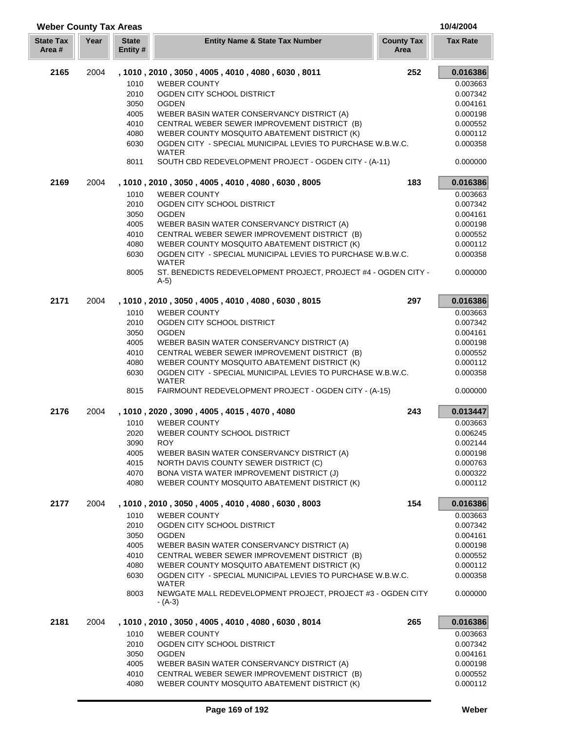## Weber County Tax Areas

10/4/2004

| State Tax Area # | Year | State Entity # | Entity Name & State Tax Number | County Tax Area | Tax Rate |
|---|---|---|---|---|---|
| **2165** | 2004 | | **, 1010 , 2010 , 3050 , 4005 , 4010 , 4080 , 6030 , 8011** | **252** | **0.016386** |
| | | 1010 | WEBER COUNTY | | 0.003663 |
| | | 2010 | OGDEN CITY SCHOOL DISTRICT | | 0.007342 |
| | | 3050 | OGDEN | | 0.004161 |
| | | 4005 | WEBER BASIN WATER CONSERVANCY DISTRICT (A) | | 0.000198 |
| | | 4010 | CENTRAL WEBER SEWER IMPROVEMENT DISTRICT (B) | | 0.000552 |
| | | 4080 | WEBER COUNTY MOSQUITO ABATEMENT DISTRICT (K) | | 0.000112 |
| | | 6030 | OGDEN CITY - SPECIAL MUNICIPAL LEVIES TO PURCHASE W.B.W.C. WATER | | 0.000358 |
| | | 8011 | SOUTH CBD REDEVELOPMENT PROJECT - OGDEN CITY - (A-11) | | 0.000000 |
| **2169** | 2004 | | **, 1010 , 2010 , 3050 , 4005 , 4010 , 4080 , 6030 , 8005** | **183** | **0.016386** |
| | | 1010 | WEBER COUNTY | | 0.003663 |
| | | 2010 | OGDEN CITY SCHOOL DISTRICT | | 0.007342 |
| | | 3050 | OGDEN | | 0.004161 |
| | | 4005 | WEBER BASIN WATER CONSERVANCY DISTRICT (A) | | 0.000198 |
| | | 4010 | CENTRAL WEBER SEWER IMPROVEMENT DISTRICT (B) | | 0.000552 |
| | | 4080 | WEBER COUNTY MOSQUITO ABATEMENT DISTRICT (K) | | 0.000112 |
| | | 6030 | OGDEN CITY - SPECIAL MUNICIPAL LEVIES TO PURCHASE W.B.W.C. WATER | | 0.000358 |
| | | 8005 | ST. BENEDICTS REDEVELOPMENT PROJECT, PROJECT #4 - OGDEN CITY - A-5) | | 0.000000 |
| **2171** | 2004 | | **, 1010 , 2010 , 3050 , 4005 , 4010 , 4080 , 6030 , 8015** | **297** | **0.016386** |
| | | 1010 | WEBER COUNTY | | 0.003663 |
| | | 2010 | OGDEN CITY SCHOOL DISTRICT | | 0.007342 |
| | | 3050 | OGDEN | | 0.004161 |
| | | 4005 | WEBER BASIN WATER CONSERVANCY DISTRICT (A) | | 0.000198 |
| | | 4010 | CENTRAL WEBER SEWER IMPROVEMENT DISTRICT (B) | | 0.000552 |
| | | 4080 | WEBER COUNTY MOSQUITO ABATEMENT DISTRICT (K) | | 0.000112 |
| | | 6030 | OGDEN CITY - SPECIAL MUNICIPAL LEVIES TO PURCHASE W.B.W.C. WATER | | 0.000358 |
| | | 8015 | FAIRMOUNT REDEVELOPMENT PROJECT - OGDEN CITY - (A-15) | | 0.000000 |
| **2176** | 2004 | | **, 1010 , 2020 , 3090 , 4005 , 4015 , 4070 , 4080** | **243** | **0.013447** |
| | | 1010 | WEBER COUNTY | | 0.003663 |
| | | 2020 | WEBER COUNTY SCHOOL DISTRICT | | 0.006245 |
| | | 3090 | ROY | | 0.002144 |
| | | 4005 | WEBER BASIN WATER CONSERVANCY DISTRICT (A) | | 0.000198 |
| | | 4015 | NORTH DAVIS COUNTY SEWER DISTRICT (C) | | 0.000763 |
| | | 4070 | BONA VISTA WATER IMPROVEMENT DISTRICT (J) | | 0.000322 |
| | | 4080 | WEBER COUNTY MOSQUITO ABATEMENT DISTRICT (K) | | 0.000112 |
| **2177** | 2004 | | **, 1010 , 2010 , 3050 , 4005 , 4010 , 4080 , 6030 , 8003** | **154** | **0.016386** |
| | | 1010 | WEBER COUNTY | | 0.003663 |
| | | 2010 | OGDEN CITY SCHOOL DISTRICT | | 0.007342 |
| | | 3050 | OGDEN | | 0.004161 |
| | | 4005 | WEBER BASIN WATER CONSERVANCY DISTRICT (A) | | 0.000198 |
| | | 4010 | CENTRAL WEBER SEWER IMPROVEMENT DISTRICT (B) | | 0.000552 |
| | | 4080 | WEBER COUNTY MOSQUITO ABATEMENT DISTRICT (K) | | 0.000112 |
| | | 6030 | OGDEN CITY - SPECIAL MUNICIPAL LEVIES TO PURCHASE W.B.W.C. WATER | | 0.000358 |
| | | 8003 | NEWGATE MALL REDEVELOPMENT PROJECT, PROJECT #3 - OGDEN CITY - (A-3) | | 0.000000 |
| **2181** | 2004 | | **, 1010 , 2010 , 3050 , 4005 , 4010 , 4080 , 6030 , 8014** | **265** | **0.016386** |
| | | 1010 | WEBER COUNTY | | 0.003663 |
| | | 2010 | OGDEN CITY SCHOOL DISTRICT | | 0.007342 |
| | | 3050 | OGDEN | | 0.004161 |
| | | 4005 | WEBER BASIN WATER CONSERVANCY DISTRICT (A) | | 0.000198 |
| | | 4010 | CENTRAL WEBER SEWER IMPROVEMENT DISTRICT (B) | | 0.000552 |
| | | 4080 | WEBER COUNTY MOSQUITO ABATEMENT DISTRICT (K) | | 0.000112 |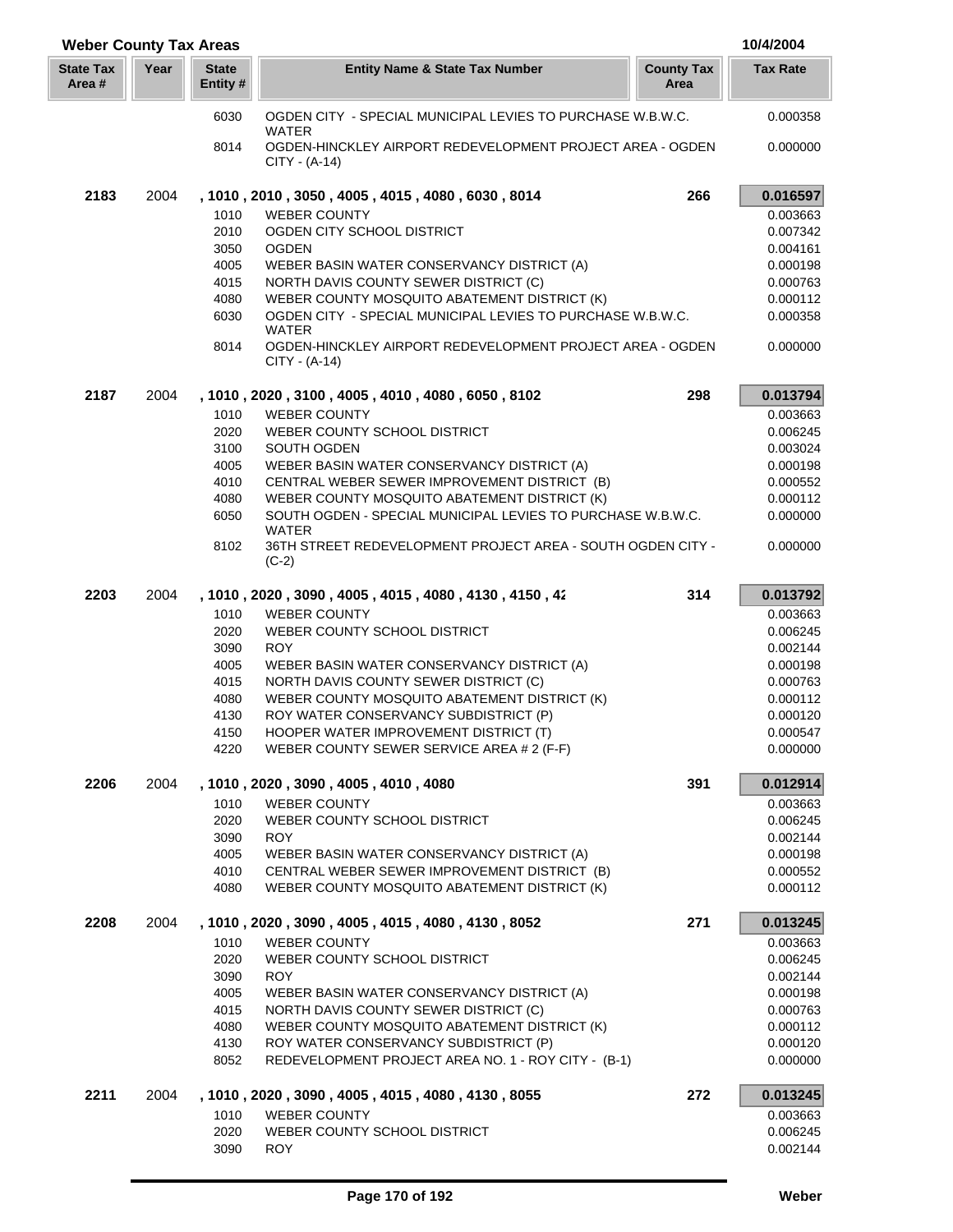## Weber County Tax Areas

10/4/2004

| State Tax Area # | Year | State Entity # | Entity Name & State Tax Number | County Tax Area | Tax Rate |
|---|---|---|---|---|---|
| | | 6030 | OGDEN CITY - SPECIAL MUNICIPAL LEVIES TO PURCHASE W.B.W.C. WATER | | 0.000358 |
| | | 8014 | OGDEN-HINCKLEY AIRPORT REDEVELOPMENT PROJECT AREA - OGDEN CITY - (A-14) | | 0.000000 |
| **2183** | 2004 | | **, 1010 , 2010 , 3050 , 4005 , 4015 , 4080 , 6030 , 8014** | **266** | **0.016597** |
| | | 1010 | WEBER COUNTY | | 0.003663 |
| | | 2010 | OGDEN CITY SCHOOL DISTRICT | | 0.007342 |
| | | 3050 | OGDEN | | 0.004161 |
| | | 4005 | WEBER BASIN WATER CONSERVANCY DISTRICT (A) | | 0.000198 |
| | | 4015 | NORTH DAVIS COUNTY SEWER DISTRICT (C) | | 0.000763 |
| | | 4080 | WEBER COUNTY MOSQUITO ABATEMENT DISTRICT (K) | | 0.000112 |
| | | 6030 | OGDEN CITY - SPECIAL MUNICIPAL LEVIES TO PURCHASE W.B.W.C. WATER | | 0.000358 |
| | | 8014 | OGDEN-HINCKLEY AIRPORT REDEVELOPMENT PROJECT AREA - OGDEN CITY - (A-14) | | 0.000000 |
| **2187** | 2004 | | **, 1010 , 2020 , 3100 , 4005 , 4010 , 4080 , 6050 , 8102** | **298** | **0.013794** |
| | | 1010 | WEBER COUNTY | | 0.003663 |
| | | 2020 | WEBER COUNTY SCHOOL DISTRICT | | 0.006245 |
| | | 3100 | SOUTH OGDEN | | 0.003024 |
| | | 4005 | WEBER BASIN WATER CONSERVANCY DISTRICT (A) | | 0.000198 |
| | | 4010 | CENTRAL WEBER SEWER IMPROVEMENT DISTRICT (B) | | 0.000552 |
| | | 4080 | WEBER COUNTY MOSQUITO ABATEMENT DISTRICT (K) | | 0.000112 |
| | | 6050 | SOUTH OGDEN - SPECIAL MUNICIPAL LEVIES TO PURCHASE W.B.W.C. WATER | | 0.000000 |
| | | 8102 | 36TH STREET REDEVELOPMENT PROJECT AREA - SOUTH OGDEN CITY - (C-2) | | 0.000000 |
| **2203** | 2004 | | **, 1010 , 2020 , 3090 , 4005 , 4015 , 4080 , 4130 , 4150 , 42** | **314** | **0.013792** |
| | | 1010 | WEBER COUNTY | | 0.003663 |
| | | 2020 | WEBER COUNTY SCHOOL DISTRICT | | 0.006245 |
| | | 3090 | ROY | | 0.002144 |
| | | 4005 | WEBER BASIN WATER CONSERVANCY DISTRICT (A) | | 0.000198 |
| | | 4015 | NORTH DAVIS COUNTY SEWER DISTRICT (C) | | 0.000763 |
| | | 4080 | WEBER COUNTY MOSQUITO ABATEMENT DISTRICT (K) | | 0.000112 |
| | | 4130 | ROY WATER CONSERVANCY SUBDISTRICT (P) | | 0.000120 |
| | | 4150 | HOOPER WATER IMPROVEMENT DISTRICT (T) | | 0.000547 |
| | | 4220 | WEBER COUNTY SEWER SERVICE AREA # 2 (F-F) | | 0.000000 |
| **2206** | 2004 | | **, 1010 , 2020 , 3090 , 4005 , 4010 , 4080** | **391** | **0.012914** |
| | | 1010 | WEBER COUNTY | | 0.003663 |
| | | 2020 | WEBER COUNTY SCHOOL DISTRICT | | 0.006245 |
| | | 3090 | ROY | | 0.002144 |
| | | 4005 | WEBER BASIN WATER CONSERVANCY DISTRICT (A) | | 0.000198 |
| | | 4010 | CENTRAL WEBER SEWER IMPROVEMENT DISTRICT (B) | | 0.000552 |
| | | 4080 | WEBER COUNTY MOSQUITO ABATEMENT DISTRICT (K) | | 0.000112 |
| **2208** | 2004 | | **, 1010 , 2020 , 3090 , 4005 , 4015 , 4080 , 4130 , 8052** | **271** | **0.013245** |
| | | 1010 | WEBER COUNTY | | 0.003663 |
| | | 2020 | WEBER COUNTY SCHOOL DISTRICT | | 0.006245 |
| | | 3090 | ROY | | 0.002144 |
| | | 4005 | WEBER BASIN WATER CONSERVANCY DISTRICT (A) | | 0.000198 |
| | | 4015 | NORTH DAVIS COUNTY SEWER DISTRICT (C) | | 0.000763 |
| | | 4080 | WEBER COUNTY MOSQUITO ABATEMENT DISTRICT (K) | | 0.000112 |
| | | 4130 | ROY WATER CONSERVANCY SUBDISTRICT (P) | | 0.000120 |
| | | 8052 | REDEVELOPMENT PROJECT AREA NO. 1 - ROY CITY - (B-1) | | 0.000000 |
| **2211** | 2004 | | **, 1010 , 2020 , 3090 , 4005 , 4015 , 4080 , 4130 , 8055** | **272** | **0.013245** |
| | | 1010 | WEBER COUNTY | | 0.003663 |
| | | 2020 | WEBER COUNTY SCHOOL DISTRICT | | 0.006245 |
| | | 3090 | ROY | | 0.002144 |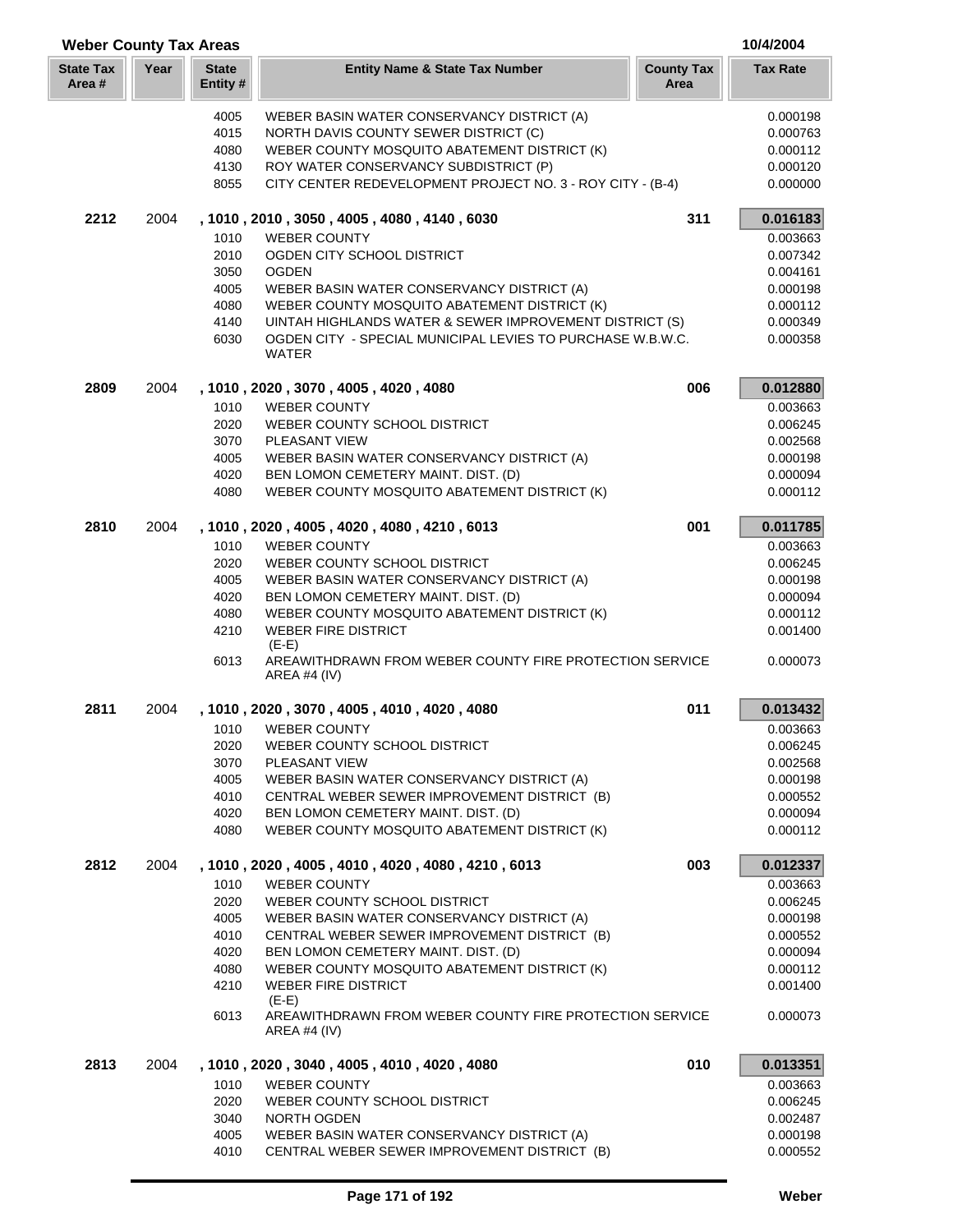## Weber County Tax Areas

10/4/2004

| State Tax Area # | Year | State Entity # | Entity Name & State Tax Number | County Tax Area | Tax Rate |
|---|---|---|---|---|---|
| | | 4005 | WEBER BASIN WATER CONSERVANCY DISTRICT (A) | | 0.000198 |
| | | 4015 | NORTH DAVIS COUNTY SEWER DISTRICT (C) | | 0.000763 |
| | | 4080 | WEBER COUNTY MOSQUITO ABATEMENT DISTRICT (K) | | 0.000112 |
| | | 4130 | ROY WATER CONSERVANCY SUBDISTRICT (P) | | 0.000120 |
| | | 8055 | CITY CENTER REDEVELOPMENT PROJECT NO. 3 - ROY CITY - (B-4) | | 0.000000 |
| **2212** | 2004 | | **, 1010 , 2010 , 3050 , 4005 , 4080 , 4140 , 6030** | **311** | **0.016183** |
| | | 1010 | WEBER COUNTY | | 0.003663 |
| | | 2010 | OGDEN CITY SCHOOL DISTRICT | | 0.007342 |
| | | 3050 | OGDEN | | 0.004161 |
| | | 4005 | WEBER BASIN WATER CONSERVANCY DISTRICT (A) | | 0.000198 |
| | | 4080 | WEBER COUNTY MOSQUITO ABATEMENT DISTRICT (K) | | 0.000112 |
| | | 4140 | UINTAH HIGHLANDS WATER & SEWER IMPROVEMENT DISTRICT (S) | | 0.000349 |
| | | 6030 | OGDEN CITY - SPECIAL MUNICIPAL LEVIES TO PURCHASE W.B.W.C. WATER | | 0.000358 |
| **2809** | 2004 | | **, 1010 , 2020 , 3070 , 4005 , 4020 , 4080** | **006** | **0.012880** |
| | | 1010 | WEBER COUNTY | | 0.003663 |
| | | 2020 | WEBER COUNTY SCHOOL DISTRICT | | 0.006245 |
| | | 3070 | PLEASANT VIEW | | 0.002568 |
| | | 4005 | WEBER BASIN WATER CONSERVANCY DISTRICT (A) | | 0.000198 |
| | | 4020 | BEN LOMON CEMETERY MAINT. DIST. (D) | | 0.000094 |
| | | 4080 | WEBER COUNTY MOSQUITO ABATEMENT DISTRICT (K) | | 0.000112 |
| **2810** | 2004 | | **, 1010 , 2020 , 4005 , 4020 , 4080 , 4210 , 6013** | **001** | **0.011785** |
| | | 1010 | WEBER COUNTY | | 0.003663 |
| | | 2020 | WEBER COUNTY SCHOOL DISTRICT | | 0.006245 |
| | | 4005 | WEBER BASIN WATER CONSERVANCY DISTRICT (A) | | 0.000198 |
| | | 4020 | BEN LOMON CEMETERY MAINT. DIST. (D) | | 0.000094 |
| | | 4080 | WEBER COUNTY MOSQUITO ABATEMENT DISTRICT (K) | | 0.000112 |
| | | 4210 | WEBER FIRE DISTRICT (E-E) | | 0.001400 |
| | | 6013 | AREAWITHDRAWN FROM WEBER COUNTY FIRE PROTECTION SERVICE AREA #4 (IV) | | 0.000073 |
| **2811** | 2004 | | **, 1010 , 2020 , 3070 , 4005 , 4010 , 4020 , 4080** | **011** | **0.013432** |
| | | 1010 | WEBER COUNTY | | 0.003663 |
| | | 2020 | WEBER COUNTY SCHOOL DISTRICT | | 0.006245 |
| | | 3070 | PLEASANT VIEW | | 0.002568 |
| | | 4005 | WEBER BASIN WATER CONSERVANCY DISTRICT (A) | | 0.000198 |
| | | 4010 | CENTRAL WEBER SEWER IMPROVEMENT DISTRICT (B) | | 0.000552 |
| | | 4020 | BEN LOMON CEMETERY MAINT. DIST. (D) | | 0.000094 |
| | | 4080 | WEBER COUNTY MOSQUITO ABATEMENT DISTRICT (K) | | 0.000112 |
| **2812** | 2004 | | **, 1010 , 2020 , 4005 , 4010 , 4020 , 4080 , 4210 , 6013** | **003** | **0.012337** |
| | | 1010 | WEBER COUNTY | | 0.003663 |
| | | 2020 | WEBER COUNTY SCHOOL DISTRICT | | 0.006245 |
| | | 4005 | WEBER BASIN WATER CONSERVANCY DISTRICT (A) | | 0.000198 |
| | | 4010 | CENTRAL WEBER SEWER IMPROVEMENT DISTRICT (B) | | 0.000552 |
| | | 4020 | BEN LOMON CEMETERY MAINT. DIST. (D) | | 0.000094 |
| | | 4080 | WEBER COUNTY MOSQUITO ABATEMENT DISTRICT (K) | | 0.000112 |
| | | 4210 | WEBER FIRE DISTRICT (E-E) | | 0.001400 |
| | | 6013 | AREAWITHDRAWN FROM WEBER COUNTY FIRE PROTECTION SERVICE AREA #4 (IV) | | 0.000073 |
| **2813** | 2004 | | **, 1010 , 2020 , 3040 , 4005 , 4010 , 4020 , 4080** | **010** | **0.013351** |
| | | 1010 | WEBER COUNTY | | 0.003663 |
| | | 2020 | WEBER COUNTY SCHOOL DISTRICT | | 0.006245 |
| | | 3040 | NORTH OGDEN | | 0.002487 |
| | | 4005 | WEBER BASIN WATER CONSERVANCY DISTRICT (A) | | 0.000198 |
| | | 4010 | CENTRAL WEBER SEWER IMPROVEMENT DISTRICT (B) | | 0.000552 |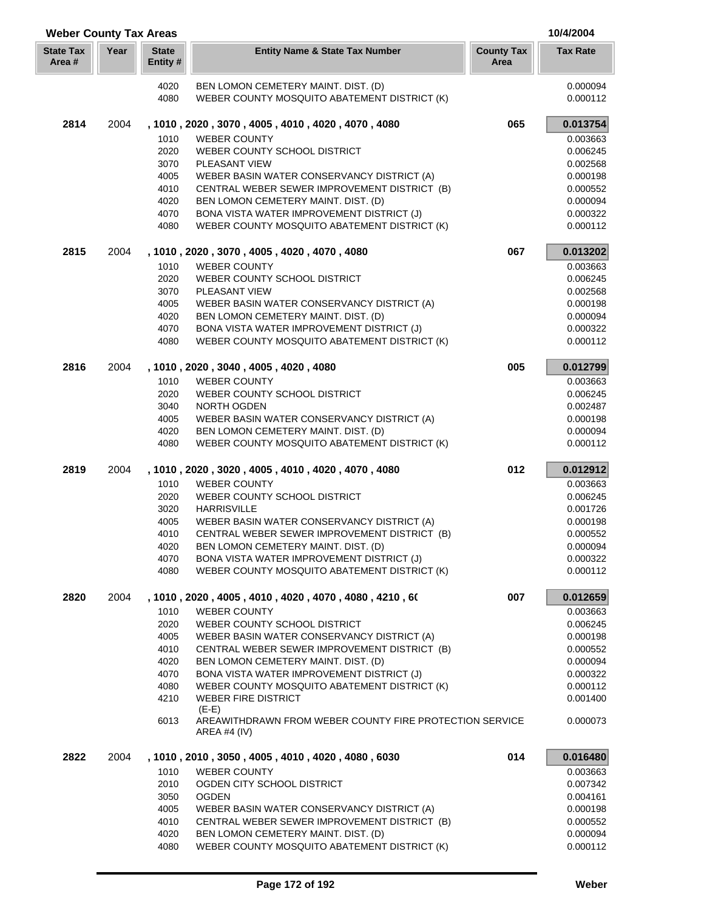## Weber County Tax Areas

10/4/2004

| State Tax Area # | Year | State Entity # | Entity Name & State Tax Number | County Tax Area | Tax Rate |
|---|---|---|---|---|---|
| | | 4020 | BEN LOMON CEMETERY MAINT. DIST. (D) | | 0.000094 |
| | | 4080 | WEBER COUNTY MOSQUITO ABATEMENT DISTRICT (K) | | 0.000112 |
| **2814** | 2004 | **, 1010 , 2020 , 3070 , 4005 , 4010 , 4020 , 4070 , 4080** | | **065** | **0.013754** |
| | | 1010 | WEBER COUNTY | | 0.003663 |
| | | 2020 | WEBER COUNTY SCHOOL DISTRICT | | 0.006245 |
| | | 3070 | PLEASANT VIEW | | 0.002568 |
| | | 4005 | WEBER BASIN WATER CONSERVANCY DISTRICT (A) | | 0.000198 |
| | | 4010 | CENTRAL WEBER SEWER IMPROVEMENT DISTRICT (B) | | 0.000552 |
| | | 4020 | BEN LOMON CEMETERY MAINT. DIST. (D) | | 0.000094 |
| | | 4070 | BONA VISTA WATER IMPROVEMENT DISTRICT (J) | | 0.000322 |
| | | 4080 | WEBER COUNTY MOSQUITO ABATEMENT DISTRICT (K) | | 0.000112 |
| **2815** | 2004 | **, 1010 , 2020 , 3070 , 4005 , 4020 , 4070 , 4080** | | **067** | **0.013202** |
| | | 1010 | WEBER COUNTY | | 0.003663 |
| | | 2020 | WEBER COUNTY SCHOOL DISTRICT | | 0.006245 |
| | | 3070 | PLEASANT VIEW | | 0.002568 |
| | | 4005 | WEBER BASIN WATER CONSERVANCY DISTRICT (A) | | 0.000198 |
| | | 4020 | BEN LOMON CEMETERY MAINT. DIST. (D) | | 0.000094 |
| | | 4070 | BONA VISTA WATER IMPROVEMENT DISTRICT (J) | | 0.000322 |
| | | 4080 | WEBER COUNTY MOSQUITO ABATEMENT DISTRICT (K) | | 0.000112 |
| **2816** | 2004 | **, 1010 , 2020 , 3040 , 4005 , 4020 , 4080** | | **005** | **0.012799** |
| | | 1010 | WEBER COUNTY | | 0.003663 |
| | | 2020 | WEBER COUNTY SCHOOL DISTRICT | | 0.006245 |
| | | 3040 | NORTH OGDEN | | 0.002487 |
| | | 4005 | WEBER BASIN WATER CONSERVANCY DISTRICT (A) | | 0.000198 |
| | | 4020 | BEN LOMON CEMETERY MAINT. DIST. (D) | | 0.000094 |
| | | 4080 | WEBER COUNTY MOSQUITO ABATEMENT DISTRICT (K) | | 0.000112 |
| **2819** | 2004 | **, 1010 , 2020 , 3020 , 4005 , 4010 , 4020 , 4070 , 4080** | | **012** | **0.012912** |
| | | 1010 | WEBER COUNTY | | 0.003663 |
| | | 2020 | WEBER COUNTY SCHOOL DISTRICT | | 0.006245 |
| | | 3020 | HARRISVILLE | | 0.001726 |
| | | 4005 | WEBER BASIN WATER CONSERVANCY DISTRICT (A) | | 0.000198 |
| | | 4010 | CENTRAL WEBER SEWER IMPROVEMENT DISTRICT (B) | | 0.000552 |
| | | 4020 | BEN LOMON CEMETERY MAINT. DIST. (D) | | 0.000094 |
| | | 4070 | BONA VISTA WATER IMPROVEMENT DISTRICT (J) | | 0.000322 |
| | | 4080 | WEBER COUNTY MOSQUITO ABATEMENT DISTRICT (K) | | 0.000112 |
| **2820** | 2004 | **, 1010 , 2020 , 4005 , 4010 , 4020 , 4070 , 4080 , 4210 , 6(** | | **007** | **0.012659** |
| | | 1010 | WEBER COUNTY | | 0.003663 |
| | | 2020 | WEBER COUNTY SCHOOL DISTRICT | | 0.006245 |
| | | 4005 | WEBER BASIN WATER CONSERVANCY DISTRICT (A) | | 0.000198 |
| | | 4010 | CENTRAL WEBER SEWER IMPROVEMENT DISTRICT (B) | | 0.000552 |
| | | 4020 | BEN LOMON CEMETERY MAINT. DIST. (D) | | 0.000094 |
| | | 4070 | BONA VISTA WATER IMPROVEMENT DISTRICT (J) | | 0.000322 |
| | | 4080 | WEBER COUNTY MOSQUITO ABATEMENT DISTRICT (K) | | 0.000112 |
| | | 4210 | WEBER FIRE DISTRICT (E-E) | | 0.001400 |
| | | 6013 | AREAWITHDRAWN FROM WEBER COUNTY FIRE PROTECTION SERVICE AREA #4 (IV) | | 0.000073 |
| **2822** | 2004 | **, 1010 , 2010 , 3050 , 4005 , 4010 , 4020 , 4080 , 6030** | | **014** | **0.016480** |
| | | 1010 | WEBER COUNTY | | 0.003663 |
| | | 2010 | OGDEN CITY SCHOOL DISTRICT | | 0.007342 |
| | | 3050 | OGDEN | | 0.004161 |
| | | 4005 | WEBER BASIN WATER CONSERVANCY DISTRICT (A) | | 0.000198 |
| | | 4010 | CENTRAL WEBER SEWER IMPROVEMENT DISTRICT (B) | | 0.000552 |
| | | 4020 | BEN LOMON CEMETERY MAINT. DIST. (D) | | 0.000094 |
| | | 4080 | WEBER COUNTY MOSQUITO ABATEMENT DISTRICT (K) | | 0.000112 |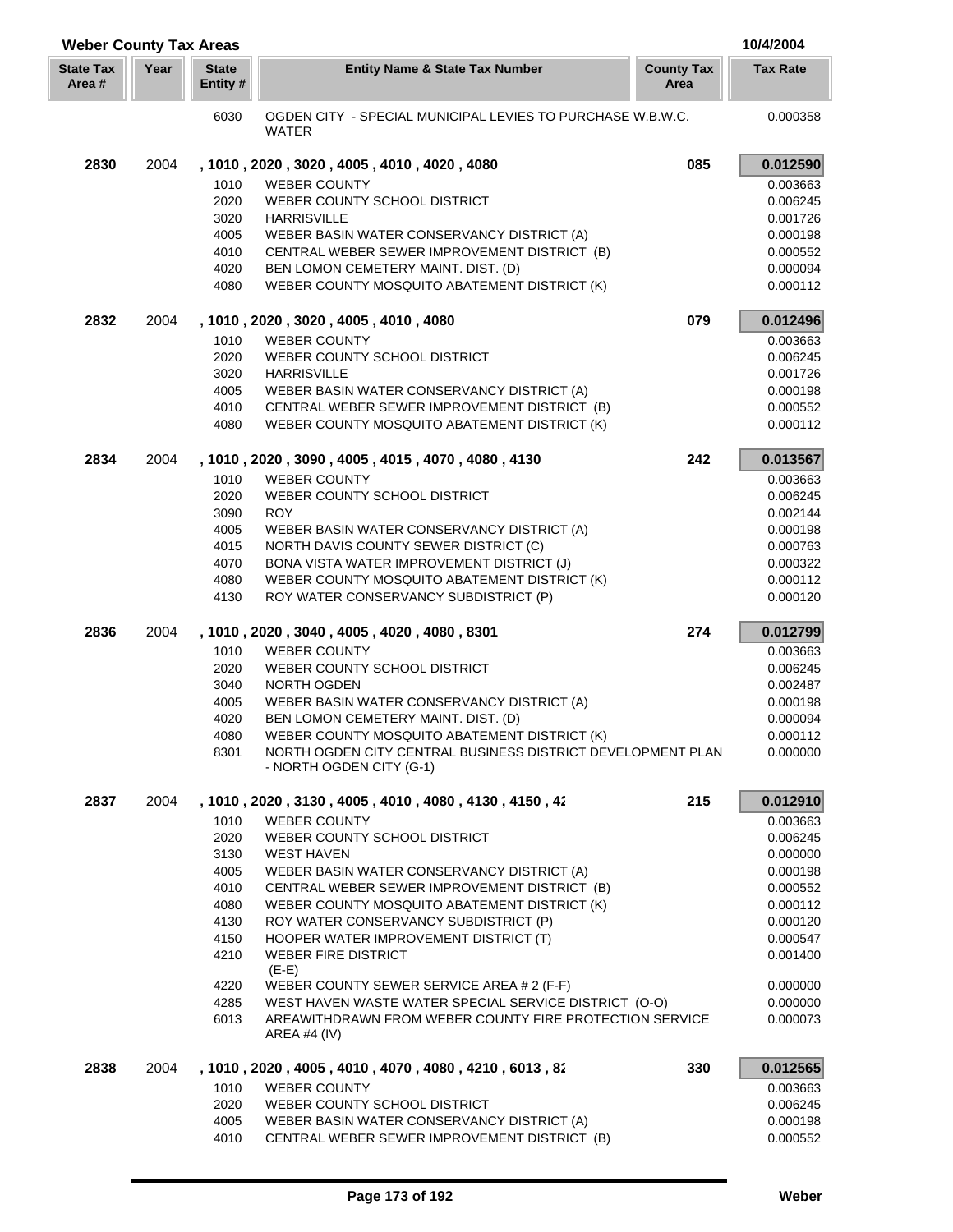# Weber County Tax Areas

10/4/2004

| State Tax Area # | Year | State Entity # | Entity Name & State Tax Number | County Tax Area | Tax Rate |
|---|---|---|---|---|---|
| | | 6030 | OGDEN CITY - SPECIAL MUNICIPAL LEVIES TO PURCHASE W.B.W.C. WATER | | 0.000358 |
| **2830** | 2004 | | **, 1010 , 2020 , 3020 , 4005 , 4010 , 4020 , 4080** | **085** | **0.012590** |
| | | 1010 | WEBER COUNTY | | 0.003663 |
| | | 2020 | WEBER COUNTY SCHOOL DISTRICT | | 0.006245 |
| | | 3020 | HARRISVILLE | | 0.001726 |
| | | 4005 | WEBER BASIN WATER CONSERVANCY DISTRICT (A) | | 0.000198 |
| | | 4010 | CENTRAL WEBER SEWER IMPROVEMENT DISTRICT (B) | | 0.000552 |
| | | 4020 | BEN LOMON CEMETERY MAINT. DIST. (D) | | 0.000094 |
| | | 4080 | WEBER COUNTY MOSQUITO ABATEMENT DISTRICT (K) | | 0.000112 |
| **2832** | 2004 | | **, 1010 , 2020 , 3020 , 4005 , 4010 , 4080** | **079** | **0.012496** |
| | | 1010 | WEBER COUNTY | | 0.003663 |
| | | 2020 | WEBER COUNTY SCHOOL DISTRICT | | 0.006245 |
| | | 3020 | HARRISVILLE | | 0.001726 |
| | | 4005 | WEBER BASIN WATER CONSERVANCY DISTRICT (A) | | 0.000198 |
| | | 4010 | CENTRAL WEBER SEWER IMPROVEMENT DISTRICT (B) | | 0.000552 |
| | | 4080 | WEBER COUNTY MOSQUITO ABATEMENT DISTRICT (K) | | 0.000112 |
| **2834** | 2004 | | **, 1010 , 2020 , 3090 , 4005 , 4015 , 4070 , 4080 , 4130** | **242** | **0.013567** |
| | | 1010 | WEBER COUNTY | | 0.003663 |
| | | 2020 | WEBER COUNTY SCHOOL DISTRICT | | 0.006245 |
| | | 3090 | ROY | | 0.002144 |
| | | 4005 | WEBER BASIN WATER CONSERVANCY DISTRICT (A) | | 0.000198 |
| | | 4015 | NORTH DAVIS COUNTY SEWER DISTRICT (C) | | 0.000763 |
| | | 4070 | BONA VISTA WATER IMPROVEMENT DISTRICT (J) | | 0.000322 |
| | | 4080 | WEBER COUNTY MOSQUITO ABATEMENT DISTRICT (K) | | 0.000112 |
| | | 4130 | ROY WATER CONSERVANCY SUBDISTRICT (P) | | 0.000120 |
| **2836** | 2004 | | **, 1010 , 2020 , 3040 , 4005 , 4020 , 4080 , 8301** | **274** | **0.012799** |
| | | 1010 | WEBER COUNTY | | 0.003663 |
| | | 2020 | WEBER COUNTY SCHOOL DISTRICT | | 0.006245 |
| | | 3040 | NORTH OGDEN | | 0.002487 |
| | | 4005 | WEBER BASIN WATER CONSERVANCY DISTRICT (A) | | 0.000198 |
| | | 4020 | BEN LOMON CEMETERY MAINT. DIST. (D) | | 0.000094 |
| | | 4080 | WEBER COUNTY MOSQUITO ABATEMENT DISTRICT (K) | | 0.000112 |
| | | 8301 | NORTH OGDEN CITY CENTRAL BUSINESS DISTRICT DEVELOPMENT PLAN - NORTH OGDEN CITY (G-1) | | 0.000000 |
| **2837** | 2004 | | **, 1010 , 2020 , 3130 , 4005 , 4010 , 4080 , 4130 , 4150 , 42** | **215** | **0.012910** |
| | | 1010 | WEBER COUNTY | | 0.003663 |
| | | 2020 | WEBER COUNTY SCHOOL DISTRICT | | 0.006245 |
| | | 3130 | WEST HAVEN | | 0.000000 |
| | | 4005 | WEBER BASIN WATER CONSERVANCY DISTRICT (A) | | 0.000198 |
| | | 4010 | CENTRAL WEBER SEWER IMPROVEMENT DISTRICT (B) | | 0.000552 |
| | | 4080 | WEBER COUNTY MOSQUITO ABATEMENT DISTRICT (K) | | 0.000112 |
| | | 4130 | ROY WATER CONSERVANCY SUBDISTRICT (P) | | 0.000120 |
| | | 4150 | HOOPER WATER IMPROVEMENT DISTRICT (T) | | 0.000547 |
| | | 4210 | WEBER FIRE DISTRICT (E-E) | | 0.001400 |
| | | 4220 | WEBER COUNTY SEWER SERVICE AREA # 2 (F-F) | | 0.000000 |
| | | 4285 | WEST HAVEN WASTE WATER SPECIAL SERVICE DISTRICT (O-O) | | 0.000000 |
| | | 6013 | AREAWITHDRAWN FROM WEBER COUNTY FIRE PROTECTION SERVICE AREA #4 (IV) | | 0.000073 |
| **2838** | 2004 | | **, 1010 , 2020 , 4005 , 4010 , 4070 , 4080 , 4210 , 6013 , 82** | **330** | **0.012565** |
| | | 1010 | WEBER COUNTY | | 0.003663 |
| | | 2020 | WEBER COUNTY SCHOOL DISTRICT | | 0.006245 |
| | | 4005 | WEBER BASIN WATER CONSERVANCY DISTRICT (A) | | 0.000198 |
| | | 4010 | CENTRAL WEBER SEWER IMPROVEMENT DISTRICT (B) | | 0.000552 |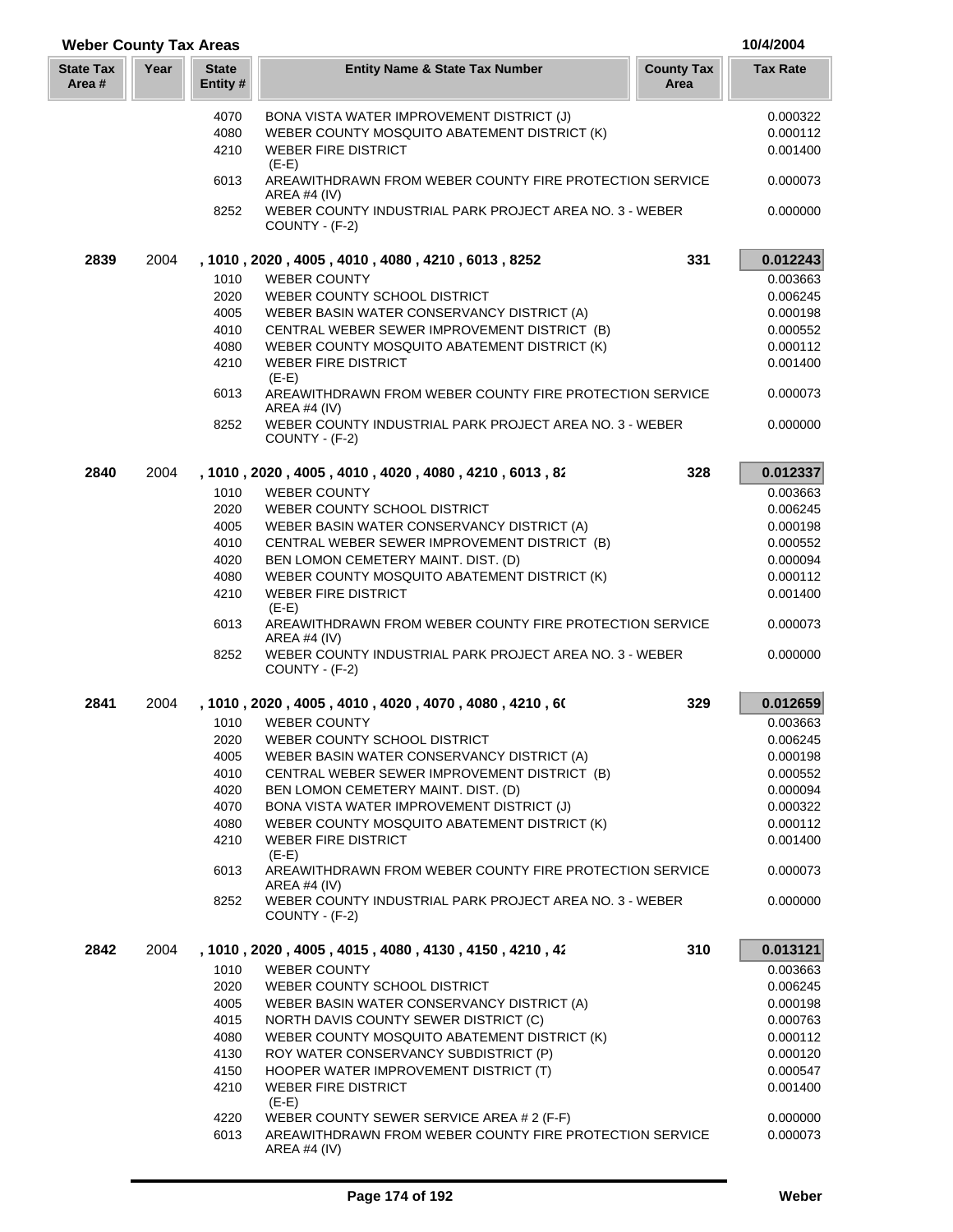## Weber County Tax Areas

10/4/2004

| State Tax Area # | Year | State Entity # | Entity Name & State Tax Number | County Tax Area | Tax Rate |
|---|---|---|---|---|---|
| | | 4070 | BONA VISTA WATER IMPROVEMENT DISTRICT (J) | | 0.000322 |
| | | 4080 | WEBER COUNTY MOSQUITO ABATEMENT DISTRICT (K) | | 0.000112 |
| | | 4210 | WEBER FIRE DISTRICT (E-E) | | 0.001400 |
| | | 6013 | AREAWITHDRAWN FROM WEBER COUNTY FIRE PROTECTION SERVICE AREA #4 (IV) | | 0.000073 |
| | | 8252 | WEBER COUNTY INDUSTRIAL PARK PROJECT AREA NO. 3 - WEBER COUNTY - (F-2) | | 0.000000 |
| **2839** | 2004 | | **, 1010 , 2020 , 4005 , 4010 , 4080 , 4210 , 6013 , 8252** | **331** | **0.012243** |
| | | 1010 | WEBER COUNTY | | 0.003663 |
| | | 2020 | WEBER COUNTY SCHOOL DISTRICT | | 0.006245 |
| | | 4005 | WEBER BASIN WATER CONSERVANCY DISTRICT (A) | | 0.000198 |
| | | 4010 | CENTRAL WEBER SEWER IMPROVEMENT DISTRICT (B) | | 0.000552 |
| | | 4080 | WEBER COUNTY MOSQUITO ABATEMENT DISTRICT (K) | | 0.000112 |
| | | 4210 | WEBER FIRE DISTRICT (E-E) | | 0.001400 |
| | | 6013 | AREAWITHDRAWN FROM WEBER COUNTY FIRE PROTECTION SERVICE AREA #4 (IV) | | 0.000073 |
| | | 8252 | WEBER COUNTY INDUSTRIAL PARK PROJECT AREA NO. 3 - WEBER COUNTY - (F-2) | | 0.000000 |
| **2840** | 2004 | | **, 1010 , 2020 , 4005 , 4010 , 4020 , 4080 , 4210 , 6013 , 82** | **328** | **0.012337** |
| | | 1010 | WEBER COUNTY | | 0.003663 |
| | | 2020 | WEBER COUNTY SCHOOL DISTRICT | | 0.006245 |
| | | 4005 | WEBER BASIN WATER CONSERVANCY DISTRICT (A) | | 0.000198 |
| | | 4010 | CENTRAL WEBER SEWER IMPROVEMENT DISTRICT (B) | | 0.000552 |
| | | 4020 | BEN LOMON CEMETERY MAINT. DIST. (D) | | 0.000094 |
| | | 4080 | WEBER COUNTY MOSQUITO ABATEMENT DISTRICT (K) | | 0.000112 |
| | | 4210 | WEBER FIRE DISTRICT (E-E) | | 0.001400 |
| | | 6013 | AREAWITHDRAWN FROM WEBER COUNTY FIRE PROTECTION SERVICE AREA #4 (IV) | | 0.000073 |
| | | 8252 | WEBER COUNTY INDUSTRIAL PARK PROJECT AREA NO. 3 - WEBER COUNTY - (F-2) | | 0.000000 |
| **2841** | 2004 | | **, 1010 , 2020 , 4005 , 4010 , 4020 , 4070 , 4080 , 4210 , 60** | **329** | **0.012659** |
| | | 1010 | WEBER COUNTY | | 0.003663 |
| | | 2020 | WEBER COUNTY SCHOOL DISTRICT | | 0.006245 |
| | | 4005 | WEBER BASIN WATER CONSERVANCY DISTRICT (A) | | 0.000198 |
| | | 4010 | CENTRAL WEBER SEWER IMPROVEMENT DISTRICT (B) | | 0.000552 |
| | | 4020 | BEN LOMON CEMETERY MAINT. DIST. (D) | | 0.000094 |
| | | 4070 | BONA VISTA WATER IMPROVEMENT DISTRICT (J) | | 0.000322 |
| | | 4080 | WEBER COUNTY MOSQUITO ABATEMENT DISTRICT (K) | | 0.000112 |
| | | 4210 | WEBER FIRE DISTRICT (E-E) | | 0.001400 |
| | | 6013 | AREAWITHDRAWN FROM WEBER COUNTY FIRE PROTECTION SERVICE AREA #4 (IV) | | 0.000073 |
| | | 8252 | WEBER COUNTY INDUSTRIAL PARK PROJECT AREA NO. 3 - WEBER COUNTY - (F-2) | | 0.000000 |
| **2842** | 2004 | | **, 1010 , 2020 , 4005 , 4015 , 4080 , 4130 , 4150 , 4210 , 42** | **310** | **0.013121** |
| | | 1010 | WEBER COUNTY | | 0.003663 |
| | | 2020 | WEBER COUNTY SCHOOL DISTRICT | | 0.006245 |
| | | 4005 | WEBER BASIN WATER CONSERVANCY DISTRICT (A) | | 0.000198 |
| | | 4015 | NORTH DAVIS COUNTY SEWER DISTRICT (C) | | 0.000763 |
| | | 4080 | WEBER COUNTY MOSQUITO ABATEMENT DISTRICT (K) | | 0.000112 |
| | | 4130 | ROY WATER CONSERVANCY SUBDISTRICT (P) | | 0.000120 |
| | | 4150 | HOOPER WATER IMPROVEMENT DISTRICT (T) | | 0.000547 |
| | | 4210 | WEBER FIRE DISTRICT (E-E) | | 0.001400 |
| | | 4220 | WEBER COUNTY SEWER SERVICE AREA # 2 (F-F) | | 0.000000 |
| | | 6013 | AREAWITHDRAWN FROM WEBER COUNTY FIRE PROTECTION SERVICE AREA #4 (IV) | | 0.000073 |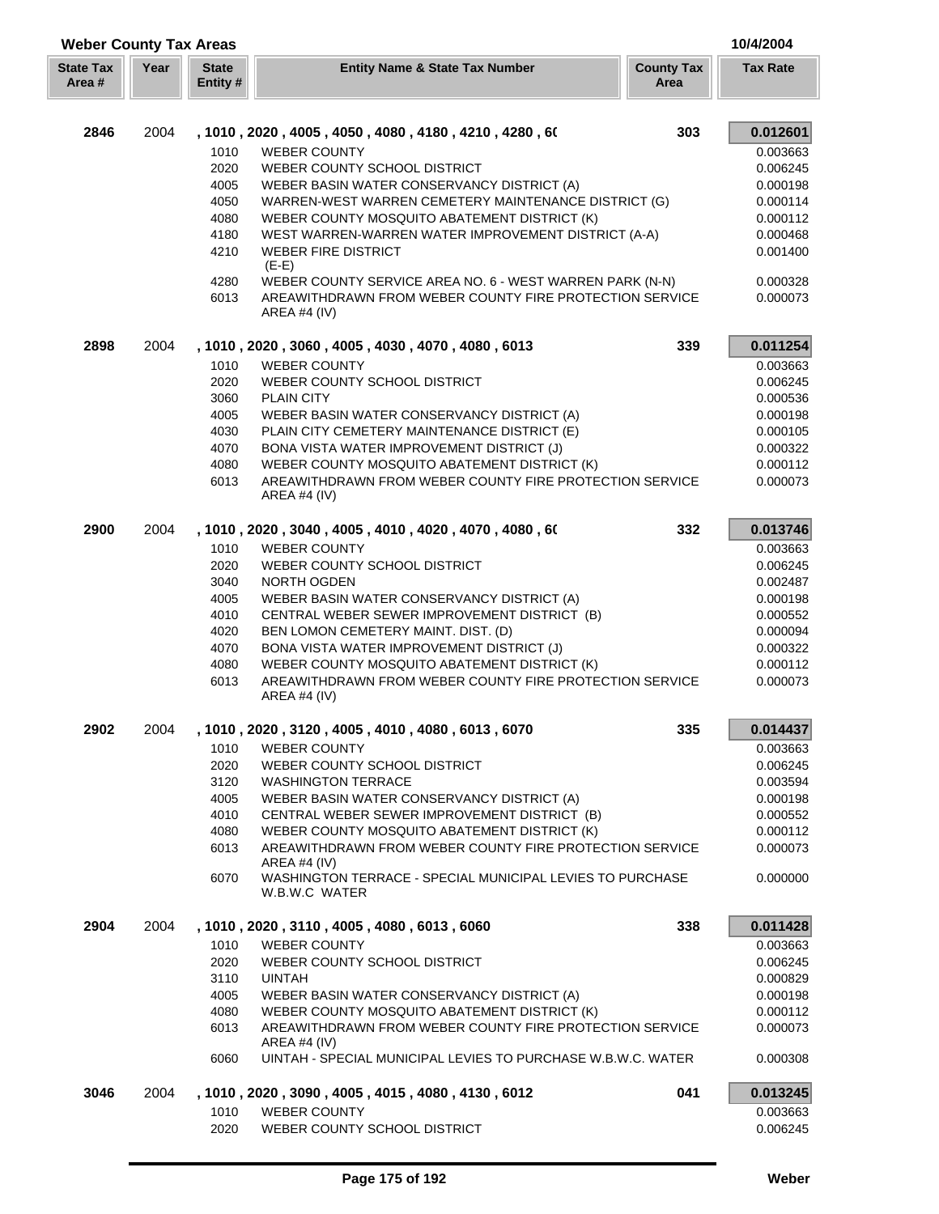## Weber County Tax Areas

10/4/2004

| State Tax Area # | Year | State Entity # | Entity Name & State Tax Number | County Tax Area | Tax Rate |
|---|---|---|---|---|---|
| **2846** | 2004 | | **, 1010 , 2020 , 4005 , 4050 , 4080 , 4180 , 4210 , 4280 , 6(** | **303** | **0.012601** |
| | | 1010 | WEBER COUNTY | | 0.003663 |
| | | 2020 | WEBER COUNTY SCHOOL DISTRICT | | 0.006245 |
| | | 4005 | WEBER BASIN WATER CONSERVANCY DISTRICT (A) | | 0.000198 |
| | | 4050 | WARREN-WEST WARREN CEMETERY MAINTENANCE DISTRICT (G) | | 0.000114 |
| | | 4080 | WEBER COUNTY MOSQUITO ABATEMENT DISTRICT (K) | | 0.000112 |
| | | 4180 | WEST WARREN-WARREN WATER IMPROVEMENT DISTRICT (A-A) | | 0.000468 |
| | | 4210 | WEBER FIRE DISTRICT (E-E) | | 0.001400 |
| | | 4280 | WEBER COUNTY SERVICE AREA NO. 6 - WEST WARREN PARK (N-N) | | 0.000328 |
| | | 6013 | AREAWITHDRAWN FROM WEBER COUNTY FIRE PROTECTION SERVICE AREA #4 (IV) | | 0.000073 |
| **2898** | 2004 | | **, 1010 , 2020 , 3060 , 4005 , 4030 , 4070 , 4080 , 6013** | **339** | **0.011254** |
| | | 1010 | WEBER COUNTY | | 0.003663 |
| | | 2020 | WEBER COUNTY SCHOOL DISTRICT | | 0.006245 |
| | | 3060 | PLAIN CITY | | 0.000536 |
| | | 4005 | WEBER BASIN WATER CONSERVANCY DISTRICT (A) | | 0.000198 |
| | | 4030 | PLAIN CITY CEMETERY MAINTENANCE DISTRICT (E) | | 0.000105 |
| | | 4070 | BONA VISTA WATER IMPROVEMENT DISTRICT (J) | | 0.000322 |
| | | 4080 | WEBER COUNTY MOSQUITO ABATEMENT DISTRICT (K) | | 0.000112 |
| | | 6013 | AREAWITHDRAWN FROM WEBER COUNTY FIRE PROTECTION SERVICE AREA #4 (IV) | | 0.000073 |
| **2900** | 2004 | | **, 1010 , 2020 , 3040 , 4005 , 4010 , 4020 , 4070 , 4080 , 6(** | **332** | **0.013746** |
| | | 1010 | WEBER COUNTY | | 0.003663 |
| | | 2020 | WEBER COUNTY SCHOOL DISTRICT | | 0.006245 |
| | | 3040 | NORTH OGDEN | | 0.002487 |
| | | 4005 | WEBER BASIN WATER CONSERVANCY DISTRICT (A) | | 0.000198 |
| | | 4010 | CENTRAL WEBER SEWER IMPROVEMENT DISTRICT (B) | | 0.000552 |
| | | 4020 | BEN LOMON CEMETERY MAINT. DIST. (D) | | 0.000094 |
| | | 4070 | BONA VISTA WATER IMPROVEMENT DISTRICT (J) | | 0.000322 |
| | | 4080 | WEBER COUNTY MOSQUITO ABATEMENT DISTRICT (K) | | 0.000112 |
| | | 6013 | AREAWITHDRAWN FROM WEBER COUNTY FIRE PROTECTION SERVICE AREA #4 (IV) | | 0.000073 |
| **2902** | 2004 | | **, 1010 , 2020 , 3120 , 4005 , 4010 , 4080 , 6013 , 6070** | **335** | **0.014437** |
| | | 1010 | WEBER COUNTY | | 0.003663 |
| | | 2020 | WEBER COUNTY SCHOOL DISTRICT | | 0.006245 |
| | | 3120 | WASHINGTON TERRACE | | 0.003594 |
| | | 4005 | WEBER BASIN WATER CONSERVANCY DISTRICT (A) | | 0.000198 |
| | | 4010 | CENTRAL WEBER SEWER IMPROVEMENT DISTRICT (B) | | 0.000552 |
| | | 4080 | WEBER COUNTY MOSQUITO ABATEMENT DISTRICT (K) | | 0.000112 |
| | | 6013 | AREAWITHDRAWN FROM WEBER COUNTY FIRE PROTECTION SERVICE AREA #4 (IV) | | 0.000073 |
| | | 6070 | WASHINGTON TERRACE - SPECIAL MUNICIPAL LEVIES TO PURCHASE W.B.W.C WATER | | 0.000000 |
| **2904** | 2004 | | **, 1010 , 2020 , 3110 , 4005 , 4080 , 6013 , 6060** | **338** | **0.011428** |
| | | 1010 | WEBER COUNTY | | 0.003663 |
| | | 2020 | WEBER COUNTY SCHOOL DISTRICT | | 0.006245 |
| | | 3110 | UINTAH | | 0.000829 |
| | | 4005 | WEBER BASIN WATER CONSERVANCY DISTRICT (A) | | 0.000198 |
| | | 4080 | WEBER COUNTY MOSQUITO ABATEMENT DISTRICT (K) | | 0.000112 |
| | | 6013 | AREAWITHDRAWN FROM WEBER COUNTY FIRE PROTECTION SERVICE AREA #4 (IV) | | 0.000073 |
| | | 6060 | UINTAH - SPECIAL MUNICIPAL LEVIES TO PURCHASE W.B.W.C. WATER | | 0.000308 |
| **3046** | 2004 | | **, 1010 , 2020 , 3090 , 4005 , 4015 , 4080 , 4130 , 6012** | **041** | **0.013245** |
| | | 1010 | WEBER COUNTY | | 0.003663 |
| | | 2020 | WEBER COUNTY SCHOOL DISTRICT | | 0.006245 |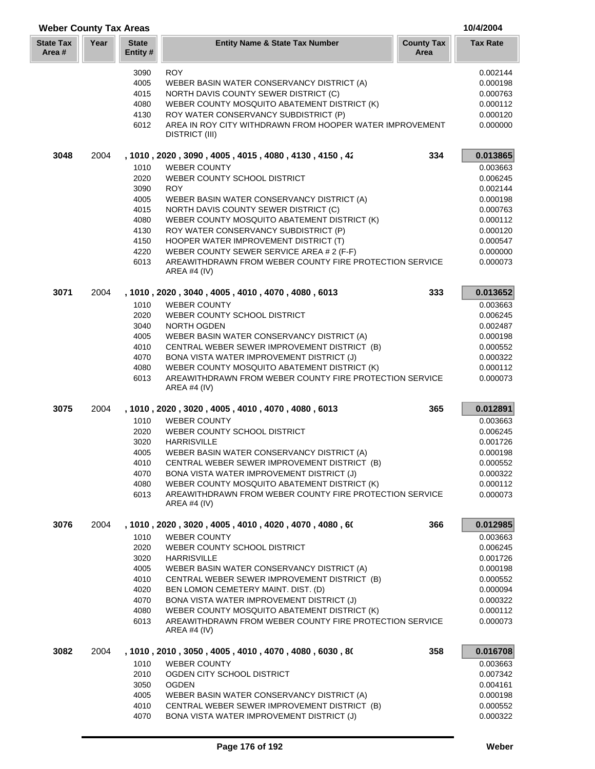## Weber County Tax Areas

10/4/2004

| State Tax Area # | Year | State Entity # | Entity Name & State Tax Number | County Tax Area | Tax Rate |
|---|---|---|---|---|---|
| | | 3090 | ROY | | 0.002144 |
| | | 4005 | WEBER BASIN WATER CONSERVANCY DISTRICT (A) | | 0.000198 |
| | | 4015 | NORTH DAVIS COUNTY SEWER DISTRICT (C) | | 0.000763 |
| | | 4080 | WEBER COUNTY MOSQUITO ABATEMENT DISTRICT (K) | | 0.000112 |
| | | 4130 | ROY WATER CONSERVANCY SUBDISTRICT (P) | | 0.000120 |
| | | 6012 | AREA IN ROY CITY WITHDRAWN FROM HOOPER WATER IMPROVEMENT DISTRICT (III) | | 0.000000 |
| **3048** | 2004 | | **, 1010 , 2020 , 3090 , 4005 , 4015 , 4080 , 4130 , 4150 , 42** | **334** | **0.013865** |
| | | 1010 | WEBER COUNTY | | 0.003663 |
| | | 2020 | WEBER COUNTY SCHOOL DISTRICT | | 0.006245 |
| | | 3090 | ROY | | 0.002144 |
| | | 4005 | WEBER BASIN WATER CONSERVANCY DISTRICT (A) | | 0.000198 |
| | | 4015 | NORTH DAVIS COUNTY SEWER DISTRICT (C) | | 0.000763 |
| | | 4080 | WEBER COUNTY MOSQUITO ABATEMENT DISTRICT (K) | | 0.000112 |
| | | 4130 | ROY WATER CONSERVANCY SUBDISTRICT (P) | | 0.000120 |
| | | 4150 | HOOPER WATER IMPROVEMENT DISTRICT (T) | | 0.000547 |
| | | 4220 | WEBER COUNTY SEWER SERVICE AREA # 2 (F-F) | | 0.000000 |
| | | 6013 | AREAWITHDRAWN FROM WEBER COUNTY FIRE PROTECTION SERVICE AREA #4 (IV) | | 0.000073 |
| **3071** | 2004 | | **, 1010 , 2020 , 3040 , 4005 , 4010 , 4070 , 4080 , 6013** | **333** | **0.013652** |
| | | 1010 | WEBER COUNTY | | 0.003663 |
| | | 2020 | WEBER COUNTY SCHOOL DISTRICT | | 0.006245 |
| | | 3040 | NORTH OGDEN | | 0.002487 |
| | | 4005 | WEBER BASIN WATER CONSERVANCY DISTRICT (A) | | 0.000198 |
| | | 4010 | CENTRAL WEBER SEWER IMPROVEMENT DISTRICT (B) | | 0.000552 |
| | | 4070 | BONA VISTA WATER IMPROVEMENT DISTRICT (J) | | 0.000322 |
| | | 4080 | WEBER COUNTY MOSQUITO ABATEMENT DISTRICT (K) | | 0.000112 |
| | | 6013 | AREAWITHDRAWN FROM WEBER COUNTY FIRE PROTECTION SERVICE AREA #4 (IV) | | 0.000073 |
| **3075** | 2004 | | **, 1010 , 2020 , 3020 , 4005 , 4010 , 4070 , 4080 , 6013** | **365** | **0.012891** |
| | | 1010 | WEBER COUNTY | | 0.003663 |
| | | 2020 | WEBER COUNTY SCHOOL DISTRICT | | 0.006245 |
| | | 3020 | HARRISVILLE | | 0.001726 |
| | | 4005 | WEBER BASIN WATER CONSERVANCY DISTRICT (A) | | 0.000198 |
| | | 4010 | CENTRAL WEBER SEWER IMPROVEMENT DISTRICT (B) | | 0.000552 |
| | | 4070 | BONA VISTA WATER IMPROVEMENT DISTRICT (J) | | 0.000322 |
| | | 4080 | WEBER COUNTY MOSQUITO ABATEMENT DISTRICT (K) | | 0.000112 |
| | | 6013 | AREAWITHDRAWN FROM WEBER COUNTY FIRE PROTECTION SERVICE AREA #4 (IV) | | 0.000073 |
| **3076** | 2004 | | **, 1010 , 2020 , 3020 , 4005 , 4010 , 4020 , 4070 , 4080 , 6(** | **366** | **0.012985** |
| | | 1010 | WEBER COUNTY | | 0.003663 |
| | | 2020 | WEBER COUNTY SCHOOL DISTRICT | | 0.006245 |
| | | 3020 | HARRISVILLE | | 0.001726 |
| | | 4005 | WEBER BASIN WATER CONSERVANCY DISTRICT (A) | | 0.000198 |
| | | 4010 | CENTRAL WEBER SEWER IMPROVEMENT DISTRICT (B) | | 0.000552 |
| | | 4020 | BEN LOMON CEMETERY MAINT. DIST. (D) | | 0.000094 |
| | | 4070 | BONA VISTA WATER IMPROVEMENT DISTRICT (J) | | 0.000322 |
| | | 4080 | WEBER COUNTY MOSQUITO ABATEMENT DISTRICT (K) | | 0.000112 |
| | | 6013 | AREAWITHDRAWN FROM WEBER COUNTY FIRE PROTECTION SERVICE AREA #4 (IV) | | 0.000073 |
| **3082** | 2004 | | **, 1010 , 2010 , 3050 , 4005 , 4010 , 4070 , 4080 , 6030 , 8(** | **358** | **0.016708** |
| | | 1010 | WEBER COUNTY | | 0.003663 |
| | | 2010 | OGDEN CITY SCHOOL DISTRICT | | 0.007342 |
| | | 3050 | OGDEN | | 0.004161 |
| | | 4005 | WEBER BASIN WATER CONSERVANCY DISTRICT (A) | | 0.000198 |
| | | 4010 | CENTRAL WEBER SEWER IMPROVEMENT DISTRICT (B) | | 0.000552 |
| | | 4070 | BONA VISTA WATER IMPROVEMENT DISTRICT (J) | | 0.000322 |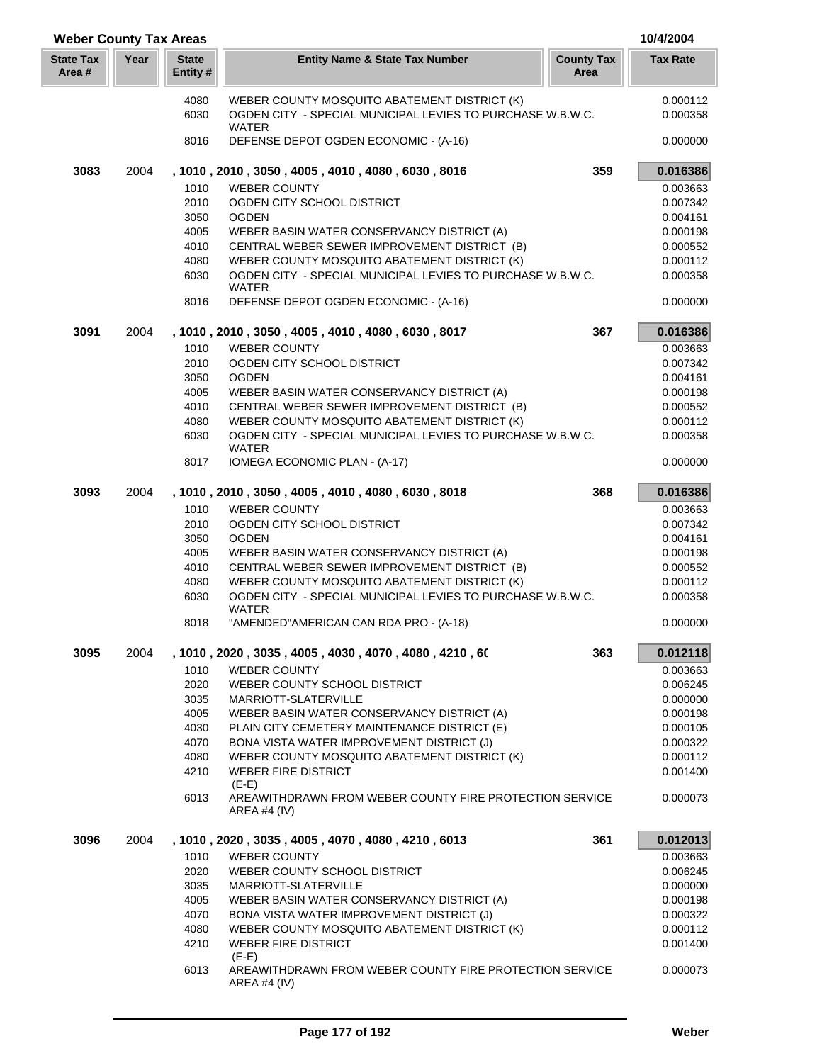## Weber County Tax Areas

10/4/2004

| State Tax Area # | Year | State Entity # | Entity Name & State Tax Number | County Tax Area | Tax Rate |
|---|---|---|---|---|---|
| | | 4080 | WEBER COUNTY MOSQUITO ABATEMENT DISTRICT (K) | | 0.000112 |
| | | 6030 | OGDEN CITY - SPECIAL MUNICIPAL LEVIES TO PURCHASE W.B.W.C. WATER | | 0.000358 |
| | | 8016 | DEFENSE DEPOT OGDEN ECONOMIC - (A-16) | | 0.000000 |
| **3083** | 2004 | | **, 1010 , 2010 , 3050 , 4005 , 4010 , 4080 , 6030 , 8016** | **359** | **0.016386** |
| | | 1010 | WEBER COUNTY | | 0.003663 |
| | | 2010 | OGDEN CITY SCHOOL DISTRICT | | 0.007342 |
| | | 3050 | OGDEN | | 0.004161 |
| | | 4005 | WEBER BASIN WATER CONSERVANCY DISTRICT (A) | | 0.000198 |
| | | 4010 | CENTRAL WEBER SEWER IMPROVEMENT DISTRICT (B) | | 0.000552 |
| | | 4080 | WEBER COUNTY MOSQUITO ABATEMENT DISTRICT (K) | | 0.000112 |
| | | 6030 | OGDEN CITY - SPECIAL MUNICIPAL LEVIES TO PURCHASE W.B.W.C. WATER | | 0.000358 |
| | | 8016 | DEFENSE DEPOT OGDEN ECONOMIC - (A-16) | | 0.000000 |
| **3091** | 2004 | | **, 1010 , 2010 , 3050 , 4005 , 4010 , 4080 , 6030 , 8017** | **367** | **0.016386** |
| | | 1010 | WEBER COUNTY | | 0.003663 |
| | | 2010 | OGDEN CITY SCHOOL DISTRICT | | 0.007342 |
| | | 3050 | OGDEN | | 0.004161 |
| | | 4005 | WEBER BASIN WATER CONSERVANCY DISTRICT (A) | | 0.000198 |
| | | 4010 | CENTRAL WEBER SEWER IMPROVEMENT DISTRICT (B) | | 0.000552 |
| | | 4080 | WEBER COUNTY MOSQUITO ABATEMENT DISTRICT (K) | | 0.000112 |
| | | 6030 | OGDEN CITY - SPECIAL MUNICIPAL LEVIES TO PURCHASE W.B.W.C. WATER | | 0.000358 |
| | | 8017 | IOMEGA ECONOMIC PLAN - (A-17) | | 0.000000 |
| **3093** | 2004 | | **, 1010 , 2010 , 3050 , 4005 , 4010 , 4080 , 6030 , 8018** | **368** | **0.016386** |
| | | 1010 | WEBER COUNTY | | 0.003663 |
| | | 2010 | OGDEN CITY SCHOOL DISTRICT | | 0.007342 |
| | | 3050 | OGDEN | | 0.004161 |
| | | 4005 | WEBER BASIN WATER CONSERVANCY DISTRICT (A) | | 0.000198 |
| | | 4010 | CENTRAL WEBER SEWER IMPROVEMENT DISTRICT (B) | | 0.000552 |
| | | 4080 | WEBER COUNTY MOSQUITO ABATEMENT DISTRICT (K) | | 0.000112 |
| | | 6030 | OGDEN CITY - SPECIAL MUNICIPAL LEVIES TO PURCHASE W.B.W.C. WATER | | 0.000358 |
| | | 8018 | "AMENDED"AMERICAN CAN RDA PRO - (A-18) | | 0.000000 |
| **3095** | 2004 | | **, 1010 , 2020 , 3035 , 4005 , 4030 , 4070 , 4080 , 4210 , 6(** | **363** | **0.012118** |
| | | 1010 | WEBER COUNTY | | 0.003663 |
| | | 2020 | WEBER COUNTY SCHOOL DISTRICT | | 0.006245 |
| | | 3035 | MARRIOTT-SLATERVILLE | | 0.000000 |
| | | 4005 | WEBER BASIN WATER CONSERVANCY DISTRICT (A) | | 0.000198 |
| | | 4030 | PLAIN CITY CEMETERY MAINTENANCE DISTRICT (E) | | 0.000105 |
| | | 4070 | BONA VISTA WATER IMPROVEMENT DISTRICT (J) | | 0.000322 |
| | | 4080 | WEBER COUNTY MOSQUITO ABATEMENT DISTRICT (K) | | 0.000112 |
| | | 4210 | WEBER FIRE DISTRICT (E-E) | | 0.001400 |
| | | 6013 | AREAWITHDRAWN FROM WEBER COUNTY FIRE PROTECTION SERVICE AREA #4 (IV) | | 0.000073 |
| **3096** | 2004 | | **, 1010 , 2020 , 3035 , 4005 , 4070 , 4080 , 4210 , 6013** | **361** | **0.012013** |
| | | 1010 | WEBER COUNTY | | 0.003663 |
| | | 2020 | WEBER COUNTY SCHOOL DISTRICT | | 0.006245 |
| | | 3035 | MARRIOTT-SLATERVILLE | | 0.000000 |
| | | 4005 | WEBER BASIN WATER CONSERVANCY DISTRICT (A) | | 0.000198 |
| | | 4070 | BONA VISTA WATER IMPROVEMENT DISTRICT (J) | | 0.000322 |
| | | 4080 | WEBER COUNTY MOSQUITO ABATEMENT DISTRICT (K) | | 0.000112 |
| | | 4210 | WEBER FIRE DISTRICT (E-E) | | 0.001400 |
| | | 6013 | AREAWITHDRAWN FROM WEBER COUNTY FIRE PROTECTION SERVICE AREA #4 (IV) | | 0.000073 |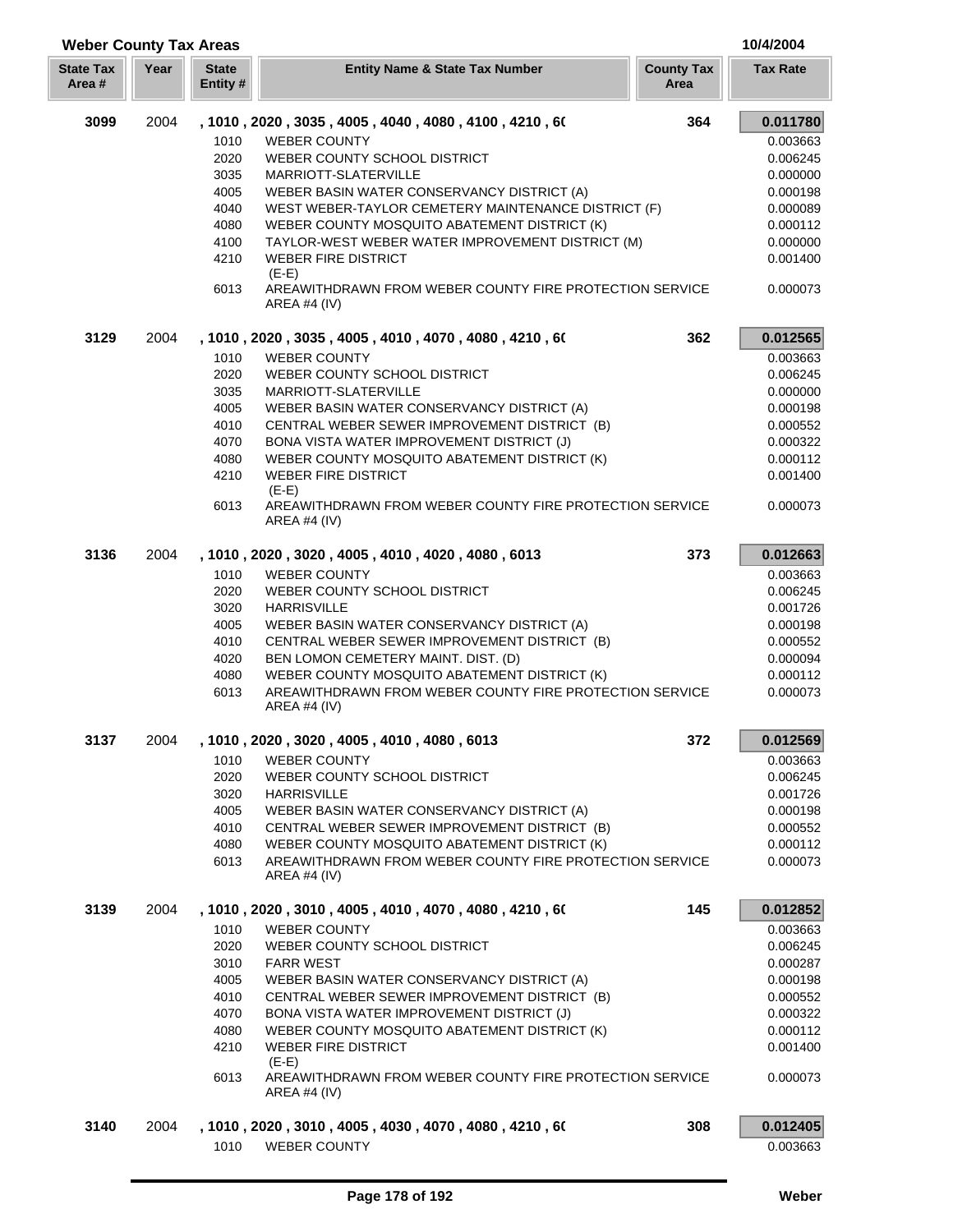## Weber County Tax Areas

10/4/2004

| State Tax Area # | Year | State Entity # | Entity Name & State Tax Number | County Tax Area | Tax Rate |
|---|---|---|---|---|---|
| **3099** | 2004 | | **, 1010 , 2020 , 3035 , 4005 , 4040 , 4080 , 4100 , 4210 , 6(** | **364** | **0.011780** |
| | | 1010 | WEBER COUNTY | | 0.003663 |
| | | 2020 | WEBER COUNTY SCHOOL DISTRICT | | 0.006245 |
| | | 3035 | MARRIOTT-SLATERVILLE | | 0.000000 |
| | | 4005 | WEBER BASIN WATER CONSERVANCY DISTRICT (A) | | 0.000198 |
| | | 4040 | WEST WEBER-TAYLOR CEMETERY MAINTENANCE DISTRICT (F) | | 0.000089 |
| | | 4080 | WEBER COUNTY MOSQUITO ABATEMENT DISTRICT (K) | | 0.000112 |
| | | 4100 | TAYLOR-WEST WEBER WATER IMPROVEMENT DISTRICT (M) | | 0.000000 |
| | | 4210 | WEBER FIRE DISTRICT (E-E) | | 0.001400 |
| | | 6013 | AREAWITHDRAWN FROM WEBER COUNTY FIRE PROTECTION SERVICE AREA #4 (IV) | | 0.000073 |
| **3129** | 2004 | | **, 1010 , 2020 , 3035 , 4005 , 4010 , 4070 , 4080 , 4210 , 6(** | **362** | **0.012565** |
| | | 1010 | WEBER COUNTY | | 0.003663 |
| | | 2020 | WEBER COUNTY SCHOOL DISTRICT | | 0.006245 |
| | | 3035 | MARRIOTT-SLATERVILLE | | 0.000000 |
| | | 4005 | WEBER BASIN WATER CONSERVANCY DISTRICT (A) | | 0.000198 |
| | | 4010 | CENTRAL WEBER SEWER IMPROVEMENT DISTRICT (B) | | 0.000552 |
| | | 4070 | BONA VISTA WATER IMPROVEMENT DISTRICT (J) | | 0.000322 |
| | | 4080 | WEBER COUNTY MOSQUITO ABATEMENT DISTRICT (K) | | 0.000112 |
| | | 4210 | WEBER FIRE DISTRICT (E-E) | | 0.001400 |
| | | 6013 | AREAWITHDRAWN FROM WEBER COUNTY FIRE PROTECTION SERVICE AREA #4 (IV) | | 0.000073 |
| **3136** | 2004 | | **, 1010 , 2020 , 3020 , 4005 , 4010 , 4020 , 4080 , 6013** | **373** | **0.012663** |
| | | 1010 | WEBER COUNTY | | 0.003663 |
| | | 2020 | WEBER COUNTY SCHOOL DISTRICT | | 0.006245 |
| | | 3020 | HARRISVILLE | | 0.001726 |
| | | 4005 | WEBER BASIN WATER CONSERVANCY DISTRICT (A) | | 0.000198 |
| | | 4010 | CENTRAL WEBER SEWER IMPROVEMENT DISTRICT (B) | | 0.000552 |
| | | 4020 | BEN LOMON CEMETERY MAINT. DIST. (D) | | 0.000094 |
| | | 4080 | WEBER COUNTY MOSQUITO ABATEMENT DISTRICT (K) | | 0.000112 |
| | | 6013 | AREAWITHDRAWN FROM WEBER COUNTY FIRE PROTECTION SERVICE AREA #4 (IV) | | 0.000073 |
| **3137** | 2004 | | **, 1010 , 2020 , 3020 , 4005 , 4010 , 4080 , 6013** | **372** | **0.012569** |
| | | 1010 | WEBER COUNTY | | 0.003663 |
| | | 2020 | WEBER COUNTY SCHOOL DISTRICT | | 0.006245 |
| | | 3020 | HARRISVILLE | | 0.001726 |
| | | 4005 | WEBER BASIN WATER CONSERVANCY DISTRICT (A) | | 0.000198 |
| | | 4010 | CENTRAL WEBER SEWER IMPROVEMENT DISTRICT (B) | | 0.000552 |
| | | 4080 | WEBER COUNTY MOSQUITO ABATEMENT DISTRICT (K) | | 0.000112 |
| | | 6013 | AREAWITHDRAWN FROM WEBER COUNTY FIRE PROTECTION SERVICE AREA #4 (IV) | | 0.000073 |
| **3139** | 2004 | | **, 1010 , 2020 , 3010 , 4005 , 4010 , 4070 , 4080 , 4210 , 6(** | **145** | **0.012852** |
| | | 1010 | WEBER COUNTY | | 0.003663 |
| | | 2020 | WEBER COUNTY SCHOOL DISTRICT | | 0.006245 |
| | | 3010 | FARR WEST | | 0.000287 |
| | | 4005 | WEBER BASIN WATER CONSERVANCY DISTRICT (A) | | 0.000198 |
| | | 4010 | CENTRAL WEBER SEWER IMPROVEMENT DISTRICT (B) | | 0.000552 |
| | | 4070 | BONA VISTA WATER IMPROVEMENT DISTRICT (J) | | 0.000322 |
| | | 4080 | WEBER COUNTY MOSQUITO ABATEMENT DISTRICT (K) | | 0.000112 |
| | | 4210 | WEBER FIRE DISTRICT (E-E) | | 0.001400 |
| | | 6013 | AREAWITHDRAWN FROM WEBER COUNTY FIRE PROTECTION SERVICE AREA #4 (IV) | | 0.000073 |
| **3140** | 2004 | | **, 1010 , 2020 , 3010 , 4005 , 4030 , 4070 , 4080 , 4210 , 6(** | **308** | **0.012405** |
| | | 1010 | WEBER COUNTY | | 0.003663 |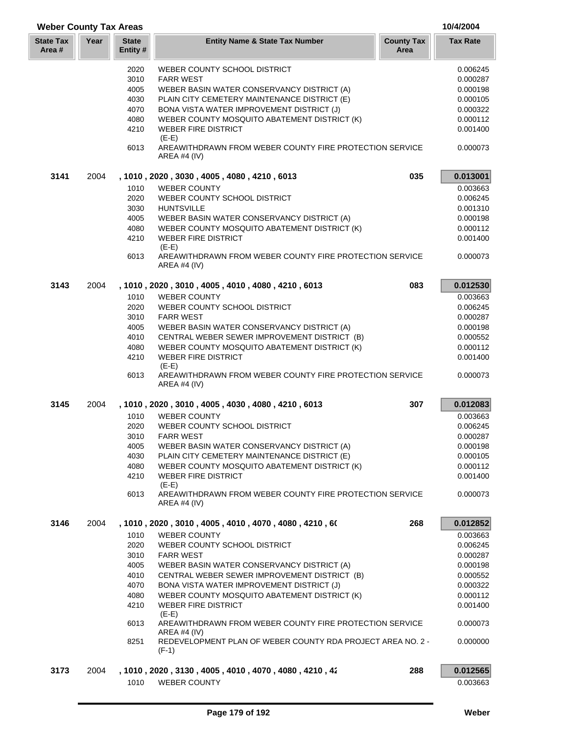## Weber County Tax Areas

10/4/2004

| State Tax Area # | Year | State Entity # | Entity Name & State Tax Number | County Tax Area | Tax Rate |
|---|---|---|---|---|---|
| | | 2020 | WEBER COUNTY SCHOOL DISTRICT | | 0.006245 |
| | | 3010 | FARR WEST | | 0.000287 |
| | | 4005 | WEBER BASIN WATER CONSERVANCY DISTRICT (A) | | 0.000198 |
| | | 4030 | PLAIN CITY CEMETERY MAINTENANCE DISTRICT (E) | | 0.000105 |
| | | 4070 | BONA VISTA WATER IMPROVEMENT DISTRICT (J) | | 0.000322 |
| | | 4080 | WEBER COUNTY MOSQUITO ABATEMENT DISTRICT (K) | | 0.000112 |
| | | 4210 | WEBER FIRE DISTRICT (E-E) | | 0.001400 |
| | | 6013 | AREAWITHDRAWN FROM WEBER COUNTY FIRE PROTECTION SERVICE AREA #4 (IV) | | 0.000073 |
| **3141** | 2004 | | **, 1010 , 2020 , 3030 , 4005 , 4080 , 4210 , 6013** | **035** | **0.013001** |
| | | 1010 | WEBER COUNTY | | 0.003663 |
| | | 2020 | WEBER COUNTY SCHOOL DISTRICT | | 0.006245 |
| | | 3030 | HUNTSVILLE | | 0.001310 |
| | | 4005 | WEBER BASIN WATER CONSERVANCY DISTRICT (A) | | 0.000198 |
| | | 4080 | WEBER COUNTY MOSQUITO ABATEMENT DISTRICT (K) | | 0.000112 |
| | | 4210 | WEBER FIRE DISTRICT (E-E) | | 0.001400 |
| | | 6013 | AREAWITHDRAWN FROM WEBER COUNTY FIRE PROTECTION SERVICE AREA #4 (IV) | | 0.000073 |
| **3143** | 2004 | | **, 1010 , 2020 , 3010 , 4005 , 4010 , 4080 , 4210 , 6013** | **083** | **0.012530** |
| | | 1010 | WEBER COUNTY | | 0.003663 |
| | | 2020 | WEBER COUNTY SCHOOL DISTRICT | | 0.006245 |
| | | 3010 | FARR WEST | | 0.000287 |
| | | 4005 | WEBER BASIN WATER CONSERVANCY DISTRICT (A) | | 0.000198 |
| | | 4010 | CENTRAL WEBER SEWER IMPROVEMENT DISTRICT (B) | | 0.000552 |
| | | 4080 | WEBER COUNTY MOSQUITO ABATEMENT DISTRICT (K) | | 0.000112 |
| | | 4210 | WEBER FIRE DISTRICT (E-E) | | 0.001400 |
| | | 6013 | AREAWITHDRAWN FROM WEBER COUNTY FIRE PROTECTION SERVICE AREA #4 (IV) | | 0.000073 |
| **3145** | 2004 | | **, 1010 , 2020 , 3010 , 4005 , 4030 , 4080 , 4210 , 6013** | **307** | **0.012083** |
| | | 1010 | WEBER COUNTY | | 0.003663 |
| | | 2020 | WEBER COUNTY SCHOOL DISTRICT | | 0.006245 |
| | | 3010 | FARR WEST | | 0.000287 |
| | | 4005 | WEBER BASIN WATER CONSERVANCY DISTRICT (A) | | 0.000198 |
| | | 4030 | PLAIN CITY CEMETERY MAINTENANCE DISTRICT (E) | | 0.000105 |
| | | 4080 | WEBER COUNTY MOSQUITO ABATEMENT DISTRICT (K) | | 0.000112 |
| | | 4210 | WEBER FIRE DISTRICT (E-E) | | 0.001400 |
| | | 6013 | AREAWITHDRAWN FROM WEBER COUNTY FIRE PROTECTION SERVICE AREA #4 (IV) | | 0.000073 |
| **3146** | 2004 | | **, 1010 , 2020 , 3010 , 4005 , 4010 , 4070 , 4080 , 4210 , 6(** | **268** | **0.012852** |
| | | 1010 | WEBER COUNTY | | 0.003663 |
| | | 2020 | WEBER COUNTY SCHOOL DISTRICT | | 0.006245 |
| | | 3010 | FARR WEST | | 0.000287 |
| | | 4005 | WEBER BASIN WATER CONSERVANCY DISTRICT (A) | | 0.000198 |
| | | 4010 | CENTRAL WEBER SEWER IMPROVEMENT DISTRICT (B) | | 0.000552 |
| | | 4070 | BONA VISTA WATER IMPROVEMENT DISTRICT (J) | | 0.000322 |
| | | 4080 | WEBER COUNTY MOSQUITO ABATEMENT DISTRICT (K) | | 0.000112 |
| | | 4210 | WEBER FIRE DISTRICT (E-E) | | 0.001400 |
| | | 6013 | AREAWITHDRAWN FROM WEBER COUNTY FIRE PROTECTION SERVICE AREA #4 (IV) | | 0.000073 |
| | | 8251 | REDEVELOPMENT PLAN OF WEBER COUNTY RDA PROJECT AREA NO. 2 - (F-1) | | 0.000000 |
| **3173** | 2004 | | **, 1010 , 2020 , 3130 , 4005 , 4010 , 4070 , 4080 , 4210 , 4(** | **288** | **0.012565** |
| | | 1010 | WEBER COUNTY | | 0.003663 |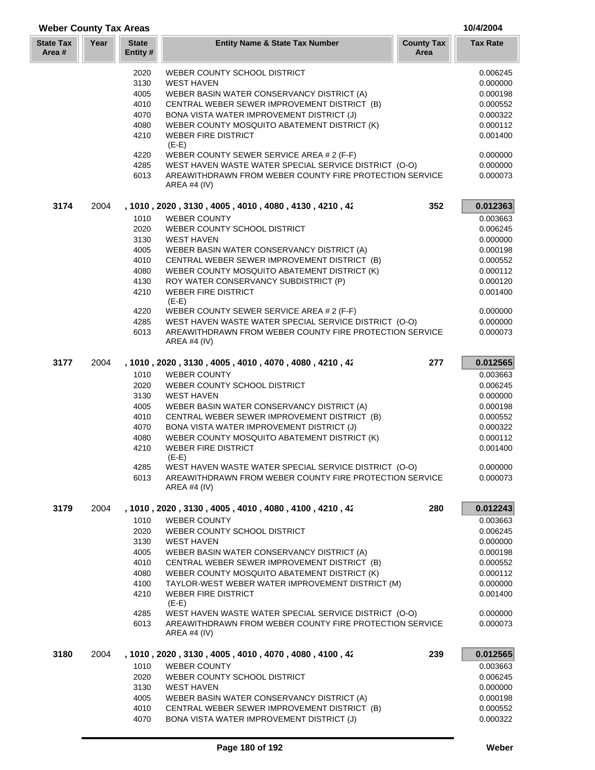## Weber County Tax Areas

10/4/2004

| State Tax Area # | Year | State Entity # | Entity Name & State Tax Number | County Tax Area | Tax Rate |
|---|---|---|---|---|---|
| | | 2020 | WEBER COUNTY SCHOOL DISTRICT | | 0.006245 |
| | | 3130 | WEST HAVEN | | 0.000000 |
| | | 4005 | WEBER BASIN WATER CONSERVANCY DISTRICT (A) | | 0.000198 |
| | | 4010 | CENTRAL WEBER SEWER IMPROVEMENT DISTRICT (B) | | 0.000552 |
| | | 4070 | BONA VISTA WATER IMPROVEMENT DISTRICT (J) | | 0.000322 |
| | | 4080 | WEBER COUNTY MOSQUITO ABATEMENT DISTRICT (K) | | 0.000112 |
| | | 4210 | WEBER FIRE DISTRICT (E-E) | | 0.001400 |
| | | 4220 | WEBER COUNTY SEWER SERVICE AREA # 2 (F-F) | | 0.000000 |
| | | 4285 | WEST HAVEN WASTE WATER SPECIAL SERVICE DISTRICT (O-O) | | 0.000000 |
| | | 6013 | AREAWITHDRAWN FROM WEBER COUNTY FIRE PROTECTION SERVICE AREA #4 (IV) | | 0.000073 |
| **3174** | 2004 | | **, 1010 , 2020 , 3130 , 4005 , 4010 , 4080 , 4130 , 4210 , 42** | **352** | **0.012363** |
| | | 1010 | WEBER COUNTY | | 0.003663 |
| | | 2020 | WEBER COUNTY SCHOOL DISTRICT | | 0.006245 |
| | | 3130 | WEST HAVEN | | 0.000000 |
| | | 4005 | WEBER BASIN WATER CONSERVANCY DISTRICT (A) | | 0.000198 |
| | | 4010 | CENTRAL WEBER SEWER IMPROVEMENT DISTRICT (B) | | 0.000552 |
| | | 4080 | WEBER COUNTY MOSQUITO ABATEMENT DISTRICT (K) | | 0.000112 |
| | | 4130 | ROY WATER CONSERVANCY SUBDISTRICT (P) | | 0.000120 |
| | | 4210 | WEBER FIRE DISTRICT (E-E) | | 0.001400 |
| | | 4220 | WEBER COUNTY SEWER SERVICE AREA # 2 (F-F) | | 0.000000 |
| | | 4285 | WEST HAVEN WASTE WATER SPECIAL SERVICE DISTRICT (O-O) | | 0.000000 |
| | | 6013 | AREAWITHDRAWN FROM WEBER COUNTY FIRE PROTECTION SERVICE AREA #4 (IV) | | 0.000073 |
| **3177** | 2004 | | **, 1010 , 2020 , 3130 , 4005 , 4010 , 4070 , 4080 , 4210 , 42** | **277** | **0.012565** |
| | | 1010 | WEBER COUNTY | | 0.003663 |
| | | 2020 | WEBER COUNTY SCHOOL DISTRICT | | 0.006245 |
| | | 3130 | WEST HAVEN | | 0.000000 |
| | | 4005 | WEBER BASIN WATER CONSERVANCY DISTRICT (A) | | 0.000198 |
| | | 4010 | CENTRAL WEBER SEWER IMPROVEMENT DISTRICT (B) | | 0.000552 |
| | | 4070 | BONA VISTA WATER IMPROVEMENT DISTRICT (J) | | 0.000322 |
| | | 4080 | WEBER COUNTY MOSQUITO ABATEMENT DISTRICT (K) | | 0.000112 |
| | | 4210 | WEBER FIRE DISTRICT (E-E) | | 0.001400 |
| | | 4285 | WEST HAVEN WASTE WATER SPECIAL SERVICE DISTRICT (O-O) | | 0.000000 |
| | | 6013 | AREAWITHDRAWN FROM WEBER COUNTY FIRE PROTECTION SERVICE AREA #4 (IV) | | 0.000073 |
| **3179** | 2004 | | **, 1010 , 2020 , 3130 , 4005 , 4010 , 4080 , 4100 , 4210 , 42** | **280** | **0.012243** |
| | | 1010 | WEBER COUNTY | | 0.003663 |
| | | 2020 | WEBER COUNTY SCHOOL DISTRICT | | 0.006245 |
| | | 3130 | WEST HAVEN | | 0.000000 |
| | | 4005 | WEBER BASIN WATER CONSERVANCY DISTRICT (A) | | 0.000198 |
| | | 4010 | CENTRAL WEBER SEWER IMPROVEMENT DISTRICT (B) | | 0.000552 |
| | | 4080 | WEBER COUNTY MOSQUITO ABATEMENT DISTRICT (K) | | 0.000112 |
| | | 4100 | TAYLOR-WEST WEBER WATER IMPROVEMENT DISTRICT (M) | | 0.000000 |
| | | 4210 | WEBER FIRE DISTRICT (E-E) | | 0.001400 |
| | | 4285 | WEST HAVEN WASTE WATER SPECIAL SERVICE DISTRICT (O-O) | | 0.000000 |
| | | 6013 | AREAWITHDRAWN FROM WEBER COUNTY FIRE PROTECTION SERVICE AREA #4 (IV) | | 0.000073 |
| **3180** | 2004 | | **, 1010 , 2020 , 3130 , 4005 , 4010 , 4070 , 4080 , 4100 , 42** | **239** | **0.012565** |
| | | 1010 | WEBER COUNTY | | 0.003663 |
| | | 2020 | WEBER COUNTY SCHOOL DISTRICT | | 0.006245 |
| | | 3130 | WEST HAVEN | | 0.000000 |
| | | 4005 | WEBER BASIN WATER CONSERVANCY DISTRICT (A) | | 0.000198 |
| | | 4010 | CENTRAL WEBER SEWER IMPROVEMENT DISTRICT (B) | | 0.000552 |
| | | 4070 | BONA VISTA WATER IMPROVEMENT DISTRICT (J) | | 0.000322 |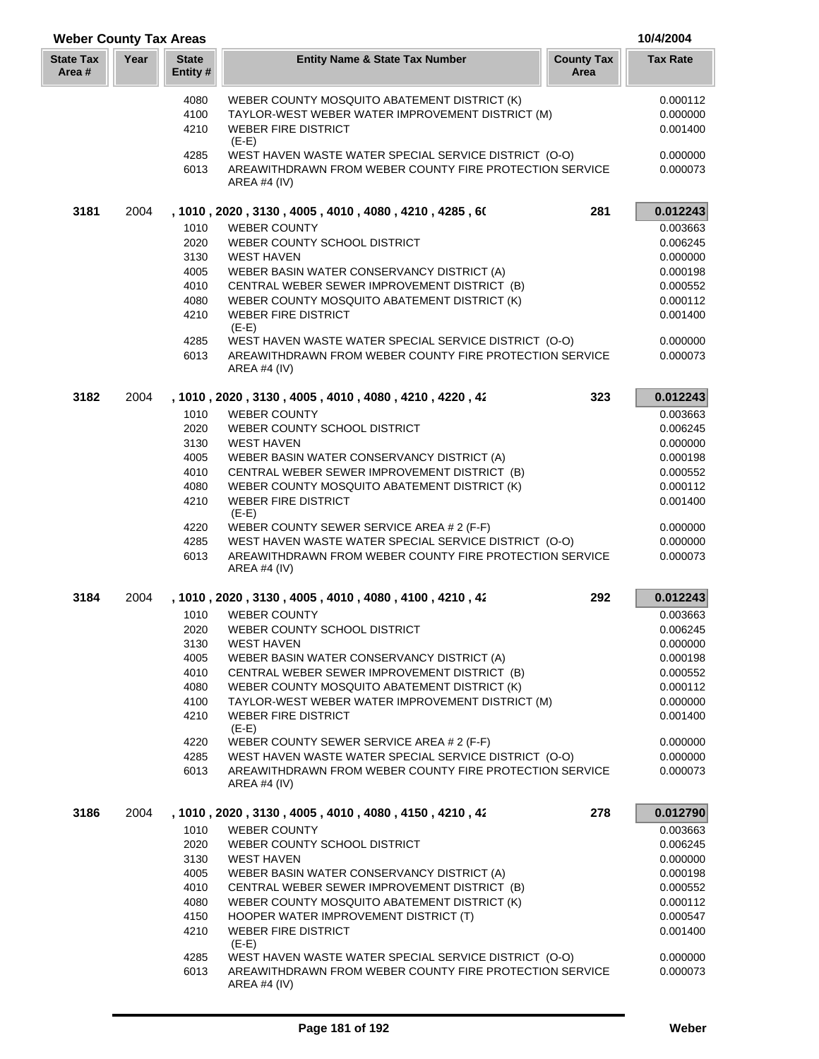## Weber County Tax Areas

10/4/2004

| State Tax Area # | Year | State Entity # | Entity Name & State Tax Number | County Tax Area | Tax Rate |
|---|---|---|---|---|---|
| | | 4080 | WEBER COUNTY MOSQUITO ABATEMENT DISTRICT (K) | | 0.000112 |
| | | 4100 | TAYLOR-WEST WEBER WATER IMPROVEMENT DISTRICT (M) | | 0.000000 |
| | | 4210 | WEBER FIRE DISTRICT (E-E) | | 0.001400 |
| | | 4285 | WEST HAVEN WASTE WATER SPECIAL SERVICE DISTRICT (O-O) | | 0.000000 |
| | | 6013 | AREAWITHDRAWN FROM WEBER COUNTY FIRE PROTECTION SERVICE AREA #4 (IV) | | 0.000073 |
| **3181** | 2004 | | , 1010 , 2020 , 3130 , 4005 , 4010 , 4080 , 4210 , 4285 , 60 | 281 | **0.012243** |
| | | 1010 | WEBER COUNTY | | 0.003663 |
| | | 2020 | WEBER COUNTY SCHOOL DISTRICT | | 0.006245 |
| | | 3130 | WEST HAVEN | | 0.000000 |
| | | 4005 | WEBER BASIN WATER CONSERVANCY DISTRICT (A) | | 0.000198 |
| | | 4010 | CENTRAL WEBER SEWER IMPROVEMENT DISTRICT (B) | | 0.000552 |
| | | 4080 | WEBER COUNTY MOSQUITO ABATEMENT DISTRICT (K) | | 0.000112 |
| | | 4210 | WEBER FIRE DISTRICT (E-E) | | 0.001400 |
| | | 4285 | WEST HAVEN WASTE WATER SPECIAL SERVICE DISTRICT (O-O) | | 0.000000 |
| | | 6013 | AREAWITHDRAWN FROM WEBER COUNTY FIRE PROTECTION SERVICE AREA #4 (IV) | | 0.000073 |
| **3182** | 2004 | | , 1010 , 2020 , 3130 , 4005 , 4010 , 4080 , 4210 , 4220 , 42 | 323 | **0.012243** |
| | | 1010 | WEBER COUNTY | | 0.003663 |
| | | 2020 | WEBER COUNTY SCHOOL DISTRICT | | 0.006245 |
| | | 3130 | WEST HAVEN | | 0.000000 |
| | | 4005 | WEBER BASIN WATER CONSERVANCY DISTRICT (A) | | 0.000198 |
| | | 4010 | CENTRAL WEBER SEWER IMPROVEMENT DISTRICT (B) | | 0.000552 |
| | | 4080 | WEBER COUNTY MOSQUITO ABATEMENT DISTRICT (K) | | 0.000112 |
| | | 4210 | WEBER FIRE DISTRICT (E-E) | | 0.001400 |
| | | 4220 | WEBER COUNTY SEWER SERVICE AREA # 2 (F-F) | | 0.000000 |
| | | 4285 | WEST HAVEN WASTE WATER SPECIAL SERVICE DISTRICT (O-O) | | 0.000000 |
| | | 6013 | AREAWITHDRAWN FROM WEBER COUNTY FIRE PROTECTION SERVICE AREA #4 (IV) | | 0.000073 |
| **3184** | 2004 | | , 1010 , 2020 , 3130 , 4005 , 4010 , 4080 , 4100 , 4210 , 42 | 292 | **0.012243** |
| | | 1010 | WEBER COUNTY | | 0.003663 |
| | | 2020 | WEBER COUNTY SCHOOL DISTRICT | | 0.006245 |
| | | 3130 | WEST HAVEN | | 0.000000 |
| | | 4005 | WEBER BASIN WATER CONSERVANCY DISTRICT (A) | | 0.000198 |
| | | 4010 | CENTRAL WEBER SEWER IMPROVEMENT DISTRICT (B) | | 0.000552 |
| | | 4080 | WEBER COUNTY MOSQUITO ABATEMENT DISTRICT (K) | | 0.000112 |
| | | 4100 | TAYLOR-WEST WEBER WATER IMPROVEMENT DISTRICT (M) | | 0.000000 |
| | | 4210 | WEBER FIRE DISTRICT (E-E) | | 0.001400 |
| | | 4220 | WEBER COUNTY SEWER SERVICE AREA # 2 (F-F) | | 0.000000 |
| | | 4285 | WEST HAVEN WASTE WATER SPECIAL SERVICE DISTRICT (O-O) | | 0.000000 |
| | | 6013 | AREAWITHDRAWN FROM WEBER COUNTY FIRE PROTECTION SERVICE AREA #4 (IV) | | 0.000073 |
| **3186** | 2004 | | , 1010 , 2020 , 3130 , 4005 , 4010 , 4080 , 4150 , 4210 , 42 | 278 | **0.012790** |
| | | 1010 | WEBER COUNTY | | 0.003663 |
| | | 2020 | WEBER COUNTY SCHOOL DISTRICT | | 0.006245 |
| | | 3130 | WEST HAVEN | | 0.000000 |
| | | 4005 | WEBER BASIN WATER CONSERVANCY DISTRICT (A) | | 0.000198 |
| | | 4010 | CENTRAL WEBER SEWER IMPROVEMENT DISTRICT (B) | | 0.000552 |
| | | 4080 | WEBER COUNTY MOSQUITO ABATEMENT DISTRICT (K) | | 0.000112 |
| | | 4150 | HOOPER WATER IMPROVEMENT DISTRICT (T) | | 0.000547 |
| | | 4210 | WEBER FIRE DISTRICT (E-E) | | 0.001400 |
| | | 4285 | WEST HAVEN WASTE WATER SPECIAL SERVICE DISTRICT (O-O) | | 0.000000 |
| | | 6013 | AREAWITHDRAWN FROM WEBER COUNTY FIRE PROTECTION SERVICE AREA #4 (IV) | | 0.000073 |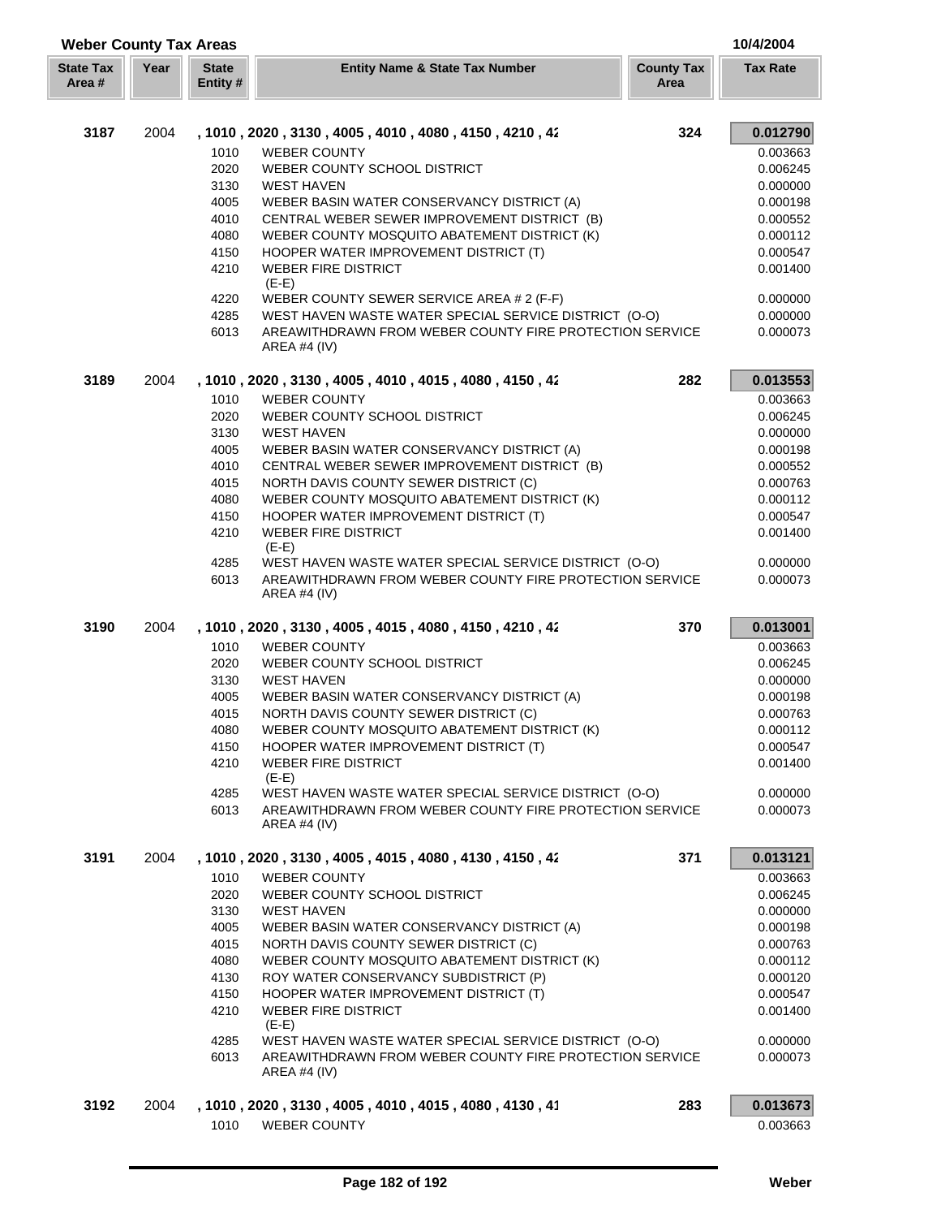## Weber County Tax Areas

10/4/2004

| State Tax Area # | Year | State Entity # | Entity Name & State Tax Number | County Tax Area | Tax Rate |
|---|---|---|---|---|---|
| **3187** | 2004 | | , 1010 , 2020 , 3130 , 4005 , 4010 , 4080 , 4150 , 4210 , 42 | 324 | **0.012790** |
| | | 1010 | WEBER COUNTY | | 0.003663 |
| | | 2020 | WEBER COUNTY SCHOOL DISTRICT | | 0.006245 |
| | | 3130 | WEST HAVEN | | 0.000000 |
| | | 4005 | WEBER BASIN WATER CONSERVANCY DISTRICT (A) | | 0.000198 |
| | | 4010 | CENTRAL WEBER SEWER IMPROVEMENT DISTRICT (B) | | 0.000552 |
| | | 4080 | WEBER COUNTY MOSQUITO ABATEMENT DISTRICT (K) | | 0.000112 |
| | | 4150 | HOOPER WATER IMPROVEMENT DISTRICT (T) | | 0.000547 |
| | | 4210 | WEBER FIRE DISTRICT (E-E) | | 0.001400 |
| | | 4220 | WEBER COUNTY SEWER SERVICE AREA # 2 (F-F) | | 0.000000 |
| | | 4285 | WEST HAVEN WASTE WATER SPECIAL SERVICE DISTRICT (O-O) | | 0.000000 |
| | | 6013 | AREAWITHDRAWN FROM WEBER COUNTY FIRE PROTECTION SERVICE AREA #4 (IV) | | 0.000073 |
| **3189** | 2004 | | , 1010 , 2020 , 3130 , 4005 , 4010 , 4015 , 4080 , 4150 , 42 | 282 | **0.013553** |
| | | 1010 | WEBER COUNTY | | 0.003663 |
| | | 2020 | WEBER COUNTY SCHOOL DISTRICT | | 0.006245 |
| | | 3130 | WEST HAVEN | | 0.000000 |
| | | 4005 | WEBER BASIN WATER CONSERVANCY DISTRICT (A) | | 0.000198 |
| | | 4010 | CENTRAL WEBER SEWER IMPROVEMENT DISTRICT (B) | | 0.000552 |
| | | 4015 | NORTH DAVIS COUNTY SEWER DISTRICT (C) | | 0.000763 |
| | | 4080 | WEBER COUNTY MOSQUITO ABATEMENT DISTRICT (K) | | 0.000112 |
| | | 4150 | HOOPER WATER IMPROVEMENT DISTRICT (T) | | 0.000547 |
| | | 4210 | WEBER FIRE DISTRICT (E-E) | | 0.001400 |
| | | 4285 | WEST HAVEN WASTE WATER SPECIAL SERVICE DISTRICT (O-O) | | 0.000000 |
| | | 6013 | AREAWITHDRAWN FROM WEBER COUNTY FIRE PROTECTION SERVICE AREA #4 (IV) | | 0.000073 |
| **3190** | 2004 | | , 1010 , 2020 , 3130 , 4005 , 4015 , 4080 , 4150 , 4210 , 42 | 370 | **0.013001** |
| | | 1010 | WEBER COUNTY | | 0.003663 |
| | | 2020 | WEBER COUNTY SCHOOL DISTRICT | | 0.006245 |
| | | 3130 | WEST HAVEN | | 0.000000 |
| | | 4005 | WEBER BASIN WATER CONSERVANCY DISTRICT (A) | | 0.000198 |
| | | 4015 | NORTH DAVIS COUNTY SEWER DISTRICT (C) | | 0.000763 |
| | | 4080 | WEBER COUNTY MOSQUITO ABATEMENT DISTRICT (K) | | 0.000112 |
| | | 4150 | HOOPER WATER IMPROVEMENT DISTRICT (T) | | 0.000547 |
| | | 4210 | WEBER FIRE DISTRICT (E-E) | | 0.001400 |
| | | 4285 | WEST HAVEN WASTE WATER SPECIAL SERVICE DISTRICT (O-O) | | 0.000000 |
| | | 6013 | AREAWITHDRAWN FROM WEBER COUNTY FIRE PROTECTION SERVICE AREA #4 (IV) | | 0.000073 |
| **3191** | 2004 | | , 1010 , 2020 , 3130 , 4005 , 4015 , 4080 , 4130 , 4150 , 42 | 371 | **0.013121** |
| | | 1010 | WEBER COUNTY | | 0.003663 |
| | | 2020 | WEBER COUNTY SCHOOL DISTRICT | | 0.006245 |
| | | 3130 | WEST HAVEN | | 0.000000 |
| | | 4005 | WEBER BASIN WATER CONSERVANCY DISTRICT (A) | | 0.000198 |
| | | 4015 | NORTH DAVIS COUNTY SEWER DISTRICT (C) | | 0.000763 |
| | | 4080 | WEBER COUNTY MOSQUITO ABATEMENT DISTRICT (K) | | 0.000112 |
| | | 4130 | ROY WATER CONSERVANCY SUBDISTRICT (P) | | 0.000120 |
| | | 4150 | HOOPER WATER IMPROVEMENT DISTRICT (T) | | 0.000547 |
| | | 4210 | WEBER FIRE DISTRICT (E-E) | | 0.001400 |
| | | 4285 | WEST HAVEN WASTE WATER SPECIAL SERVICE DISTRICT (O-O) | | 0.000000 |
| | | 6013 | AREAWITHDRAWN FROM WEBER COUNTY FIRE PROTECTION SERVICE AREA #4 (IV) | | 0.000073 |
| **3192** | 2004 | | , 1010 , 2020 , 3130 , 4005 , 4010 , 4015 , 4080 , 4130 , 41 | 283 | **0.013673** |
| | | 1010 | WEBER COUNTY | | 0.003663 |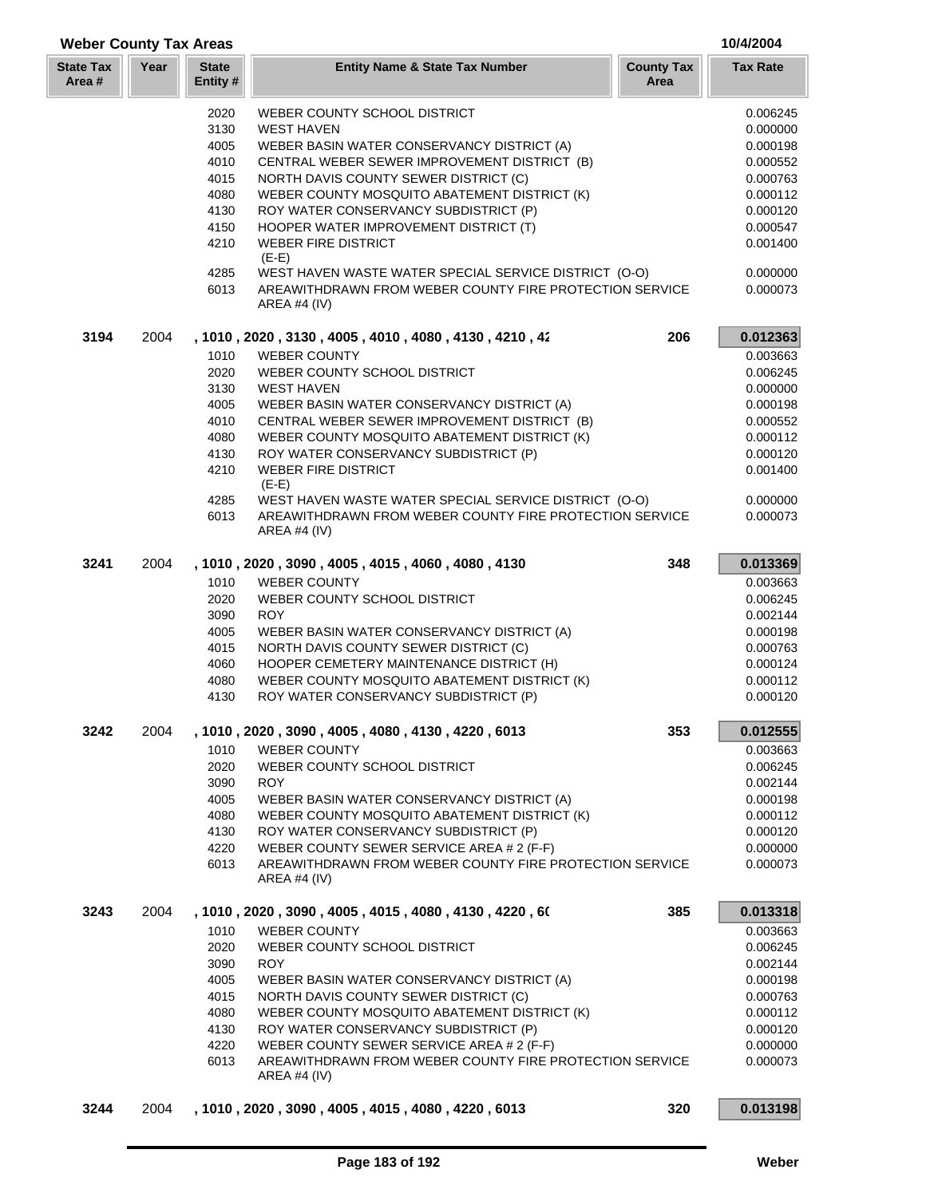## Weber County Tax Areas

10/4/2004

| State Tax Area # | Year | State Entity # | Entity Name & State Tax Number | County Tax Area | Tax Rate |
|---|---|---|---|---|---|
| | | 2020 | WEBER COUNTY SCHOOL DISTRICT | | 0.006245 |
| | | 3130 | WEST HAVEN | | 0.000000 |
| | | 4005 | WEBER BASIN WATER CONSERVANCY DISTRICT (A) | | 0.000198 |
| | | 4010 | CENTRAL WEBER SEWER IMPROVEMENT DISTRICT (B) | | 0.000552 |
| | | 4015 | NORTH DAVIS COUNTY SEWER DISTRICT (C) | | 0.000763 |
| | | 4080 | WEBER COUNTY MOSQUITO ABATEMENT DISTRICT (K) | | 0.000112 |
| | | 4130 | ROY WATER CONSERVANCY SUBDISTRICT (P) | | 0.000120 |
| | | 4150 | HOOPER WATER IMPROVEMENT DISTRICT (T) | | 0.000547 |
| | | 4210 | WEBER FIRE DISTRICT (E-E) | | 0.001400 |
| | | 4285 | WEST HAVEN WASTE WATER SPECIAL SERVICE DISTRICT (O-O) | | 0.000000 |
| | | 6013 | AREAWITHDRAWN FROM WEBER COUNTY FIRE PROTECTION SERVICE AREA #4 (IV) | | 0.000073 |
| **3194** | 2004 | | **, 1010 , 2020 , 3130 , 4005 , 4010 , 4080 , 4130 , 4210 , 42** | **206** | **0.012363** |
| | | 1010 | WEBER COUNTY | | 0.003663 |
| | | 2020 | WEBER COUNTY SCHOOL DISTRICT | | 0.006245 |
| | | 3130 | WEST HAVEN | | 0.000000 |
| | | 4005 | WEBER BASIN WATER CONSERVANCY DISTRICT (A) | | 0.000198 |
| | | 4010 | CENTRAL WEBER SEWER IMPROVEMENT DISTRICT (B) | | 0.000552 |
| | | 4080 | WEBER COUNTY MOSQUITO ABATEMENT DISTRICT (K) | | 0.000112 |
| | | 4130 | ROY WATER CONSERVANCY SUBDISTRICT (P) | | 0.000120 |
| | | 4210 | WEBER FIRE DISTRICT (E-E) | | 0.001400 |
| | | 4285 | WEST HAVEN WASTE WATER SPECIAL SERVICE DISTRICT (O-O) | | 0.000000 |
| | | 6013 | AREAWITHDRAWN FROM WEBER COUNTY FIRE PROTECTION SERVICE AREA #4 (IV) | | 0.000073 |
| **3241** | 2004 | | **, 1010 , 2020 , 3090 , 4005 , 4015 , 4060 , 4080 , 4130** | **348** | **0.013369** |
| | | 1010 | WEBER COUNTY | | 0.003663 |
| | | 2020 | WEBER COUNTY SCHOOL DISTRICT | | 0.006245 |
| | | 3090 | ROY | | 0.002144 |
| | | 4005 | WEBER BASIN WATER CONSERVANCY DISTRICT (A) | | 0.000198 |
| | | 4015 | NORTH DAVIS COUNTY SEWER DISTRICT (C) | | 0.000763 |
| | | 4060 | HOOPER CEMETERY MAINTENANCE DISTRICT (H) | | 0.000124 |
| | | 4080 | WEBER COUNTY MOSQUITO ABATEMENT DISTRICT (K) | | 0.000112 |
| | | 4130 | ROY WATER CONSERVANCY SUBDISTRICT (P) | | 0.000120 |
| **3242** | 2004 | | **, 1010 , 2020 , 3090 , 4005 , 4080 , 4130 , 4220 , 6013** | **353** | **0.012555** |
| | | 1010 | WEBER COUNTY | | 0.003663 |
| | | 2020 | WEBER COUNTY SCHOOL DISTRICT | | 0.006245 |
| | | 3090 | ROY | | 0.002144 |
| | | 4005 | WEBER BASIN WATER CONSERVANCY DISTRICT (A) | | 0.000198 |
| | | 4080 | WEBER COUNTY MOSQUITO ABATEMENT DISTRICT (K) | | 0.000112 |
| | | 4130 | ROY WATER CONSERVANCY SUBDISTRICT (P) | | 0.000120 |
| | | 4220 | WEBER COUNTY SEWER SERVICE AREA # 2 (F-F) | | 0.000000 |
| | | 6013 | AREAWITHDRAWN FROM WEBER COUNTY FIRE PROTECTION SERVICE AREA #4 (IV) | | 0.000073 |
| **3243** | 2004 | | **, 1010 , 2020 , 3090 , 4005 , 4015 , 4080 , 4130 , 4220 , 60** | **385** | **0.013318** |
| | | 1010 | WEBER COUNTY | | 0.003663 |
| | | 2020 | WEBER COUNTY SCHOOL DISTRICT | | 0.006245 |
| | | 3090 | ROY | | 0.002144 |
| | | 4005 | WEBER BASIN WATER CONSERVANCY DISTRICT (A) | | 0.000198 |
| | | 4015 | NORTH DAVIS COUNTY SEWER DISTRICT (C) | | 0.000763 |
| | | 4080 | WEBER COUNTY MOSQUITO ABATEMENT DISTRICT (K) | | 0.000112 |
| | | 4130 | ROY WATER CONSERVANCY SUBDISTRICT (P) | | 0.000120 |
| | | 4220 | WEBER COUNTY SEWER SERVICE AREA # 2 (F-F) | | 0.000000 |
| | | 6013 | AREAWITHDRAWN FROM WEBER COUNTY FIRE PROTECTION SERVICE AREA #4 (IV) | | 0.000073 |
| **3244** | 2004 | | **, 1010 , 2020 , 3090 , 4005 , 4015 , 4080 , 4220 , 6013** | **320** | **0.013198** |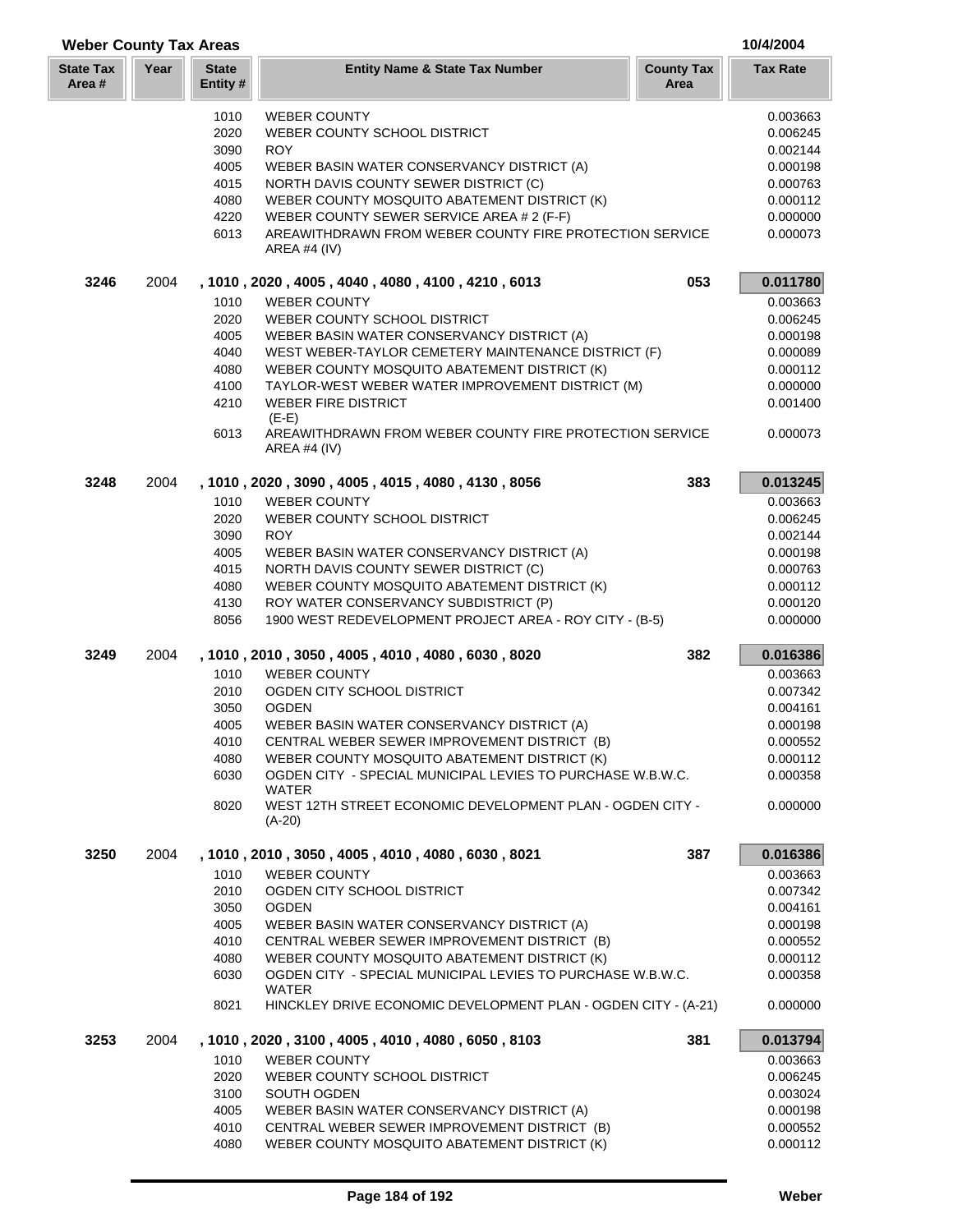## Weber County Tax Areas

10/4/2004

| State Tax Area # | Year | State Entity # | Entity Name & State Tax Number | County Tax Area | Tax Rate |
|---|---|---|---|---|---|
| | | 1010 | WEBER COUNTY | | 0.003663 |
| | | 2020 | WEBER COUNTY SCHOOL DISTRICT | | 0.006245 |
| | | 3090 | ROY | | 0.002144 |
| | | 4005 | WEBER BASIN WATER CONSERVANCY DISTRICT (A) | | 0.000198 |
| | | 4015 | NORTH DAVIS COUNTY SEWER DISTRICT (C) | | 0.000763 |
| | | 4080 | WEBER COUNTY MOSQUITO ABATEMENT DISTRICT (K) | | 0.000112 |
| | | 4220 | WEBER COUNTY SEWER SERVICE AREA # 2 (F-F) | | 0.000000 |
| | | 6013 | AREAWITHDRAWN FROM WEBER COUNTY FIRE PROTECTION SERVICE AREA #4 (IV) | | 0.000073 |
| **3246** | 2004 | | **, 1010 , 2020 , 4005 , 4040 , 4080 , 4100 , 4210 , 6013** | **053** | **0.011780** |
| | | 1010 | WEBER COUNTY | | 0.003663 |
| | | 2020 | WEBER COUNTY SCHOOL DISTRICT | | 0.006245 |
| | | 4005 | WEBER BASIN WATER CONSERVANCY DISTRICT (A) | | 0.000198 |
| | | 4040 | WEST WEBER-TAYLOR CEMETERY MAINTENANCE DISTRICT (F) | | 0.000089 |
| | | 4080 | WEBER COUNTY MOSQUITO ABATEMENT DISTRICT (K) | | 0.000112 |
| | | 4100 | TAYLOR-WEST WEBER WATER IMPROVEMENT DISTRICT (M) | | 0.000000 |
| | | 4210 | WEBER FIRE DISTRICT (E-E) | | 0.001400 |
| | | 6013 | AREAWITHDRAWN FROM WEBER COUNTY FIRE PROTECTION SERVICE AREA #4 (IV) | | 0.000073 |
| **3248** | 2004 | | **, 1010 , 2020 , 3090 , 4005 , 4015 , 4080 , 4130 , 8056** | **383** | **0.013245** |
| | | 1010 | WEBER COUNTY | | 0.003663 |
| | | 2020 | WEBER COUNTY SCHOOL DISTRICT | | 0.006245 |
| | | 3090 | ROY | | 0.002144 |
| | | 4005 | WEBER BASIN WATER CONSERVANCY DISTRICT (A) | | 0.000198 |
| | | 4015 | NORTH DAVIS COUNTY SEWER DISTRICT (C) | | 0.000763 |
| | | 4080 | WEBER COUNTY MOSQUITO ABATEMENT DISTRICT (K) | | 0.000112 |
| | | 4130 | ROY WATER CONSERVANCY SUBDISTRICT (P) | | 0.000120 |
| | | 8056 | 1900 WEST REDEVELOPMENT PROJECT AREA - ROY CITY - (B-5) | | 0.000000 |
| **3249** | 2004 | | **, 1010 , 2010 , 3050 , 4005 , 4010 , 4080 , 6030 , 8020** | **382** | **0.016386** |
| | | 1010 | WEBER COUNTY | | 0.003663 |
| | | 2010 | OGDEN CITY SCHOOL DISTRICT | | 0.007342 |
| | | 3050 | OGDEN | | 0.004161 |
| | | 4005 | WEBER BASIN WATER CONSERVANCY DISTRICT (A) | | 0.000198 |
| | | 4010 | CENTRAL WEBER SEWER IMPROVEMENT DISTRICT (B) | | 0.000552 |
| | | 4080 | WEBER COUNTY MOSQUITO ABATEMENT DISTRICT (K) | | 0.000112 |
| | | 6030 | OGDEN CITY - SPECIAL MUNICIPAL LEVIES TO PURCHASE W.B.W.C. WATER | | 0.000358 |
| | | 8020 | WEST 12TH STREET ECONOMIC DEVELOPMENT PLAN - OGDEN CITY - (A-20) | | 0.000000 |
| **3250** | 2004 | | **, 1010 , 2010 , 3050 , 4005 , 4010 , 4080 , 6030 , 8021** | **387** | **0.016386** |
| | | 1010 | WEBER COUNTY | | 0.003663 |
| | | 2010 | OGDEN CITY SCHOOL DISTRICT | | 0.007342 |
| | | 3050 | OGDEN | | 0.004161 |
| | | 4005 | WEBER BASIN WATER CONSERVANCY DISTRICT (A) | | 0.000198 |
| | | 4010 | CENTRAL WEBER SEWER IMPROVEMENT DISTRICT (B) | | 0.000552 |
| | | 4080 | WEBER COUNTY MOSQUITO ABATEMENT DISTRICT (K) | | 0.000112 |
| | | 6030 | OGDEN CITY - SPECIAL MUNICIPAL LEVIES TO PURCHASE W.B.W.C. WATER | | 0.000358 |
| | | 8021 | HINCKLEY DRIVE ECONOMIC DEVELOPMENT PLAN - OGDEN CITY - (A-21) | | 0.000000 |
| **3253** | 2004 | | **, 1010 , 2020 , 3100 , 4005 , 4010 , 4080 , 6050 , 8103** | **381** | **0.013794** |
| | | 1010 | WEBER COUNTY | | 0.003663 |
| | | 2020 | WEBER COUNTY SCHOOL DISTRICT | | 0.006245 |
| | | 3100 | SOUTH OGDEN | | 0.003024 |
| | | 4005 | WEBER BASIN WATER CONSERVANCY DISTRICT (A) | | 0.000198 |
| | | 4010 | CENTRAL WEBER SEWER IMPROVEMENT DISTRICT (B) | | 0.000552 |
| | | 4080 | WEBER COUNTY MOSQUITO ABATEMENT DISTRICT (K) | | 0.000112 |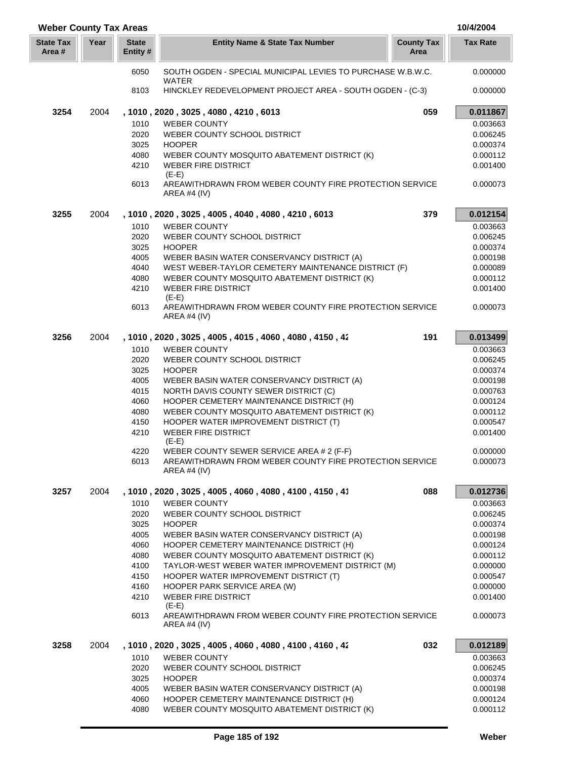## Weber County Tax Areas

10/4/2004

| State Tax Area # | Year | State Entity # | Entity Name & State Tax Number | County Tax Area | Tax Rate |
|---|---|---|---|---|---|
| | | 6050 | SOUTH OGDEN - SPECIAL MUNICIPAL LEVIES TO PURCHASE W.B.W.C. WATER | | 0.000000 |
| | | 8103 | HINCKLEY REDEVELOPMENT PROJECT AREA - SOUTH OGDEN - (C-3) | | 0.000000 |
| **3254** | 2004 | | **, 1010 , 2020 , 3025 , 4080 , 4210 , 6013** | **059** | **0.011867** |
| | | 1010 | WEBER COUNTY | | 0.003663 |
| | | 2020 | WEBER COUNTY SCHOOL DISTRICT | | 0.006245 |
| | | 3025 | HOOPER | | 0.000374 |
| | | 4080 | WEBER COUNTY MOSQUITO ABATEMENT DISTRICT (K) | | 0.000112 |
| | | 4210 | WEBER FIRE DISTRICT (E-E) | | 0.001400 |
| | | 6013 | AREAWITHDRAWN FROM WEBER COUNTY FIRE PROTECTION SERVICE AREA #4 (IV) | | 0.000073 |
| **3255** | 2004 | | **, 1010 , 2020 , 3025 , 4005 , 4040 , 4080 , 4210 , 6013** | **379** | **0.012154** |
| | | 1010 | WEBER COUNTY | | 0.003663 |
| | | 2020 | WEBER COUNTY SCHOOL DISTRICT | | 0.006245 |
| | | 3025 | HOOPER | | 0.000374 |
| | | 4005 | WEBER BASIN WATER CONSERVANCY DISTRICT (A) | | 0.000198 |
| | | 4040 | WEST WEBER-TAYLOR CEMETERY MAINTENANCE DISTRICT (F) | | 0.000089 |
| | | 4080 | WEBER COUNTY MOSQUITO ABATEMENT DISTRICT (K) | | 0.000112 |
| | | 4210 | WEBER FIRE DISTRICT (E-E) | | 0.001400 |
| | | 6013 | AREAWITHDRAWN FROM WEBER COUNTY FIRE PROTECTION SERVICE AREA #4 (IV) | | 0.000073 |
| **3256** | 2004 | | **, 1010 , 2020 , 3025 , 4005 , 4015 , 4060 , 4080 , 4150 , 42** | **191** | **0.013499** |
| | | 1010 | WEBER COUNTY | | 0.003663 |
| | | 2020 | WEBER COUNTY SCHOOL DISTRICT | | 0.006245 |
| | | 3025 | HOOPER | | 0.000374 |
| | | 4005 | WEBER BASIN WATER CONSERVANCY DISTRICT (A) | | 0.000198 |
| | | 4015 | NORTH DAVIS COUNTY SEWER DISTRICT (C) | | 0.000763 |
| | | 4060 | HOOPER CEMETERY MAINTENANCE DISTRICT (H) | | 0.000124 |
| | | 4080 | WEBER COUNTY MOSQUITO ABATEMENT DISTRICT (K) | | 0.000112 |
| | | 4150 | HOOPER WATER IMPROVEMENT DISTRICT (T) | | 0.000547 |
| | | 4210 | WEBER FIRE DISTRICT (E-E) | | 0.001400 |
| | | 4220 | WEBER COUNTY SEWER SERVICE AREA # 2 (F-F) | | 0.000000 |
| | | 6013 | AREAWITHDRAWN FROM WEBER COUNTY FIRE PROTECTION SERVICE AREA #4 (IV) | | 0.000073 |
| **3257** | 2004 | | **, 1010 , 2020 , 3025 , 4005 , 4060 , 4080 , 4100 , 4150 , 41** | **088** | **0.012736** |
| | | 1010 | WEBER COUNTY | | 0.003663 |
| | | 2020 | WEBER COUNTY SCHOOL DISTRICT | | 0.006245 |
| | | 3025 | HOOPER | | 0.000374 |
| | | 4005 | WEBER BASIN WATER CONSERVANCY DISTRICT (A) | | 0.000198 |
| | | 4060 | HOOPER CEMETERY MAINTENANCE DISTRICT (H) | | 0.000124 |
| | | 4080 | WEBER COUNTY MOSQUITO ABATEMENT DISTRICT (K) | | 0.000112 |
| | | 4100 | TAYLOR-WEST WEBER WATER IMPROVEMENT DISTRICT (M) | | 0.000000 |
| | | 4150 | HOOPER WATER IMPROVEMENT DISTRICT (T) | | 0.000547 |
| | | 4160 | HOOPER PARK SERVICE AREA (W) | | 0.000000 |
| | | 4210 | WEBER FIRE DISTRICT (E-E) | | 0.001400 |
| | | 6013 | AREAWITHDRAWN FROM WEBER COUNTY FIRE PROTECTION SERVICE AREA #4 (IV) | | 0.000073 |
| **3258** | 2004 | | **, 1010 , 2020 , 3025 , 4005 , 4060 , 4080 , 4100 , 4160 , 42** | **032** | **0.012189** |
| | | 1010 | WEBER COUNTY | | 0.003663 |
| | | 2020 | WEBER COUNTY SCHOOL DISTRICT | | 0.006245 |
| | | 3025 | HOOPER | | 0.000374 |
| | | 4005 | WEBER BASIN WATER CONSERVANCY DISTRICT (A) | | 0.000198 |
| | | 4060 | HOOPER CEMETERY MAINTENANCE DISTRICT (H) | | 0.000124 |
| | | 4080 | WEBER COUNTY MOSQUITO ABATEMENT DISTRICT (K) | | 0.000112 |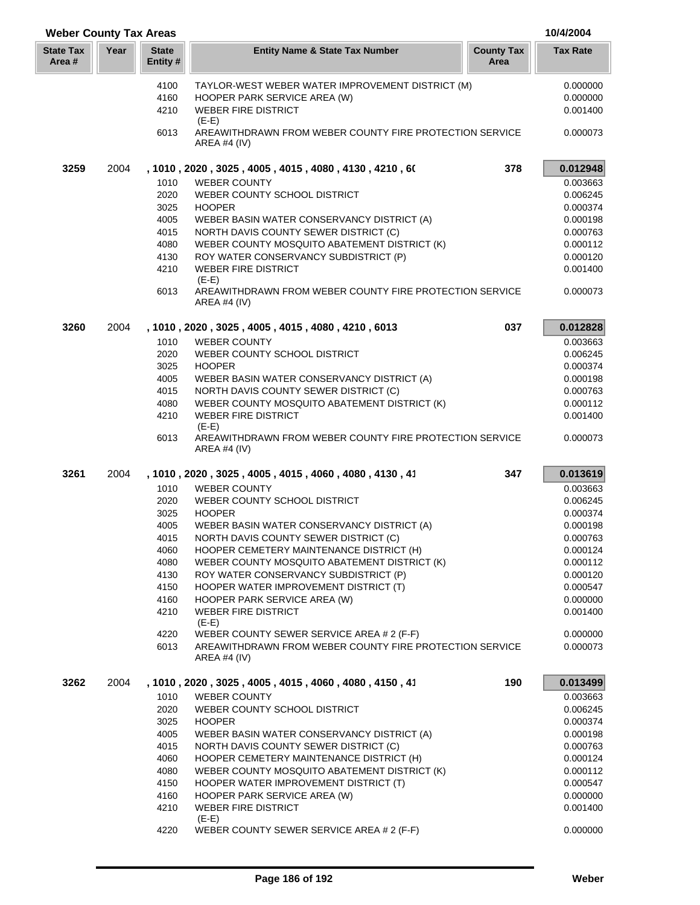## Weber County Tax Areas

10/4/2004

| State Tax Area # | Year | State Entity # | Entity Name & State Tax Number | County Tax Area | Tax Rate |
|---|---|---|---|---|---|
| | | 4100 | TAYLOR-WEST WEBER WATER IMPROVEMENT DISTRICT (M) | | 0.000000 |
| | | 4160 | HOOPER PARK SERVICE AREA (W) | | 0.000000 |
| | | 4210 | WEBER FIRE DISTRICT (E-E) | | 0.001400 |
| | | 6013 | AREAWITHDRAWN FROM WEBER COUNTY FIRE PROTECTION SERVICE AREA #4 (IV) | | 0.000073 |
| **3259** | 2004 | | **, 1010 , 2020 , 3025 , 4005 , 4015 , 4080 , 4130 , 4210 , 6(** | **378** | **0.012948** |
| | | 1010 | WEBER COUNTY | | 0.003663 |
| | | 2020 | WEBER COUNTY SCHOOL DISTRICT | | 0.006245 |
| | | 3025 | HOOPER | | 0.000374 |
| | | 4005 | WEBER BASIN WATER CONSERVANCY DISTRICT (A) | | 0.000198 |
| | | 4015 | NORTH DAVIS COUNTY SEWER DISTRICT (C) | | 0.000763 |
| | | 4080 | WEBER COUNTY MOSQUITO ABATEMENT DISTRICT (K) | | 0.000112 |
| | | 4130 | ROY WATER CONSERVANCY SUBDISTRICT (P) | | 0.000120 |
| | | 4210 | WEBER FIRE DISTRICT (E-E) | | 0.001400 |
| | | 6013 | AREAWITHDRAWN FROM WEBER COUNTY FIRE PROTECTION SERVICE AREA #4 (IV) | | 0.000073 |
| **3260** | 2004 | | **, 1010 , 2020 , 3025 , 4005 , 4015 , 4080 , 4210 , 6013** | **037** | **0.012828** |
| | | 1010 | WEBER COUNTY | | 0.003663 |
| | | 2020 | WEBER COUNTY SCHOOL DISTRICT | | 0.006245 |
| | | 3025 | HOOPER | | 0.000374 |
| | | 4005 | WEBER BASIN WATER CONSERVANCY DISTRICT (A) | | 0.000198 |
| | | 4015 | NORTH DAVIS COUNTY SEWER DISTRICT (C) | | 0.000763 |
| | | 4080 | WEBER COUNTY MOSQUITO ABATEMENT DISTRICT (K) | | 0.000112 |
| | | 4210 | WEBER FIRE DISTRICT (E-E) | | 0.001400 |
| | | 6013 | AREAWITHDRAWN FROM WEBER COUNTY FIRE PROTECTION SERVICE AREA #4 (IV) | | 0.000073 |
| **3261** | 2004 | | **, 1010 , 2020 , 3025 , 4005 , 4015 , 4060 , 4080 , 4130 , 41** | **347** | **0.013619** |
| | | 1010 | WEBER COUNTY | | 0.003663 |
| | | 2020 | WEBER COUNTY SCHOOL DISTRICT | | 0.006245 |
| | | 3025 | HOOPER | | 0.000374 |
| | | 4005 | WEBER BASIN WATER CONSERVANCY DISTRICT (A) | | 0.000198 |
| | | 4015 | NORTH DAVIS COUNTY SEWER DISTRICT (C) | | 0.000763 |
| | | 4060 | HOOPER CEMETERY MAINTENANCE DISTRICT (H) | | 0.000124 |
| | | 4080 | WEBER COUNTY MOSQUITO ABATEMENT DISTRICT (K) | | 0.000112 |
| | | 4130 | ROY WATER CONSERVANCY SUBDISTRICT (P) | | 0.000120 |
| | | 4150 | HOOPER WATER IMPROVEMENT DISTRICT (T) | | 0.000547 |
| | | 4160 | HOOPER PARK SERVICE AREA (W) | | 0.000000 |
| | | 4210 | WEBER FIRE DISTRICT (E-E) | | 0.001400 |
| | | 4220 | WEBER COUNTY SEWER SERVICE AREA # 2 (F-F) | | 0.000000 |
| | | 6013 | AREAWITHDRAWN FROM WEBER COUNTY FIRE PROTECTION SERVICE AREA #4 (IV) | | 0.000073 |
| **3262** | 2004 | | **, 1010 , 2020 , 3025 , 4005 , 4015 , 4060 , 4080 , 4150 , 41** | **190** | **0.013499** |
| | | 1010 | WEBER COUNTY | | 0.003663 |
| | | 2020 | WEBER COUNTY SCHOOL DISTRICT | | 0.006245 |
| | | 3025 | HOOPER | | 0.000374 |
| | | 4005 | WEBER BASIN WATER CONSERVANCY DISTRICT (A) | | 0.000198 |
| | | 4015 | NORTH DAVIS COUNTY SEWER DISTRICT (C) | | 0.000763 |
| | | 4060 | HOOPER CEMETERY MAINTENANCE DISTRICT (H) | | 0.000124 |
| | | 4080 | WEBER COUNTY MOSQUITO ABATEMENT DISTRICT (K) | | 0.000112 |
| | | 4150 | HOOPER WATER IMPROVEMENT DISTRICT (T) | | 0.000547 |
| | | 4160 | HOOPER PARK SERVICE AREA (W) | | 0.000000 |
| | | 4210 | WEBER FIRE DISTRICT (E-E) | | 0.001400 |
| | | 4220 | WEBER COUNTY SEWER SERVICE AREA # 2 (F-F) | | 0.000000 |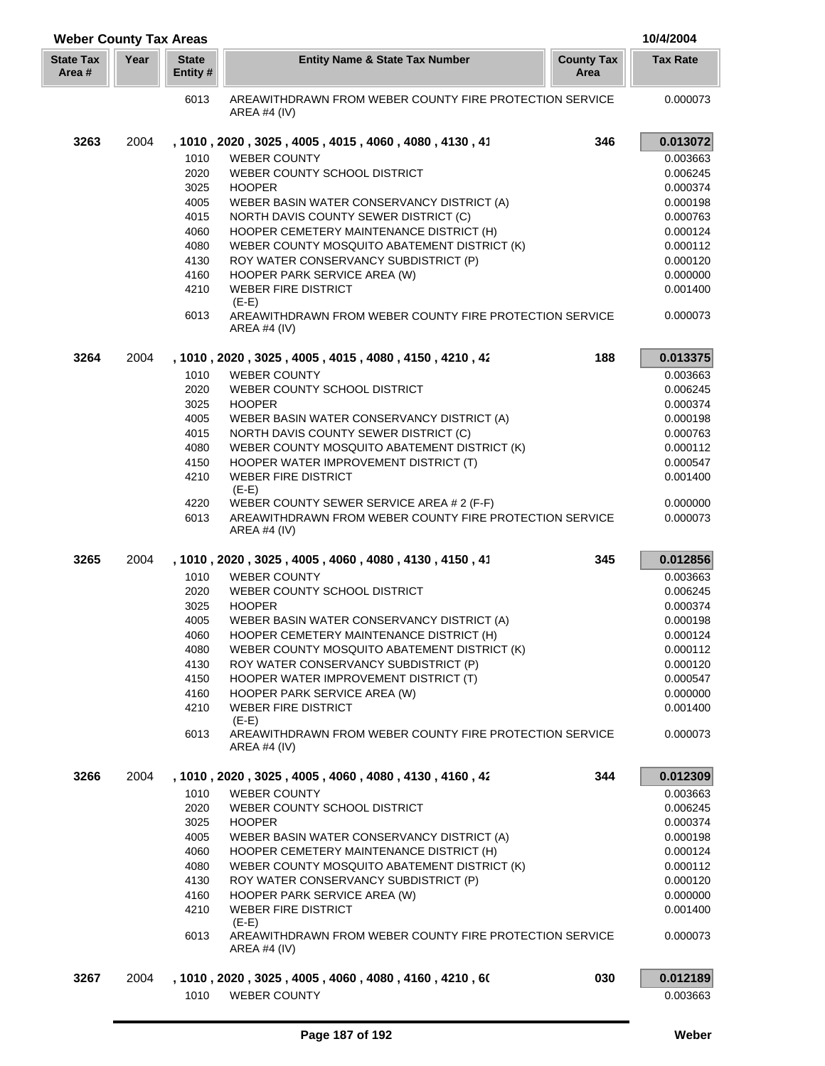## Weber County Tax Areas

10/4/2004

| State Tax Area # | Year | State Entity # | Entity Name & State Tax Number | County Tax Area | Tax Rate |
|---|---|---|---|---|---|
| | | 6013 | AREAWITHDRAWN FROM WEBER COUNTY FIRE PROTECTION SERVICE AREA #4 (IV) | | 0.000073 |
| **3263** | 2004 | **, 1010 , 2020 , 3025 , 4005 , 4015 , 4060 , 4080 , 4130 , 41** | | **346** | **0.013072** |
| | | 1010 | WEBER COUNTY | | 0.003663 |
| | | 2020 | WEBER COUNTY SCHOOL DISTRICT | | 0.006245 |
| | | 3025 | HOOPER | | 0.000374 |
| | | 4005 | WEBER BASIN WATER CONSERVANCY DISTRICT (A) | | 0.000198 |
| | | 4015 | NORTH DAVIS COUNTY SEWER DISTRICT (C) | | 0.000763 |
| | | 4060 | HOOPER CEMETERY MAINTENANCE DISTRICT (H) | | 0.000124 |
| | | 4080 | WEBER COUNTY MOSQUITO ABATEMENT DISTRICT (K) | | 0.000112 |
| | | 4130 | ROY WATER CONSERVANCY SUBDISTRICT (P) | | 0.000120 |
| | | 4160 | HOOPER PARK SERVICE AREA (W) | | 0.000000 |
| | | 4210 | WEBER FIRE DISTRICT (E-E) | | 0.001400 |
| | | 6013 | AREAWITHDRAWN FROM WEBER COUNTY FIRE PROTECTION SERVICE AREA #4 (IV) | | 0.000073 |
| **3264** | 2004 | **, 1010 , 2020 , 3025 , 4005 , 4015 , 4080 , 4150 , 4210 , 42** | | **188** | **0.013375** |
| | | 1010 | WEBER COUNTY | | 0.003663 |
| | | 2020 | WEBER COUNTY SCHOOL DISTRICT | | 0.006245 |
| | | 3025 | HOOPER | | 0.000374 |
| | | 4005 | WEBER BASIN WATER CONSERVANCY DISTRICT (A) | | 0.000198 |
| | | 4015 | NORTH DAVIS COUNTY SEWER DISTRICT (C) | | 0.000763 |
| | | 4080 | WEBER COUNTY MOSQUITO ABATEMENT DISTRICT (K) | | 0.000112 |
| | | 4150 | HOOPER WATER IMPROVEMENT DISTRICT (T) | | 0.000547 |
| | | 4210 | WEBER FIRE DISTRICT (E-E) | | 0.001400 |
| | | 4220 | WEBER COUNTY SEWER SERVICE AREA # 2 (F-F) | | 0.000000 |
| | | 6013 | AREAWITHDRAWN FROM WEBER COUNTY FIRE PROTECTION SERVICE AREA #4 (IV) | | 0.000073 |
| **3265** | 2004 | **, 1010 , 2020 , 3025 , 4005 , 4060 , 4080 , 4130 , 4150 , 41** | | **345** | **0.012856** |
| | | 1010 | WEBER COUNTY | | 0.003663 |
| | | 2020 | WEBER COUNTY SCHOOL DISTRICT | | 0.006245 |
| | | 3025 | HOOPER | | 0.000374 |
| | | 4005 | WEBER BASIN WATER CONSERVANCY DISTRICT (A) | | 0.000198 |
| | | 4060 | HOOPER CEMETERY MAINTENANCE DISTRICT (H) | | 0.000124 |
| | | 4080 | WEBER COUNTY MOSQUITO ABATEMENT DISTRICT (K) | | 0.000112 |
| | | 4130 | ROY WATER CONSERVANCY SUBDISTRICT (P) | | 0.000120 |
| | | 4150 | HOOPER WATER IMPROVEMENT DISTRICT (T) | | 0.000547 |
| | | 4160 | HOOPER PARK SERVICE AREA (W) | | 0.000000 |
| | | 4210 | WEBER FIRE DISTRICT (E-E) | | 0.001400 |
| | | 6013 | AREAWITHDRAWN FROM WEBER COUNTY FIRE PROTECTION SERVICE AREA #4 (IV) | | 0.000073 |
| **3266** | 2004 | **, 1010 , 2020 , 3025 , 4005 , 4060 , 4080 , 4130 , 4160 , 42** | | **344** | **0.012309** |
| | | 1010 | WEBER COUNTY | | 0.003663 |
| | | 2020 | WEBER COUNTY SCHOOL DISTRICT | | 0.006245 |
| | | 3025 | HOOPER | | 0.000374 |
| | | 4005 | WEBER BASIN WATER CONSERVANCY DISTRICT (A) | | 0.000198 |
| | | 4060 | HOOPER CEMETERY MAINTENANCE DISTRICT (H) | | 0.000124 |
| | | 4080 | WEBER COUNTY MOSQUITO ABATEMENT DISTRICT (K) | | 0.000112 |
| | | 4130 | ROY WATER CONSERVANCY SUBDISTRICT (P) | | 0.000120 |
| | | 4160 | HOOPER PARK SERVICE AREA (W) | | 0.000000 |
| | | 4210 | WEBER FIRE DISTRICT (E-E) | | 0.001400 |
| | | 6013 | AREAWITHDRAWN FROM WEBER COUNTY FIRE PROTECTION SERVICE AREA #4 (IV) | | 0.000073 |
| **3267** | 2004 | **, 1010 , 2020 , 3025 , 4005 , 4060 , 4080 , 4160 , 4210 , 60** | | **030** | **0.012189** |
| | | 1010 | WEBER COUNTY | | 0.003663 |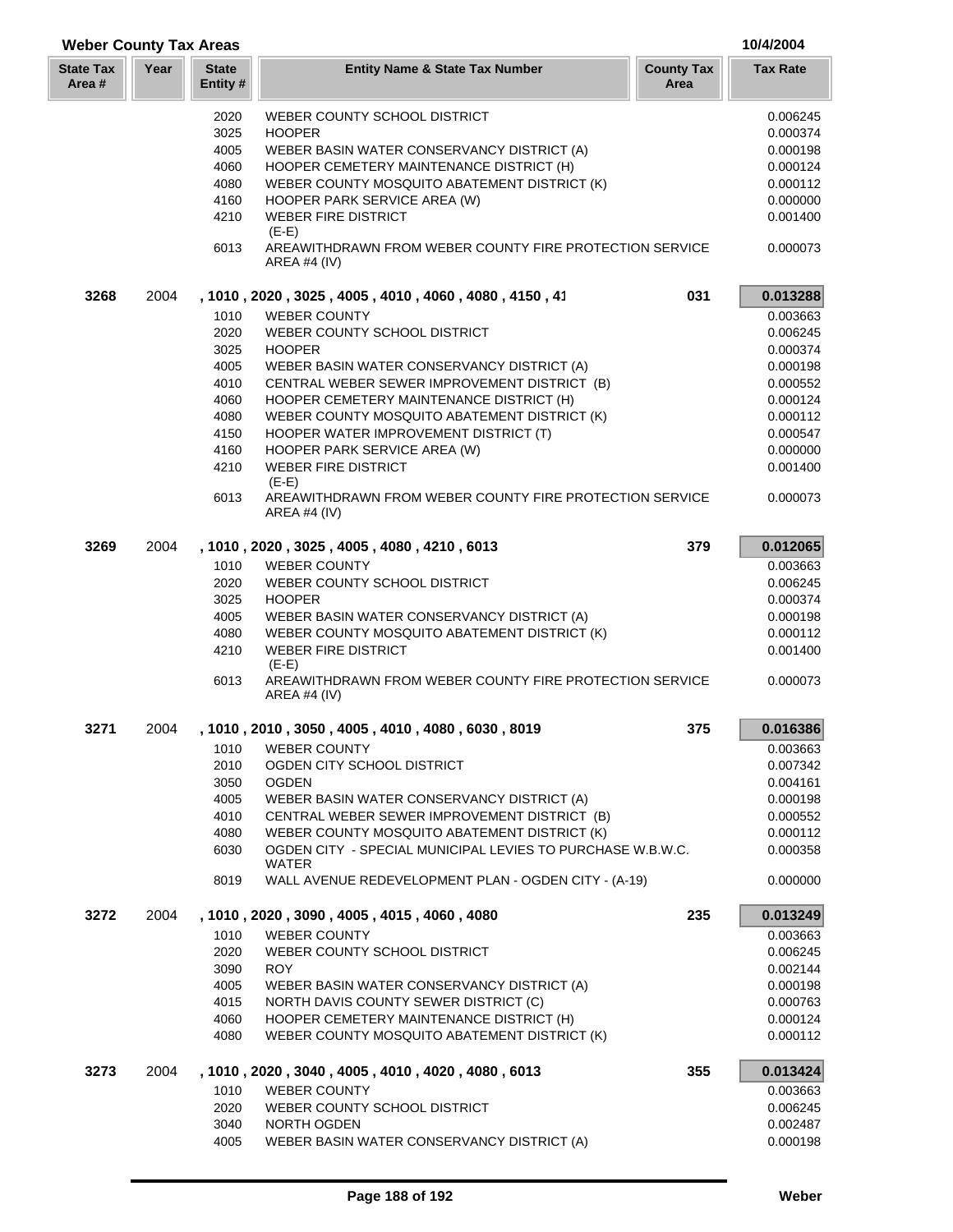## Weber County Tax Areas

10/4/2004

| State Tax Area # | Year | State Entity # | Entity Name & State Tax Number | County Tax Area | Tax Rate |
|---|---|---|---|---|---|
| | | 2020 | WEBER COUNTY SCHOOL DISTRICT | | 0.006245 |
| | | 3025 | HOOPER | | 0.000374 |
| | | 4005 | WEBER BASIN WATER CONSERVANCY DISTRICT (A) | | 0.000198 |
| | | 4060 | HOOPER CEMETERY MAINTENANCE DISTRICT (H) | | 0.000124 |
| | | 4080 | WEBER COUNTY MOSQUITO ABATEMENT DISTRICT (K) | | 0.000112 |
| | | 4160 | HOOPER PARK SERVICE AREA (W) | | 0.000000 |
| | | 4210 | WEBER FIRE DISTRICT (E-E) | | 0.001400 |
| | | 6013 | AREAWITHDRAWN FROM WEBER COUNTY FIRE PROTECTION SERVICE AREA #4 (IV) | | 0.000073 |
| **3268** | 2004 | | **, 1010 , 2020 , 3025 , 4005 , 4010 , 4060 , 4080 , 4150 , 41** | **031** | **0.013288** |
| | | 1010 | WEBER COUNTY | | 0.003663 |
| | | 2020 | WEBER COUNTY SCHOOL DISTRICT | | 0.006245 |
| | | 3025 | HOOPER | | 0.000374 |
| | | 4005 | WEBER BASIN WATER CONSERVANCY DISTRICT (A) | | 0.000198 |
| | | 4010 | CENTRAL WEBER SEWER IMPROVEMENT DISTRICT (B) | | 0.000552 |
| | | 4060 | HOOPER CEMETERY MAINTENANCE DISTRICT (H) | | 0.000124 |
| | | 4080 | WEBER COUNTY MOSQUITO ABATEMENT DISTRICT (K) | | 0.000112 |
| | | 4150 | HOOPER WATER IMPROVEMENT DISTRICT (T) | | 0.000547 |
| | | 4160 | HOOPER PARK SERVICE AREA (W) | | 0.000000 |
| | | 4210 | WEBER FIRE DISTRICT (E-E) | | 0.001400 |
| | | 6013 | AREAWITHDRAWN FROM WEBER COUNTY FIRE PROTECTION SERVICE AREA #4 (IV) | | 0.000073 |
| **3269** | 2004 | | **, 1010 , 2020 , 3025 , 4005 , 4080 , 4210 , 6013** | **379** | **0.012065** |
| | | 1010 | WEBER COUNTY | | 0.003663 |
| | | 2020 | WEBER COUNTY SCHOOL DISTRICT | | 0.006245 |
| | | 3025 | HOOPER | | 0.000374 |
| | | 4005 | WEBER BASIN WATER CONSERVANCY DISTRICT (A) | | 0.000198 |
| | | 4080 | WEBER COUNTY MOSQUITO ABATEMENT DISTRICT (K) | | 0.000112 |
| | | 4210 | WEBER FIRE DISTRICT (E-E) | | 0.001400 |
| | | 6013 | AREAWITHDRAWN FROM WEBER COUNTY FIRE PROTECTION SERVICE AREA #4 (IV) | | 0.000073 |
| **3271** | 2004 | | **, 1010 , 2010 , 3050 , 4005 , 4010 , 4080 , 6030 , 8019** | **375** | **0.016386** |
| | | 1010 | WEBER COUNTY | | 0.003663 |
| | | 2010 | OGDEN CITY SCHOOL DISTRICT | | 0.007342 |
| | | 3050 | OGDEN | | 0.004161 |
| | | 4005 | WEBER BASIN WATER CONSERVANCY DISTRICT (A) | | 0.000198 |
| | | 4010 | CENTRAL WEBER SEWER IMPROVEMENT DISTRICT (B) | | 0.000552 |
| | | 4080 | WEBER COUNTY MOSQUITO ABATEMENT DISTRICT (K) | | 0.000112 |
| | | 6030 | OGDEN CITY - SPECIAL MUNICIPAL LEVIES TO PURCHASE W.B.W.C. WATER | | 0.000358 |
| | | 8019 | WALL AVENUE REDEVELOPMENT PLAN - OGDEN CITY - (A-19) | | 0.000000 |
| **3272** | 2004 | | **, 1010 , 2020 , 3090 , 4005 , 4015 , 4060 , 4080** | **235** | **0.013249** |
| | | 1010 | WEBER COUNTY | | 0.003663 |
| | | 2020 | WEBER COUNTY SCHOOL DISTRICT | | 0.006245 |
| | | 3090 | ROY | | 0.002144 |
| | | 4005 | WEBER BASIN WATER CONSERVANCY DISTRICT (A) | | 0.000198 |
| | | 4015 | NORTH DAVIS COUNTY SEWER DISTRICT (C) | | 0.000763 |
| | | 4060 | HOOPER CEMETERY MAINTENANCE DISTRICT (H) | | 0.000124 |
| | | 4080 | WEBER COUNTY MOSQUITO ABATEMENT DISTRICT (K) | | 0.000112 |
| **3273** | 2004 | | **, 1010 , 2020 , 3040 , 4005 , 4010 , 4020 , 4080 , 6013** | **355** | **0.013424** |
| | | 1010 | WEBER COUNTY | | 0.003663 |
| | | 2020 | WEBER COUNTY SCHOOL DISTRICT | | 0.006245 |
| | | 3040 | NORTH OGDEN | | 0.002487 |
| | | 4005 | WEBER BASIN WATER CONSERVANCY DISTRICT (A) | | 0.000198 |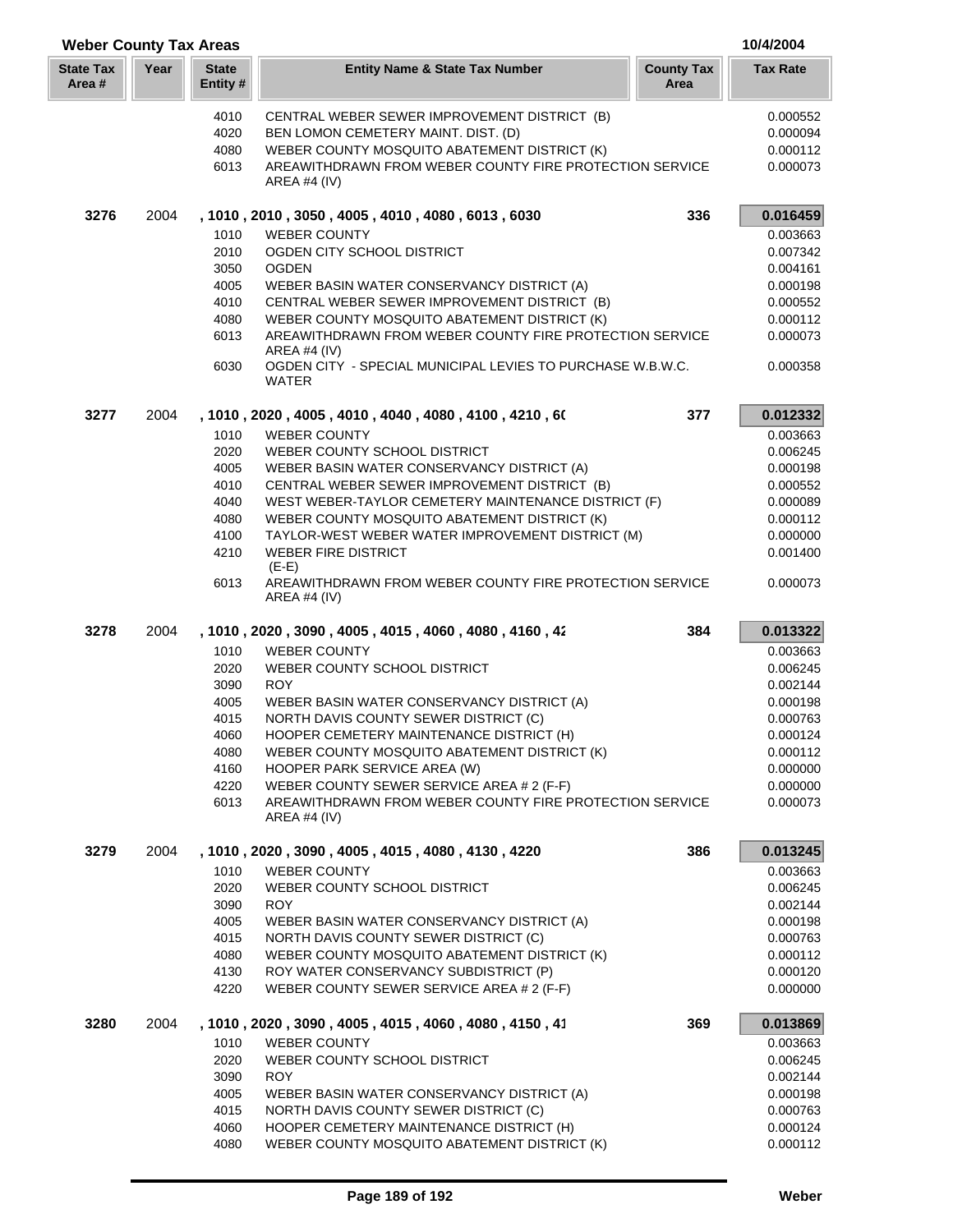## Weber County Tax Areas

10/4/2004

| State Tax Area # | Year | State Entity # | Entity Name & State Tax Number | County Tax Area | Tax Rate |
|---|---|---|---|---|---|
| | | 4010 | CENTRAL WEBER SEWER IMPROVEMENT DISTRICT (B) | | 0.000552 |
| | | 4020 | BEN LOMON CEMETERY MAINT. DIST. (D) | | 0.000094 |
| | | 4080 | WEBER COUNTY MOSQUITO ABATEMENT DISTRICT (K) | | 0.000112 |
| | | 6013 | AREAWITHDRAWN FROM WEBER COUNTY FIRE PROTECTION SERVICE AREA #4 (IV) | | 0.000073 |
| **3276** | 2004 | | **, 1010 , 2010 , 3050 , 4005 , 4010 , 4080 , 6013 , 6030** | **336** | **0.016459** |
| | | 1010 | WEBER COUNTY | | 0.003663 |
| | | 2010 | OGDEN CITY SCHOOL DISTRICT | | 0.007342 |
| | | 3050 | OGDEN | | 0.004161 |
| | | 4005 | WEBER BASIN WATER CONSERVANCY DISTRICT (A) | | 0.000198 |
| | | 4010 | CENTRAL WEBER SEWER IMPROVEMENT DISTRICT (B) | | 0.000552 |
| | | 4080 | WEBER COUNTY MOSQUITO ABATEMENT DISTRICT (K) | | 0.000112 |
| | | 6013 | AREAWITHDRAWN FROM WEBER COUNTY FIRE PROTECTION SERVICE AREA #4 (IV) | | 0.000073 |
| | | 6030 | OGDEN CITY - SPECIAL MUNICIPAL LEVIES TO PURCHASE W.B.W.C. WATER | | 0.000358 |
| **3277** | 2004 | | **, 1010 , 2020 , 4005 , 4010 , 4040 , 4080 , 4100 , 4210 , 6(** | **377** | **0.012332** |
| | | 1010 | WEBER COUNTY | | 0.003663 |
| | | 2020 | WEBER COUNTY SCHOOL DISTRICT | | 0.006245 |
| | | 4005 | WEBER BASIN WATER CONSERVANCY DISTRICT (A) | | 0.000198 |
| | | 4010 | CENTRAL WEBER SEWER IMPROVEMENT DISTRICT (B) | | 0.000552 |
| | | 4040 | WEST WEBER-TAYLOR CEMETERY MAINTENANCE DISTRICT (F) | | 0.000089 |
| | | 4080 | WEBER COUNTY MOSQUITO ABATEMENT DISTRICT (K) | | 0.000112 |
| | | 4100 | TAYLOR-WEST WEBER WATER IMPROVEMENT DISTRICT (M) | | 0.000000 |
| | | 4210 | WEBER FIRE DISTRICT (E-E) | | 0.001400 |
| | | 6013 | AREAWITHDRAWN FROM WEBER COUNTY FIRE PROTECTION SERVICE AREA #4 (IV) | | 0.000073 |
| **3278** | 2004 | | **, 1010 , 2020 , 3090 , 4005 , 4015 , 4060 , 4080 , 4160 , 42** | **384** | **0.013322** |
| | | 1010 | WEBER COUNTY | | 0.003663 |
| | | 2020 | WEBER COUNTY SCHOOL DISTRICT | | 0.006245 |
| | | 3090 | ROY | | 0.002144 |
| | | 4005 | WEBER BASIN WATER CONSERVANCY DISTRICT (A) | | 0.000198 |
| | | 4015 | NORTH DAVIS COUNTY SEWER DISTRICT (C) | | 0.000763 |
| | | 4060 | HOOPER CEMETERY MAINTENANCE DISTRICT (H) | | 0.000124 |
| | | 4080 | WEBER COUNTY MOSQUITO ABATEMENT DISTRICT (K) | | 0.000112 |
| | | 4160 | HOOPER PARK SERVICE AREA (W) | | 0.000000 |
| | | 4220 | WEBER COUNTY SEWER SERVICE AREA # 2 (F-F) | | 0.000000 |
| | | 6013 | AREAWITHDRAWN FROM WEBER COUNTY FIRE PROTECTION SERVICE AREA #4 (IV) | | 0.000073 |
| **3279** | 2004 | | **, 1010 , 2020 , 3090 , 4005 , 4015 , 4080 , 4130 , 4220** | **386** | **0.013245** |
| | | 1010 | WEBER COUNTY | | 0.003663 |
| | | 2020 | WEBER COUNTY SCHOOL DISTRICT | | 0.006245 |
| | | 3090 | ROY | | 0.002144 |
| | | 4005 | WEBER BASIN WATER CONSERVANCY DISTRICT (A) | | 0.000198 |
| | | 4015 | NORTH DAVIS COUNTY SEWER DISTRICT (C) | | 0.000763 |
| | | 4080 | WEBER COUNTY MOSQUITO ABATEMENT DISTRICT (K) | | 0.000112 |
| | | 4130 | ROY WATER CONSERVANCY SUBDISTRICT (P) | | 0.000120 |
| | | 4220 | WEBER COUNTY SEWER SERVICE AREA # 2 (F-F) | | 0.000000 |
| **3280** | 2004 | | **, 1010 , 2020 , 3090 , 4005 , 4015 , 4060 , 4080 , 4150 , 41** | **369** | **0.013869** |
| | | 1010 | WEBER COUNTY | | 0.003663 |
| | | 2020 | WEBER COUNTY SCHOOL DISTRICT | | 0.006245 |
| | | 3090 | ROY | | 0.002144 |
| | | 4005 | WEBER BASIN WATER CONSERVANCY DISTRICT (A) | | 0.000198 |
| | | 4015 | NORTH DAVIS COUNTY SEWER DISTRICT (C) | | 0.000763 |
| | | 4060 | HOOPER CEMETERY MAINTENANCE DISTRICT (H) | | 0.000124 |
| | | 4080 | WEBER COUNTY MOSQUITO ABATEMENT DISTRICT (K) | | 0.000112 |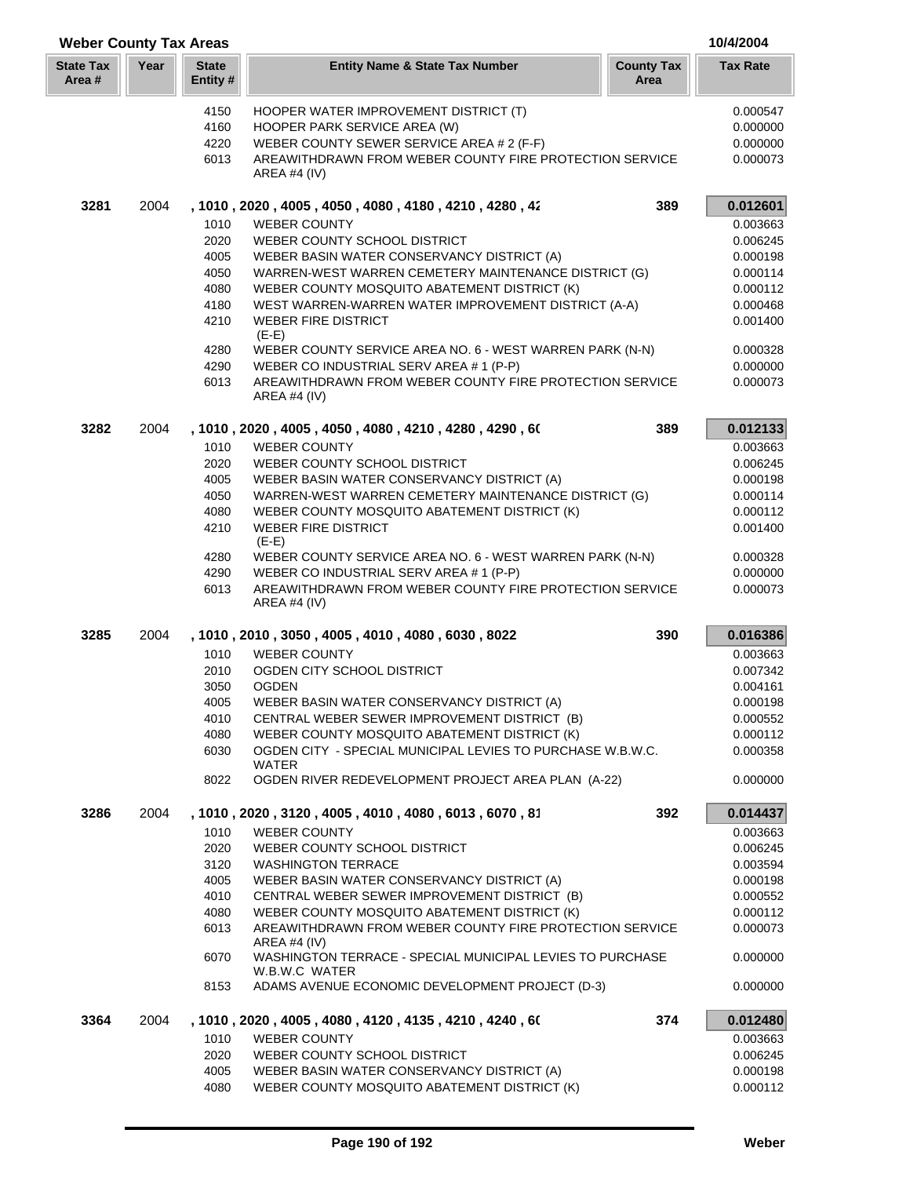## Weber County Tax Areas

10/4/2004

| State Tax Area # | Year | State Entity # | Entity Name & State Tax Number | County Tax Area | Tax Rate |
|---|---|---|---|---|---|
| | | 4150 | HOOPER WATER IMPROVEMENT DISTRICT (T) | | 0.000547 |
| | | 4160 | HOOPER PARK SERVICE AREA (W) | | 0.000000 |
| | | 4220 | WEBER COUNTY SEWER SERVICE AREA # 2 (F-F) | | 0.000000 |
| | | 6013 | AREAWITHDRAWN FROM WEBER COUNTY FIRE PROTECTION SERVICE AREA #4 (IV) | | 0.000073 |
| **3281** | 2004 | | **, 1010 , 2020 , 4005 , 4050 , 4080 , 4180 , 4210 , 4280 , 42** | **389** | **0.012601** |
| | | 1010 | WEBER COUNTY | | 0.003663 |
| | | 2020 | WEBER COUNTY SCHOOL DISTRICT | | 0.006245 |
| | | 4005 | WEBER BASIN WATER CONSERVANCY DISTRICT (A) | | 0.000198 |
| | | 4050 | WARREN-WEST WARREN CEMETERY MAINTENANCE DISTRICT (G) | | 0.000114 |
| | | 4080 | WEBER COUNTY MOSQUITO ABATEMENT DISTRICT (K) | | 0.000112 |
| | | 4180 | WEST WARREN-WARREN WATER IMPROVEMENT DISTRICT (A-A) | | 0.000468 |
| | | 4210 | WEBER FIRE DISTRICT (E-E) | | 0.001400 |
| | | 4280 | WEBER COUNTY SERVICE AREA NO. 6 - WEST WARREN PARK (N-N) | | 0.000328 |
| | | 4290 | WEBER CO INDUSTRIAL SERV AREA # 1 (P-P) | | 0.000000 |
| | | 6013 | AREAWITHDRAWN FROM WEBER COUNTY FIRE PROTECTION SERVICE AREA #4 (IV) | | 0.000073 |
| **3282** | 2004 | | **, 1010 , 2020 , 4005 , 4050 , 4080 , 4210 , 4280 , 4290 , 60** | **389** | **0.012133** |
| | | 1010 | WEBER COUNTY | | 0.003663 |
| | | 2020 | WEBER COUNTY SCHOOL DISTRICT | | 0.006245 |
| | | 4005 | WEBER BASIN WATER CONSERVANCY DISTRICT (A) | | 0.000198 |
| | | 4050 | WARREN-WEST WARREN CEMETERY MAINTENANCE DISTRICT (G) | | 0.000114 |
| | | 4080 | WEBER COUNTY MOSQUITO ABATEMENT DISTRICT (K) | | 0.000112 |
| | | 4210 | WEBER FIRE DISTRICT (E-E) | | 0.001400 |
| | | 4280 | WEBER COUNTY SERVICE AREA NO. 6 - WEST WARREN PARK (N-N) | | 0.000328 |
| | | 4290 | WEBER CO INDUSTRIAL SERV AREA # 1 (P-P) | | 0.000000 |
| | | 6013 | AREAWITHDRAWN FROM WEBER COUNTY FIRE PROTECTION SERVICE AREA #4 (IV) | | 0.000073 |
| **3285** | 2004 | | **, 1010 , 2010 , 3050 , 4005 , 4010 , 4080 , 6030 , 8022** | **390** | **0.016386** |
| | | 1010 | WEBER COUNTY | | 0.003663 |
| | | 2010 | OGDEN CITY SCHOOL DISTRICT | | 0.007342 |
| | | 3050 | OGDEN | | 0.004161 |
| | | 4005 | WEBER BASIN WATER CONSERVANCY DISTRICT (A) | | 0.000198 |
| | | 4010 | CENTRAL WEBER SEWER IMPROVEMENT DISTRICT (B) | | 0.000552 |
| | | 4080 | WEBER COUNTY MOSQUITO ABATEMENT DISTRICT (K) | | 0.000112 |
| | | 6030 | OGDEN CITY - SPECIAL MUNICIPAL LEVIES TO PURCHASE W.B.W.C. WATER | | 0.000358 |
| | | 8022 | OGDEN RIVER REDEVELOPMENT PROJECT AREA PLAN (A-22) | | 0.000000 |
| **3286** | 2004 | | **, 1010 , 2020 , 3120 , 4005 , 4010 , 4080 , 6013 , 6070 , 81** | **392** | **0.014437** |
| | | 1010 | WEBER COUNTY | | 0.003663 |
| | | 2020 | WEBER COUNTY SCHOOL DISTRICT | | 0.006245 |
| | | 3120 | WASHINGTON TERRACE | | 0.003594 |
| | | 4005 | WEBER BASIN WATER CONSERVANCY DISTRICT (A) | | 0.000198 |
| | | 4010 | CENTRAL WEBER SEWER IMPROVEMENT DISTRICT (B) | | 0.000552 |
| | | 4080 | WEBER COUNTY MOSQUITO ABATEMENT DISTRICT (K) | | 0.000112 |
| | | 6013 | AREAWITHDRAWN FROM WEBER COUNTY FIRE PROTECTION SERVICE AREA #4 (IV) | | 0.000073 |
| | | 6070 | WASHINGTON TERRACE - SPECIAL MUNICIPAL LEVIES TO PURCHASE W.B.W.C WATER | | 0.000000 |
| | | 8153 | ADAMS AVENUE ECONOMIC DEVELOPMENT PROJECT (D-3) | | 0.000000 |
| **3364** | 2004 | | **, 1010 , 2020 , 4005 , 4080 , 4120 , 4135 , 4210 , 4240 , 60** | **374** | **0.012480** |
| | | 1010 | WEBER COUNTY | | 0.003663 |
| | | 2020 | WEBER COUNTY SCHOOL DISTRICT | | 0.006245 |
| | | 4005 | WEBER BASIN WATER CONSERVANCY DISTRICT (A) | | 0.000198 |
| | | 4080 | WEBER COUNTY MOSQUITO ABATEMENT DISTRICT (K) | | 0.000112 |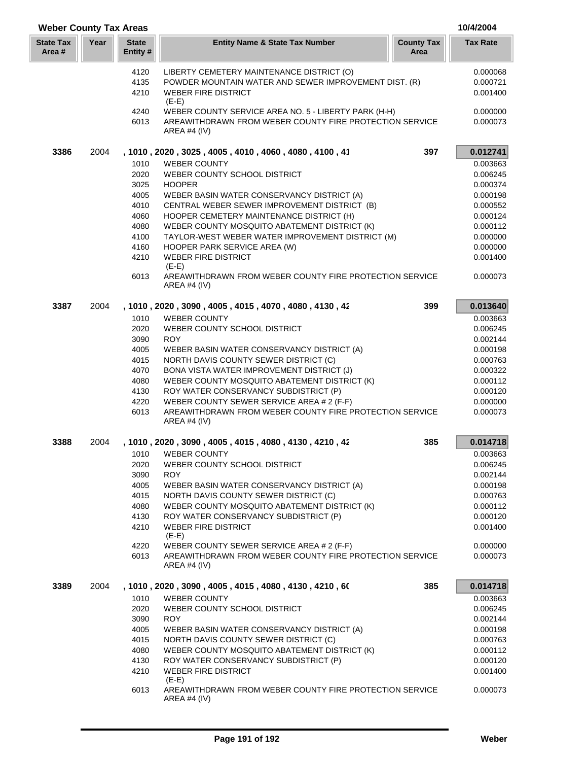## Weber County Tax Areas

10/4/2004

| State Tax Area # | Year | State Entity # | Entity Name & State Tax Number | County Tax Area | Tax Rate |
|---|---|---|---|---|---|
| | | 4120 | LIBERTY CEMETERY MAINTENANCE DISTRICT (O) | | 0.000068 |
| | | 4135 | POWDER MOUNTAIN WATER AND SEWER IMPROVEMENT DIST. (R) | | 0.000721 |
| | | 4210 | WEBER FIRE DISTRICT (E-E) | | 0.001400 |
| | | 4240 | WEBER COUNTY SERVICE AREA NO. 5 - LIBERTY PARK (H-H) | | 0.000000 |
| | | 6013 | AREAWITHDRAWN FROM WEBER COUNTY FIRE PROTECTION SERVICE AREA #4 (IV) | | 0.000073 |
| **3386** | 2004 | | , 1010 , 2020 , 3025 , 4005 , 4010 , 4060 , 4080 , 4100 , 41 | **397** | **0.012741** |
| | | 1010 | WEBER COUNTY | | 0.003663 |
| | | 2020 | WEBER COUNTY SCHOOL DISTRICT | | 0.006245 |
| | | 3025 | HOOPER | | 0.000374 |
| | | 4005 | WEBER BASIN WATER CONSERVANCY DISTRICT (A) | | 0.000198 |
| | | 4010 | CENTRAL WEBER SEWER IMPROVEMENT DISTRICT (B) | | 0.000552 |
| | | 4060 | HOOPER CEMETERY MAINTENANCE DISTRICT (H) | | 0.000124 |
| | | 4080 | WEBER COUNTY MOSQUITO ABATEMENT DISTRICT (K) | | 0.000112 |
| | | 4100 | TAYLOR-WEST WEBER WATER IMPROVEMENT DISTRICT (M) | | 0.000000 |
| | | 4160 | HOOPER PARK SERVICE AREA (W) | | 0.000000 |
| | | 4210 | WEBER FIRE DISTRICT (E-E) | | 0.001400 |
| | | 6013 | AREAWITHDRAWN FROM WEBER COUNTY FIRE PROTECTION SERVICE AREA #4 (IV) | | 0.000073 |
| **3387** | 2004 | | , 1010 , 2020 , 3090 , 4005 , 4015 , 4070 , 4080 , 4130 , 42 | **399** | **0.013640** |
| | | 1010 | WEBER COUNTY | | 0.003663 |
| | | 2020 | WEBER COUNTY SCHOOL DISTRICT | | 0.006245 |
| | | 3090 | ROY | | 0.002144 |
| | | 4005 | WEBER BASIN WATER CONSERVANCY DISTRICT (A) | | 0.000198 |
| | | 4015 | NORTH DAVIS COUNTY SEWER DISTRICT (C) | | 0.000763 |
| | | 4070 | BONA VISTA WATER IMPROVEMENT DISTRICT (J) | | 0.000322 |
| | | 4080 | WEBER COUNTY MOSQUITO ABATEMENT DISTRICT (K) | | 0.000112 |
| | | 4130 | ROY WATER CONSERVANCY SUBDISTRICT (P) | | 0.000120 |
| | | 4220 | WEBER COUNTY SEWER SERVICE AREA # 2 (F-F) | | 0.000000 |
| | | 6013 | AREAWITHDRAWN FROM WEBER COUNTY FIRE PROTECTION SERVICE AREA #4 (IV) | | 0.000073 |
| **3388** | 2004 | | , 1010 , 2020 , 3090 , 4005 , 4015 , 4080 , 4130 , 4210 , 42 | **385** | **0.014718** |
| | | 1010 | WEBER COUNTY | | 0.003663 |
| | | 2020 | WEBER COUNTY SCHOOL DISTRICT | | 0.006245 |
| | | 3090 | ROY | | 0.002144 |
| | | 4005 | WEBER BASIN WATER CONSERVANCY DISTRICT (A) | | 0.000198 |
| | | 4015 | NORTH DAVIS COUNTY SEWER DISTRICT (C) | | 0.000763 |
| | | 4080 | WEBER COUNTY MOSQUITO ABATEMENT DISTRICT (K) | | 0.000112 |
| | | 4130 | ROY WATER CONSERVANCY SUBDISTRICT (P) | | 0.000120 |
| | | 4210 | WEBER FIRE DISTRICT (E-E) | | 0.001400 |
| | | 4220 | WEBER COUNTY SEWER SERVICE AREA # 2 (F-F) | | 0.000000 |
| | | 6013 | AREAWITHDRAWN FROM WEBER COUNTY FIRE PROTECTION SERVICE AREA #4 (IV) | | 0.000073 |
| **3389** | 2004 | | , 1010 , 2020 , 3090 , 4005 , 4015 , 4080 , 4130 , 4210 , 60 | **385** | **0.014718** |
| | | 1010 | WEBER COUNTY | | 0.003663 |
| | | 2020 | WEBER COUNTY SCHOOL DISTRICT | | 0.006245 |
| | | 3090 | ROY | | 0.002144 |
| | | 4005 | WEBER BASIN WATER CONSERVANCY DISTRICT (A) | | 0.000198 |
| | | 4015 | NORTH DAVIS COUNTY SEWER DISTRICT (C) | | 0.000763 |
| | | 4080 | WEBER COUNTY MOSQUITO ABATEMENT DISTRICT (K) | | 0.000112 |
| | | 4130 | ROY WATER CONSERVANCY SUBDISTRICT (P) | | 0.000120 |
| | | 4210 | WEBER FIRE DISTRICT (E-E) | | 0.001400 |
| | | 6013 | AREAWITHDRAWN FROM WEBER COUNTY FIRE PROTECTION SERVICE AREA #4 (IV) | | 0.000073 |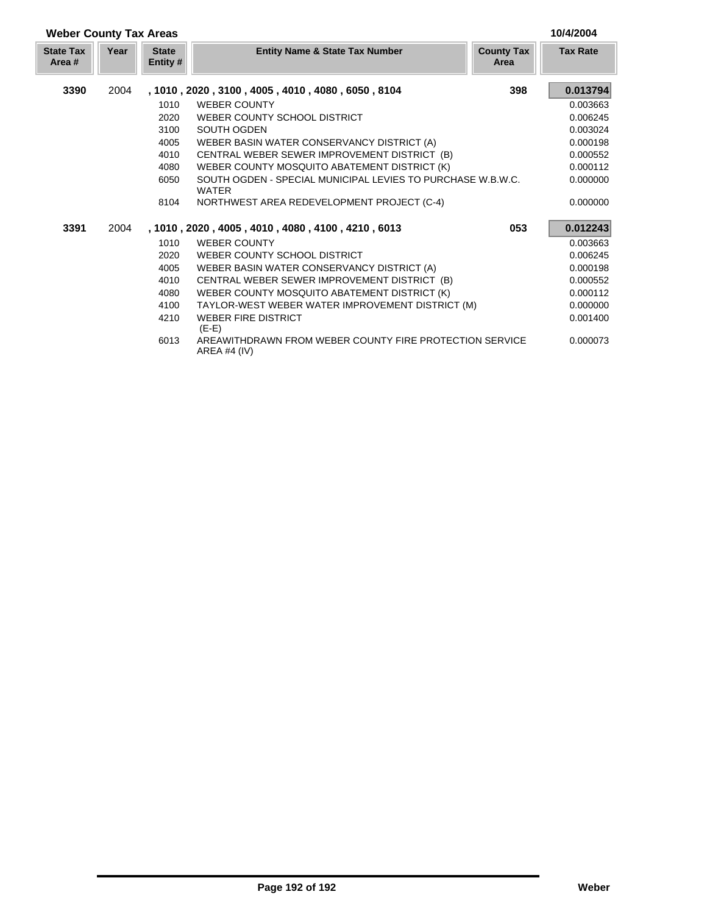**Weber County Tax Areas** 10/4/2004

| State Tax Area # | Year | State Entity # | Entity Name & State Tax Number | County Tax Area | Tax Rate |
|---|---|---|---|---|---|
| **3390** | 2004 | | **, 1010 , 2020 , 3100 , 4005 , 4010 , 4080 , 6050 , 8104** | **398** | **0.013794** |
| | | 1010 | WEBER COUNTY | | 0.003663 |
| | | 2020 | WEBER COUNTY SCHOOL DISTRICT | | 0.006245 |
| | | 3100 | SOUTH OGDEN | | 0.003024 |
| | | 4005 | WEBER BASIN WATER CONSERVANCY DISTRICT (A) | | 0.000198 |
| | | 4010 | CENTRAL WEBER SEWER IMPROVEMENT DISTRICT (B) | | 0.000552 |
| | | 4080 | WEBER COUNTY MOSQUITO ABATEMENT DISTRICT (K) | | 0.000112 |
| | | 6050 | SOUTH OGDEN - SPECIAL MUNICIPAL LEVIES TO PURCHASE W.B.W.C. WATER | | 0.000000 |
| | | 8104 | NORTHWEST AREA REDEVELOPMENT PROJECT (C-4) | | 0.000000 |
| **3391** | 2004 | | **, 1010 , 2020 , 4005 , 4010 , 4080 , 4100 , 4210 , 6013** | **053** | **0.012243** |
| | | 1010 | WEBER COUNTY | | 0.003663 |
| | | 2020 | WEBER COUNTY SCHOOL DISTRICT | | 0.006245 |
| | | 4005 | WEBER BASIN WATER CONSERVANCY DISTRICT (A) | | 0.000198 |
| | | 4010 | CENTRAL WEBER SEWER IMPROVEMENT DISTRICT (B) | | 0.000552 |
| | | 4080 | WEBER COUNTY MOSQUITO ABATEMENT DISTRICT (K) | | 0.000112 |
| | | 4100 | TAYLOR-WEST WEBER WATER IMPROVEMENT DISTRICT (M) | | 0.000000 |
| | | 4210 | WEBER FIRE DISTRICT (E-E) | | 0.001400 |
| | | 6013 | AREAWITHDRAWN FROM WEBER COUNTY FIRE PROTECTION SERVICE AREA #4 (IV) | | 0.000073 |